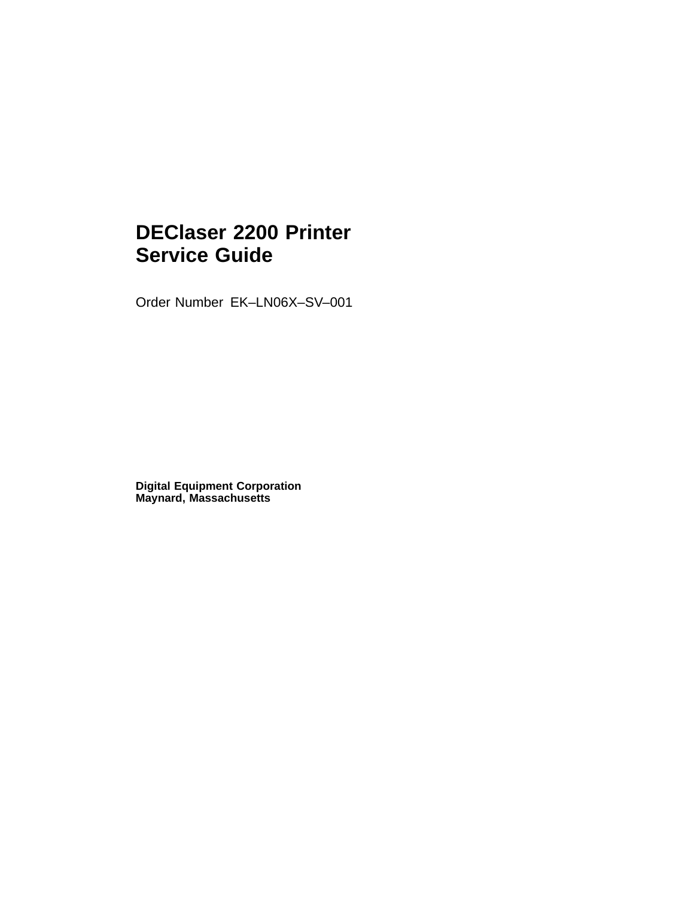# DEClaser 2200 Printer Service Guide

Order Number EK–LN06X–SV–001

**Digital Equipment Corporation**
**Maynard, Massachusetts**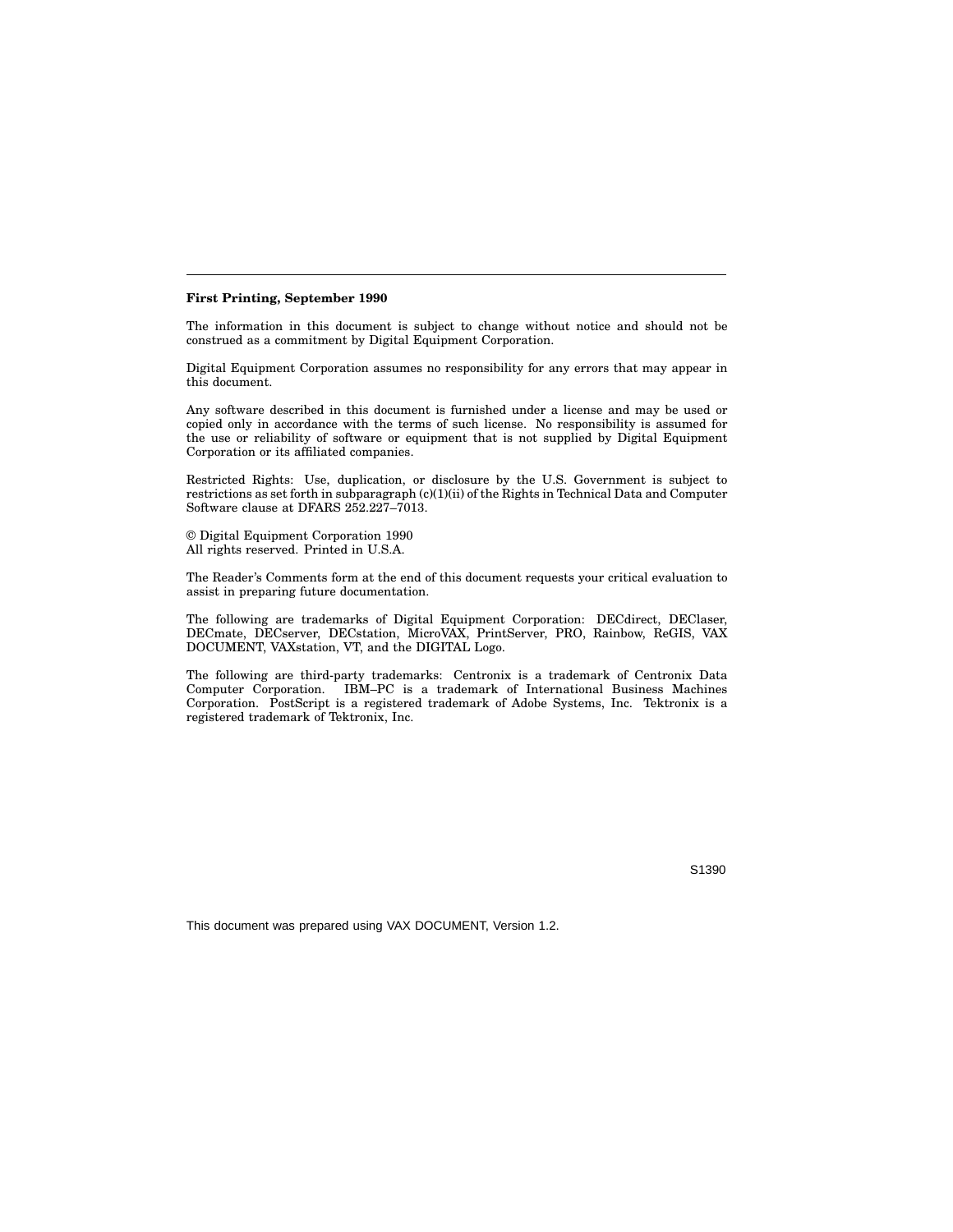**First Printing, September 1990**

The information in this document is subject to change without notice and should not be construed as a commitment by Digital Equipment Corporation.

Digital Equipment Corporation assumes no responsibility for any errors that may appear in this document.

Any software described in this document is furnished under a license and may be used or copied only in accordance with the terms of such license. No responsibility is assumed for the use or reliability of software or equipment that is not supplied by Digital Equipment Corporation or its affiliated companies.

Restricted Rights: Use, duplication, or disclosure by the U.S. Government is subject to restrictions as set forth in subparagraph (c)(1)(ii) of the Rights in Technical Data and Computer Software clause at DFARS 252.227–7013.

© Digital Equipment Corporation 1990
All rights reserved. Printed in U.S.A.

The Reader's Comments form at the end of this document requests your critical evaluation to assist in preparing future documentation.

The following are trademarks of Digital Equipment Corporation: DECdirect, DEClaser, DECmate, DECserver, DECstation, MicroVAX, PrintServer, PRO, Rainbow, ReGIS, VAX DOCUMENT, VAXstation, VT, and the DIGITAL Logo.

The following are third-party trademarks: Centronix is a trademark of Centronix Data Computer Corporation. IBM–PC is a trademark of International Business Machines Corporation. PostScript is a registered trademark of Adobe Systems, Inc. Tektronix is a registered trademark of Tektronix, Inc.

S1390

This document was prepared using VAX DOCUMENT, Version 1.2.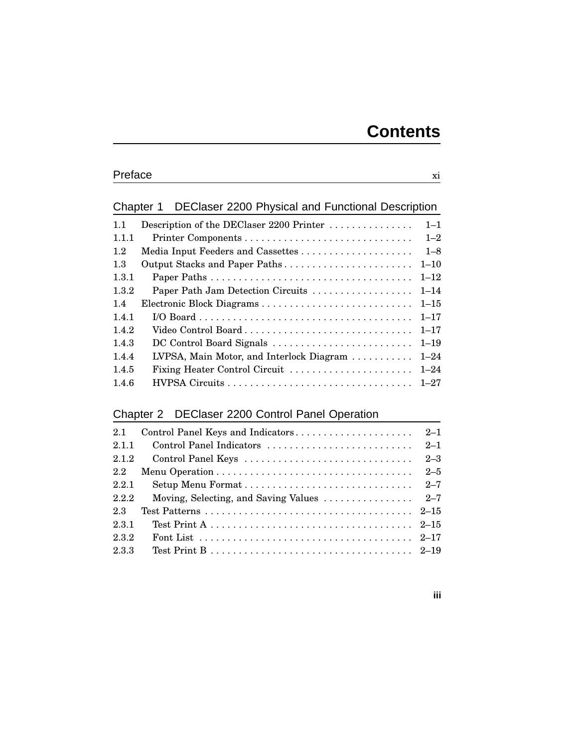# Contents

## Preface — xi

## Chapter 1 DEClaser 2200 Physical and Functional Description

| | | |
|---|---|---|
| 1.1 | Description of the DEClaser 2200 Printer | 1–1 |
| 1.1.1 | Printer Components | 1–2 |
| 1.2 | Media Input Feeders and Cassettes | 1–8 |
| 1.3 | Output Stacks and Paper Paths | 1–10 |
| 1.3.1 | Paper Paths | 1–12 |
| 1.3.2 | Paper Path Jam Detection Circuits | 1–14 |
| 1.4 | Electronic Block Diagrams | 1–15 |
| 1.4.1 | I/O Board | 1–17 |
| 1.4.2 | Video Control Board | 1–17 |
| 1.4.3 | DC Control Board Signals | 1–19 |
| 1.4.4 | LVPSA, Main Motor, and Interlock Diagram | 1–24 |
| 1.4.5 | Fixing Heater Control Circuit | 1–24 |
| 1.4.6 | HVPSA Circuits | 1–27 |

## Chapter 2 DEClaser 2200 Control Panel Operation

| | | |
|---|---|---|
| 2.1 | Control Panel Keys and Indicators | 2–1 |
| 2.1.1 | Control Panel Indicators | 2–1 |
| 2.1.2 | Control Panel Keys | 2–3 |
| 2.2 | Menu Operation | 2–5 |
| 2.2.1 | Setup Menu Format | 2–7 |
| 2.2.2 | Moving, Selecting, and Saving Values | 2–7 |
| 2.3 | Test Patterns | 2–15 |
| 2.3.1 | Test Print A | 2–15 |
| 2.3.2 | Font List | 2–17 |
| 2.3.3 | Test Print B | 2–19 |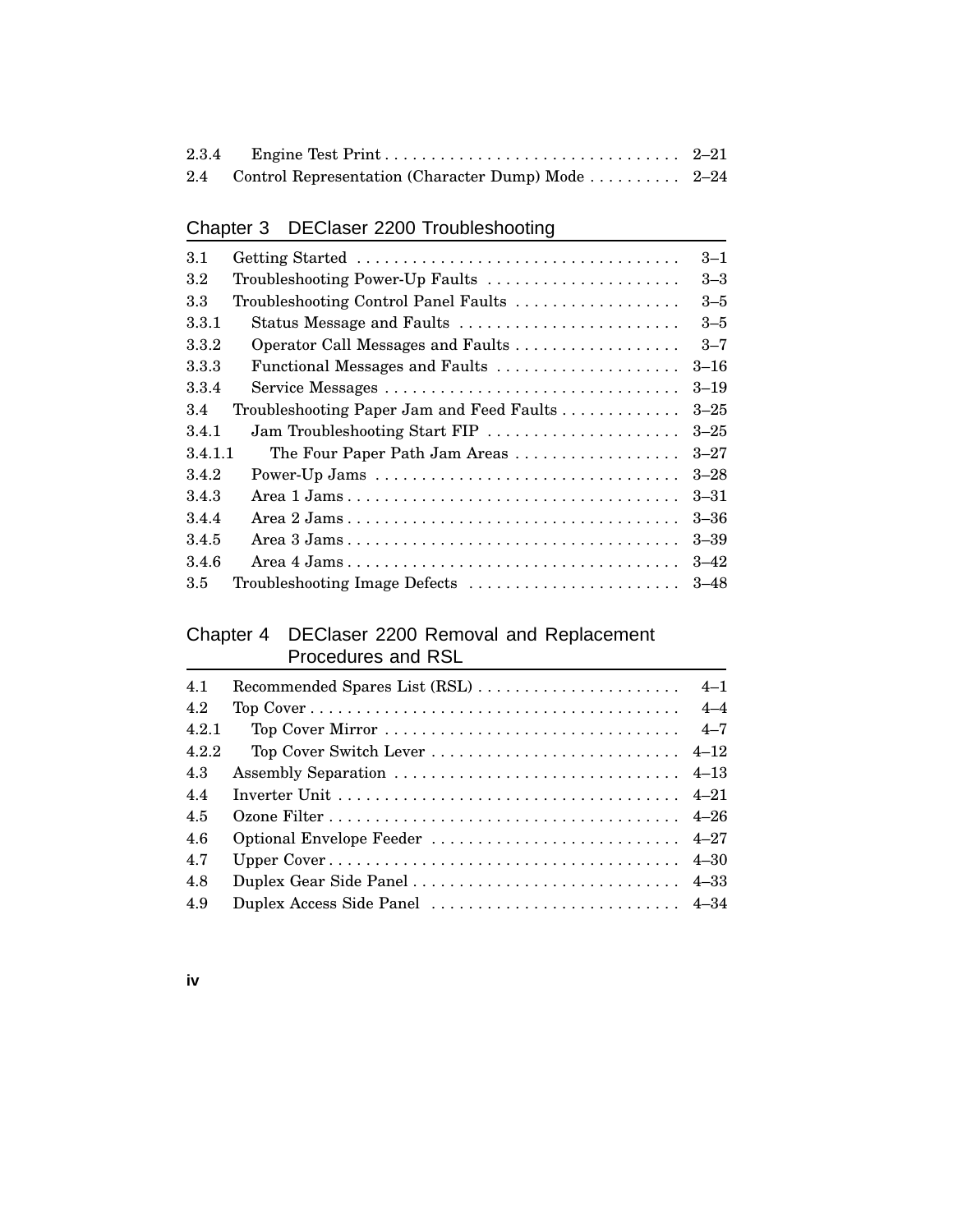| | | |
|---|---|---|
| 2.3.4 | Engine Test Print | 2–21 |
| 2.4 | Control Representation (Character Dump) Mode | 2–24 |

## Chapter 3 DEClaser 2200 Troubleshooting

| | | |
|---|---|---|
| 3.1 | Getting Started | 3–1 |
| 3.2 | Troubleshooting Power-Up Faults | 3–3 |
| 3.3 | Troubleshooting Control Panel Faults | 3–5 |
| 3.3.1 | Status Message and Faults | 3–5 |
| 3.3.2 | Operator Call Messages and Faults | 3–7 |
| 3.3.3 | Functional Messages and Faults | 3–16 |
| 3.3.4 | Service Messages | 3–19 |
| 3.4 | Troubleshooting Paper Jam and Feed Faults | 3–25 |
| 3.4.1 | Jam Troubleshooting Start FIP | 3–25 |
| 3.4.1.1 | The Four Paper Path Jam Areas | 3–27 |
| 3.4.2 | Power-Up Jams | 3–28 |
| 3.4.3 | Area 1 Jams | 3–31 |
| 3.4.4 | Area 2 Jams | 3–36 |
| 3.4.5 | Area 3 Jams | 3–39 |
| 3.4.6 | Area 4 Jams | 3–42 |
| 3.5 | Troubleshooting Image Defects | 3–48 |

## Chapter 4 DEClaser 2200 Removal and Replacement Procedures and RSL

| | | |
|---|---|---|
| 4.1 | Recommended Spares List (RSL) | 4–1 |
| 4.2 | Top Cover | 4–4 |
| 4.2.1 | Top Cover Mirror | 4–7 |
| 4.2.2 | Top Cover Switch Lever | 4–12 |
| 4.3 | Assembly Separation | 4–13 |
| 4.4 | Inverter Unit | 4–21 |
| 4.5 | Ozone Filter | 4–26 |
| 4.6 | Optional Envelope Feeder | 4–27 |
| 4.7 | Upper Cover | 4–30 |
| 4.8 | Duplex Gear Side Panel | 4–33 |
| 4.9 | Duplex Access Side Panel | 4–34 |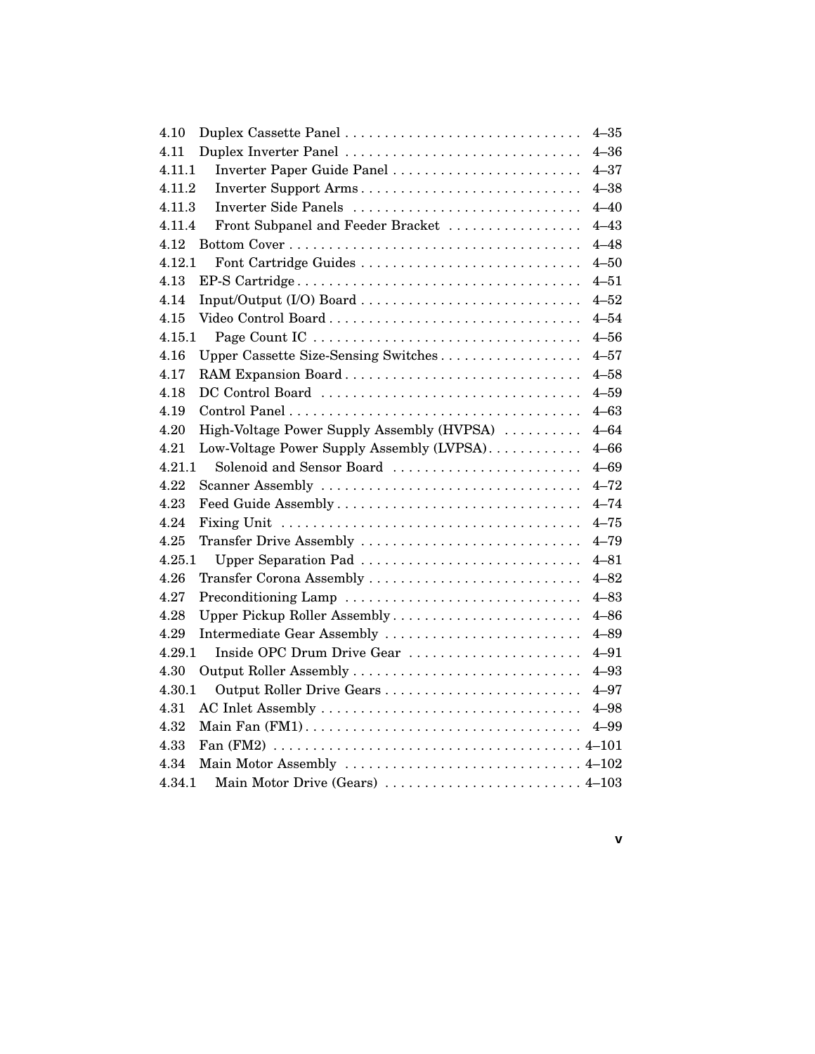| | | |
|---|---|---|
| 4.10 | Duplex Cassette Panel | 4–35 |
| 4.11 | Duplex Inverter Panel | 4–36 |
| 4.11.1 | Inverter Paper Guide Panel | 4–37 |
| 4.11.2 | Inverter Support Arms | 4–38 |
| 4.11.3 | Inverter Side Panels | 4–40 |
| 4.11.4 | Front Subpanel and Feeder Bracket | 4–43 |
| 4.12 | Bottom Cover | 4–48 |
| 4.12.1 | Font Cartridge Guides | 4–50 |
| 4.13 | EP-S Cartridge | 4–51 |
| 4.14 | Input/Output (I/O) Board | 4–52 |
| 4.15 | Video Control Board | 4–54 |
| 4.15.1 | Page Count IC | 4–56 |
| 4.16 | Upper Cassette Size-Sensing Switches | 4–57 |
| 4.17 | RAM Expansion Board | 4–58 |
| 4.18 | DC Control Board | 4–59 |
| 4.19 | Control Panel | 4–63 |
| 4.20 | High-Voltage Power Supply Assembly (HVPSA) | 4–64 |
| 4.21 | Low-Voltage Power Supply Assembly (LVPSA) | 4–66 |
| 4.21.1 | Solenoid and Sensor Board | 4–69 |
| 4.22 | Scanner Assembly | 4–72 |
| 4.23 | Feed Guide Assembly | 4–74 |
| 4.24 | Fixing Unit | 4–75 |
| 4.25 | Transfer Drive Assembly | 4–79 |
| 4.25.1 | Upper Separation Pad | 4–81 |
| 4.26 | Transfer Corona Assembly | 4–82 |
| 4.27 | Preconditioning Lamp | 4–83 |
| 4.28 | Upper Pickup Roller Assembly | 4–86 |
| 4.29 | Intermediate Gear Assembly | 4–89 |
| 4.29.1 | Inside OPC Drum Drive Gear | 4–91 |
| 4.30 | Output Roller Assembly | 4–93 |
| 4.30.1 | Output Roller Drive Gears | 4–97 |
| 4.31 | AC Inlet Assembly | 4–98 |
| 4.32 | Main Fan (FM1) | 4–99 |
| 4.33 | Fan (FM2) | 4–101 |
| 4.34 | Main Motor Assembly | 4–102 |
| 4.34.1 | Main Motor Drive (Gears) | 4–103 |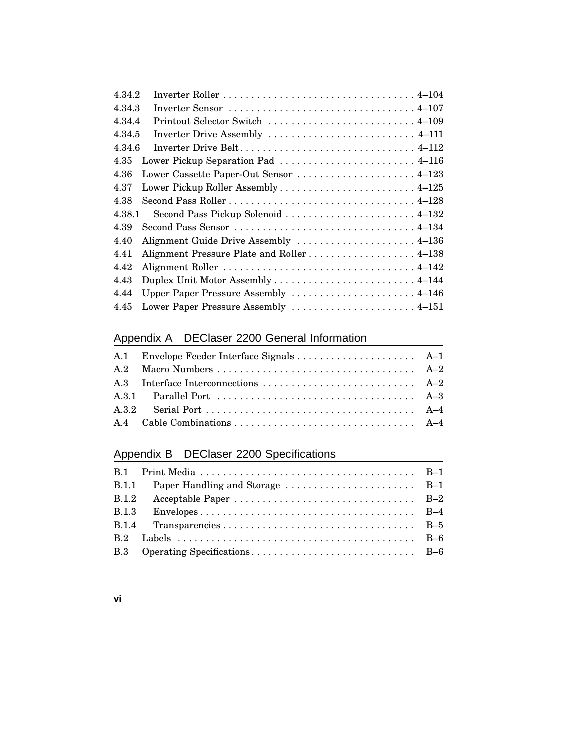| | | |
|---|---|---|
| 4.34.2 | Inverter Roller | 4–104 |
| 4.34.3 | Inverter Sensor | 4–107 |
| 4.34.4 | Printout Selector Switch | 4–109 |
| 4.34.5 | Inverter Drive Assembly | 4–111 |
| 4.34.6 | Inverter Drive Belt | 4–112 |
| 4.35 | Lower Pickup Separation Pad | 4–116 |
| 4.36 | Lower Cassette Paper-Out Sensor | 4–123 |
| 4.37 | Lower Pickup Roller Assembly | 4–125 |
| 4.38 | Second Pass Roller | 4–128 |
| 4.38.1 | Second Pass Pickup Solenoid | 4–132 |
| 4.39 | Second Pass Sensor | 4–134 |
| 4.40 | Alignment Guide Drive Assembly | 4–136 |
| 4.41 | Alignment Pressure Plate and Roller | 4–138 |
| 4.42 | Alignment Roller | 4–142 |
| 4.43 | Duplex Unit Motor Assembly | 4–144 |
| 4.44 | Upper Paper Pressure Assembly | 4–146 |
| 4.45 | Lower Paper Pressure Assembly | 4–151 |

## Appendix A DEClaser 2200 General Information

| | | |
|---|---|---|
| A.1 | Envelope Feeder Interface Signals | A–1 |
| A.2 | Macro Numbers | A–2 |
| A.3 | Interface Interconnections | A–2 |
| A.3.1 | Parallel Port | A–3 |
| A.3.2 | Serial Port | A–4 |
| A.4 | Cable Combinations | A–4 |

## Appendix B DEClaser 2200 Specifications

| | | |
|---|---|---|
| B.1 | Print Media | B–1 |
| B.1.1 | Paper Handling and Storage | B–1 |
| B.1.2 | Acceptable Paper | B–2 |
| B.1.3 | Envelopes | B–4 |
| B.1.4 | Transparencies | B–5 |
| B.2 | Labels | B–6 |
| B.3 | Operating Specifications | B–6 |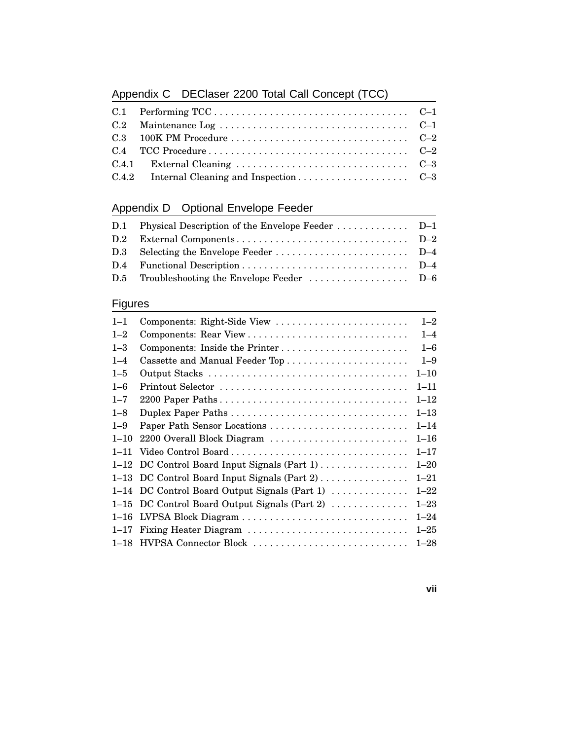## Appendix C DEClaser 2200 Total Call Concept (TCC)

| | | |
|---|---|---|
| C.1 | Performing TCC | C–1 |
| C.2 | Maintenance Log | C–1 |
| C.3 | 100K PM Procedure | C–2 |
| C.4 | TCC Procedure | C–2 |
| C.4.1 | External Cleaning | C–3 |
| C.4.2 | Internal Cleaning and Inspection | C–3 |

## Appendix D Optional Envelope Feeder

| | | |
|---|---|---|
| D.1 | Physical Description of the Envelope Feeder | D–1 |
| D.2 | External Components | D–2 |
| D.3 | Selecting the Envelope Feeder | D–4 |
| D.4 | Functional Description | D–4 |
| D.5 | Troubleshooting the Envelope Feeder | D–6 |

## Figures

| | | |
|---|---|---|
| 1–1 | Components: Right-Side View | 1–2 |
| 1–2 | Components: Rear View | 1–4 |
| 1–3 | Components: Inside the Printer | 1–6 |
| 1–4 | Cassette and Manual Feeder Top | 1–9 |
| 1–5 | Output Stacks | 1–10 |
| 1–6 | Printout Selector | 1–11 |
| 1–7 | 2200 Paper Paths | 1–12 |
| 1–8 | Duplex Paper Paths | 1–13 |
| 1–9 | Paper Path Sensor Locations | 1–14 |
| 1–10 | 2200 Overall Block Diagram | 1–16 |
| 1–11 | Video Control Board | 1–17 |
| 1–12 | DC Control Board Input Signals (Part 1) | 1–20 |
| 1–13 | DC Control Board Input Signals (Part 2) | 1–21 |
| 1–14 | DC Control Board Output Signals (Part 1) | 1–22 |
| 1–15 | DC Control Board Output Signals (Part 2) | 1–23 |
| 1–16 | LVPSA Block Diagram | 1–24 |
| 1–17 | Fixing Heater Diagram | 1–25 |
| 1–18 | HVPSA Connector Block | 1–28 |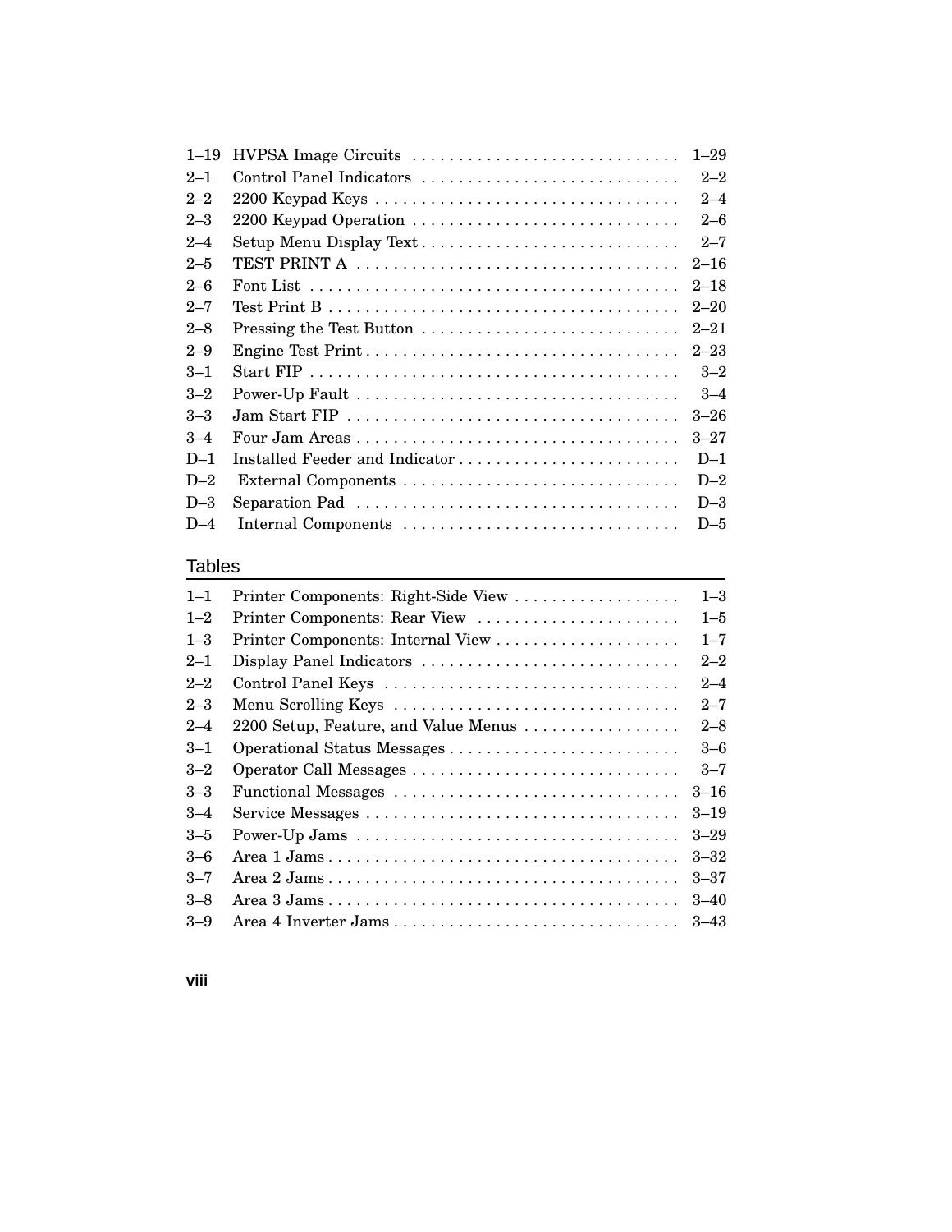| | | |
|---|---|---|
| 1–19 | HVPSA Image Circuits | 1–29 |
| 2–1 | Control Panel Indicators | 2–2 |
| 2–2 | 2200 Keypad Keys | 2–4 |
| 2–3 | 2200 Keypad Operation | 2–6 |
| 2–4 | Setup Menu Display Text | 2–7 |
| 2–5 | TEST PRINT A | 2–16 |
| 2–6 | Font List | 2–18 |
| 2–7 | Test Print B | 2–20 |
| 2–8 | Pressing the Test Button | 2–21 |
| 2–9 | Engine Test Print | 2–23 |
| 3–1 | Start FIP | 3–2 |
| 3–2 | Power-Up Fault | 3–4 |
| 3–3 | Jam Start FIP | 3–26 |
| 3–4 | Four Jam Areas | 3–27 |
| D–1 | Installed Feeder and Indicator | D–1 |
| D–2 | External Components | D–2 |
| D–3 | Separation Pad | D–3 |
| D–4 | Internal Components | D–5 |

## Tables

| | | |
|---|---|---|
| 1–1 | Printer Components: Right-Side View | 1–3 |
| 1–2 | Printer Components: Rear View | 1–5 |
| 1–3 | Printer Components: Internal View | 1–7 |
| 2–1 | Display Panel Indicators | 2–2 |
| 2–2 | Control Panel Keys | 2–4 |
| 2–3 | Menu Scrolling Keys | 2–7 |
| 2–4 | 2200 Setup, Feature, and Value Menus | 2–8 |
| 3–1 | Operational Status Messages | 3–6 |
| 3–2 | Operator Call Messages | 3–7 |
| 3–3 | Functional Messages | 3–16 |
| 3–4 | Service Messages | 3–19 |
| 3–5 | Power-Up Jams | 3–29 |
| 3–6 | Area 1 Jams | 3–32 |
| 3–7 | Area 2 Jams | 3–37 |
| 3–8 | Area 3 Jams | 3–40 |
| 3–9 | Area 4 Inverter Jams | 3–43 |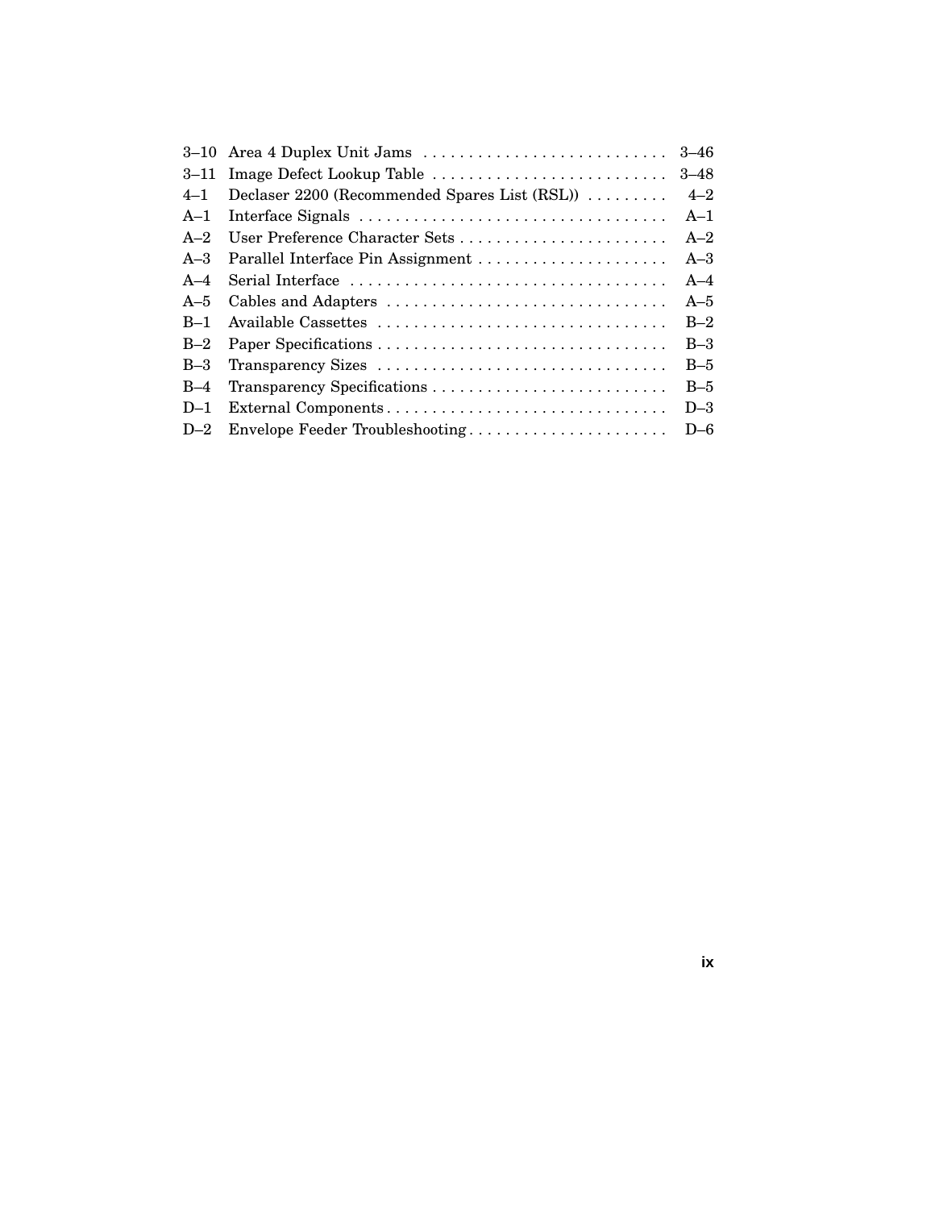| | | |
|---|---|---|
| 3–10 | Area 4 Duplex Unit Jams | 3–46 |
| 3–11 | Image Defect Lookup Table | 3–48 |
| 4–1 | Declaser 2200 (Recommended Spares List (RSL)) | 4–2 |
| A–1 | Interface Signals | A–1 |
| A–2 | User Preference Character Sets | A–2 |
| A–3 | Parallel Interface Pin Assignment | A–3 |
| A–4 | Serial Interface | A–4 |
| A–5 | Cables and Adapters | A–5 |
| B–1 | Available Cassettes | B–2 |
| B–2 | Paper Specifications | B–3 |
| B–3 | Transparency Sizes | B–5 |
| B–4 | Transparency Specifications | B–5 |
| D–1 | External Components | D–3 |
| D–2 | Envelope Feeder Troubleshooting | D–6 |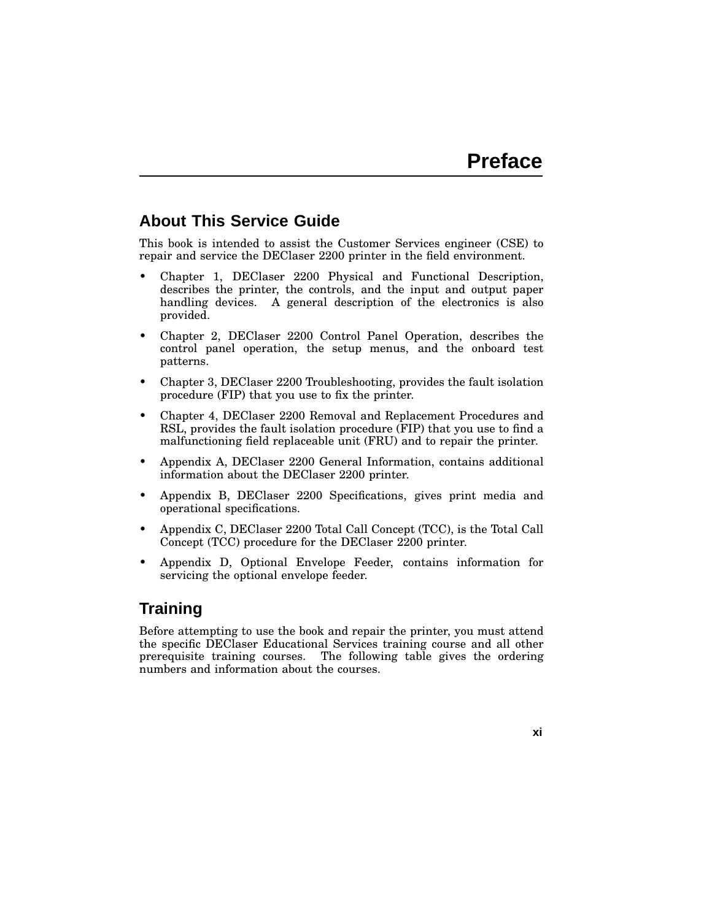# Preface

## About This Service Guide

This book is intended to assist the Customer Services engineer (CSE) to repair and service the DEClaser 2200 printer in the field environment.

- Chapter 1, DEClaser 2200 Physical and Functional Description, describes the printer, the controls, and the input and output paper handling devices. A general description of the electronics is also provided.
- Chapter 2, DEClaser 2200 Control Panel Operation, describes the control panel operation, the setup menus, and the onboard test patterns.
- Chapter 3, DEClaser 2200 Troubleshooting, provides the fault isolation procedure (FIP) that you use to fix the printer.
- Chapter 4, DEClaser 2200 Removal and Replacement Procedures and RSL, provides the fault isolation procedure (FIP) that you use to find a malfunctioning field replaceable unit (FRU) and to repair the printer.
- Appendix A, DEClaser 2200 General Information, contains additional information about the DEClaser 2200 printer.
- Appendix B, DEClaser 2200 Specifications, gives print media and operational specifications.
- Appendix C, DEClaser 2200 Total Call Concept (TCC), is the Total Call Concept (TCC) procedure for the DEClaser 2200 printer.
- Appendix D, Optional Envelope Feeder, contains information for servicing the optional envelope feeder.

## Training

Before attempting to use the book and repair the printer, you must attend the specific DEClaser Educational Services training course and all other prerequisite training courses. The following table gives the ordering numbers and information about the courses.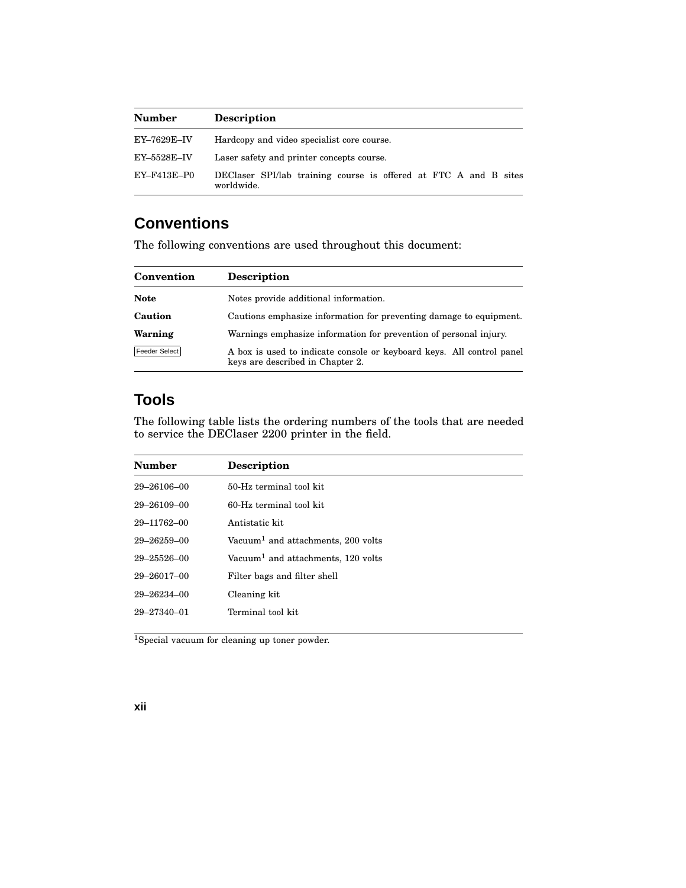| Number | Description |
|---|---|
| EY–7629E–IV | Hardcopy and video specialist core course. |
| EY–5528E–IV | Laser safety and printer concepts course. |
| EY–F413E–P0 | DEClaser SPI/lab training course is offered at FTC A and B sites worldwide. |

## Conventions

The following conventions are used throughout this document:

| Convention | Description |
|---|---|
| **Note** | Notes provide additional information. |
| **Caution** | Cautions emphasize information for preventing damage to equipment. |
| **Warning** | Warnings emphasize information for prevention of personal injury. |
| Feeder Select | A box is used to indicate console or keyboard keys. All control panel keys are described in Chapter 2. |

## Tools

The following table lists the ordering numbers of the tools that are needed to service the DEClaser 2200 printer in the field.

| Number | Description |
|---|---|
| 29–26106–00 | 50-Hz terminal tool kit |
| 29–26109–00 | 60-Hz terminal tool kit |
| 29–11762–00 | Antistatic kit |
| 29–26259–00 | Vacuum[1] and attachments, 200 volts |
| 29–25526–00 | Vacuum[1] and attachments, 120 volts |
| 29–26017–00 | Filter bags and filter shell |
| 29–26234–00 | Cleaning kit |
| 29–27340–01 | Terminal tool kit |

[1]Special vacuum for cleaning up toner powder.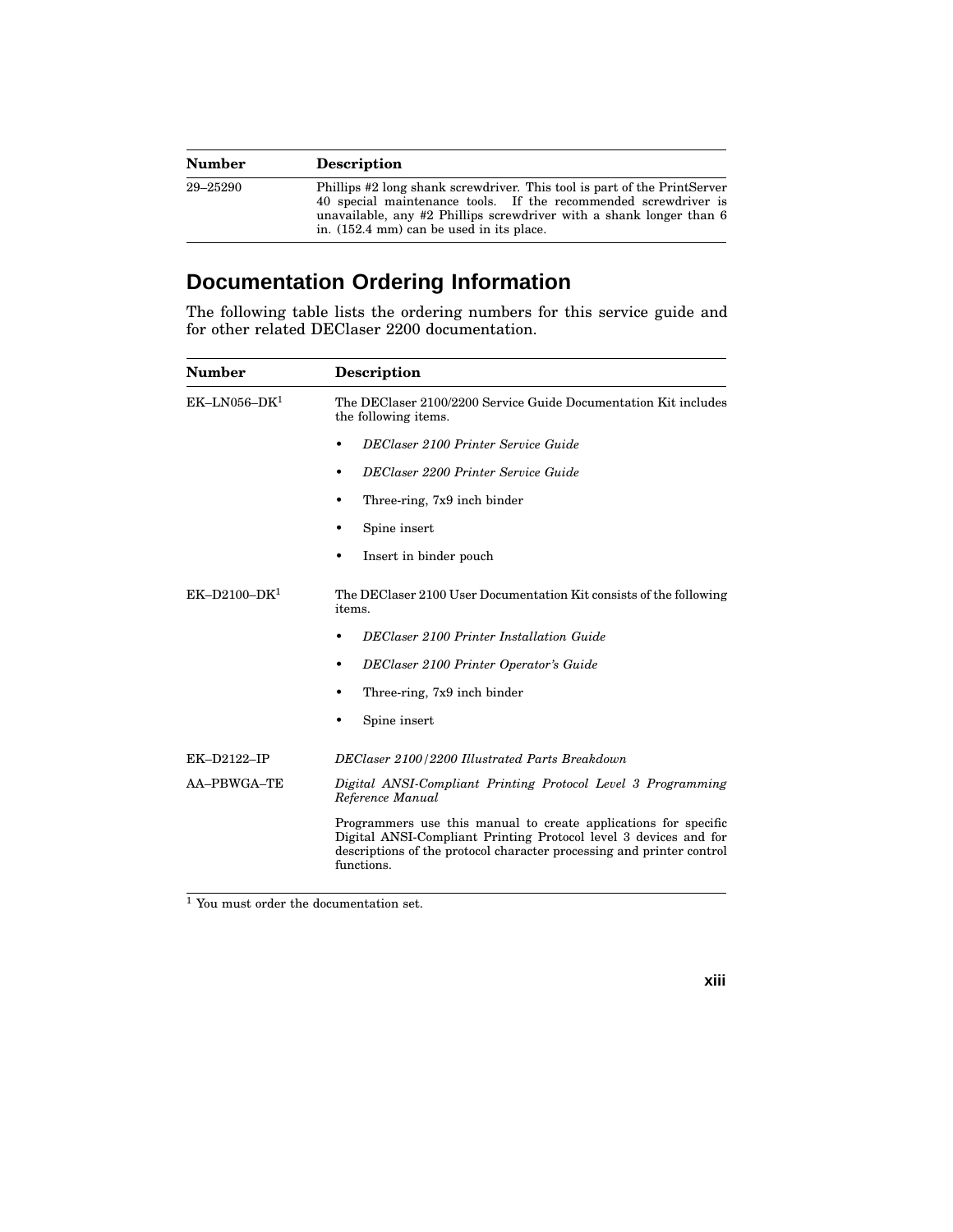| Number | Description |
| --- | --- |
| 29–25290 | Phillips #2 long shank screwdriver. This tool is part of the PrintServer 40 special maintenance tools. If the recommended screwdriver is unavailable, any #2 Phillips screwdriver with a shank longer than 6 in. (152.4 mm) can be used in its place. |

## Documentation Ordering Information

The following table lists the ordering numbers for this service guide and for other related DEClaser 2200 documentation.

| Number | Description |
| --- | --- |
| EK–LN056–DK[1] | The DEClaser 2100/2200 Service Guide Documentation Kit includes the following items.<br>• *DEClaser 2100 Printer Service Guide*<br>• *DEClaser 2200 Printer Service Guide*<br>• Three-ring, 7x9 inch binder<br>• Spine insert<br>• Insert in binder pouch |
| EK–D2100–DK[1] | The DEClaser 2100 User Documentation Kit consists of the following items.<br>• *DEClaser 2100 Printer Installation Guide*<br>• *DEClaser 2100 Printer Operator's Guide*<br>• Three-ring, 7x9 inch binder<br>• Spine insert |
| EK–D2122–IP | *DEClaser 2100/2200 Illustrated Parts Breakdown* |
| AA–PBWGA–TE | *Digital ANSI-Compliant Printing Protocol Level 3 Programming Reference Manual*<br>Programmers use this manual to create applications for specific Digital ANSI-Compliant Printing Protocol level 3 devices and for descriptions of the protocol character processing and printer control functions. |

[1] You must order the documentation set.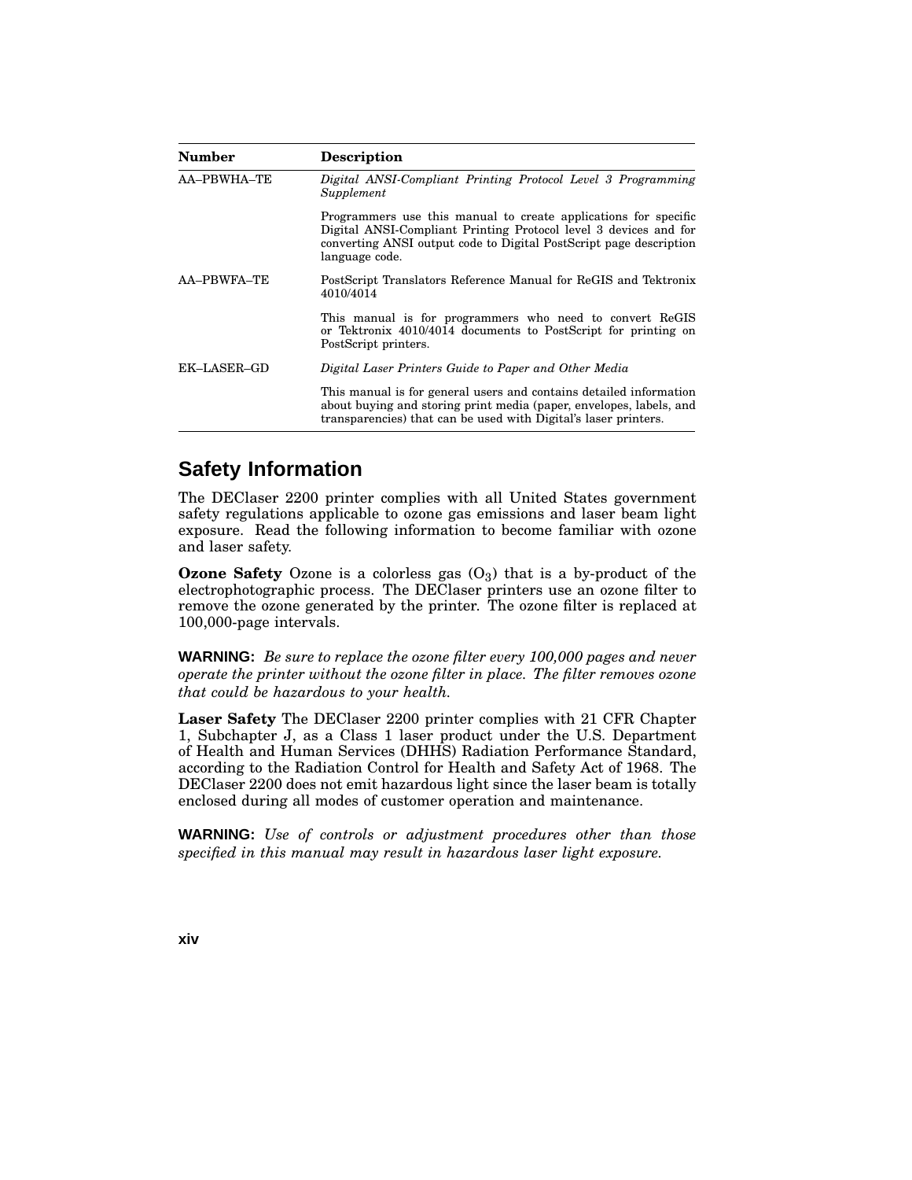| Number | Description |
|---|---|
| AA–PBWHA–TE | *Digital ANSI-Compliant Printing Protocol Level 3 Programming Supplement* |
| | Programmers use this manual to create applications for specific Digital ANSI-Compliant Printing Protocol level 3 devices and for converting ANSI output code to Digital PostScript page description language code. |
| AA–PBWFA–TE | PostScript Translators Reference Manual for ReGIS and Tektronix 4010/4014 |
| | This manual is for programmers who need to convert ReGIS or Tektronix 4010/4014 documents to PostScript for printing on PostScript printers. |
| EK–LASER–GD | *Digital Laser Printers Guide to Paper and Other Media* |
| | This manual is for general users and contains detailed information about buying and storing print media (paper, envelopes, labels, and transparencies) that can be used with Digital's laser printers. |

## Safety Information

The DEClaser 2200 printer complies with all United States government safety regulations applicable to ozone gas emissions and laser beam light exposure. Read the following information to become familiar with ozone and laser safety.

**Ozone Safety** Ozone is a colorless gas ($O_3$) that is a by-product of the electrophotographic process. The DEClaser printers use an ozone filter to remove the ozone generated by the printer. The ozone filter is replaced at 100,000-page intervals.

**WARNING:** *Be sure to replace the ozone filter every 100,000 pages and never operate the printer without the ozone filter in place. The filter removes ozone that could be hazardous to your health.*

**Laser Safety** The DEClaser 2200 printer complies with 21 CFR Chapter 1, Subchapter J, as a Class 1 laser product under the U.S. Department of Health and Human Services (DHHS) Radiation Performance Standard, according to the Radiation Control for Health and Safety Act of 1968. The DEClaser 2200 does not emit hazardous light since the laser beam is totally enclosed during all modes of customer operation and maintenance.

**WARNING:** *Use of controls or adjustment procedures other than those specified in this manual may result in hazardous laser light exposure.*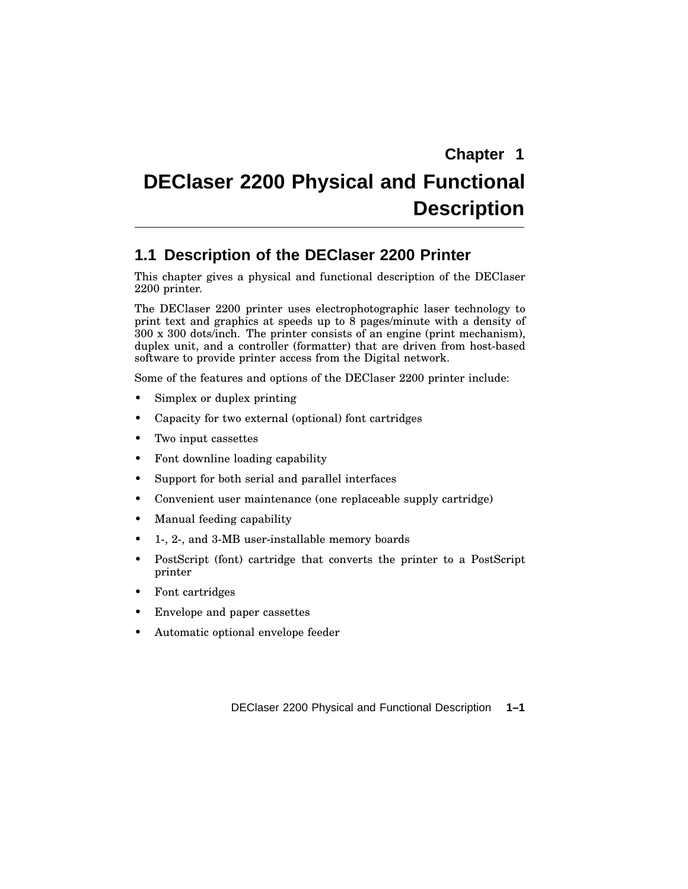# Chapter 1

# DEClaser 2200 Physical and Functional Description

## 1.1 Description of the DEClaser 2200 Printer

This chapter gives a physical and functional description of the DEClaser 2200 printer.

The DEClaser 2200 printer uses electrophotographic laser technology to print text and graphics at speeds up to 8 pages/minute with a density of 300 x 300 dots/inch. The printer consists of an engine (print mechanism), duplex unit, and a controller (formatter) that are driven from host-based software to provide printer access from the Digital network.

Some of the features and options of the DEClaser 2200 printer include:

- Simplex or duplex printing
- Capacity for two external (optional) font cartridges
- Two input cassettes
- Font downline loading capability
- Support for both serial and parallel interfaces
- Convenient user maintenance (one replaceable supply cartridge)
- Manual feeding capability
- 1-, 2-, and 3-MB user-installable memory boards
- PostScript (font) cartridge that converts the printer to a PostScript printer
- Font cartridges
- Envelope and paper cassettes
- Automatic optional envelope feeder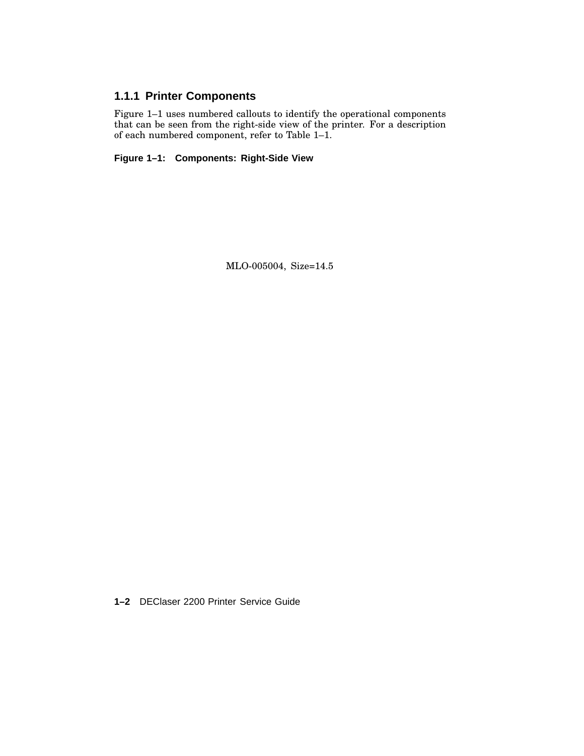### 1.1.1 Printer Components

Figure 1–1 uses numbered callouts to identify the operational components that can be seen from the right-side view of the printer. For a description of each numbered component, refer to Table 1–1.

**Figure 1–1: Components: Right-Side View**

MLO-005004, Size=14.5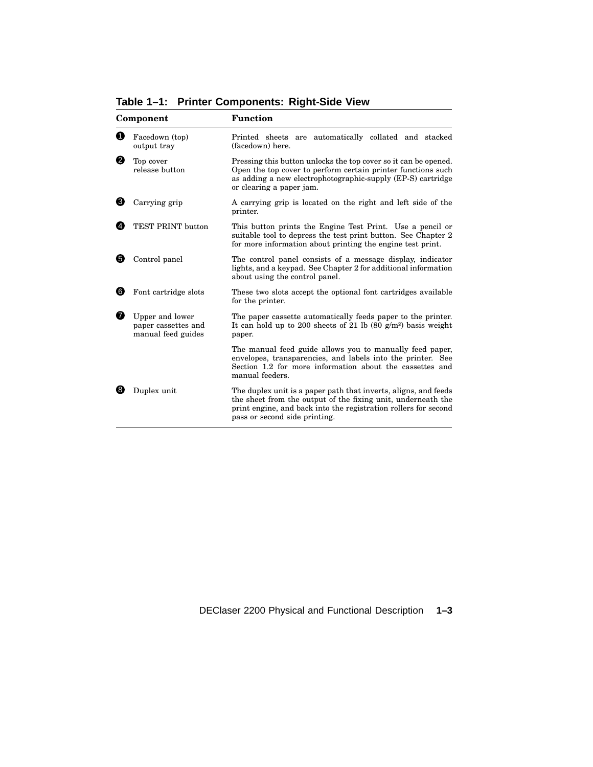**Table 1–1: Printer Components: Right-Side View**

| Component | Function |
|---|---|
| ❶ Facedown (top) output tray | Printed sheets are automatically collated and stacked (facedown) here. |
| ❷ Top cover release button | Pressing this button unlocks the top cover so it can be opened. Open the top cover to perform certain printer functions such as adding a new electrophotographic-supply (EP-S) cartridge or clearing a paper jam. |
| ❸ Carrying grip | A carrying grip is located on the right and left side of the printer. |
| ❹ TEST PRINT button | This button prints the Engine Test Print. Use a pencil or suitable tool to depress the test print button. See Chapter 2 for more information about printing the engine test print. |
| ❺ Control panel | The control panel consists of a message display, indicator lights, and a keypad. See Chapter 2 for additional information about using the control panel. |
| ❻ Font cartridge slots | These two slots accept the optional font cartridges available for the printer. |
| ❼ Upper and lower paper cassettes and manual feed guides | The paper cassette automatically feeds paper to the printer. It can hold up to 200 sheets of 21 lb (80 g/m²) basis weight paper. |
| | The manual feed guide allows you to manually feed paper, envelopes, transparencies, and labels into the printer. See Section 1.2 for more information about the cassettes and manual feeders. |
| ❽ Duplex unit | The duplex unit is a paper path that inverts, aligns, and feeds the sheet from the output of the fixing unit, underneath the print engine, and back into the registration rollers for second pass or second side printing. |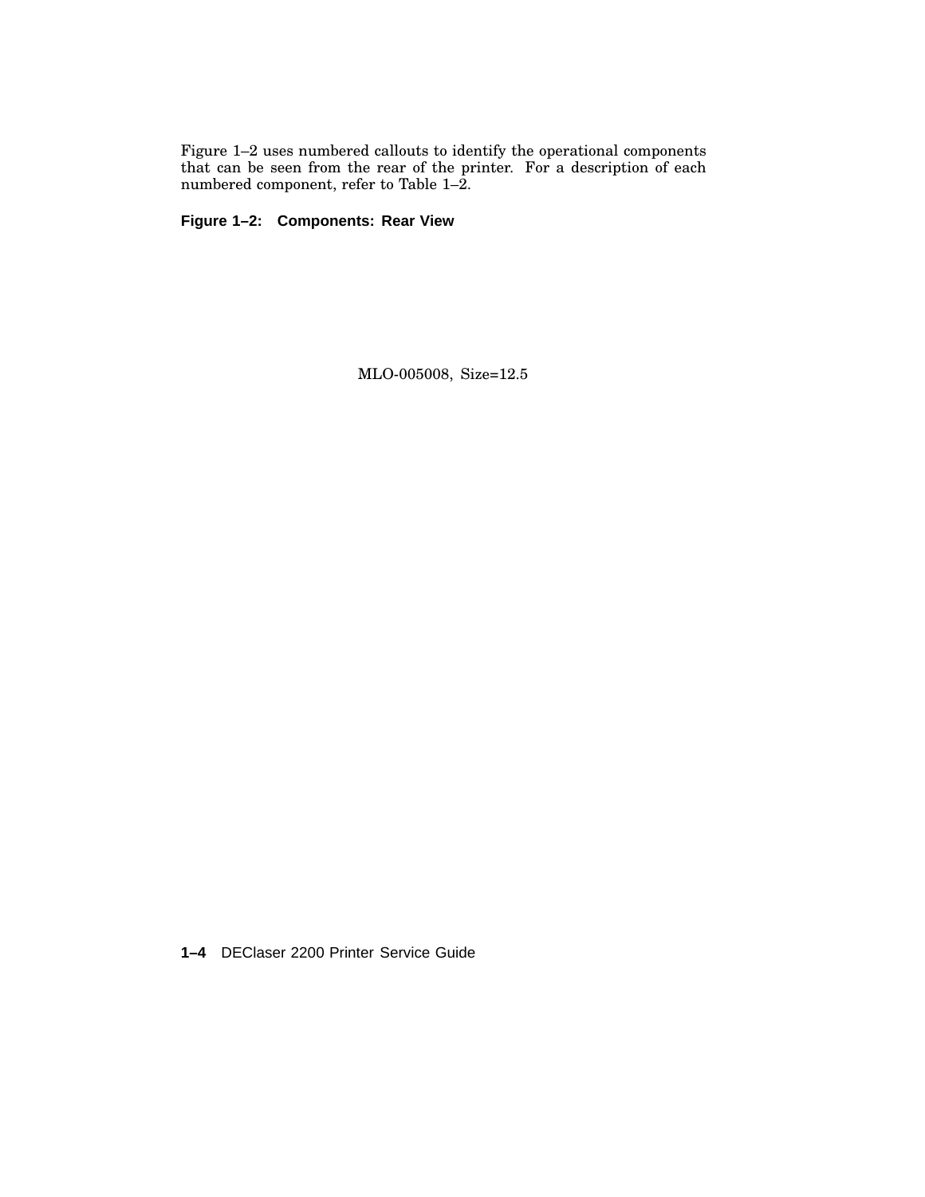Figure 1–2 uses numbered callouts to identify the operational components that can be seen from the rear of the printer. For a description of each numbered component, refer to Table 1–2.

**Figure 1–2: Components: Rear View**

MLO-005008, Size=12.5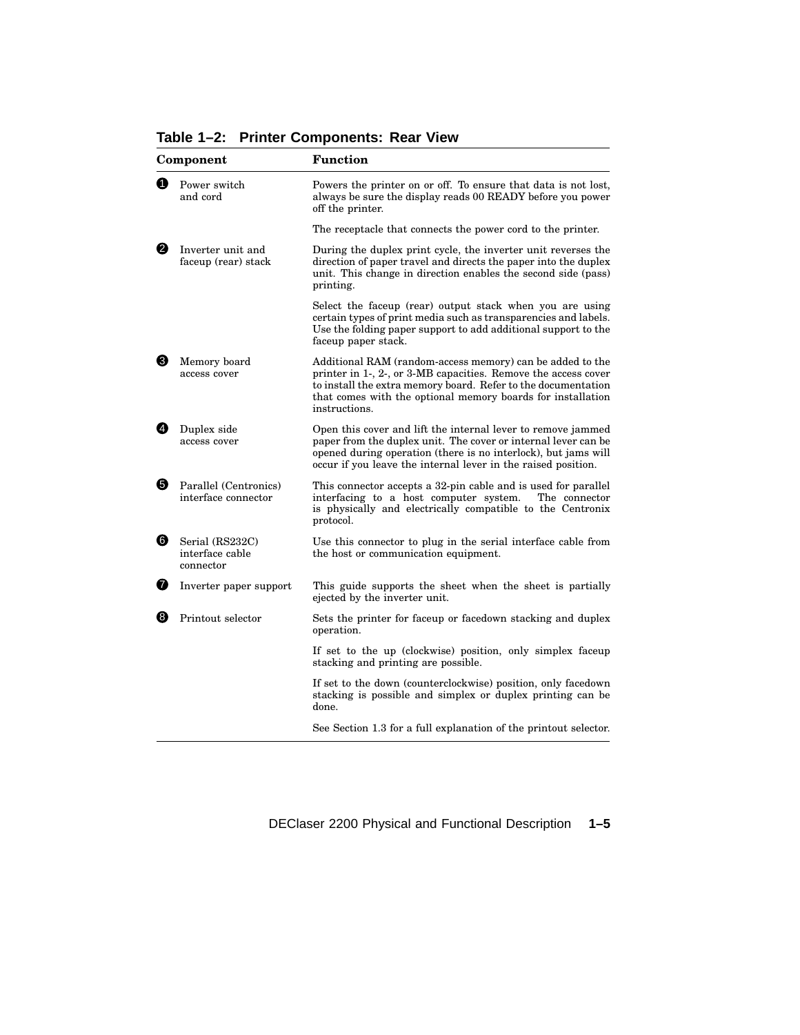**Table 1–2: Printer Components: Rear View**

| Component | Function |
|---|---|
| ❶ Power switch and cord | Powers the printer on or off. To ensure that data is not lost, always be sure the display reads 00 READY before you power off the printer. |
| | The receptacle that connects the power cord to the printer. |
| ❷ Inverter unit and faceup (rear) stack | During the duplex print cycle, the inverter unit reverses the direction of paper travel and directs the paper into the duplex unit. This change in direction enables the second side (pass) printing. |
| | Select the faceup (rear) output stack when you are using certain types of print media such as transparencies and labels. Use the folding paper support to add additional support to the faceup paper stack. |
| ❸ Memory board access cover | Additional RAM (random-access memory) can be added to the printer in 1-, 2-, or 3-MB capacities. Remove the access cover to install the extra memory board. Refer to the documentation that comes with the optional memory boards for installation instructions. |
| ❹ Duplex side access cover | Open this cover and lift the internal lever to remove jammed paper from the duplex unit. The cover or internal lever can be opened during operation (there is no interlock), but jams will occur if you leave the internal lever in the raised position. |
| ❺ Parallel (Centronics) interface connector | This connector accepts a 32-pin cable and is used for parallel interfacing to a host computer system. The connector is physically and electrically compatible to the Centronix protocol. |
| ❻ Serial (RS232C) interface cable connector | Use this connector to plug in the serial interface cable from the host or communication equipment. |
| ❼ Inverter paper support | This guide supports the sheet when the sheet is partially ejected by the inverter unit. |
| ❽ Printout selector | Sets the printer for faceup or facedown stacking and duplex operation. |
| | If set to the up (clockwise) position, only simplex faceup stacking and printing are possible. |
| | If set to the down (counterclockwise) position, only facedown stacking is possible and simplex or duplex printing can be done. |
| | See Section 1.3 for a full explanation of the printout selector. |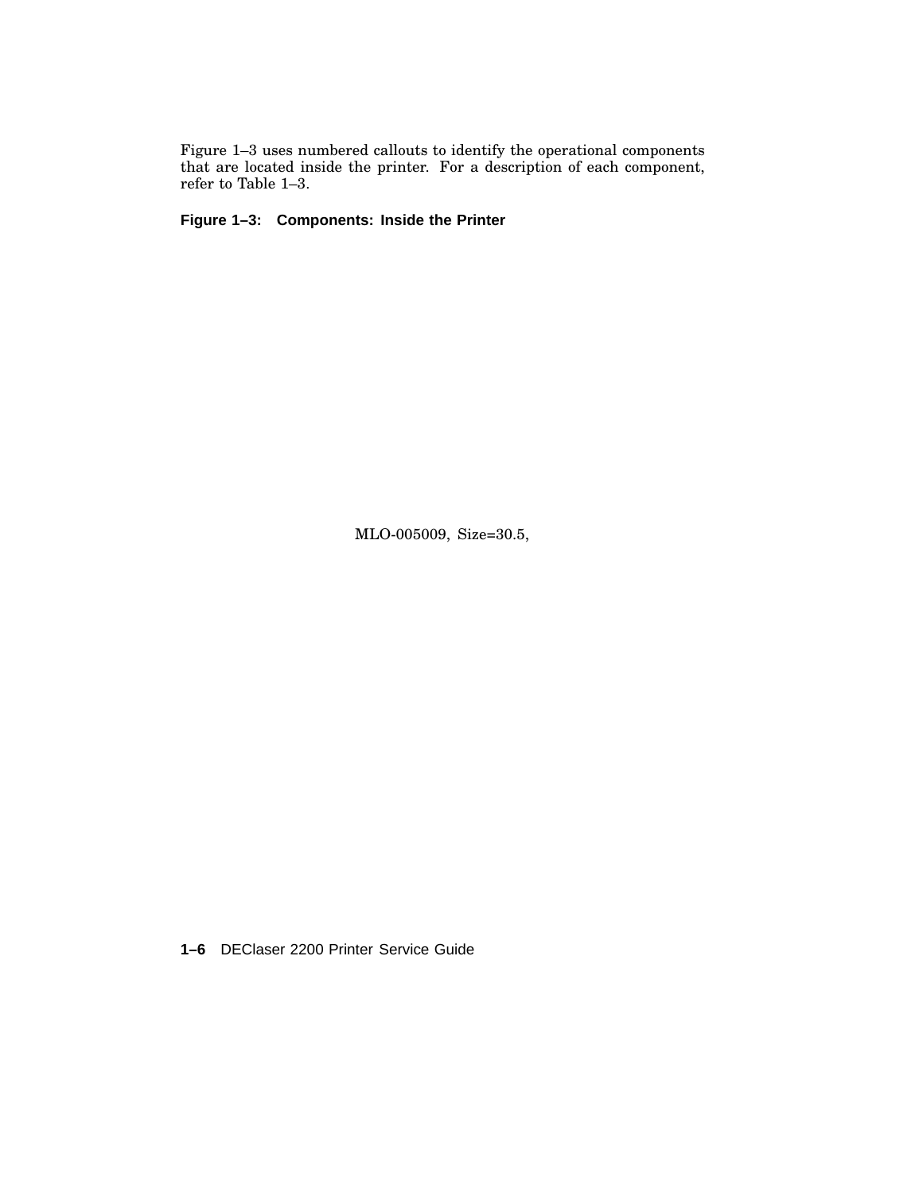Figure 1–3 uses numbered callouts to identify the operational components that are located inside the printer. For a description of each component, refer to Table 1–3.

**Figure 1–3: Components: Inside the Printer**

MLO-005009, Size=30.5,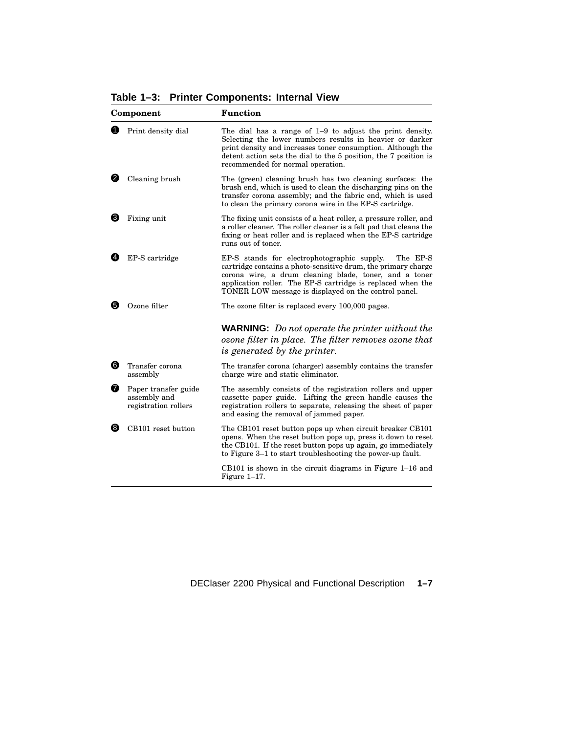**Table 1–3: Printer Components: Internal View**

| Component | Function |
| --- | --- |
| ❶ Print density dial | The dial has a range of 1–9 to adjust the print density. Selecting the lower numbers results in heavier or darker print density and increases toner consumption. Although the detent action sets the dial to the 5 position, the 7 position is recommended for normal operation. |
| ❷ Cleaning brush | The (green) cleaning brush has two cleaning surfaces: the brush end, which is used to clean the discharging pins on the transfer corona assembly; and the fabric end, which is used to clean the primary corona wire in the EP-S cartridge. |
| ❸ Fixing unit | The fixing unit consists of a heat roller, a pressure roller, and a roller cleaner. The roller cleaner is a felt pad that cleans the fixing or heat roller and is replaced when the EP-S cartridge runs out of toner. |
| ❹ EP-S cartridge | EP-S stands for electrophotographic supply. The EP-S cartridge contains a photo-sensitive drum, the primary charge corona wire, a drum cleaning blade, toner, and a toner application roller. The EP-S cartridge is replaced when the TONER LOW message is displayed on the control panel. |
| ❺ Ozone filter | The ozone filter is replaced every 100,000 pages.<br><br>**WARNING:** *Do not operate the printer without the ozone filter in place. The filter removes ozone that is generated by the printer.* |
| ❻ Transfer corona assembly | The transfer corona (charger) assembly contains the transfer charge wire and static eliminator. |
| ❼ Paper transfer guide assembly and registration rollers | The assembly consists of the registration rollers and upper cassette paper guide. Lifting the green handle causes the registration rollers to separate, releasing the sheet of paper and easing the removal of jammed paper. |
| ❽ CB101 reset button | The CB101 reset button pops up when circuit breaker CB101 opens. When the reset button pops up, press it down to reset the CB101. If the reset button pops up again, go immediately to Figure 3–1 to start troubleshooting the power-up fault.<br><br>CB101 is shown in the circuit diagrams in Figure 1–16 and Figure 1–17. |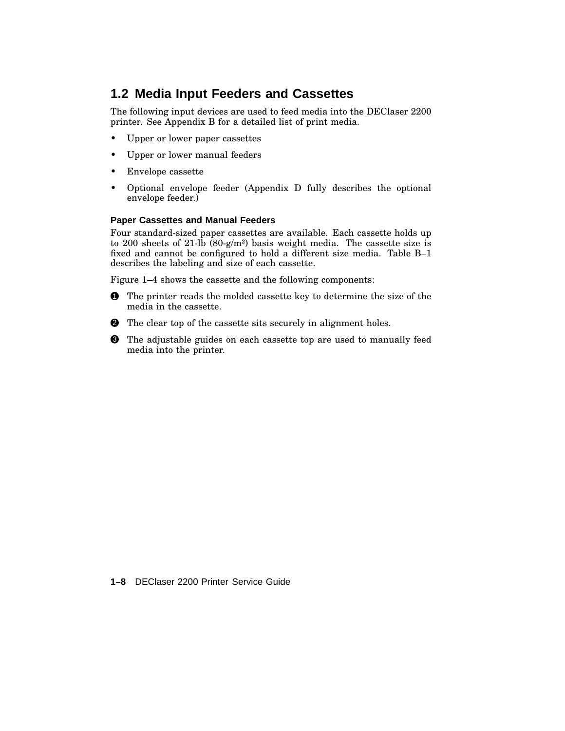## 1.2 Media Input Feeders and Cassettes

The following input devices are used to feed media into the DEClaser 2200 printer. See Appendix B for a detailed list of print media.

- Upper or lower paper cassettes
- Upper or lower manual feeders
- Envelope cassette
- Optional envelope feeder (Appendix D fully describes the optional envelope feeder.)

### Paper Cassettes and Manual Feeders

Four standard-sized paper cassettes are available. Each cassette holds up to 200 sheets of 21-lb (80-g/m²) basis weight media. The cassette size is fixed and cannot be configured to hold a different size media. Table B–1 describes the labeling and size of each cassette.

Figure 1–4 shows the cassette and the following components:

❶ The printer reads the molded cassette key to determine the size of the media in the cassette.

❷ The clear top of the cassette sits securely in alignment holes.

❸ The adjustable guides on each cassette top are used to manually feed media into the printer.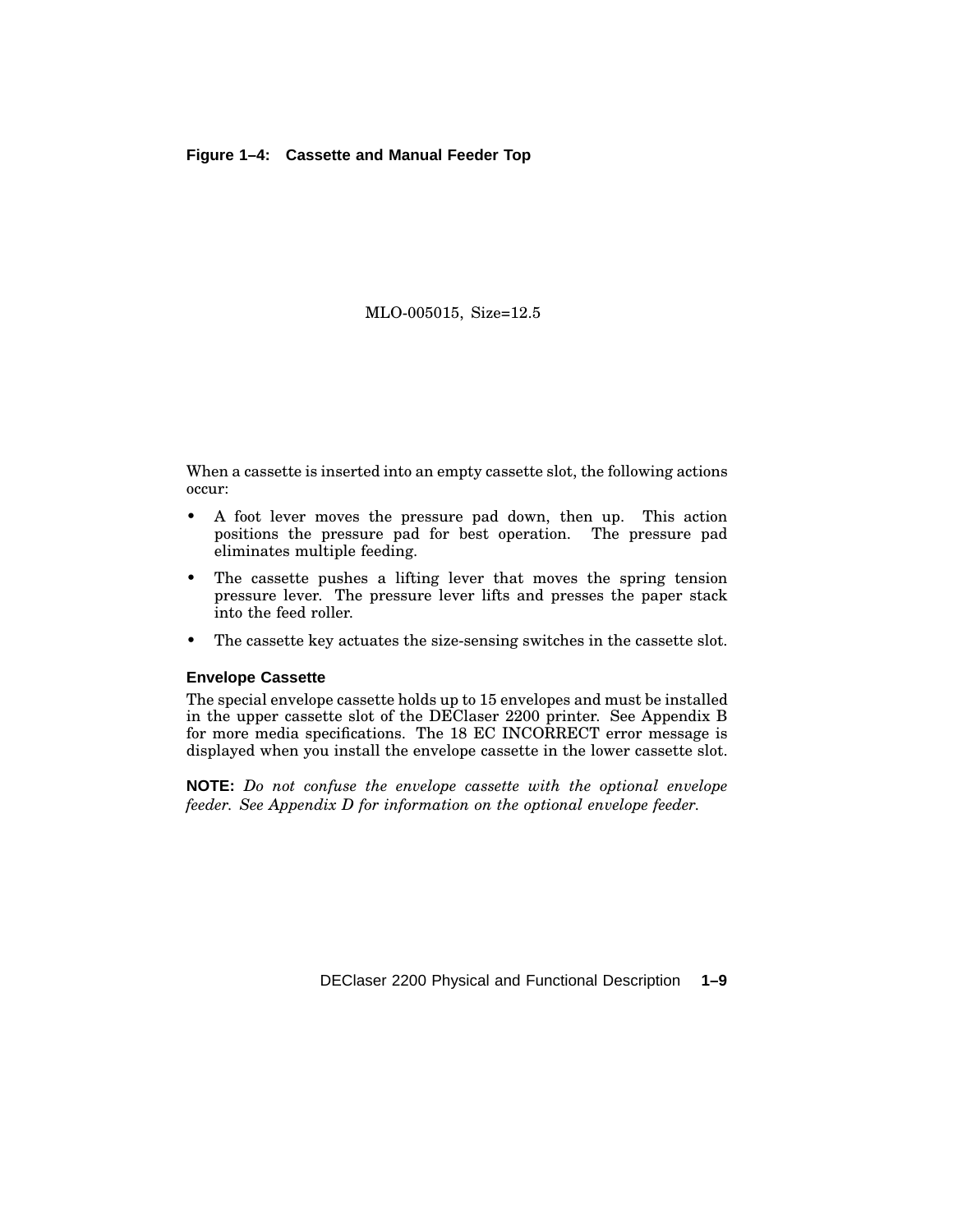**Figure 1–4: Cassette and Manual Feeder Top**

MLO-005015, Size=12.5

When a cassette is inserted into an empty cassette slot, the following actions occur:

- A foot lever moves the pressure pad down, then up. This action positions the pressure pad for best operation. The pressure pad eliminates multiple feeding.
- The cassette pushes a lifting lever that moves the spring tension pressure lever. The pressure lever lifts and presses the paper stack into the feed roller.
- The cassette key actuates the size-sensing switches in the cassette slot.

### Envelope Cassette

The special envelope cassette holds up to 15 envelopes and must be installed in the upper cassette slot of the DEClaser 2200 printer. See Appendix B for more media specifications. The 18 EC INCORRECT error message is displayed when you install the envelope cassette in the lower cassette slot.

**NOTE:** *Do not confuse the envelope cassette with the optional envelope feeder. See Appendix D for information on the optional envelope feeder.*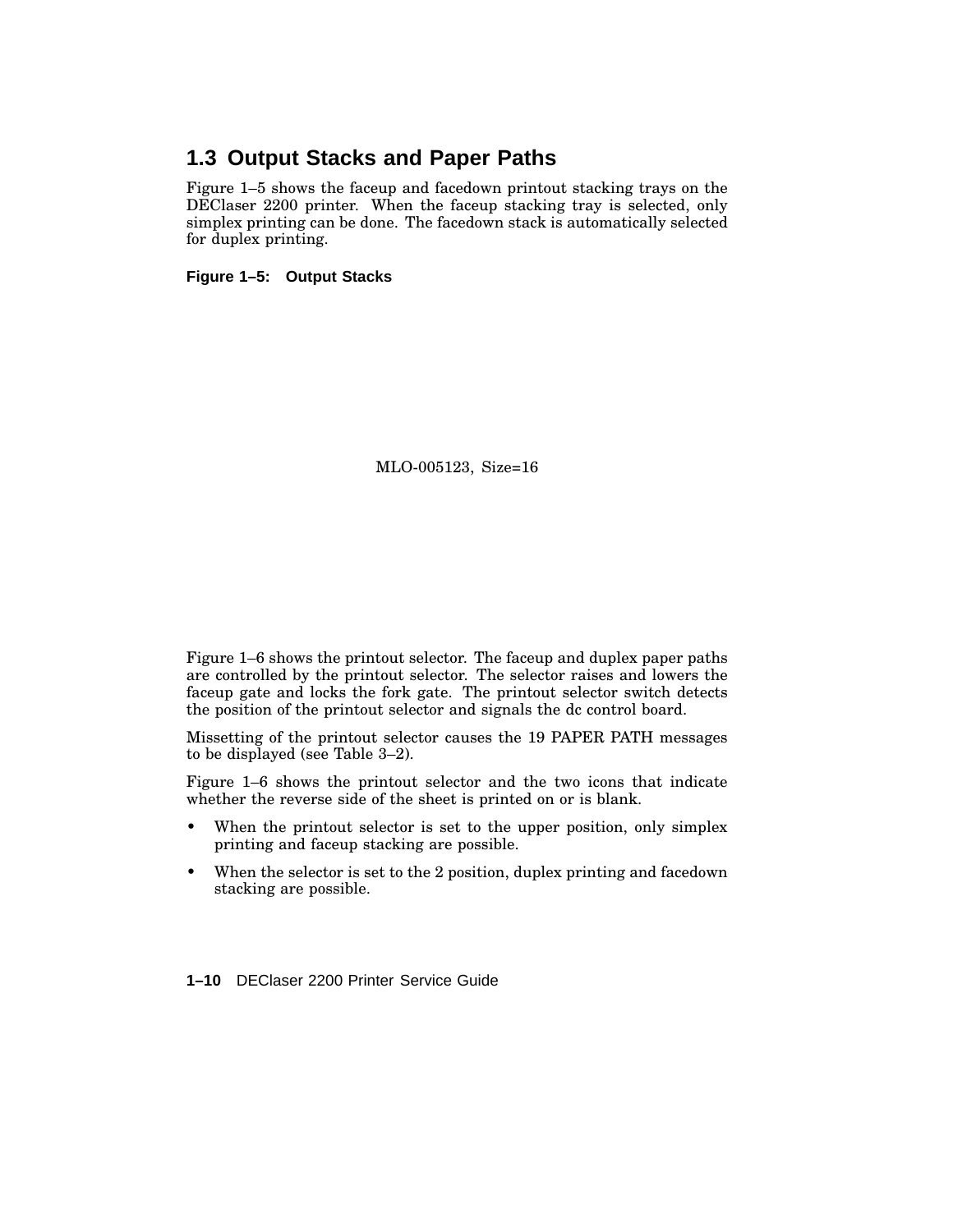## 1.3 Output Stacks and Paper Paths

Figure 1–5 shows the faceup and facedown printout stacking trays on the DEClaser 2200 printer. When the faceup stacking tray is selected, only simplex printing can be done. The facedown stack is automatically selected for duplex printing.

**Figure 1–5: Output Stacks**

MLO-005123, Size=16

Figure 1–6 shows the printout selector. The faceup and duplex paper paths are controlled by the printout selector. The selector raises and lowers the faceup gate and locks the fork gate. The printout selector switch detects the position of the printout selector and signals the dc control board.

Missetting of the printout selector causes the 19 PAPER PATH messages to be displayed (see Table 3–2).

Figure 1–6 shows the printout selector and the two icons that indicate whether the reverse side of the sheet is printed on or is blank.

- When the printout selector is set to the upper position, only simplex printing and faceup stacking are possible.
- When the selector is set to the 2 position, duplex printing and facedown stacking are possible.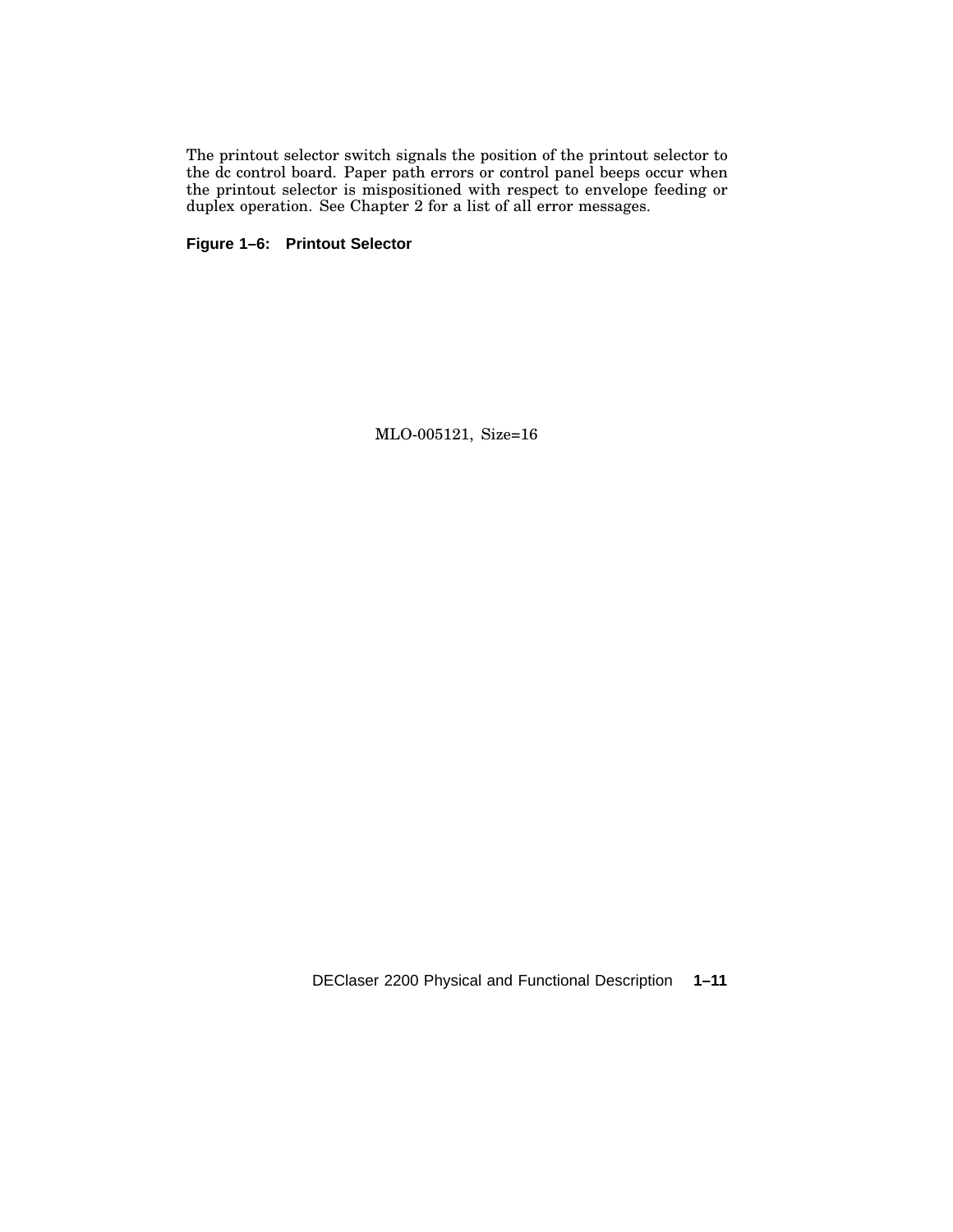The printout selector switch signals the position of the printout selector to the dc control board. Paper path errors or control panel beeps occur when the printout selector is mispositioned with respect to envelope feeding or duplex operation. See Chapter 2 for a list of all error messages.

**Figure 1–6: Printout Selector**

MLO-005121, Size=16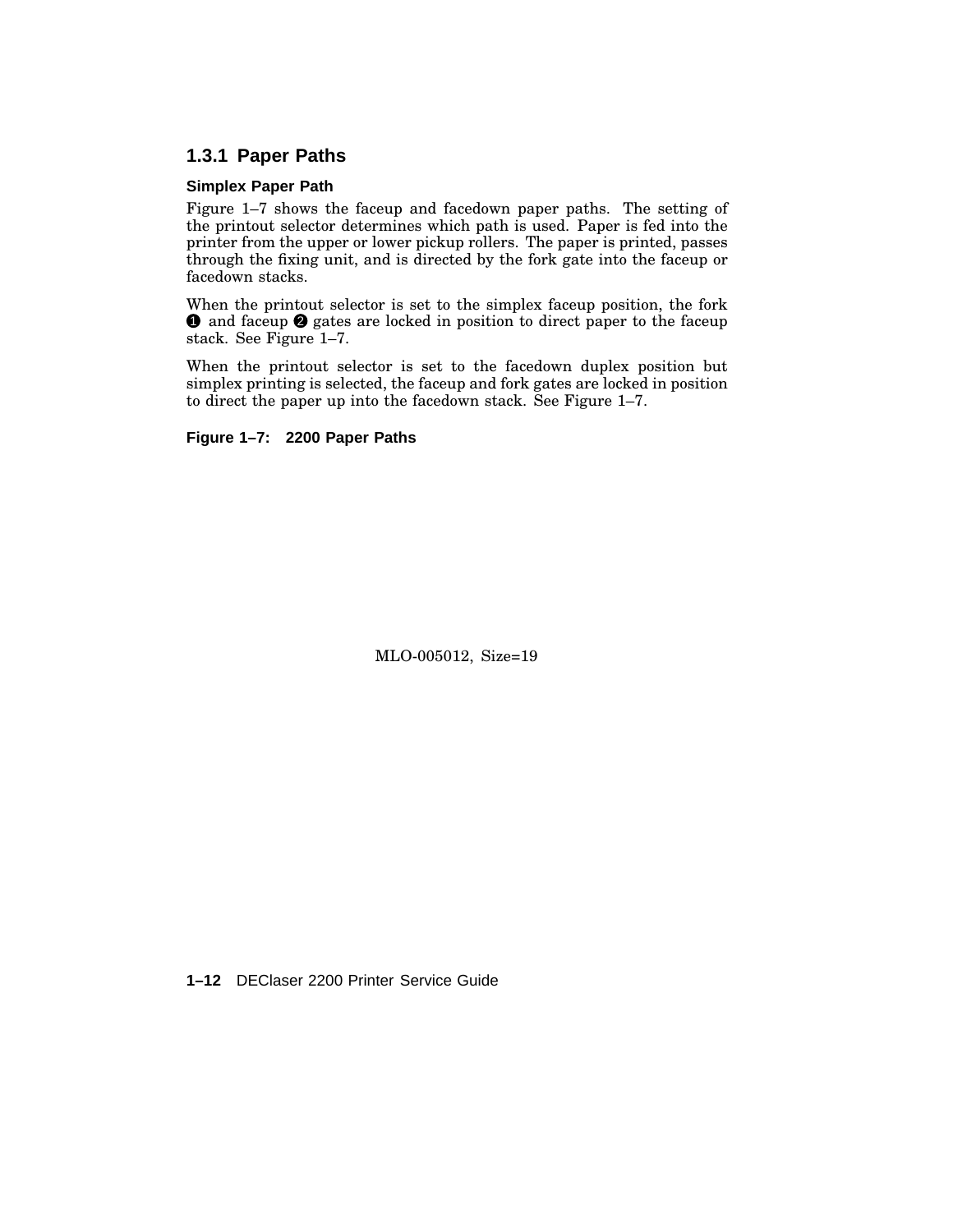### 1.3.1 Paper Paths

#### Simplex Paper Path

Figure 1–7 shows the faceup and facedown paper paths. The setting of the printout selector determines which path is used. Paper is fed into the printer from the upper or lower pickup rollers. The paper is printed, passes through the fixing unit, and is directed by the fork gate into the faceup or facedown stacks.

When the printout selector is set to the simplex faceup position, the fork ❶ and faceup ❷ gates are locked in position to direct paper to the faceup stack. See Figure 1–7.

When the printout selector is set to the facedown duplex position but simplex printing is selected, the faceup and fork gates are locked in position to direct the paper up into the facedown stack. See Figure 1–7.

**Figure 1–7: 2200 Paper Paths**

MLO-005012, Size=19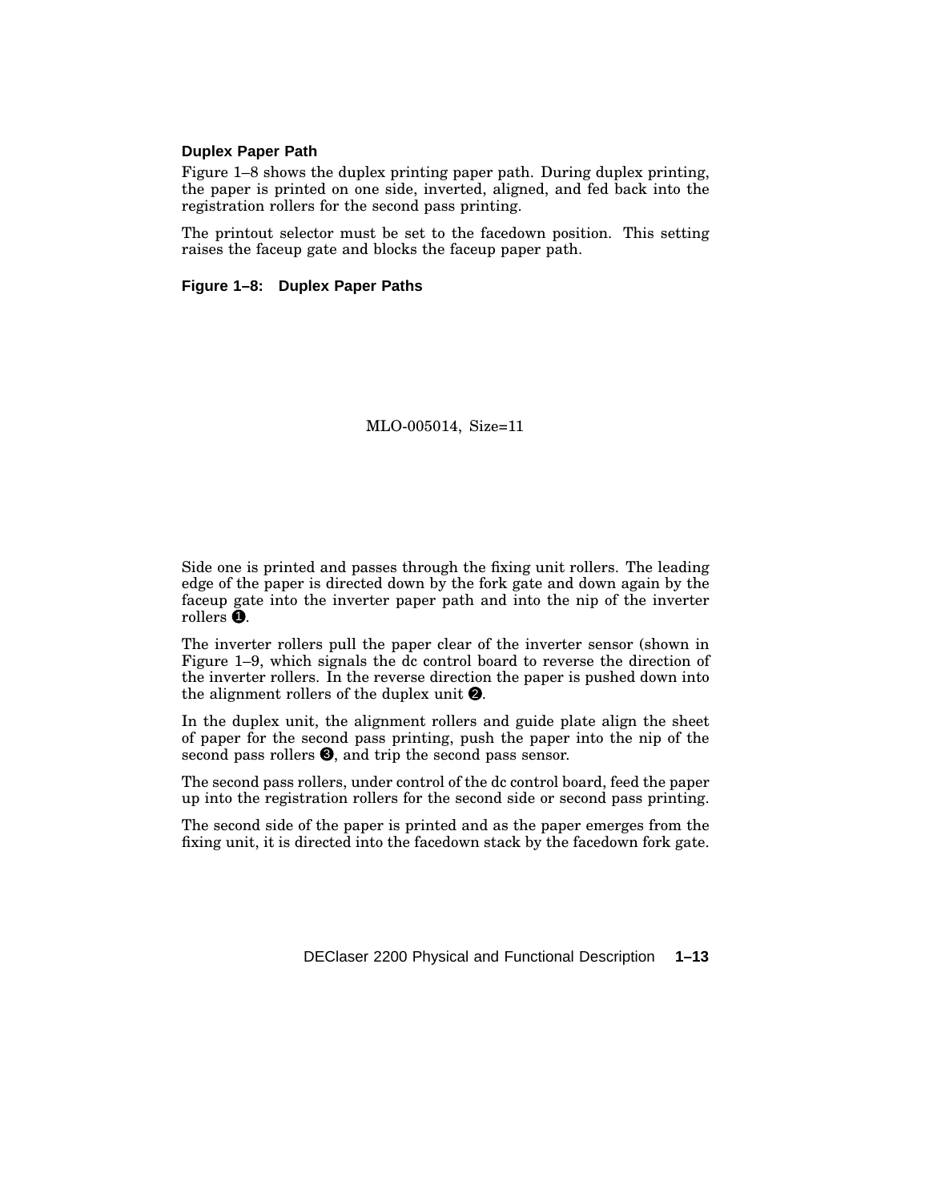### Duplex Paper Path

Figure 1–8 shows the duplex printing paper path. During duplex printing, the paper is printed on one side, inverted, aligned, and fed back into the registration rollers for the second pass printing.

The printout selector must be set to the facedown position. This setting raises the faceup gate and blocks the faceup paper path.

**Figure 1–8: Duplex Paper Paths**

MLO-005014, Size=11

Side one is printed and passes through the fixing unit rollers. The leading edge of the paper is directed down by the fork gate and down again by the faceup gate into the inverter paper path and into the nip of the inverter rollers ❶.

The inverter rollers pull the paper clear of the inverter sensor (shown in Figure 1–9, which signals the dc control board to reverse the direction of the inverter rollers. In the reverse direction the paper is pushed down into the alignment rollers of the duplex unit ❷.

In the duplex unit, the alignment rollers and guide plate align the sheet of paper for the second pass printing, push the paper into the nip of the second pass rollers ❸, and trip the second pass sensor.

The second pass rollers, under control of the dc control board, feed the paper up into the registration rollers for the second side or second pass printing.

The second side of the paper is printed and as the paper emerges from the fixing unit, it is directed into the facedown stack by the facedown fork gate.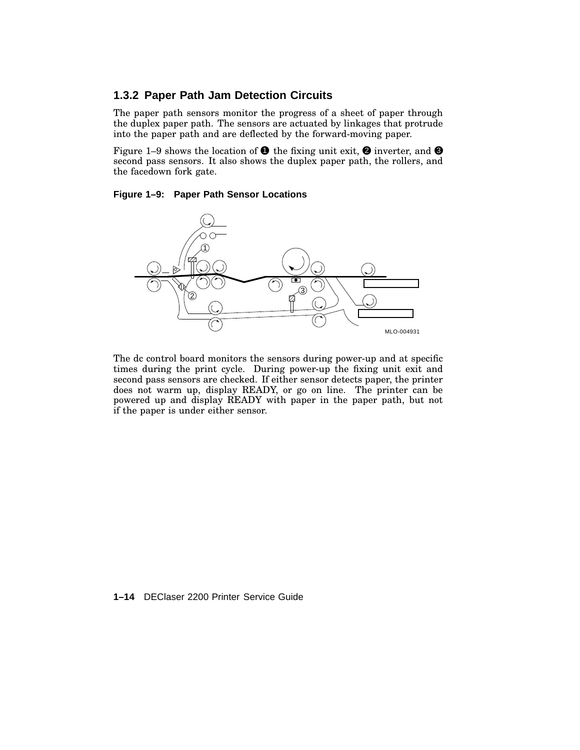### 1.3.2 Paper Path Jam Detection Circuits

The paper path sensors monitor the progress of a sheet of paper through the duplex paper path. The sensors are actuated by linkages that protrude into the paper path and are deflected by the forward-moving paper.

Figure 1–9 shows the location of ❶ the fixing unit exit, ❷ inverter, and ❸ second pass sensors. It also shows the duplex paper path, the rollers, and the facedown fork gate.

**Figure 1–9: Paper Path Sensor Locations**

The dc control board monitors the sensors during power-up and at specific times during the print cycle. During power-up the fixing unit exit and second pass sensors are checked. If either sensor detects paper, the printer does not warm up, display READY, or go on line. The printer can be powered up and display READY with paper in the paper path, but not if the paper is under either sensor.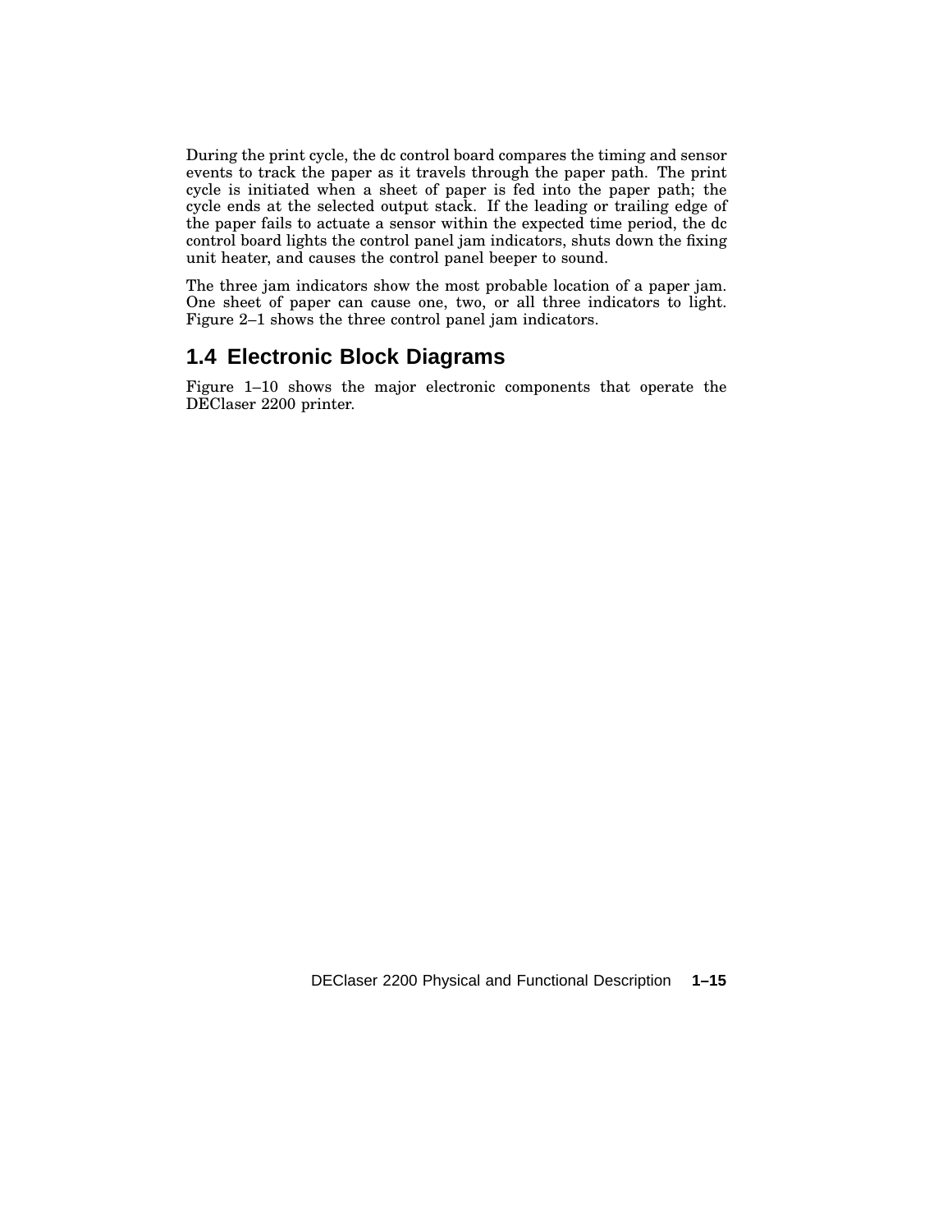During the print cycle, the dc control board compares the timing and sensor events to track the paper as it travels through the paper path. The print cycle is initiated when a sheet of paper is fed into the paper path; the cycle ends at the selected output stack. If the leading or trailing edge of the paper fails to actuate a sensor within the expected time period, the dc control board lights the control panel jam indicators, shuts down the fixing unit heater, and causes the control panel beeper to sound.

The three jam indicators show the most probable location of a paper jam. One sheet of paper can cause one, two, or all three indicators to light. Figure 2–1 shows the three control panel jam indicators.

## 1.4 Electronic Block Diagrams

Figure 1–10 shows the major electronic components that operate the DEClaser 2200 printer.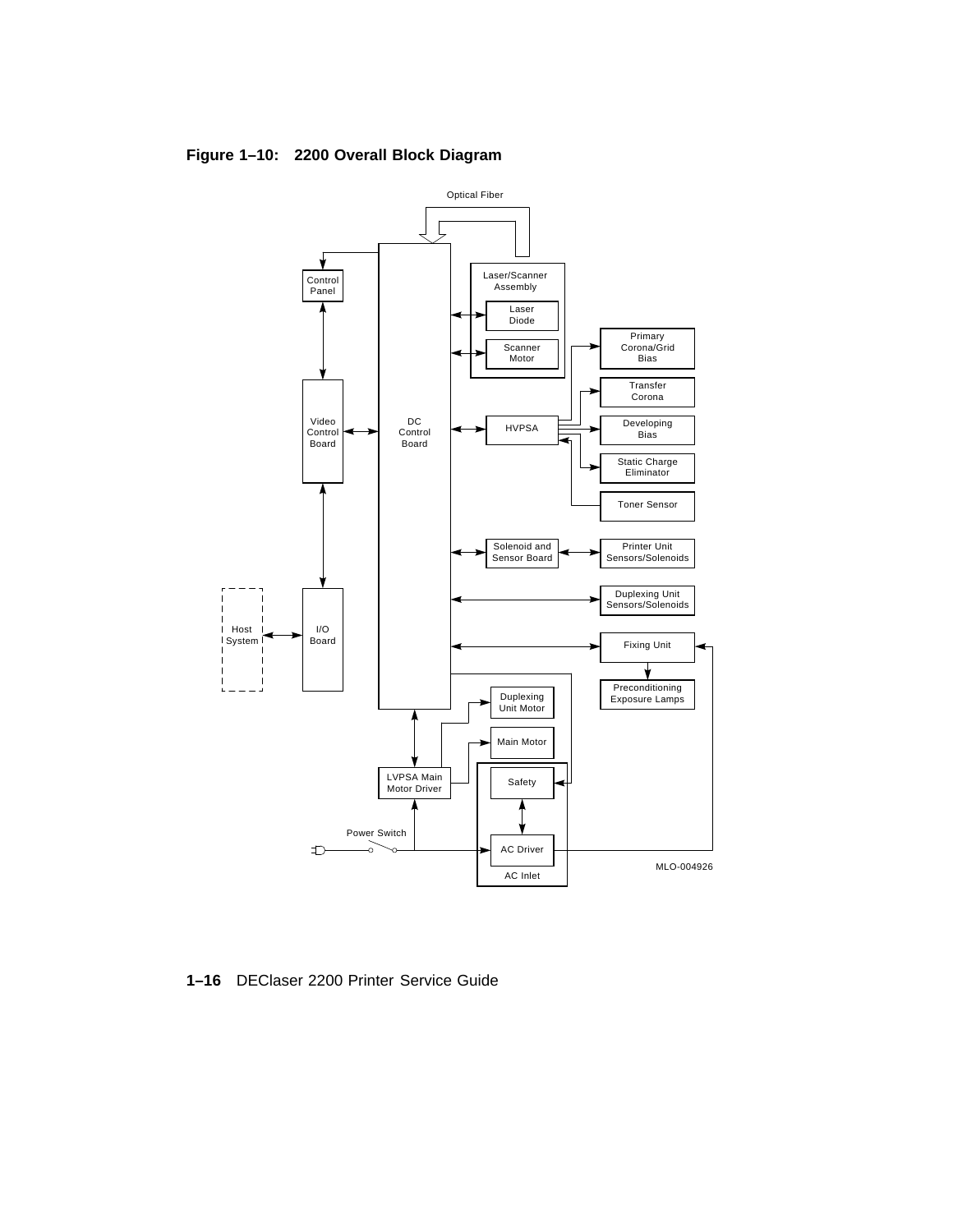**Figure 1–10: 2200 Overall Block Diagram**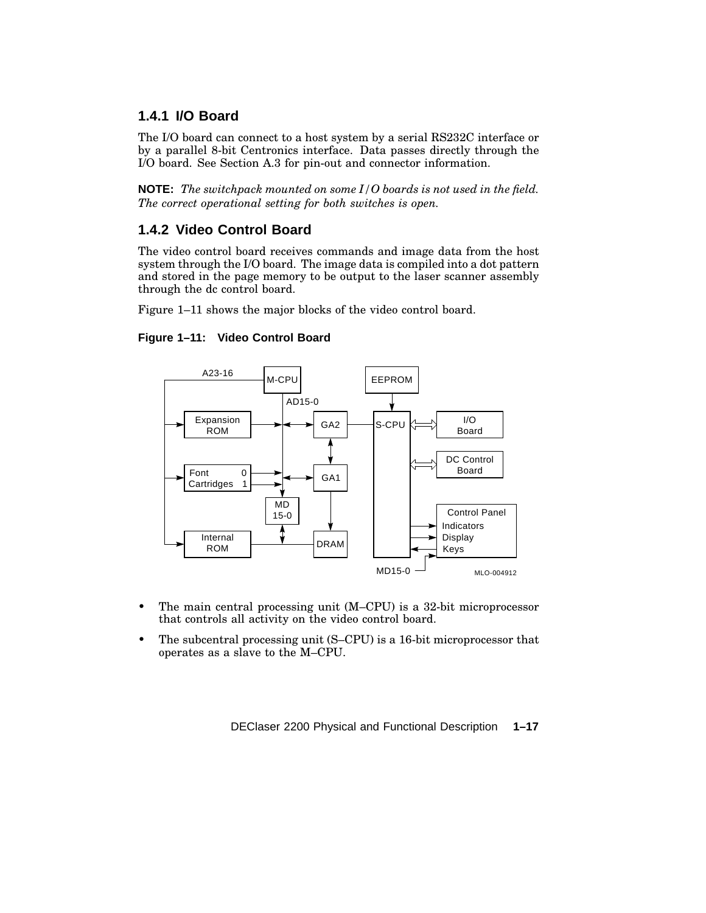### 1.4.1 I/O Board

The I/O board can connect to a host system by a serial RS232C interface or by a parallel 8-bit Centronics interface. Data passes directly through the I/O board. See Section A.3 for pin-out and connector information.

**NOTE:** *The switchpack mounted on some I/O boards is not used in the field. The correct operational setting for both switches is open.*

### 1.4.2 Video Control Board

The video control board receives commands and image data from the host system through the I/O board. The image data is compiled into a dot pattern and stored in the page memory to be output to the laser scanner assembly through the dc control board.

Figure 1–11 shows the major blocks of the video control board.

**Figure 1–11: Video Control Board**

- The main central processing unit (M–CPU) is a 32-bit microprocessor that controls all activity on the video control board.
- The subcentral processing unit (S–CPU) is a 16-bit microprocessor that operates as a slave to the M–CPU.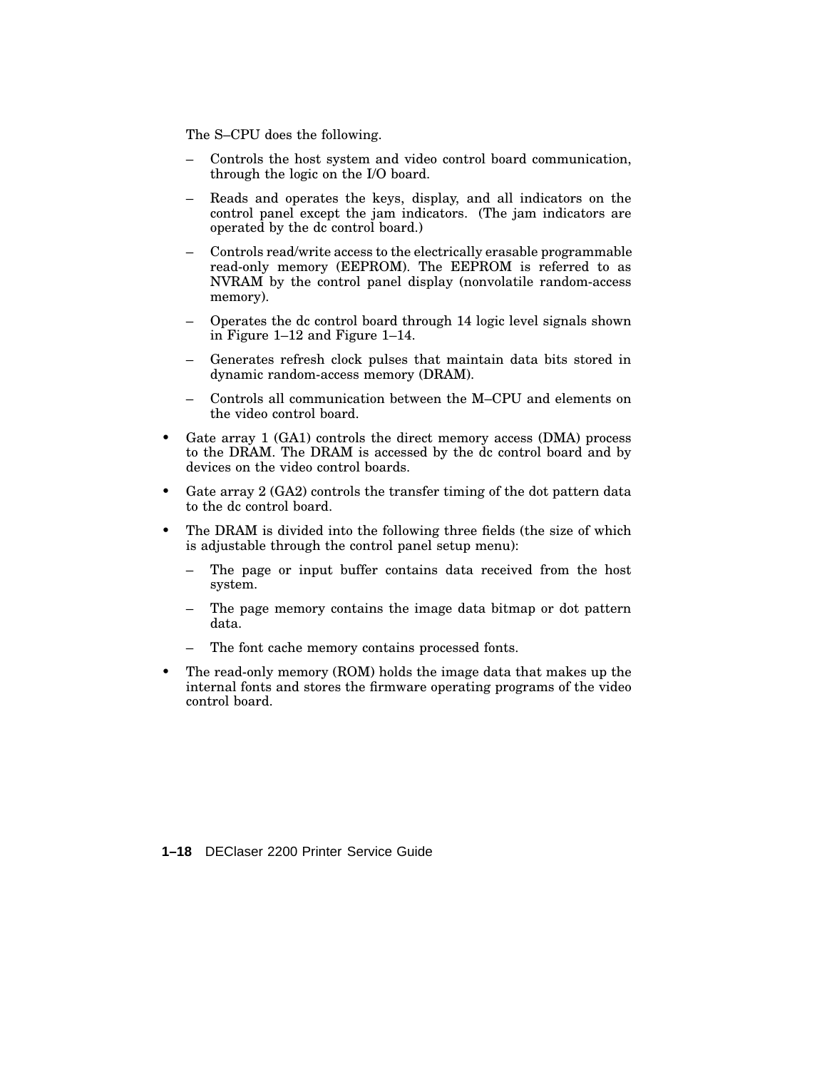The S–CPU does the following.

  - Controls the host system and video control board communication, through the logic on the I/O board.
  - Reads and operates the keys, display, and all indicators on the control panel except the jam indicators. (The jam indicators are operated by the dc control board.)
  - Controls read/write access to the electrically erasable programmable read-only memory (EEPROM). The EEPROM is referred to as NVRAM by the control panel display (nonvolatile random-access memory).
  - Operates the dc control board through 14 logic level signals shown in Figure 1–12 and Figure 1–14.
  - Generates refresh clock pulses that maintain data bits stored in dynamic random-access memory (DRAM).
  - Controls all communication between the M–CPU and elements on the video control board.

- Gate array 1 (GA1) controls the direct memory access (DMA) process to the DRAM. The DRAM is accessed by the dc control board and by devices on the video control boards.
- Gate array 2 (GA2) controls the transfer timing of the dot pattern data to the dc control board.
- The DRAM is divided into the following three fields (the size of which is adjustable through the control panel setup menu):
  - The page or input buffer contains data received from the host system.
  - The page memory contains the image data bitmap or dot pattern data.
  - The font cache memory contains processed fonts.
- The read-only memory (ROM) holds the image data that makes up the internal fonts and stores the firmware operating programs of the video control board.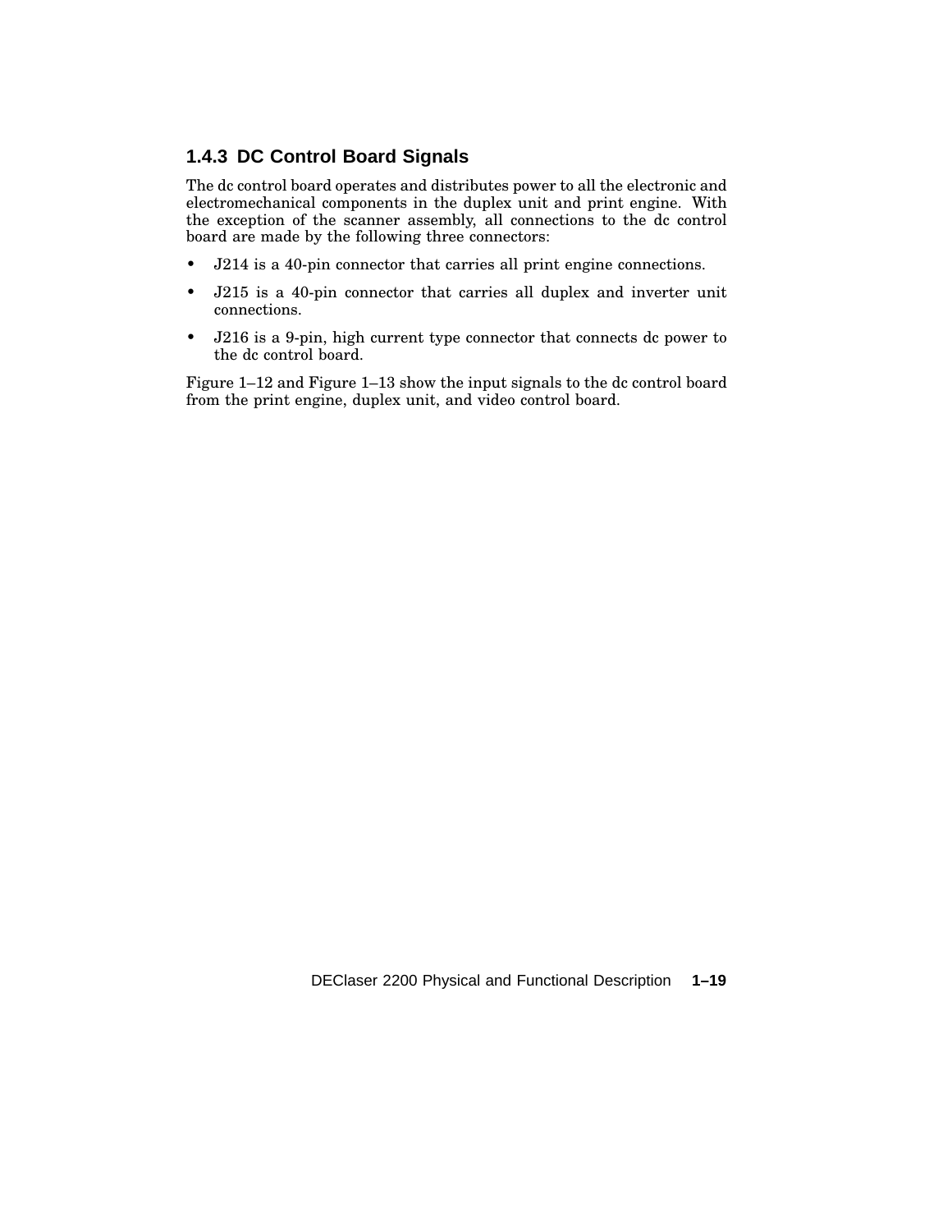### 1.4.3 DC Control Board Signals

The dc control board operates and distributes power to all the electronic and electromechanical components in the duplex unit and print engine. With the exception of the scanner assembly, all connections to the dc control board are made by the following three connectors:

- J214 is a 40-pin connector that carries all print engine connections.
- J215 is a 40-pin connector that carries all duplex and inverter unit connections.
- J216 is a 9-pin, high current type connector that connects dc power to the dc control board.

Figure 1–12 and Figure 1–13 show the input signals to the dc control board from the print engine, duplex unit, and video control board.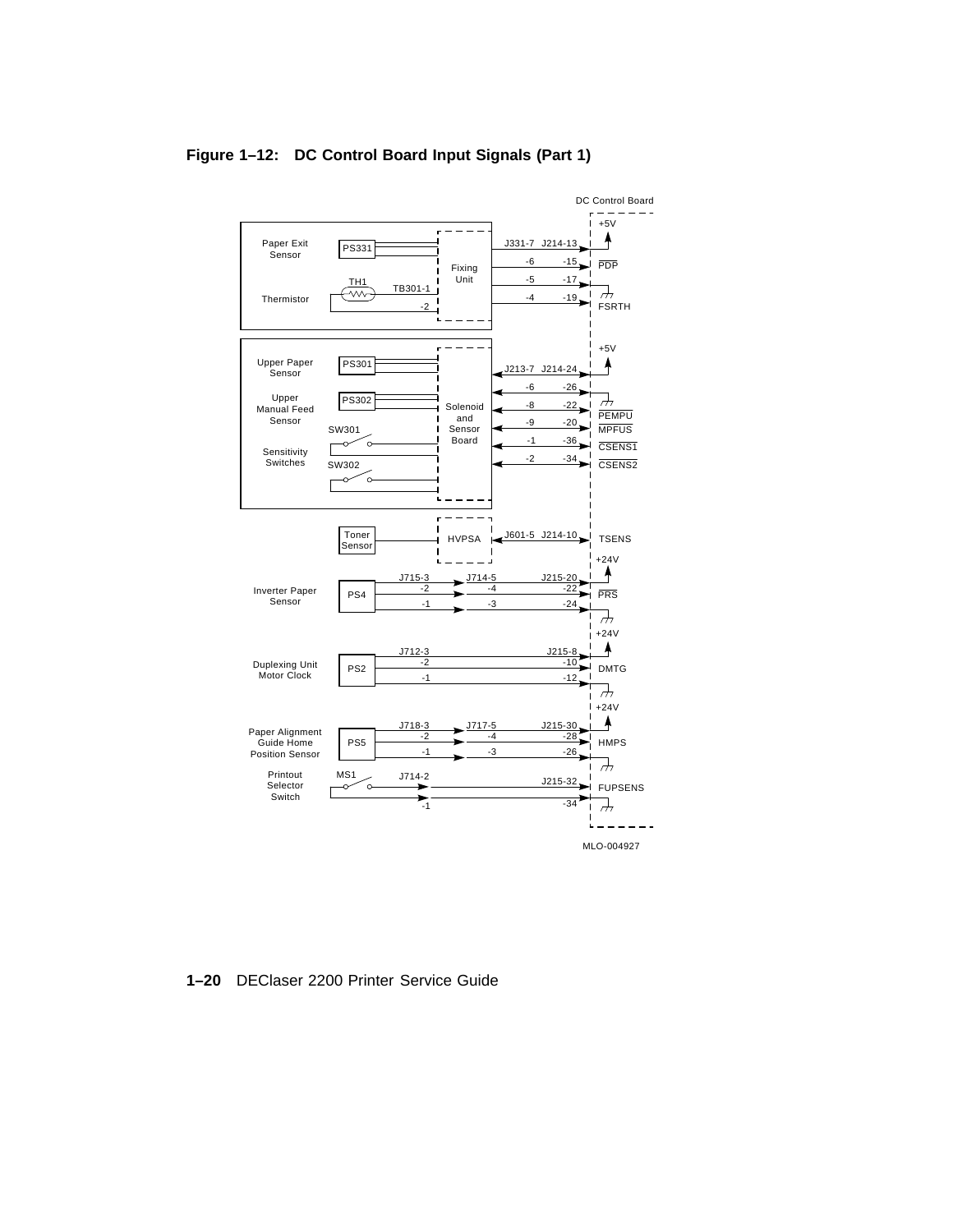**Figure 1–12: DC Control Board Input Signals (Part 1)**

DC Control Board

+5V

Paper Exit Sensor PS331

Fixing Unit

J331-7 J214-13

-6 -15 PDP

TH1 TB301-1

Thermistor -2

-5 -17

-4 -19 FSRTH

+5V

Upper Paper Sensor PS301

J213-7 J214-24

-6 -26

Upper Manual Feed Sensor PS302

Solenoid and Sensor Board

-8 -22 PEMPU

-9 -20 MPFUS

SW301

-1 -36 CSENS1

Sensitivity Switches

SW302

-2 -34 CSENS2

Toner Sensor

HVPSA

J601-5 J214-10 TSENS

+24V

Inverter Paper Sensor PS4

J715-3 J714-5 J215-20

-2 -4 -22 PRS

-1 -3 -24

+24V

Duplexing Unit Motor Clock PS2

J712-3 J215-8

-2 -10 DMTG

-1 -12

+24V

Paper Alignment Guide Home Position Sensor PS5

J718-3 J717-5 J215-30

-2 -4 -28 HMPS

-1 -3 -26

Printout Selector Switch MS1

J714-2 J215-32 FUPSENS

-1 -34

MLO-004927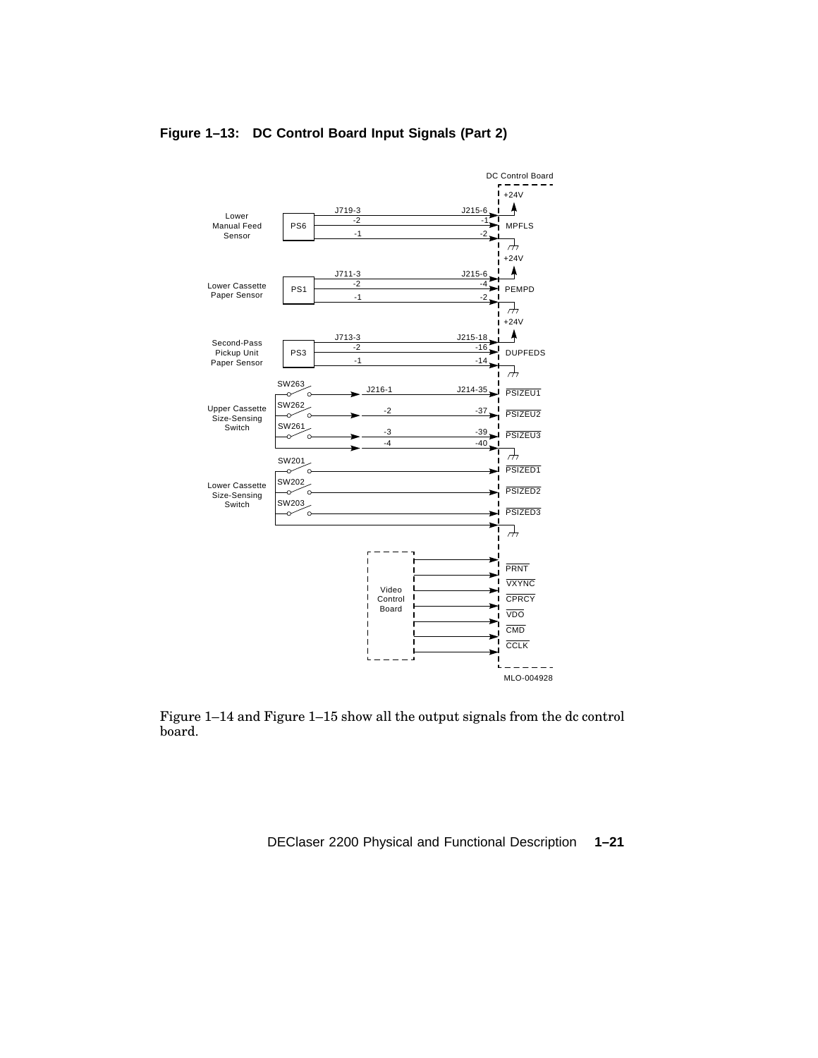**Figure 1–13: DC Control Board Input Signals (Part 2)**

Figure 1–14 and Figure 1–15 show all the output signals from the dc control board.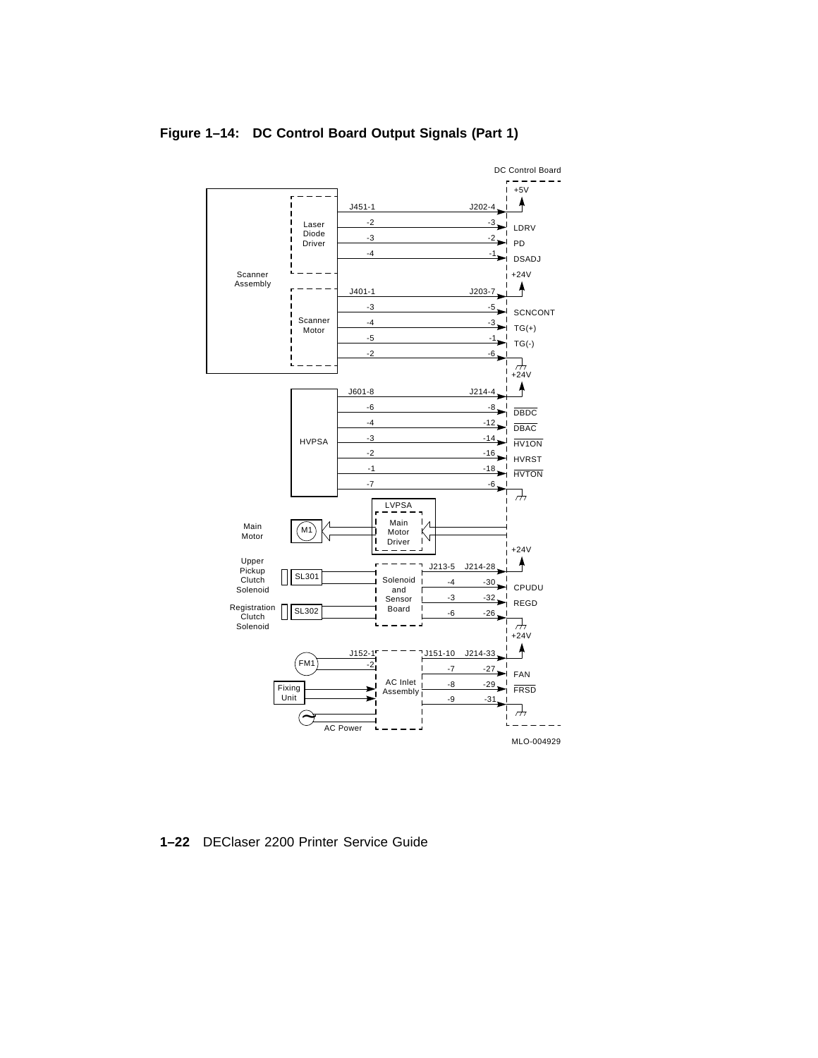**Figure 1–14: DC Control Board Output Signals (Part 1)**

DC Control Board

| Assembly | From | To | Signal |
|---|---|---|---|
| Scanner Assembly – Laser Diode Driver | J451-1 | J202-4 | +5V |
| | -2 | -3 | LDRV |
| | -3 | -2 | PD |
| | -4 | -1 | DSADJ |
| Scanner Assembly – Scanner Motor | J401-1 | J203-7 | +24V |
| | -3 | -5 | SCNCONT |
| | -4 | -3 | TG(+) |
| | -5 | -1 | TG(-) |
| | -2 | -6 | (ground) |
| HVPSA | J601-8 | J214-4 | +24V |
| | -6 | -8 | $\overline{\text{DBDC}}$ |
| | -4 | -12 | $\overline{\text{DBAC}}$ |
| | -3 | -14 | $\overline{\text{HV1ON}}$ |
| | -2 | -16 | HVRST |
| | -1 | -18 | $\overline{\text{HVTON}}$ |
| | -7 | -6 | (ground) |
| Solenoid and Sensor Board | J213-5 | J214-28 | +24V |
| | -4 | -30 | CPUDU |
| | -3 | -32 | REGD |
| | -6 | -26 | (ground) |
| AC Inlet Assembly | J151-10 | J214-33 | +24V |
| | -7 | -27 | FAN |
| | -8 | -29 | $\overline{\text{FRSD}}$ |
| | -9 | -31 | (ground) |

LVPSA: Main Motor Driver → M1 (Main Motor)

Solenoid and Sensor Board: SL301 (Upper Pickup Clutch Solenoid), SL302 (Registration Clutch Solenoid)

AC Inlet Assembly: J152-1, -2 → FM1; Fixing Unit; AC Power

MLO-004929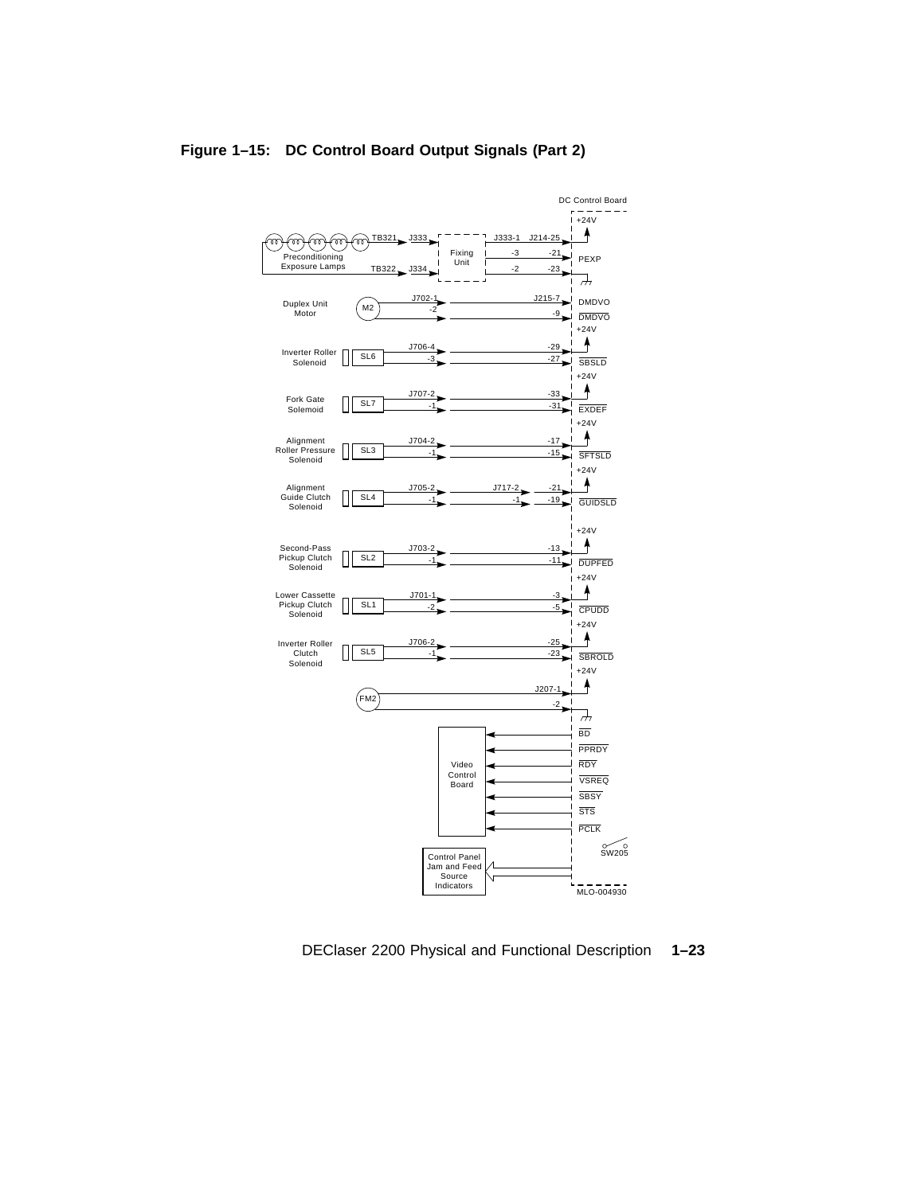**Figure 1–15: DC Control Board Output Signals (Part 2)**

DC Control Board

+24V

TB321 J333 J333-1 J214-25

Fixing Unit -3 -21 PEXP

Preconditioning Exposure Lamps TB322 J334 -2 -23

Duplex Unit Motor M2 J702-1 -2 J215-7 -9 DMDVO DMDVO

+24V

Inverter Roller Solenoid SL6 J706-4 -3 -29 -27 SBSLD

+24V

Fork Gate Solemoid SL7 J707-2 -1 -33 -31 EXDEF

+24V

Alignment Roller Pressure Solenoid SL3 J704-2 -1 -17 -15 SFTSLD

+24V

Alignment Guide Clutch Solenoid SL4 J705-2 -1 J717-2 -1 -21 -19 GUIDSLD

+24V

Second-Pass Pickup Clutch Solenoid SL2 J703-2 -1 -13 -11 DUPFED

+24V

Lower Cassette Pickup Clutch Solenoid SL1 J701-1 -2 -3 -5 CPUDD

+24V

Inverter Roller Clutch Solenoid SL5 J706-2 -1 -25 -23 SBROLD

+24V

FM2 J207-1 -2

Video Control Board BD PPRDY RDY VSREQ SBSY STS PCLK

SW205

Control Panel Jam and Feed Source Indicators

MLO-004930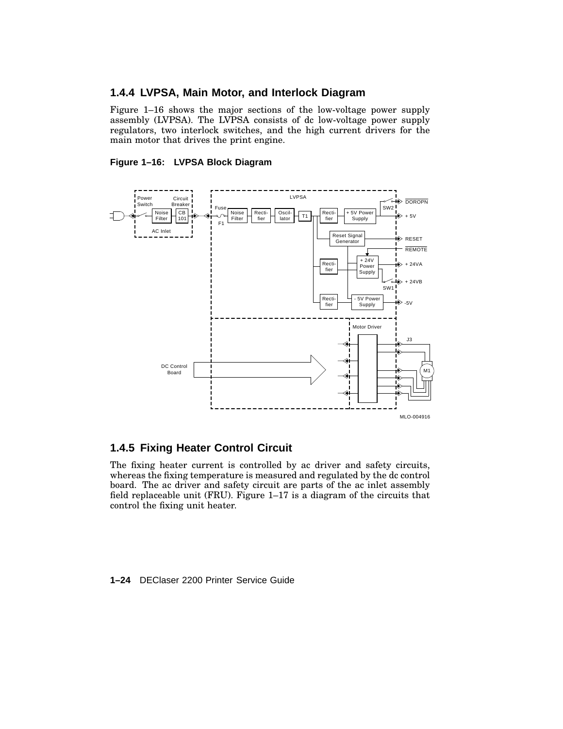### 1.4.4 LVPSA, Main Motor, and Interlock Diagram

Figure 1–16 shows the major sections of the low-voltage power supply assembly (LVPSA). The LVPSA consists of dc low-voltage power supply regulators, two interlock switches, and the high current drivers for the main motor that drives the print engine.

**Figure 1–16: LVPSA Block Diagram**

### 1.4.5 Fixing Heater Control Circuit

The fixing heater current is controlled by ac driver and safety circuits, whereas the fixing temperature is measured and regulated by the dc control board. The ac driver and safety circuit are parts of the ac inlet assembly field replaceable unit (FRU). Figure 1–17 is a diagram of the circuits that control the fixing unit heater.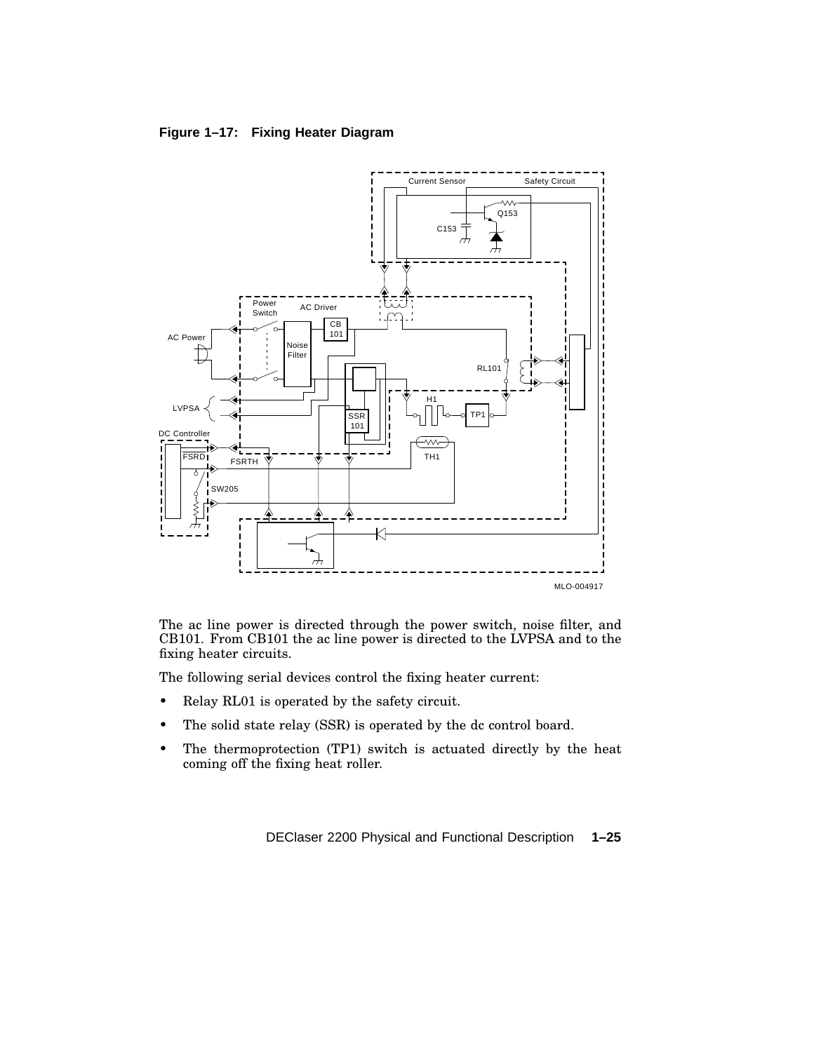**Figure 1–17: Fixing Heater Diagram**

The ac line power is directed through the power switch, noise filter, and CB101. From CB101 the ac line power is directed to the LVPSA and to the fixing heater circuits.

The following serial devices control the fixing heater current:

- Relay RL01 is operated by the safety circuit.
- The solid state relay (SSR) is operated by the dc control board.
- The thermoprotection (TP1) switch is actuated directly by the heat coming off the fixing heat roller.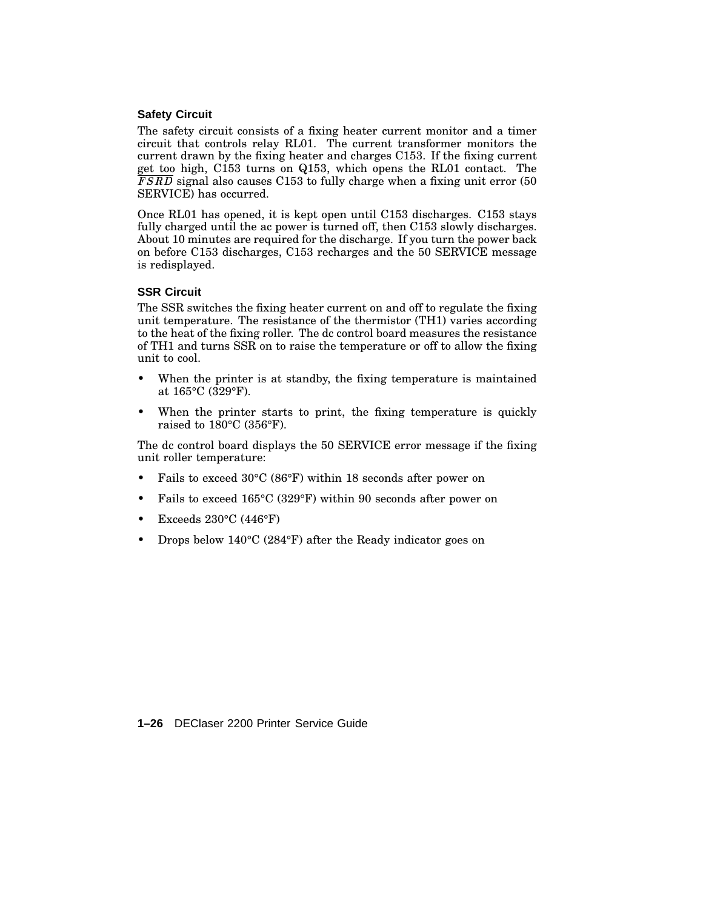### Safety Circuit

The safety circuit consists of a fixing heater current monitor and a timer circuit that controls relay RL01. The current transformer monitors the current drawn by the fixing heater and charges C153. If the fixing current get too high, C153 turns on Q153, which opens the RL01 contact. The $\overline{FSRD}$ signal also causes C153 to fully charge when a fixing unit error (50 SERVICE) has occurred.

Once RL01 has opened, it is kept open until C153 discharges. C153 stays fully charged until the ac power is turned off, then C153 slowly discharges. About 10 minutes are required for the discharge. If you turn the power back on before C153 discharges, C153 recharges and the 50 SERVICE message is redisplayed.

### SSR Circuit

The SSR switches the fixing heater current on and off to regulate the fixing unit temperature. The resistance of the thermistor (TH1) varies according to the heat of the fixing roller. The dc control board measures the resistance of TH1 and turns SSR on to raise the temperature or off to allow the fixing unit to cool.

- When the printer is at standby, the fixing temperature is maintained at 165°C (329°F).
- When the printer starts to print, the fixing temperature is quickly raised to 180°C (356°F).

The dc control board displays the 50 SERVICE error message if the fixing unit roller temperature:

- Fails to exceed 30°C (86°F) within 18 seconds after power on
- Fails to exceed 165°C (329°F) within 90 seconds after power on
- Exceeds 230°C (446°F)
- Drops below 140°C (284°F) after the Ready indicator goes on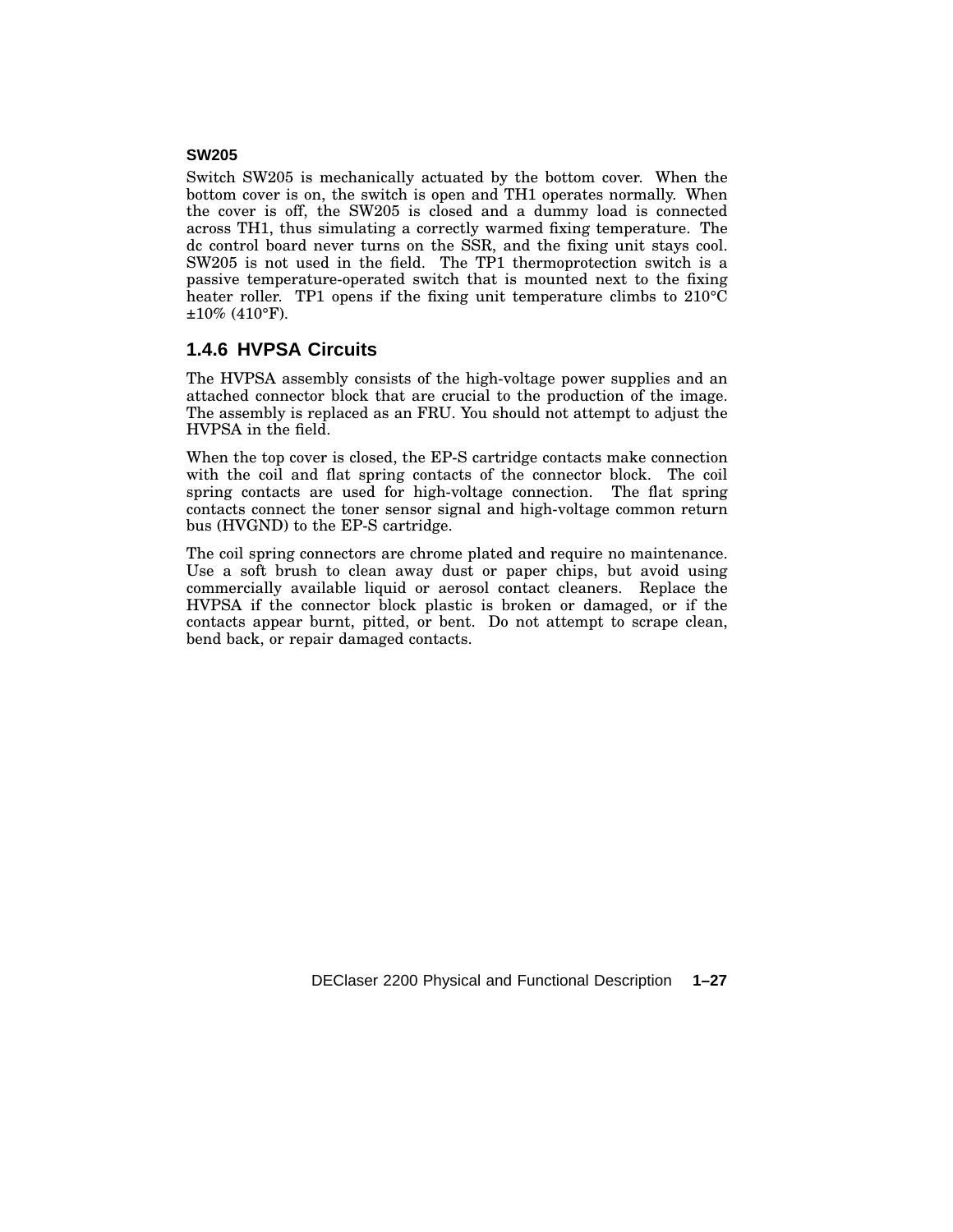#### SW205

Switch SW205 is mechanically actuated by the bottom cover. When the bottom cover is on, the switch is open and TH1 operates normally. When the cover is off, the SW205 is closed and a dummy load is connected across TH1, thus simulating a correctly warmed fixing temperature. The dc control board never turns on the SSR, and the fixing unit stays cool. SW205 is not used in the field. The TP1 thermoprotection switch is a passive temperature-operated switch that is mounted next to the fixing heater roller. TP1 opens if the fixing unit temperature climbs to 210°C ±10% (410°F).

### 1.4.6 HVPSA Circuits

The HVPSA assembly consists of the high-voltage power supplies and an attached connector block that are crucial to the production of the image. The assembly is replaced as an FRU. You should not attempt to adjust the HVPSA in the field.

When the top cover is closed, the EP-S cartridge contacts make connection with the coil and flat spring contacts of the connector block. The coil spring contacts are used for high-voltage connection. The flat spring contacts connect the toner sensor signal and high-voltage common return bus (HVGND) to the EP-S cartridge.

The coil spring connectors are chrome plated and require no maintenance. Use a soft brush to clean away dust or paper chips, but avoid using commercially available liquid or aerosol contact cleaners. Replace the HVPSA if the connector block plastic is broken or damaged, or if the contacts appear burnt, pitted, or bent. Do not attempt to scrape clean, bend back, or repair damaged contacts.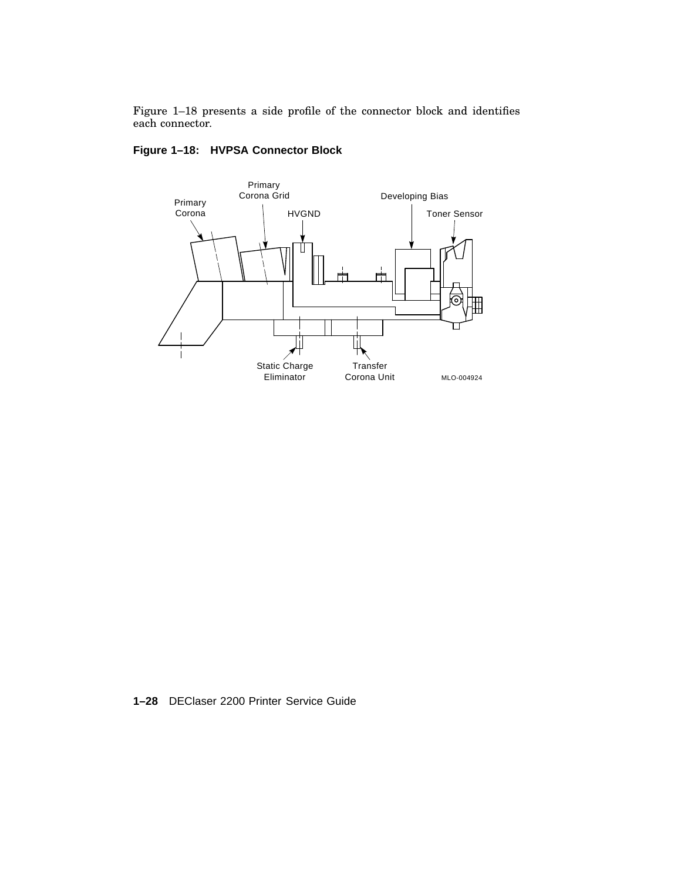Figure 1–18 presents a side profile of the connector block and identifies each connector.

**Figure 1–18: HVPSA Connector Block**

Primary Corona

Primary Corona Grid

HVGND

Developing Bias

Toner Sensor

Static Charge Eliminator

Transfer Corona Unit

MLO-004924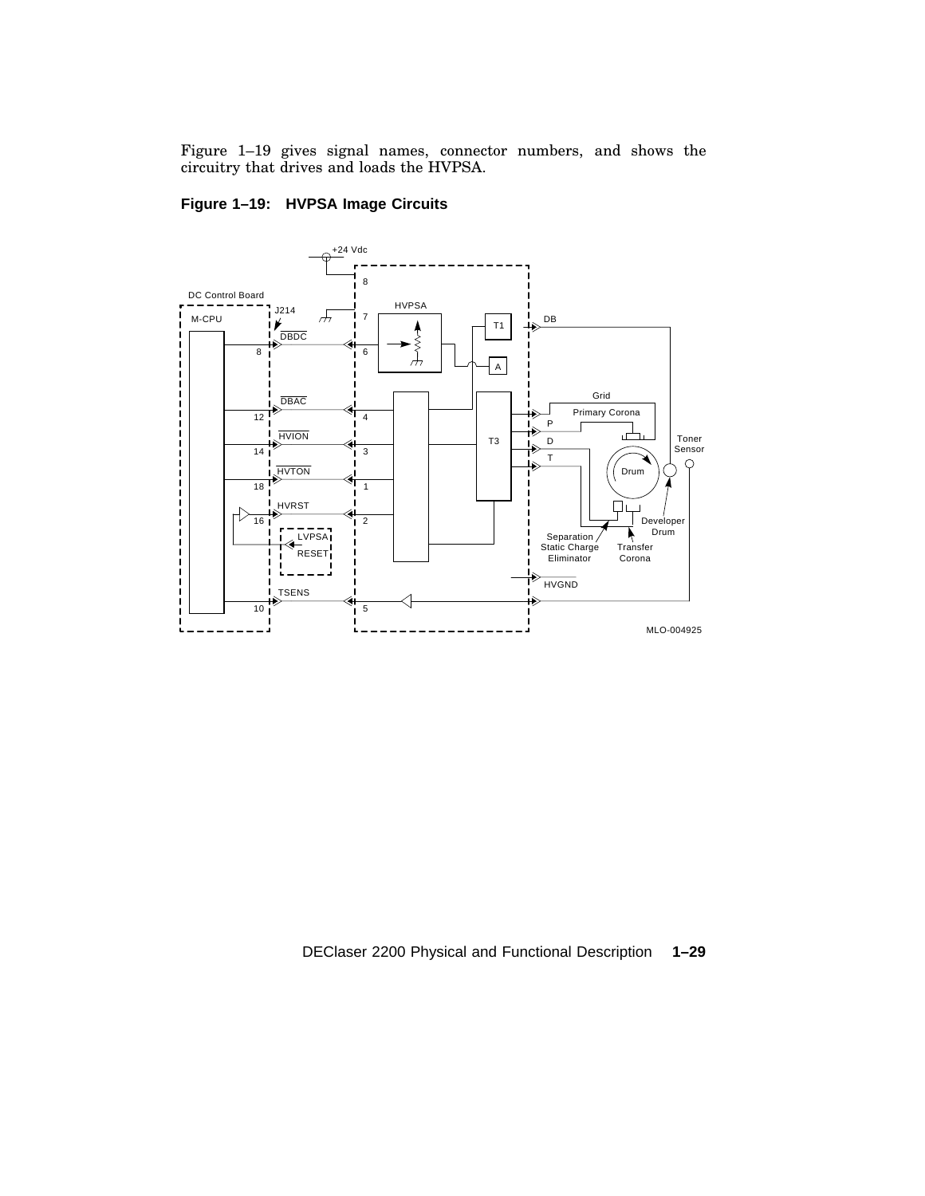Figure 1–19 gives signal names, connector numbers, and shows the circuitry that drives and loads the HVPSA.

**Figure 1–19: HVPSA Image Circuits**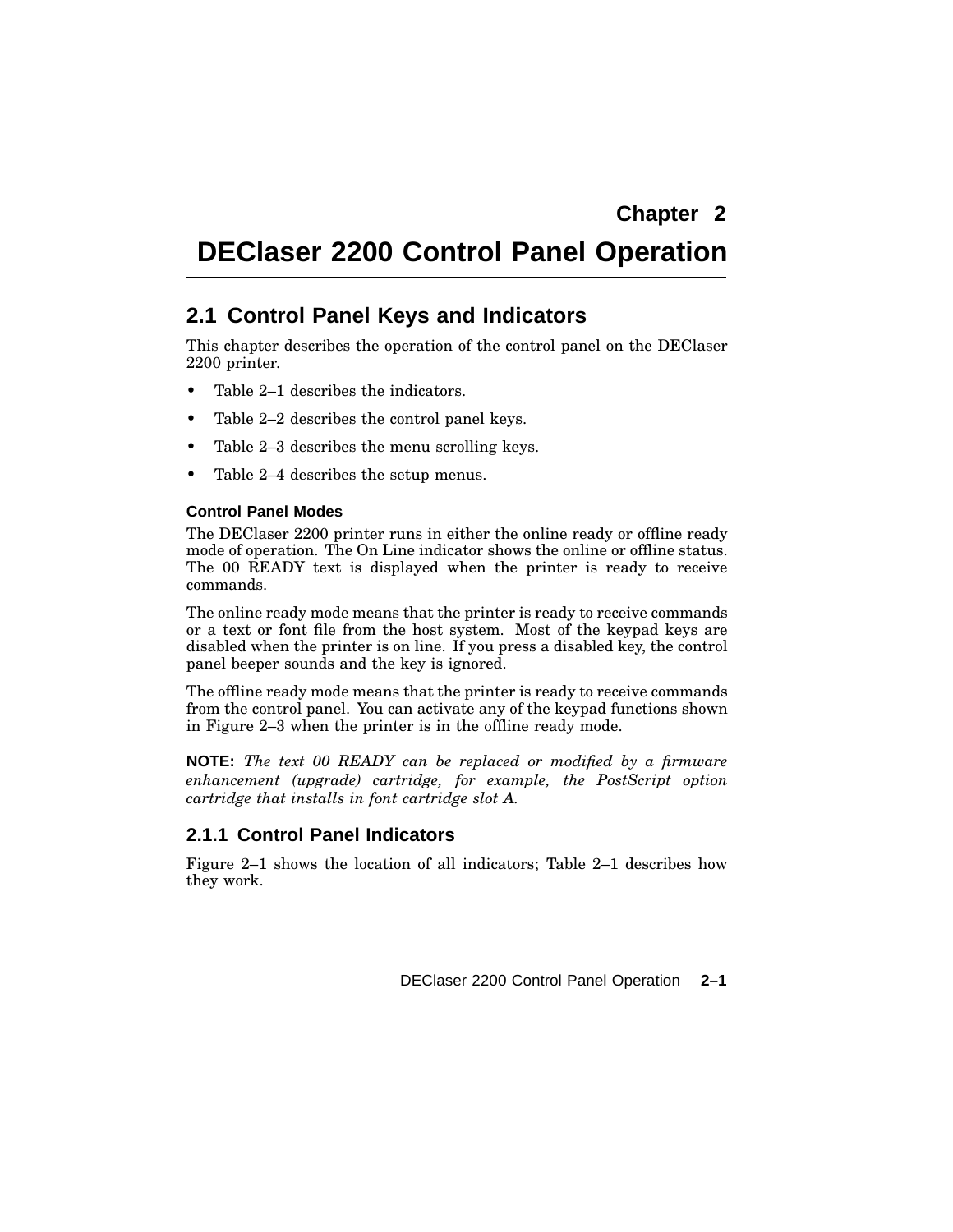# Chapter 2

# DEClaser 2200 Control Panel Operation

## 2.1 Control Panel Keys and Indicators

This chapter describes the operation of the control panel on the DEClaser 2200 printer.

- Table 2–1 describes the indicators.
- Table 2–2 describes the control panel keys.
- Table 2–3 describes the menu scrolling keys.
- Table 2–4 describes the setup menus.

#### Control Panel Modes

The DEClaser 2200 printer runs in either the online ready or offline ready mode of operation. The On Line indicator shows the online or offline status. The 00 READY text is displayed when the printer is ready to receive commands.

The online ready mode means that the printer is ready to receive commands or a text or font file from the host system. Most of the keypad keys are disabled when the printer is on line. If you press a disabled key, the control panel beeper sounds and the key is ignored.

The offline ready mode means that the printer is ready to receive commands from the control panel. You can activate any of the keypad functions shown in Figure 2–3 when the printer is in the offline ready mode.

**NOTE:** *The text 00 READY can be replaced or modified by a firmware enhancement (upgrade) cartridge, for example, the PostScript option cartridge that installs in font cartridge slot A.*

### 2.1.1 Control Panel Indicators

Figure 2–1 shows the location of all indicators; Table 2–1 describes how they work.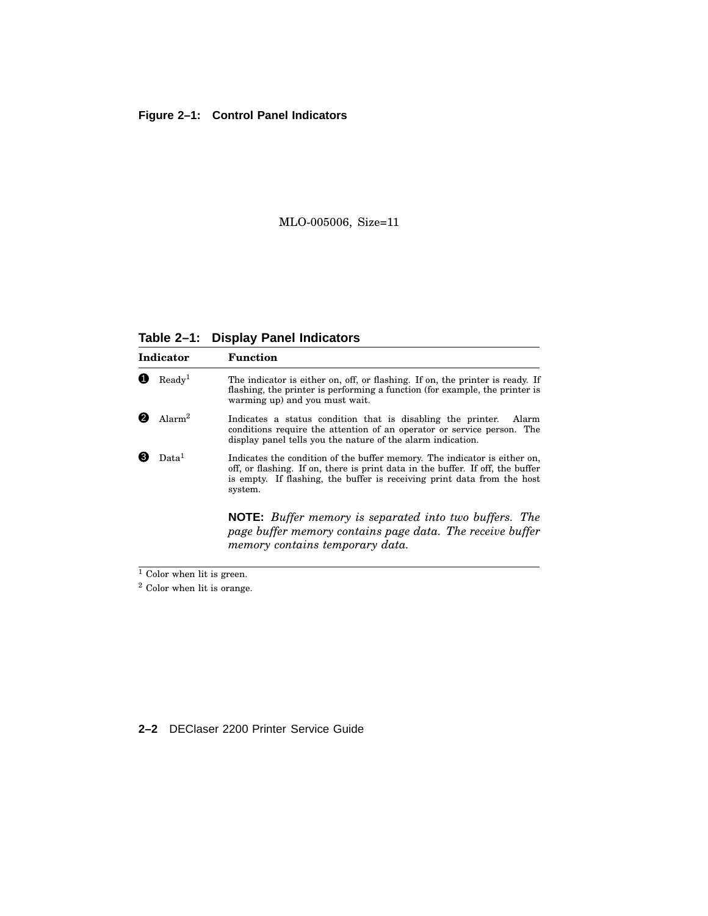**Figure 2–1: Control Panel Indicators**

MLO-005006, Size=11

**Table 2–1: Display Panel Indicators**

| Indicator | Function |
|---|---|
| ❶ Ready[1] | The indicator is either on, off, or flashing. If on, the printer is ready. If flashing, the printer is performing a function (for example, the printer is warming up) and you must wait. |
| ❷ Alarm[2] | Indicates a status condition that is disabling the printer. Alarm conditions require the attention of an operator or service person. The display panel tells you the nature of the alarm indication. |
| ❸ Data[1] | Indicates the condition of the buffer memory. The indicator is either on, off, or flashing. If on, there is print data in the buffer. If off, the buffer is empty. If flashing, the buffer is receiving print data from the host system. |
| | **NOTE:** *Buffer memory is separated into two buffers. The page buffer memory contains page data. The receive buffer memory contains temporary data.* |

[1] Color when lit is green.

[2] Color when lit is orange.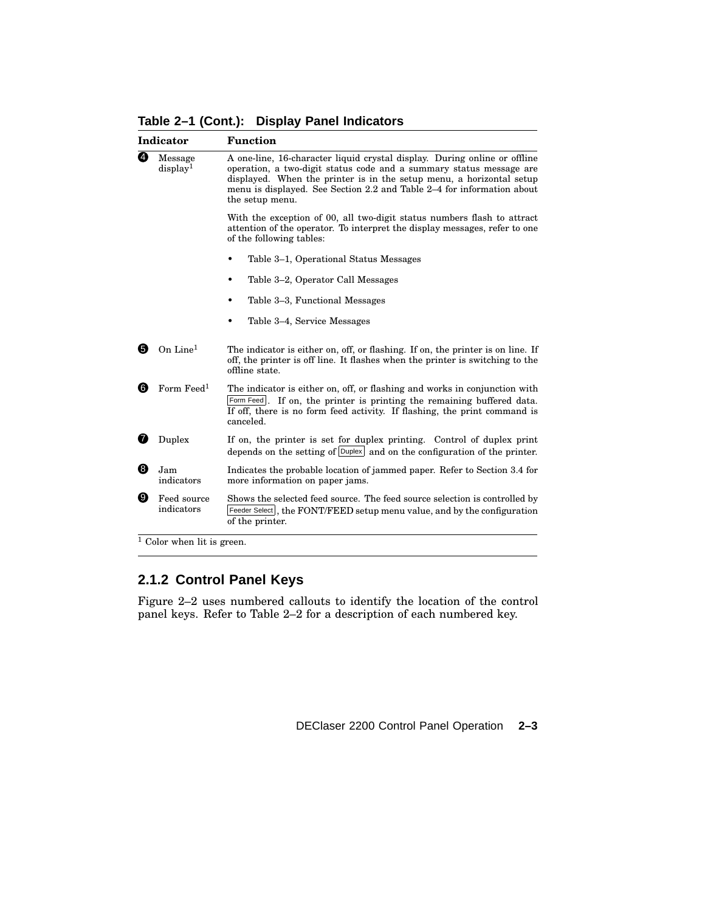**Table 2–1 (Cont.): Display Panel Indicators**

| Indicator | Function |
|---|---|
| ❹ Message display[1] | A one-line, 16-character liquid crystal display. During online or offline operation, a two-digit status code and a summary status message are displayed. When the printer is in the setup menu, a horizontal setup menu is displayed. See Section 2.2 and Table 2–4 for information about the setup menu.<br><br>With the exception of 00, all two-digit status numbers flash to attract attention of the operator. To interpret the display messages, refer to one of the following tables:<br><br>• Table 3–1, Operational Status Messages<br>• Table 3–2, Operator Call Messages<br>• Table 3–3, Functional Messages<br>• Table 3–4, Service Messages |
| ❺ On Line[1] | The indicator is either on, off, or flashing. If on, the printer is on line. If off, the printer is off line. It flashes when the printer is switching to the offline state. |
| ❻ Form Feed[1] | The indicator is either on, off, or flashing and works in conjunction with Form Feed. If on, the printer is printing the remaining buffered data. If off, there is no form feed activity. If flashing, the print command is canceled. |
| ❼ Duplex | If on, the printer is set for duplex printing. Control of duplex print depends on the setting of Duplex and on the configuration of the printer. |
| ❽ Jam indicators | Indicates the probable location of jammed paper. Refer to Section 3.4 for more information on paper jams. |
| ❾ Feed source indicators | Shows the selected feed source. The feed source selection is controlled by Feeder Select, the FONT/FEED setup menu value, and by the configuration of the printer. |

[1] Color when lit is green.

### 2.1.2 Control Panel Keys

Figure 2–2 uses numbered callouts to identify the location of the control panel keys. Refer to Table 2–2 for a description of each numbered key.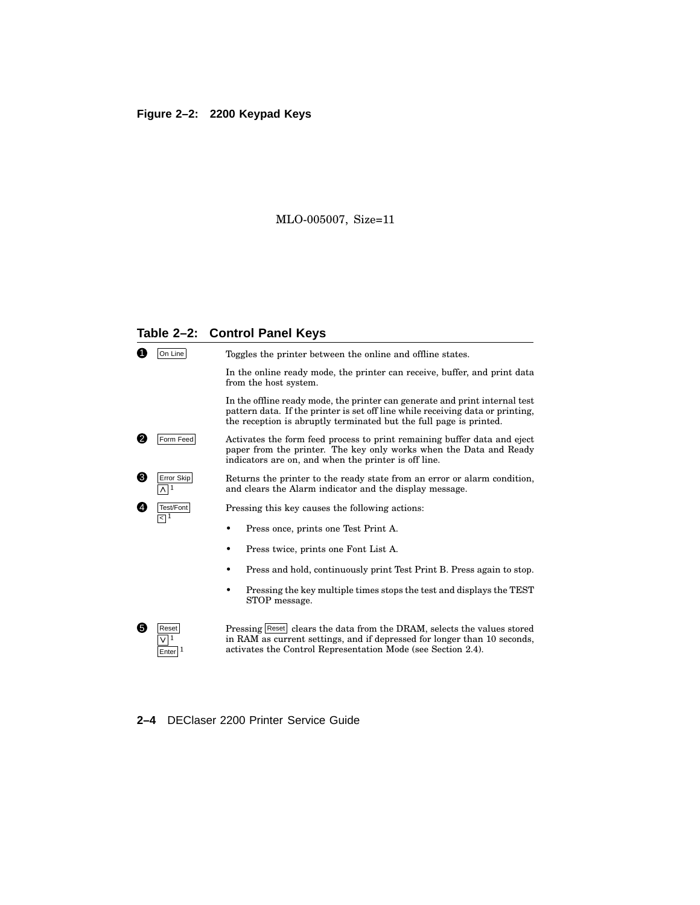**Figure 2–2: 2200 Keypad Keys**

MLO-005007, Size=11

## Table 2–2: Control Panel Keys

| | Key | Description |
|---|---|---|
| ❶ | On Line | Toggles the printer between the online and offline states.<br><br>In the online ready mode, the printer can receive, buffer, and print data from the host system.<br><br>In the offline ready mode, the printer can generate and print internal test pattern data. If the printer is set off line while receiving data or printing, the reception is abruptly terminated but the full page is printed. |
| ❷ | Form Feed | Activates the form feed process to print remaining buffer data and eject paper from the printer. The key only works when the Data and Ready indicators are on, and when the printer is off line. |
| ❸ | Error Skip<br>∧ [1] | Returns the printer to the ready state from an error or alarm condition, and clears the Alarm indicator and the display message. |
| ❹ | Test/Font<br>< [1] | Pressing this key causes the following actions:<br>• Press once, prints one Test Print A.<br>• Press twice, prints one Font List A.<br>• Press and hold, continuously print Test Print B. Press again to stop.<br>• Pressing the key multiple times stops the test and displays the TEST STOP message. |
| ❺ | Reset<br>∨ [1]<br>Enter [1] | Pressing Reset clears the data from the DRAM, selects the values stored in RAM as current settings, and if depressed for longer than 10 seconds, activates the Control Representation Mode (see Section 2.4). |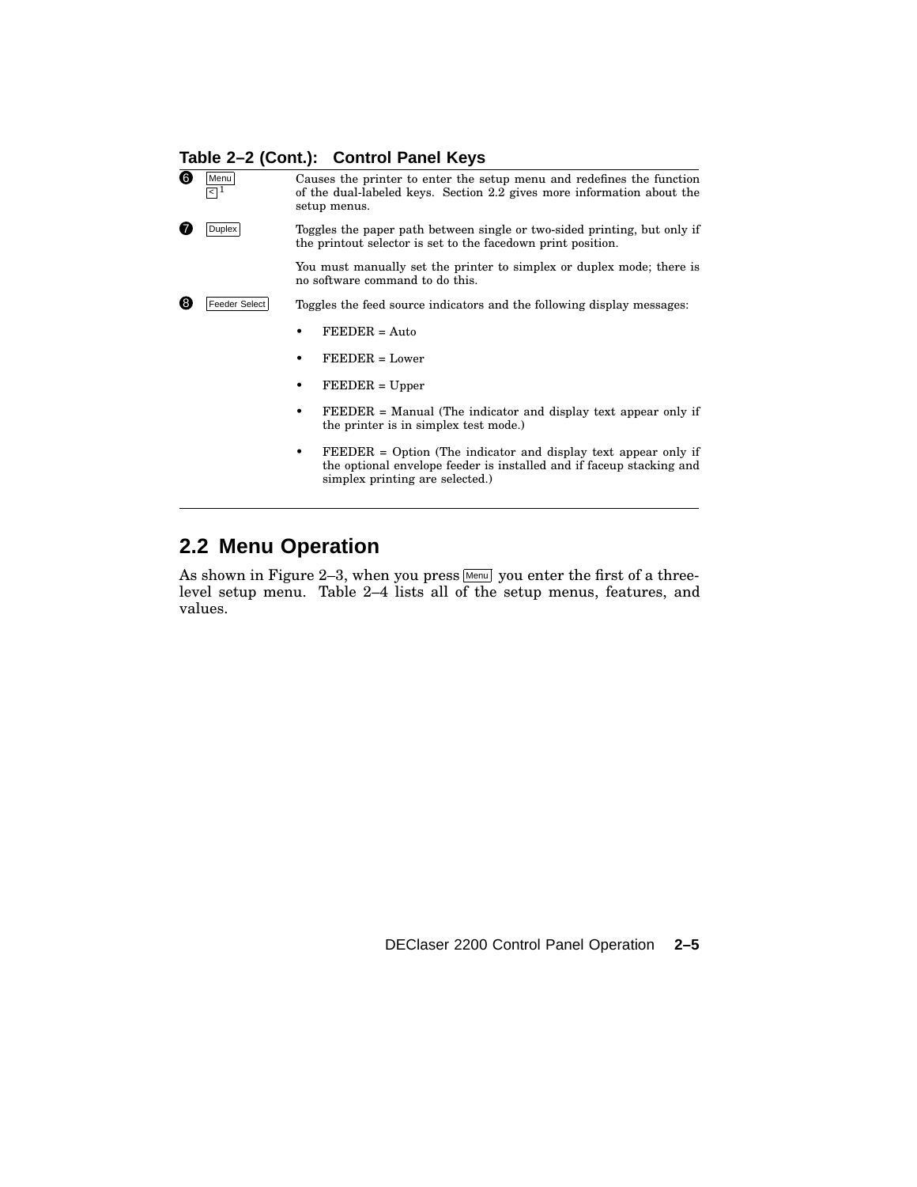**Table 2–2 (Cont.): Control Panel Keys**

| | | |
|---|---|---|
| 6 | Menu<br>< [1] | Causes the printer to enter the setup menu and redefines the function of the dual-labeled keys. Section 2.2 gives more information about the setup menus. |
| 7 | Duplex | Toggles the paper path between single or two-sided printing, but only if the printout selector is set to the facedown print position.<br><br>You must manually set the printer to simplex or duplex mode; there is no software command to do this. |
| 8 | Feeder Select | Toggles the feed source indicators and the following display messages:<br><br>• FEEDER = Auto<br>• FEEDER = Lower<br>• FEEDER = Upper<br>• FEEDER = Manual (The indicator and display text appear only if the printer is in simplex test mode.)<br>• FEEDER = Option (The indicator and display text appear only if the optional envelope feeder is installed and if faceup stacking and simplex printing are selected.) |

## 2.2 Menu Operation

As shown in Figure 2–3, when you press Menu you enter the first of a three-level setup menu. Table 2–4 lists all of the setup menus, features, and values.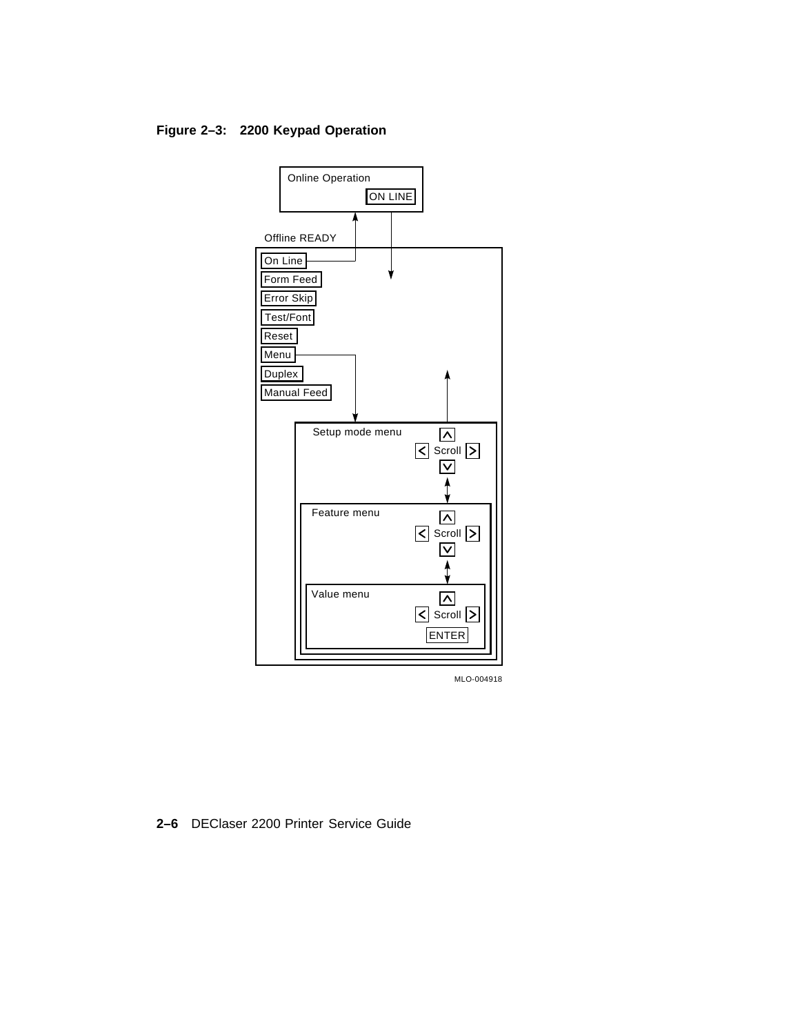**Figure 2–3: 2200 Keypad Operation**

Online Operation

ON LINE

Offline READY

On Line

Form Feed

Error Skip

Test/Font

Reset

Menu

Duplex

Manual Feed

Setup mode menu

Scroll

Feature menu

Scroll

Value menu

Scroll

ENTER

MLO-004918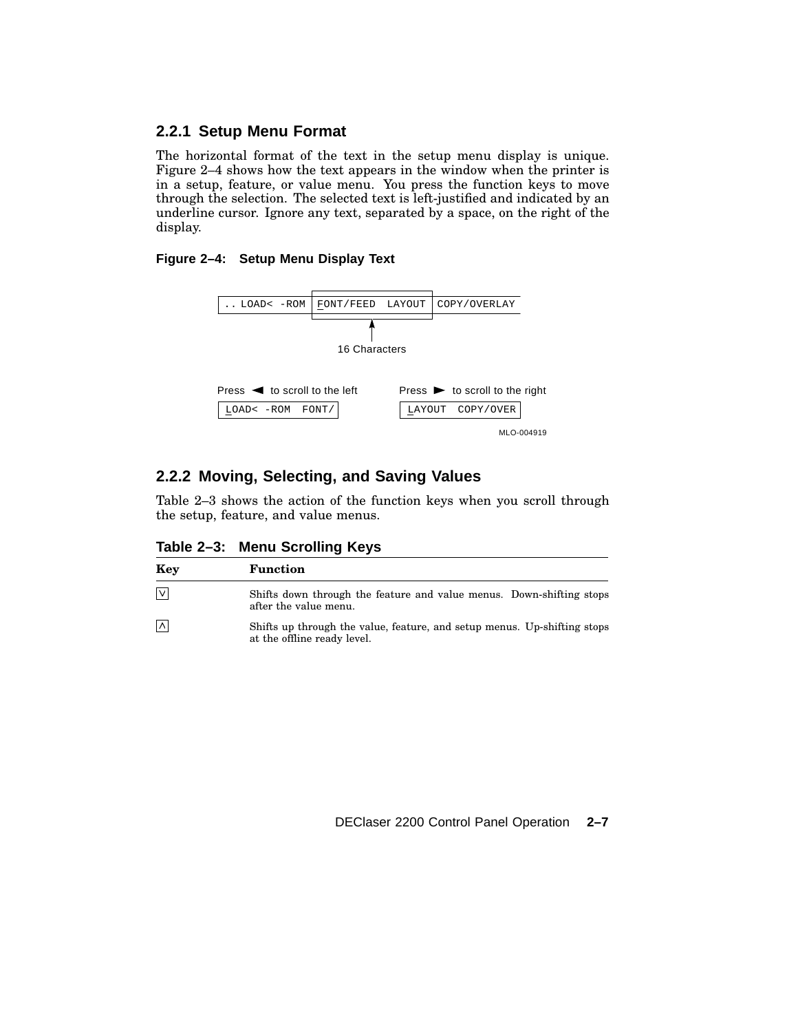### 2.2.1 Setup Menu Format

The horizontal format of the text in the setup menu display is unique. Figure 2–4 shows how the text appears in the window when the printer is in a setup, feature, or value menu. You press the function keys to move through the selection. The selected text is left-justified and indicated by an underline cursor. Ignore any text, separated by a space, on the right of the display.

**Figure 2–4: Setup Menu Display Text**

```
.. LOAD< -ROM | FONT/FEED  LAYOUT | COPY/OVERLAY
                       ^
                 16 Characters

Press ◄ to scroll to the left      Press ► to scroll to the right
LOAD< -ROM  FONT/                  LAYOUT  COPY/OVER
```

MLO-004919

### 2.2.2 Moving, Selecting, and Saving Values

Table 2–3 shows the action of the function keys when you scroll through the setup, feature, and value menus.

**Table 2–3: Menu Scrolling Keys**

| Key | Function |
|---|---|
| ∨ | Shifts down through the feature and value menus. Down-shifting stops after the value menu. |
| ∧ | Shifts up through the value, feature, and setup menus. Up-shifting stops at the offline ready level. |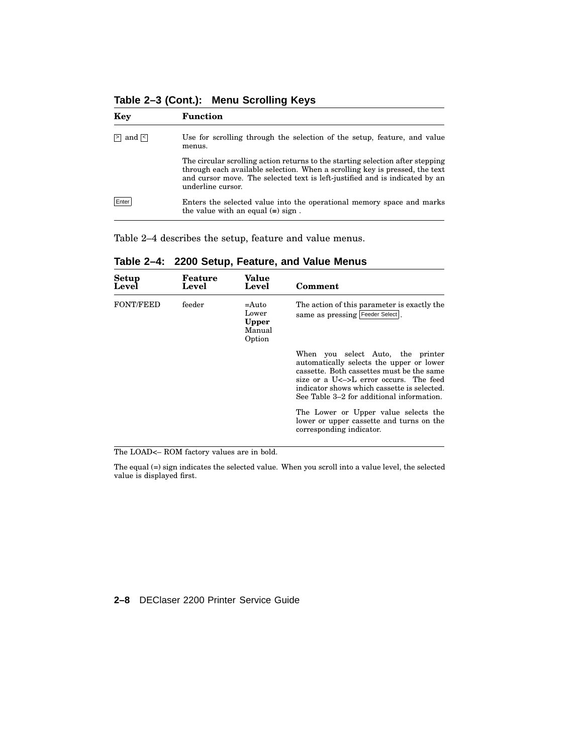**Table 2–3 (Cont.): Menu Scrolling Keys**

| Key | Function |
|---|---|
| > and < | Use for scrolling through the selection of the setup, feature, and value menus.<br><br>The circular scrolling action returns to the starting selection after stepping through each available selection. When a scrolling key is pressed, the text and cursor move. The selected text is left-justified and is indicated by an underline cursor. |
| Enter | Enters the selected value into the operational memory space and marks the value with an equal (=) sign . |

Table 2–4 describes the setup, feature and value menus.

**Table 2–4: 2200 Setup, Feature, and Value Menus**

| Setup Level | Feature Level | Value Level | Comment |
|---|---|---|---|
| FONT/FEED | feeder | =Auto<br>Lower<br>**Upper**<br>Manual<br>Option | The action of this parameter is exactly the same as pressing Feeder Select.<br><br>When you select Auto, the printer automatically selects the upper or lower cassette. Both cassettes must be the same size or a U<–>L error occurs. The feed indicator shows which cassette is selected. See Table 3–2 for additional information.<br><br>The Lower or Upper value selects the lower or upper cassette and turns on the corresponding indicator. |

The LOAD<– ROM factory values are in bold.

The equal (=) sign indicates the selected value. When you scroll into a value level, the selected value is displayed first.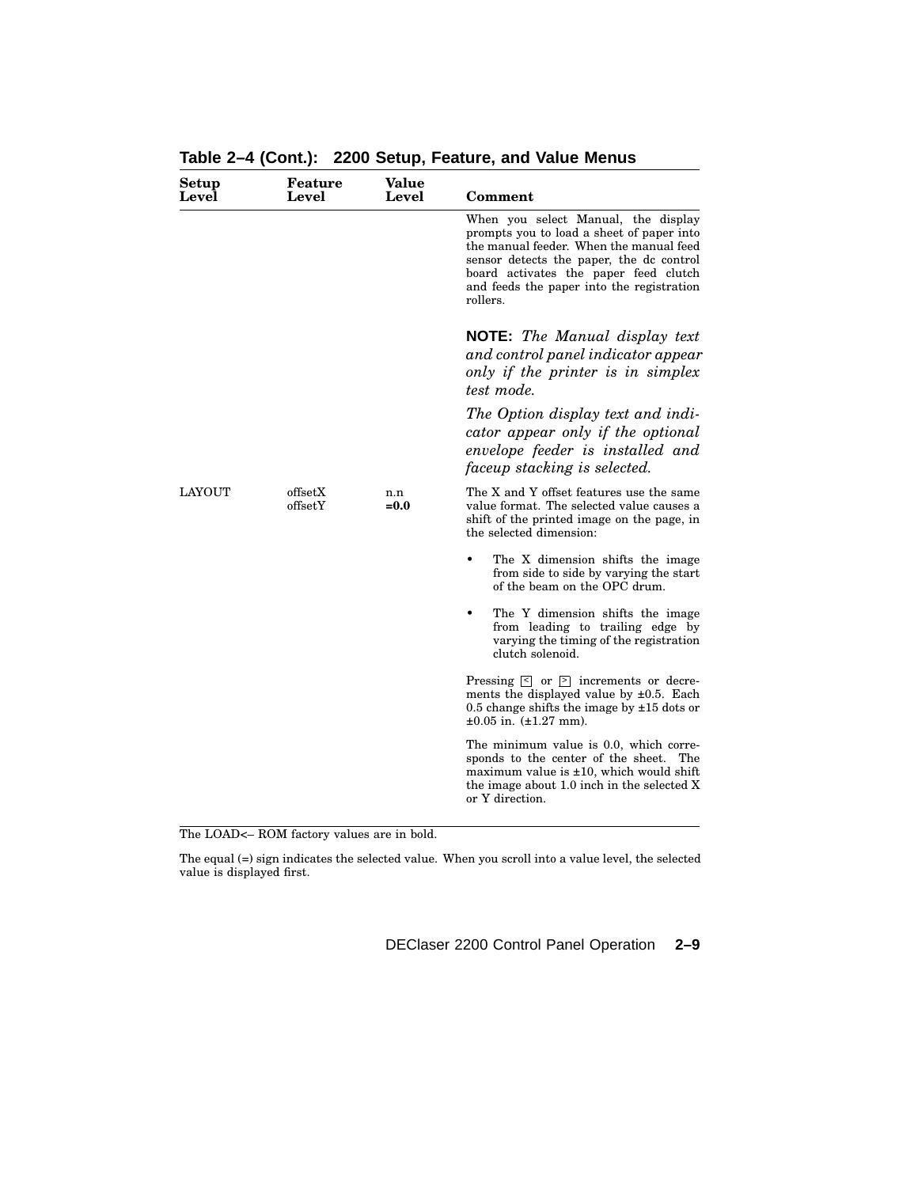**Table 2–4 (Cont.): 2200 Setup, Feature, and Value Menus**

| Setup Level | Feature Level | Value Level | Comment |
|---|---|---|---|
| | | | When you select Manual, the display prompts you to load a sheet of paper into the manual feeder. When the manual feed sensor detects the paper, the dc control board activates the paper feed clutch and feeds the paper into the registration rollers. |
| | | | **NOTE:** *The Manual display text and control panel indicator appear only if the printer is in simplex test mode.* |
| | | | *The Option display text and indicator appear only if the optional envelope feeder is installed and faceup stacking is selected.* |
| LAYOUT | offsetX<br>offsetY | n.n<br>**=0.0** | The X and Y offset features use the same value format. The selected value causes a shift of the printed image on the page, in the selected dimension: |
| | | | • The X dimension shifts the image from side to side by varying the start of the beam on the OPC drum. |
| | | | • The Y dimension shifts the image from leading to trailing edge by varying the timing of the registration clutch solenoid. |
| | | | Pressing < or > increments or decrements the displayed value by ±0.5. Each 0.5 change shifts the image by ±15 dots or ±0.05 in. (±1.27 mm). |
| | | | The minimum value is 0.0, which corresponds to the center of the sheet. The maximum value is ±10, which would shift the image about 1.0 inch in the selected X or Y direction. |

The LOAD<– ROM factory values are in bold.

The equal (=) sign indicates the selected value. When you scroll into a value level, the selected value is displayed first.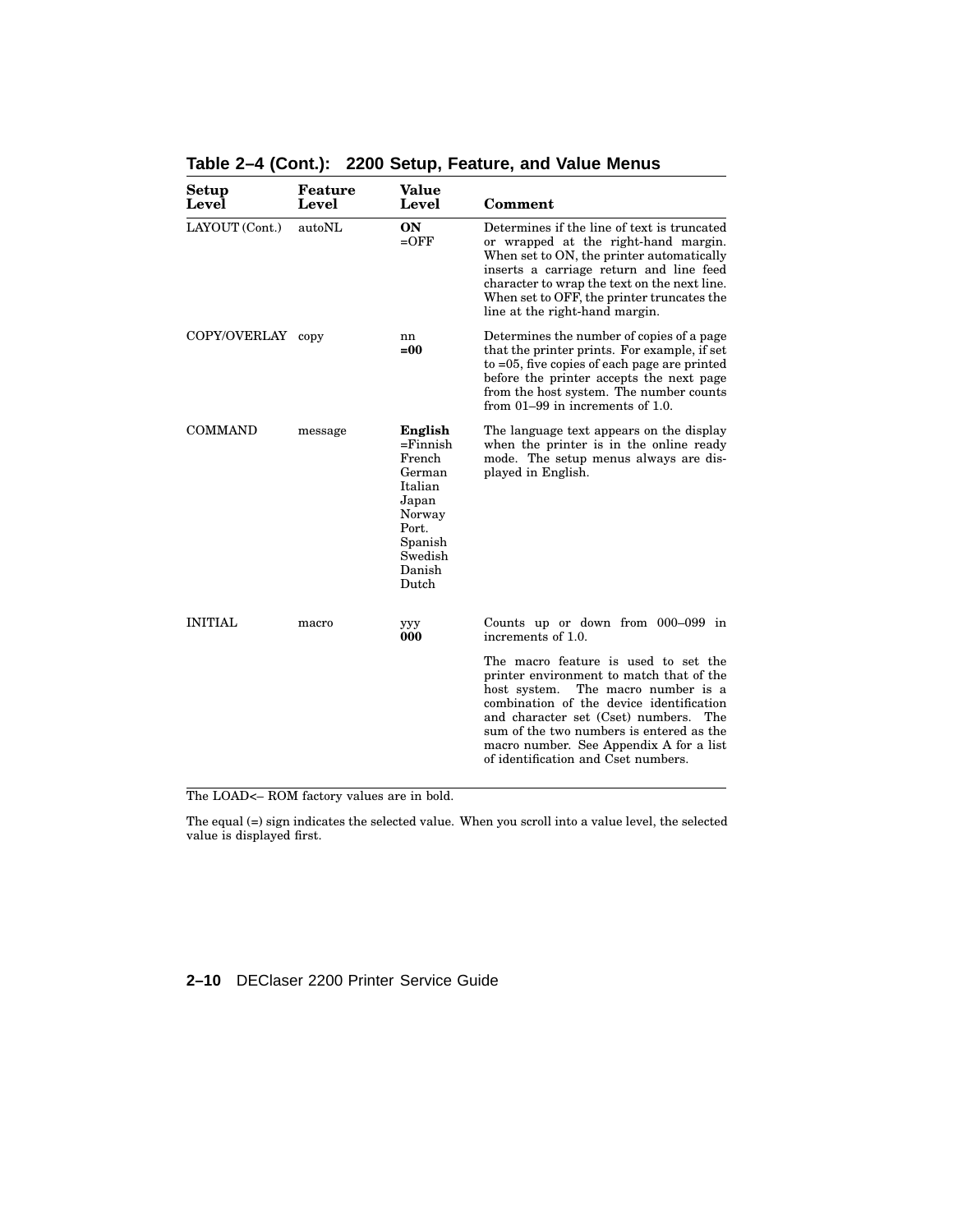**Table 2–4 (Cont.): 2200 Setup, Feature, and Value Menus**

| Setup Level | Feature Level | Value Level | Comment |
|---|---|---|---|
| LAYOUT (Cont.) | autoNL | **ON**<br>=OFF | Determines if the line of text is truncated or wrapped at the right-hand margin. When set to ON, the printer automatically inserts a carriage return and line feed character to wrap the text on the next line. When set to OFF, the printer truncates the line at the right-hand margin. |
| COPY/OVERLAY | copy | nn<br>**=00** | Determines the number of copies of a page that the printer prints. For example, if set to =05, five copies of each page are printed before the printer accepts the next page from the host system. The number counts from 01–99 in increments of 1.0. |
| COMMAND | message | **English**<br>=Finnish<br>French<br>German<br>Italian<br>Japan<br>Norway<br>Port.<br>Spanish<br>Swedish<br>Danish<br>Dutch | The language text appears on the display when the printer is in the online ready mode. The setup menus always are displayed in English. |
| INITIAL | macro | yyy<br>**000** | Counts up or down from 000–099 in increments of 1.0.<br><br>The macro feature is used to set the printer environment to match that of the host system. The macro number is a combination of the device identification and character set (Cset) numbers. The sum of the two numbers is entered as the macro number. See Appendix A for a list of identification and Cset numbers. |

The LOAD<– ROM factory values are in bold.

The equal (=) sign indicates the selected value. When you scroll into a value level, the selected value is displayed first.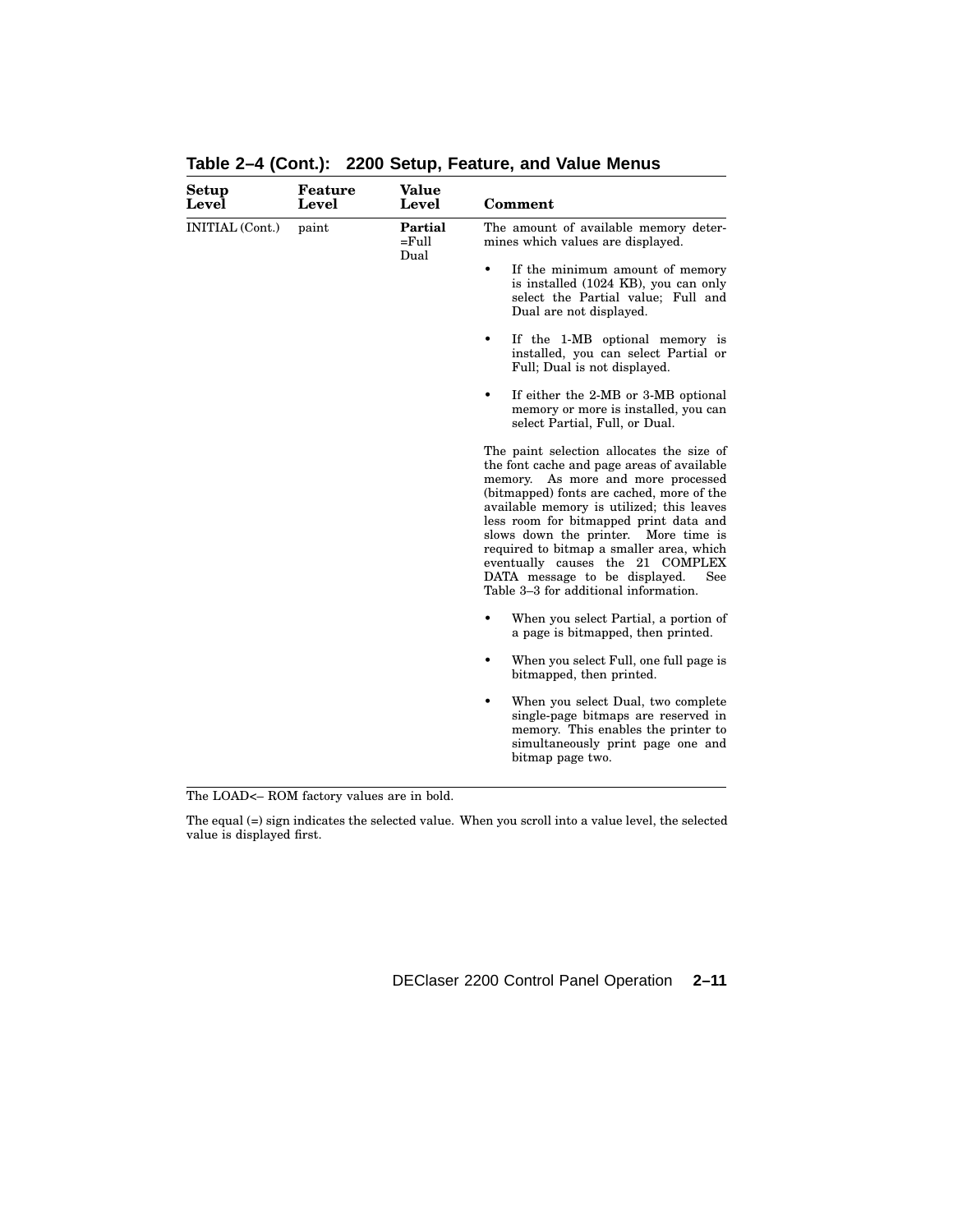**Table 2–4 (Cont.): 2200 Setup, Feature, and Value Menus**

| Setup Level | Feature Level | Value Level | Comment |
|---|---|---|---|
| INITIAL (Cont.) | paint | **Partial**<br>=Full<br>Dual | The amount of available memory determines which values are displayed.<br><br>• If the minimum amount of memory is installed (1024 KB), you can only select the Partial value; Full and Dual are not displayed.<br><br>• If the 1-MB optional memory is installed, you can select Partial or Full; Dual is not displayed.<br><br>• If either the 2-MB or 3-MB optional memory or more is installed, you can select Partial, Full, or Dual.<br><br>The paint selection allocates the size of the font cache and page areas of available memory. As more and more processed (bitmapped) fonts are cached, more of the available memory is utilized; this leaves less room for bitmapped print data and slows down the printer. More time is required to bitmap a smaller area, which eventually causes the 21 COMPLEX DATA message to be displayed. See Table 3–3 for additional information.<br><br>• When you select Partial, a portion of a page is bitmapped, then printed.<br><br>• When you select Full, one full page is bitmapped, then printed.<br><br>• When you select Dual, two complete single-page bitmaps are reserved in memory. This enables the printer to simultaneously print page one and bitmap page two. |

The LOAD<– ROM factory values are in bold.

The equal (=) sign indicates the selected value. When you scroll into a value level, the selected value is displayed first.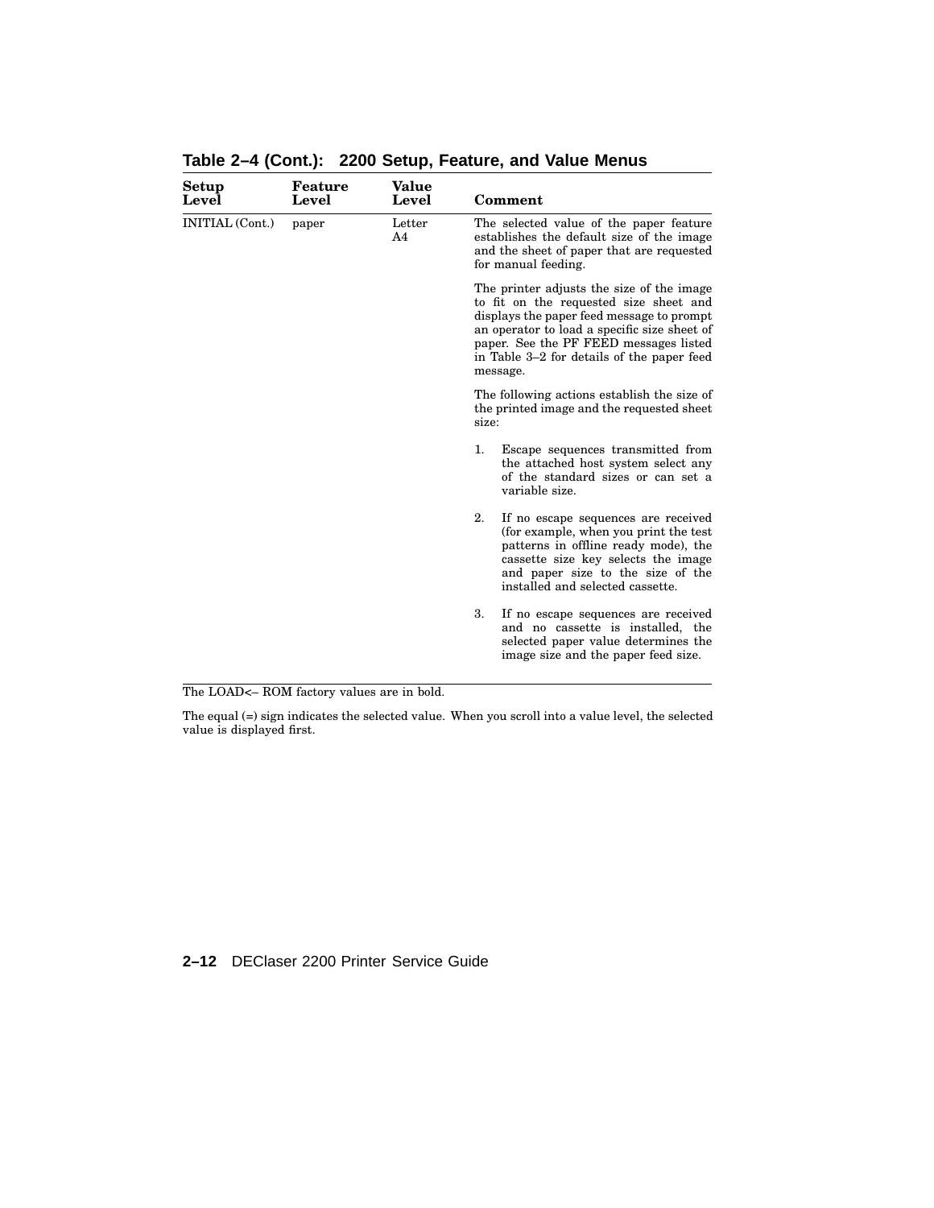**Table 2–4 (Cont.): 2200 Setup, Feature, and Value Menus**

| Setup Level | Feature Level | Value Level | Comment |
|---|---|---|---|
| INITIAL (Cont.) | paper | Letter<br>A4 | The selected value of the paper feature establishes the default size of the image and the sheet of paper that are requested for manual feeding.<br><br>The printer adjusts the size of the image to fit on the requested size sheet and displays the paper feed message to prompt an operator to load a specific size sheet of paper. See the PF FEED messages listed in Table 3–2 for details of the paper feed message.<br><br>The following actions establish the size of the printed image and the requested sheet size:<br><br>1. Escape sequences transmitted from the attached host system select any of the standard sizes or can set a variable size.<br><br>2. If no escape sequences are received (for example, when you print the test patterns in offline ready mode), the cassette size key selects the image and paper size to the size of the installed and selected cassette.<br><br>3. If no escape sequences are received and no cassette is installed, the selected paper value determines the image size and the paper feed size. |

The LOAD<– ROM factory values are in bold.

The equal (=) sign indicates the selected value. When you scroll into a value level, the selected value is displayed first.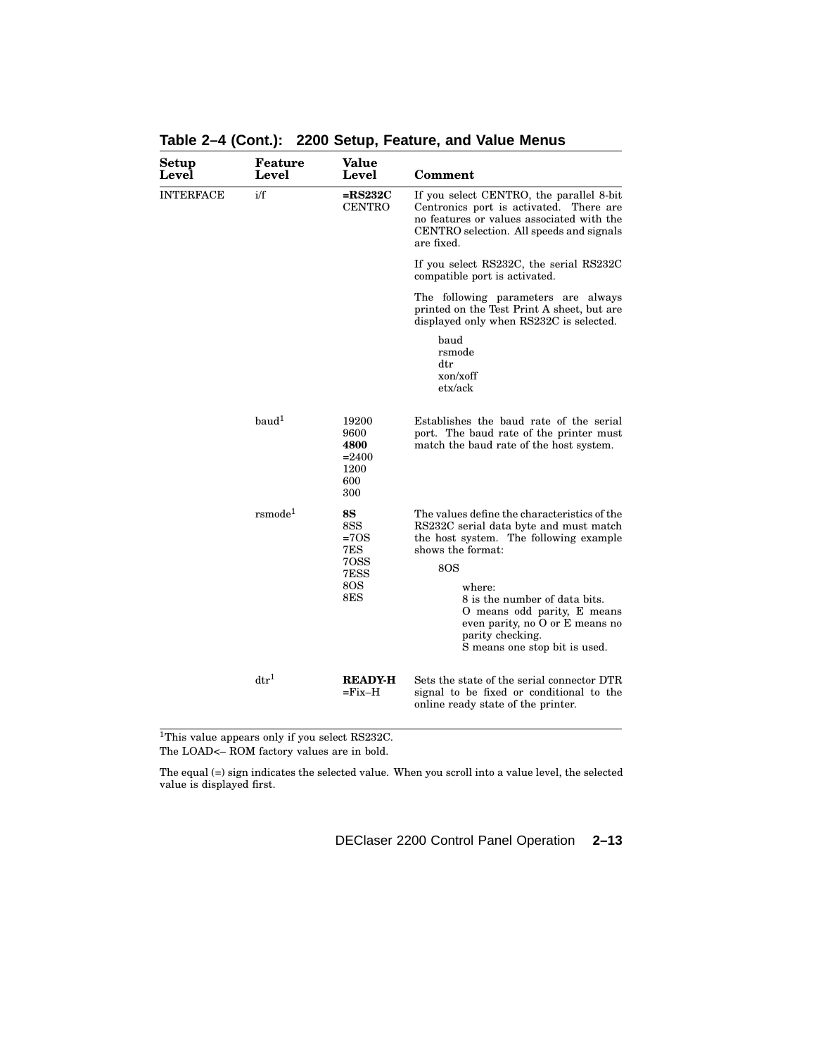**Table 2–4 (Cont.): 2200 Setup, Feature, and Value Menus**

| Setup Level | Feature Level | Value Level | Comment |
|---|---|---|---|
| INTERFACE | i/f | **=RS232C**<br>CENTRO | If you select CENTRO, the parallel 8-bit Centronics port is activated. There are no features or values associated with the CENTRO selection. All speeds and signals are fixed.<br><br>If you select RS232C, the serial RS232C compatible port is activated.<br><br>The following parameters are always printed on the Test Print A sheet, but are displayed only when RS232C is selected.<br><br>baud<br>rsmode<br>dtr<br>xon/xoff<br>etx/ack |
| | baud[1] | 19200<br>9600<br>**4800**<br>=2400<br>1200<br>600<br>300 | Establishes the baud rate of the serial port. The baud rate of the printer must match the baud rate of the host system. |
| | rsmode[1] | **8S**<br>8SS<br>=7OS<br>7ES<br>7OSS<br>7ESS<br>8OS<br>8ES | The values define the characteristics of the RS232C serial data byte and must match the host system. The following example shows the format:<br><br>8OS<br><br>where:<br>8 is the number of data bits.<br>O means odd parity, E means even parity, no O or E means no parity checking.<br>S means one stop bit is used. |
| | dtr[1] | **READY-H**<br>=Fix–H | Sets the state of the serial connector DTR signal to be fixed or conditional to the online ready state of the printer. |

[1]This value appears only if you select RS232C.

The LOAD<– ROM factory values are in bold.

The equal (=) sign indicates the selected value. When you scroll into a value level, the selected value is displayed first.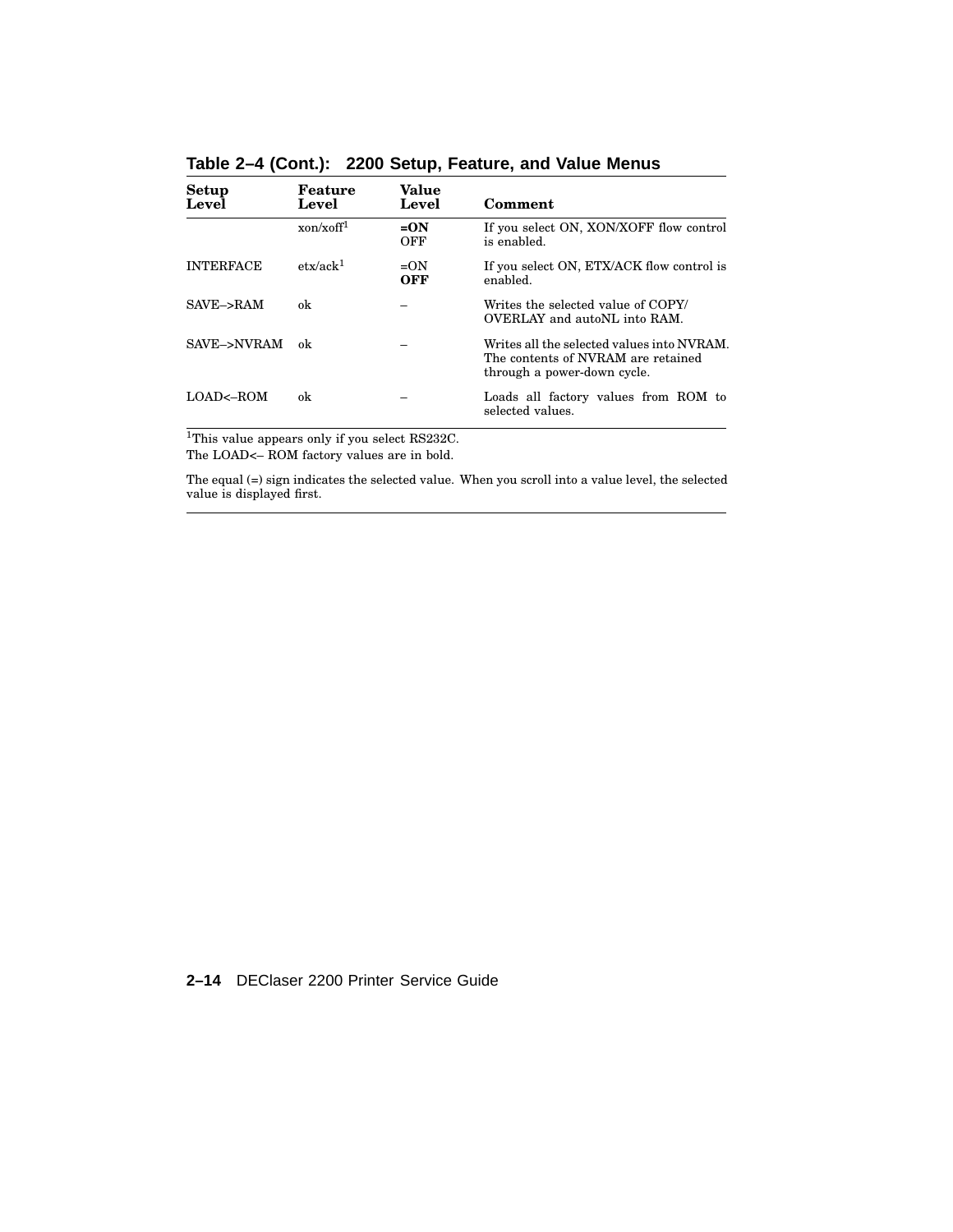**Table 2–4 (Cont.): 2200 Setup, Feature, and Value Menus**

| Setup Level | Feature Level | Value Level | Comment |
|---|---|---|---|
| | xon/xoff[1] | **=ON**<br>OFF | If you select ON, XON/XOFF flow control is enabled. |
| INTERFACE | etx/ack[1] | =ON<br>**OFF** | If you select ON, ETX/ACK flow control is enabled. |
| SAVE–>RAM | ok | – | Writes the selected value of COPY/OVERLAY and autoNL into RAM. |
| SAVE–>NVRAM | ok | – | Writes all the selected values into NVRAM. The contents of NVRAM are retained through a power-down cycle. |
| LOAD<–ROM | ok | – | Loads all factory values from ROM to selected values. |

[1]This value appears only if you select RS232C.

The LOAD<– ROM factory values are in bold.

The equal (=) sign indicates the selected value. When you scroll into a value level, the selected value is displayed first.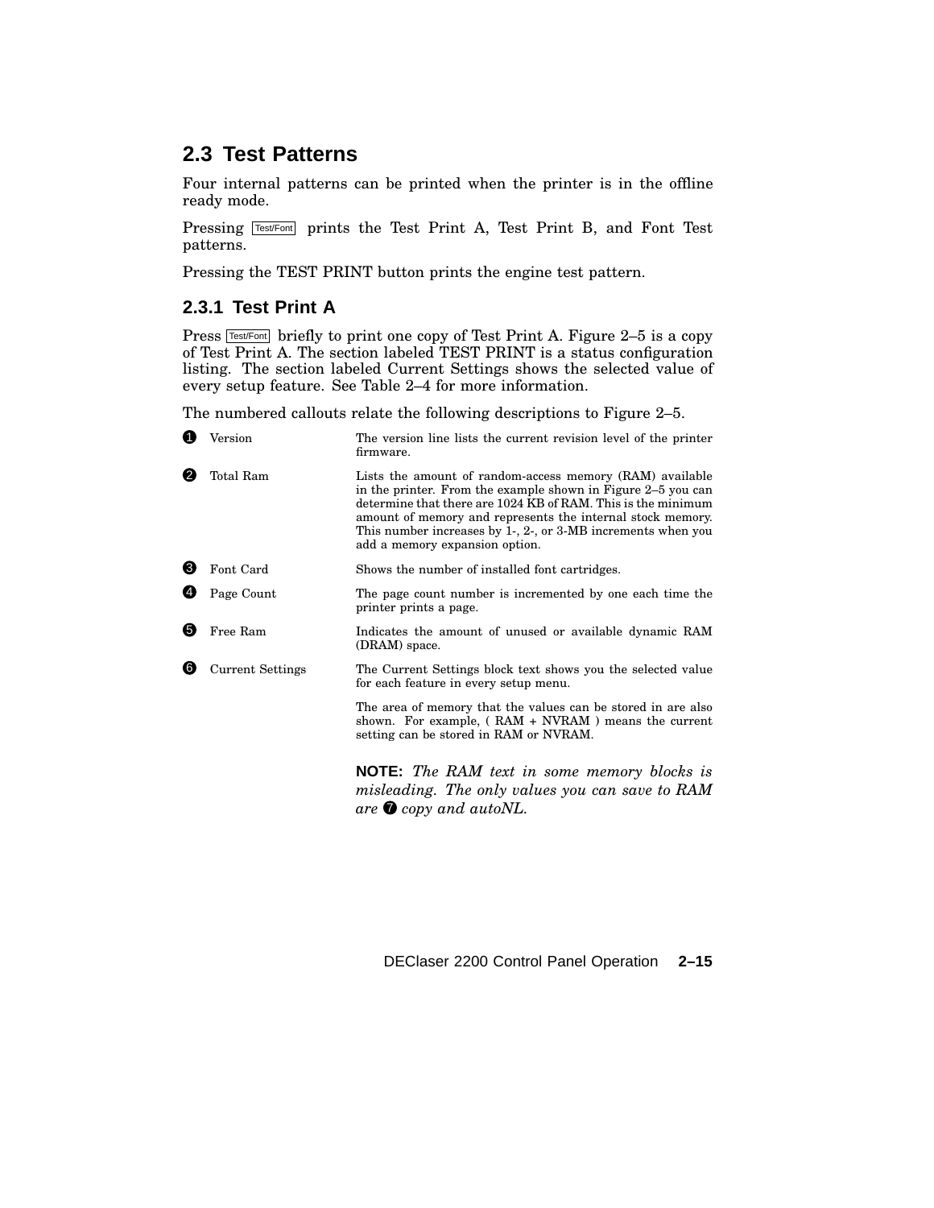## 2.3 Test Patterns

Four internal patterns can be printed when the printer is in the offline ready mode.

Pressing Test/Font prints the Test Print A, Test Print B, and Font Test patterns.

Pressing the TEST PRINT button prints the engine test pattern.

### 2.3.1 Test Print A

Press Test/Font briefly to print one copy of Test Print A. Figure 2–5 is a copy of Test Print A. The section labeled TEST PRINT is a status configuration listing. The section labeled Current Settings shows the selected value of every setup feature. See Table 2–4 for more information.

The numbered callouts relate the following descriptions to Figure 2–5.

❶ Version — The version line lists the current revision level of the printer firmware.

❷ Total Ram — Lists the amount of random-access memory (RAM) available in the printer. From the example shown in Figure 2–5 you can determine that there are 1024 KB of RAM. This is the minimum amount of memory and represents the internal stock memory. This number increases by 1-, 2-, or 3-MB increments when you add a memory expansion option.

❸ Font Card — Shows the number of installed font cartridges.

❹ Page Count — The page count number is incremented by one each time the printer prints a page.

❺ Free Ram — Indicates the amount of unused or available dynamic RAM (DRAM) space.

❻ Current Settings — The Current Settings block text shows you the selected value for each feature in every setup menu.

The area of memory that the values can be stored in are also shown. For example, ( RAM + NVRAM ) means the current setting can be stored in RAM or NVRAM.

**NOTE:** *The RAM text in some memory blocks is misleading. The only values you can save to RAM are ❼ copy and autoNL.*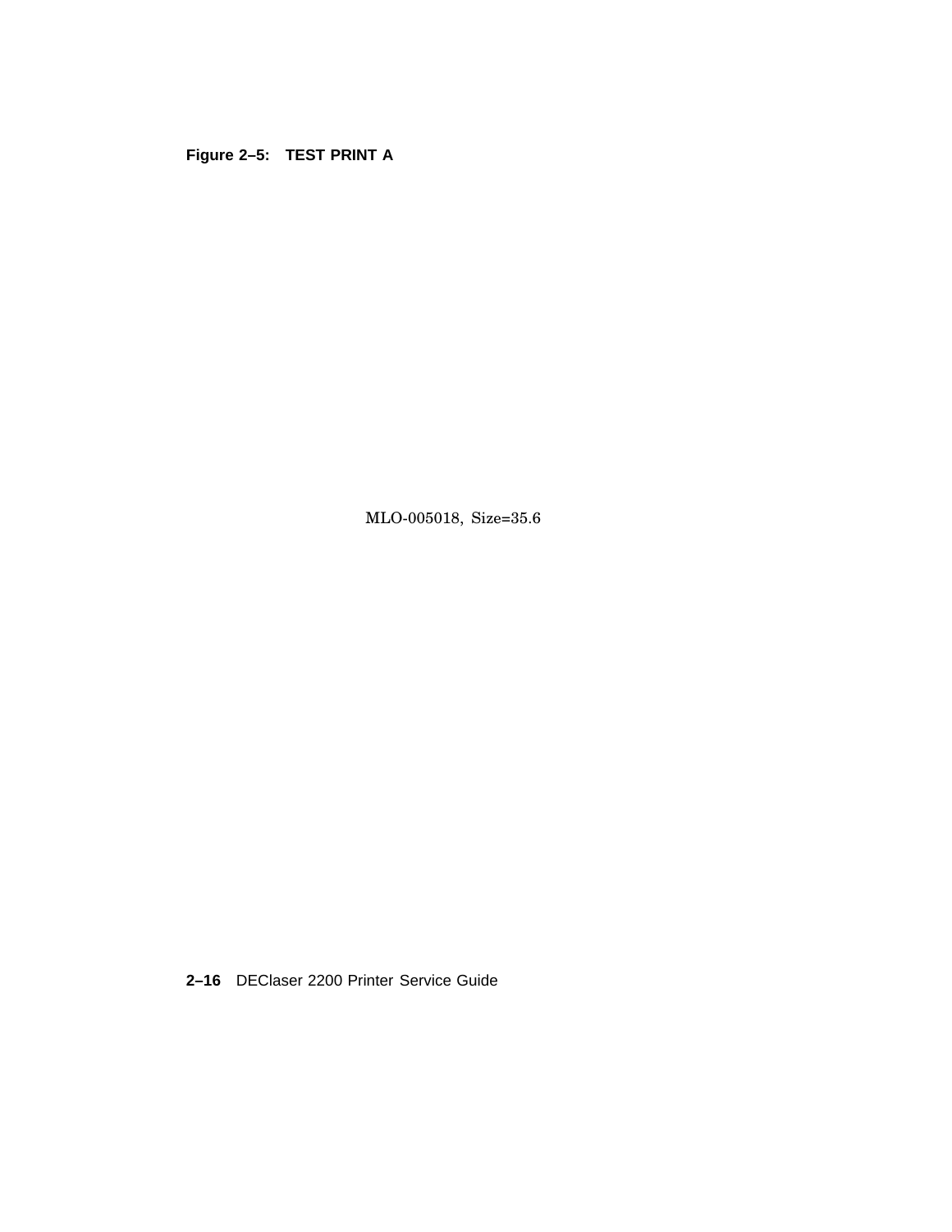**Figure 2–5: TEST PRINT A**

MLO-005018, Size=35.6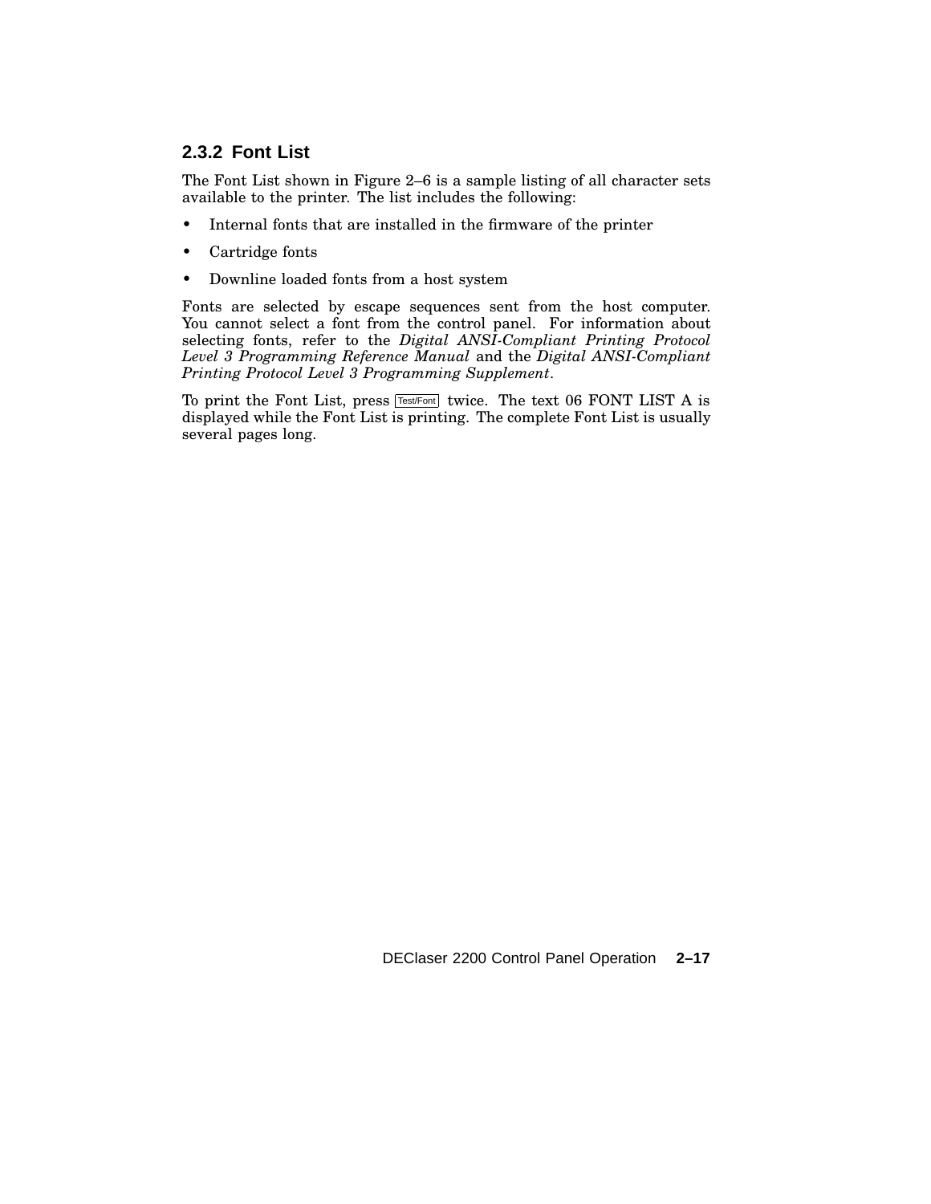### 2.3.2 Font List

The Font List shown in Figure 2–6 is a sample listing of all character sets available to the printer. The list includes the following:

- Internal fonts that are installed in the firmware of the printer
- Cartridge fonts
- Downline loaded fonts from a host system

Fonts are selected by escape sequences sent from the host computer. You cannot select a font from the control panel. For information about selecting fonts, refer to the *Digital ANSI-Compliant Printing Protocol Level 3 Programming Reference Manual* and the *Digital ANSI-Compliant Printing Protocol Level 3 Programming Supplement*.

To print the Font List, press Test/Font twice. The text 06 FONT LIST A is displayed while the Font List is printing. The complete Font List is usually several pages long.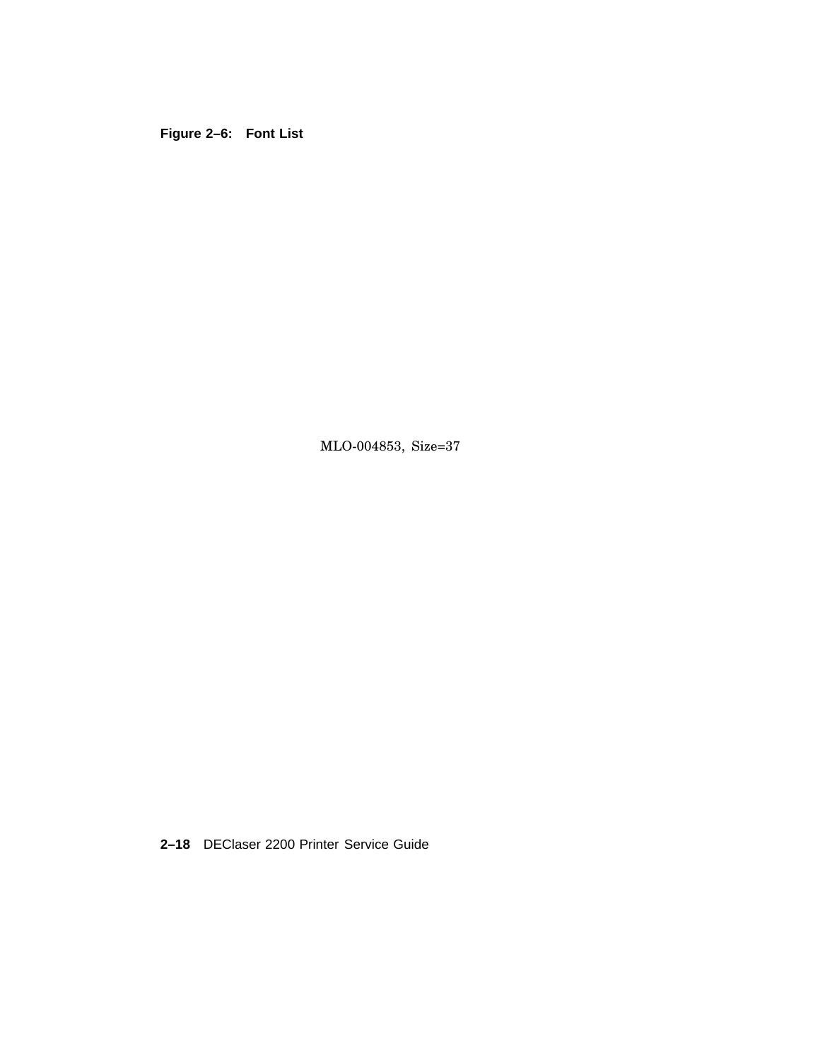**Figure 2–6: Font List**

MLO-004853, Size=37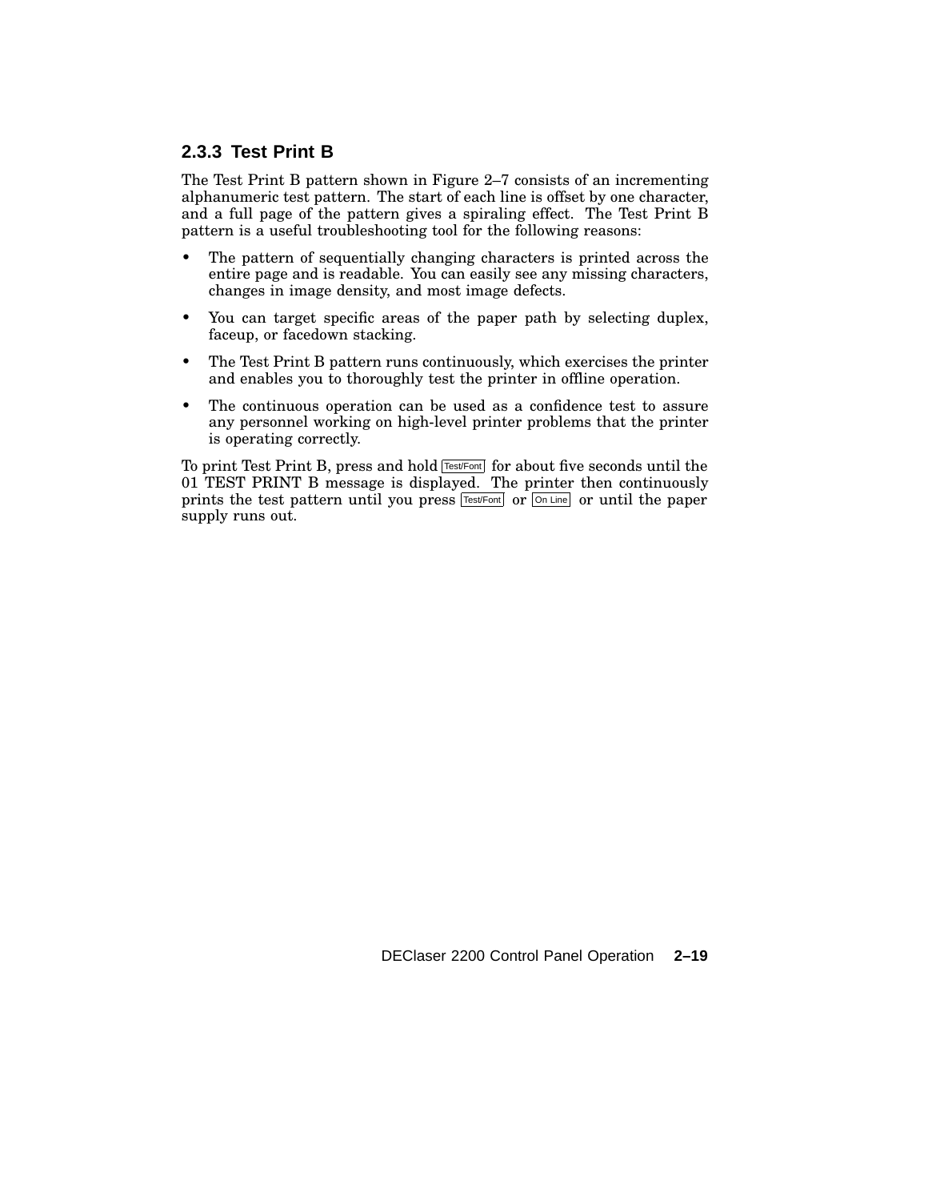### 2.3.3 Test Print B

The Test Print B pattern shown in Figure 2–7 consists of an incrementing alphanumeric test pattern. The start of each line is offset by one character, and a full page of the pattern gives a spiraling effect. The Test Print B pattern is a useful troubleshooting tool for the following reasons:

- The pattern of sequentially changing characters is printed across the entire page and is readable. You can easily see any missing characters, changes in image density, and most image defects.
- You can target specific areas of the paper path by selecting duplex, faceup, or facedown stacking.
- The Test Print B pattern runs continuously, which exercises the printer and enables you to thoroughly test the printer in offline operation.
- The continuous operation can be used as a confidence test to assure any personnel working on high-level printer problems that the printer is operating correctly.

To print Test Print B, press and hold Test/Font for about five seconds until the 01 TEST PRINT B message is displayed. The printer then continuously prints the test pattern until you press Test/Font or On Line or until the paper supply runs out.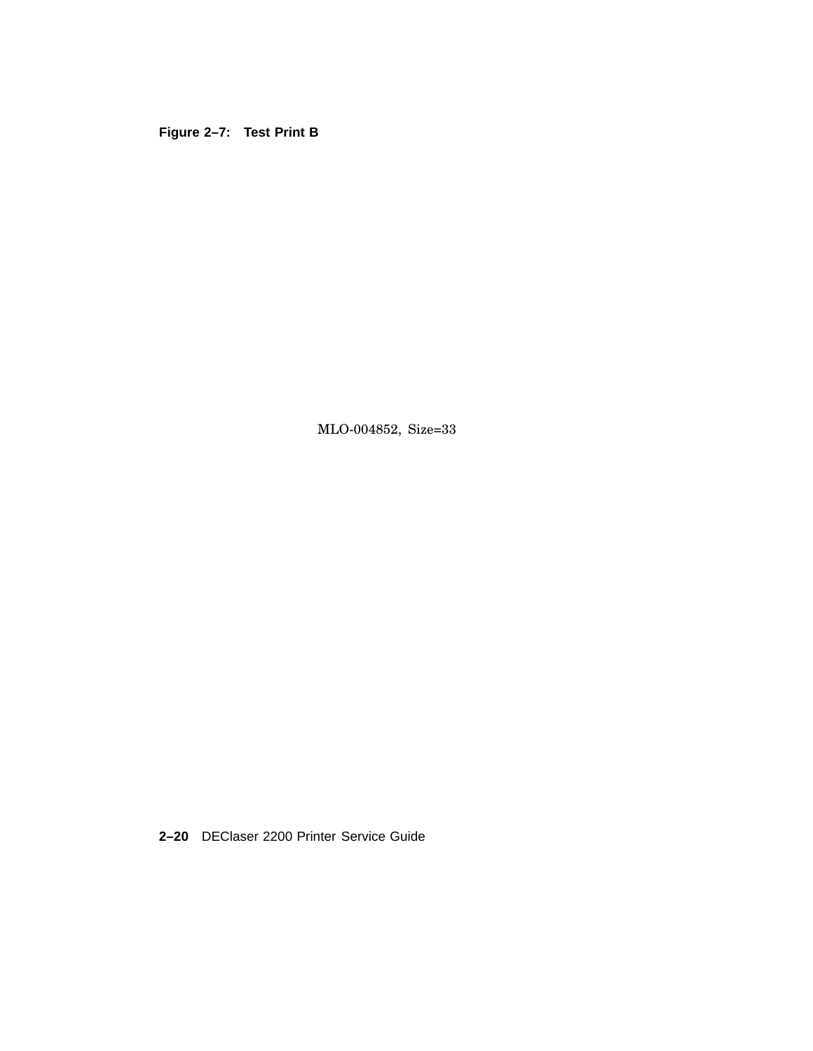**Figure 2–7: Test Print B**

MLO-004852, Size=33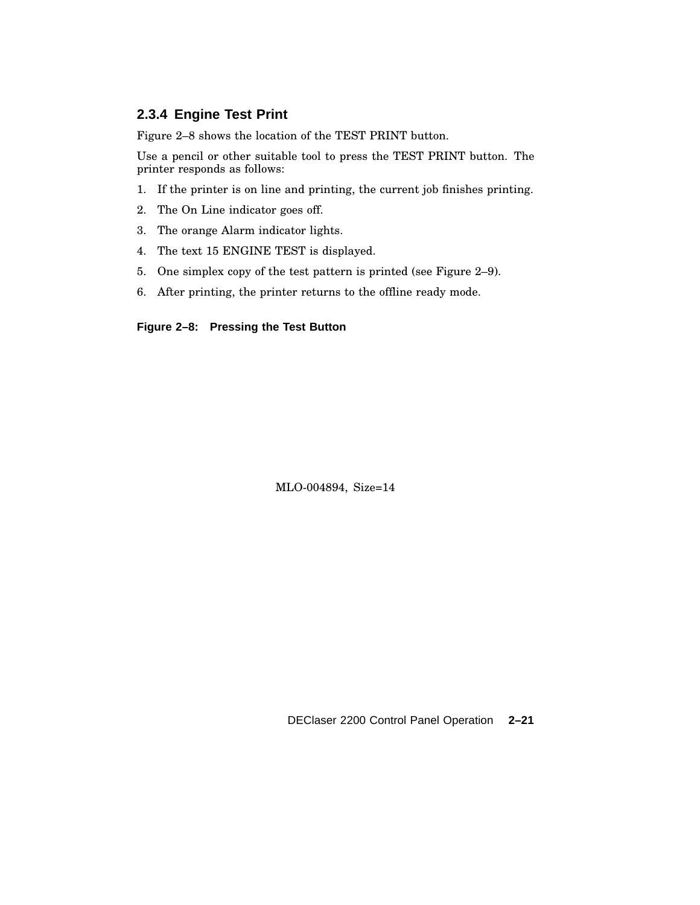### 2.3.4 Engine Test Print

Figure 2–8 shows the location of the TEST PRINT button.

Use a pencil or other suitable tool to press the TEST PRINT button. The printer responds as follows:

1. If the printer is on line and printing, the current job finishes printing.
2. The On Line indicator goes off.
3. The orange Alarm indicator lights.
4. The text 15 ENGINE TEST is displayed.
5. One simplex copy of the test pattern is printed (see Figure 2–9).
6. After printing, the printer returns to the offline ready mode.

**Figure 2–8: Pressing the Test Button**

MLO-004894, Size=14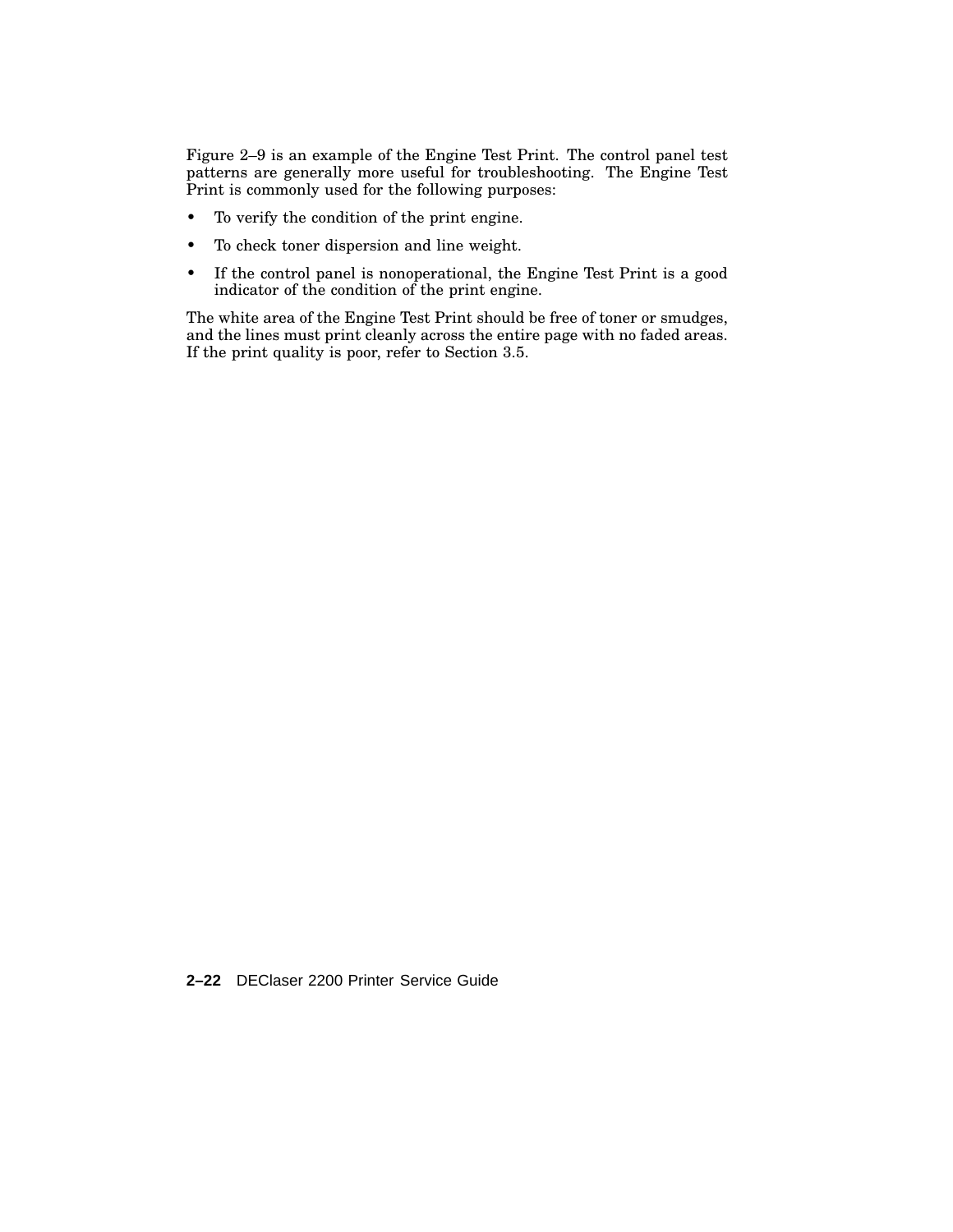Figure 2–9 is an example of the Engine Test Print. The control panel test patterns are generally more useful for troubleshooting. The Engine Test Print is commonly used for the following purposes:

- To verify the condition of the print engine.
- To check toner dispersion and line weight.
- If the control panel is nonoperational, the Engine Test Print is a good indicator of the condition of the print engine.

The white area of the Engine Test Print should be free of toner or smudges, and the lines must print cleanly across the entire page with no faded areas. If the print quality is poor, refer to Section 3.5.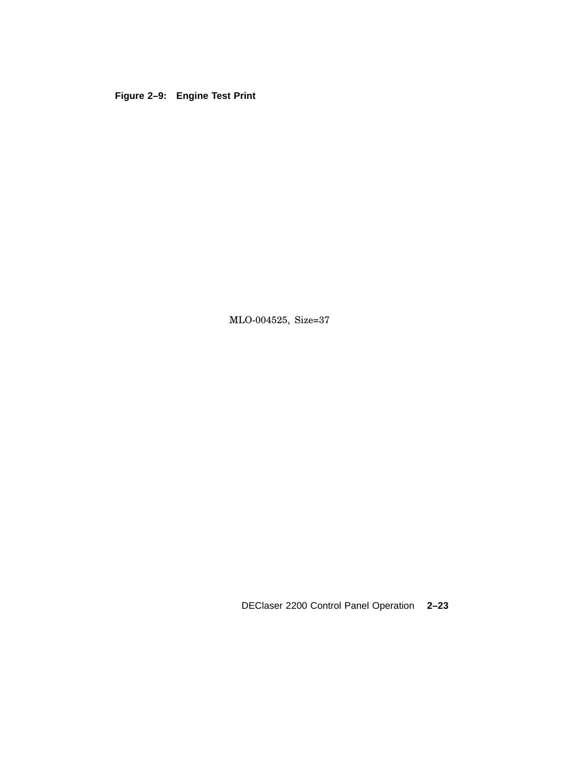**Figure 2–9: Engine Test Print**

MLO-004525, Size=37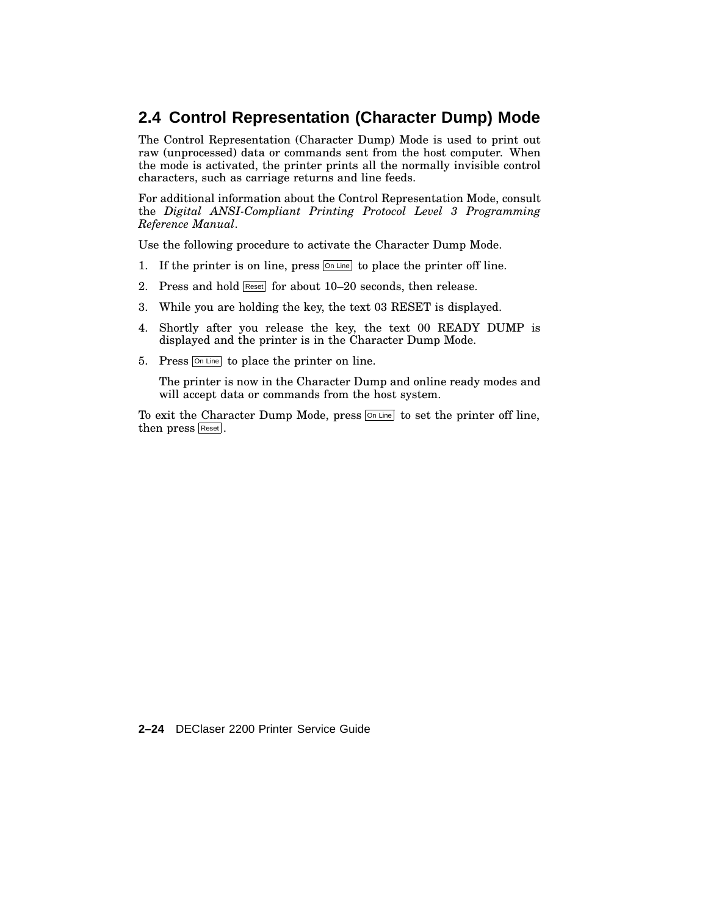## 2.4 Control Representation (Character Dump) Mode

The Control Representation (Character Dump) Mode is used to print out raw (unprocessed) data or commands sent from the host computer. When the mode is activated, the printer prints all the normally invisible control characters, such as carriage returns and line feeds.

For additional information about the Control Representation Mode, consult the *Digital ANSI-Compliant Printing Protocol Level 3 Programming Reference Manual*.

Use the following procedure to activate the Character Dump Mode.

1. If the printer is on line, press On Line to place the printer off line.
2. Press and hold Reset for about 10–20 seconds, then release.
3. While you are holding the key, the text 03 RESET is displayed.
4. Shortly after you release the key, the text 00 READY DUMP is displayed and the printer is in the Character Dump Mode.
5. Press On Line to place the printer on line.

   The printer is now in the Character Dump and online ready modes and will accept data or commands from the host system.

To exit the Character Dump Mode, press On Line to set the printer off line, then press Reset.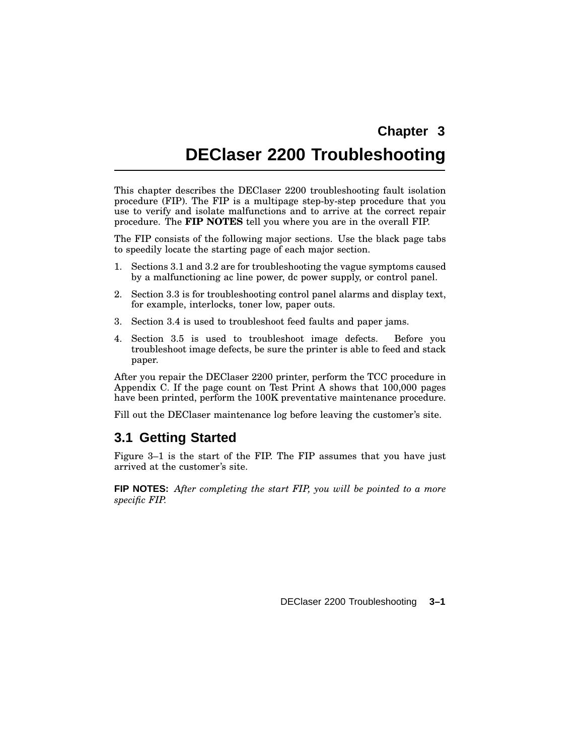# Chapter 3

# DEClaser 2200 Troubleshooting

This chapter describes the DEClaser 2200 troubleshooting fault isolation procedure (FIP). The FIP is a multipage step-by-step procedure that you use to verify and isolate malfunctions and to arrive at the correct repair procedure. The **FIP NOTES** tell you where you are in the overall FIP.

The FIP consists of the following major sections. Use the black page tabs to speedily locate the starting page of each major section.

1. Sections 3.1 and 3.2 are for troubleshooting the vague symptoms caused by a malfunctioning ac line power, dc power supply, or control panel.
2. Section 3.3 is for troubleshooting control panel alarms and display text, for example, interlocks, toner low, paper outs.
3. Section 3.4 is used to troubleshoot feed faults and paper jams.
4. Section 3.5 is used to troubleshoot image defects. Before you troubleshoot image defects, be sure the printer is able to feed and stack paper.

After you repair the DEClaser 2200 printer, perform the TCC procedure in Appendix C. If the page count on Test Print A shows that 100,000 pages have been printed, perform the 100K preventative maintenance procedure.

Fill out the DEClaser maintenance log before leaving the customer's site.

## 3.1 Getting Started

Figure 3–1 is the start of the FIP. The FIP assumes that you have just arrived at the customer's site.

**FIP NOTES:** *After completing the start FIP, you will be pointed to a more specific FIP.*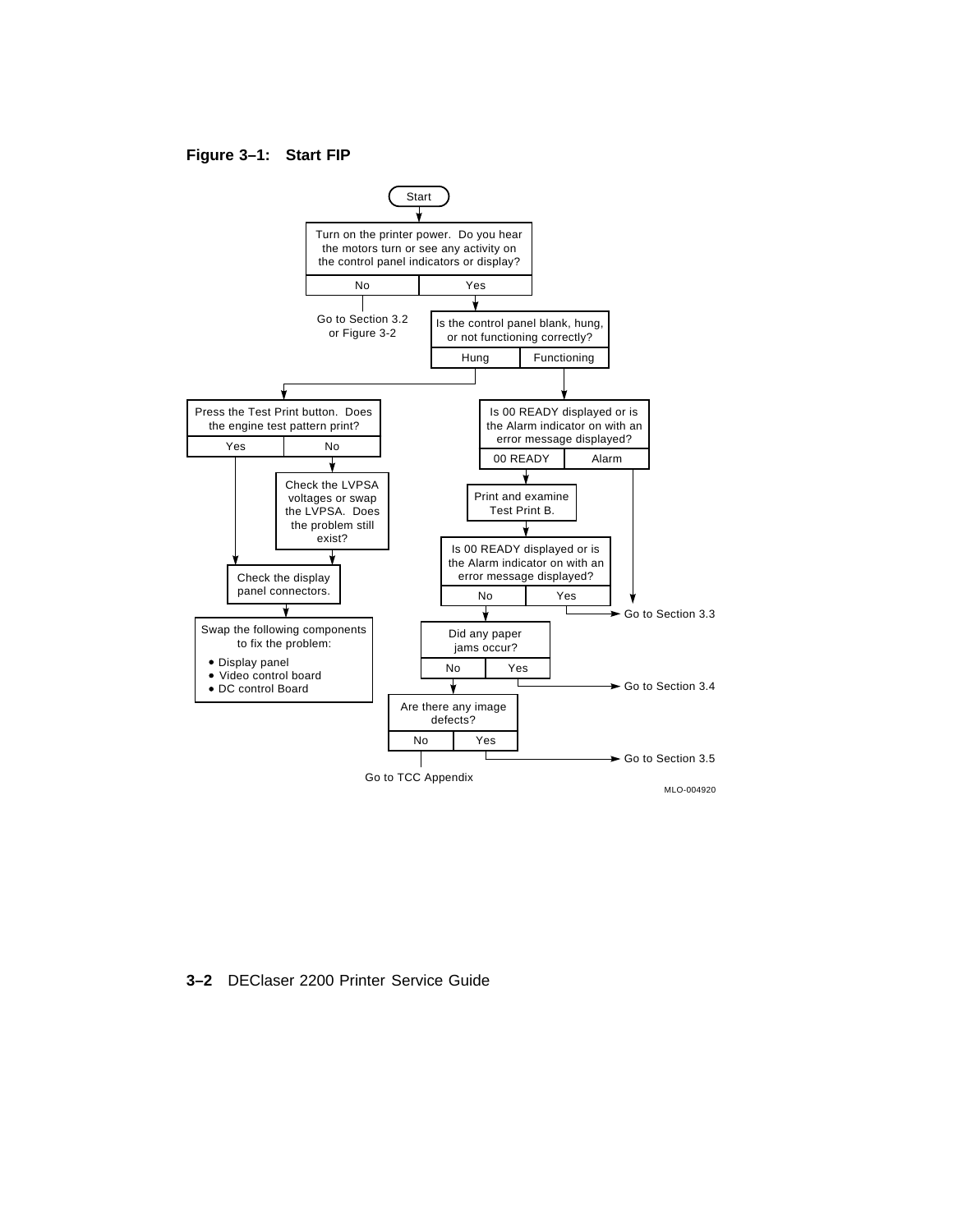**Figure 3–1: Start FIP**

Start

Turn on the printer power. Do you hear the motors turn or see any activity on the control panel indicators or display?

| No | Yes |
|---|---|

Go to Section 3.2 or Figure 3-2

Is the control panel blank, hung, or not functioning correctly?

| Hung | Functioning |
|---|---|

Press the Test Print button. Does the engine test pattern print?

| Yes | No |
|---|---|

Check the LVPSA voltages or swap the LVPSA. Does the problem still exist?

Check the display panel connectors.

Swap the following components to fix the problem:

- Display panel
- Video control board
- DC control Board

Is 00 READY displayed or is the Alarm indicator on with an error message displayed?

| 00 READY | Alarm |
|---|---|

Print and examine Test Print B.

Is 00 READY displayed or is the Alarm indicator on with an error message displayed?

| No | Yes |
|---|---|

Go to Section 3.3

Did any paper jams occur?

| No | Yes |
|---|---|

Go to Section 3.4

Are there any image defects?

| No | Yes |
|---|---|

Go to Section 3.5

Go to TCC Appendix

MLO-004920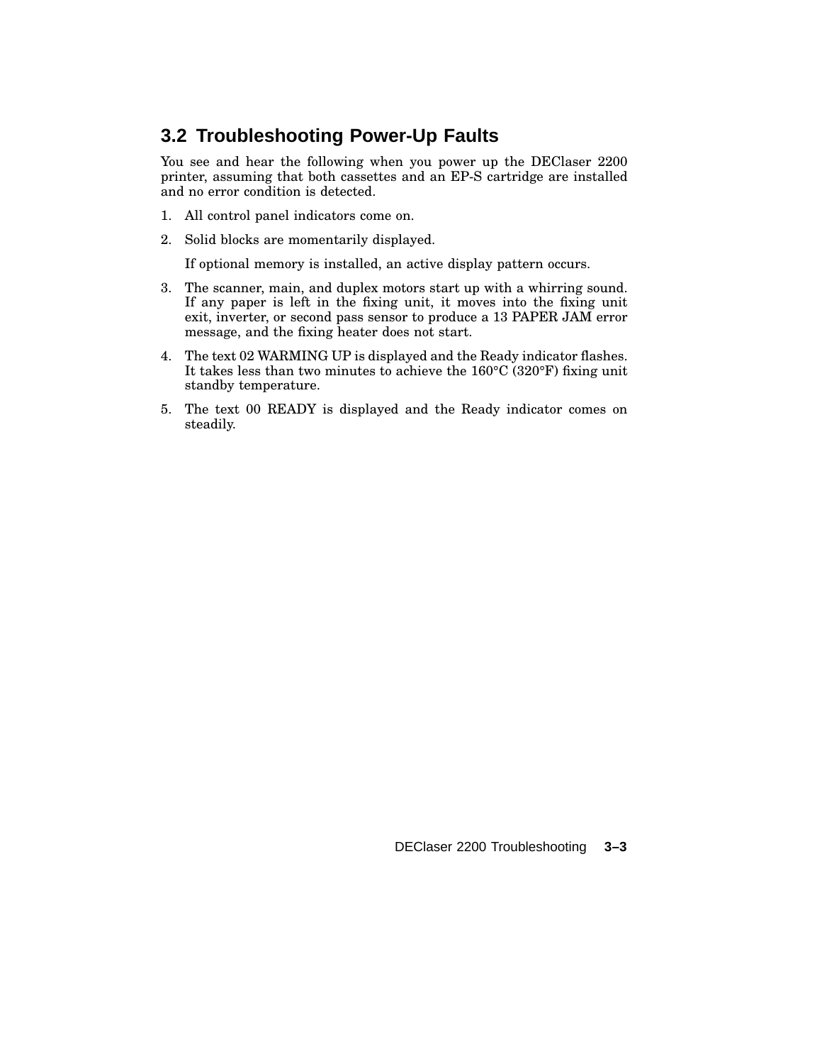## 3.2 Troubleshooting Power-Up Faults

You see and hear the following when you power up the DEClaser 2200 printer, assuming that both cassettes and an EP-S cartridge are installed and no error condition is detected.

1. All control panel indicators come on.
2. Solid blocks are momentarily displayed.

   If optional memory is installed, an active display pattern occurs.

3. The scanner, main, and duplex motors start up with a whirring sound. If any paper is left in the fixing unit, it moves into the fixing unit exit, inverter, or second pass sensor to produce a 13 PAPER JAM error message, and the fixing heater does not start.
4. The text 02 WARMING UP is displayed and the Ready indicator flashes. It takes less than two minutes to achieve the 160°C (320°F) fixing unit standby temperature.
5. The text 00 READY is displayed and the Ready indicator comes on steadily.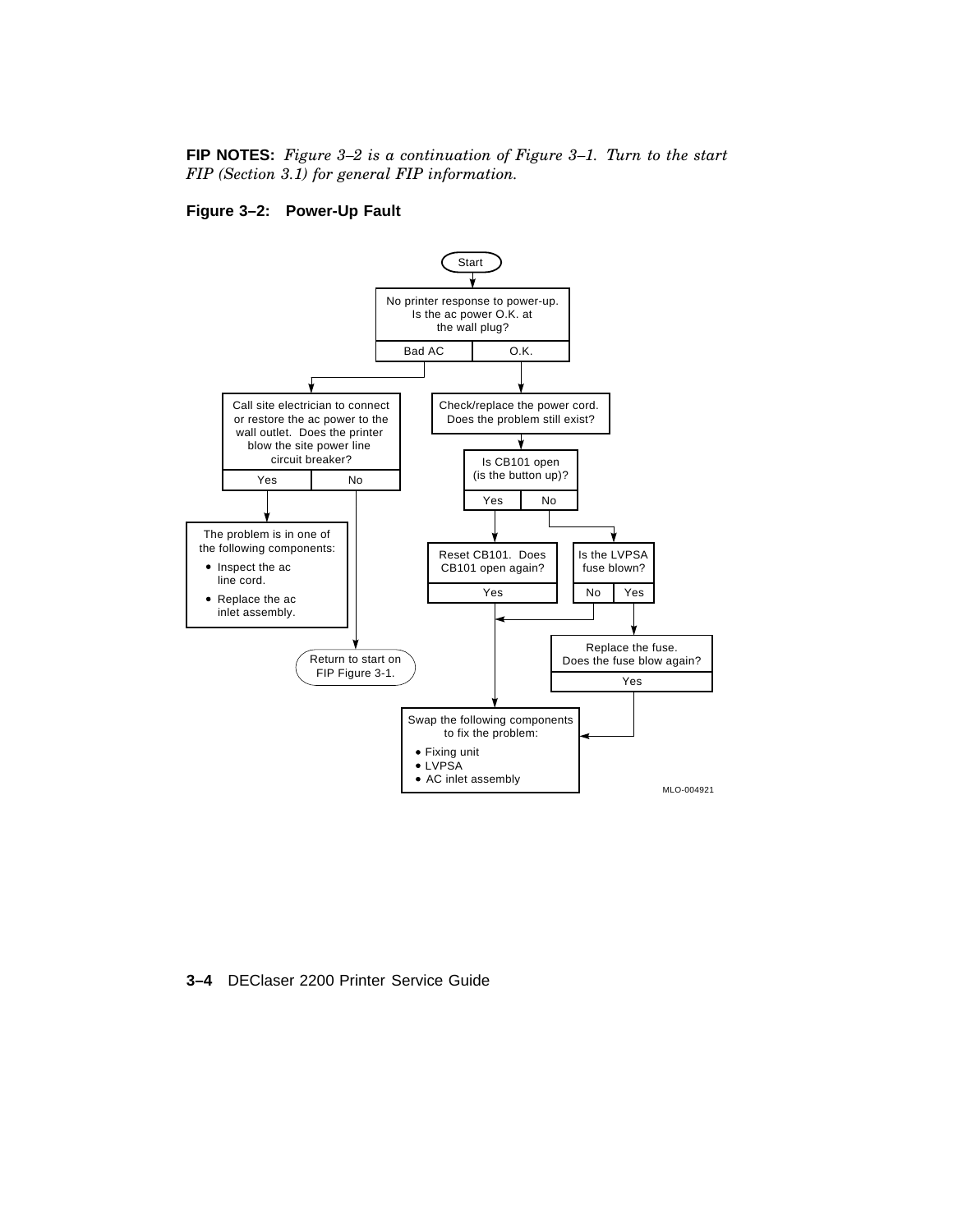**FIP NOTES:** *Figure 3–2 is a continuation of Figure 3–1. Turn to the start FIP (Section 3.1) for general FIP information.*

**Figure 3–2: Power-Up Fault**

Start

No printer response to power-up. Is the ac power O.K. at the wall plug?

- **Bad AC** → Call site electrician to connect or restore the ac power to the wall outlet. Does the printer blow the site power line circuit breaker?
  - **Yes** → The problem is in one of the following components:
    - Inspect the ac line cord.
    - Replace the ac inlet assembly.
  - **No** → Return to start on FIP Figure 3-1.
- **O.K.** → Check/replace the power cord. Does the problem still exist? → Is CB101 open (is the button up)?
  - **Yes** → Reset CB101. Does CB101 open again?
    - **Yes** → Swap the following components to fix the problem.
  - **No** → Is the LVPSA fuse blown?
    - **No** → Swap the following components to fix the problem.
    - **Yes** → Replace the fuse. Does the fuse blow again?
      - **Yes** → Swap the following components to fix the problem.

Swap the following components to fix the problem:

- Fixing unit
- LVPSA
- AC inlet assembly

MLO-004921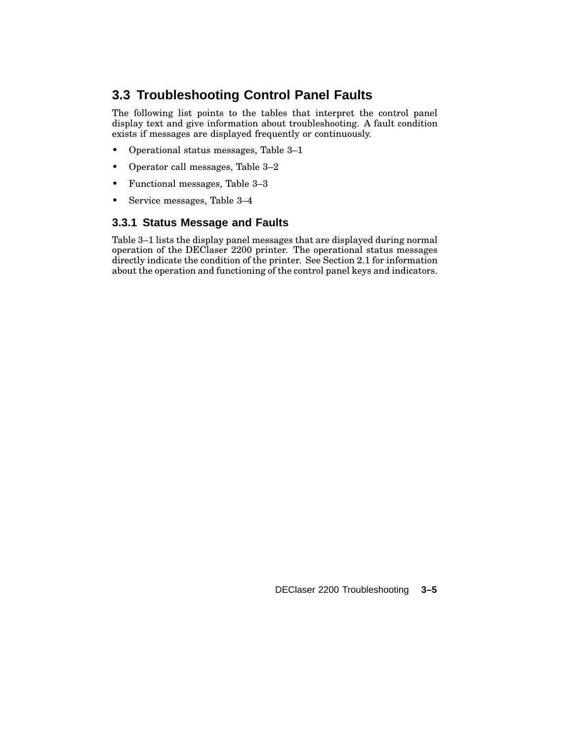## 3.3 Troubleshooting Control Panel Faults

The following list points to the tables that interpret the control panel display text and give information about troubleshooting. A fault condition exists if messages are displayed frequently or continuously.

- Operational status messages, Table 3–1
- Operator call messages, Table 3–2
- Functional messages, Table 3–3
- Service messages, Table 3–4

### 3.3.1 Status Message and Faults

Table 3–1 lists the display panel messages that are displayed during normal operation of the DEClaser 2200 printer. The operational status messages directly indicate the condition of the printer. See Section 2.1 for information about the operation and functioning of the control panel keys and indicators.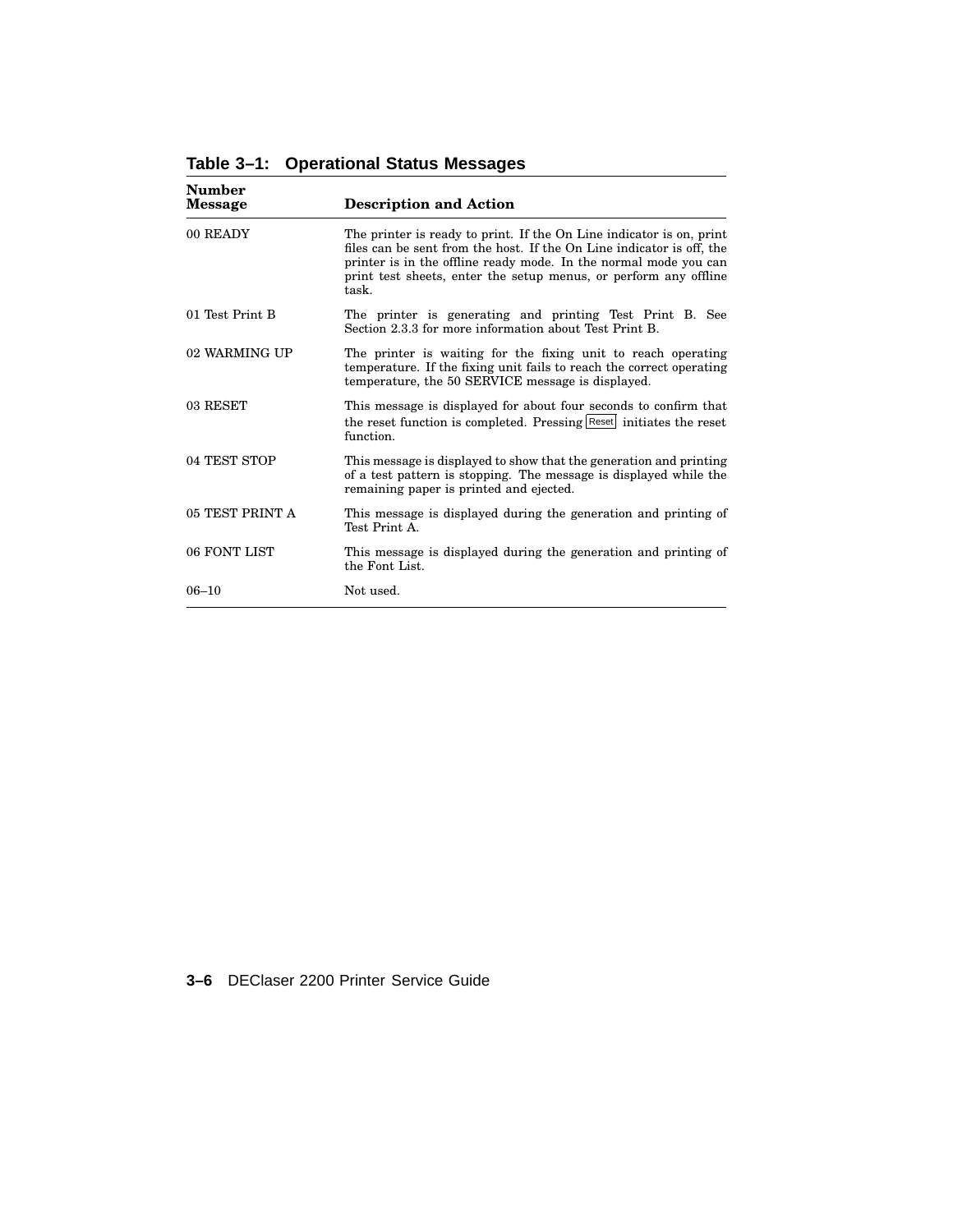**Table 3–1: Operational Status Messages**

| Number Message | Description and Action |
|---|---|
| 00 READY | The printer is ready to print. If the On Line indicator is on, print files can be sent from the host. If the On Line indicator is off, the printer is in the offline ready mode. In the normal mode you can print test sheets, enter the setup menus, or perform any offline task. |
| 01 Test Print B | The printer is generating and printing Test Print B. See Section 2.3.3 for more information about Test Print B. |
| 02 WARMING UP | The printer is waiting for the fixing unit to reach operating temperature. If the fixing unit fails to reach the correct operating temperature, the 50 SERVICE message is displayed. |
| 03 RESET | This message is displayed for about four seconds to confirm that the reset function is completed. Pressing Reset initiates the reset function. |
| 04 TEST STOP | This message is displayed to show that the generation and printing of a test pattern is stopping. The message is displayed while the remaining paper is printed and ejected. |
| 05 TEST PRINT A | This message is displayed during the generation and printing of Test Print A. |
| 06 FONT LIST | This message is displayed during the generation and printing of the Font List. |
| 06–10 | Not used. |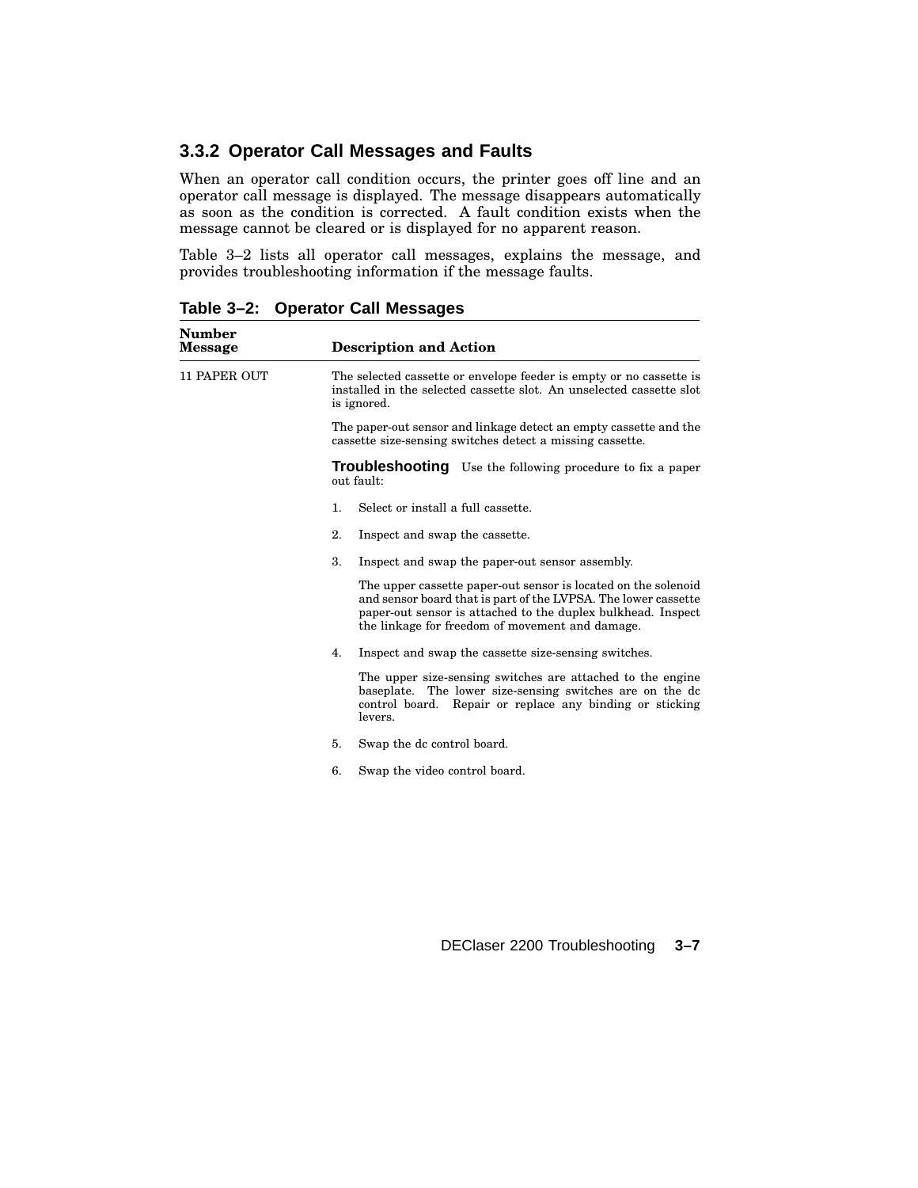### 3.3.2 Operator Call Messages and Faults

When an operator call condition occurs, the printer goes off line and an operator call message is displayed. The message disappears automatically as soon as the condition is corrected. A fault condition exists when the message cannot be cleared or is displayed for no apparent reason.

Table 3–2 lists all operator call messages, explains the message, and provides troubleshooting information if the message faults.

**Table 3–2: Operator Call Messages**

| Number Message | Description and Action |
|---|---|
| 11 PAPER OUT | The selected cassette or envelope feeder is empty or no cassette is installed in the selected cassette slot. An unselected cassette slot is ignored.<br><br>The paper-out sensor and linkage detect an empty cassette and the cassette size-sensing switches detect a missing cassette.<br><br>**Troubleshooting** Use the following procedure to fix a paper out fault:<br><br>1. Select or install a full cassette.<br>2. Inspect and swap the cassette.<br>3. Inspect and swap the paper-out sensor assembly.<br>The upper cassette paper-out sensor is located on the solenoid and sensor board that is part of the LVPSA. The lower cassette paper-out sensor is attached to the duplex bulkhead. Inspect the linkage for freedom of movement and damage.<br>4. Inspect and swap the cassette size-sensing switches.<br>The upper size-sensing switches are attached to the engine baseplate. The lower size-sensing switches are on the dc control board. Repair or replace any binding or sticking levers.<br>5. Swap the dc control board.<br>6. Swap the video control board. |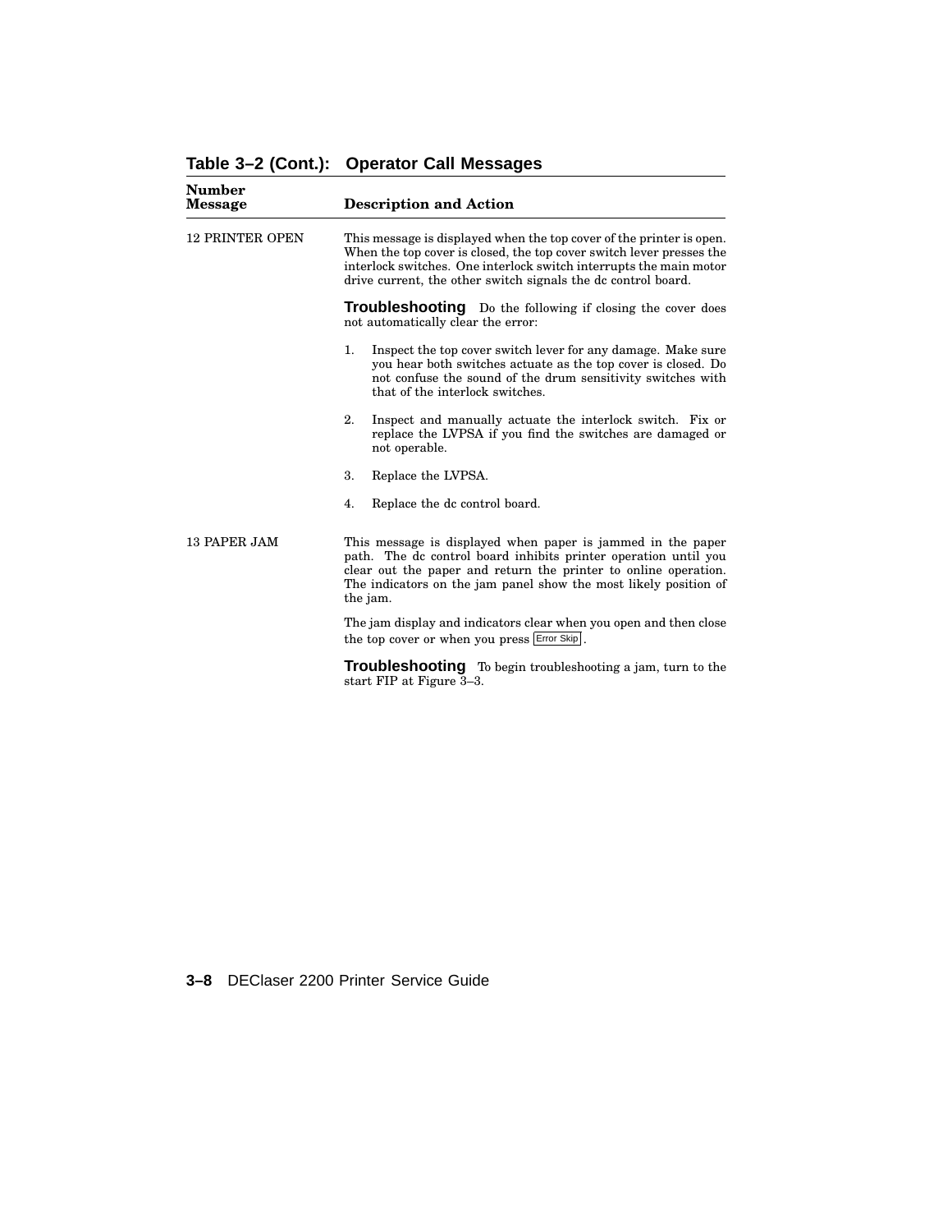**Table 3–2 (Cont.): Operator Call Messages**

| Number Message | Description and Action |
|---|---|
| 12 PRINTER OPEN | This message is displayed when the top cover of the printer is open. When the top cover is closed, the top cover switch lever presses the interlock switches. One interlock switch interrupts the main motor drive current, the other switch signals the dc control board.<br><br>**Troubleshooting** Do the following if closing the cover does not automatically clear the error:<br><br>1. Inspect the top cover switch lever for any damage. Make sure you hear both switches actuate as the top cover is closed. Do not confuse the sound of the drum sensitivity switches with that of the interlock switches.<br>2. Inspect and manually actuate the interlock switch. Fix or replace the LVPSA if you find the switches are damaged or not operable.<br>3. Replace the LVPSA.<br>4. Replace the dc control board. |
| 13 PAPER JAM | This message is displayed when paper is jammed in the paper path. The dc control board inhibits printer operation until you clear out the paper and return the printer to online operation. The indicators on the jam panel show the most likely position of the jam.<br><br>The jam display and indicators clear when you open and then close the top cover or when you press Error Skip.<br><br>**Troubleshooting** To begin troubleshooting a jam, turn to the start FIP at Figure 3–3. |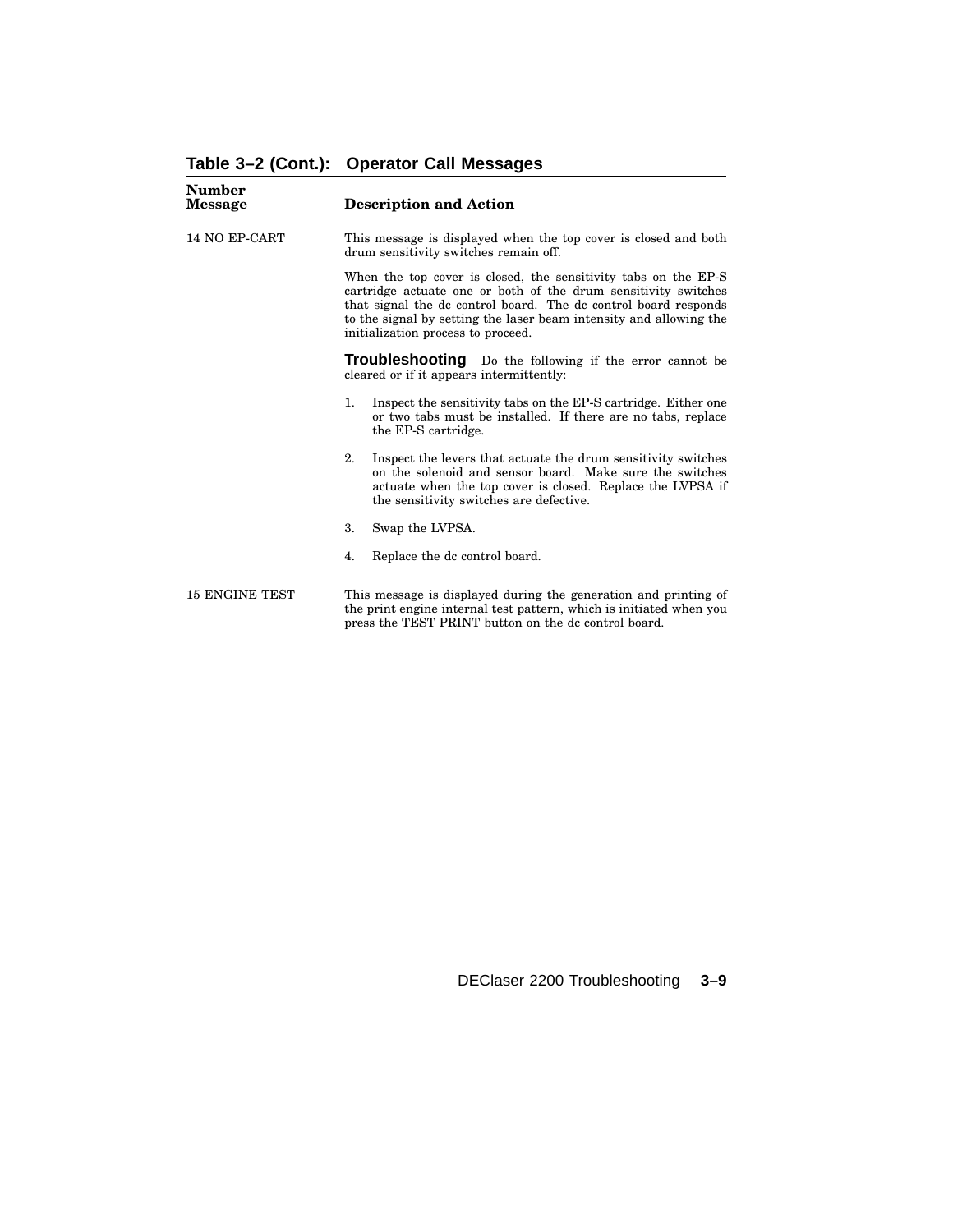**Table 3–2 (Cont.): Operator Call Messages**

| Number Message | Description and Action |
|---|---|
| 14 NO EP-CART | This message is displayed when the top cover is closed and both drum sensitivity switches remain off.<br><br>When the top cover is closed, the sensitivity tabs on the EP-S cartridge actuate one or both of the drum sensitivity switches that signal the dc control board. The dc control board responds to the signal by setting the laser beam intensity and allowing the initialization process to proceed.<br><br>**Troubleshooting** Do the following if the error cannot be cleared or if it appears intermittently:<br><br>1. Inspect the sensitivity tabs on the EP-S cartridge. Either one or two tabs must be installed. If there are no tabs, replace the EP-S cartridge.<br><br>2. Inspect the levers that actuate the drum sensitivity switches on the solenoid and sensor board. Make sure the switches actuate when the top cover is closed. Replace the LVPSA if the sensitivity switches are defective.<br><br>3. Swap the LVPSA.<br><br>4. Replace the dc control board. |
| 15 ENGINE TEST | This message is displayed during the generation and printing of the print engine internal test pattern, which is initiated when you press the TEST PRINT button on the dc control board. |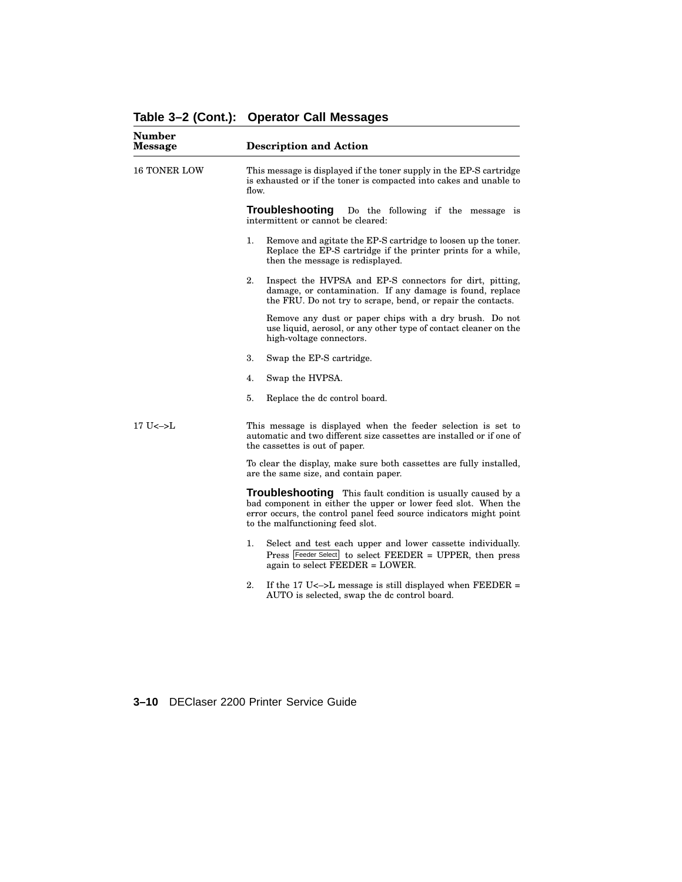**Table 3–2 (Cont.): Operator Call Messages**

| Number Message | Description and Action |
|---|---|
| 16 TONER LOW | This message is displayed if the toner supply in the EP-S cartridge is exhausted or if the toner is compacted into cakes and unable to flow.<br><br>**Troubleshooting** Do the following if the message is intermittent or cannot be cleared:<br><br>1. Remove and agitate the EP-S cartridge to loosen up the toner. Replace the EP-S cartridge if the printer prints for a while, then the message is redisplayed.<br>2. Inspect the HVPSA and EP-S connectors for dirt, pitting, damage, or contamination. If any damage is found, replace the FRU. Do not try to scrape, bend, or repair the contacts.<br>Remove any dust or paper chips with a dry brush. Do not use liquid, aerosol, or any other type of contact cleaner on the high-voltage connectors.<br>3. Swap the EP-S cartridge.<br>4. Swap the HVPSA.<br>5. Replace the dc control board. |
| 17 U<–>L | This message is displayed when the feeder selection is set to automatic and two different size cassettes are installed or if one of the cassettes is out of paper.<br><br>To clear the display, make sure both cassettes are fully installed, are the same size, and contain paper.<br><br>**Troubleshooting** This fault condition is usually caused by a bad component in either the upper or lower feed slot. When the error occurs, the control panel feed source indicators might point to the malfunctioning feed slot.<br><br>1. Select and test each upper and lower cassette individually. Press Feeder Select to select FEEDER = UPPER, then press again to select FEEDER = LOWER.<br>2. If the 17 U<–>L message is still displayed when FEEDER = AUTO is selected, swap the dc control board. |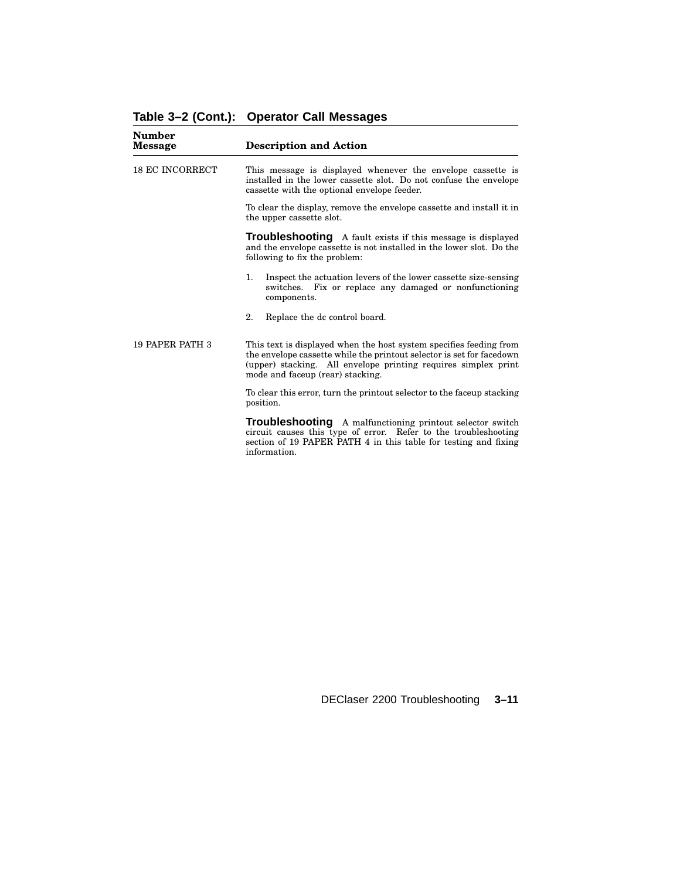**Table 3–2 (Cont.): Operator Call Messages**

| Number Message | Description and Action |
|---|---|
| 18 EC INCORRECT | This message is displayed whenever the envelope cassette is installed in the lower cassette slot. Do not confuse the envelope cassette with the optional envelope feeder.<br><br>To clear the display, remove the envelope cassette and install it in the upper cassette slot.<br><br>**Troubleshooting** A fault exists if this message is displayed and the envelope cassette is not installed in the lower slot. Do the following to fix the problem:<br><br>1. Inspect the actuation levers of the lower cassette size-sensing switches. Fix or replace any damaged or nonfunctioning components.<br><br>2. Replace the dc control board. |
| 19 PAPER PATH 3 | This text is displayed when the host system specifies feeding from the envelope cassette while the printout selector is set for facedown (upper) stacking. All envelope printing requires simplex print mode and faceup (rear) stacking.<br><br>To clear this error, turn the printout selector to the faceup stacking position.<br><br>**Troubleshooting** A malfunctioning printout selector switch circuit causes this type of error. Refer to the troubleshooting section of 19 PAPER PATH 4 in this table for testing and fixing information. |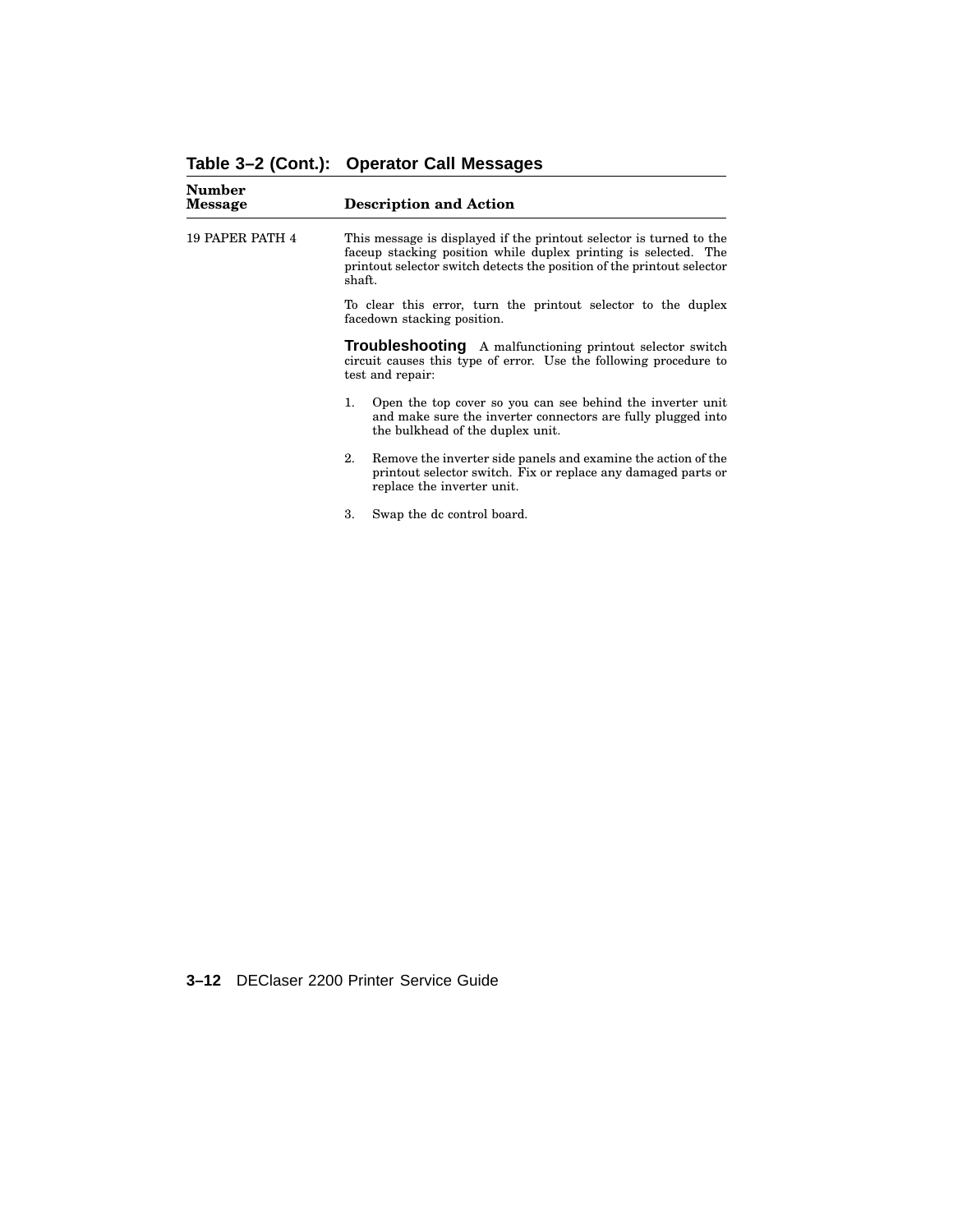**Table 3–2 (Cont.): Operator Call Messages**

| Number Message | Description and Action |
|---|---|
| 19 PAPER PATH 4 | This message is displayed if the printout selector is turned to the faceup stacking position while duplex printing is selected. The printout selector switch detects the position of the printout selector shaft. |
| | To clear this error, turn the printout selector to the duplex facedown stacking position. |
| | **Troubleshooting** A malfunctioning printout selector switch circuit causes this type of error. Use the following procedure to test and repair: |
| | 1. Open the top cover so you can see behind the inverter unit and make sure the inverter connectors are fully plugged into the bulkhead of the duplex unit. |
| | 2. Remove the inverter side panels and examine the action of the printout selector switch. Fix or replace any damaged parts or replace the inverter unit. |
| | 3. Swap the dc control board. |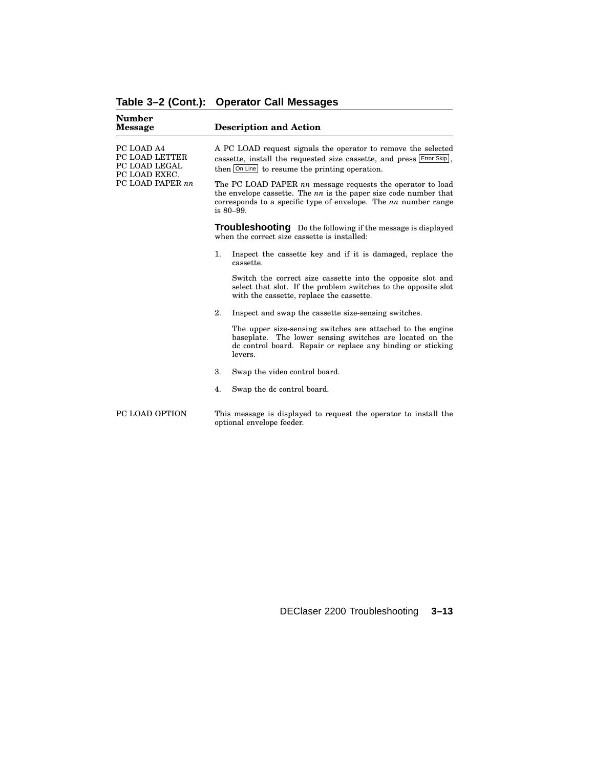## Table 3–2 (Cont.): Operator Call Messages

| Number Message | Description and Action |
|---|---|
| PC LOAD A4<br>PC LOAD LETTER<br>PC LOAD LEGAL<br>PC LOAD EXEC.<br>PC LOAD PAPER *nn* | A PC LOAD request signals the operator to remove the selected cassette, install the requested size cassette, and press Error Skip, then On Line to resume the printing operation.<br><br>The PC LOAD PAPER *nn* message requests the operator to load the envelope cassette. The *nn* is the paper size code number that corresponds to a specific type of envelope. The *nn* number range is 80–99.<br><br>**Troubleshooting** Do the following if the message is displayed when the correct size cassette is installed:<br><br>1. Inspect the cassette key and if it is damaged, replace the cassette.<br>Switch the correct size cassette into the opposite slot and select that slot. If the problem switches to the opposite slot with the cassette, replace the cassette.<br>2. Inspect and swap the cassette size-sensing switches.<br>The upper size-sensing switches are attached to the engine baseplate. The lower sensing switches are located on the dc control board. Repair or replace any binding or sticking levers.<br>3. Swap the video control board.<br>4. Swap the dc control board. |
| PC LOAD OPTION | This message is displayed to request the operator to install the optional envelope feeder. |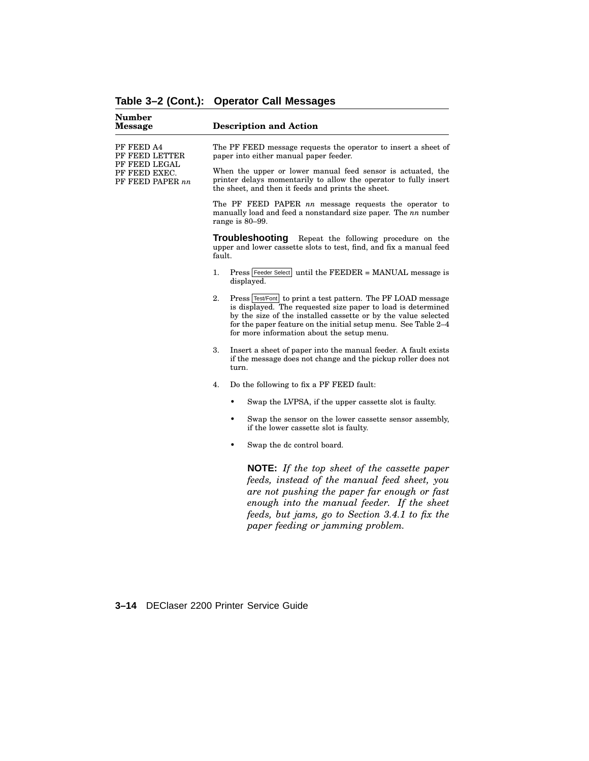**Table 3–2 (Cont.): Operator Call Messages**

| Number Message | Description and Action |
|---|---|
| PF FEED A4<br>PF FEED LETTER<br>PF FEED LEGAL<br>PF FEED EXEC.<br>PF FEED PAPER *nn* | The PF FEED message requests the operator to insert a sheet of paper into either manual paper feeder.<br><br>When the upper or lower manual feed sensor is actuated, the printer delays momentarily to allow the operator to fully insert the sheet, and then it feeds and prints the sheet.<br><br>The PF FEED PAPER *nn* message requests the operator to manually load and feed a nonstandard size paper. The *nn* number range is 80–99.<br><br>**Troubleshooting** Repeat the following procedure on the upper and lower cassette slots to test, find, and fix a manual feed fault.<br><br>1. Press Feeder Select until the FEEDER = MANUAL message is displayed.<br><br>2. Press Test/Font to print a test pattern. The PF LOAD message is displayed. The requested size paper to load is determined by the size of the installed cassette or by the value selected for the paper feature on the initial setup menu. See Table 2–4 for more information about the setup menu.<br><br>3. Insert a sheet of paper into the manual feeder. A fault exists if the message does not change and the pickup roller does not turn.<br><br>4. Do the following to fix a PF FEED fault:<br><br>• Swap the LVPSA, if the upper cassette slot is faulty.<br><br>• Swap the sensor on the lower cassette sensor assembly, if the lower cassette slot is faulty.<br><br>• Swap the dc control board.<br><br>**NOTE:** *If the top sheet of the cassette paper feeds, instead of the manual feed sheet, you are not pushing the paper far enough or fast enough into the manual feeder. If the sheet feeds, but jams, go to Section 3.4.1 to fix the paper feeding or jamming problem.* |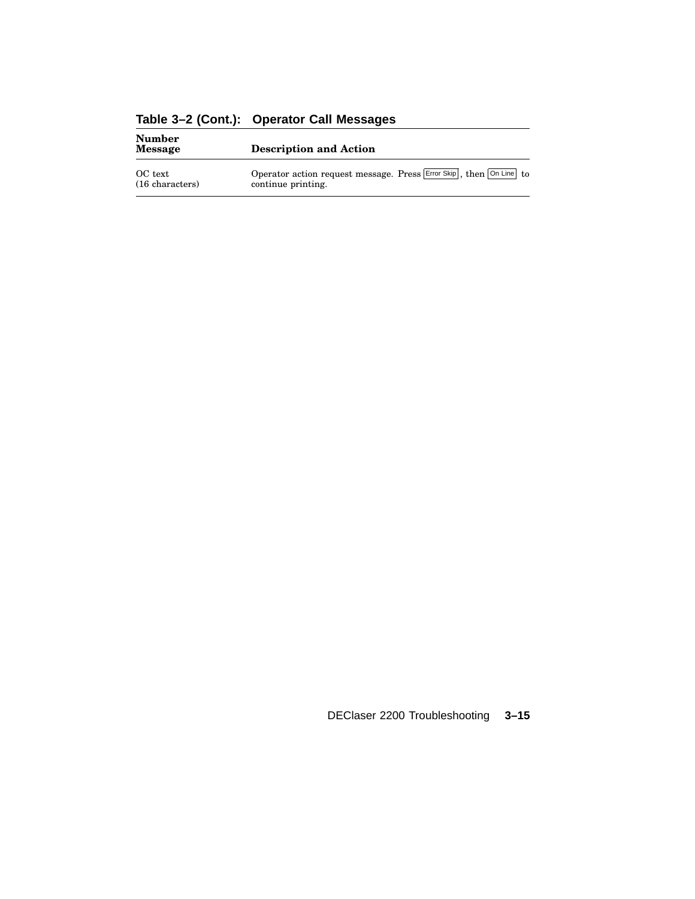**Table 3–2 (Cont.): Operator Call Messages**

| Number Message | Description and Action |
|---|---|
| OC text (16 characters) | Operator action request message. Press Error Skip, then On Line to continue printing. |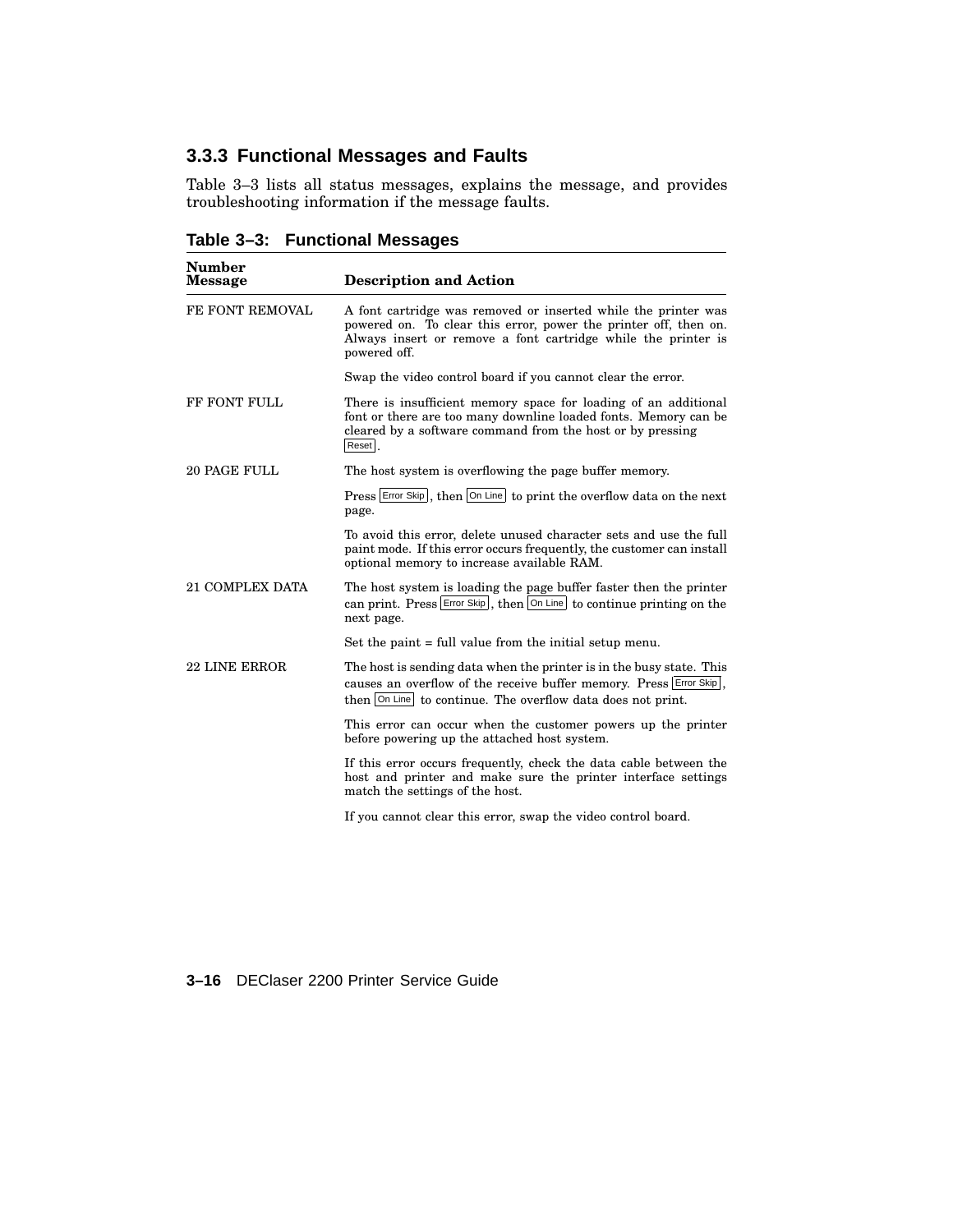### 3.3.3 Functional Messages and Faults

Table 3–3 lists all status messages, explains the message, and provides troubleshooting information if the message faults.

**Table 3–3: Functional Messages**

| Number Message | Description and Action |
|---|---|
| FE FONT REMOVAL | A font cartridge was removed or inserted while the printer was powered on. To clear this error, power the printer off, then on. Always insert or remove a font cartridge while the printer is powered off. |
| | Swap the video control board if you cannot clear the error. |
| FF FONT FULL | There is insufficient memory space for loading of an additional font or there are too many downline loaded fonts. Memory can be cleared by a software command from the host or by pressing Reset. |
| 20 PAGE FULL | The host system is overflowing the page buffer memory. |
| | Press Error Skip, then On Line to print the overflow data on the next page. |
| | To avoid this error, delete unused character sets and use the full paint mode. If this error occurs frequently, the customer can install optional memory to increase available RAM. |
| 21 COMPLEX DATA | The host system is loading the page buffer faster then the printer can print. Press Error Skip, then On Line to continue printing on the next page. |
| | Set the paint = full value from the initial setup menu. |
| 22 LINE ERROR | The host is sending data when the printer is in the busy state. This causes an overflow of the receive buffer memory. Press Error Skip, then On Line to continue. The overflow data does not print. |
| | This error can occur when the customer powers up the printer before powering up the attached host system. |
| | If this error occurs frequently, check the data cable between the host and printer and make sure the printer interface settings match the settings of the host. |
| | If you cannot clear this error, swap the video control board. |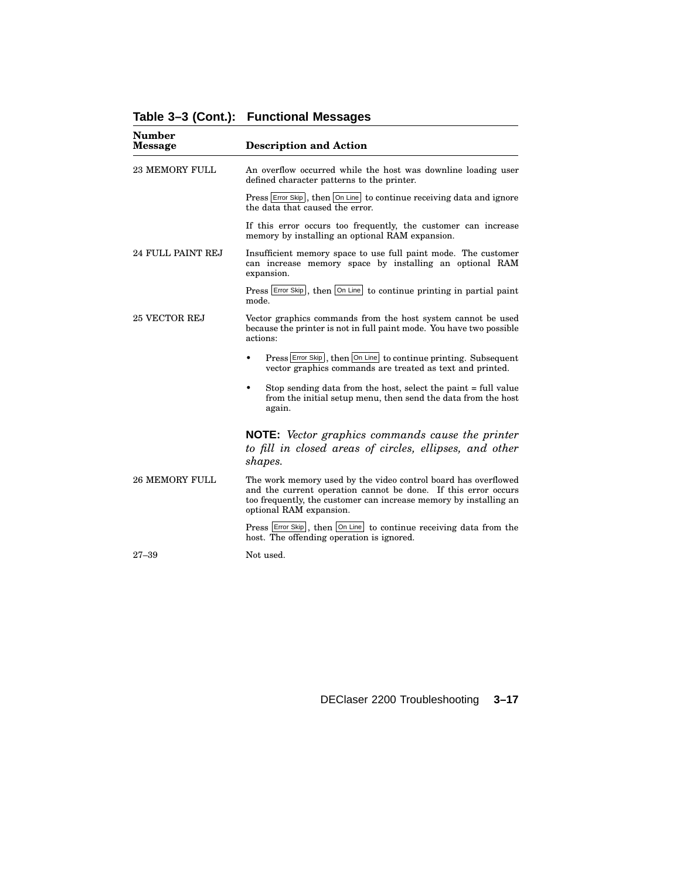**Table 3–3 (Cont.): Functional Messages**

| Number Message | Description and Action |
|---|---|
| 23 MEMORY FULL | An overflow occurred while the host was downline loading user defined character patterns to the printer.<br><br>Press Error Skip, then On Line to continue receiving data and ignore the data that caused the error.<br><br>If this error occurs too frequently, the customer can increase memory by installing an optional RAM expansion. |
| 24 FULL PAINT REJ | Insufficient memory space to use full paint mode. The customer can increase memory space by installing an optional RAM expansion.<br><br>Press Error Skip, then On Line to continue printing in partial paint mode. |
| 25 VECTOR REJ | Vector graphics commands from the host system cannot be used because the printer is not in full paint mode. You have two possible actions:<br><br>• Press Error Skip, then On Line to continue printing. Subsequent vector graphics commands are treated as text and printed.<br><br>• Stop sending data from the host, select the paint = full value from the initial setup menu, then send the data from the host again.<br><br>**NOTE:** *Vector graphics commands cause the printer to fill in closed areas of circles, ellipses, and other shapes.* |
| 26 MEMORY FULL | The work memory used by the video control board has overflowed and the current operation cannot be done. If this error occurs too frequently, the customer can increase memory by installing an optional RAM expansion.<br><br>Press Error Skip, then On Line to continue receiving data from the host. The offending operation is ignored. |
| 27–39 | Not used. |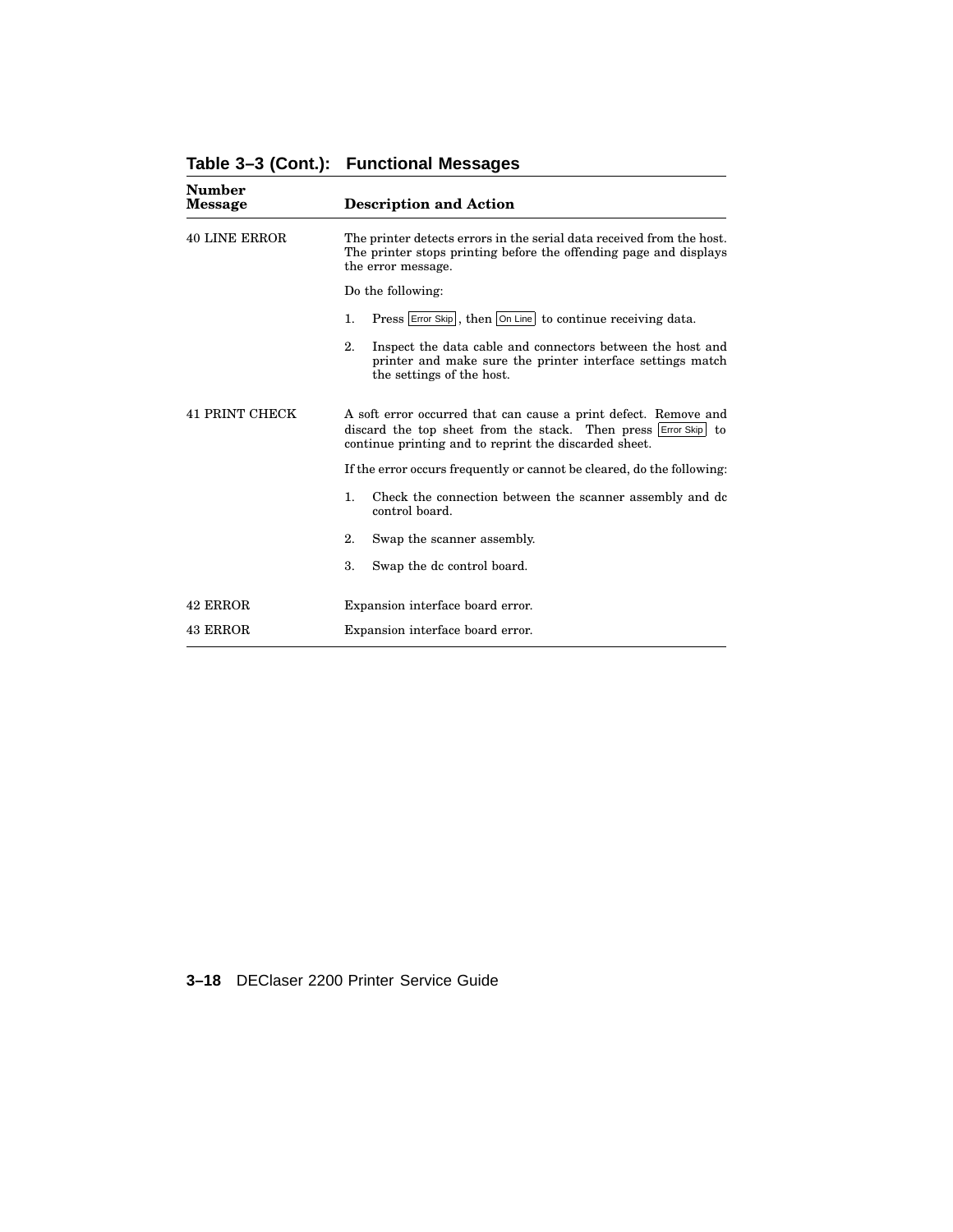**Table 3–3 (Cont.): Functional Messages**

| Number Message | Description and Action |
|---|---|
| 40 LINE ERROR | The printer detects errors in the serial data received from the host. The printer stops printing before the offending page and displays the error message.<br><br>Do the following:<br><br>1. Press Error Skip, then On Line to continue receiving data.<br>2. Inspect the data cable and connectors between the host and printer and make sure the printer interface settings match the settings of the host. |
| 41 PRINT CHECK | A soft error occurred that can cause a print defect. Remove and discard the top sheet from the stack. Then press Error Skip to continue printing and to reprint the discarded sheet.<br><br>If the error occurs frequently or cannot be cleared, do the following:<br><br>1. Check the connection between the scanner assembly and dc control board.<br>2. Swap the scanner assembly.<br>3. Swap the dc control board. |
| 42 ERROR | Expansion interface board error. |
| 43 ERROR | Expansion interface board error. |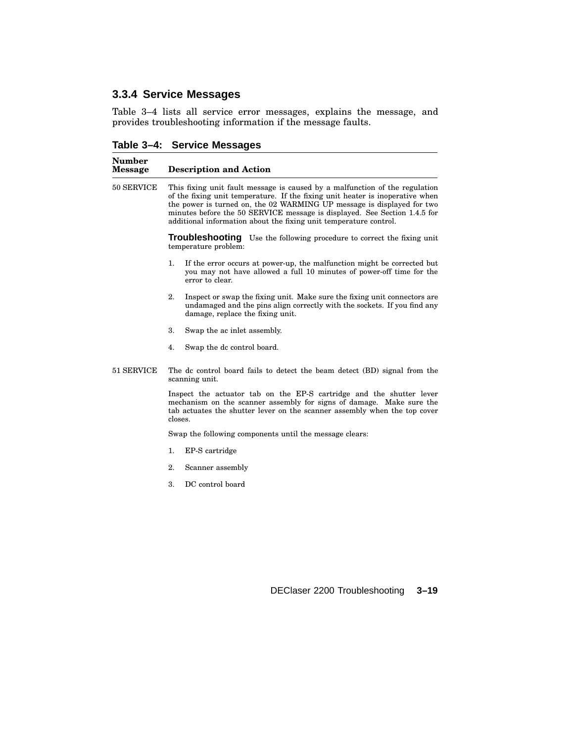### 3.3.4 Service Messages

Table 3–4 lists all service error messages, explains the message, and provides troubleshooting information if the message faults.

**Table 3–4: Service Messages**

| Number Message | Description and Action |
|---|---|
| 50 SERVICE | This fixing unit fault message is caused by a malfunction of the regulation of the fixing unit temperature. If the fixing unit heater is inoperative when the power is turned on, the 02 WARMING UP message is displayed for two minutes before the 50 SERVICE message is displayed. See Section 1.4.5 for additional information about the fixing unit temperature control.<br><br>**Troubleshooting** Use the following procedure to correct the fixing unit temperature problem:<br><br>1. If the error occurs at power-up, the malfunction might be corrected but you may not have allowed a full 10 minutes of power-off time for the error to clear.<br>2. Inspect or swap the fixing unit. Make sure the fixing unit connectors are undamaged and the pins align correctly with the sockets. If you find any damage, replace the fixing unit.<br>3. Swap the ac inlet assembly.<br>4. Swap the dc control board. |
| 51 SERVICE | The dc control board fails to detect the beam detect (BD) signal from the scanning unit.<br><br>Inspect the actuator tab on the EP-S cartridge and the shutter lever mechanism on the scanner assembly for signs of damage. Make sure the tab actuates the shutter lever on the scanner assembly when the top cover closes.<br><br>Swap the following components until the message clears:<br><br>1. EP-S cartridge<br>2. Scanner assembly<br>3. DC control board |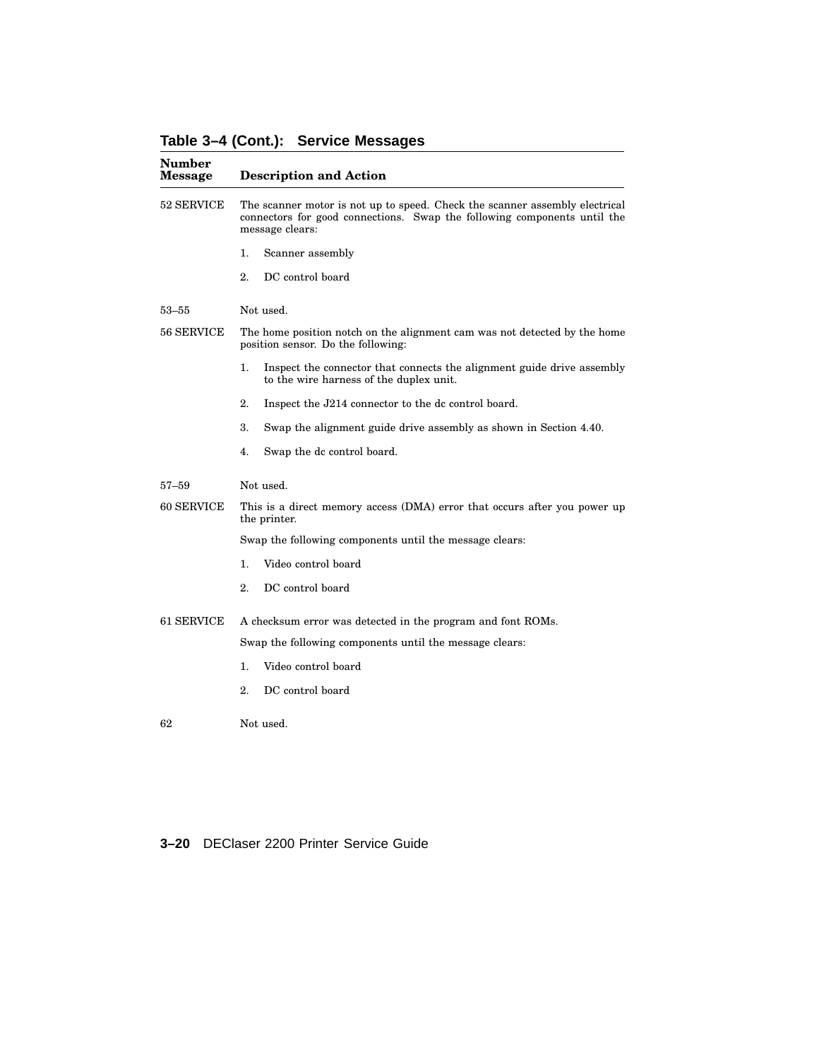**Table 3–4 (Cont.): Service Messages**

| Number Message | Description and Action |
|---|---|
| 52 SERVICE | The scanner motor is not up to speed. Check the scanner assembly electrical connectors for good connections. Swap the following components until the message clears:<br>1. Scanner assembly<br>2. DC control board |
| 53–55 | Not used. |
| 56 SERVICE | The home position notch on the alignment cam was not detected by the home position sensor. Do the following:<br>1. Inspect the connector that connects the alignment guide drive assembly to the wire harness of the duplex unit.<br>2. Inspect the J214 connector to the dc control board.<br>3. Swap the alignment guide drive assembly as shown in Section 4.40.<br>4. Swap the dc control board. |
| 57–59 | Not used. |
| 60 SERVICE | This is a direct memory access (DMA) error that occurs after you power up the printer.<br>Swap the following components until the message clears:<br>1. Video control board<br>2. DC control board |
| 61 SERVICE | A checksum error was detected in the program and font ROMs.<br>Swap the following components until the message clears:<br>1. Video control board<br>2. DC control board |
| 62 | Not used. |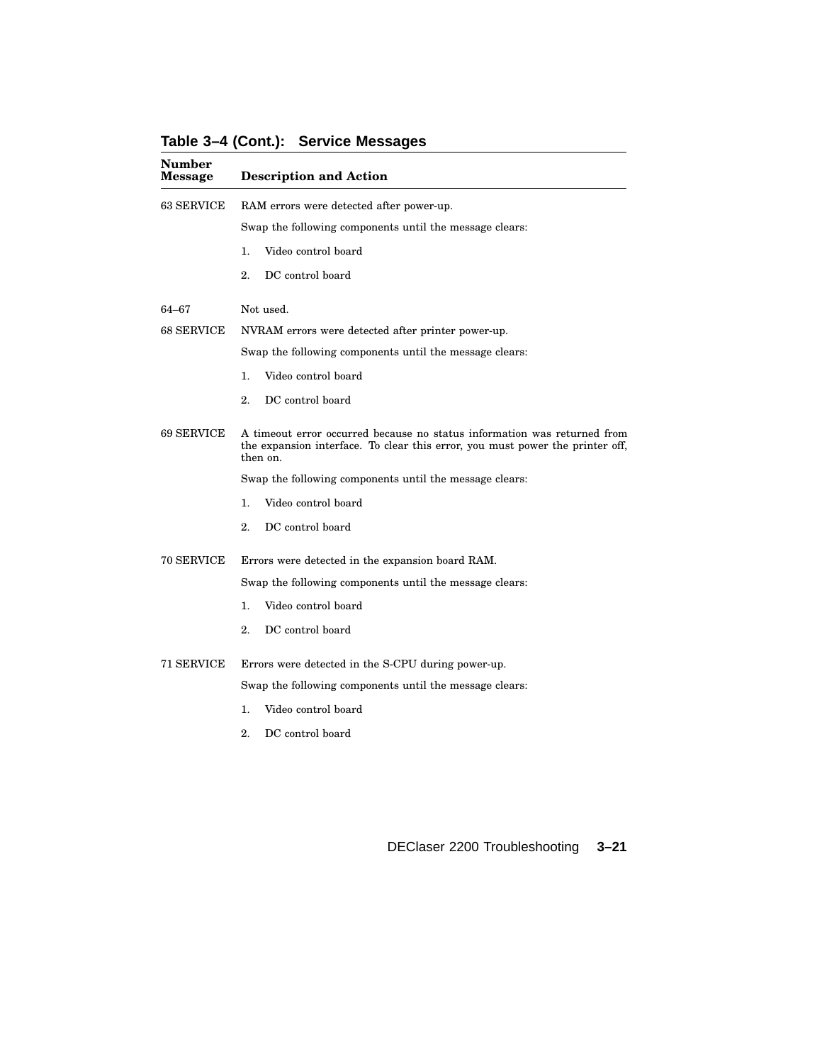**Table 3–4 (Cont.): Service Messages**

| Number Message | Description and Action |
| --- | --- |
| 63 SERVICE | RAM errors were detected after power-up.<br>Swap the following components until the message clears:<br>1. Video control board<br>2. DC control board |
| 64–67 | Not used. |
| 68 SERVICE | NVRAM errors were detected after printer power-up.<br>Swap the following components until the message clears:<br>1. Video control board<br>2. DC control board |
| 69 SERVICE | A timeout error occurred because no status information was returned from the expansion interface. To clear this error, you must power the printer off, then on.<br>Swap the following components until the message clears:<br>1. Video control board<br>2. DC control board |
| 70 SERVICE | Errors were detected in the expansion board RAM.<br>Swap the following components until the message clears:<br>1. Video control board<br>2. DC control board |
| 71 SERVICE | Errors were detected in the S-CPU during power-up.<br>Swap the following components until the message clears:<br>1. Video control board<br>2. DC control board |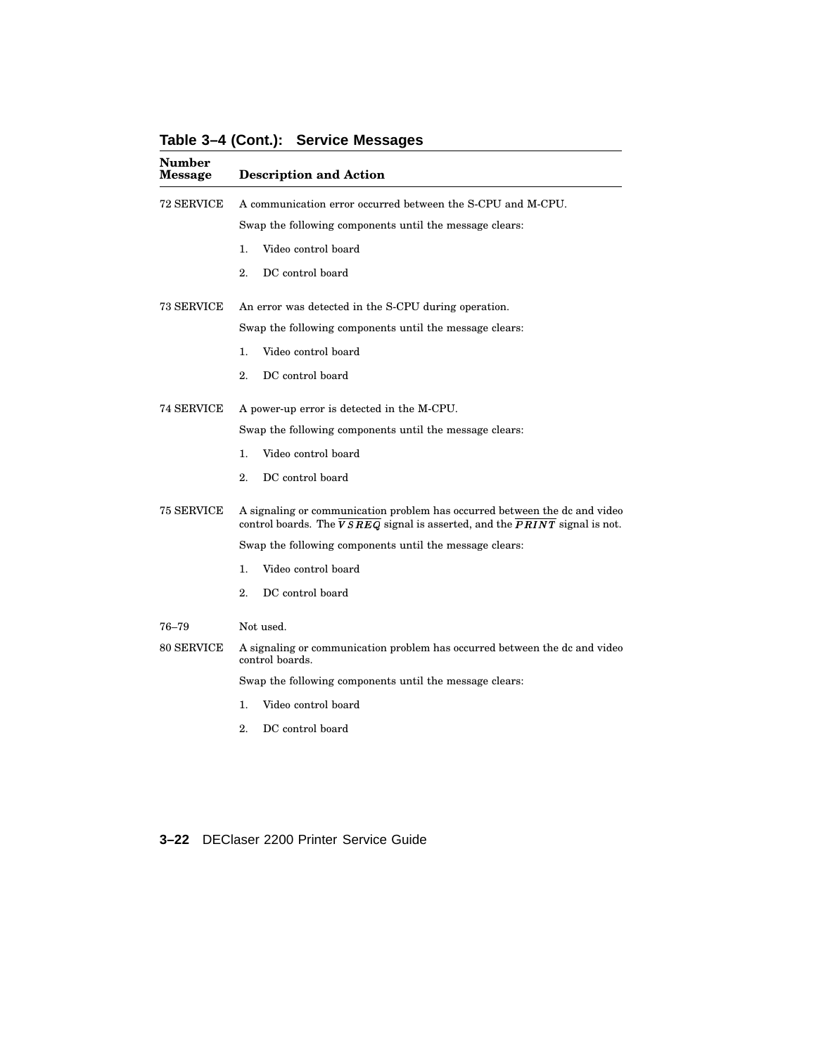**Table 3–4 (Cont.): Service Messages**

| Number Message | Description and Action |
|---|---|
| 72 SERVICE | A communication error occurred between the S-CPU and M-CPU.<br><br>Swap the following components until the message clears:<br><br>1. Video control board<br><br>2. DC control board |
| 73 SERVICE | An error was detected in the S-CPU during operation.<br><br>Swap the following components until the message clears:<br><br>1. Video control board<br><br>2. DC control board |
| 74 SERVICE | A power-up error is detected in the M-CPU.<br><br>Swap the following components until the message clears:<br><br>1. Video control board<br><br>2. DC control board |
| 75 SERVICE | A signaling or communication problem has occurred between the dc and video control boards. The $\overline{VSREQ}$ signal is asserted, and the $\overline{PRINT}$ signal is not.<br><br>Swap the following components until the message clears:<br><br>1. Video control board<br><br>2. DC control board |
| 76–79 | Not used. |
| 80 SERVICE | A signaling or communication problem has occurred between the dc and video control boards.<br><br>Swap the following components until the message clears:<br><br>1. Video control board<br><br>2. DC control board |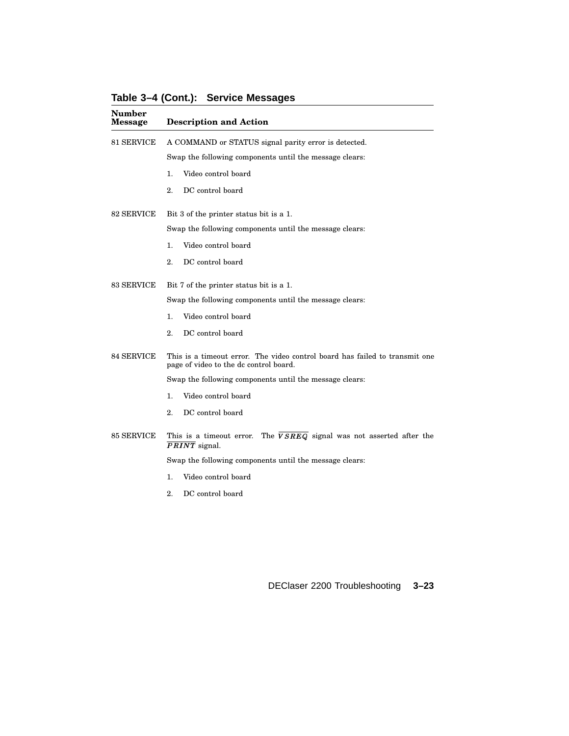**Table 3–4 (Cont.): Service Messages**

| Number Message | Description and Action |
|---|---|
| 81 SERVICE | A COMMAND or STATUS signal parity error is detected.<br><br>Swap the following components until the message clears:<br><br>1. Video control board<br>2. DC control board |
| 82 SERVICE | Bit 3 of the printer status bit is a 1.<br><br>Swap the following components until the message clears:<br><br>1. Video control board<br>2. DC control board |
| 83 SERVICE | Bit 7 of the printer status bit is a 1.<br><br>Swap the following components until the message clears:<br><br>1. Video control board<br>2. DC control board |
| 84 SERVICE | This is a timeout error. The video control board has failed to transmit one page of video to the dc control board.<br><br>Swap the following components until the message clears:<br><br>1. Video control board<br>2. DC control board |
| 85 SERVICE | This is a timeout error. The $\overline{VSREQ}$ signal was not asserted after the $\overline{PRINT}$ signal.<br><br>Swap the following components until the message clears:<br><br>1. Video control board<br>2. DC control board |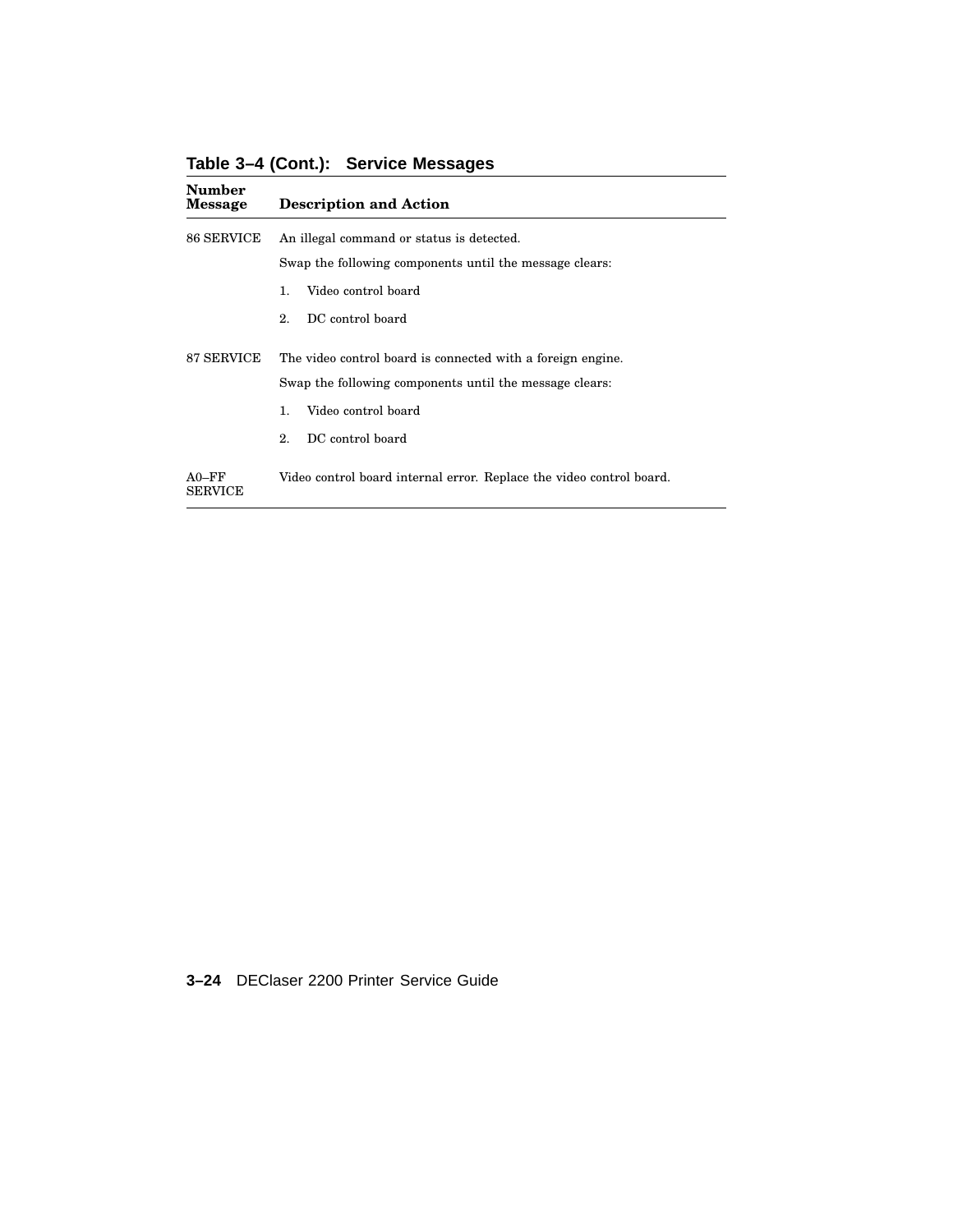**Table 3–4 (Cont.): Service Messages**

| Number Message | Description and Action |
|---|---|
| 86 SERVICE | An illegal command or status is detected.<br><br>Swap the following components until the message clears:<br><br>1. Video control board<br><br>2. DC control board |
| 87 SERVICE | The video control board is connected with a foreign engine.<br><br>Swap the following components until the message clears:<br><br>1. Video control board<br><br>2. DC control board |
| A0–FF SERVICE | Video control board internal error. Replace the video control board. |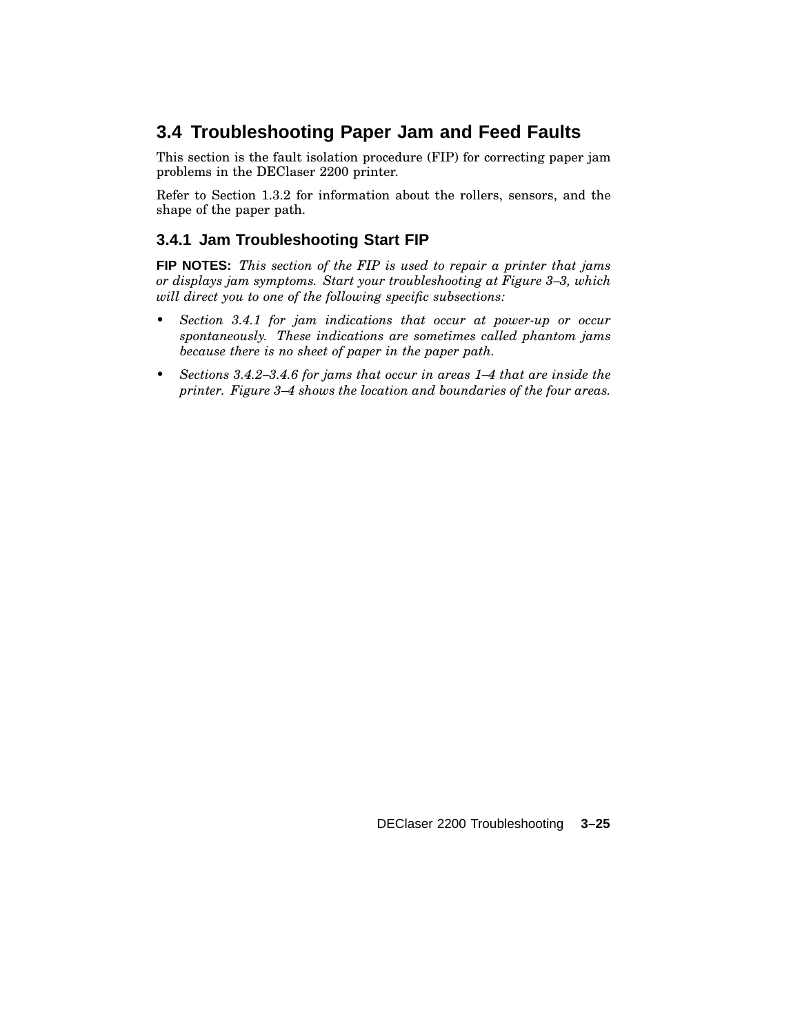## 3.4 Troubleshooting Paper Jam and Feed Faults

This section is the fault isolation procedure (FIP) for correcting paper jam problems in the DEClaser 2200 printer.

Refer to Section 1.3.2 for information about the rollers, sensors, and the shape of the paper path.

### 3.4.1 Jam Troubleshooting Start FIP

**FIP NOTES:** *This section of the FIP is used to repair a printer that jams or displays jam symptoms. Start your troubleshooting at Figure 3–3, which will direct you to one of the following specific subsections:*

- *Section 3.4.1 for jam indications that occur at power-up or occur spontaneously. These indications are sometimes called phantom jams because there is no sheet of paper in the paper path.*
- *Sections 3.4.2–3.4.6 for jams that occur in areas 1–4 that are inside the printer. Figure 3–4 shows the location and boundaries of the four areas.*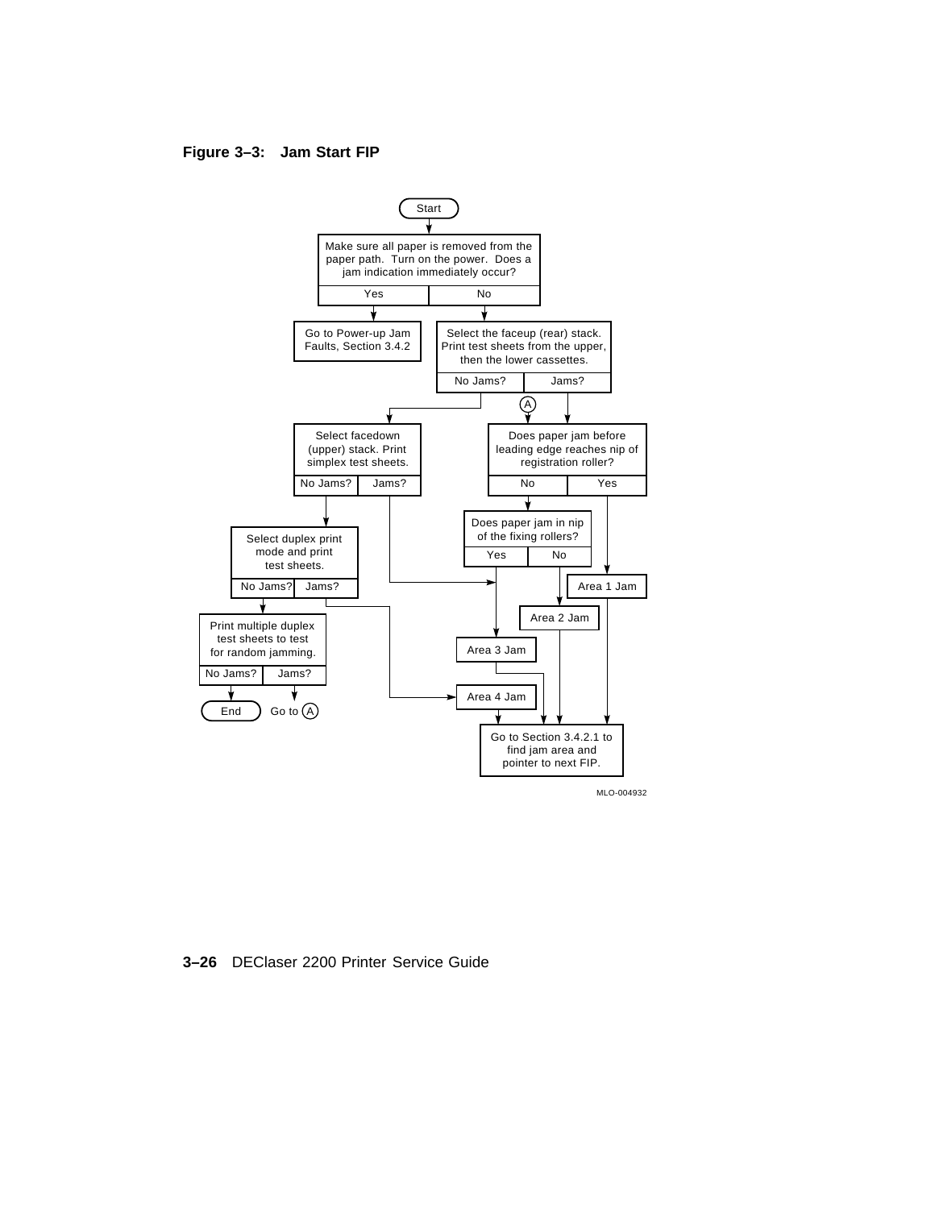**Figure 3–3: Jam Start FIP**

Start

Make sure all paper is removed from the paper path. Turn on the power. Does a jam indication immediately occur?

Yes | No

Go to Power-up Jam Faults, Section 3.4.2

Select the faceup (rear) stack. Print test sheets from the upper, then the lower cassettes.

No Jams? | Jams?

A

Select facedown (upper) stack. Print simplex test sheets.

No Jams? | Jams?

Does paper jam before leading edge reaches nip of registration roller?

No | Yes

Does paper jam in nip of the fixing rollers?

Yes | No

Select duplex print mode and print test sheets.

No Jams? | Jams?

Area 1 Jam

Area 2 Jam

Print multiple duplex test sheets to test for random jamming.

No Jams? | Jams?

Area 3 Jam

Area 4 Jam

End

Go to A

Go to Section 3.4.2.1 to find jam area and pointer to next FIP.

MLO-004932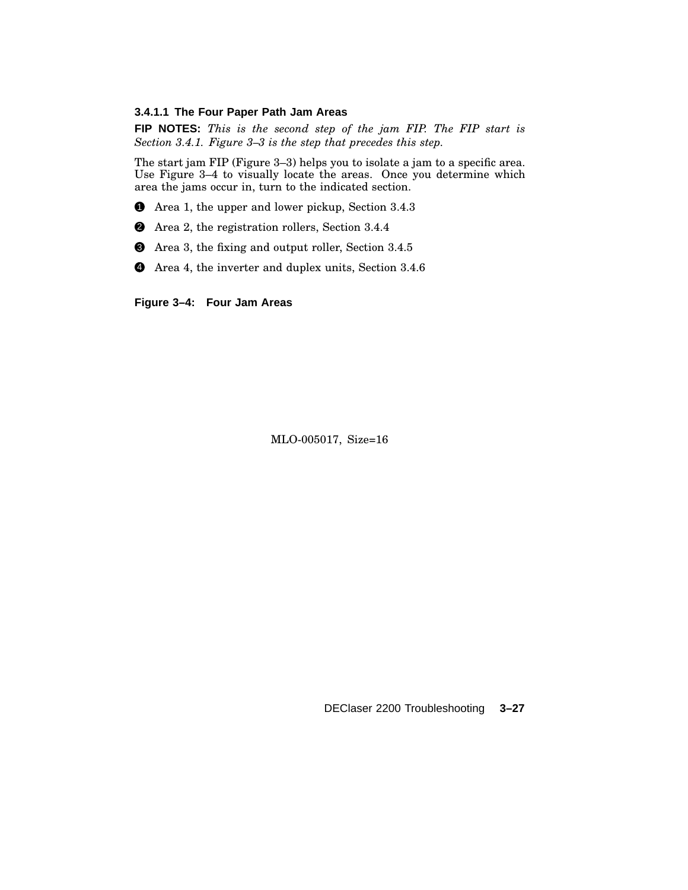#### 3.4.1.1 The Four Paper Path Jam Areas

**FIP NOTES:** *This is the second step of the jam FIP. The FIP start is Section 3.4.1. Figure 3–3 is the step that precedes this step.*

The start jam FIP (Figure 3–3) helps you to isolate a jam to a specific area. Use Figure 3–4 to visually locate the areas. Once you determine which area the jams occur in, turn to the indicated section.

❶ Area 1, the upper and lower pickup, Section 3.4.3

❷ Area 2, the registration rollers, Section 3.4.4

❸ Area 3, the fixing and output roller, Section 3.4.5

❹ Area 4, the inverter and duplex units, Section 3.4.6

**Figure 3–4: Four Jam Areas**

MLO-005017, Size=16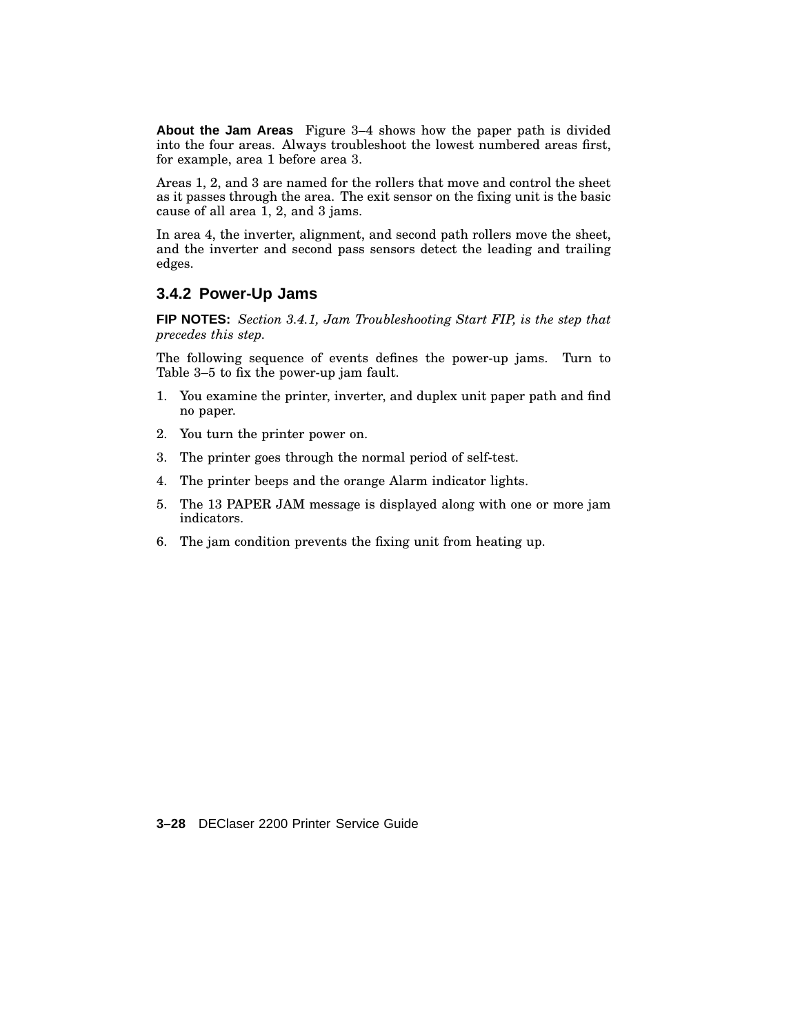**About the Jam Areas** Figure 3–4 shows how the paper path is divided into the four areas. Always troubleshoot the lowest numbered areas first, for example, area 1 before area 3.

Areas 1, 2, and 3 are named for the rollers that move and control the sheet as it passes through the area. The exit sensor on the fixing unit is the basic cause of all area 1, 2, and 3 jams.

In area 4, the inverter, alignment, and second path rollers move the sheet, and the inverter and second pass sensors detect the leading and trailing edges.

### 3.4.2 Power-Up Jams

**FIP NOTES:** *Section 3.4.1, Jam Troubleshooting Start FIP, is the step that precedes this step.*

The following sequence of events defines the power-up jams. Turn to Table 3–5 to fix the power-up jam fault.

1. You examine the printer, inverter, and duplex unit paper path and find no paper.
2. You turn the printer power on.
3. The printer goes through the normal period of self-test.
4. The printer beeps and the orange Alarm indicator lights.
5. The 13 PAPER JAM message is displayed along with one or more jam indicators.
6. The jam condition prevents the fixing unit from heating up.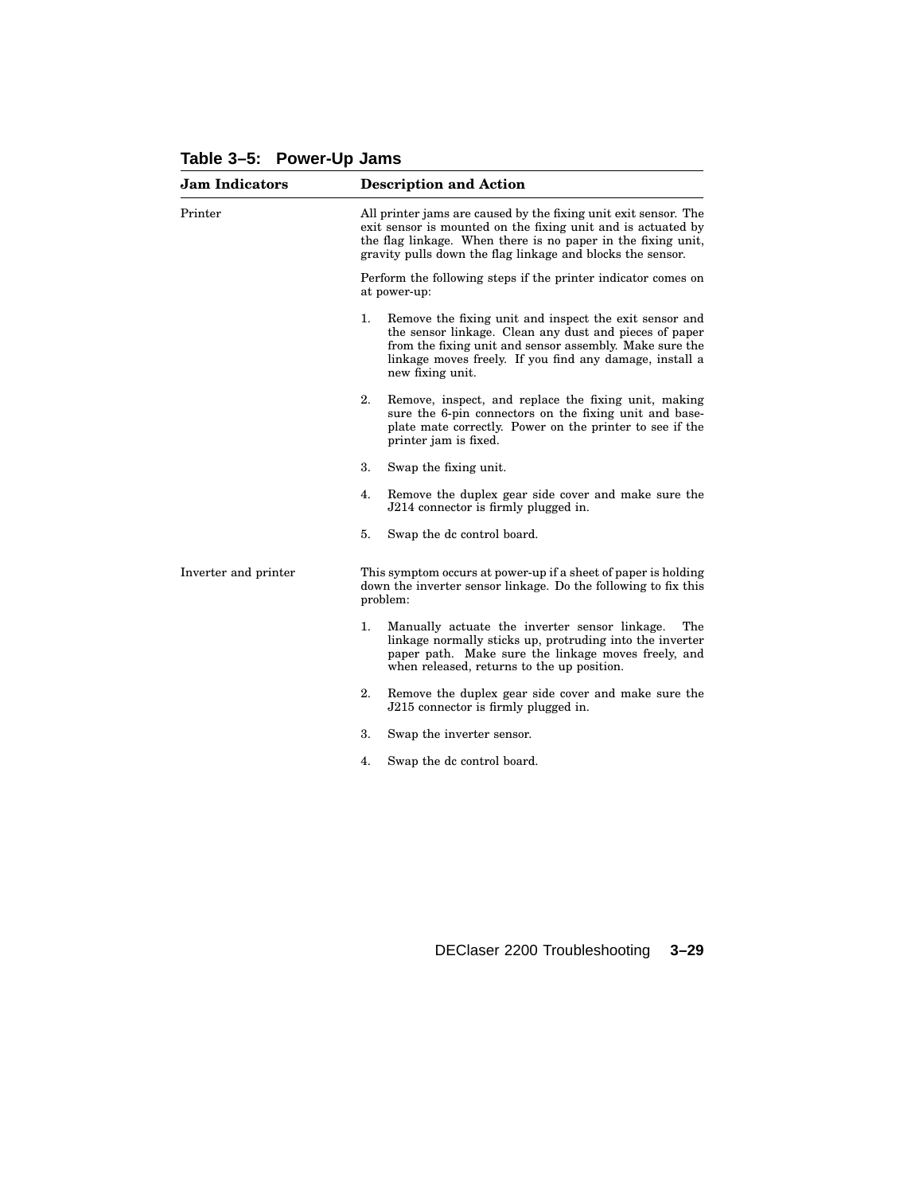**Table 3–5: Power-Up Jams**

| Jam Indicators | Description and Action |
|---|---|
| Printer | All printer jams are caused by the fixing unit exit sensor. The exit sensor is mounted on the fixing unit and is actuated by the flag linkage. When there is no paper in the fixing unit, gravity pulls down the flag linkage and blocks the sensor.<br><br>Perform the following steps if the printer indicator comes on at power-up:<br><br>1. Remove the fixing unit and inspect the exit sensor and the sensor linkage. Clean any dust and pieces of paper from the fixing unit and sensor assembly. Make sure the linkage moves freely. If you find any damage, install a new fixing unit.<br><br>2. Remove, inspect, and replace the fixing unit, making sure the 6-pin connectors on the fixing unit and baseplate mate correctly. Power on the printer to see if the printer jam is fixed.<br><br>3. Swap the fixing unit.<br><br>4. Remove the duplex gear side cover and make sure the J214 connector is firmly plugged in.<br><br>5. Swap the dc control board. |
| Inverter and printer | This symptom occurs at power-up if a sheet of paper is holding down the inverter sensor linkage. Do the following to fix this problem:<br><br>1. Manually actuate the inverter sensor linkage. The linkage normally sticks up, protruding into the inverter paper path. Make sure the linkage moves freely, and when released, returns to the up position.<br><br>2. Remove the duplex gear side cover and make sure the J215 connector is firmly plugged in.<br><br>3. Swap the inverter sensor.<br><br>4. Swap the dc control board. |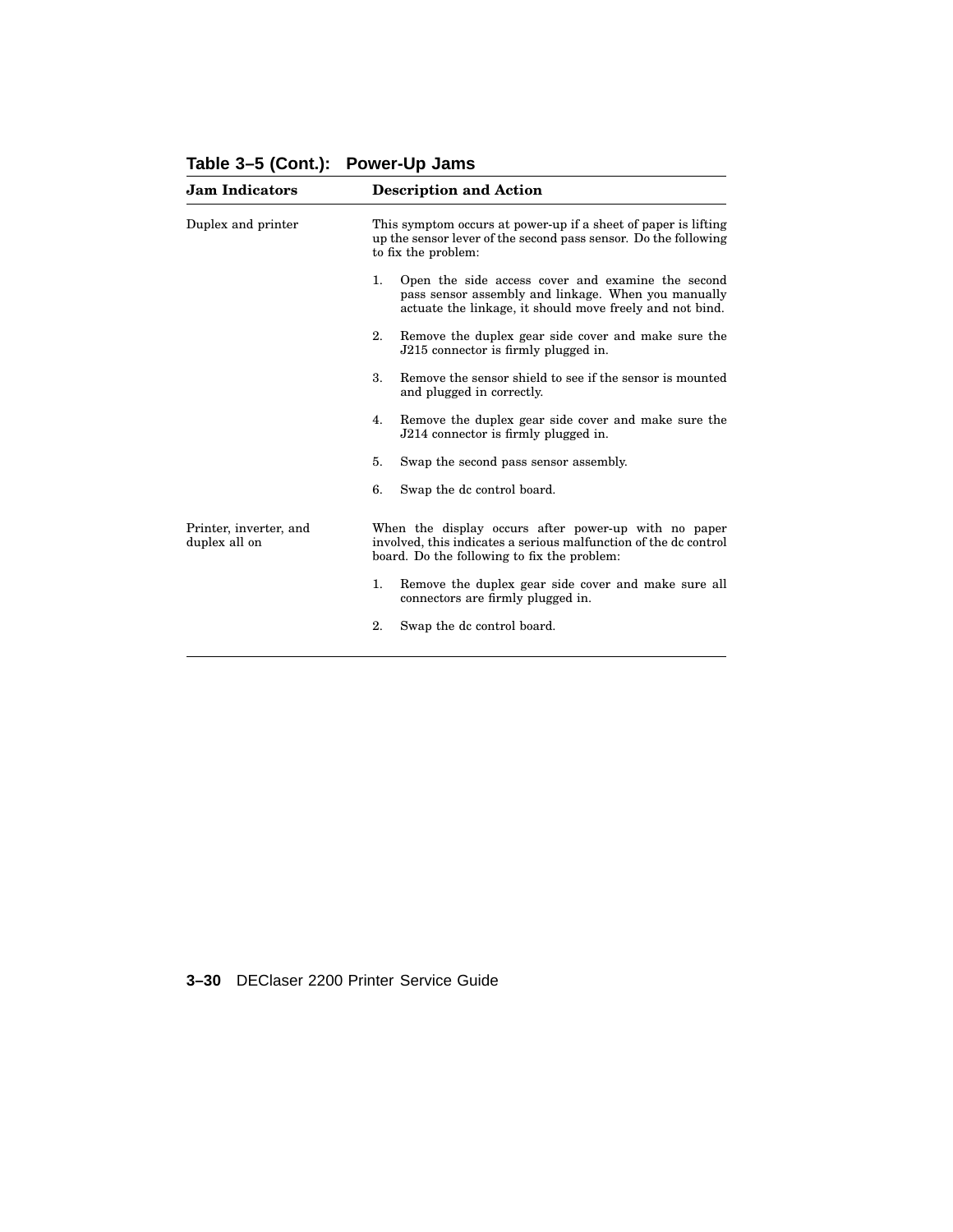**Table 3–5 (Cont.): Power-Up Jams**

| Jam Indicators | Description and Action |
|---|---|
| Duplex and printer | This symptom occurs at power-up if a sheet of paper is lifting up the sensor lever of the second pass sensor. Do the following to fix the problem:<br><br>1. Open the side access cover and examine the second pass sensor assembly and linkage. When you manually actuate the linkage, it should move freely and not bind.<br><br>2. Remove the duplex gear side cover and make sure the J215 connector is firmly plugged in.<br><br>3. Remove the sensor shield to see if the sensor is mounted and plugged in correctly.<br><br>4. Remove the duplex gear side cover and make sure the J214 connector is firmly plugged in.<br><br>5. Swap the second pass sensor assembly.<br><br>6. Swap the dc control board. |
| Printer, inverter, and duplex all on | When the display occurs after power-up with no paper involved, this indicates a serious malfunction of the dc control board. Do the following to fix the problem:<br><br>1. Remove the duplex gear side cover and make sure all connectors are firmly plugged in.<br><br>2. Swap the dc control board. |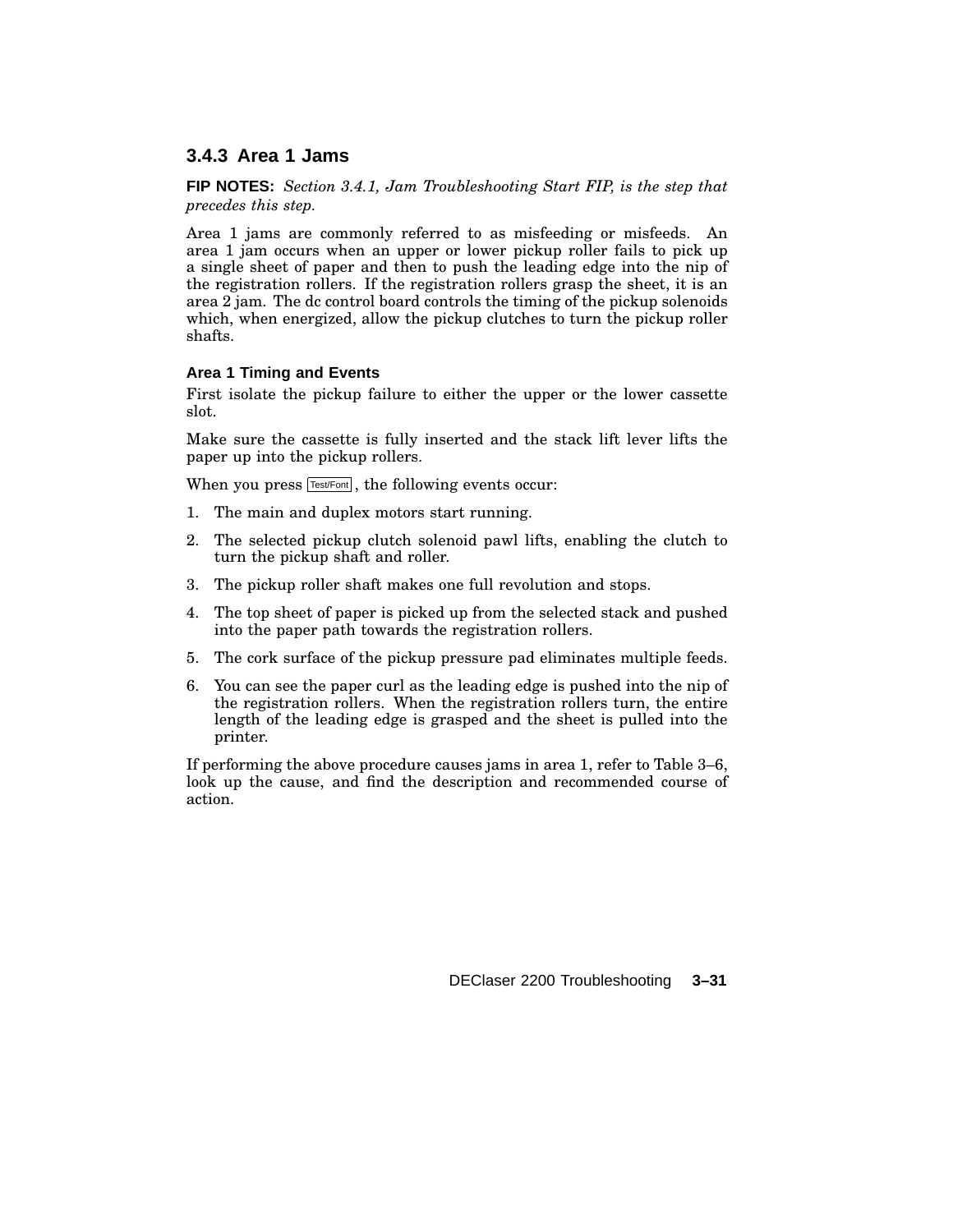### 3.4.3 Area 1 Jams

**FIP NOTES:** *Section 3.4.1, Jam Troubleshooting Start FIP, is the step that precedes this step.*

Area 1 jams are commonly referred to as misfeeding or misfeeds. An area 1 jam occurs when an upper or lower pickup roller fails to pick up a single sheet of paper and then to push the leading edge into the nip of the registration rollers. If the registration rollers grasp the sheet, it is an area 2 jam. The dc control board controls the timing of the pickup solenoids which, when energized, allow the pickup clutches to turn the pickup roller shafts.

#### Area 1 Timing and Events

First isolate the pickup failure to either the upper or the lower cassette slot.

Make sure the cassette is fully inserted and the stack lift lever lifts the paper up into the pickup rollers.

When you press Test/Font, the following events occur:

1. The main and duplex motors start running.
2. The selected pickup clutch solenoid pawl lifts, enabling the clutch to turn the pickup shaft and roller.
3. The pickup roller shaft makes one full revolution and stops.
4. The top sheet of paper is picked up from the selected stack and pushed into the paper path towards the registration rollers.
5. The cork surface of the pickup pressure pad eliminates multiple feeds.
6. You can see the paper curl as the leading edge is pushed into the nip of the registration rollers. When the registration rollers turn, the entire length of the leading edge is grasped and the sheet is pulled into the printer.

If performing the above procedure causes jams in area 1, refer to Table 3–6, look up the cause, and find the description and recommended course of action.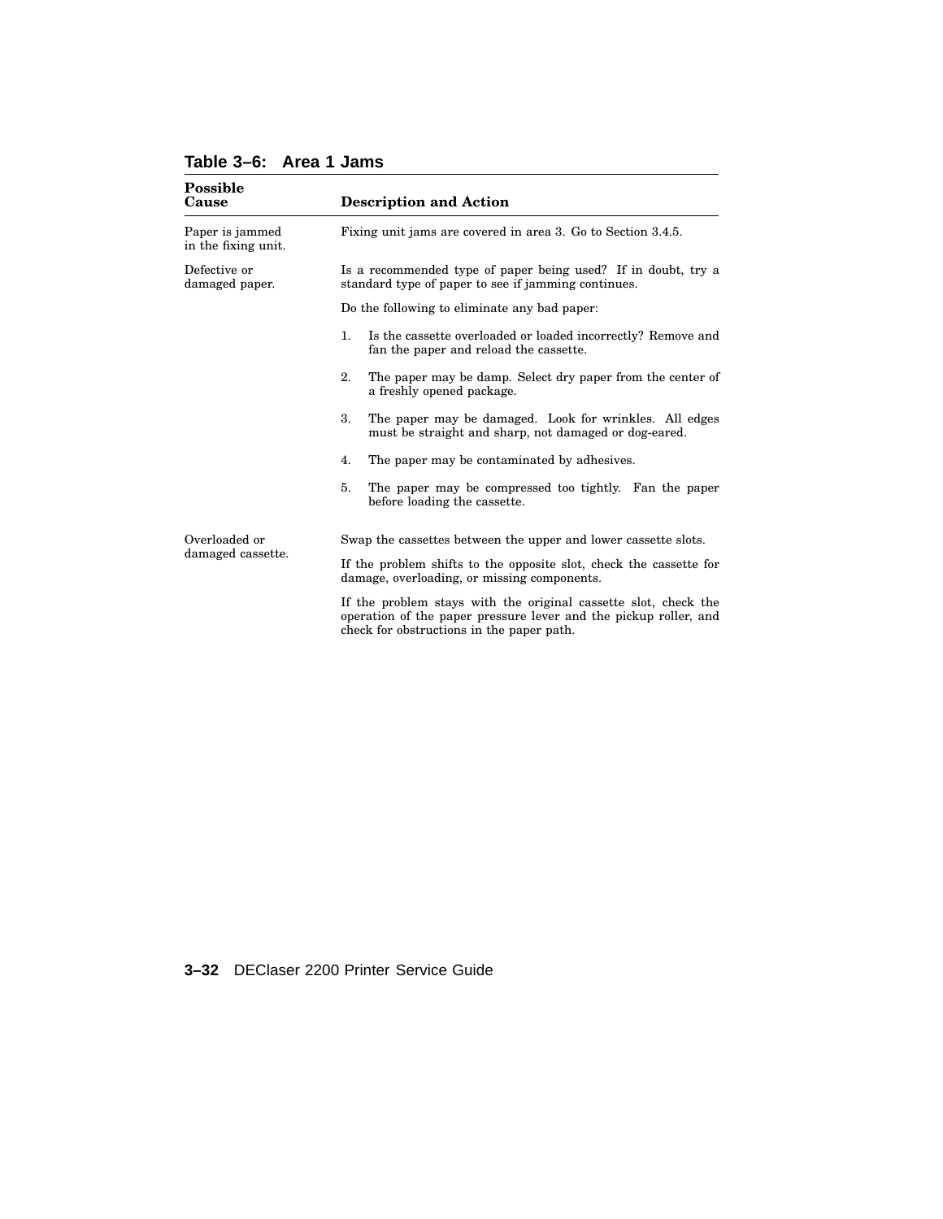**Table 3–6: Area 1 Jams**

| Possible Cause | Description and Action |
|---|---|
| Paper is jammed in the fixing unit. | Fixing unit jams are covered in area 3. Go to Section 3.4.5. |
| Defective or damaged paper. | Is a recommended type of paper being used? If in doubt, try a standard type of paper to see if jamming continues.<br><br>Do the following to eliminate any bad paper:<br><br>1. Is the cassette overloaded or loaded incorrectly? Remove and fan the paper and reload the cassette.<br>2. The paper may be damp. Select dry paper from the center of a freshly opened package.<br>3. The paper may be damaged. Look for wrinkles. All edges must be straight and sharp, not damaged or dog-eared.<br>4. The paper may be contaminated by adhesives.<br>5. The paper may be compressed too tightly. Fan the paper before loading the cassette. |
| Overloaded or damaged cassette. | Swap the cassettes between the upper and lower cassette slots.<br><br>If the problem shifts to the opposite slot, check the cassette for damage, overloading, or missing components.<br><br>If the problem stays with the original cassette slot, check the operation of the paper pressure lever and the pickup roller, and check for obstructions in the paper path. |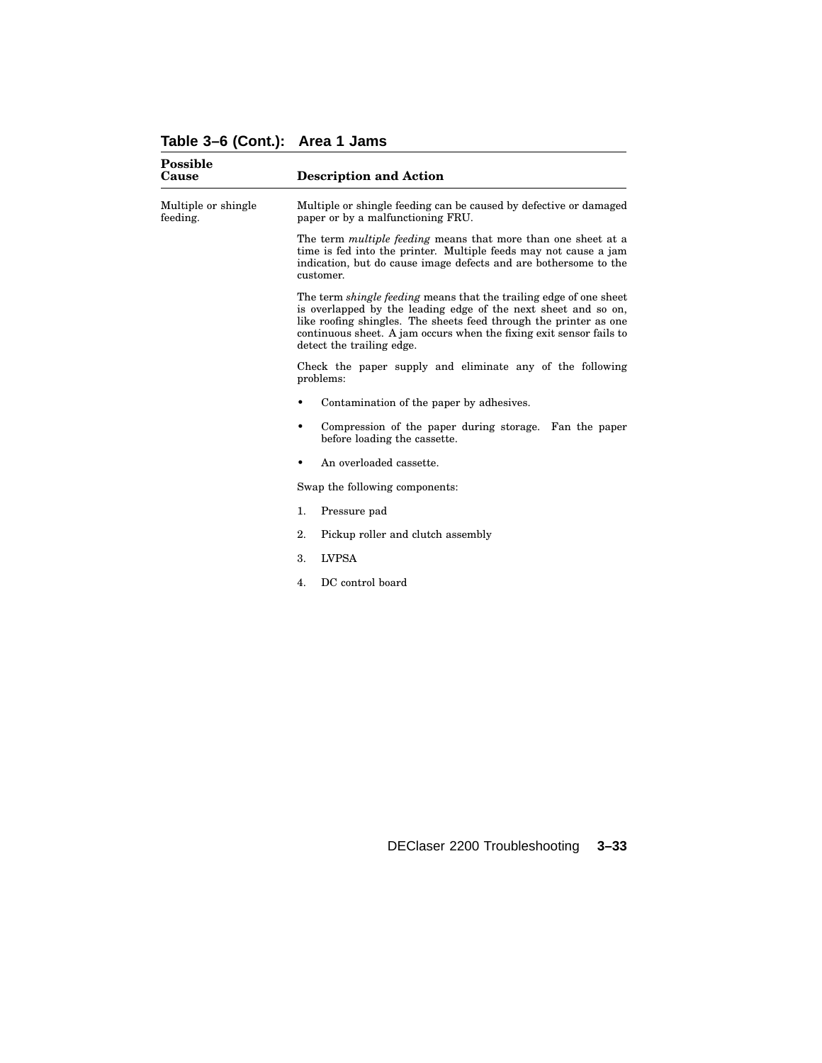**Table 3–6 (Cont.): Area 1 Jams**

| Possible Cause | Description and Action |
|---|---|
| Multiple or shingle feeding. | Multiple or shingle feeding can be caused by defective or damaged paper or by a malfunctioning FRU. |
| | The term *multiple feeding* means that more than one sheet at a time is fed into the printer. Multiple feeds may not cause a jam indication, but do cause image defects and are bothersome to the customer. |
| | The term *shingle feeding* means that the trailing edge of one sheet is overlapped by the leading edge of the next sheet and so on, like roofing shingles. The sheets feed through the printer as one continuous sheet. A jam occurs when the fixing exit sensor fails to detect the trailing edge. |
| | Check the paper supply and eliminate any of the following problems: |
| | • Contamination of the paper by adhesives. |
| | • Compression of the paper during storage. Fan the paper before loading the cassette. |
| | • An overloaded cassette. |
| | Swap the following components: |
| | 1. Pressure pad |
| | 2. Pickup roller and clutch assembly |
| | 3. LVPSA |
| | 4. DC control board |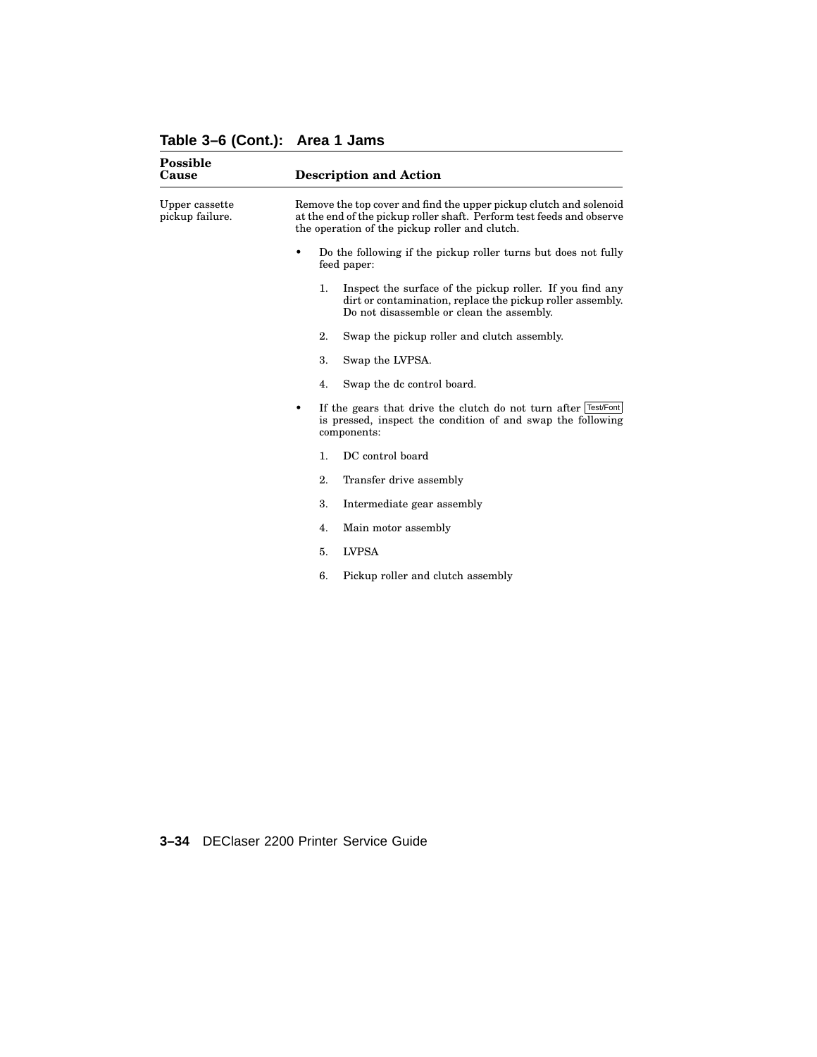**Table 3–6 (Cont.): Area 1 Jams**

| Possible Cause | Description and Action |
|---|---|
| Upper cassette pickup failure. | Remove the top cover and find the upper pickup clutch and solenoid at the end of the pickup roller shaft. Perform test feeds and observe the operation of the pickup roller and clutch.<br><br>• Do the following if the pickup roller turns but does not fully feed paper:<br>1. Inspect the surface of the pickup roller. If you find any dirt or contamination, replace the pickup roller assembly. Do not disassemble or clean the assembly.<br>2. Swap the pickup roller and clutch assembly.<br>3. Swap the LVPSA.<br>4. Swap the dc control board.<br><br>• If the gears that drive the clutch do not turn after Test/Font is pressed, inspect the condition of and swap the following components:<br>1. DC control board<br>2. Transfer drive assembly<br>3. Intermediate gear assembly<br>4. Main motor assembly<br>5. LVPSA<br>6. Pickup roller and clutch assembly |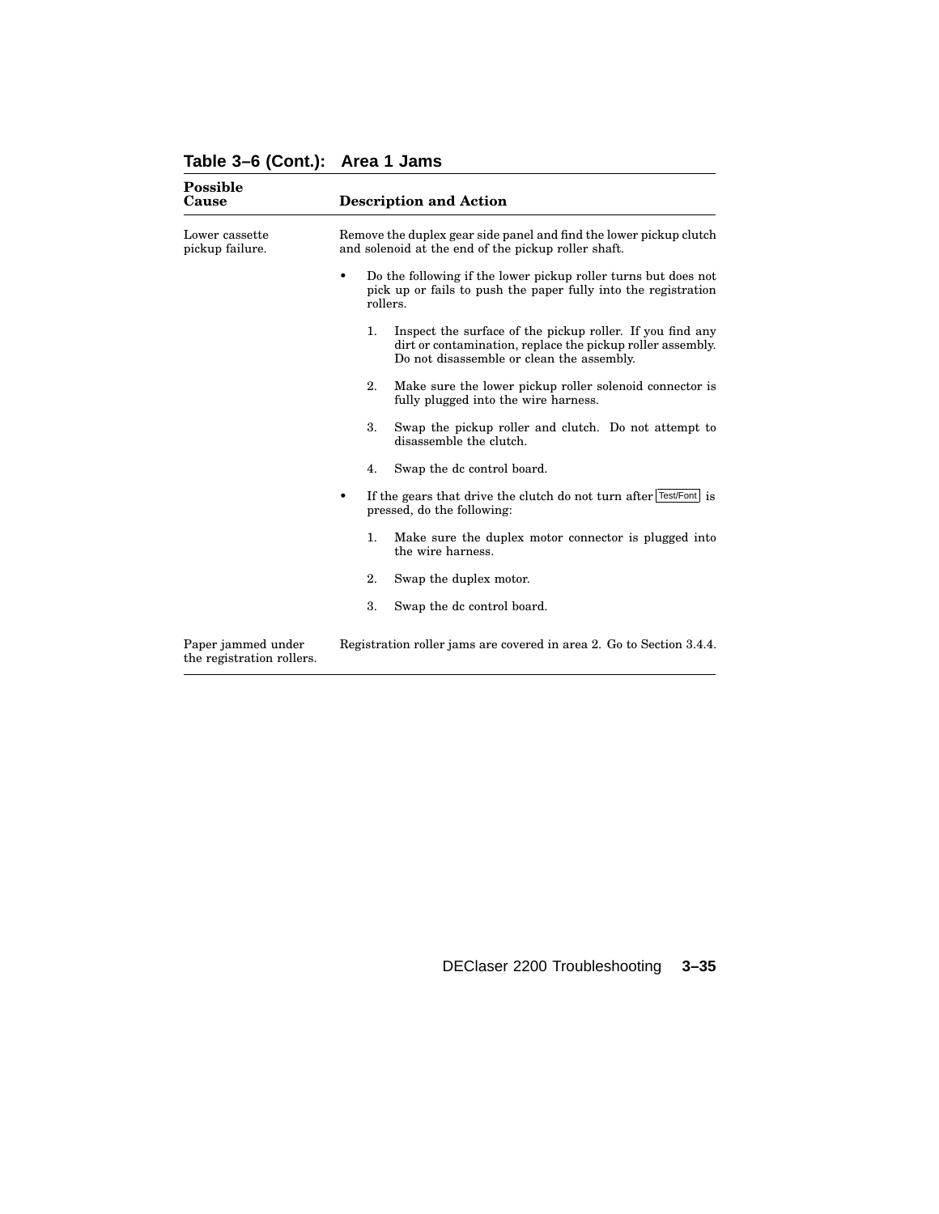**Table 3–6 (Cont.): Area 1 Jams**

| Possible Cause | Description and Action |
|---|---|
| Lower cassette pickup failure. | Remove the duplex gear side panel and find the lower pickup clutch and solenoid at the end of the pickup roller shaft.<br><br>• Do the following if the lower pickup roller turns but does not pick up or fails to push the paper fully into the registration rollers.<br><br>1. Inspect the surface of the pickup roller. If you find any dirt or contamination, replace the pickup roller assembly. Do not disassemble or clean the assembly.<br><br>2. Make sure the lower pickup roller solenoid connector is fully plugged into the wire harness.<br><br>3. Swap the pickup roller and clutch. Do not attempt to disassemble the clutch.<br><br>4. Swap the dc control board.<br><br>• If the gears that drive the clutch do not turn after Test/Font is pressed, do the following:<br><br>1. Make sure the duplex motor connector is plugged into the wire harness.<br><br>2. Swap the duplex motor.<br><br>3. Swap the dc control board. |
| Paper jammed under the registration rollers. | Registration roller jams are covered in area 2. Go to Section 3.4.4. |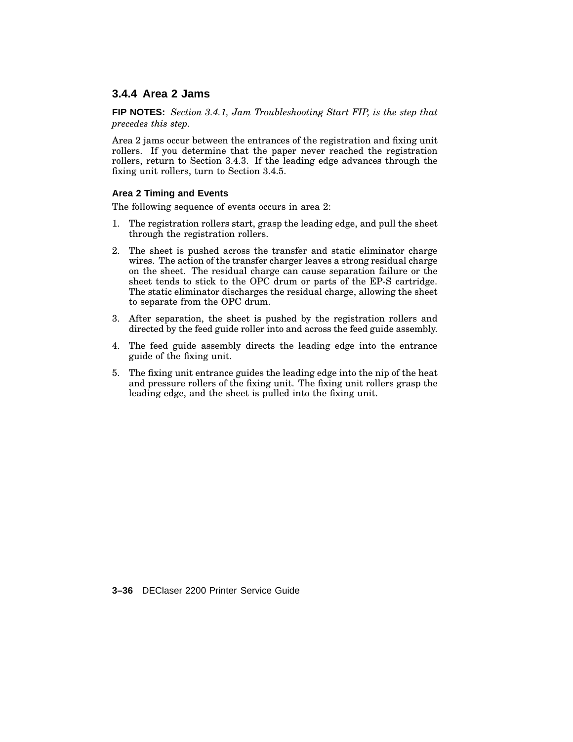### 3.4.4 Area 2 Jams

**FIP NOTES:** *Section 3.4.1, Jam Troubleshooting Start FIP, is the step that precedes this step.*

Area 2 jams occur between the entrances of the registration and fixing unit rollers. If you determine that the paper never reached the registration rollers, return to Section 3.4.3. If the leading edge advances through the fixing unit rollers, turn to Section 3.4.5.

#### Area 2 Timing and Events

The following sequence of events occurs in area 2:

1. The registration rollers start, grasp the leading edge, and pull the sheet through the registration rollers.
2. The sheet is pushed across the transfer and static eliminator charge wires. The action of the transfer charger leaves a strong residual charge on the sheet. The residual charge can cause separation failure or the sheet tends to stick to the OPC drum or parts of the EP-S cartridge. The static eliminator discharges the residual charge, allowing the sheet to separate from the OPC drum.
3. After separation, the sheet is pushed by the registration rollers and directed by the feed guide roller into and across the feed guide assembly.
4. The feed guide assembly directs the leading edge into the entrance guide of the fixing unit.
5. The fixing unit entrance guides the leading edge into the nip of the heat and pressure rollers of the fixing unit. The fixing unit rollers grasp the leading edge, and the sheet is pulled into the fixing unit.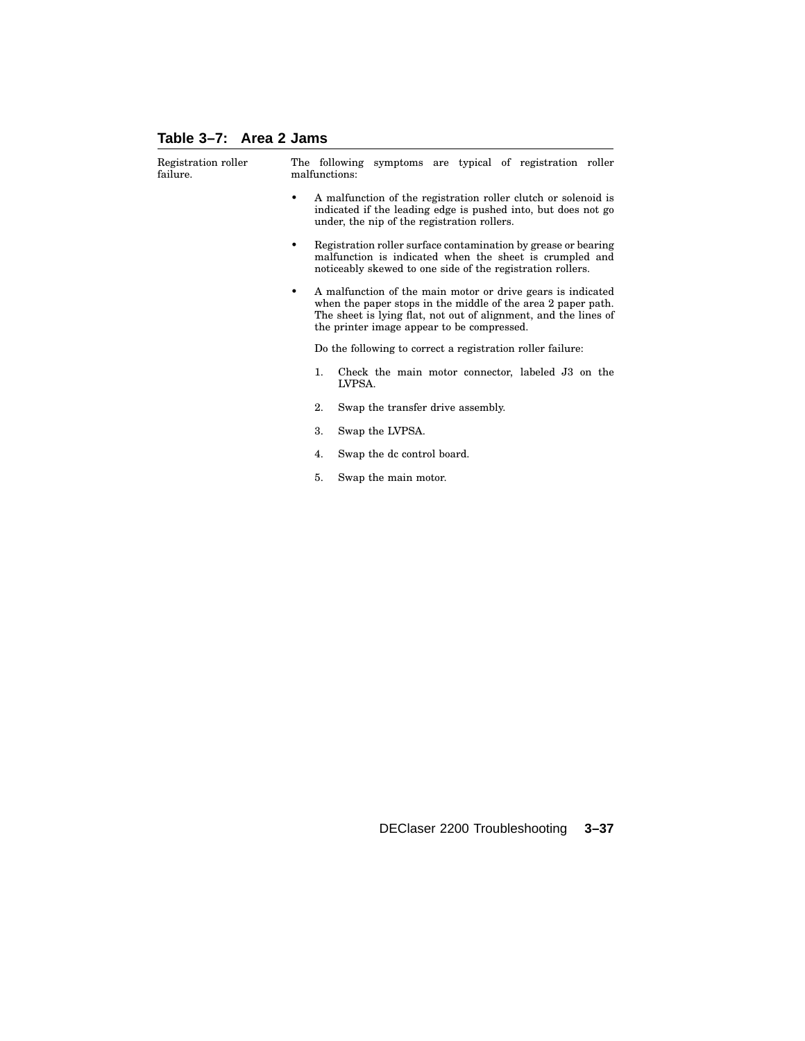### Table 3–7: Area 2 Jams

| | |
|---|---|
| Registration roller failure. | The following symptoms are typical of registration roller malfunctions:<br><br>• A malfunction of the registration roller clutch or solenoid is indicated if the leading edge is pushed into, but does not go under, the nip of the registration rollers.<br><br>• Registration roller surface contamination by grease or bearing malfunction is indicated when the sheet is crumpled and noticeably skewed to one side of the registration rollers.<br><br>• A malfunction of the main motor or drive gears is indicated when the paper stops in the middle of the area 2 paper path. The sheet is lying flat, not out of alignment, and the lines of the printer image appear to be compressed.<br><br>Do the following to correct a registration roller failure:<br><br>1. Check the main motor connector, labeled J3 on the LVPSA.<br><br>2. Swap the transfer drive assembly.<br><br>3. Swap the LVPSA.<br><br>4. Swap the dc control board.<br><br>5. Swap the main motor. |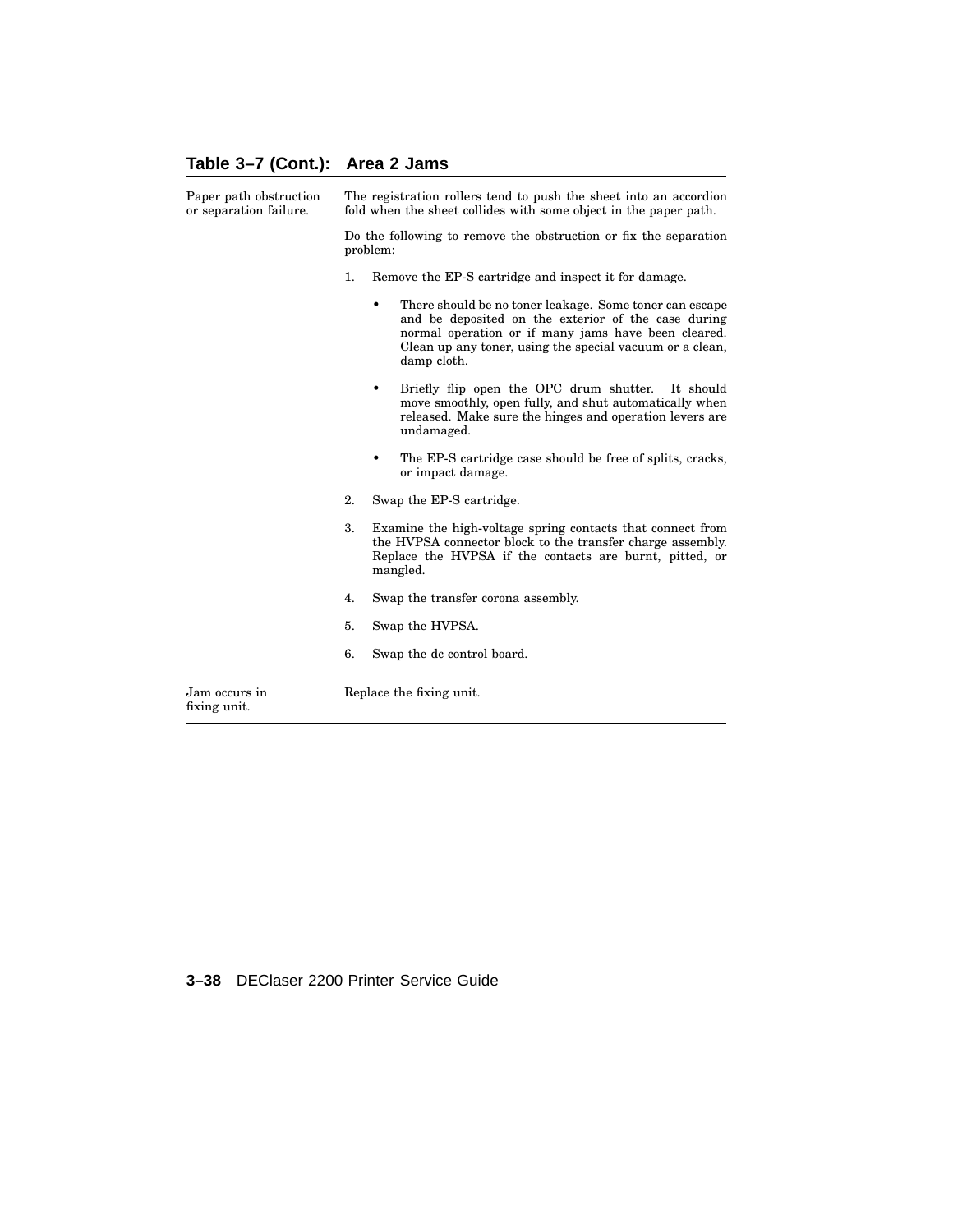### Table 3–7 (Cont.): Area 2 Jams

| | |
|---|---|
| Paper path obstruction or separation failure. | The registration rollers tend to push the sheet into an accordion fold when the sheet collides with some object in the paper path.<br><br>Do the following to remove the obstruction or fix the separation problem:<br><br>1. Remove the EP-S cartridge and inspect it for damage.<br>• There should be no toner leakage. Some toner can escape and be deposited on the exterior of the case during normal operation or if many jams have been cleared. Clean up any toner, using the special vacuum or a clean, damp cloth.<br>• Briefly flip open the OPC drum shutter. It should move smoothly, open fully, and shut automatically when released. Make sure the hinges and operation levers are undamaged.<br>• The EP-S cartridge case should be free of splits, cracks, or impact damage.<br><br>2. Swap the EP-S cartridge.<br><br>3. Examine the high-voltage spring contacts that connect from the HVPSA connector block to the transfer charge assembly. Replace the HVPSA if the contacts are burnt, pitted, or mangled.<br><br>4. Swap the transfer corona assembly.<br><br>5. Swap the HVPSA.<br><br>6. Swap the dc control board. |
| Jam occurs in fixing unit. | Replace the fixing unit. |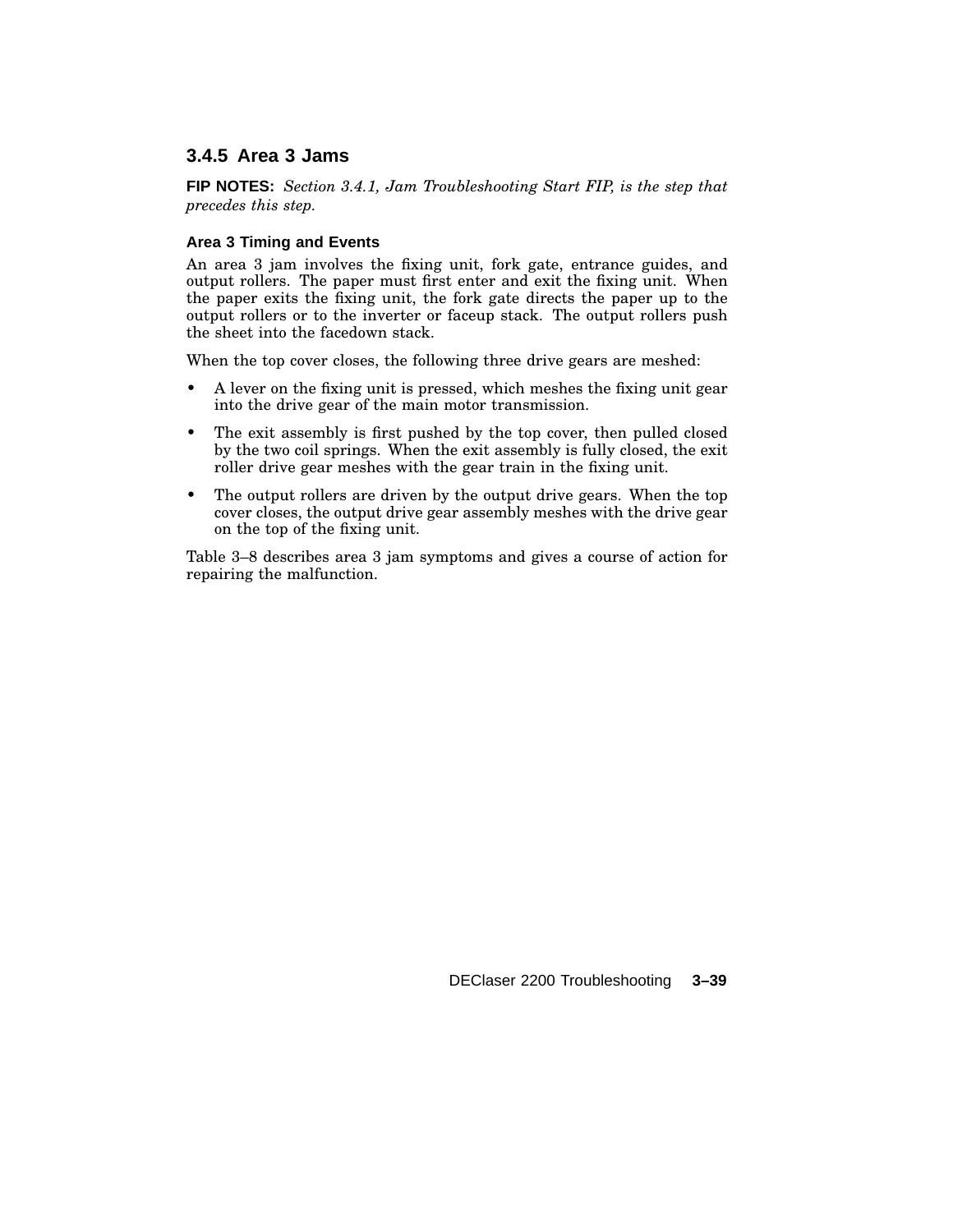### 3.4.5 Area 3 Jams

**FIP NOTES:** *Section 3.4.1, Jam Troubleshooting Start FIP, is the step that precedes this step.*

#### Area 3 Timing and Events

An area 3 jam involves the fixing unit, fork gate, entrance guides, and output rollers. The paper must first enter and exit the fixing unit. When the paper exits the fixing unit, the fork gate directs the paper up to the output rollers or to the inverter or faceup stack. The output rollers push the sheet into the facedown stack.

When the top cover closes, the following three drive gears are meshed:

- A lever on the fixing unit is pressed, which meshes the fixing unit gear into the drive gear of the main motor transmission.
- The exit assembly is first pushed by the top cover, then pulled closed by the two coil springs. When the exit assembly is fully closed, the exit roller drive gear meshes with the gear train in the fixing unit.
- The output rollers are driven by the output drive gears. When the top cover closes, the output drive gear assembly meshes with the drive gear on the top of the fixing unit.

Table 3–8 describes area 3 jam symptoms and gives a course of action for repairing the malfunction.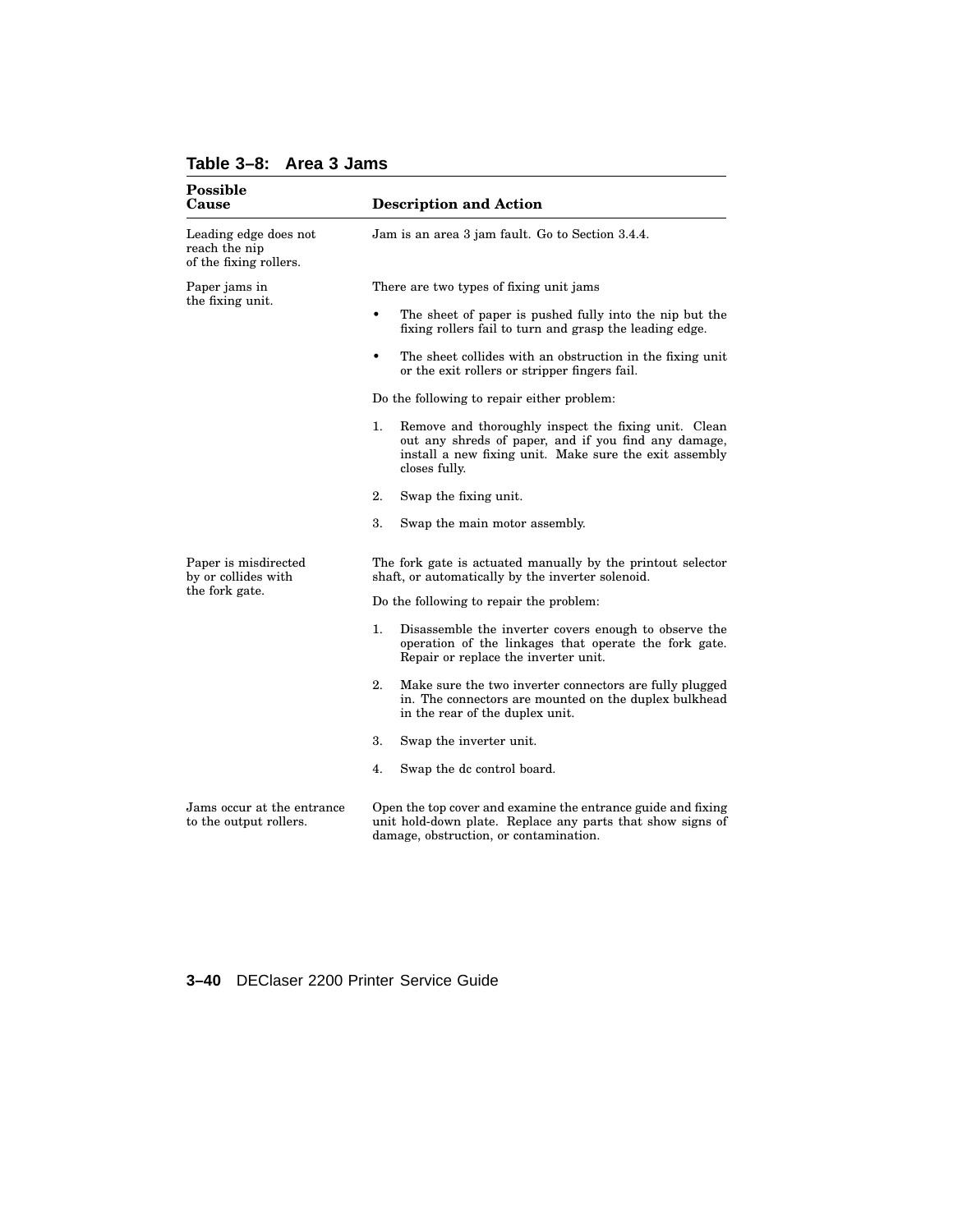**Table 3–8: Area 3 Jams**

| Possible Cause | Description and Action |
|---|---|
| Leading edge does not reach the nip of the fixing rollers. | Jam is an area 3 jam fault. Go to Section 3.4.4. |
| Paper jams in the fixing unit. | There are two types of fixing unit jams<br><br>• The sheet of paper is pushed fully into the nip but the fixing rollers fail to turn and grasp the leading edge.<br><br>• The sheet collides with an obstruction in the fixing unit or the exit rollers or stripper fingers fail.<br><br>Do the following to repair either problem:<br><br>1. Remove and thoroughly inspect the fixing unit. Clean out any shreds of paper, and if you find any damage, install a new fixing unit. Make sure the exit assembly closes fully.<br><br>2. Swap the fixing unit.<br><br>3. Swap the main motor assembly. |
| Paper is misdirected by or collides with the fork gate. | The fork gate is actuated manually by the printout selector shaft, or automatically by the inverter solenoid.<br><br>Do the following to repair the problem:<br><br>1. Disassemble the inverter covers enough to observe the operation of the linkages that operate the fork gate. Repair or replace the inverter unit.<br><br>2. Make sure the two inverter connectors are fully plugged in. The connectors are mounted on the duplex bulkhead in the rear of the duplex unit.<br><br>3. Swap the inverter unit.<br><br>4. Swap the dc control board. |
| Jams occur at the entrance to the output rollers. | Open the top cover and examine the entrance guide and fixing unit hold-down plate. Replace any parts that show signs of damage, obstruction, or contamination. |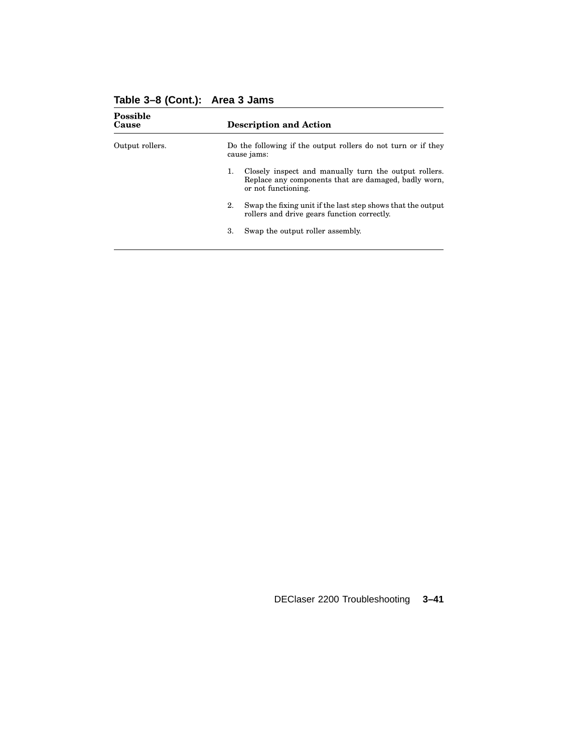**Table 3–8 (Cont.): Area 3 Jams**

| Possible Cause | Description and Action |
| --- | --- |
| Output rollers. | Do the following if the output rollers do not turn or if they cause jams:<br>1. Closely inspect and manually turn the output rollers. Replace any components that are damaged, badly worn, or not functioning.<br>2. Swap the fixing unit if the last step shows that the output rollers and drive gears function correctly.<br>3. Swap the output roller assembly. |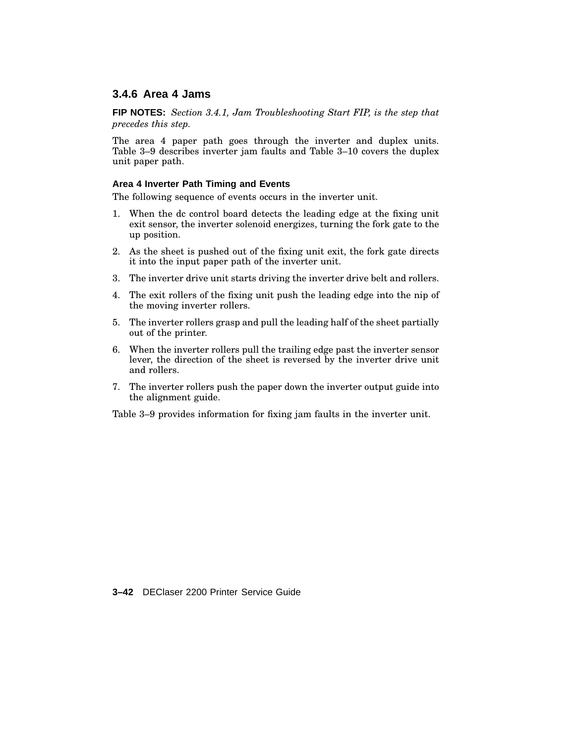### 3.4.6 Area 4 Jams

**FIP NOTES:** *Section 3.4.1, Jam Troubleshooting Start FIP, is the step that precedes this step.*

The area 4 paper path goes through the inverter and duplex units. Table 3–9 describes inverter jam faults and Table 3–10 covers the duplex unit paper path.

#### Area 4 Inverter Path Timing and Events

The following sequence of events occurs in the inverter unit.

1. When the dc control board detects the leading edge at the fixing unit exit sensor, the inverter solenoid energizes, turning the fork gate to the up position.
2. As the sheet is pushed out of the fixing unit exit, the fork gate directs it into the input paper path of the inverter unit.
3. The inverter drive unit starts driving the inverter drive belt and rollers.
4. The exit rollers of the fixing unit push the leading edge into the nip of the moving inverter rollers.
5. The inverter rollers grasp and pull the leading half of the sheet partially out of the printer.
6. When the inverter rollers pull the trailing edge past the inverter sensor lever, the direction of the sheet is reversed by the inverter drive unit and rollers.
7. The inverter rollers push the paper down the inverter output guide into the alignment guide.

Table 3–9 provides information for fixing jam faults in the inverter unit.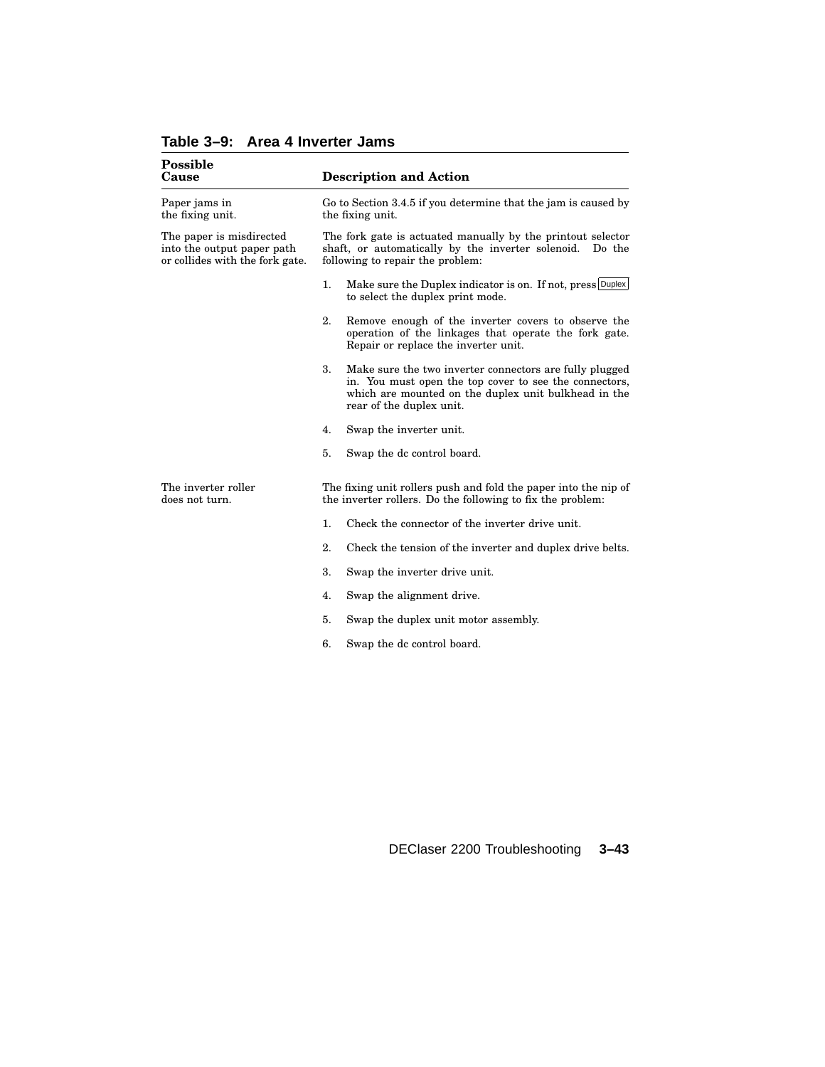**Table 3–9: Area 4 Inverter Jams**

| Possible Cause | Description and Action |
|---|---|
| Paper jams in the fixing unit. | Go to Section 3.4.5 if you determine that the jam is caused by the fixing unit. |
| The paper is misdirected into the output paper path or collides with the fork gate. | The fork gate is actuated manually by the printout selector shaft, or automatically by the inverter solenoid. Do the following to repair the problem:<br>1. Make sure the Duplex indicator is on. If not, press Duplex to select the duplex print mode.<br>2. Remove enough of the inverter covers to observe the operation of the linkages that operate the fork gate. Repair or replace the inverter unit.<br>3. Make sure the two inverter connectors are fully plugged in. You must open the top cover to see the connectors, which are mounted on the duplex unit bulkhead in the rear of the duplex unit.<br>4. Swap the inverter unit.<br>5. Swap the dc control board. |
| The inverter roller does not turn. | The fixing unit rollers push and fold the paper into the nip of the inverter rollers. Do the following to fix the problem:<br>1. Check the connector of the inverter drive unit.<br>2. Check the tension of the inverter and duplex drive belts.<br>3. Swap the inverter drive unit.<br>4. Swap the alignment drive.<br>5. Swap the duplex unit motor assembly.<br>6. Swap the dc control board. |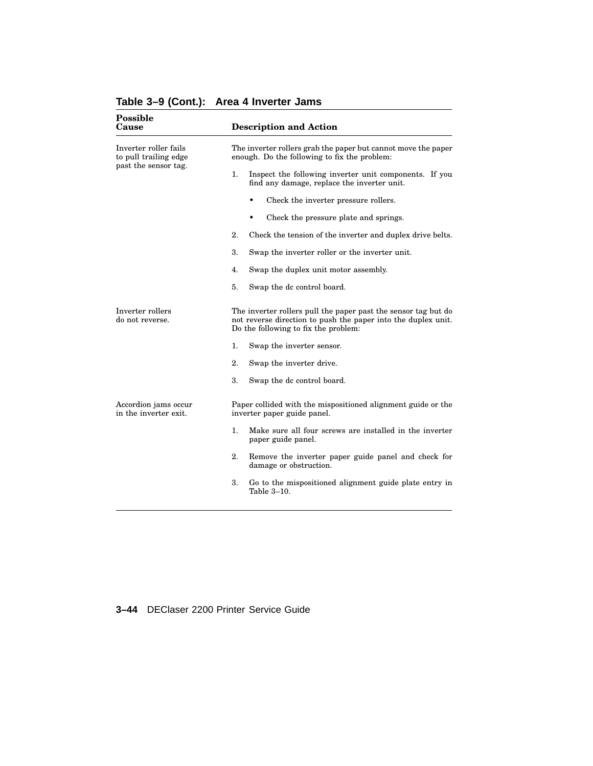**Table 3–9 (Cont.): Area 4 Inverter Jams**

| Possible Cause | Description and Action |
|---|---|
| Inverter roller fails to pull trailing edge past the sensor tag. | The inverter rollers grab the paper but cannot move the paper enough. Do the following to fix the problem:<br><br>1. Inspect the following inverter unit components. If you find any damage, replace the inverter unit.<br>• Check the inverter pressure rollers.<br>• Check the pressure plate and springs.<br>2. Check the tension of the inverter and duplex drive belts.<br>3. Swap the inverter roller or the inverter unit.<br>4. Swap the duplex unit motor assembly.<br>5. Swap the dc control board. |
| Inverter rollers do not reverse. | The inverter rollers pull the paper past the sensor tag but do not reverse direction to push the paper into the duplex unit. Do the following to fix the problem:<br><br>1. Swap the inverter sensor.<br>2. Swap the inverter drive.<br>3. Swap the dc control board. |
| Accordion jams occur in the inverter exit. | Paper collided with the mispositioned alignment guide or the inverter paper guide panel.<br><br>1. Make sure all four screws are installed in the inverter paper guide panel.<br>2. Remove the inverter paper guide panel and check for damage or obstruction.<br>3. Go to the mispositioned alignment guide plate entry in Table 3–10. |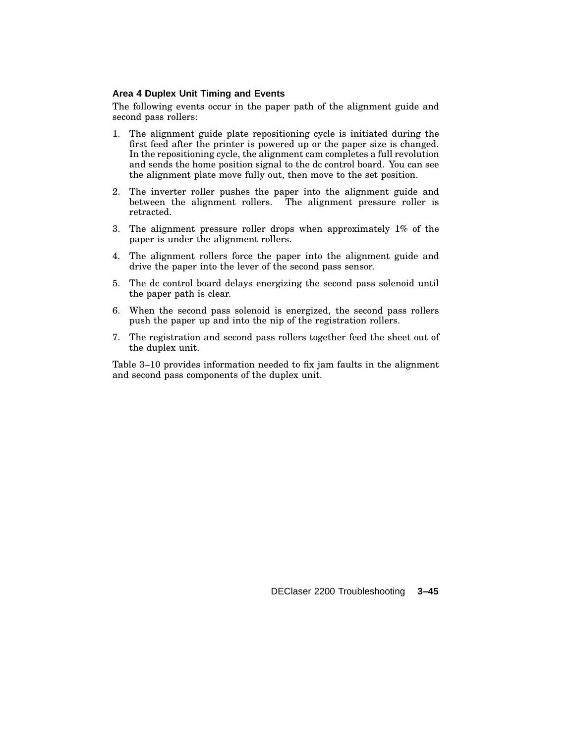### Area 4 Duplex Unit Timing and Events

The following events occur in the paper path of the alignment guide and second pass rollers:

1. The alignment guide plate repositioning cycle is initiated during the first feed after the printer is powered up or the paper size is changed. In the repositioning cycle, the alignment cam completes a full revolution and sends the home position signal to the dc control board. You can see the alignment plate move fully out, then move to the set position.
2. The inverter roller pushes the paper into the alignment guide and between the alignment rollers. The alignment pressure roller is retracted.
3. The alignment pressure roller drops when approximately 1% of the paper is under the alignment rollers.
4. The alignment rollers force the paper into the alignment guide and drive the paper into the lever of the second pass sensor.
5. The dc control board delays energizing the second pass solenoid until the paper path is clear.
6. When the second pass solenoid is energized, the second pass rollers push the paper up and into the nip of the registration rollers.
7. The registration and second pass rollers together feed the sheet out of the duplex unit.

Table 3–10 provides information needed to fix jam faults in the alignment and second pass components of the duplex unit.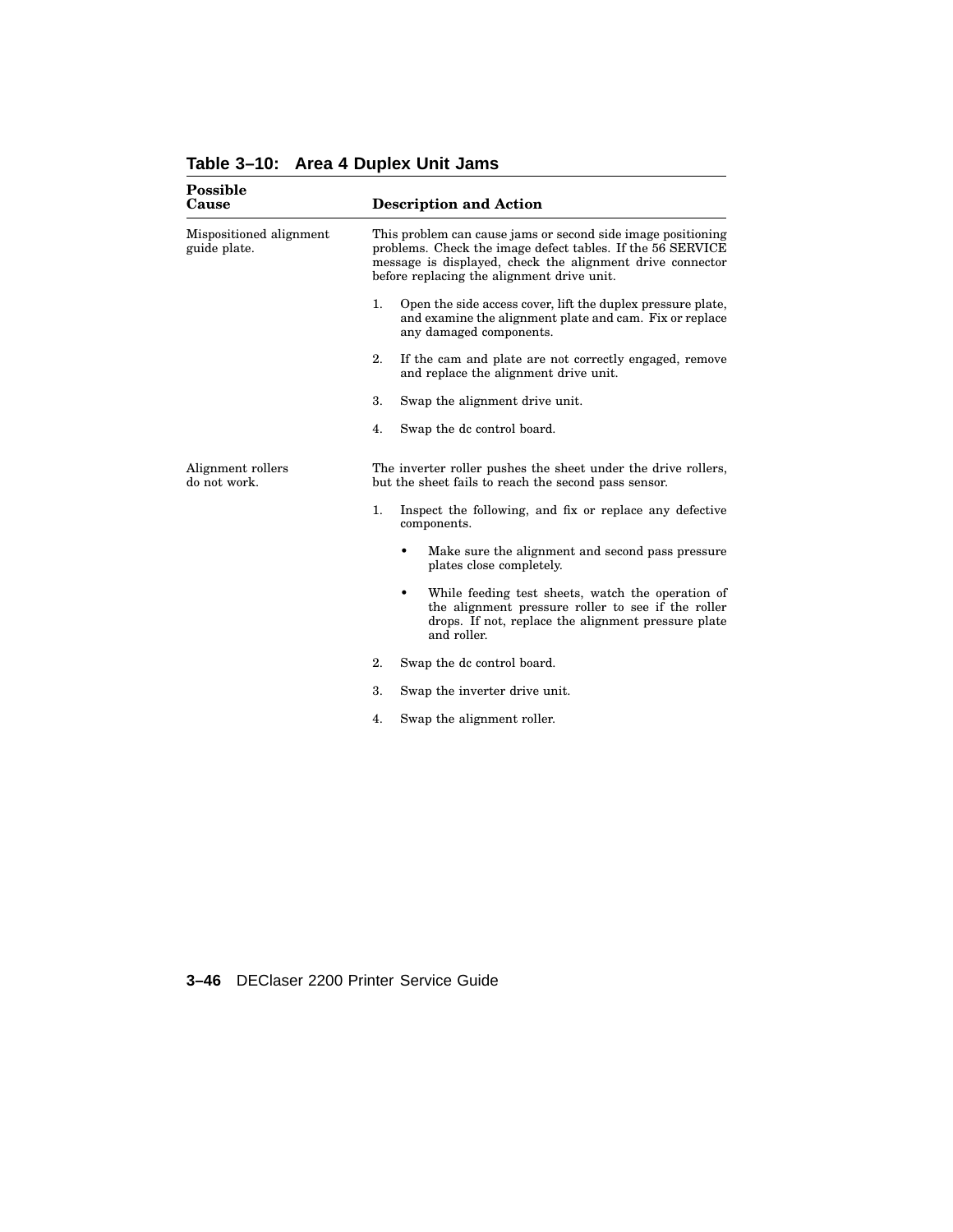**Table 3–10: Area 4 Duplex Unit Jams**

| Possible Cause | Description and Action |
|---|---|
| Mispositioned alignment guide plate. | This problem can cause jams or second side image positioning problems. Check the image defect tables. If the 56 SERVICE message is displayed, check the alignment drive connector before replacing the alignment drive unit.<br><br>1. Open the side access cover, lift the duplex pressure plate, and examine the alignment plate and cam. Fix or replace any damaged components.<br><br>2. If the cam and plate are not correctly engaged, remove and replace the alignment drive unit.<br><br>3. Swap the alignment drive unit.<br><br>4. Swap the dc control board. |
| Alignment rollers do not work. | The inverter roller pushes the sheet under the drive rollers, but the sheet fails to reach the second pass sensor.<br><br>1. Inspect the following, and fix or replace any defective components.<br><br>• Make sure the alignment and second pass pressure plates close completely.<br><br>• While feeding test sheets, watch the operation of the alignment pressure roller to see if the roller drops. If not, replace the alignment pressure plate and roller.<br><br>2. Swap the dc control board.<br><br>3. Swap the inverter drive unit.<br><br>4. Swap the alignment roller. |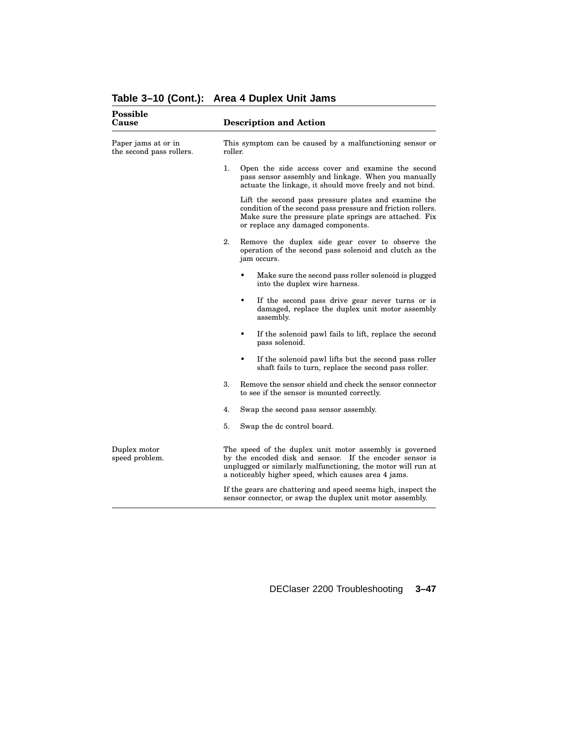**Table 3–10 (Cont.): Area 4 Duplex Unit Jams**

| Possible Cause | Description and Action |
|---|---|
| Paper jams at or in the second pass rollers. | This symptom can be caused by a malfunctioning sensor or roller.<br><br>1. Open the side access cover and examine the second pass sensor assembly and linkage. When you manually actuate the linkage, it should move freely and not bind.<br><br>Lift the second pass pressure plates and examine the condition of the second pass pressure and friction rollers. Make sure the pressure plate springs are attached. Fix or replace any damaged components.<br><br>2. Remove the duplex side gear cover to observe the operation of the second pass solenoid and clutch as the jam occurs.<br><br>• Make sure the second pass roller solenoid is plugged into the duplex wire harness.<br><br>• If the second pass drive gear never turns or is damaged, replace the duplex unit motor assembly assembly.<br><br>• If the solenoid pawl fails to lift, replace the second pass solenoid.<br><br>• If the solenoid pawl lifts but the second pass roller shaft fails to turn, replace the second pass roller.<br><br>3. Remove the sensor shield and check the sensor connector to see if the sensor is mounted correctly.<br><br>4. Swap the second pass sensor assembly.<br><br>5. Swap the dc control board. |
| Duplex motor speed problem. | The speed of the duplex unit motor assembly is governed by the encoded disk and sensor. If the encoder sensor is unplugged or similarly malfunctioning, the motor will run at a noticeably higher speed, which causes area 4 jams.<br><br>If the gears are chattering and speed seems high, inspect the sensor connector, or swap the duplex unit motor assembly. |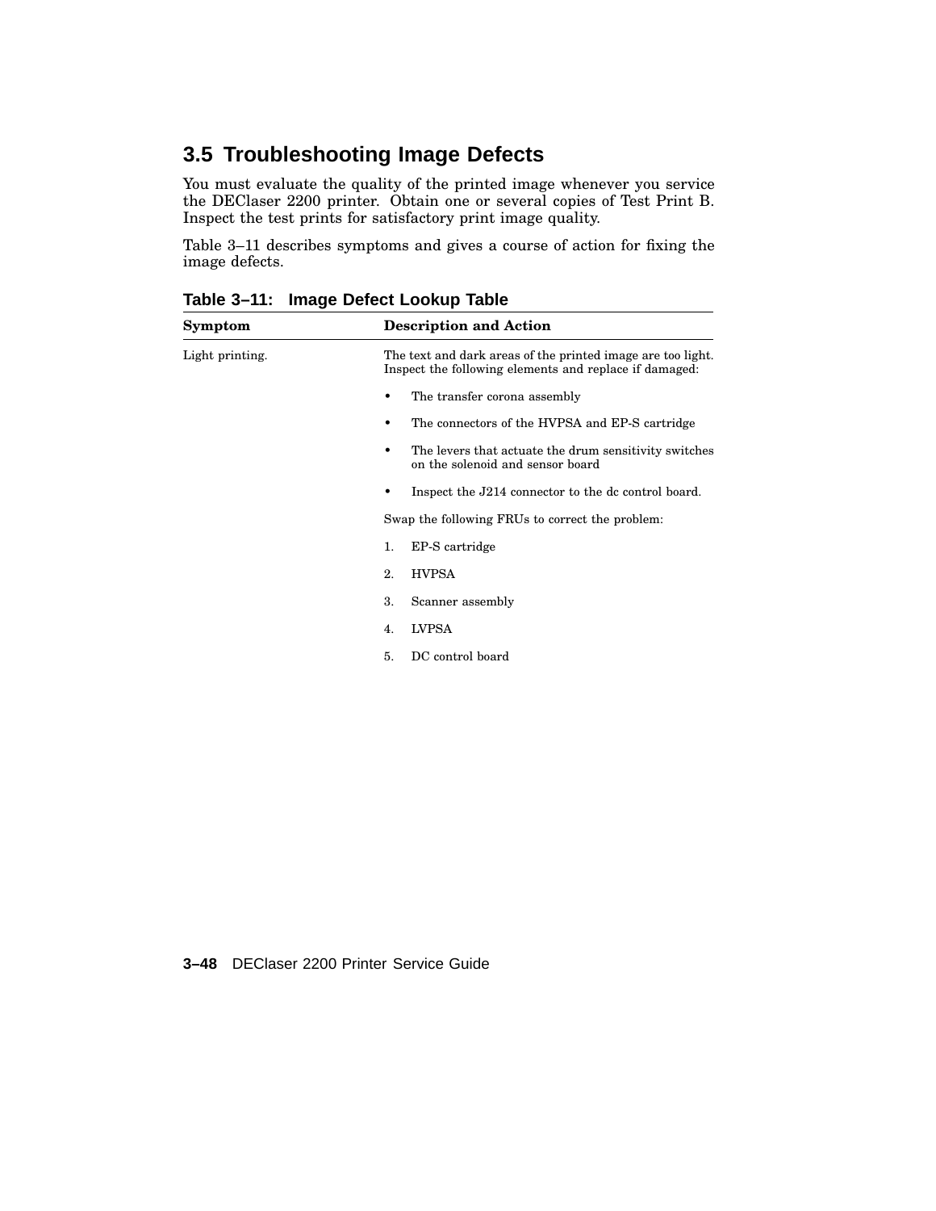## 3.5 Troubleshooting Image Defects

You must evaluate the quality of the printed image whenever you service the DEClaser 2200 printer. Obtain one or several copies of Test Print B. Inspect the test prints for satisfactory print image quality.

Table 3–11 describes symptoms and gives a course of action for fixing the image defects.

**Table 3–11: Image Defect Lookup Table**

| Symptom | Description and Action |
|---|---|
| Light printing. | The text and dark areas of the printed image are too light. Inspect the following elements and replace if damaged:<br>• The transfer corona assembly<br>• The connectors of the HVPSA and EP-S cartridge<br>• The levers that actuate the drum sensitivity switches on the solenoid and sensor board<br>• Inspect the J214 connector to the dc control board.<br>Swap the following FRUs to correct the problem:<br>1. EP-S cartridge<br>2. HVPSA<br>3. Scanner assembly<br>4. LVPSA<br>5. DC control board |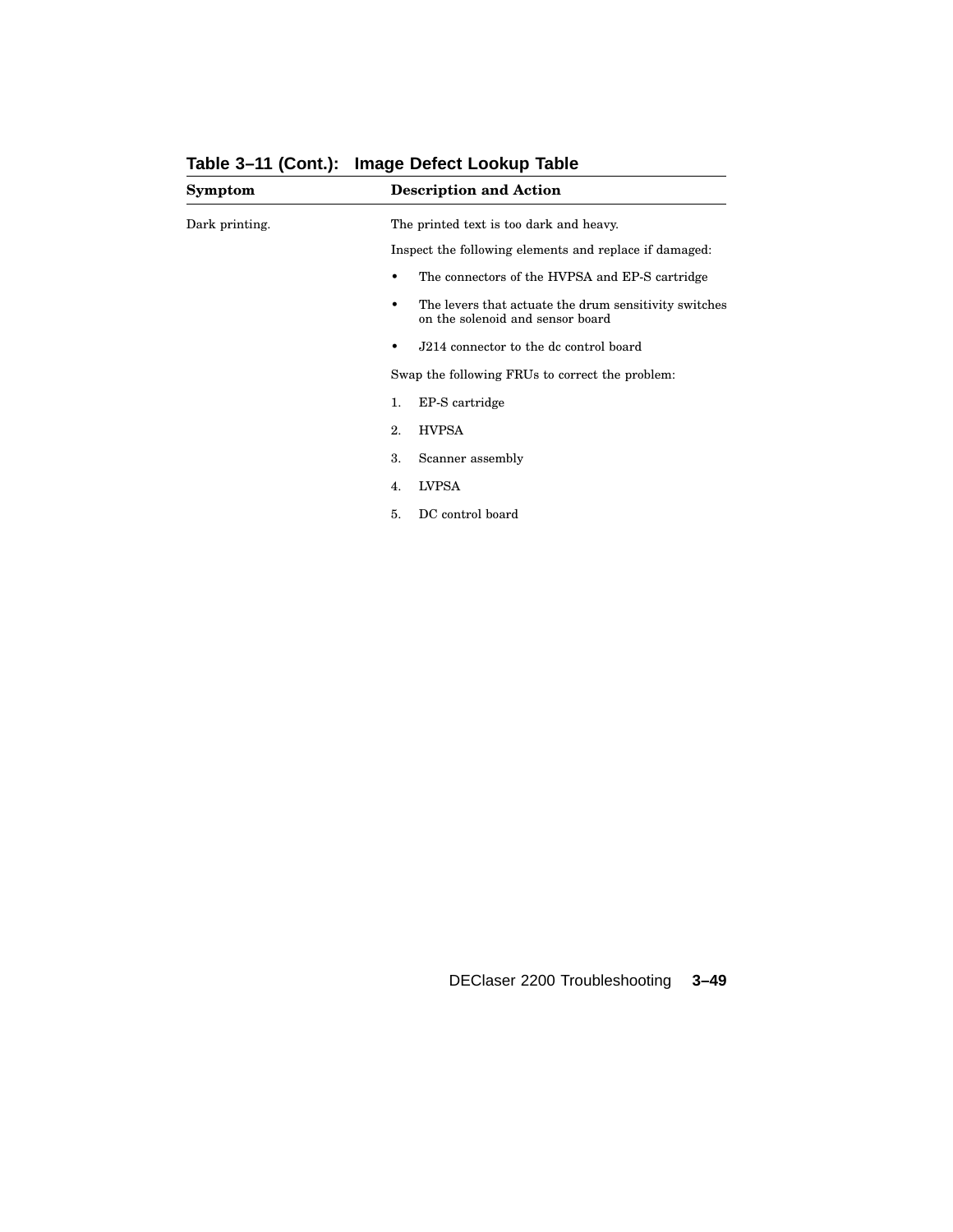**Table 3–11 (Cont.): Image Defect Lookup Table**

| Symptom | Description and Action |
|---|---|
| Dark printing. | The printed text is too dark and heavy.<br><br>Inspect the following elements and replace if damaged:<br><br>• The connectors of the HVPSA and EP-S cartridge<br>• The levers that actuate the drum sensitivity switches on the solenoid and sensor board<br>• J214 connector to the dc control board<br><br>Swap the following FRUs to correct the problem:<br><br>1. EP-S cartridge<br>2. HVPSA<br>3. Scanner assembly<br>4. LVPSA<br>5. DC control board |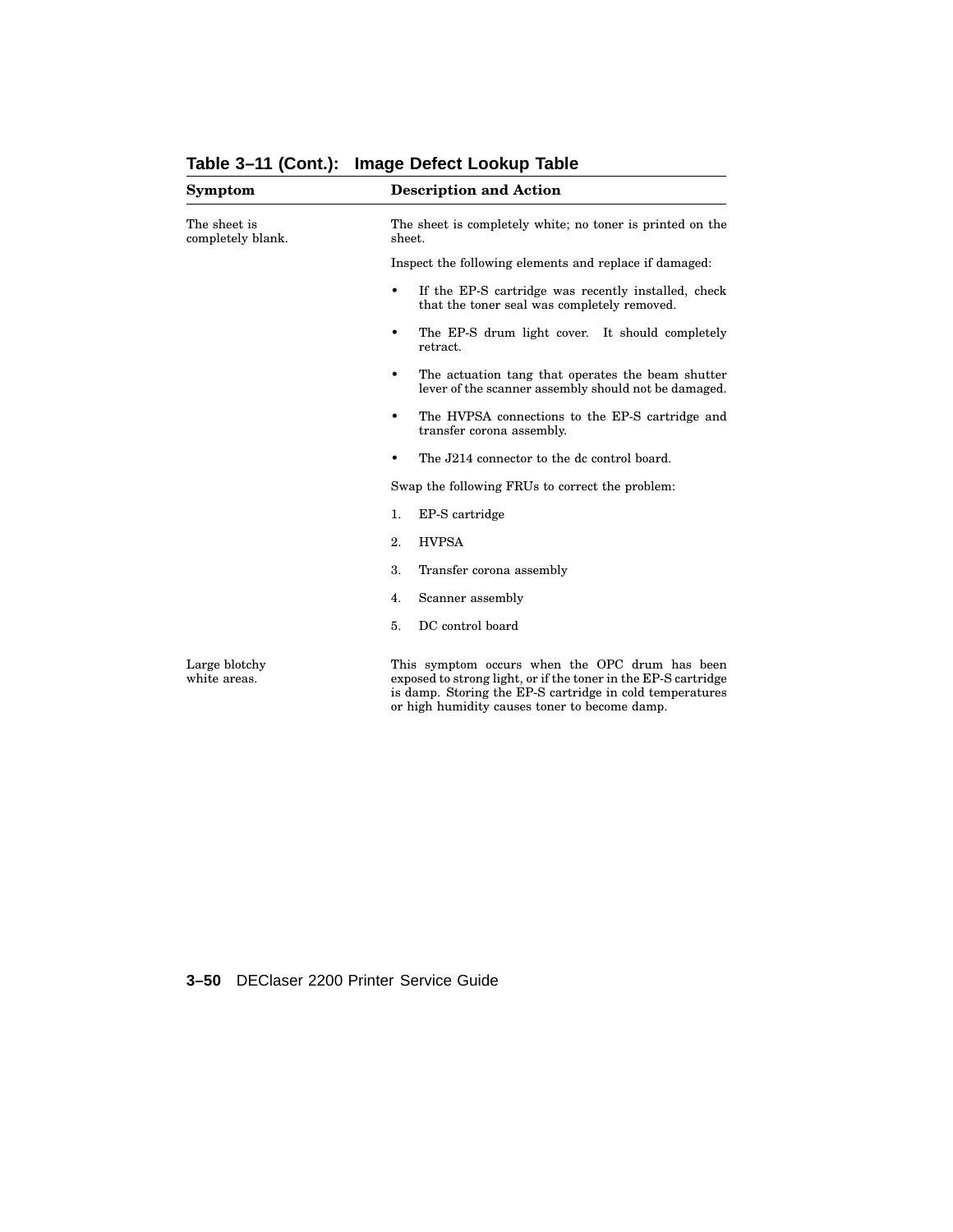## Table 3–11 (Cont.): Image Defect Lookup Table

| Symptom | Description and Action |
|---|---|
| The sheet is completely blank. | The sheet is completely white; no toner is printed on the sheet.<br><br>Inspect the following elements and replace if damaged:<br><br>• If the EP-S cartridge was recently installed, check that the toner seal was completely removed.<br>• The EP-S drum light cover. It should completely retract.<br>• The actuation tang that operates the beam shutter lever of the scanner assembly should not be damaged.<br>• The HVPSA connections to the EP-S cartridge and transfer corona assembly.<br>• The J214 connector to the dc control board.<br><br>Swap the following FRUs to correct the problem:<br><br>1. EP-S cartridge<br>2. HVPSA<br>3. Transfer corona assembly<br>4. Scanner assembly<br>5. DC control board |
| Large blotchy white areas. | This symptom occurs when the OPC drum has been exposed to strong light, or if the toner in the EP-S cartridge is damp. Storing the EP-S cartridge in cold temperatures or high humidity causes toner to become damp. |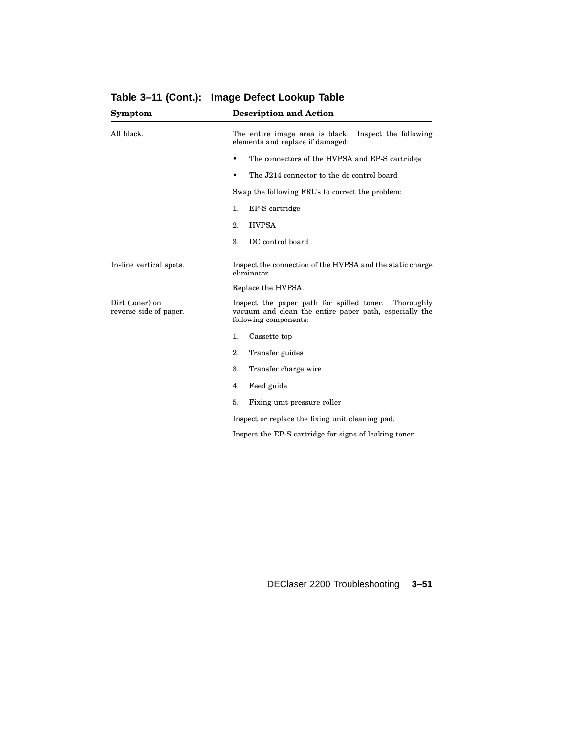**Table 3–11 (Cont.): Image Defect Lookup Table**

| Symptom | Description and Action |
| --- | --- |
| All black. | The entire image area is black. Inspect the following elements and replace if damaged:<br>• The connectors of the HVPSA and EP-S cartridge<br>• The J214 connector to the dc control board<br>Swap the following FRUs to correct the problem:<br>1. EP-S cartridge<br>2. HVPSA<br>3. DC control board |
| In-line vertical spots. | Inspect the connection of the HVPSA and the static charge eliminator.<br>Replace the HVPSA. |
| Dirt (toner) on reverse side of paper. | Inspect the paper path for spilled toner. Thoroughly vacuum and clean the entire paper path, especially the following components:<br>1. Cassette top<br>2. Transfer guides<br>3. Transfer charge wire<br>4. Feed guide<br>5. Fixing unit pressure roller<br>Inspect or replace the fixing unit cleaning pad.<br>Inspect the EP-S cartridge for signs of leaking toner. |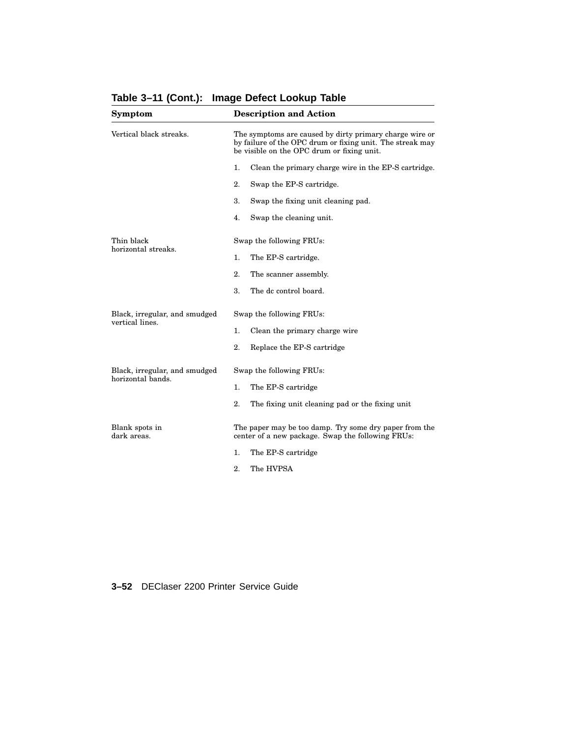**Table 3–11 (Cont.): Image Defect Lookup Table**

| Symptom | Description and Action |
|---|---|
| Vertical black streaks. | The symptoms are caused by dirty primary charge wire or by failure of the OPC drum or fixing unit. The streak may be visible on the OPC drum or fixing unit.<br>1. Clean the primary charge wire in the EP-S cartridge.<br>2. Swap the EP-S cartridge.<br>3. Swap the fixing unit cleaning pad.<br>4. Swap the cleaning unit. |
| Thin black horizontal streaks. | Swap the following FRUs:<br>1. The EP-S cartridge.<br>2. The scanner assembly.<br>3. The dc control board. |
| Black, irregular, and smudged vertical lines. | Swap the following FRUs:<br>1. Clean the primary charge wire<br>2. Replace the EP-S cartridge |
| Black, irregular, and smudged horizontal bands. | Swap the following FRUs:<br>1. The EP-S cartridge<br>2. The fixing unit cleaning pad or the fixing unit |
| Blank spots in dark areas. | The paper may be too damp. Try some dry paper from the center of a new package. Swap the following FRUs:<br>1. The EP-S cartridge<br>2. The HVPSA |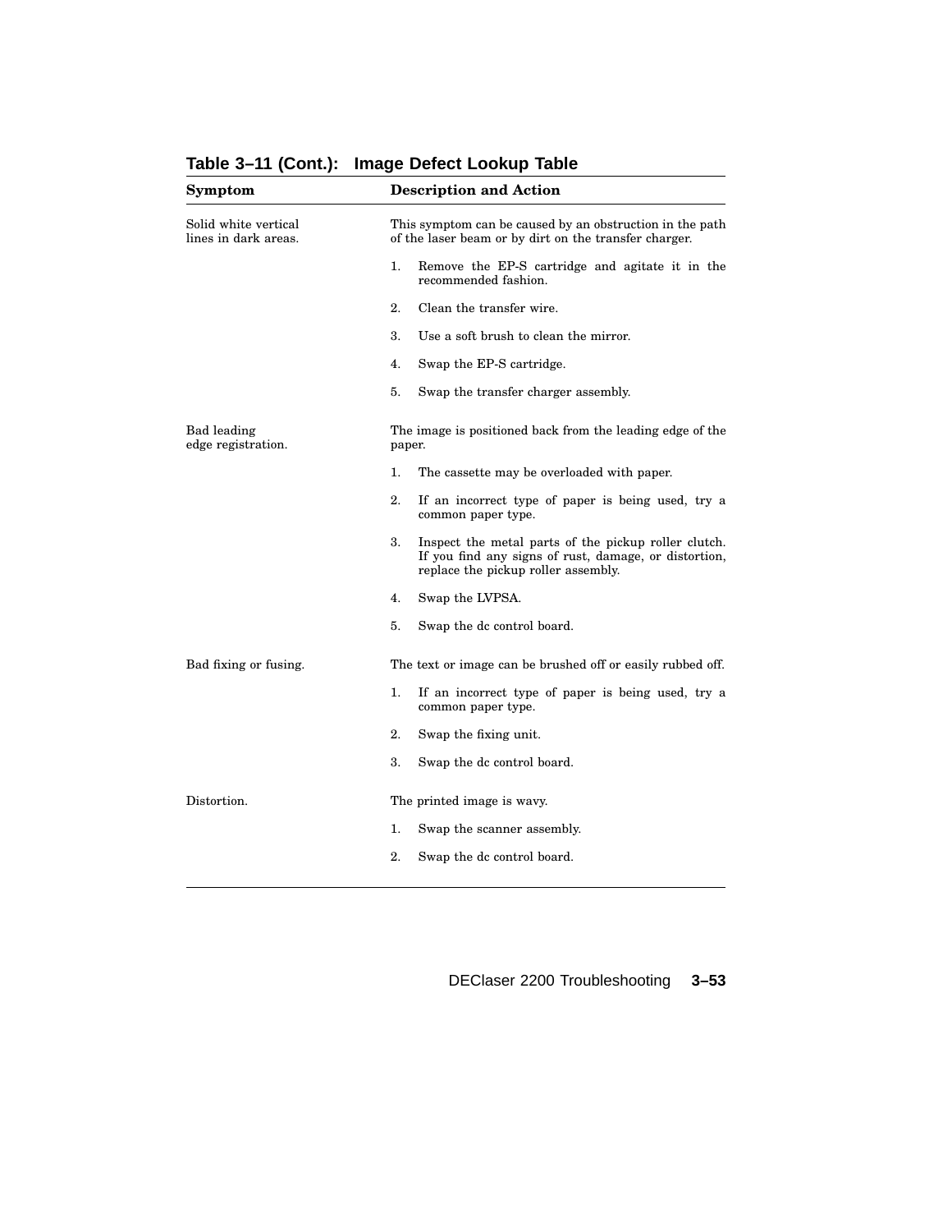**Table 3–11 (Cont.): Image Defect Lookup Table**

| Symptom | Description and Action |
|---|---|
| Solid white vertical lines in dark areas. | This symptom can be caused by an obstruction in the path of the laser beam or by dirt on the transfer charger.<br><br>1. Remove the EP-S cartridge and agitate it in the recommended fashion.<br>2. Clean the transfer wire.<br>3. Use a soft brush to clean the mirror.<br>4. Swap the EP-S cartridge.<br>5. Swap the transfer charger assembly. |
| Bad leading edge registration. | The image is positioned back from the leading edge of the paper.<br><br>1. The cassette may be overloaded with paper.<br>2. If an incorrect type of paper is being used, try a common paper type.<br>3. Inspect the metal parts of the pickup roller clutch. If you find any signs of rust, damage, or distortion, replace the pickup roller assembly.<br>4. Swap the LVPSA.<br>5. Swap the dc control board. |
| Bad fixing or fusing. | The text or image can be brushed off or easily rubbed off.<br><br>1. If an incorrect type of paper is being used, try a common paper type.<br>2. Swap the fixing unit.<br>3. Swap the dc control board. |
| Distortion. | The printed image is wavy.<br><br>1. Swap the scanner assembly.<br>2. Swap the dc control board. |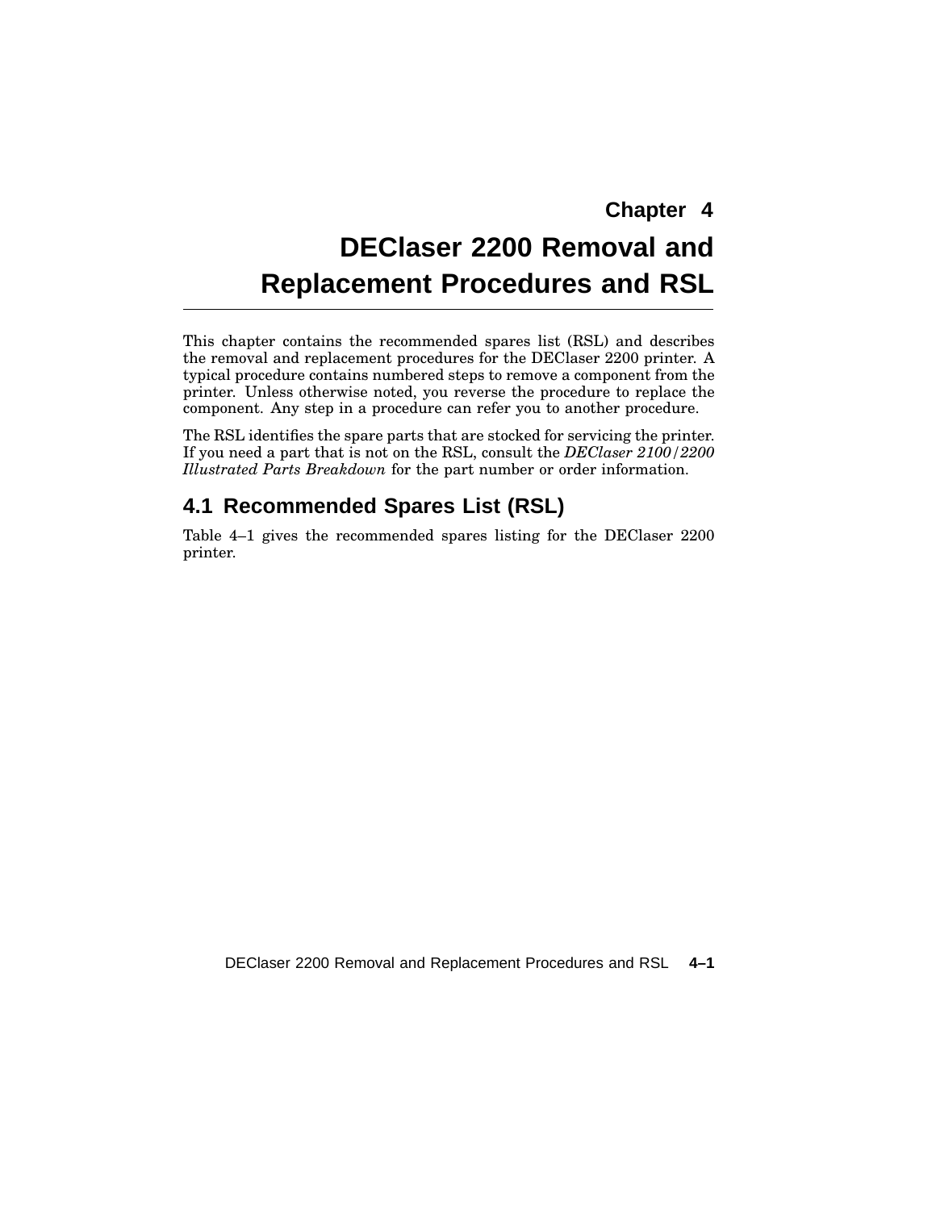# Chapter 4

# DEClaser 2200 Removal and Replacement Procedures and RSL

This chapter contains the recommended spares list (RSL) and describes the removal and replacement procedures for the DEClaser 2200 printer. A typical procedure contains numbered steps to remove a component from the printer. Unless otherwise noted, you reverse the procedure to replace the component. Any step in a procedure can refer you to another procedure.

The RSL identifies the spare parts that are stocked for servicing the printer. If you need a part that is not on the RSL, consult the *DEClaser 2100/2200 Illustrated Parts Breakdown* for the part number or order information.

## 4.1 Recommended Spares List (RSL)

Table 4–1 gives the recommended spares listing for the DEClaser 2200 printer.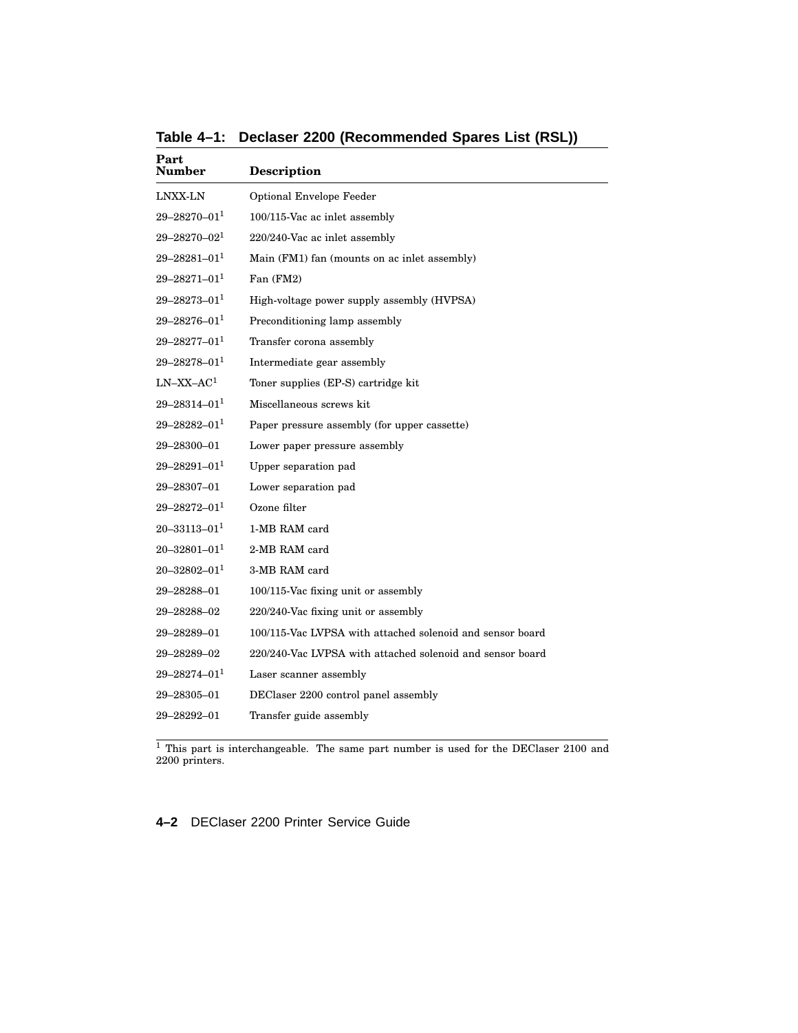**Table 4–1: Declaser 2200 (Recommended Spares List (RSL))**

| Part Number | Description |
|---|---|
| LNXX-LN | Optional Envelope Feeder |
| 29–28270–01[1] | 100/115-Vac ac inlet assembly |
| 29–28270–02[1] | 220/240-Vac ac inlet assembly |
| 29–28281–01[1] | Main (FM1) fan (mounts on ac inlet assembly) |
| 29–28271–01[1] | Fan (FM2) |
| 29–28273–01[1] | High-voltage power supply assembly (HVPSA) |
| 29–28276–01[1] | Preconditioning lamp assembly |
| 29–28277–01[1] | Transfer corona assembly |
| 29–28278–01[1] | Intermediate gear assembly |
| LN–XX–AC[1] | Toner supplies (EP-S) cartridge kit |
| 29–28314–01[1] | Miscellaneous screws kit |
| 29–28282–01[1] | Paper pressure assembly (for upper cassette) |
| 29–28300–01 | Lower paper pressure assembly |
| 29–28291–01[1] | Upper separation pad |
| 29–28307–01 | Lower separation pad |
| 29–28272–01[1] | Ozone filter |
| 20–33113–01[1] | 1-MB RAM card |
| 20–32801–01[1] | 2-MB RAM card |
| 20–32802–01[1] | 3-MB RAM card |
| 29–28288–01 | 100/115-Vac fixing unit or assembly |
| 29–28288–02 | 220/240-Vac fixing unit or assembly |
| 29–28289–01 | 100/115-Vac LVPSA with attached solenoid and sensor board |
| 29–28289–02 | 220/240-Vac LVPSA with attached solenoid and sensor board |
| 29–28274–01[1] | Laser scanner assembly |
| 29–28305–01 | DEClaser 2200 control panel assembly |
| 29–28292–01 | Transfer guide assembly |

[1] This part is interchangeable. The same part number is used for the DEClaser 2100 and 2200 printers.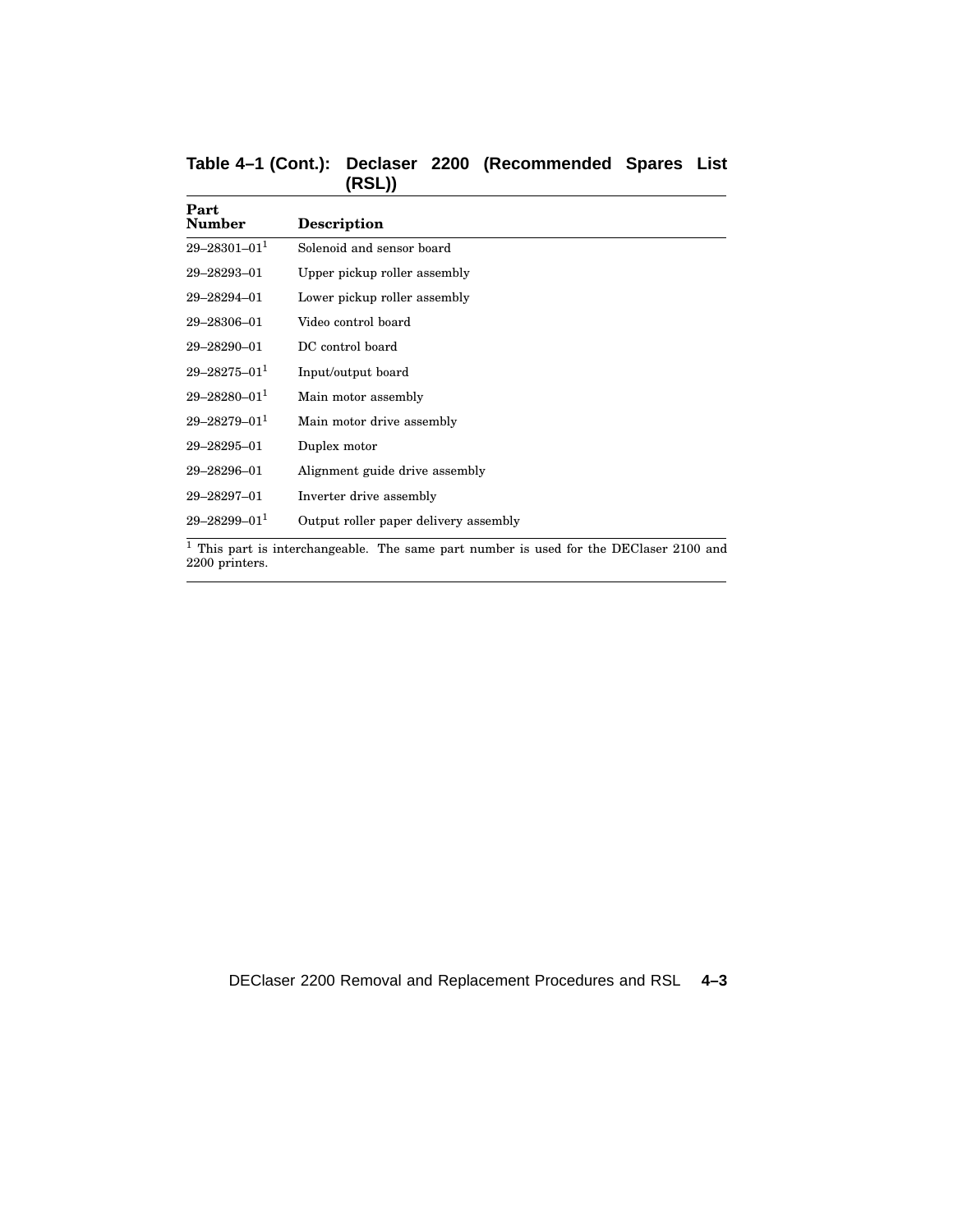**Table 4–1 (Cont.): Declaser 2200 (Recommended Spares List (RSL))**

| Part Number | Description |
|---|---|
| 29–28301–01[1] | Solenoid and sensor board |
| 29–28293–01 | Upper pickup roller assembly |
| 29–28294–01 | Lower pickup roller assembly |
| 29–28306–01 | Video control board |
| 29–28290–01 | DC control board |
| 29–28275–01[1] | Input/output board |
| 29–28280–01[1] | Main motor assembly |
| 29–28279–01[1] | Main motor drive assembly |
| 29–28295–01 | Duplex motor |
| 29–28296–01 | Alignment guide drive assembly |
| 29–28297–01 | Inverter drive assembly |
| 29–28299–01[1] | Output roller paper delivery assembly |

[1] This part is interchangeable. The same part number is used for the DEClaser 2100 and 2200 printers.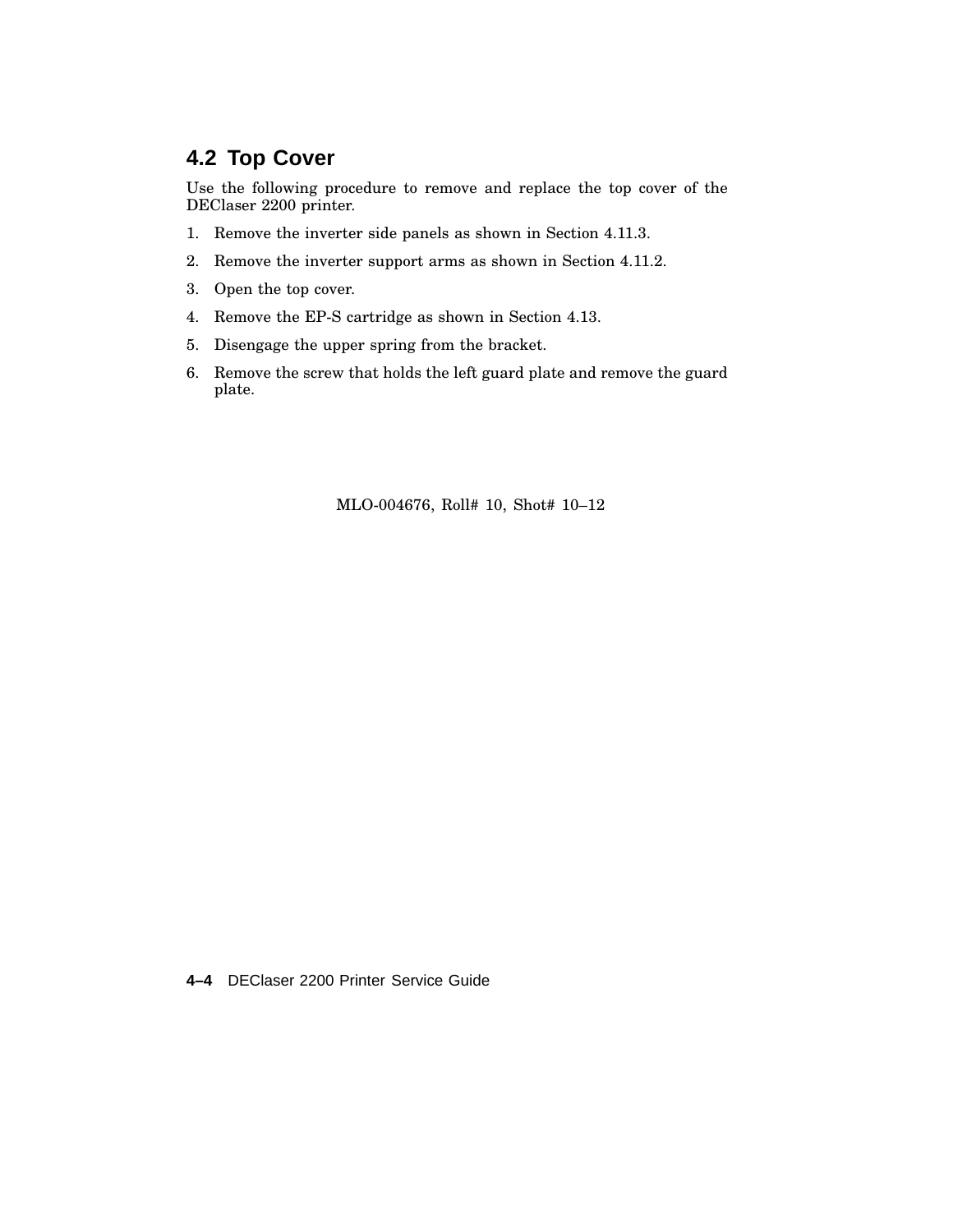## 4.2 Top Cover

Use the following procedure to remove and replace the top cover of the DEClaser 2200 printer.

1. Remove the inverter side panels as shown in Section 4.11.3.
2. Remove the inverter support arms as shown in Section 4.11.2.
3. Open the top cover.
4. Remove the EP-S cartridge as shown in Section 4.13.
5. Disengage the upper spring from the bracket.
6. Remove the screw that holds the left guard plate and remove the guard plate.

MLO-004676, Roll# 10, Shot# 10–12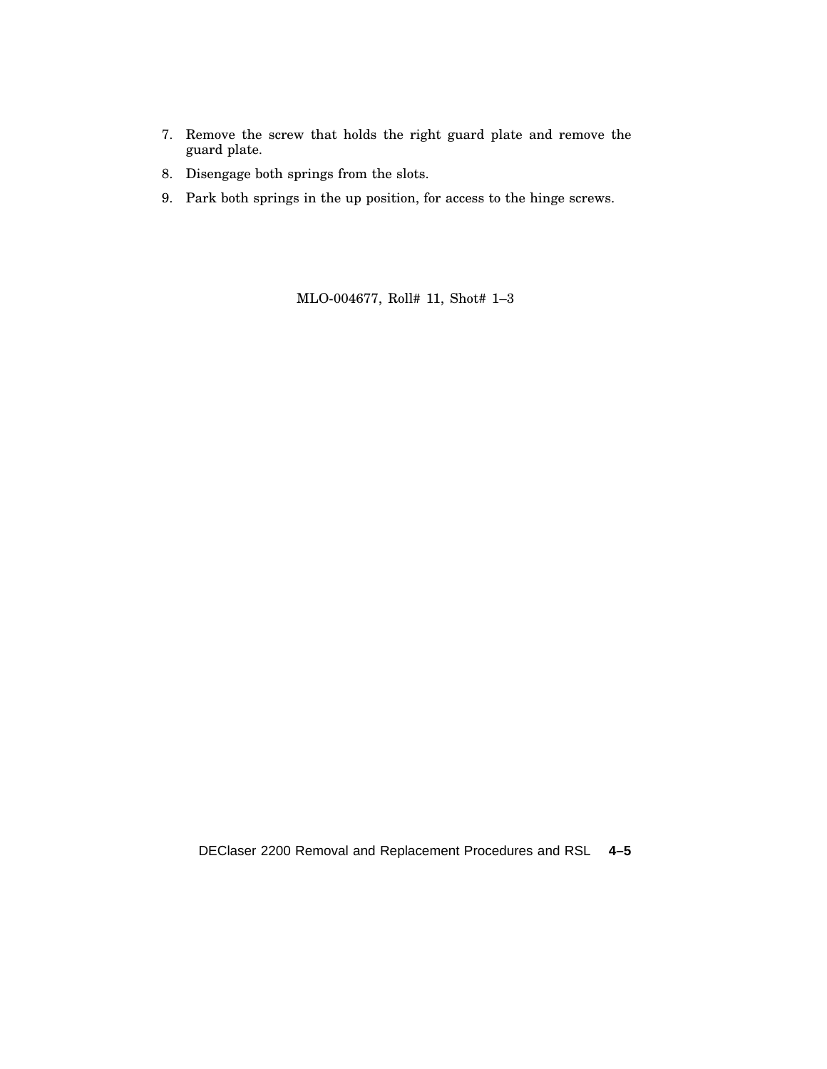7. Remove the screw that holds the right guard plate and remove the guard plate.
8. Disengage both springs from the slots.
9. Park both springs in the up position, for access to the hinge screws.

MLO-004677, Roll# 11, Shot# 1–3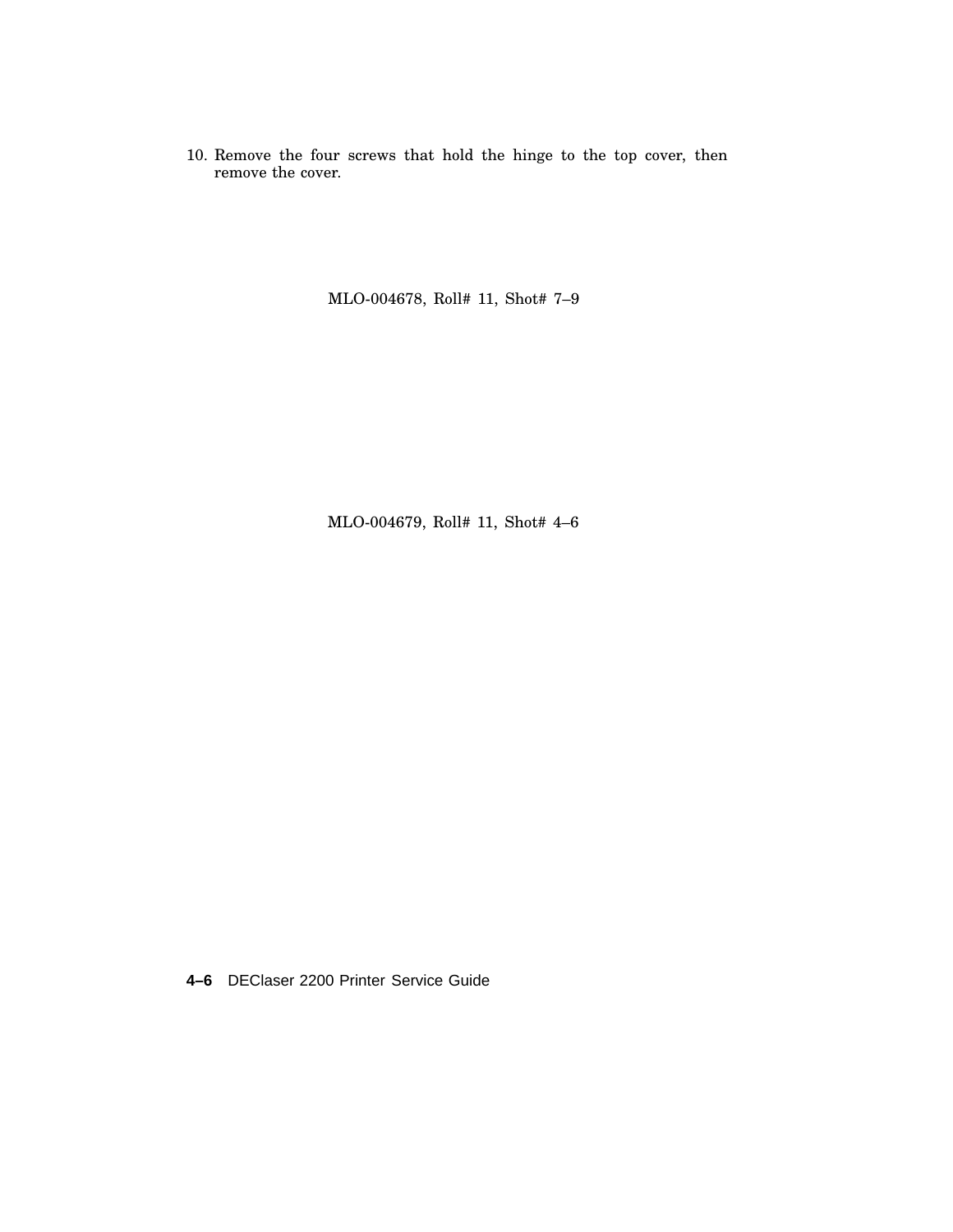10. Remove the four screws that hold the hinge to the top cover, then remove the cover.

MLO-004678, Roll# 11, Shot# 7–9

MLO-004679, Roll# 11, Shot# 4–6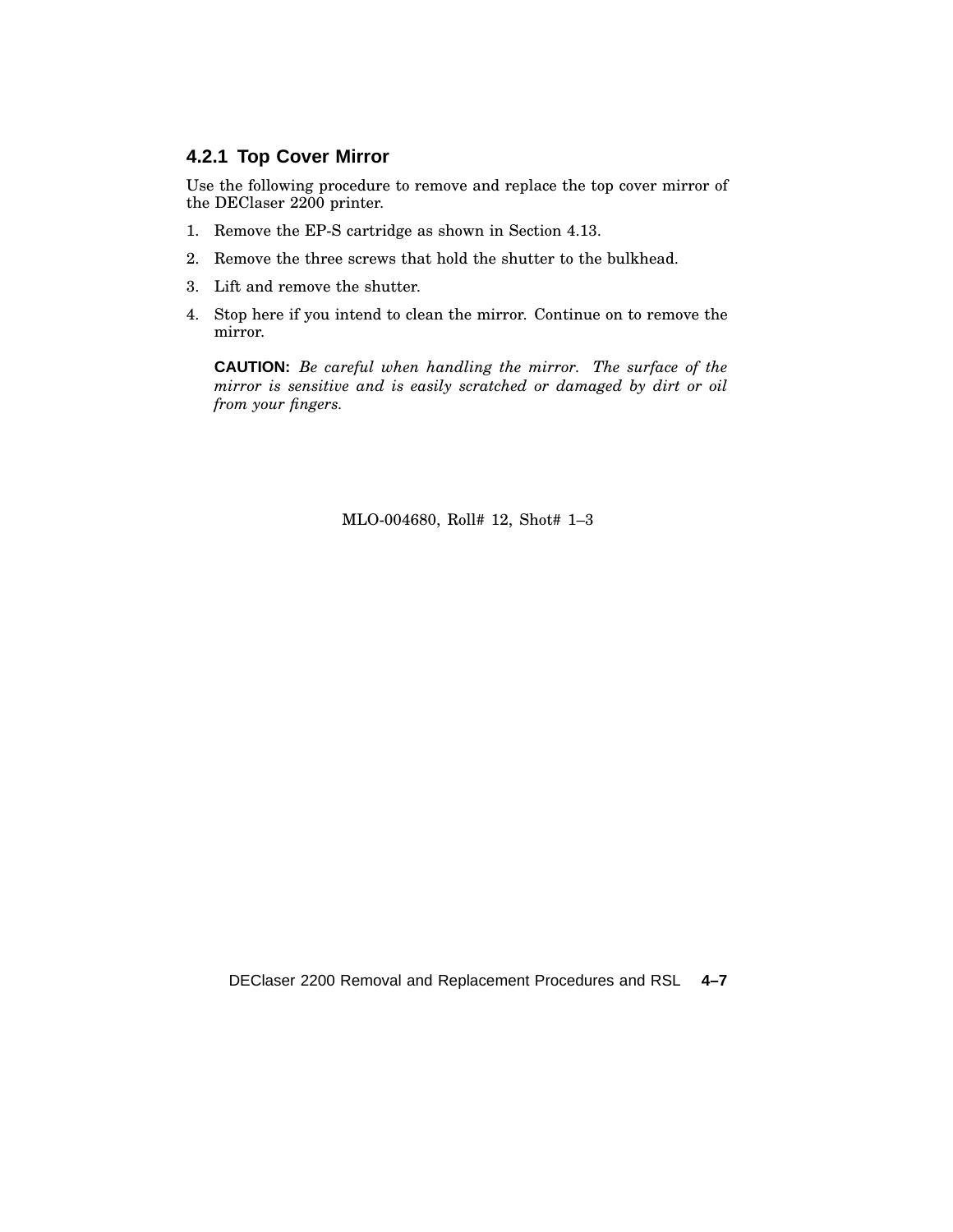### 4.2.1 Top Cover Mirror

Use the following procedure to remove and replace the top cover mirror of the DEClaser 2200 printer.

1. Remove the EP-S cartridge as shown in Section 4.13.
2. Remove the three screws that hold the shutter to the bulkhead.
3. Lift and remove the shutter.
4. Stop here if you intend to clean the mirror. Continue on to remove the mirror.

   **CAUTION:** *Be careful when handling the mirror. The surface of the mirror is sensitive and is easily scratched or damaged by dirt or oil from your fingers.*

MLO-004680, Roll# 12, Shot# 1–3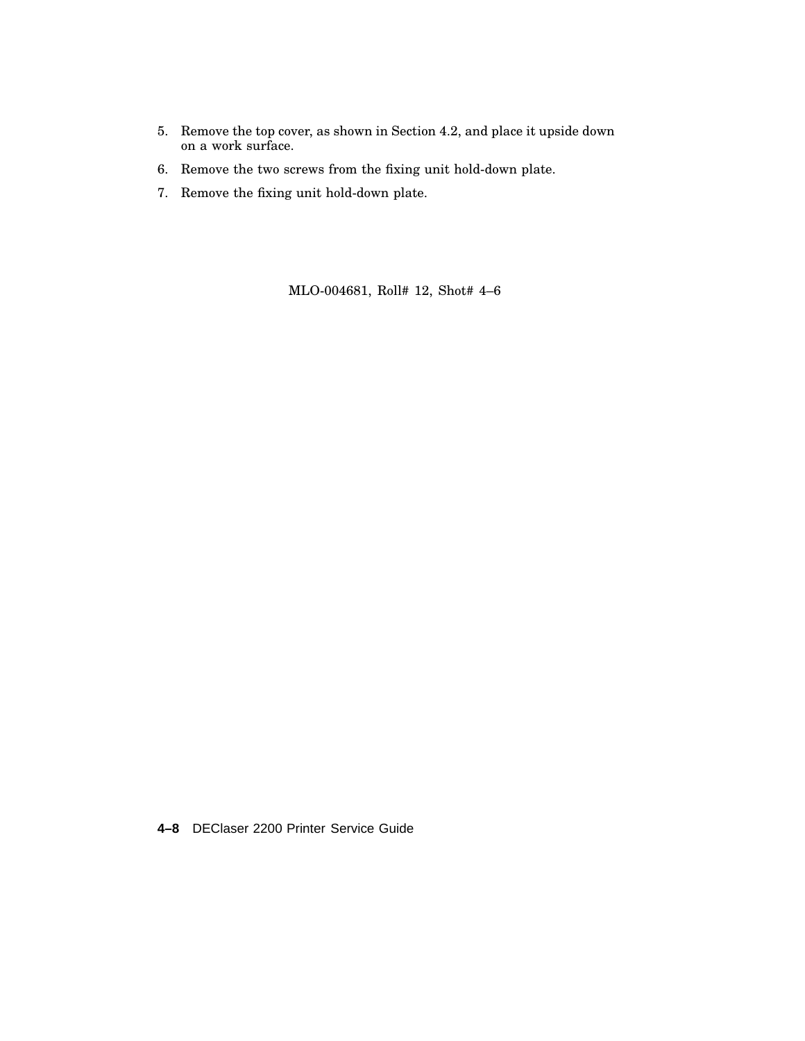5. Remove the top cover, as shown in Section 4.2, and place it upside down on a work surface.
6. Remove the two screws from the fixing unit hold-down plate.
7. Remove the fixing unit hold-down plate.

MLO-004681, Roll# 12, Shot# 4–6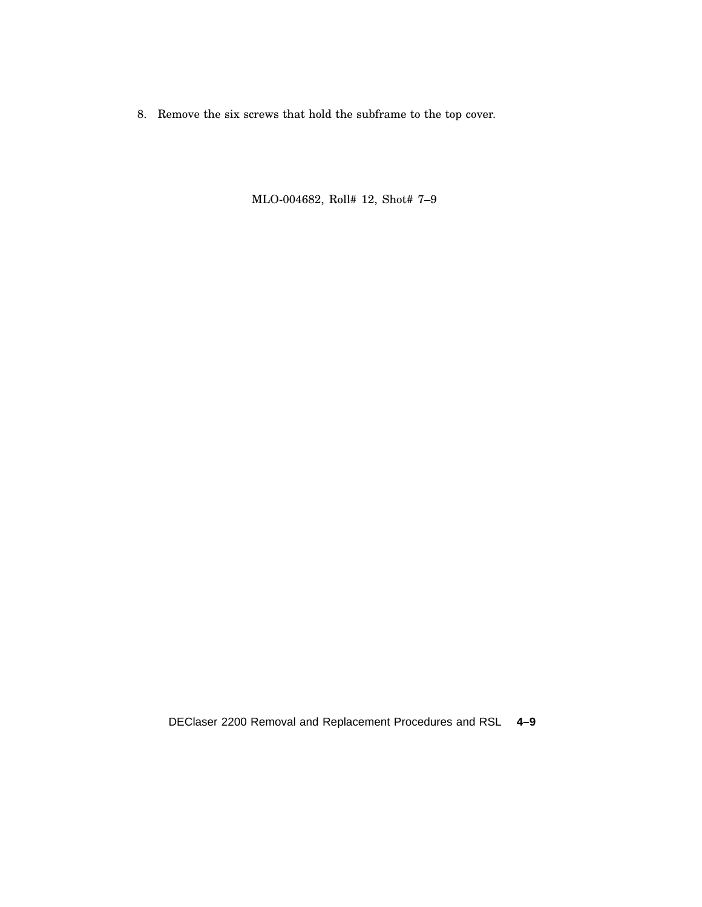8. Remove the six screws that hold the subframe to the top cover.

MLO-004682, Roll# 12, Shot# 7–9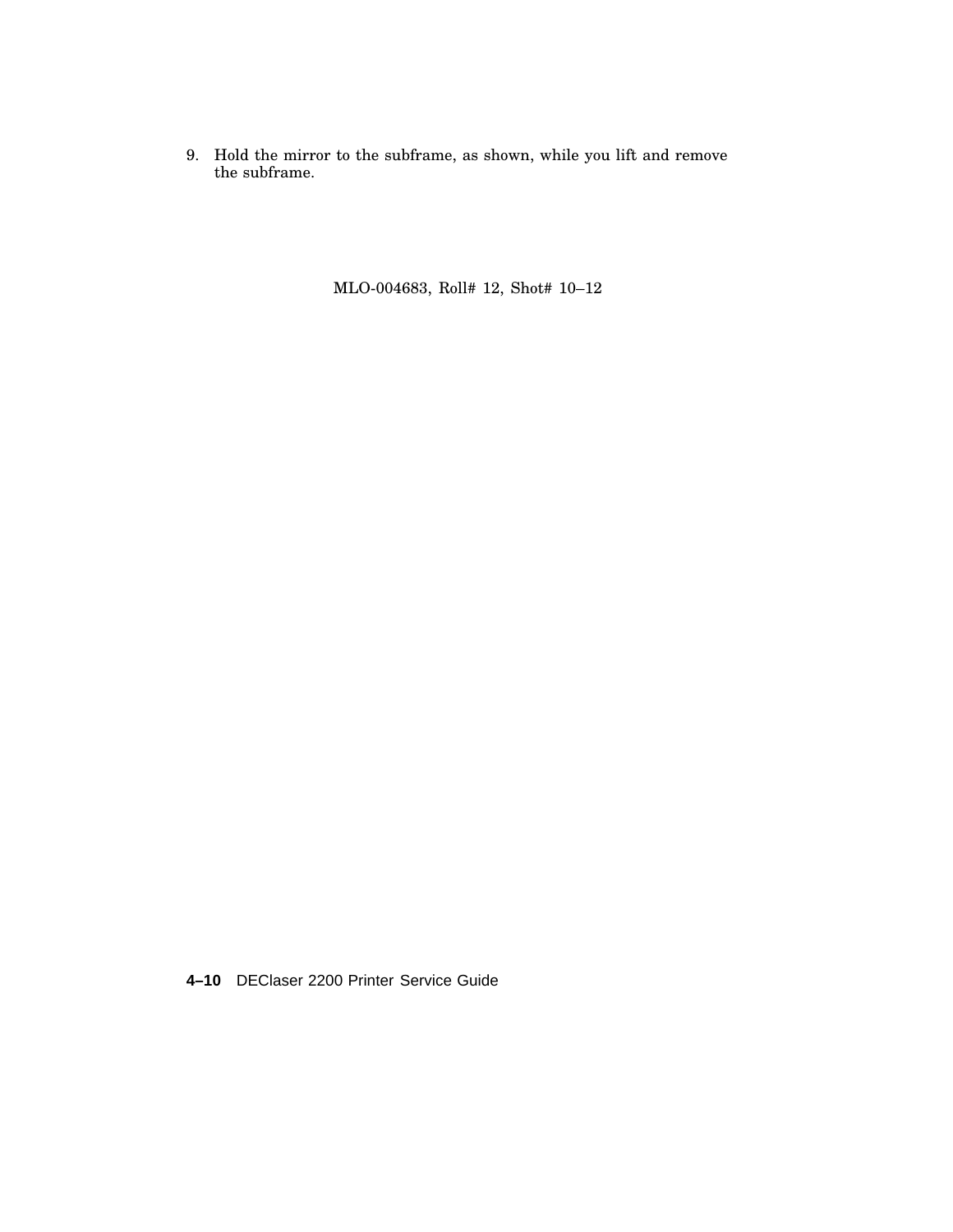9. Hold the mirror to the subframe, as shown, while you lift and remove the subframe.

MLO-004683, Roll# 12, Shot# 10–12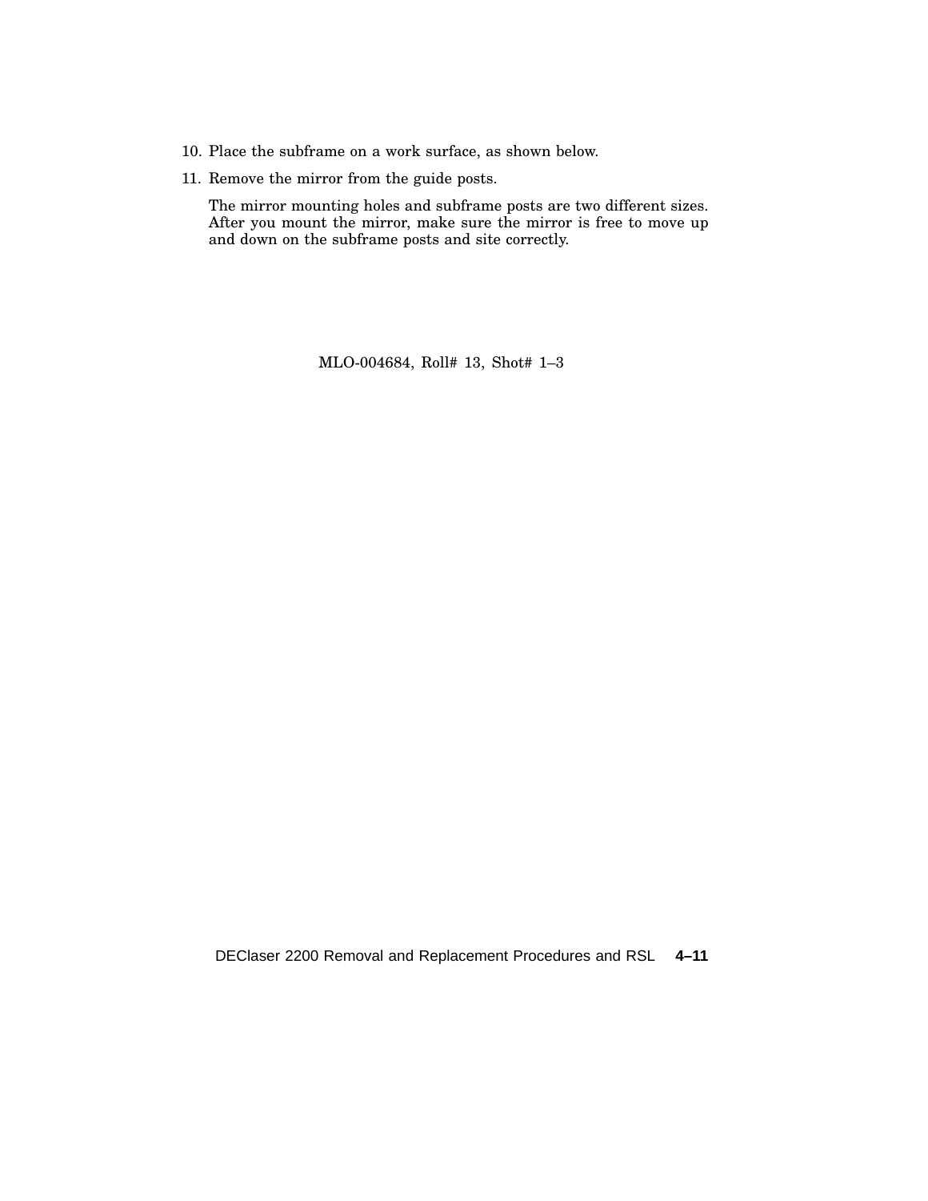10. Place the subframe on a work surface, as shown below.
11. Remove the mirror from the guide posts.

    The mirror mounting holes and subframe posts are two different sizes. After you mount the mirror, make sure the mirror is free to move up and down on the subframe posts and site correctly.

MLO-004684, Roll# 13, Shot# 1–3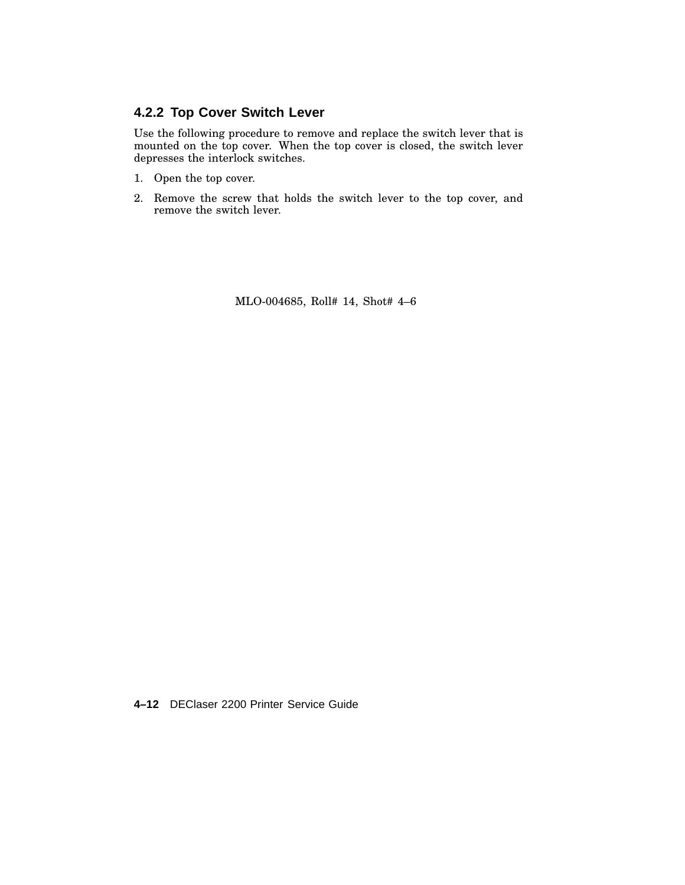### 4.2.2 Top Cover Switch Lever

Use the following procedure to remove and replace the switch lever that is mounted on the top cover. When the top cover is closed, the switch lever depresses the interlock switches.

1. Open the top cover.
2. Remove the screw that holds the switch lever to the top cover, and remove the switch lever.

MLO-004685, Roll# 14, Shot# 4–6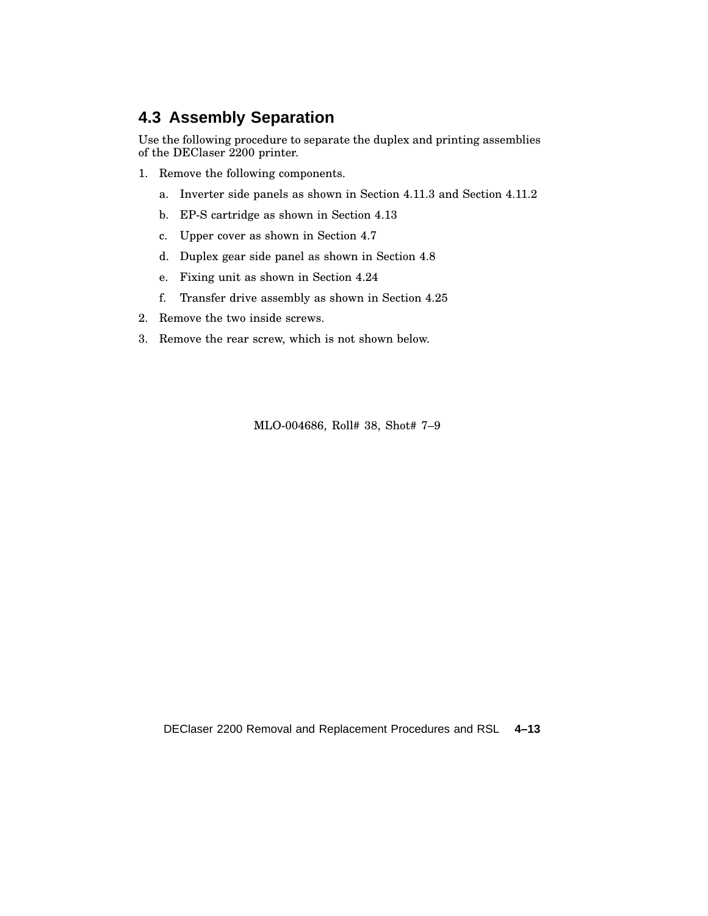## 4.3 Assembly Separation

Use the following procedure to separate the duplex and printing assemblies of the DEClaser 2200 printer.

1. Remove the following components.
   a. Inverter side panels as shown in Section 4.11.3 and Section 4.11.2
   b. EP-S cartridge as shown in Section 4.13
   c. Upper cover as shown in Section 4.7
   d. Duplex gear side panel as shown in Section 4.8
   e. Fixing unit as shown in Section 4.24
   f. Transfer drive assembly as shown in Section 4.25
2. Remove the two inside screws.
3. Remove the rear screw, which is not shown below.

MLO-004686, Roll# 38, Shot# 7–9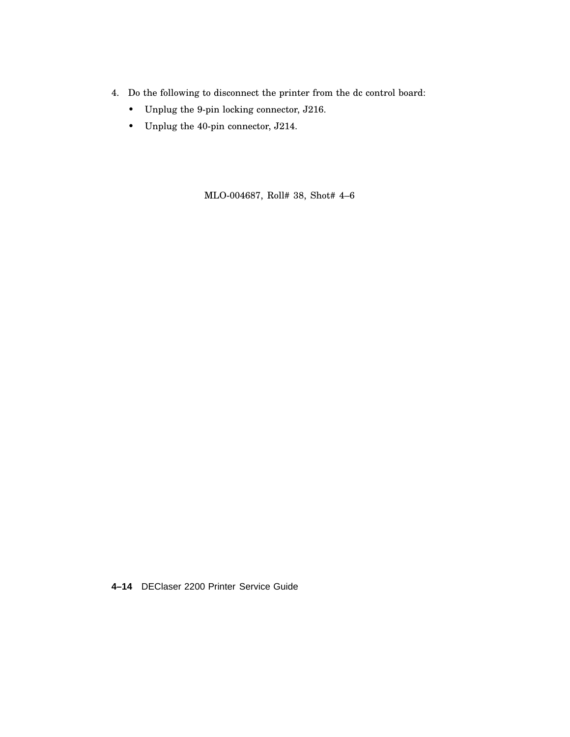4. Do the following to disconnect the printer from the dc control board:
   - Unplug the 9-pin locking connector, J216.
   - Unplug the 40-pin connector, J214.

MLO-004687, Roll# 38, Shot# 4–6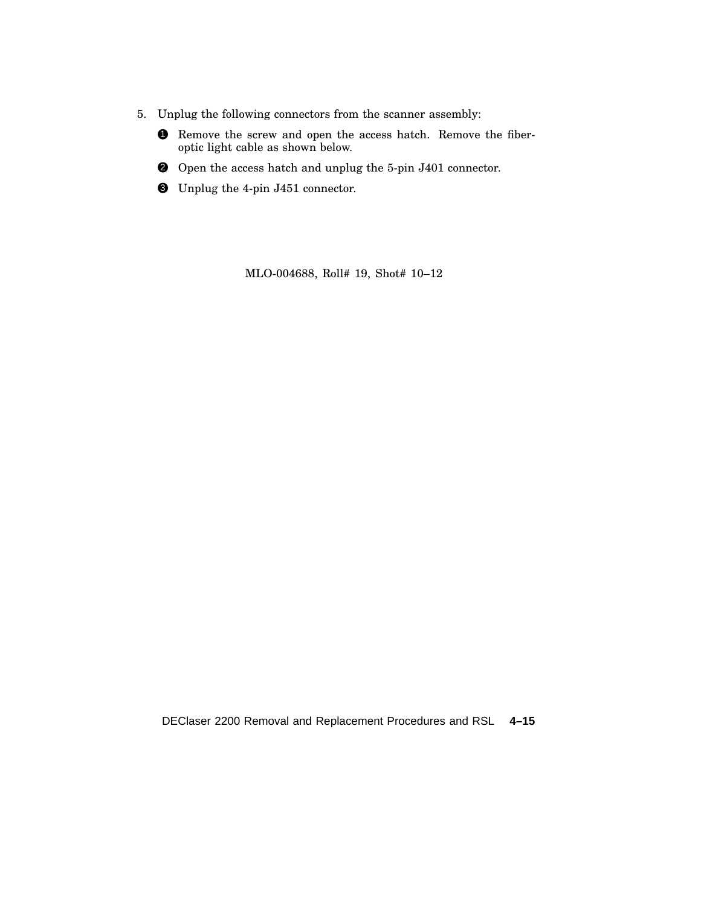5. Unplug the following connectors from the scanner assembly:

   ❶ Remove the screw and open the access hatch. Remove the fiber-optic light cable as shown below.

   ❷ Open the access hatch and unplug the 5-pin J401 connector.

   ❸ Unplug the 4-pin J451 connector.

MLO-004688, Roll# 19, Shot# 10–12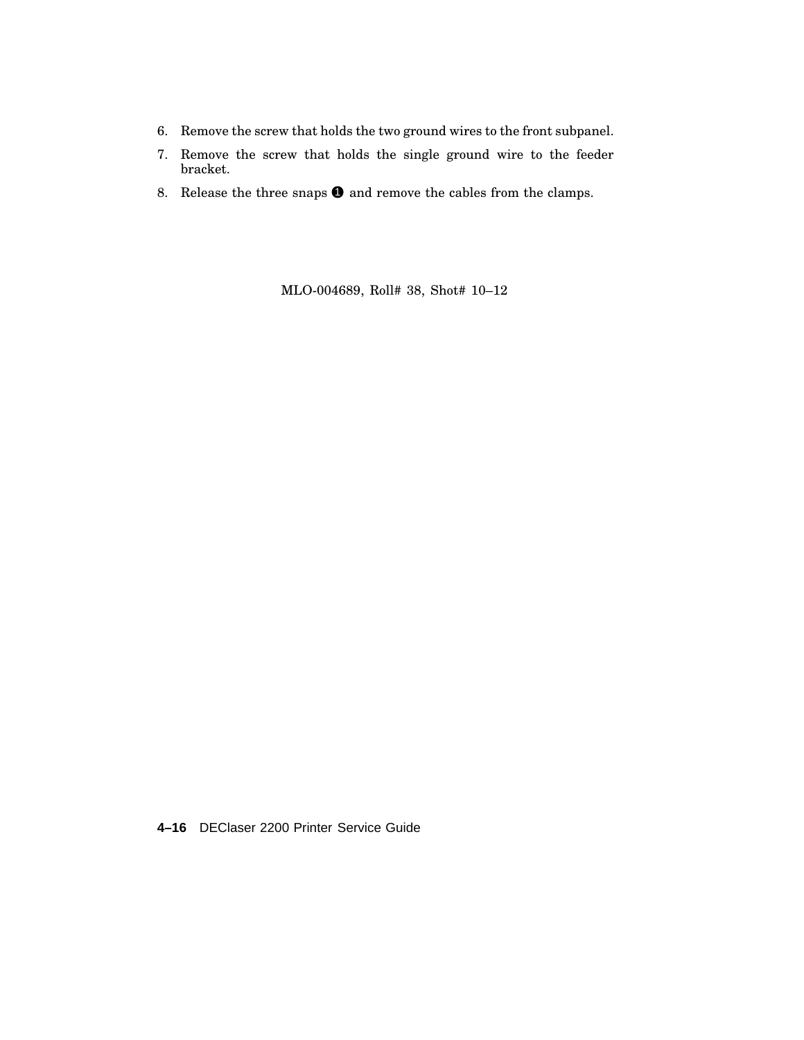6. Remove the screw that holds the two ground wires to the front subpanel.
7. Remove the screw that holds the single ground wire to the feeder bracket.
8. Release the three snaps ❶ and remove the cables from the clamps.

MLO-004689, Roll# 38, Shot# 10–12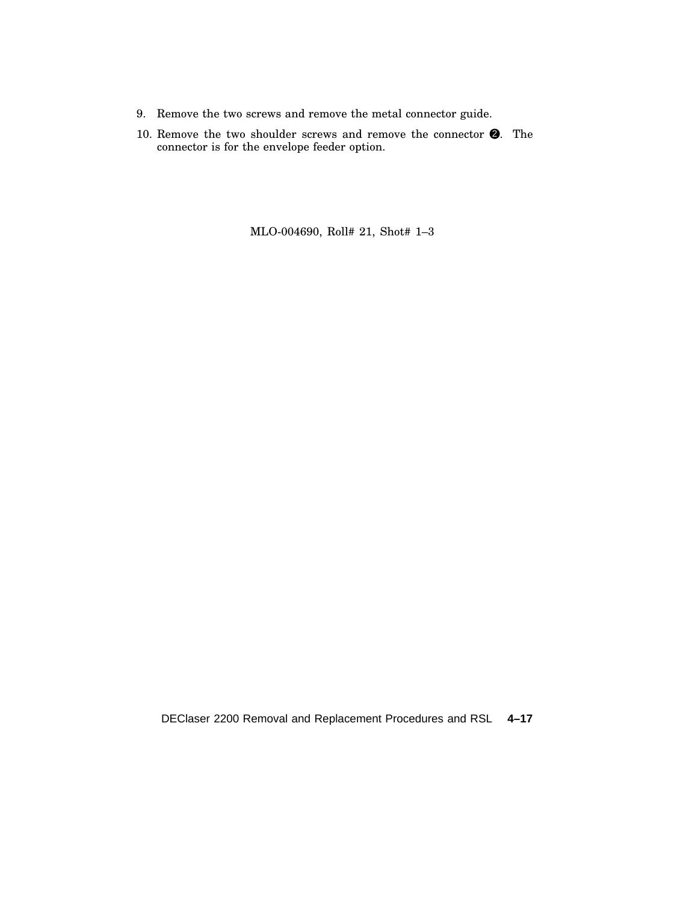9. Remove the two screws and remove the metal connector guide.
10. Remove the two shoulder screws and remove the connector ❷. The connector is for the envelope feeder option.

MLO-004690, Roll# 21, Shot# 1–3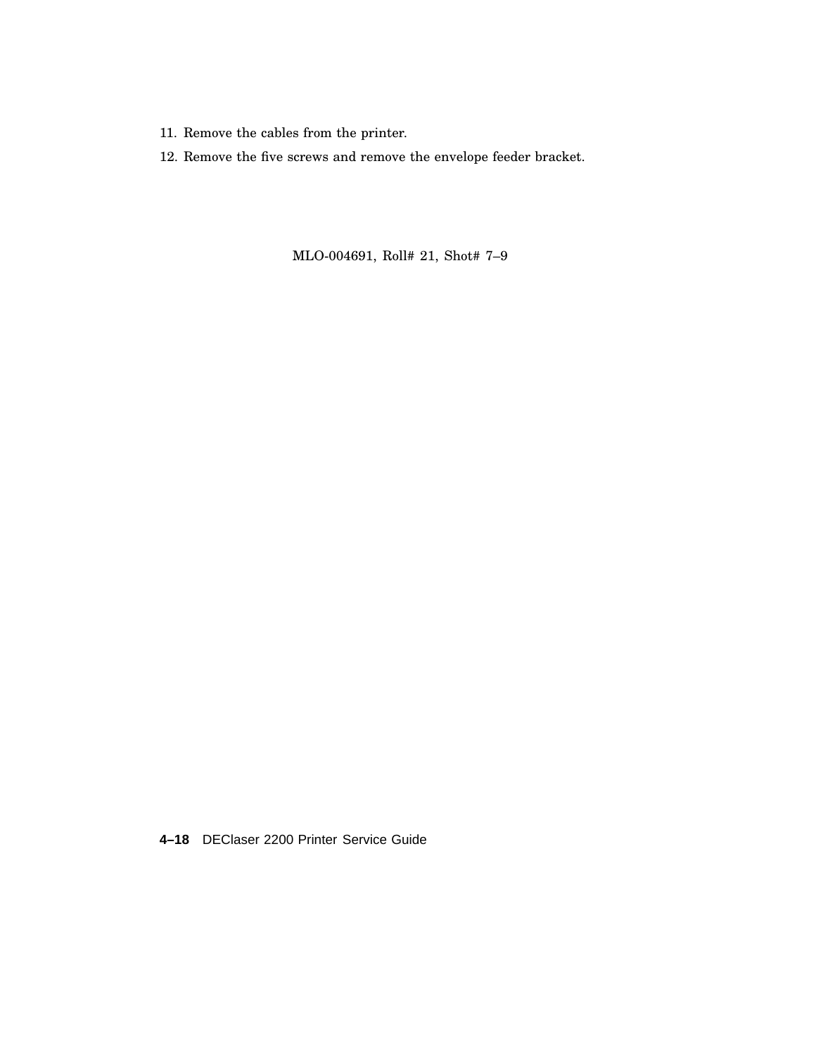11. Remove the cables from the printer.
12. Remove the five screws and remove the envelope feeder bracket.

MLO-004691, Roll# 21, Shot# 7–9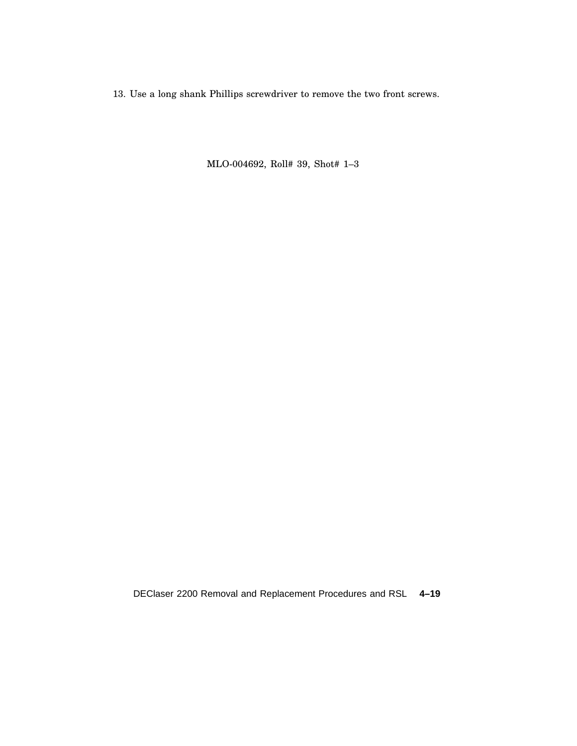13. Use a long shank Phillips screwdriver to remove the two front screws.

MLO-004692, Roll# 39, Shot# 1–3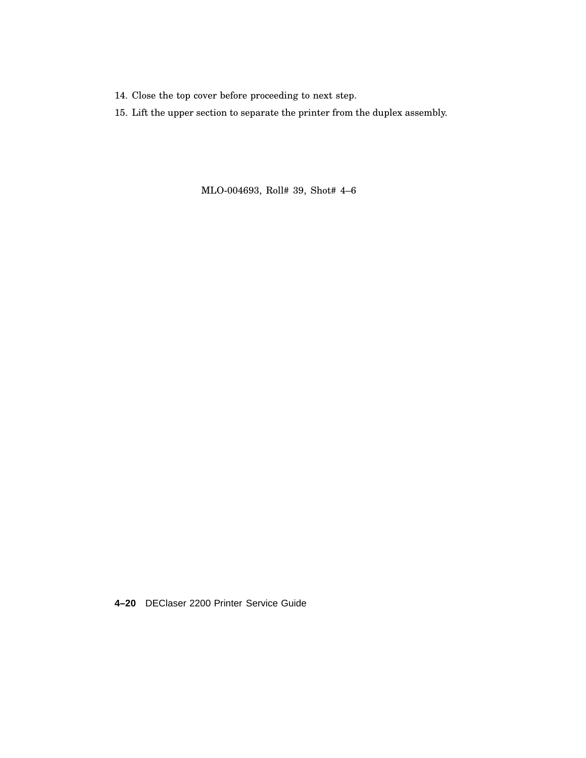14. Close the top cover before proceeding to next step.
15. Lift the upper section to separate the printer from the duplex assembly.

MLO-004693, Roll# 39, Shot# 4–6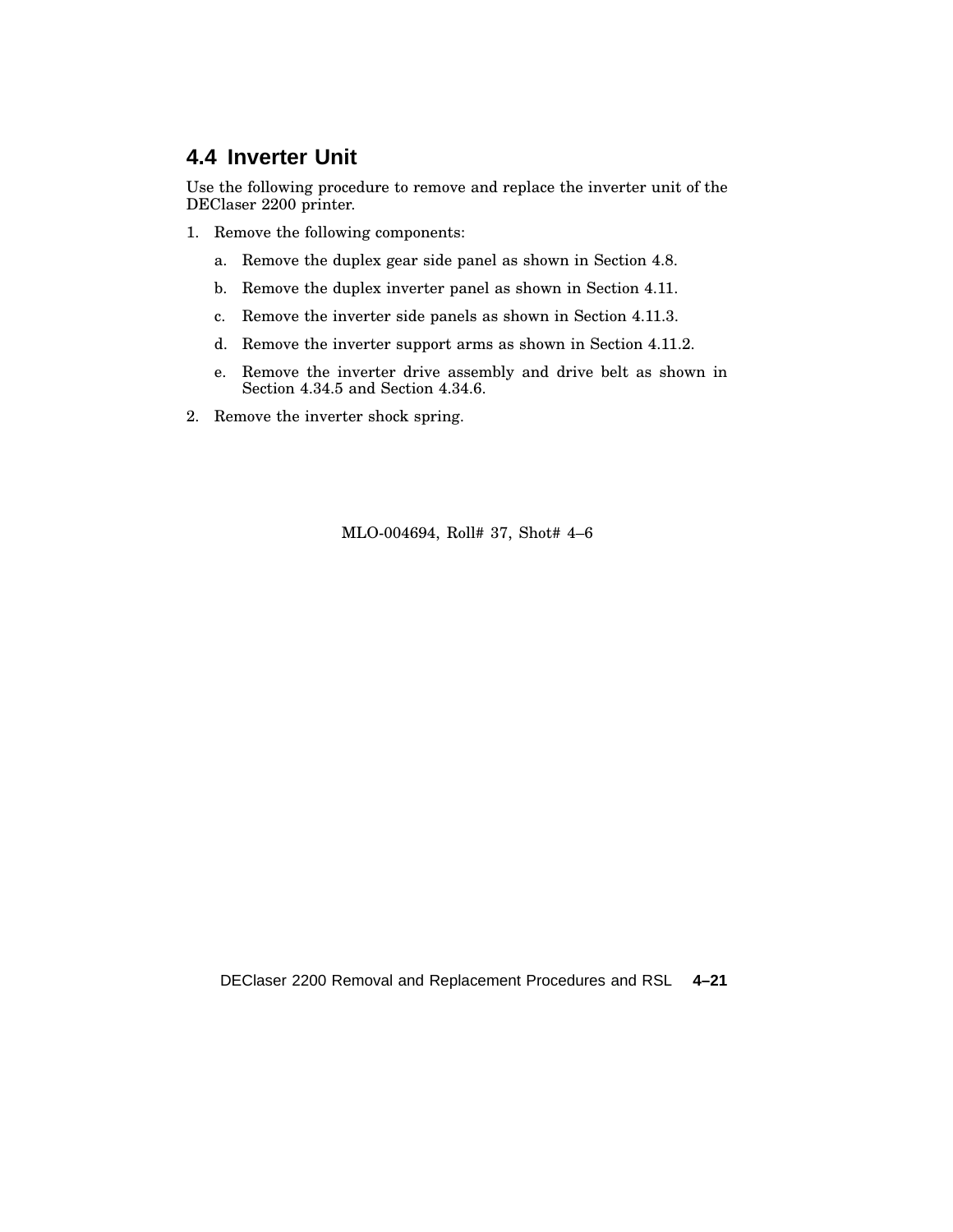## 4.4 Inverter Unit

Use the following procedure to remove and replace the inverter unit of the DEClaser 2200 printer.

1. Remove the following components:
   a. Remove the duplex gear side panel as shown in Section 4.8.
   b. Remove the duplex inverter panel as shown in Section 4.11.
   c. Remove the inverter side panels as shown in Section 4.11.3.
   d. Remove the inverter support arms as shown in Section 4.11.2.
   e. Remove the inverter drive assembly and drive belt as shown in Section 4.34.5 and Section 4.34.6.
2. Remove the inverter shock spring.

MLO-004694, Roll# 37, Shot# 4–6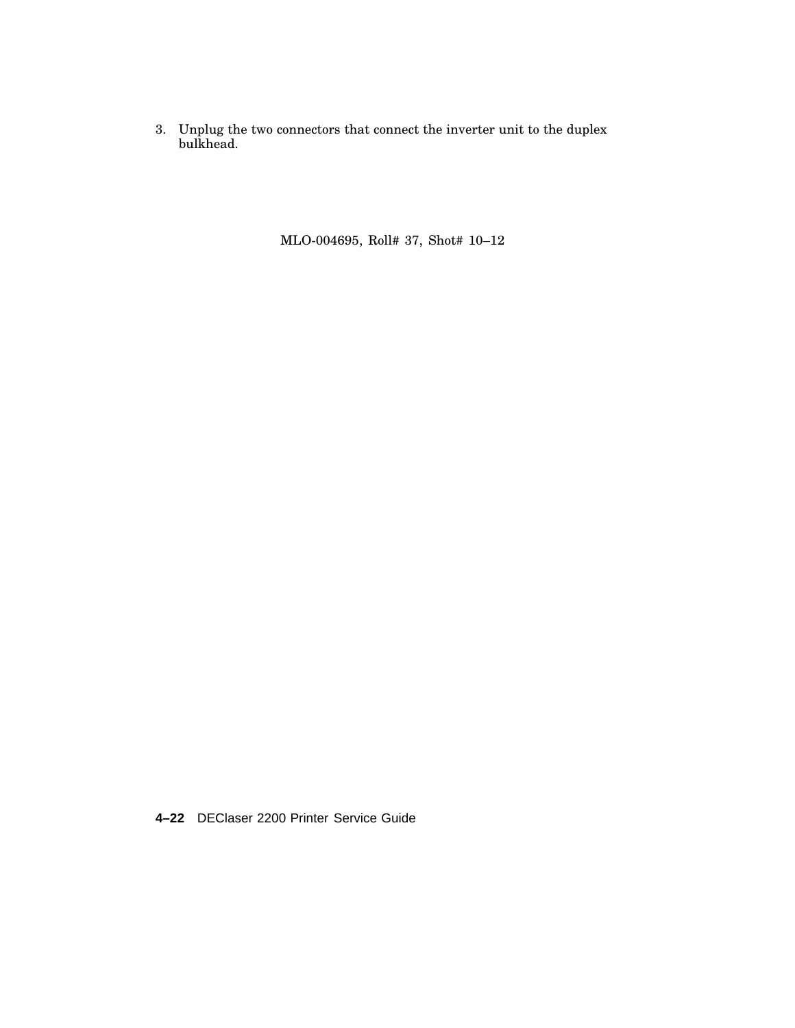3. Unplug the two connectors that connect the inverter unit to the duplex bulkhead.

MLO-004695, Roll# 37, Shot# 10–12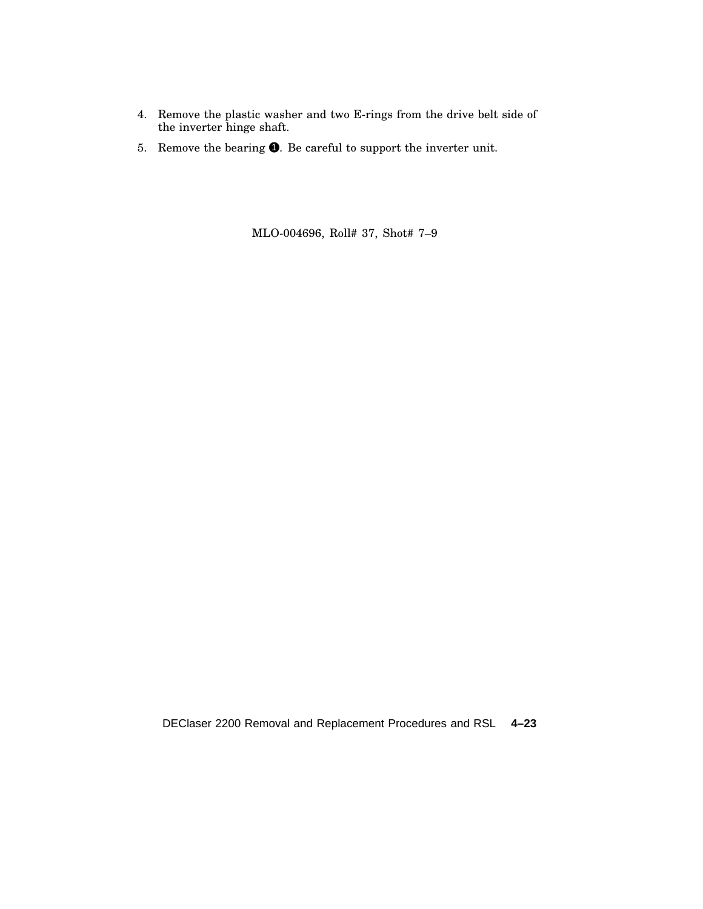4. Remove the plastic washer and two E-rings from the drive belt side of the inverter hinge shaft.
5. Remove the bearing ❶. Be careful to support the inverter unit.

MLO-004696, Roll# 37, Shot# 7–9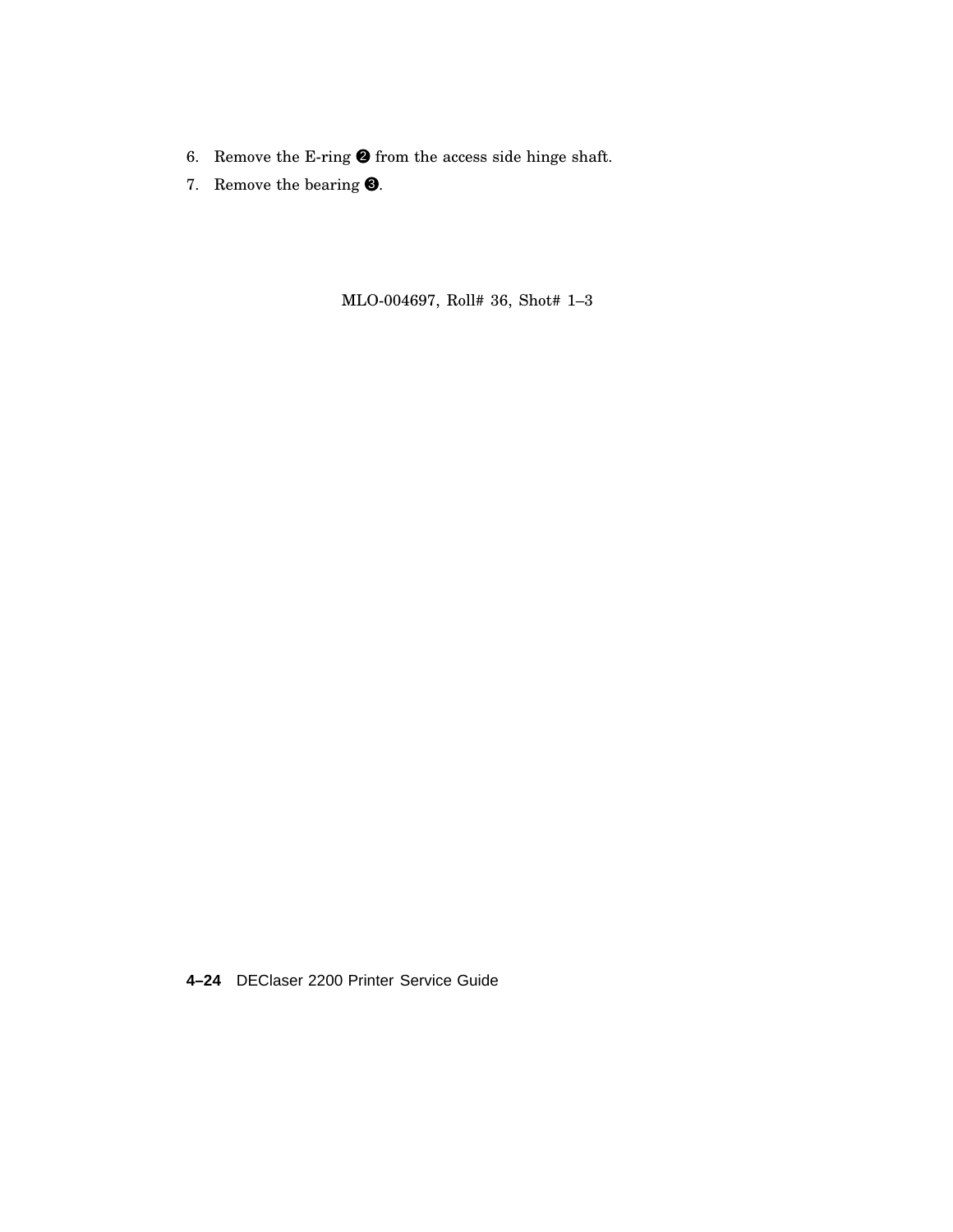6. Remove the E-ring ❷ from the access side hinge shaft.
7. Remove the bearing ❸.

MLO-004697, Roll# 36, Shot# 1–3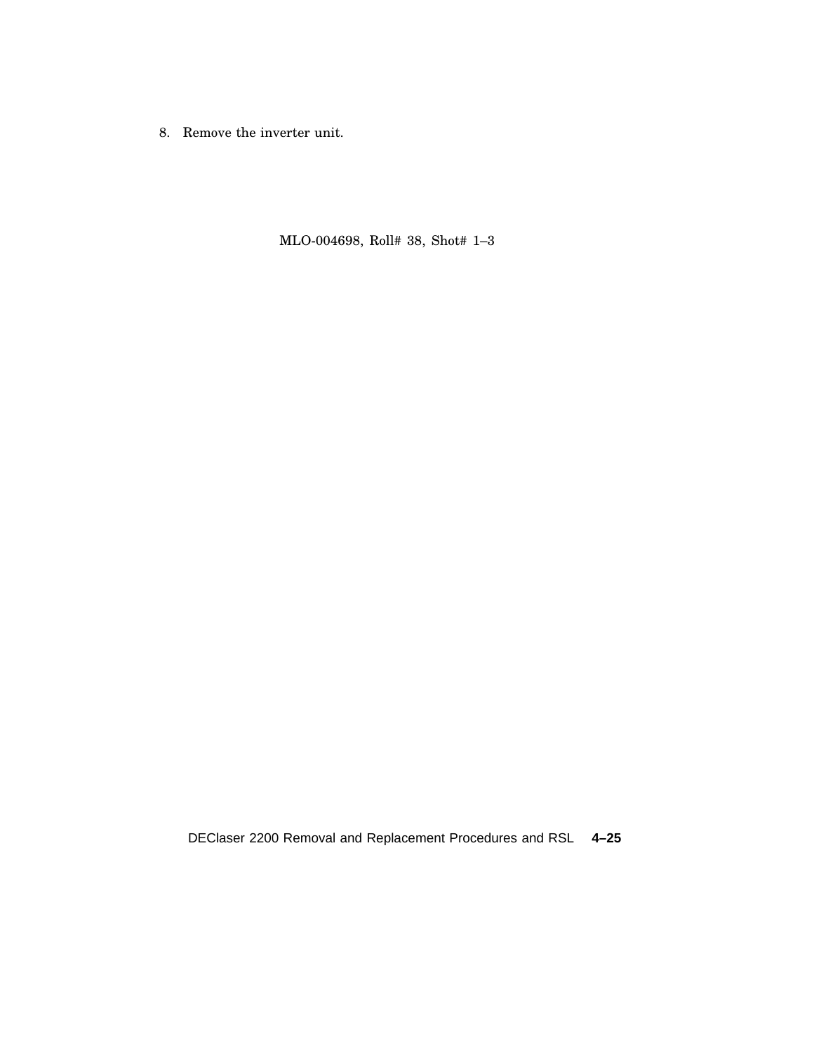8. Remove the inverter unit.

MLO-004698, Roll# 38, Shot# 1–3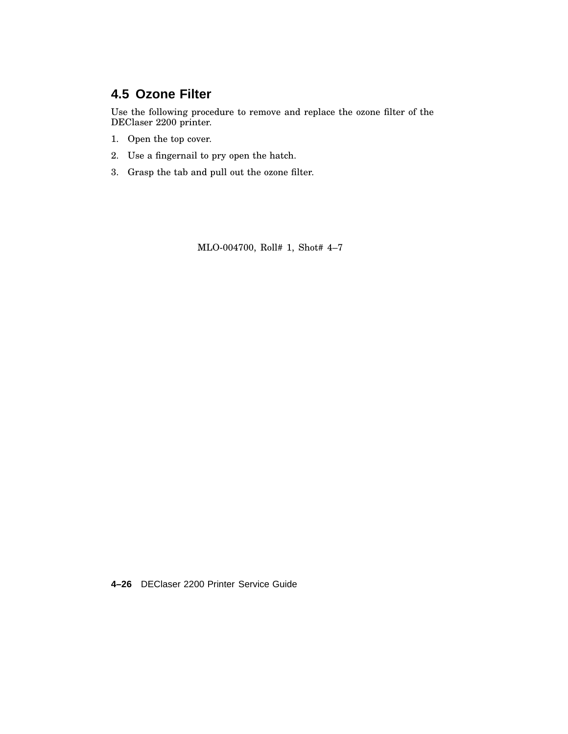## 4.5 Ozone Filter

Use the following procedure to remove and replace the ozone filter of the DEClaser 2200 printer.

1. Open the top cover.
2. Use a fingernail to pry open the hatch.
3. Grasp the tab and pull out the ozone filter.

MLO-004700, Roll# 1, Shot# 4–7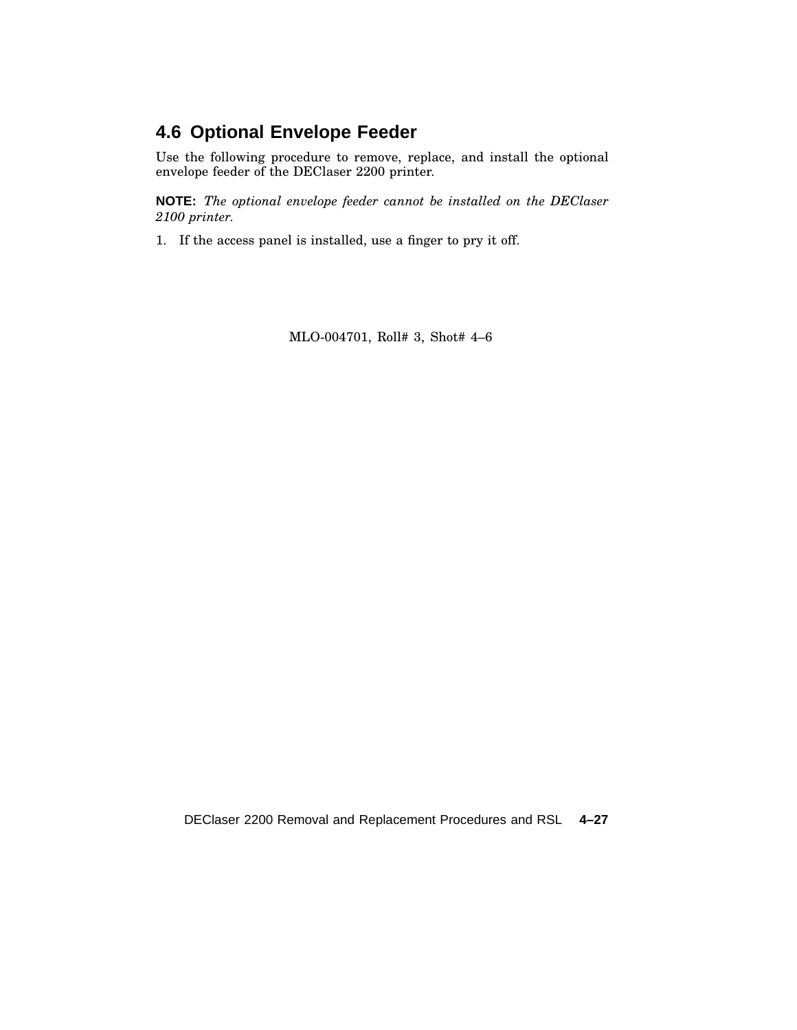## 4.6 Optional Envelope Feeder

Use the following procedure to remove, replace, and install the optional envelope feeder of the DEClaser 2200 printer.

**NOTE:** *The optional envelope feeder cannot be installed on the DEClaser 2100 printer.*

1. If the access panel is installed, use a finger to pry it off.

MLO-004701, Roll# 3, Shot# 4–6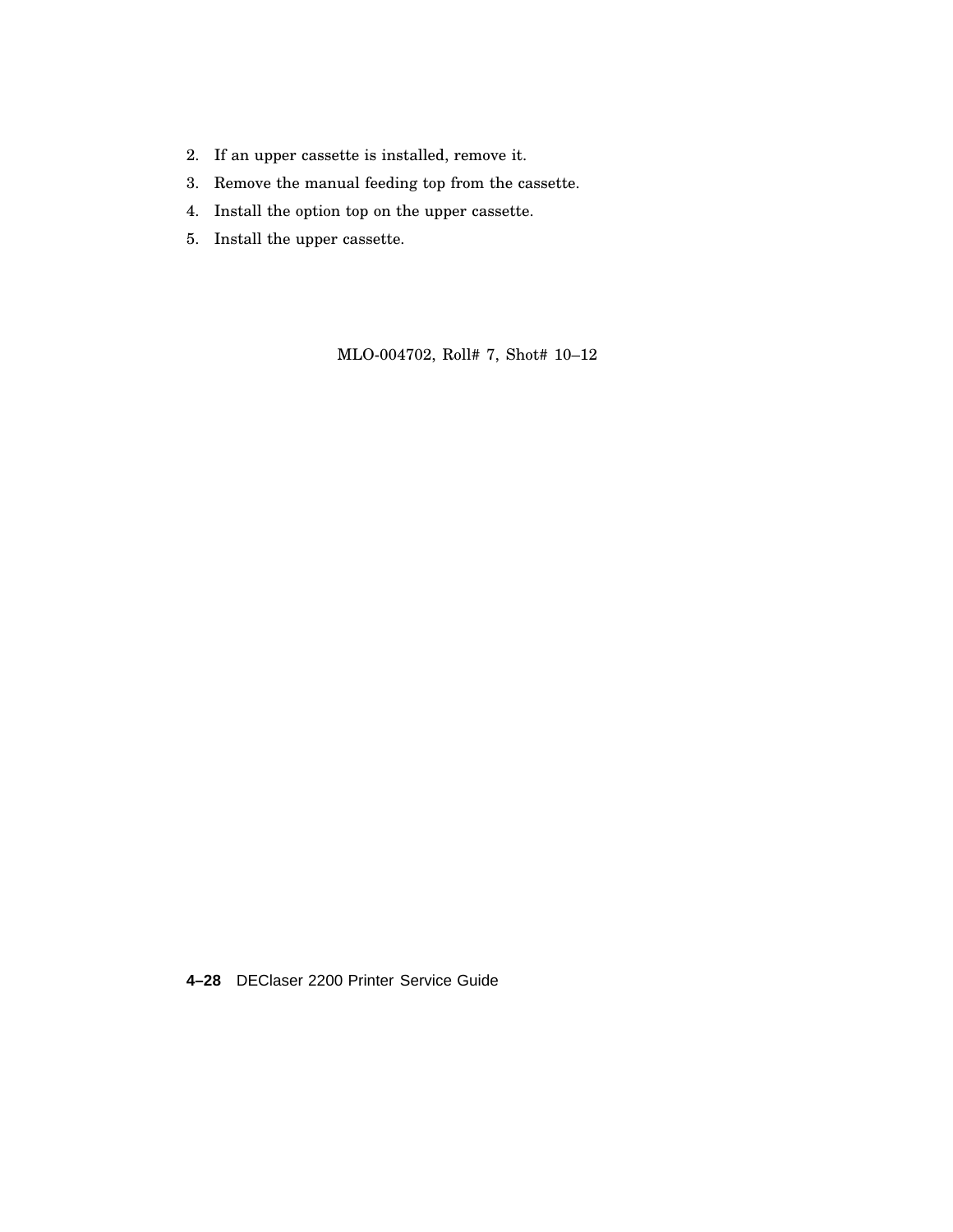2. If an upper cassette is installed, remove it.
3. Remove the manual feeding top from the cassette.
4. Install the option top on the upper cassette.
5. Install the upper cassette.

MLO-004702, Roll# 7, Shot# 10–12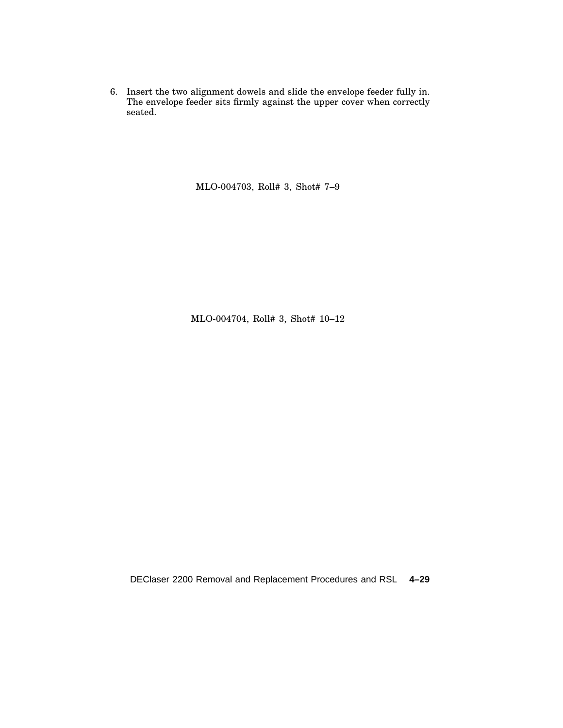6. Insert the two alignment dowels and slide the envelope feeder fully in. The envelope feeder sits firmly against the upper cover when correctly seated.

MLO-004703, Roll# 3, Shot# 7–9

MLO-004704, Roll# 3, Shot# 10–12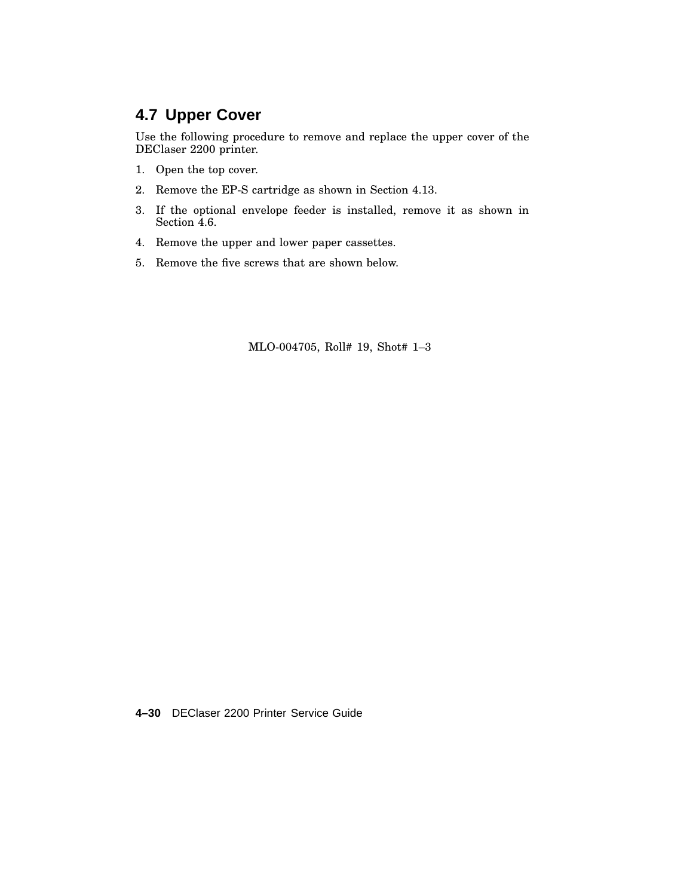## 4.7 Upper Cover

Use the following procedure to remove and replace the upper cover of the DEClaser 2200 printer.

1. Open the top cover.
2. Remove the EP-S cartridge as shown in Section 4.13.
3. If the optional envelope feeder is installed, remove it as shown in Section 4.6.
4. Remove the upper and lower paper cassettes.
5. Remove the five screws that are shown below.

MLO-004705, Roll# 19, Shot# 1–3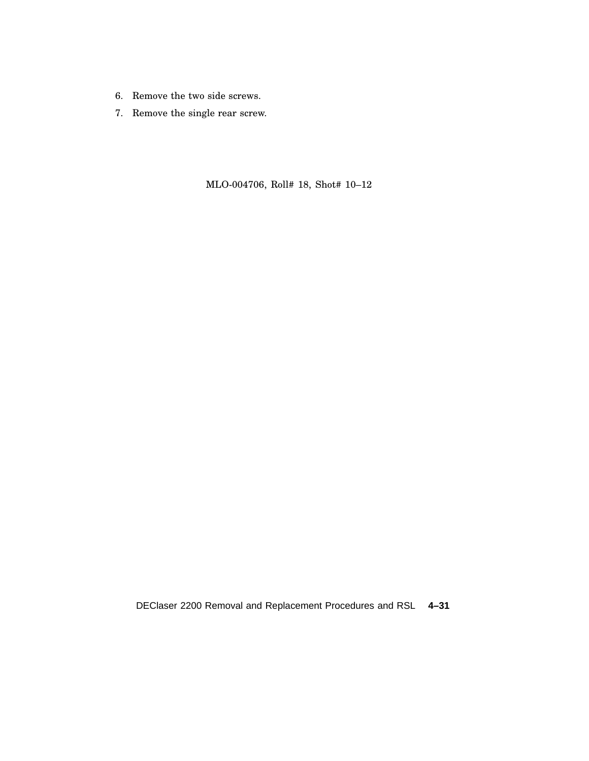6. Remove the two side screws.
7. Remove the single rear screw.

MLO-004706, Roll# 18, Shot# 10–12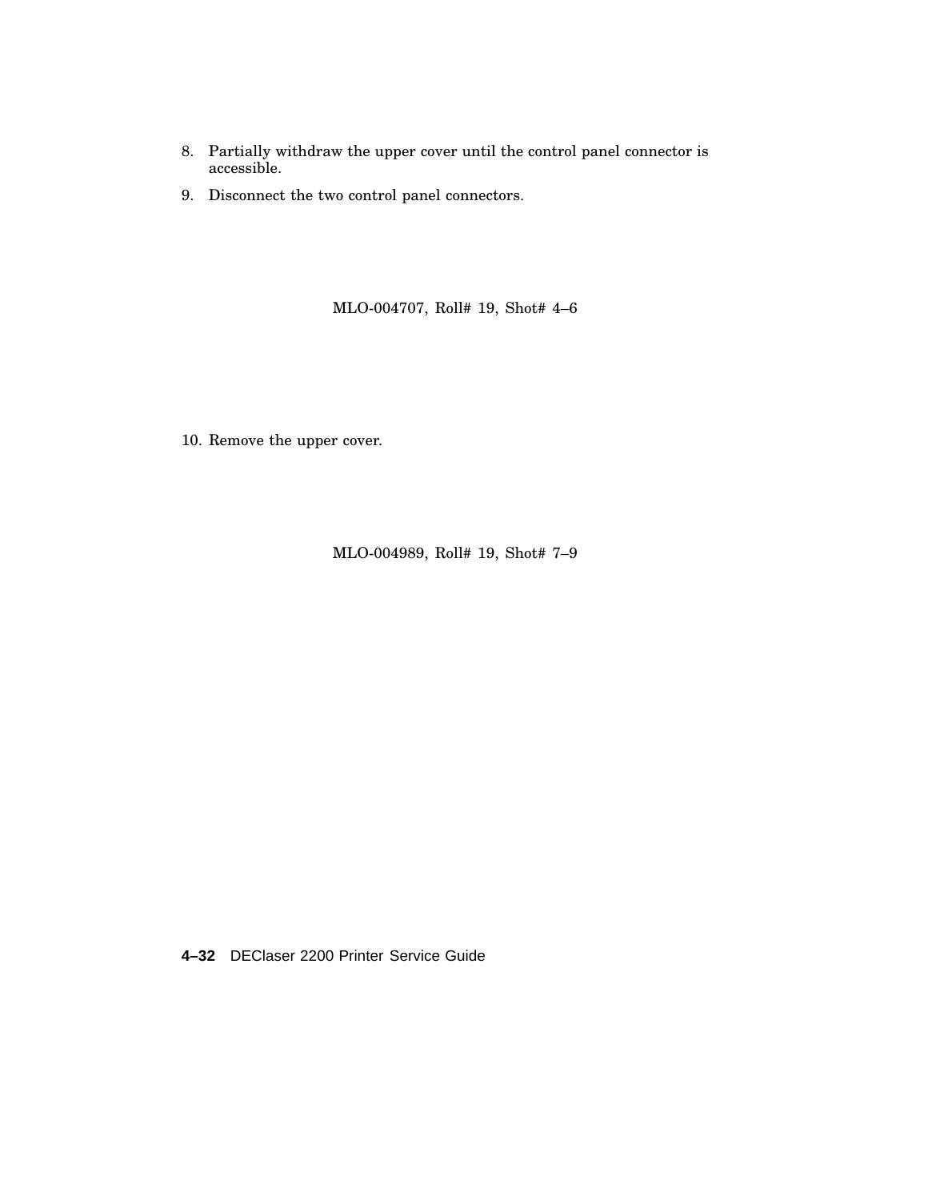8. Partially withdraw the upper cover until the control panel connector is accessible.
9. Disconnect the two control panel connectors.

MLO-004707, Roll# 19, Shot# 4–6

10. Remove the upper cover.

MLO-004989, Roll# 19, Shot# 7–9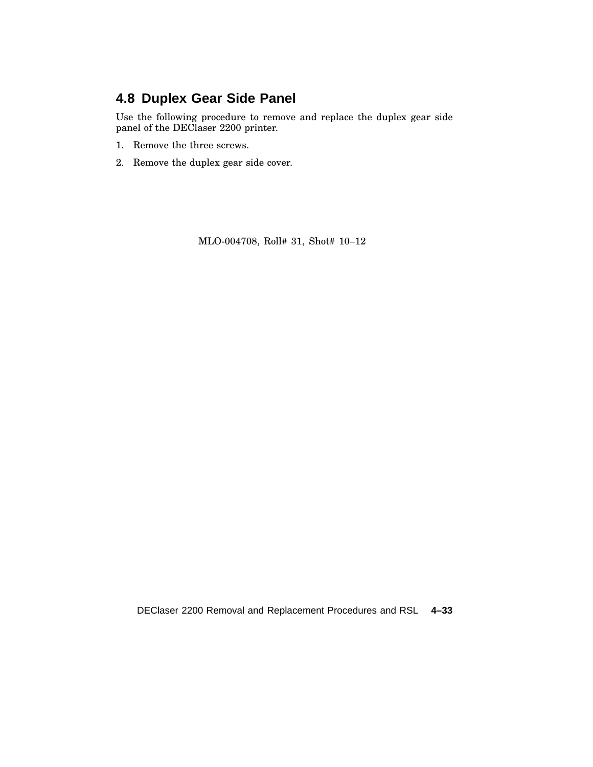## 4.8 Duplex Gear Side Panel

Use the following procedure to remove and replace the duplex gear side panel of the DEClaser 2200 printer.

1. Remove the three screws.
2. Remove the duplex gear side cover.

MLO-004708, Roll# 31, Shot# 10–12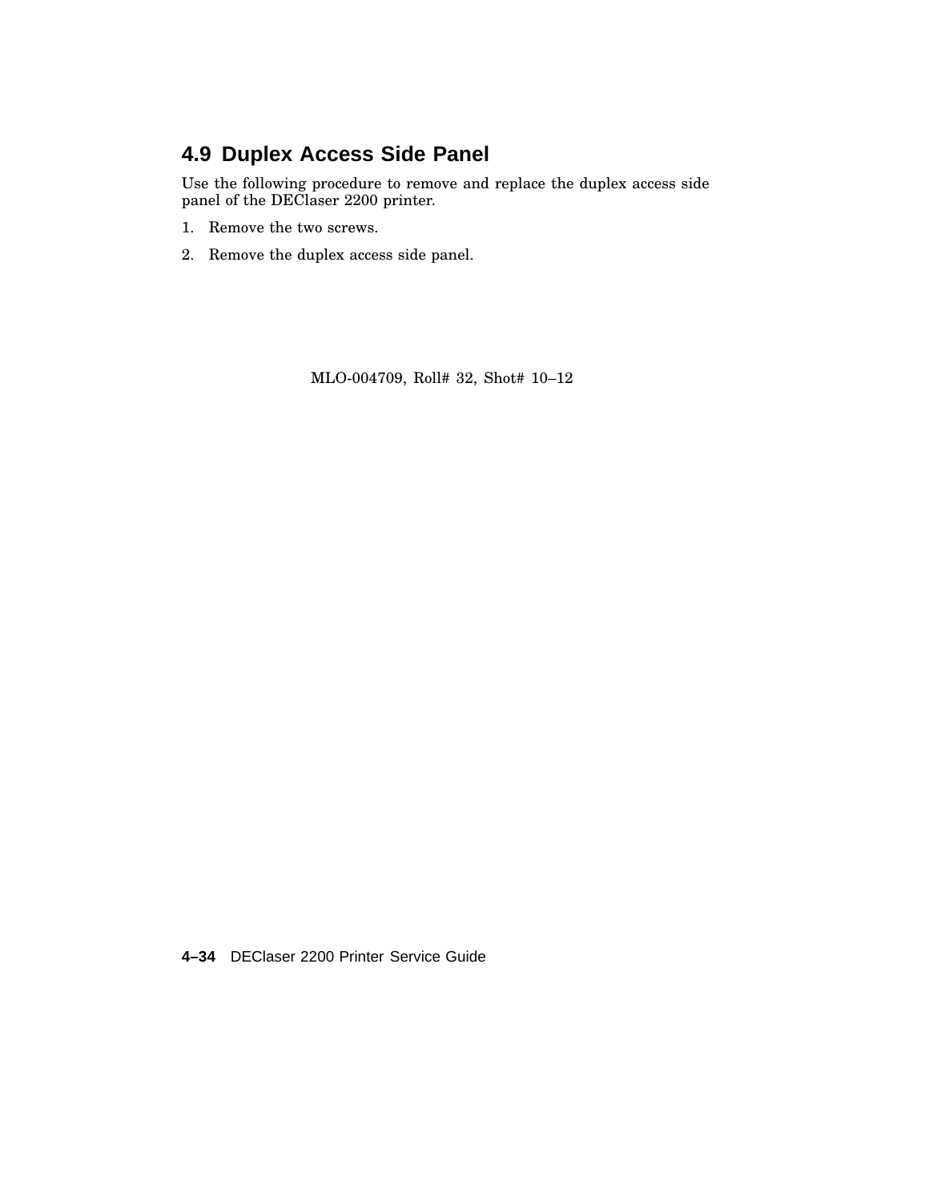## 4.9 Duplex Access Side Panel

Use the following procedure to remove and replace the duplex access side panel of the DEClaser 2200 printer.

1. Remove the two screws.
2. Remove the duplex access side panel.

MLO-004709, Roll# 32, Shot# 10–12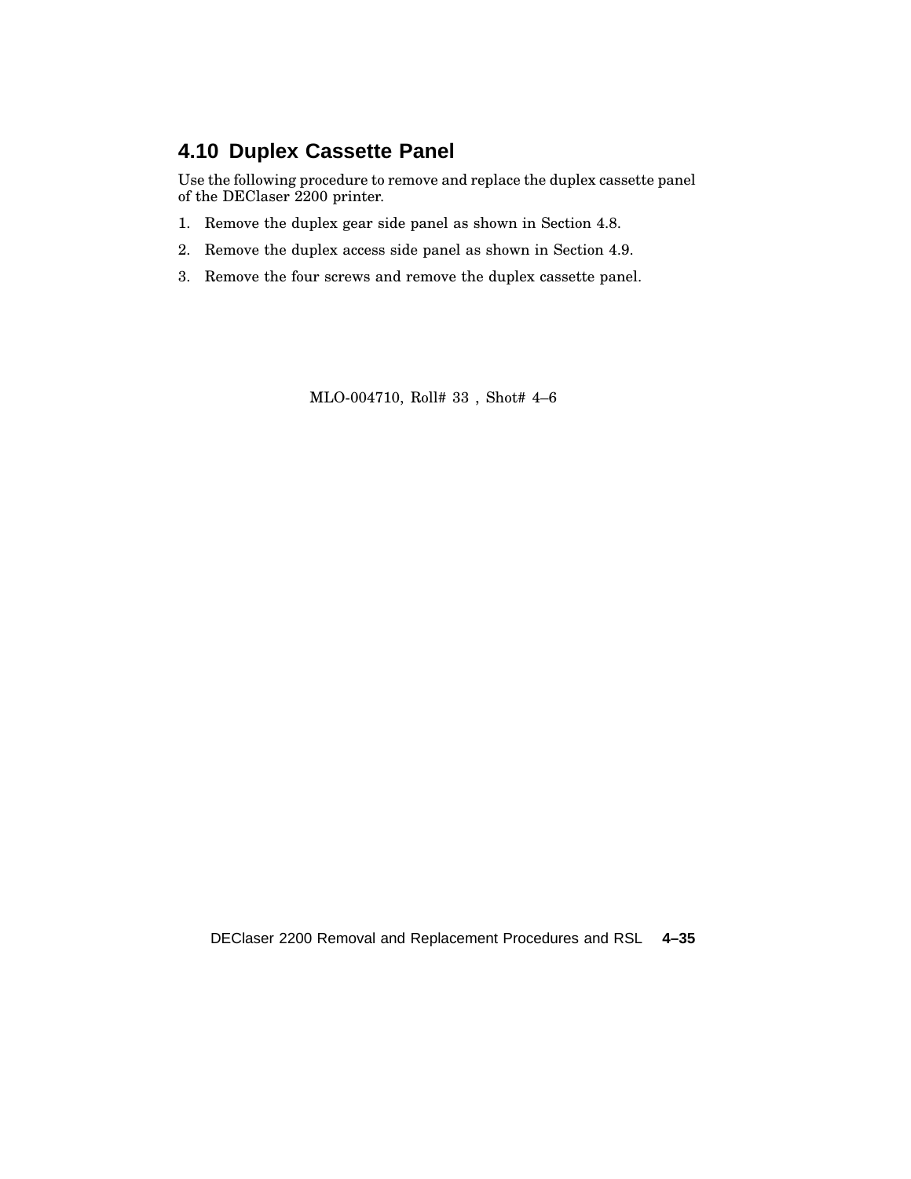## 4.10 Duplex Cassette Panel

Use the following procedure to remove and replace the duplex cassette panel of the DEClaser 2200 printer.

1. Remove the duplex gear side panel as shown in Section 4.8.
2. Remove the duplex access side panel as shown in Section 4.9.
3. Remove the four screws and remove the duplex cassette panel.

MLO-004710, Roll# 33 , Shot# 4–6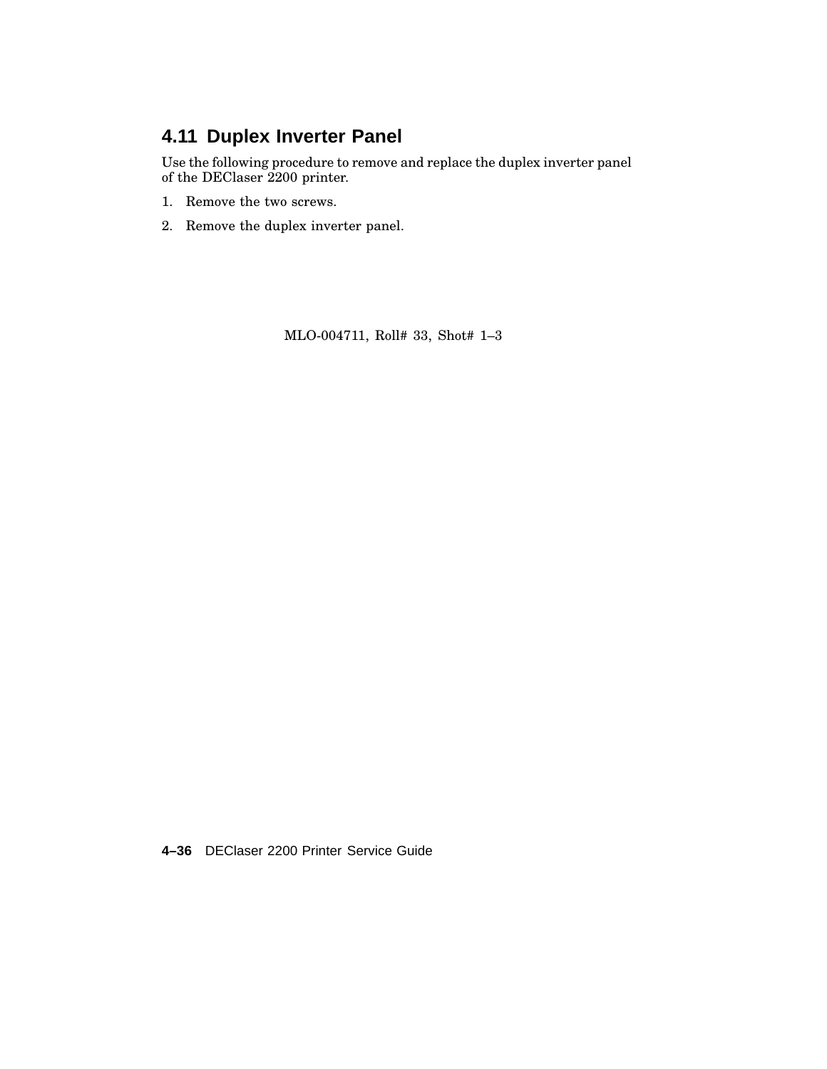## 4.11 Duplex Inverter Panel

Use the following procedure to remove and replace the duplex inverter panel of the DEClaser 2200 printer.

1. Remove the two screws.
2. Remove the duplex inverter panel.

MLO-004711, Roll# 33, Shot# 1–3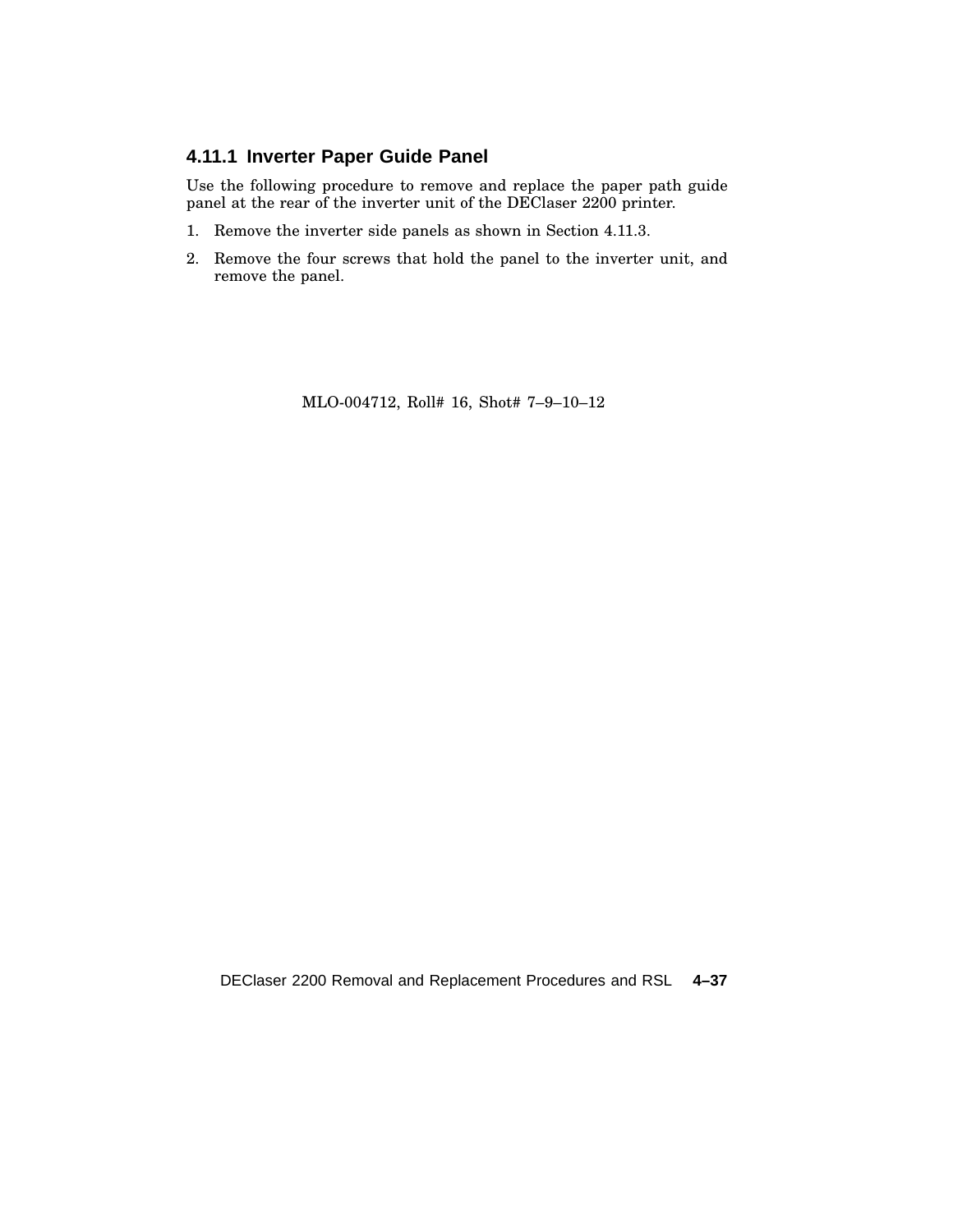### 4.11.1 Inverter Paper Guide Panel

Use the following procedure to remove and replace the paper path guide panel at the rear of the inverter unit of the DEClaser 2200 printer.

1. Remove the inverter side panels as shown in Section 4.11.3.
2. Remove the four screws that hold the panel to the inverter unit, and remove the panel.

MLO-004712, Roll# 16, Shot# 7–9–10–12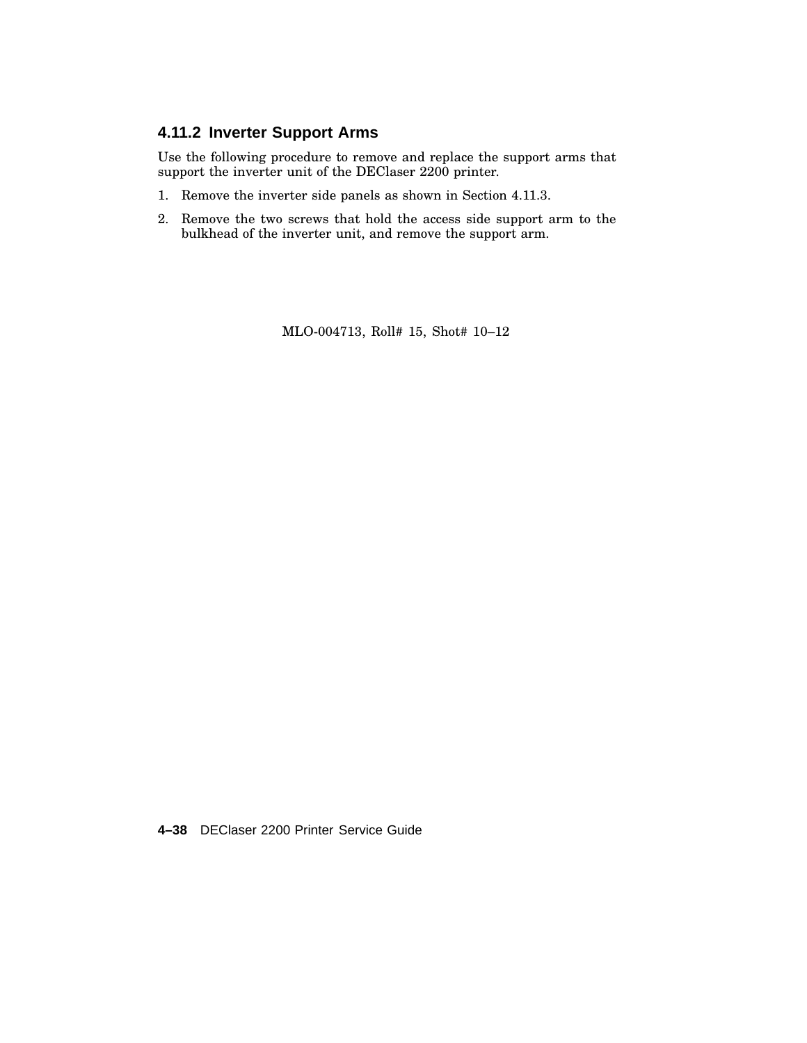### 4.11.2 Inverter Support Arms

Use the following procedure to remove and replace the support arms that support the inverter unit of the DEClaser 2200 printer.

1. Remove the inverter side panels as shown in Section 4.11.3.
2. Remove the two screws that hold the access side support arm to the bulkhead of the inverter unit, and remove the support arm.

MLO-004713, Roll# 15, Shot# 10–12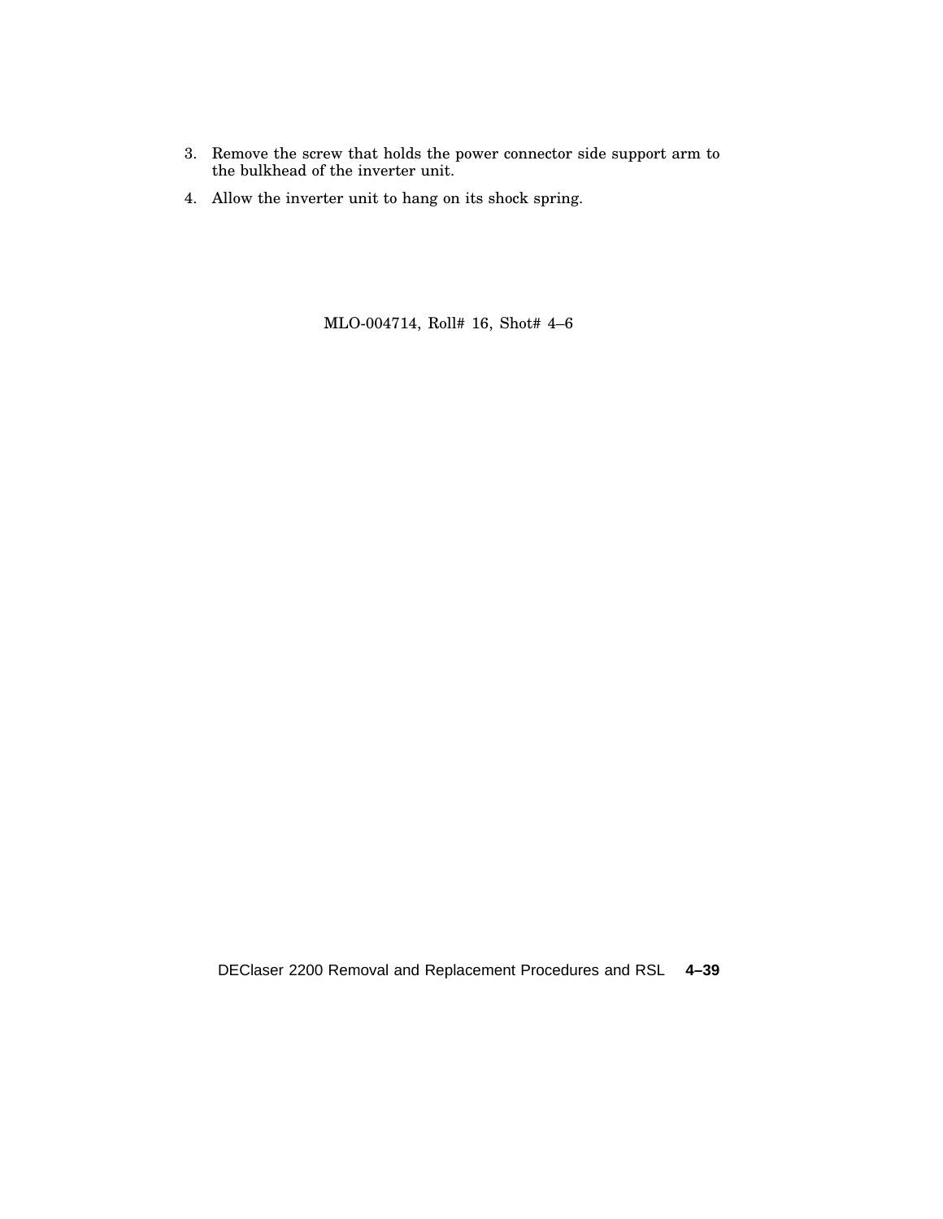3. Remove the screw that holds the power connector side support arm to the bulkhead of the inverter unit.
4. Allow the inverter unit to hang on its shock spring.

MLO-004714, Roll# 16, Shot# 4–6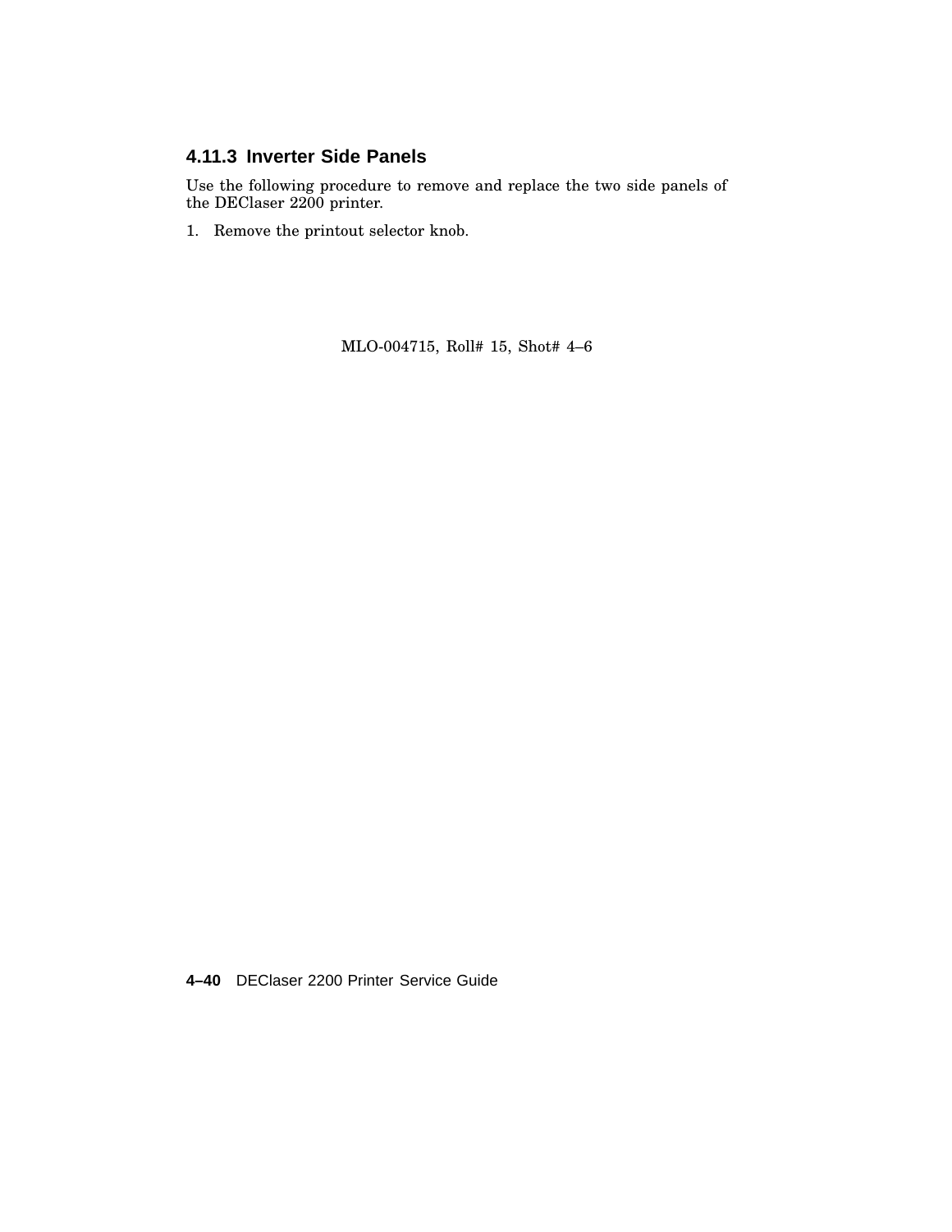### 4.11.3 Inverter Side Panels

Use the following procedure to remove and replace the two side panels of the DEClaser 2200 printer.

1. Remove the printout selector knob.

MLO-004715, Roll# 15, Shot# 4–6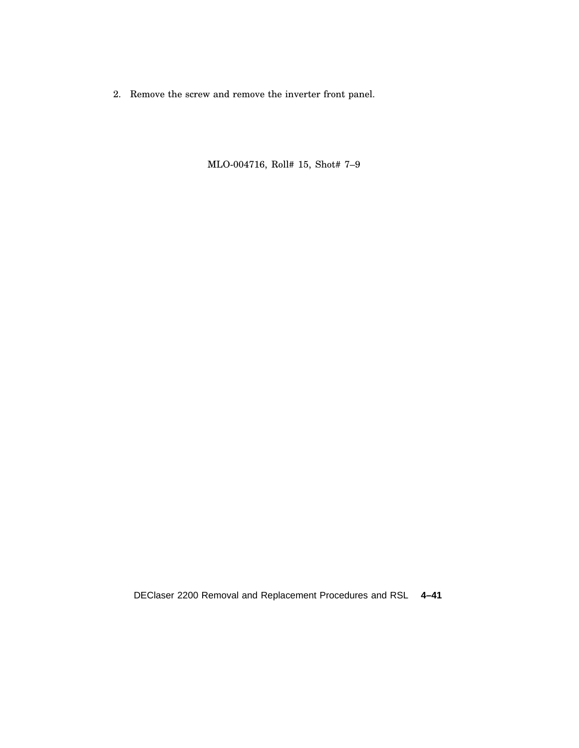2. Remove the screw and remove the inverter front panel.

MLO-004716, Roll# 15, Shot# 7–9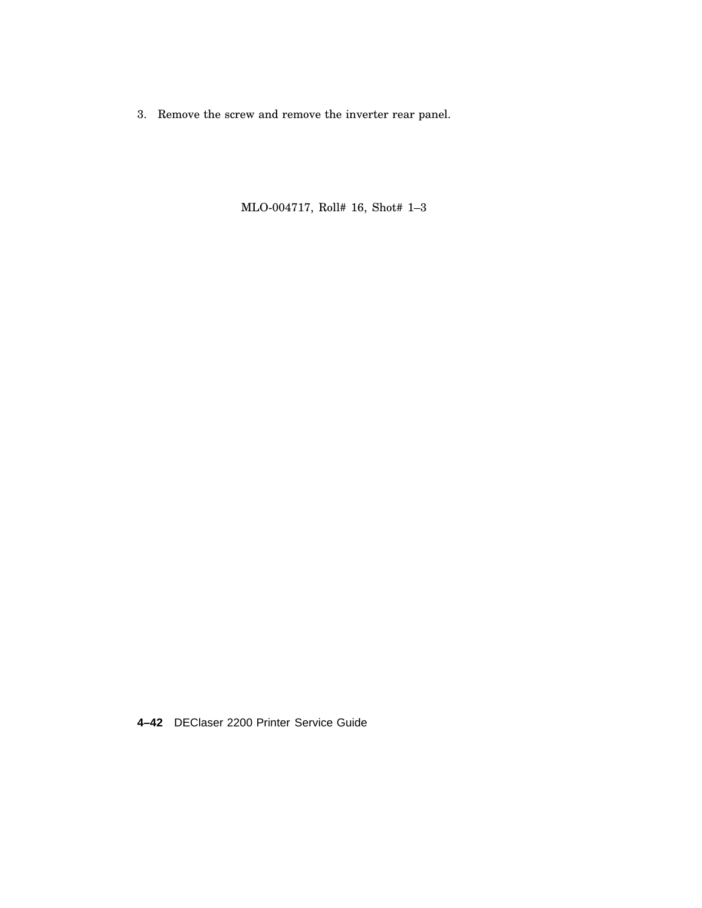3. Remove the screw and remove the inverter rear panel.

MLO-004717, Roll# 16, Shot# 1–3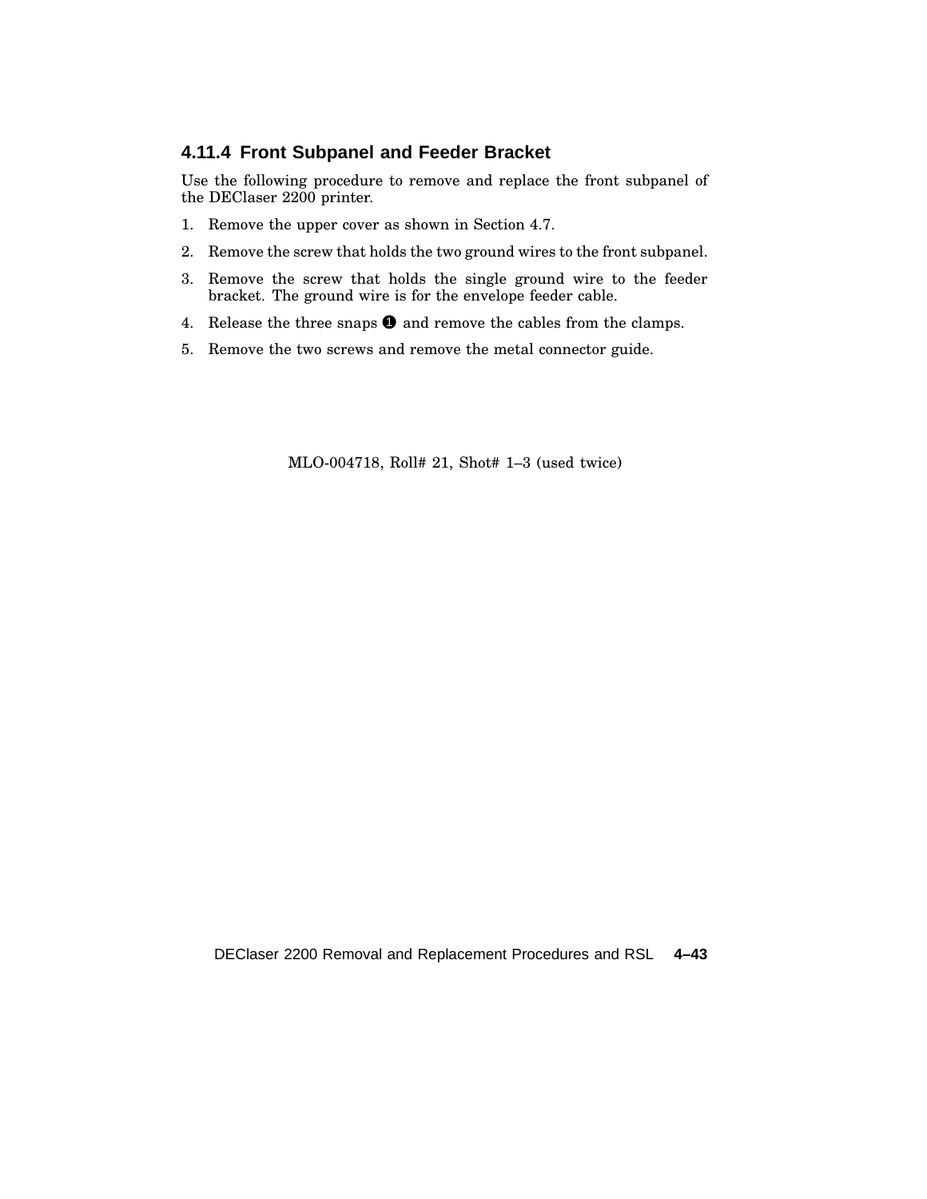### 4.11.4 Front Subpanel and Feeder Bracket

Use the following procedure to remove and replace the front subpanel of the DEClaser 2200 printer.

1. Remove the upper cover as shown in Section 4.7.
2. Remove the screw that holds the two ground wires to the front subpanel.
3. Remove the screw that holds the single ground wire to the feeder bracket. The ground wire is for the envelope feeder cable.
4. Release the three snaps ❶ and remove the cables from the clamps.
5. Remove the two screws and remove the metal connector guide.

MLO-004718, Roll# 21, Shot# 1–3 (used twice)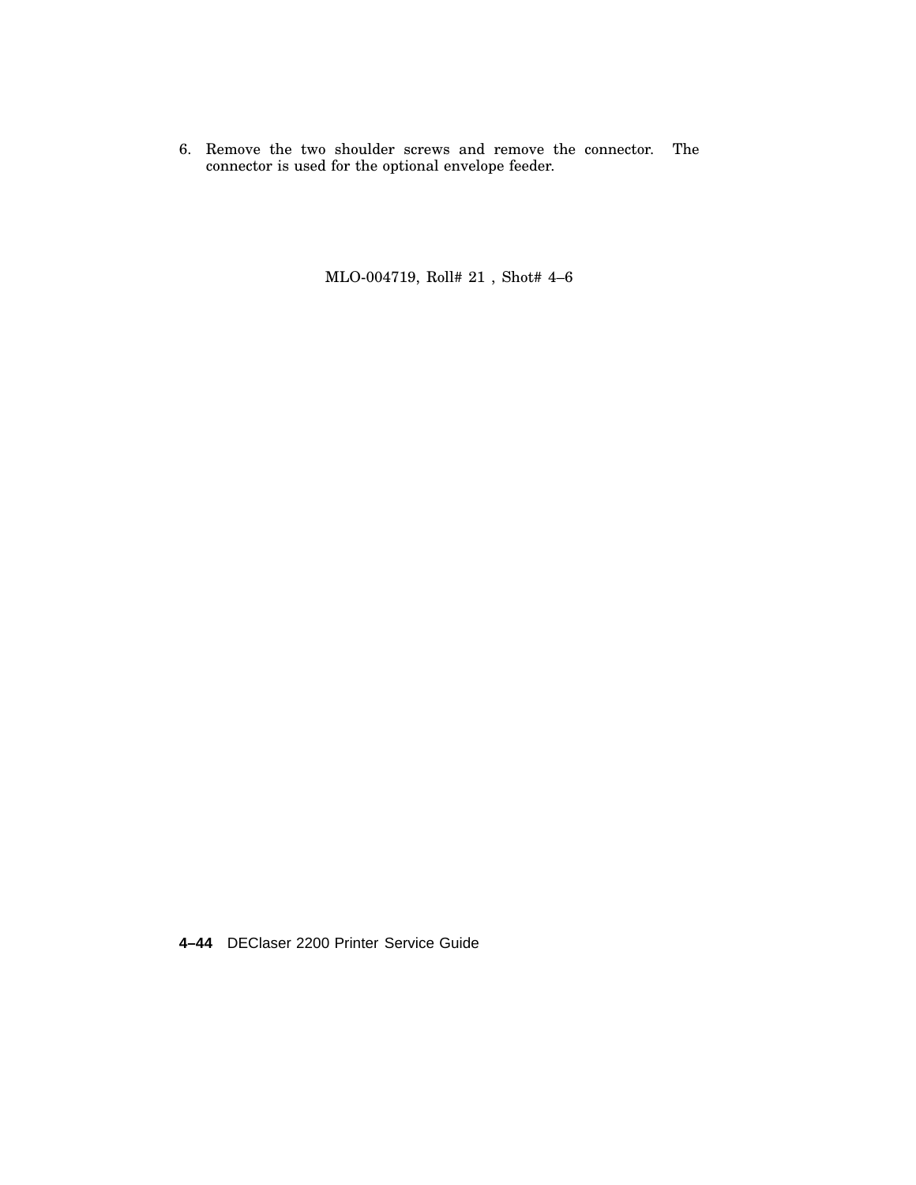6. Remove the two shoulder screws and remove the connector. The connector is used for the optional envelope feeder.

MLO-004719, Roll# 21 , Shot# 4–6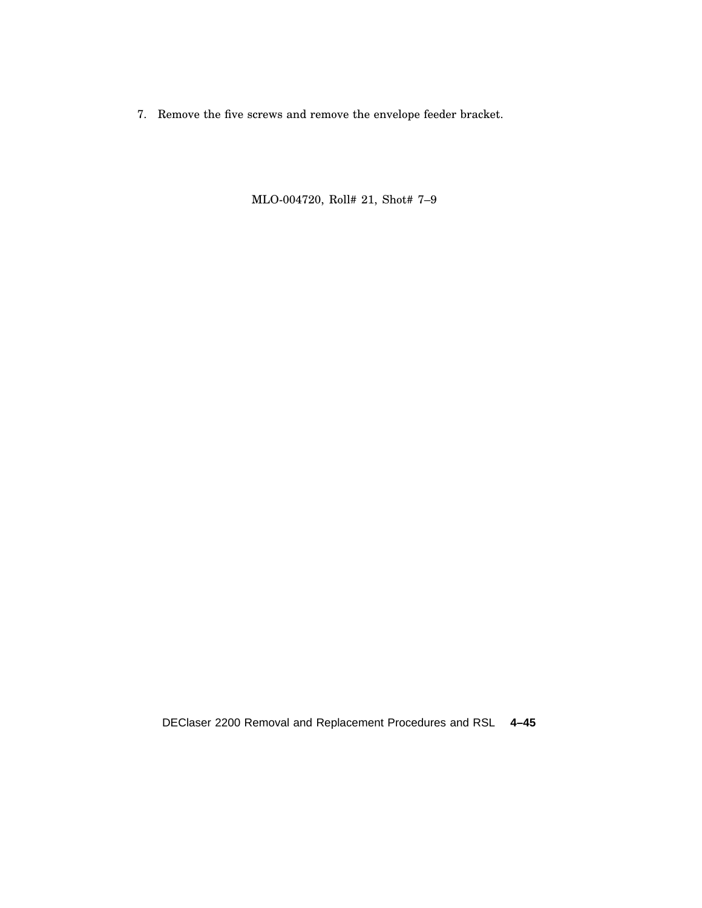7. Remove the five screws and remove the envelope feeder bracket.

MLO-004720, Roll# 21, Shot# 7–9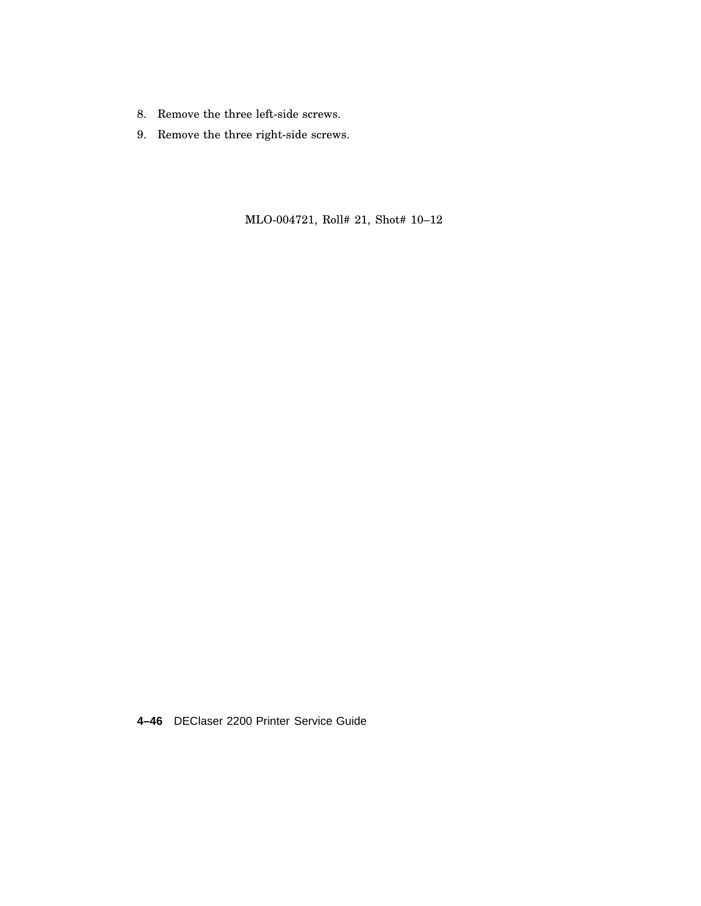8. Remove the three left-side screws.
9. Remove the three right-side screws.

MLO-004721, Roll# 21, Shot# 10–12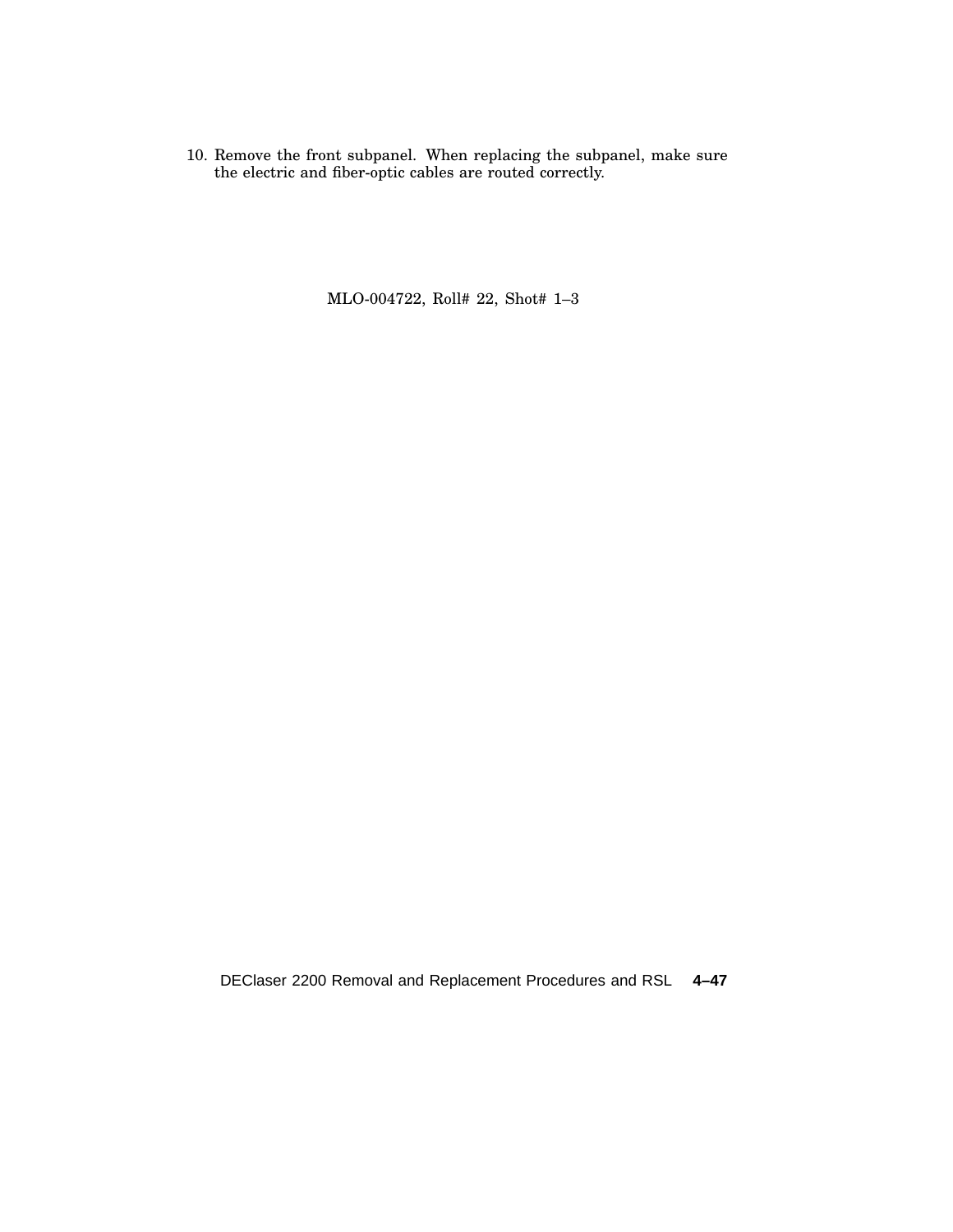10. Remove the front subpanel. When replacing the subpanel, make sure the electric and fiber-optic cables are routed correctly.

MLO-004722, Roll# 22, Shot# 1–3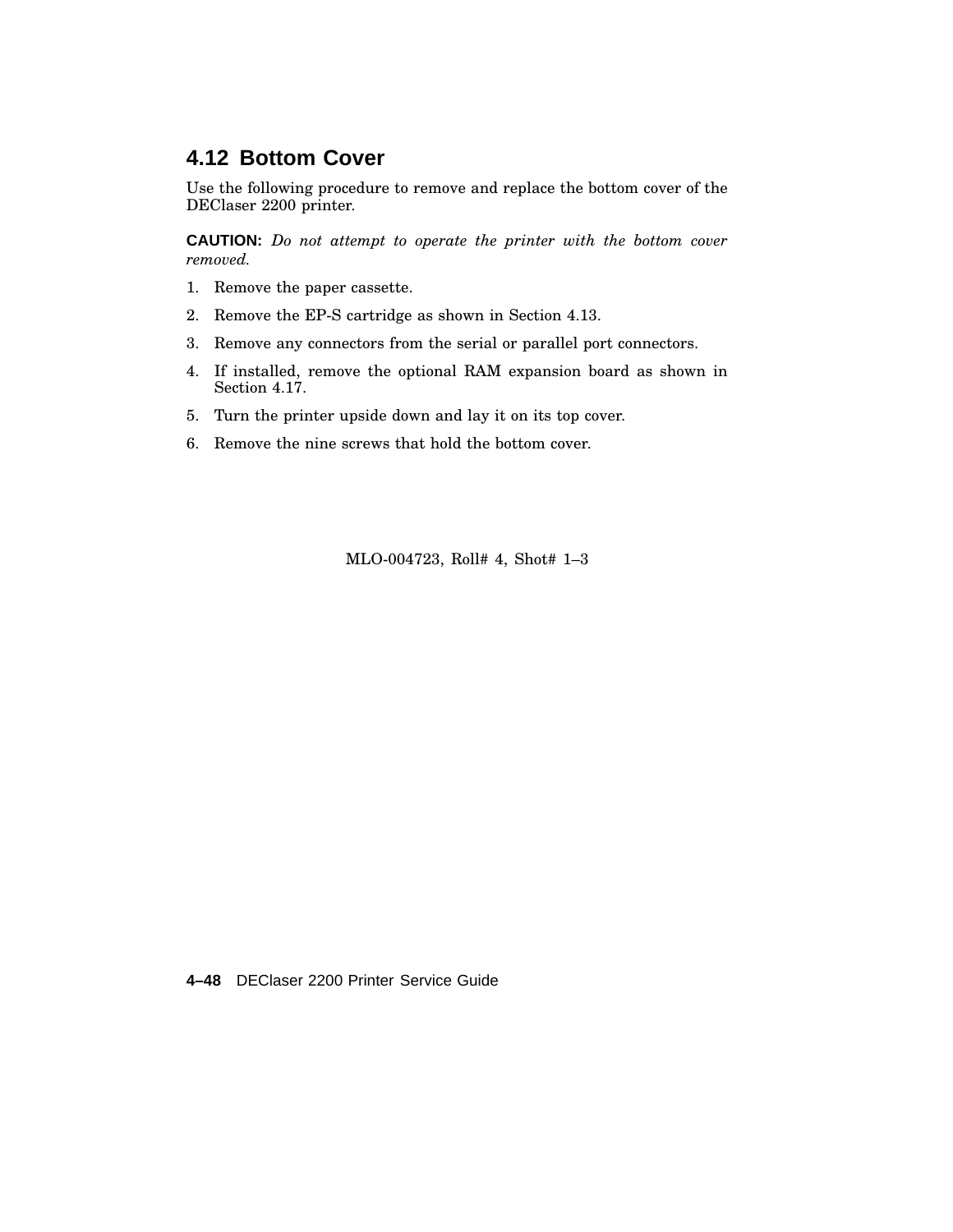## 4.12 Bottom Cover

Use the following procedure to remove and replace the bottom cover of the DEClaser 2200 printer.

**CAUTION:** *Do not attempt to operate the printer with the bottom cover removed.*

1. Remove the paper cassette.
2. Remove the EP-S cartridge as shown in Section 4.13.
3. Remove any connectors from the serial or parallel port connectors.
4. If installed, remove the optional RAM expansion board as shown in Section 4.17.
5. Turn the printer upside down and lay it on its top cover.
6. Remove the nine screws that hold the bottom cover.

MLO-004723, Roll# 4, Shot# 1–3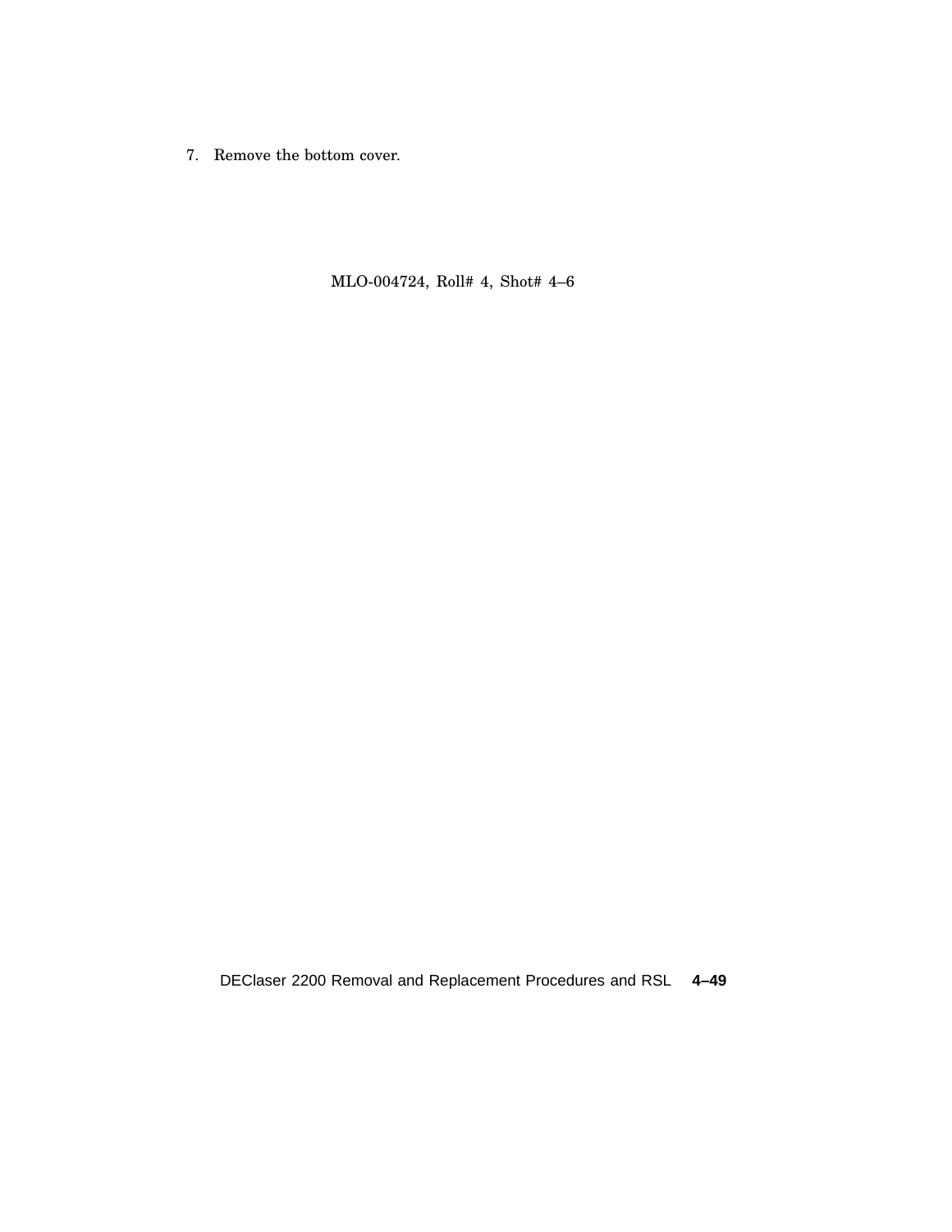7. Remove the bottom cover.

MLO-004724, Roll# 4, Shot# 4–6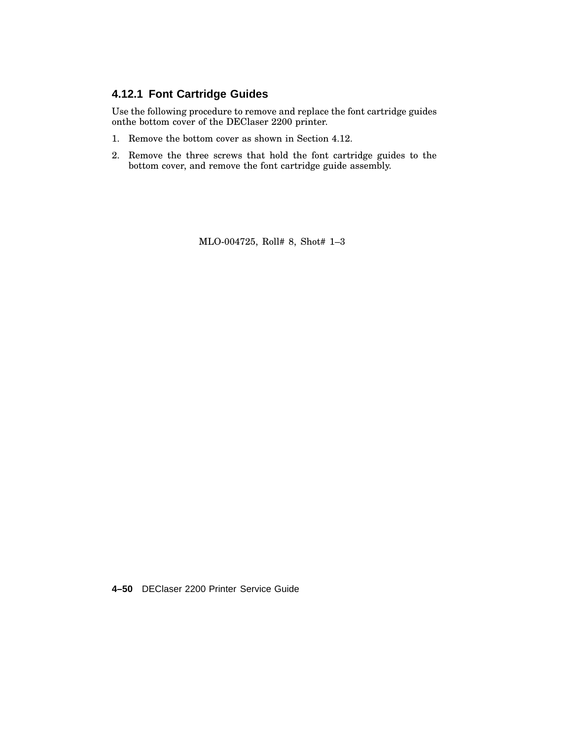### 4.12.1 Font Cartridge Guides

Use the following procedure to remove and replace the font cartridge guides onthe bottom cover of the DEClaser 2200 printer.

1. Remove the bottom cover as shown in Section 4.12.
2. Remove the three screws that hold the font cartridge guides to the bottom cover, and remove the font cartridge guide assembly.

MLO-004725, Roll# 8, Shot# 1–3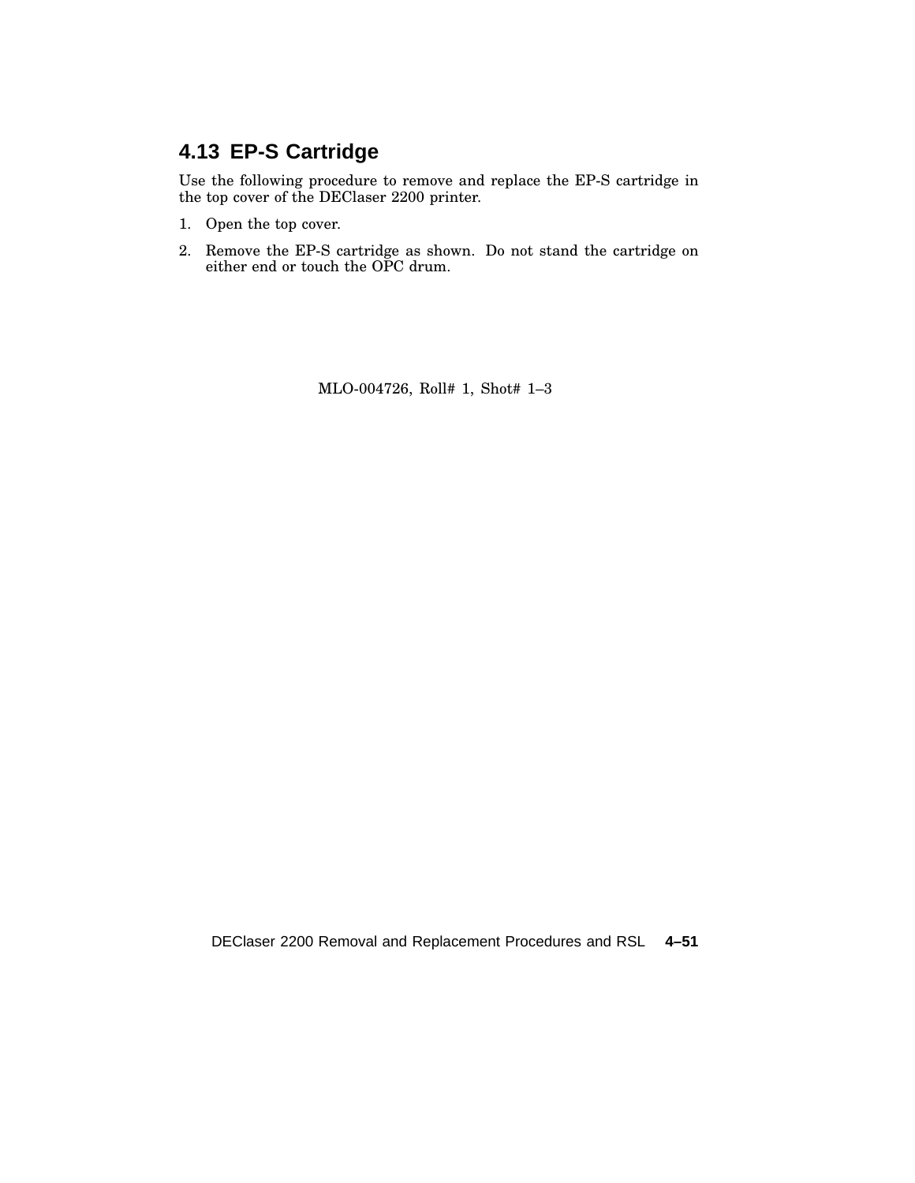## 4.13 EP-S Cartridge

Use the following procedure to remove and replace the EP-S cartridge in the top cover of the DEClaser 2200 printer.

1. Open the top cover.
2. Remove the EP-S cartridge as shown. Do not stand the cartridge on either end or touch the OPC drum.

MLO-004726, Roll# 1, Shot# 1–3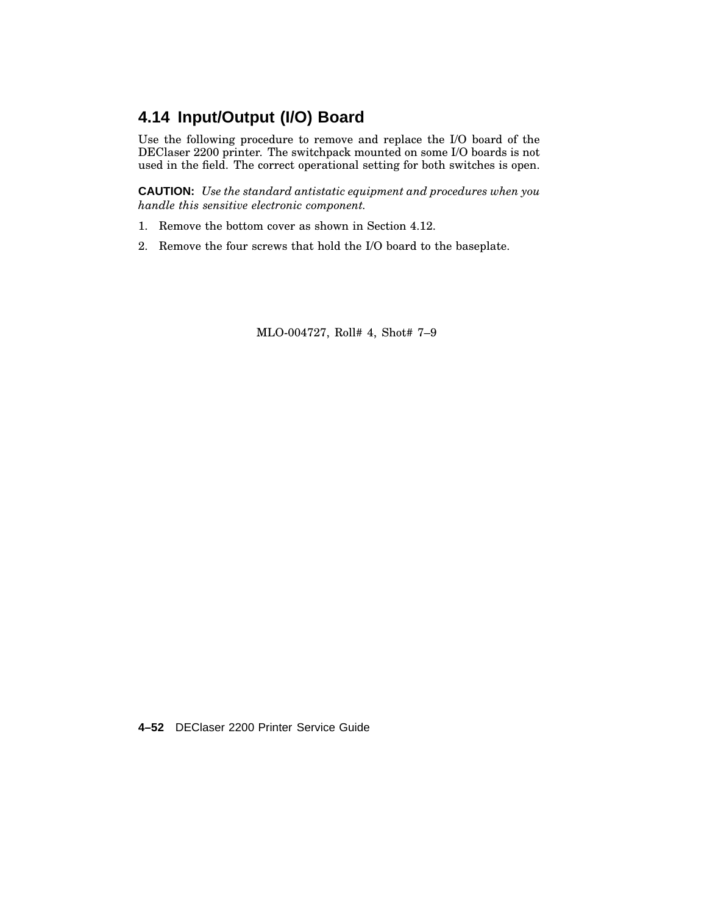## 4.14 Input/Output (I/O) Board

Use the following procedure to remove and replace the I/O board of the DEClaser 2200 printer. The switchpack mounted on some I/O boards is not used in the field. The correct operational setting for both switches is open.

**CAUTION:** *Use the standard antistatic equipment and procedures when you handle this sensitive electronic component.*

1. Remove the bottom cover as shown in Section 4.12.
2. Remove the four screws that hold the I/O board to the baseplate.

MLO-004727, Roll# 4, Shot# 7–9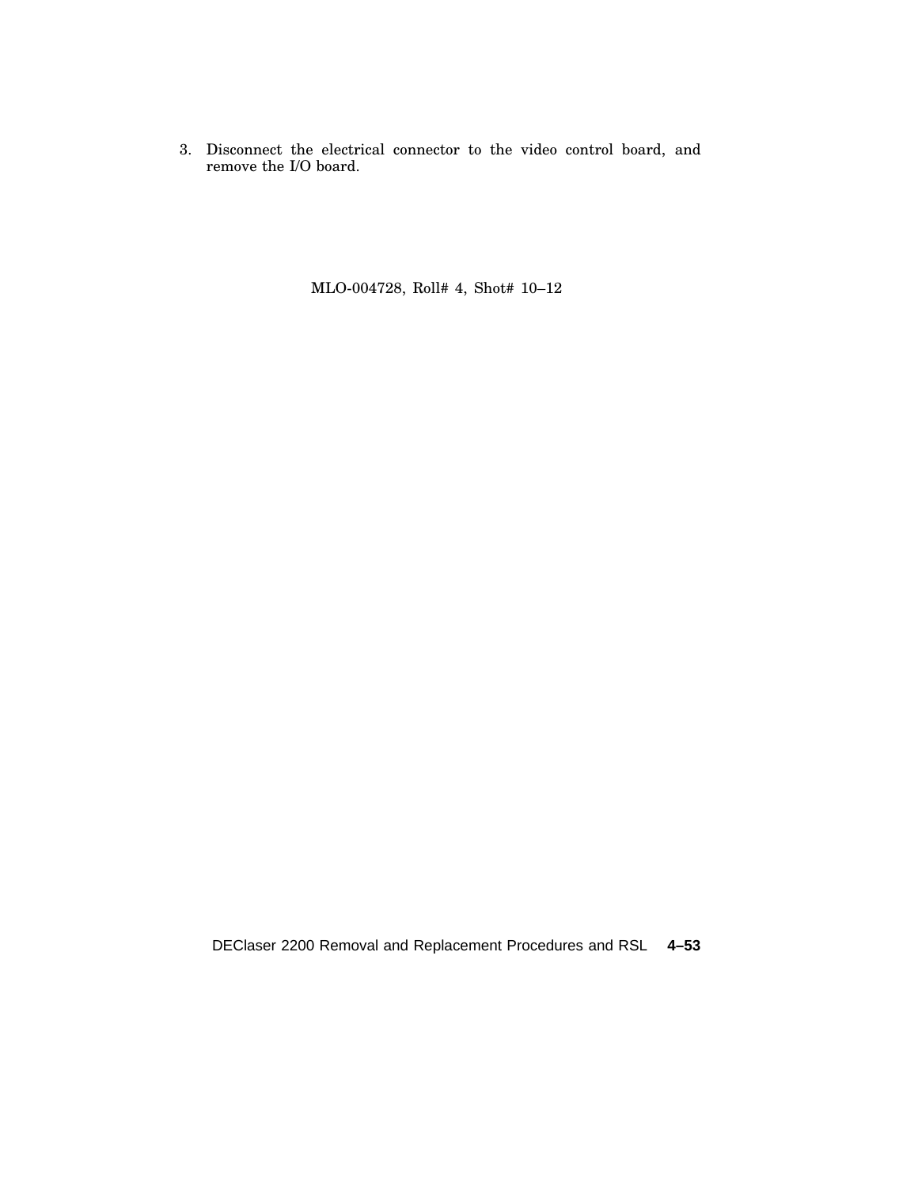3. Disconnect the electrical connector to the video control board, and remove the I/O board.

MLO-004728, Roll# 4, Shot# 10–12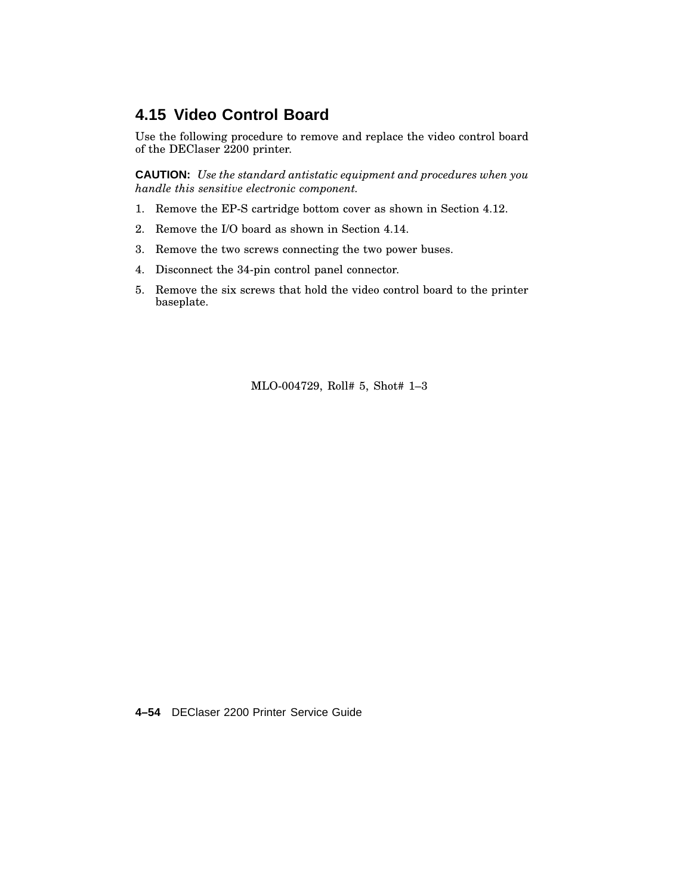## 4.15 Video Control Board

Use the following procedure to remove and replace the video control board of the DEClaser 2200 printer.

**CAUTION:** *Use the standard antistatic equipment and procedures when you handle this sensitive electronic component.*

1. Remove the EP-S cartridge bottom cover as shown in Section 4.12.
2. Remove the I/O board as shown in Section 4.14.
3. Remove the two screws connecting the two power buses.
4. Disconnect the 34-pin control panel connector.
5. Remove the six screws that hold the video control board to the printer baseplate.

MLO-004729, Roll# 5, Shot# 1–3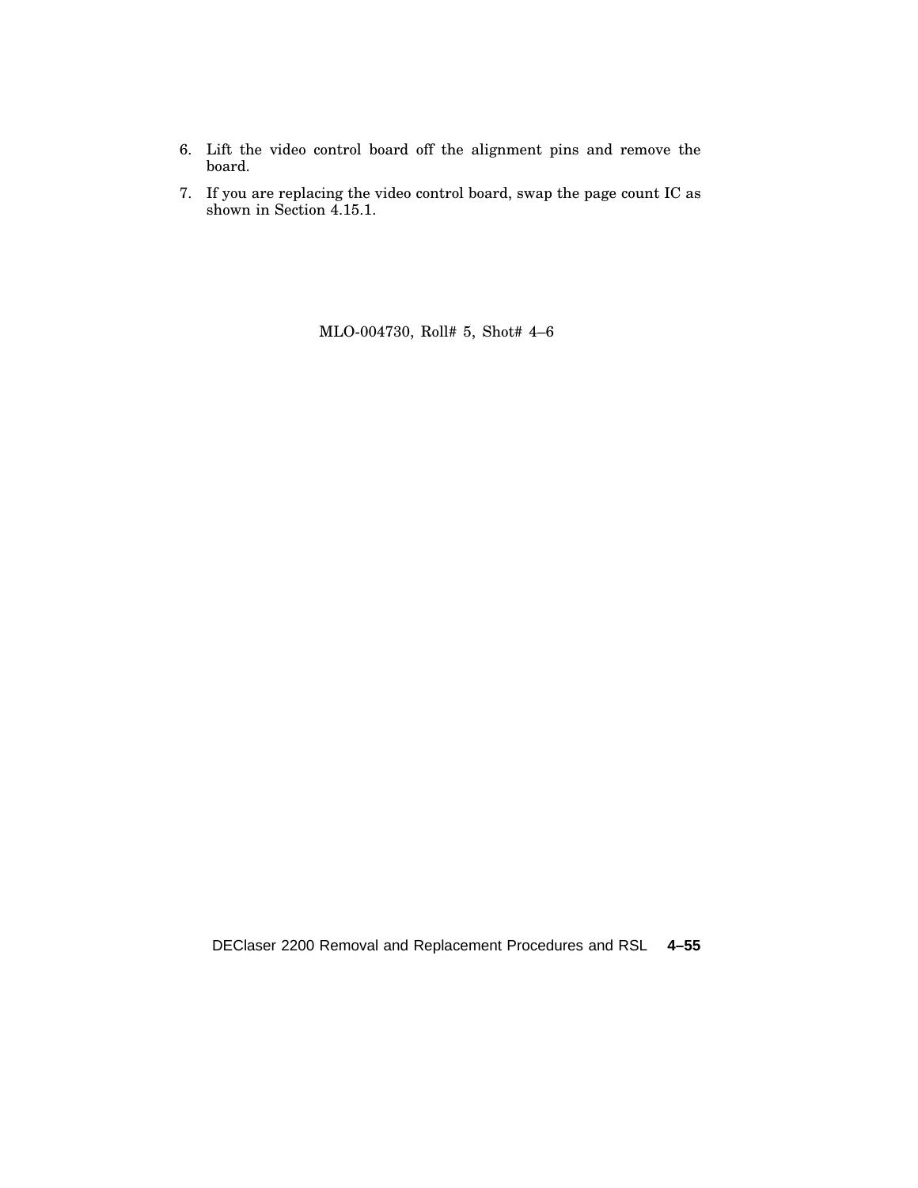6. Lift the video control board off the alignment pins and remove the board.
7. If you are replacing the video control board, swap the page count IC as shown in Section 4.15.1.

MLO-004730, Roll# 5, Shot# 4–6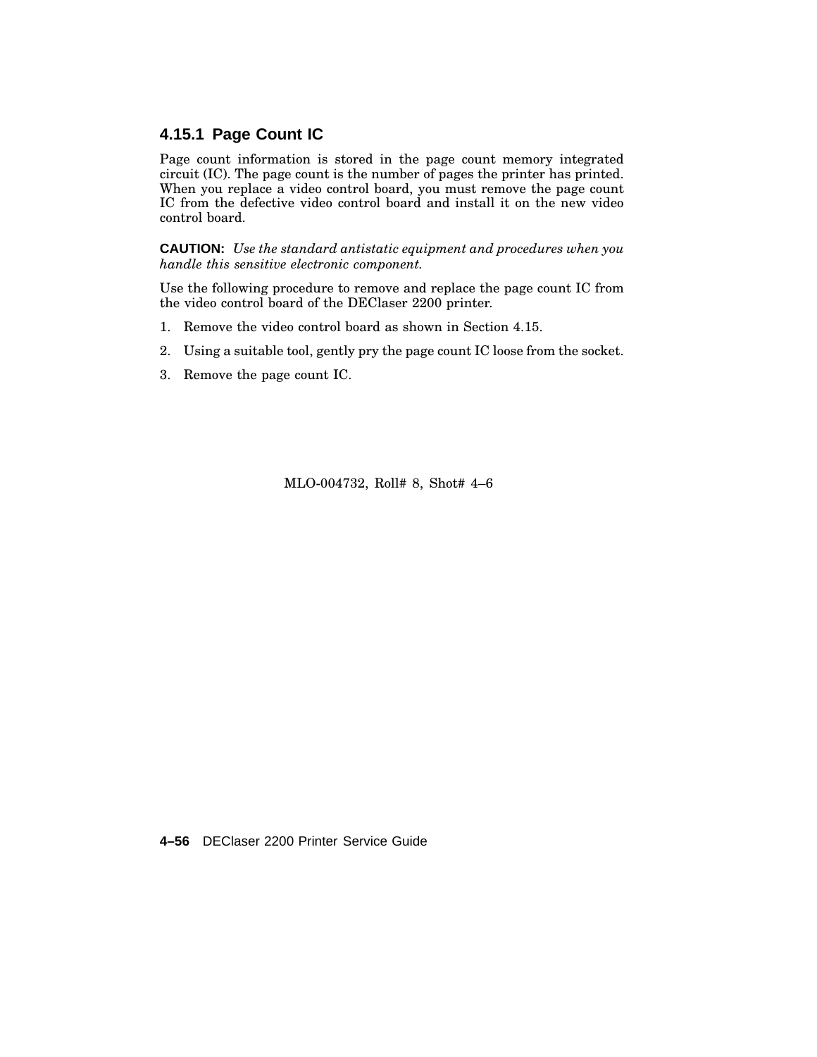### 4.15.1 Page Count IC

Page count information is stored in the page count memory integrated circuit (IC). The page count is the number of pages the printer has printed. When you replace a video control board, you must remove the page count IC from the defective video control board and install it on the new video control board.

**CAUTION:** *Use the standard antistatic equipment and procedures when you handle this sensitive electronic component.*

Use the following procedure to remove and replace the page count IC from the video control board of the DEClaser 2200 printer.

1. Remove the video control board as shown in Section 4.15.
2. Using a suitable tool, gently pry the page count IC loose from the socket.
3. Remove the page count IC.

MLO-004732, Roll# 8, Shot# 4–6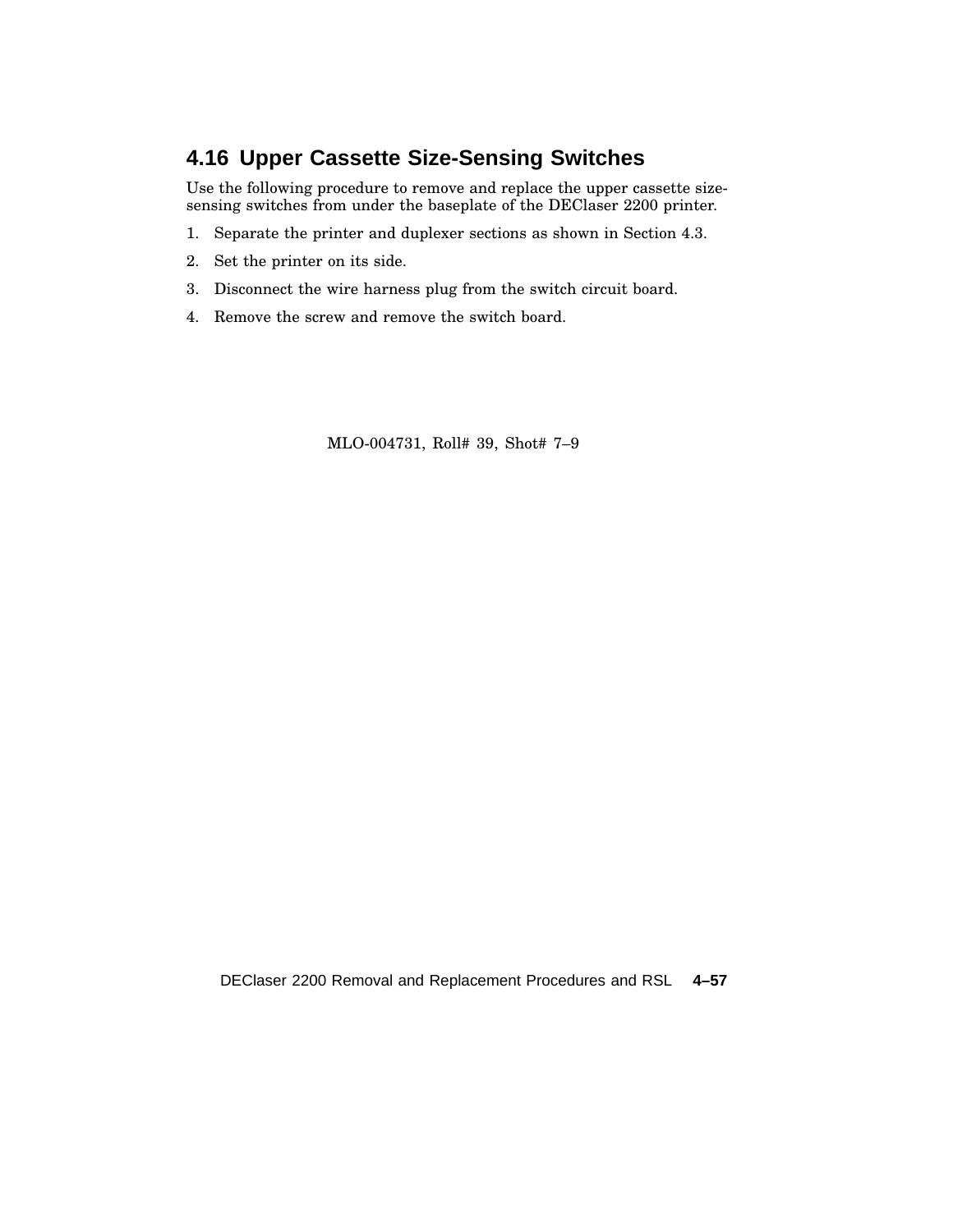## 4.16 Upper Cassette Size-Sensing Switches

Use the following procedure to remove and replace the upper cassette size-sensing switches from under the baseplate of the DEClaser 2200 printer.

1. Separate the printer and duplexer sections as shown in Section 4.3.
2. Set the printer on its side.
3. Disconnect the wire harness plug from the switch circuit board.
4. Remove the screw and remove the switch board.

MLO-004731, Roll# 39, Shot# 7–9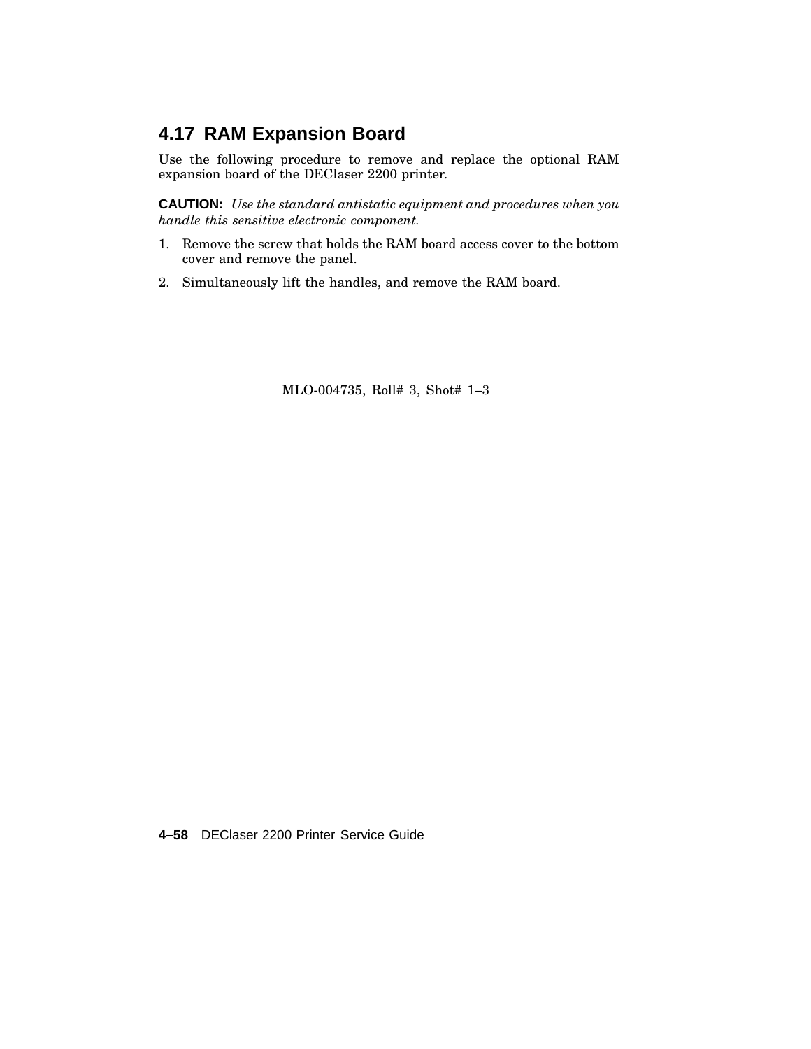## 4.17 RAM Expansion Board

Use the following procedure to remove and replace the optional RAM expansion board of the DEClaser 2200 printer.

**CAUTION:** *Use the standard antistatic equipment and procedures when you handle this sensitive electronic component.*

1. Remove the screw that holds the RAM board access cover to the bottom cover and remove the panel.
2. Simultaneously lift the handles, and remove the RAM board.

MLO-004735, Roll# 3, Shot# 1–3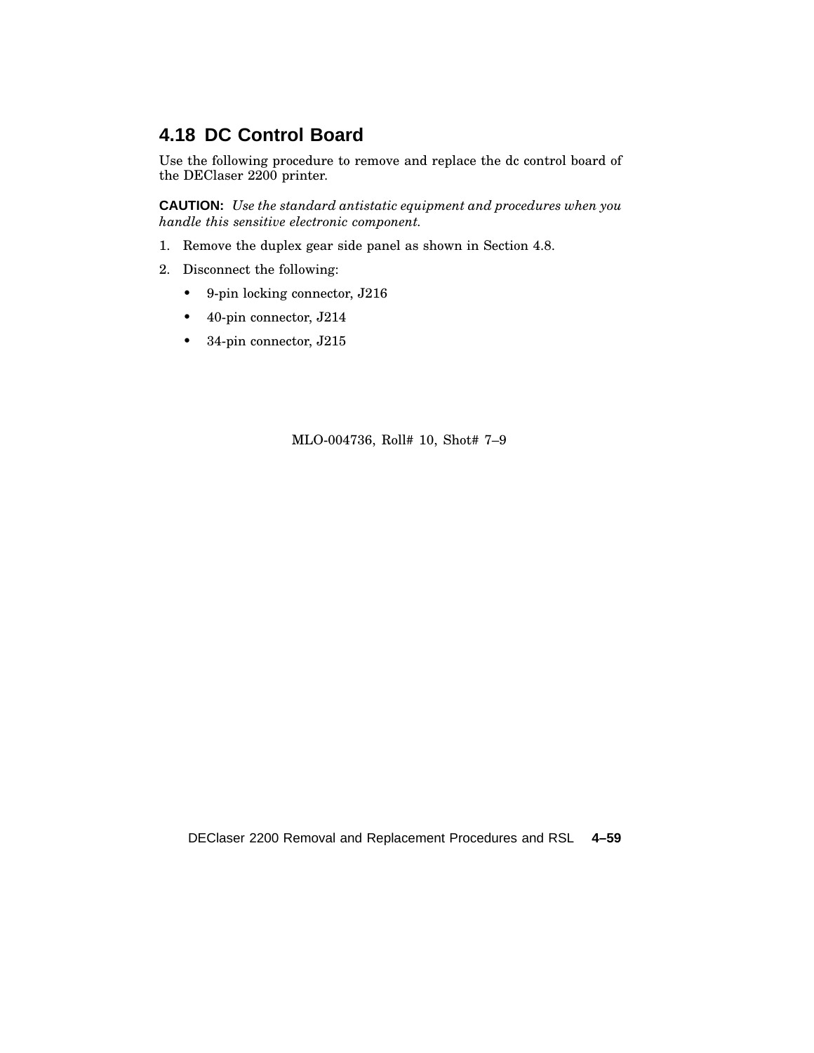## 4.18 DC Control Board

Use the following procedure to remove and replace the dc control board of the DEClaser 2200 printer.

**CAUTION:** *Use the standard antistatic equipment and procedures when you handle this sensitive electronic component.*

1. Remove the duplex gear side panel as shown in Section 4.8.
2. Disconnect the following:
   - 9-pin locking connector, J216
   - 40-pin connector, J214
   - 34-pin connector, J215

MLO-004736, Roll# 10, Shot# 7–9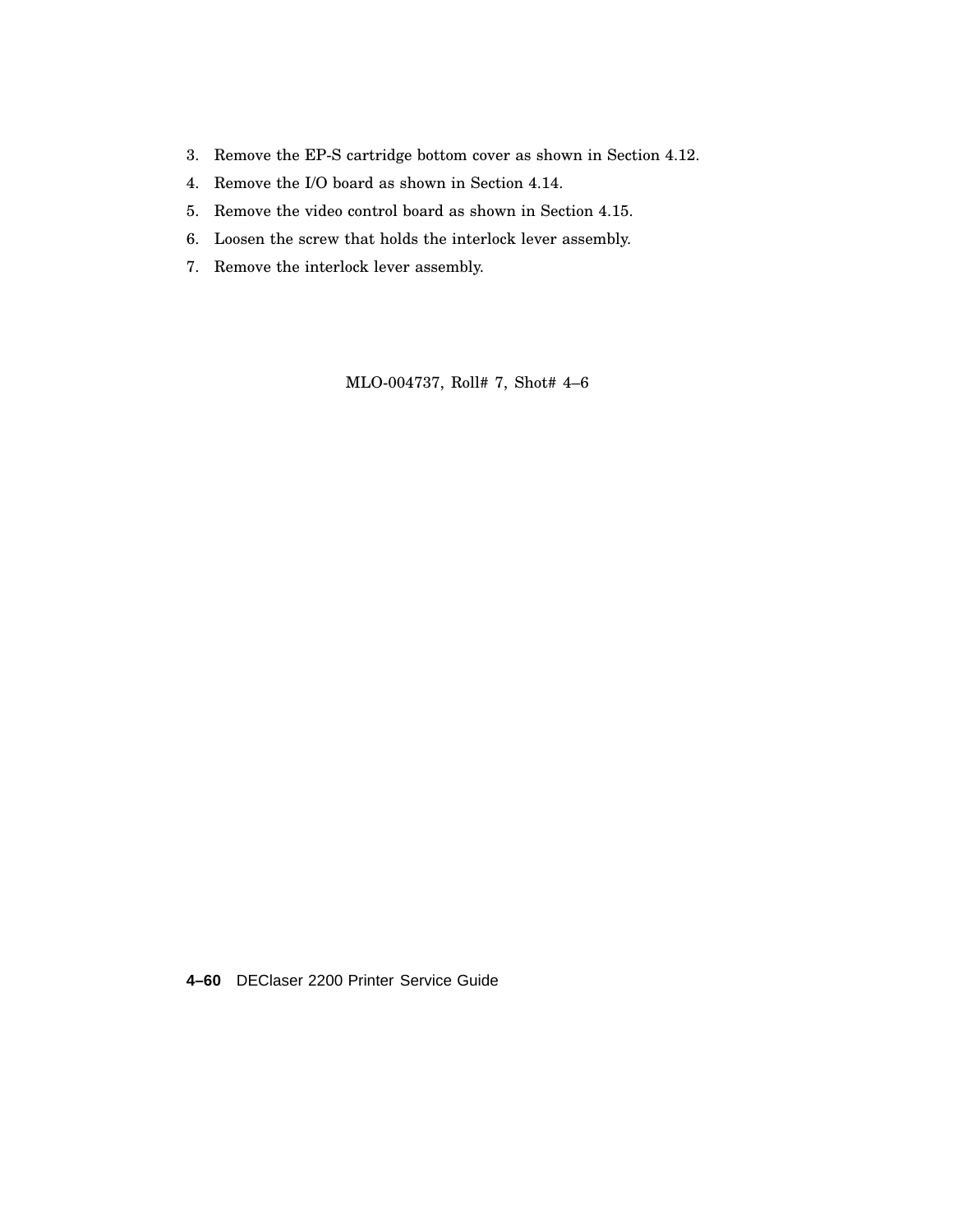3. Remove the EP-S cartridge bottom cover as shown in Section 4.12.
4. Remove the I/O board as shown in Section 4.14.
5. Remove the video control board as shown in Section 4.15.
6. Loosen the screw that holds the interlock lever assembly.
7. Remove the interlock lever assembly.

MLO-004737, Roll# 7, Shot# 4–6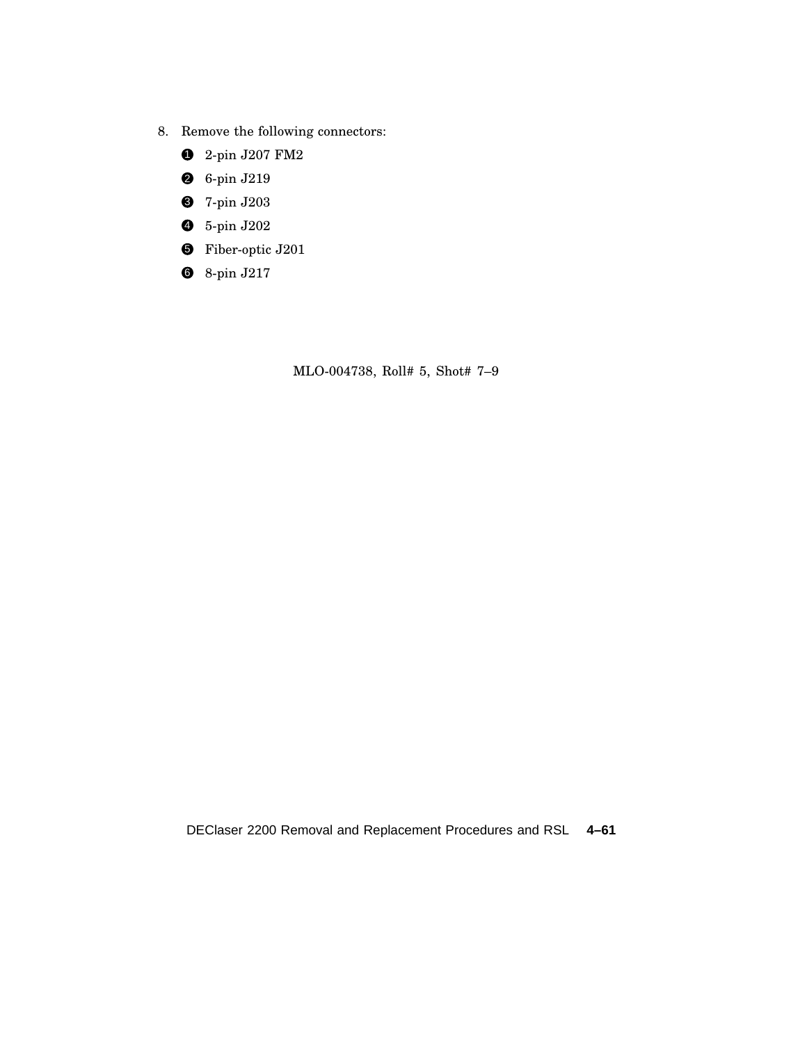8. Remove the following connectors:

   ❶ 2-pin J207 FM2

   ❷ 6-pin J219

   ❸ 7-pin J203

   ❹ 5-pin J202

   ❺ Fiber-optic J201

   ❻ 8-pin J217

MLO-004738, Roll# 5, Shot# 7–9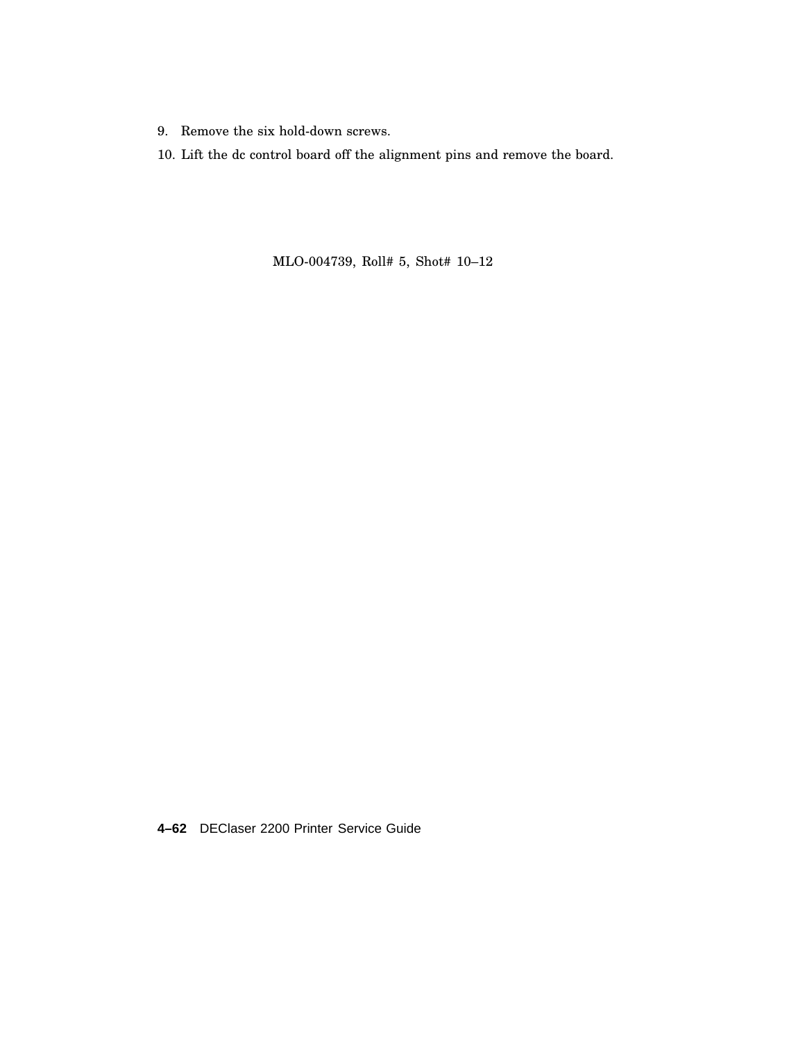9. Remove the six hold-down screws.
10. Lift the dc control board off the alignment pins and remove the board.

MLO-004739, Roll# 5, Shot# 10–12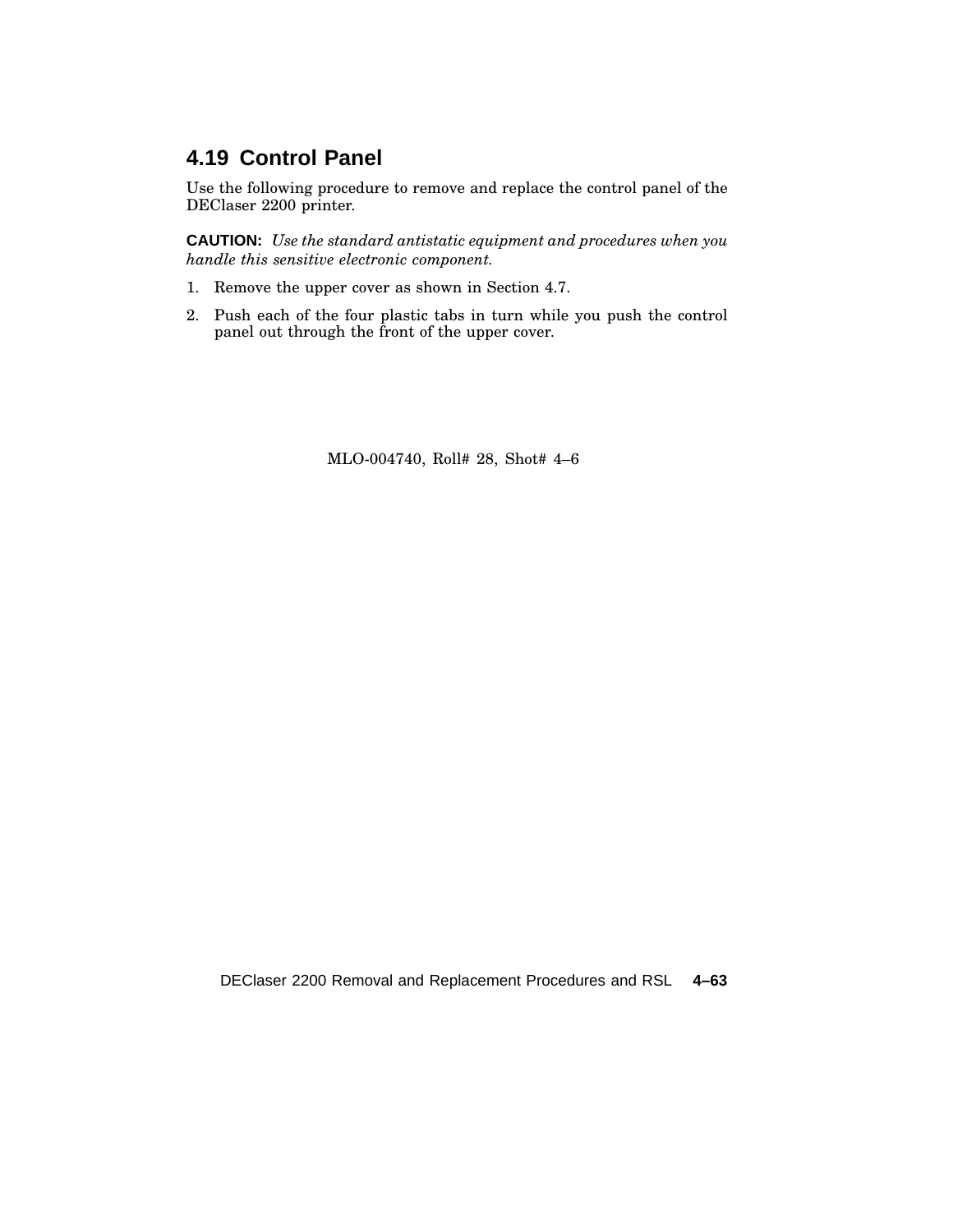## 4.19 Control Panel

Use the following procedure to remove and replace the control panel of the DEClaser 2200 printer.

**CAUTION:** *Use the standard antistatic equipment and procedures when you handle this sensitive electronic component.*

1. Remove the upper cover as shown in Section 4.7.
2. Push each of the four plastic tabs in turn while you push the control panel out through the front of the upper cover.

MLO-004740, Roll# 28, Shot# 4–6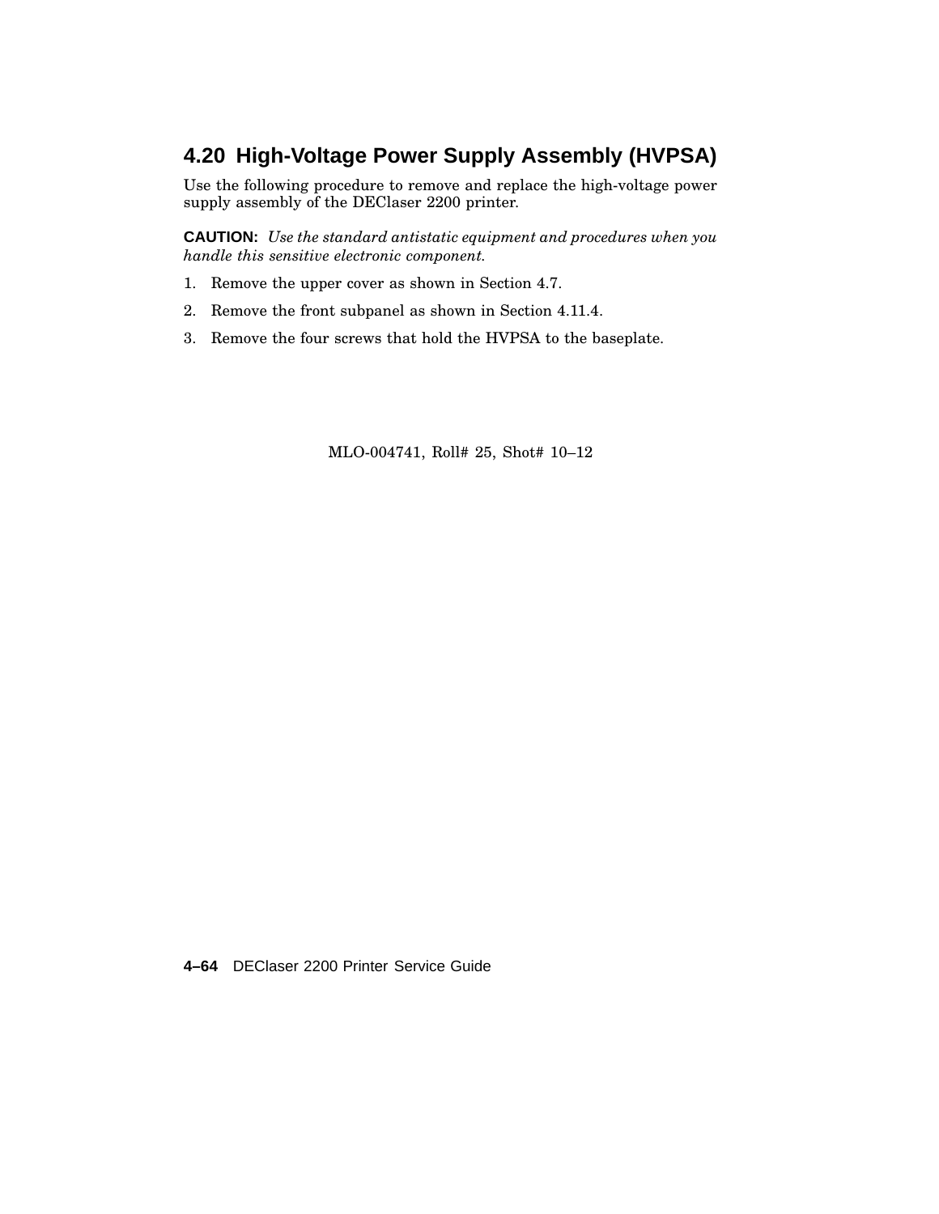## 4.20 High-Voltage Power Supply Assembly (HVPSA)

Use the following procedure to remove and replace the high-voltage power supply assembly of the DEClaser 2200 printer.

**CAUTION:** *Use the standard antistatic equipment and procedures when you handle this sensitive electronic component.*

1. Remove the upper cover as shown in Section 4.7.
2. Remove the front subpanel as shown in Section 4.11.4.
3. Remove the four screws that hold the HVPSA to the baseplate.

MLO-004741, Roll# 25, Shot# 10–12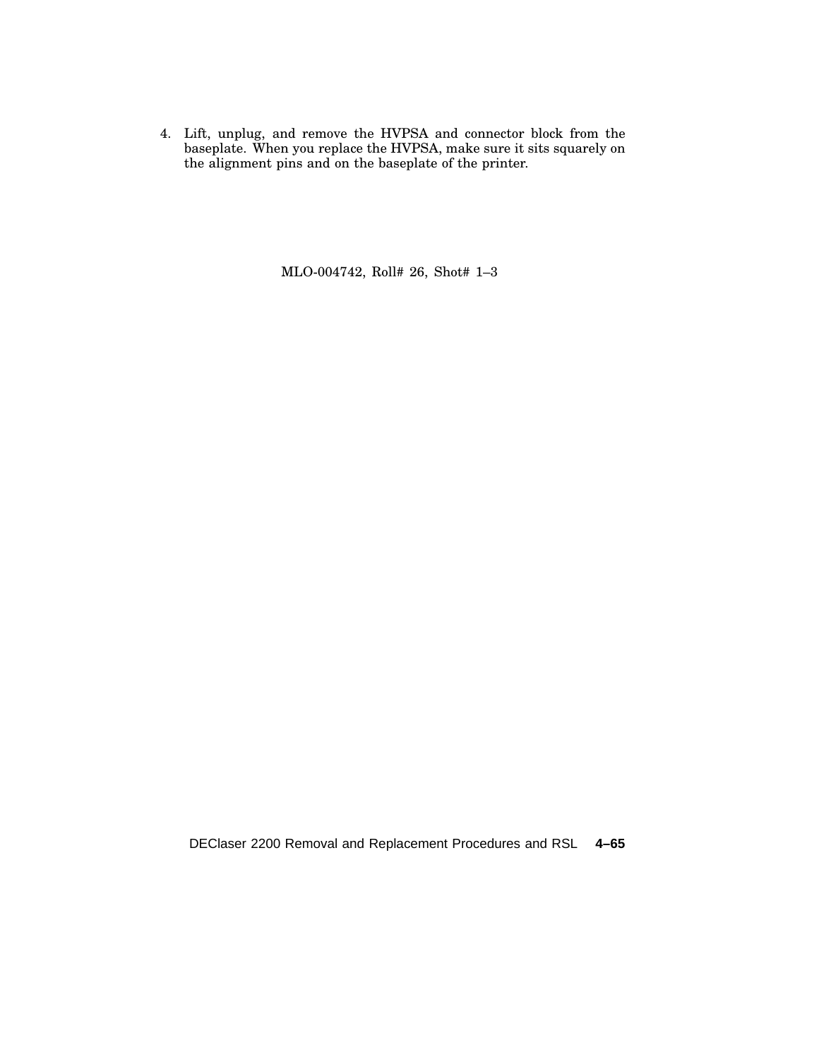4. Lift, unplug, and remove the HVPSA and connector block from the baseplate. When you replace the HVPSA, make sure it sits squarely on the alignment pins and on the baseplate of the printer.

MLO-004742, Roll# 26, Shot# 1–3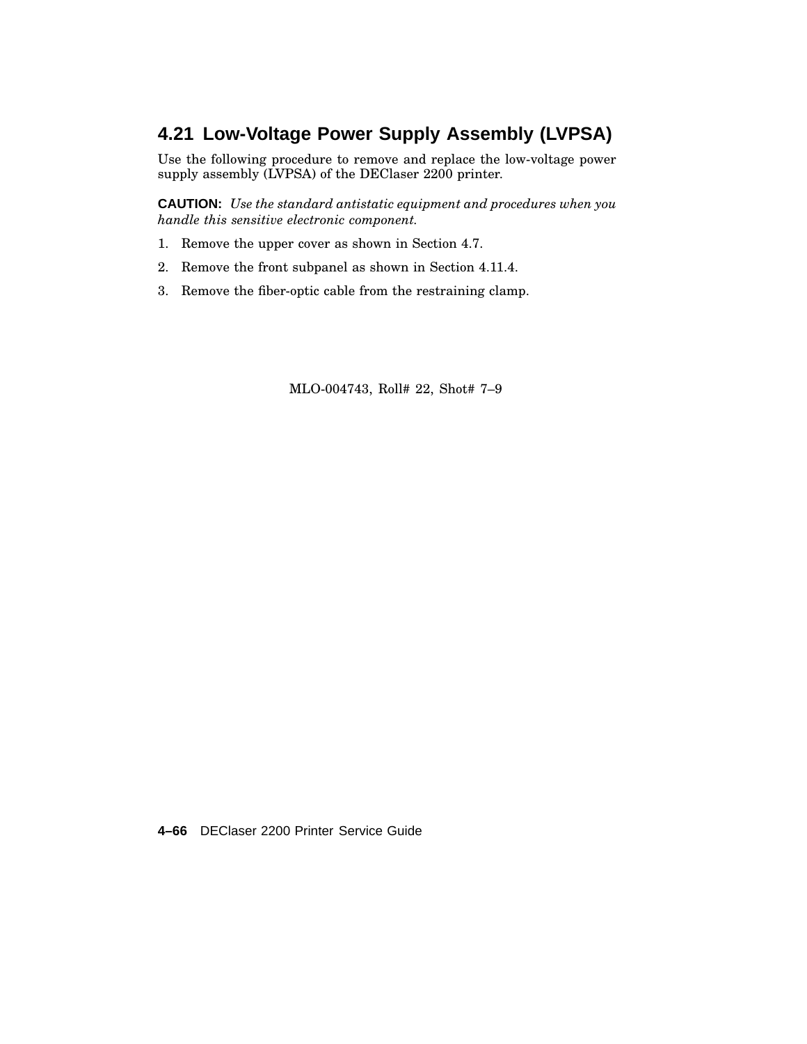## 4.21 Low-Voltage Power Supply Assembly (LVPSA)

Use the following procedure to remove and replace the low-voltage power supply assembly (LVPSA) of the DEClaser 2200 printer.

**CAUTION:** *Use the standard antistatic equipment and procedures when you handle this sensitive electronic component.*

1. Remove the upper cover as shown in Section 4.7.
2. Remove the front subpanel as shown in Section 4.11.4.
3. Remove the fiber-optic cable from the restraining clamp.

MLO-004743, Roll# 22, Shot# 7–9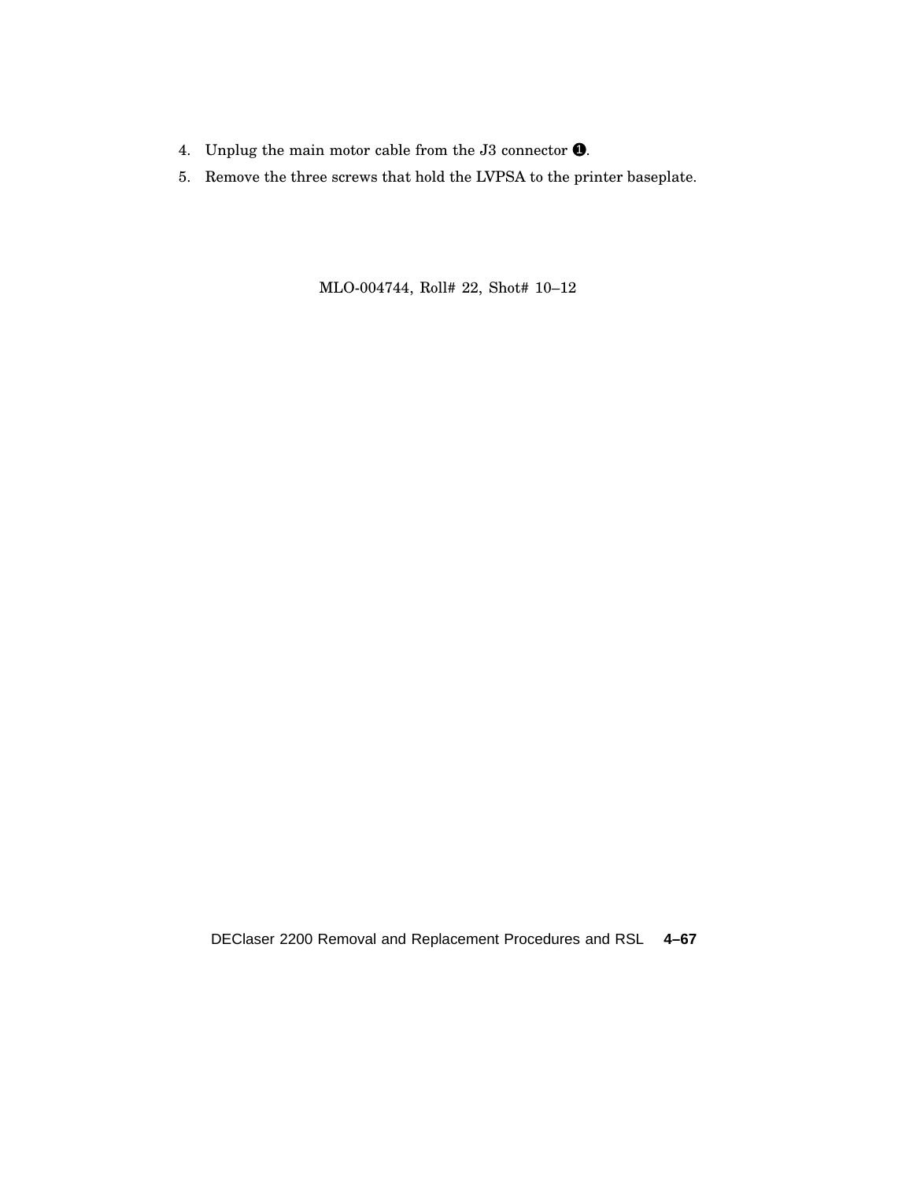4. Unplug the main motor cable from the J3 connector ❶.
5. Remove the three screws that hold the LVPSA to the printer baseplate.

MLO-004744, Roll# 22, Shot# 10–12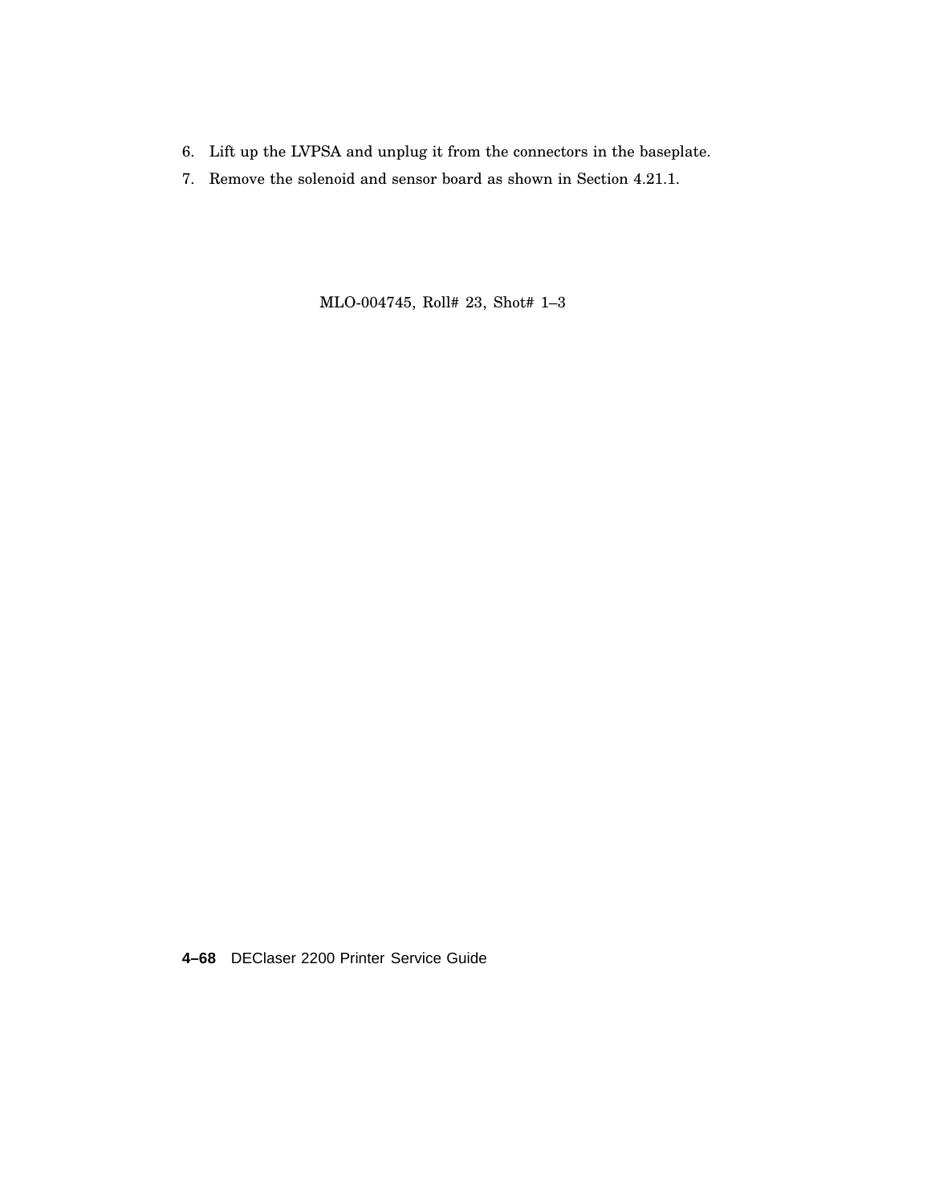6. Lift up the LVPSA and unplug it from the connectors in the baseplate.
7. Remove the solenoid and sensor board as shown in Section 4.21.1.

MLO-004745, Roll# 23, Shot# 1–3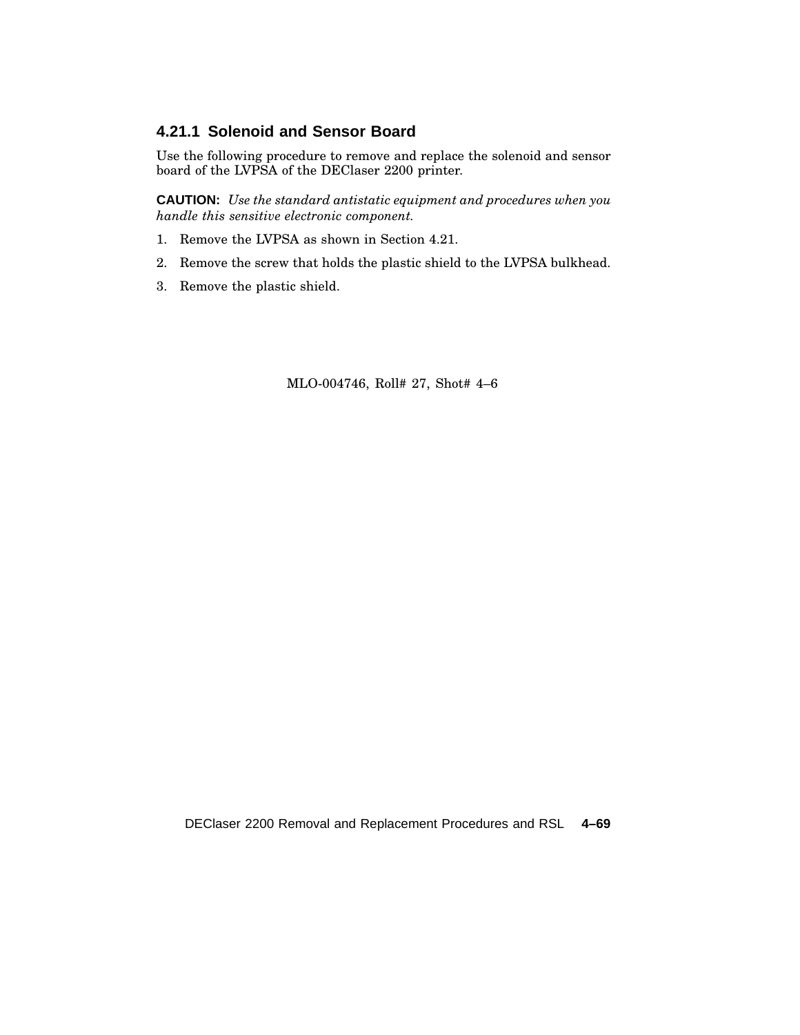### 4.21.1 Solenoid and Sensor Board

Use the following procedure to remove and replace the solenoid and sensor board of the LVPSA of the DEClaser 2200 printer.

**CAUTION:** *Use the standard antistatic equipment and procedures when you handle this sensitive electronic component.*

1. Remove the LVPSA as shown in Section 4.21.
2. Remove the screw that holds the plastic shield to the LVPSA bulkhead.
3. Remove the plastic shield.

MLO-004746, Roll# 27, Shot# 4–6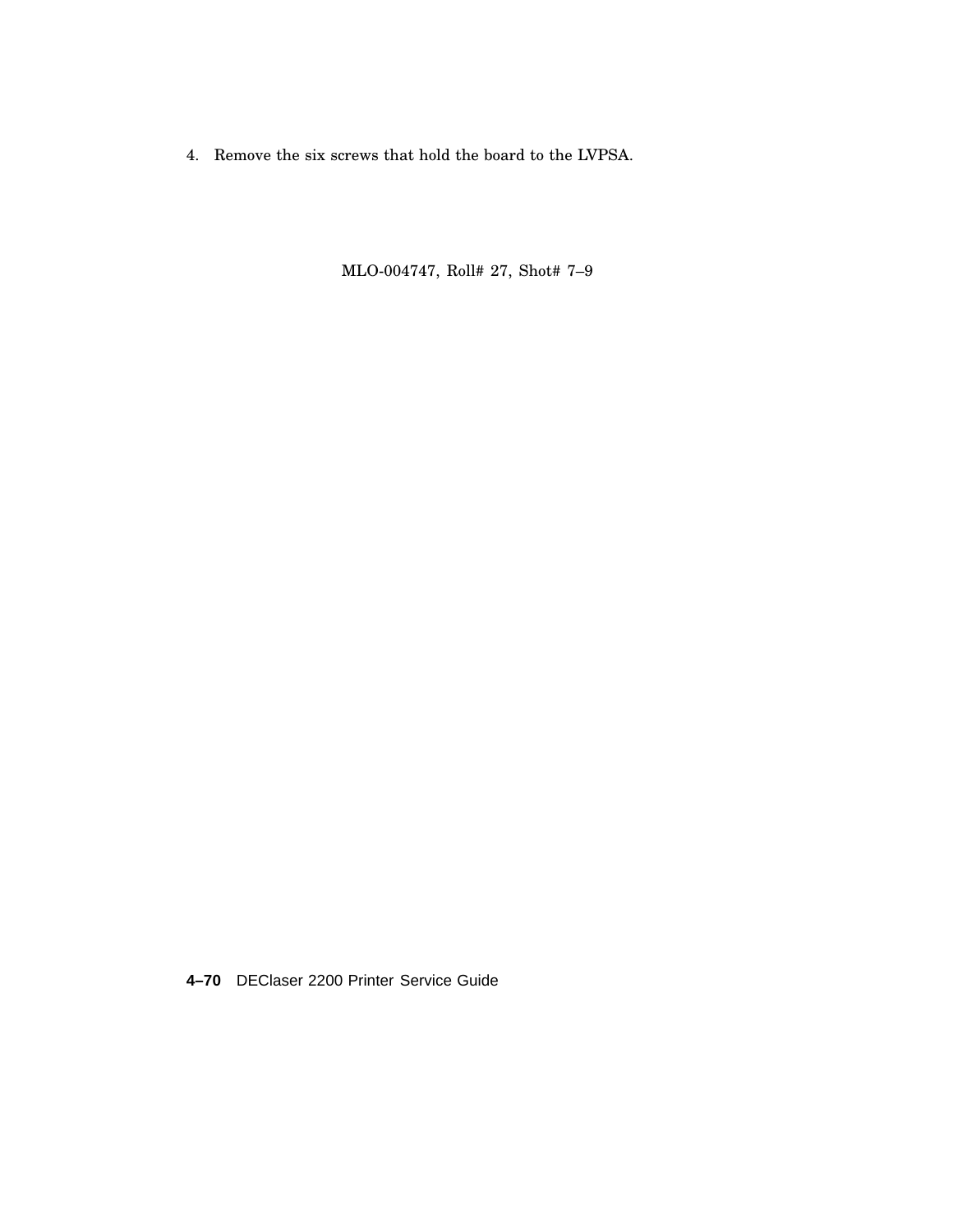4. Remove the six screws that hold the board to the LVPSA.

MLO-004747, Roll# 27, Shot# 7–9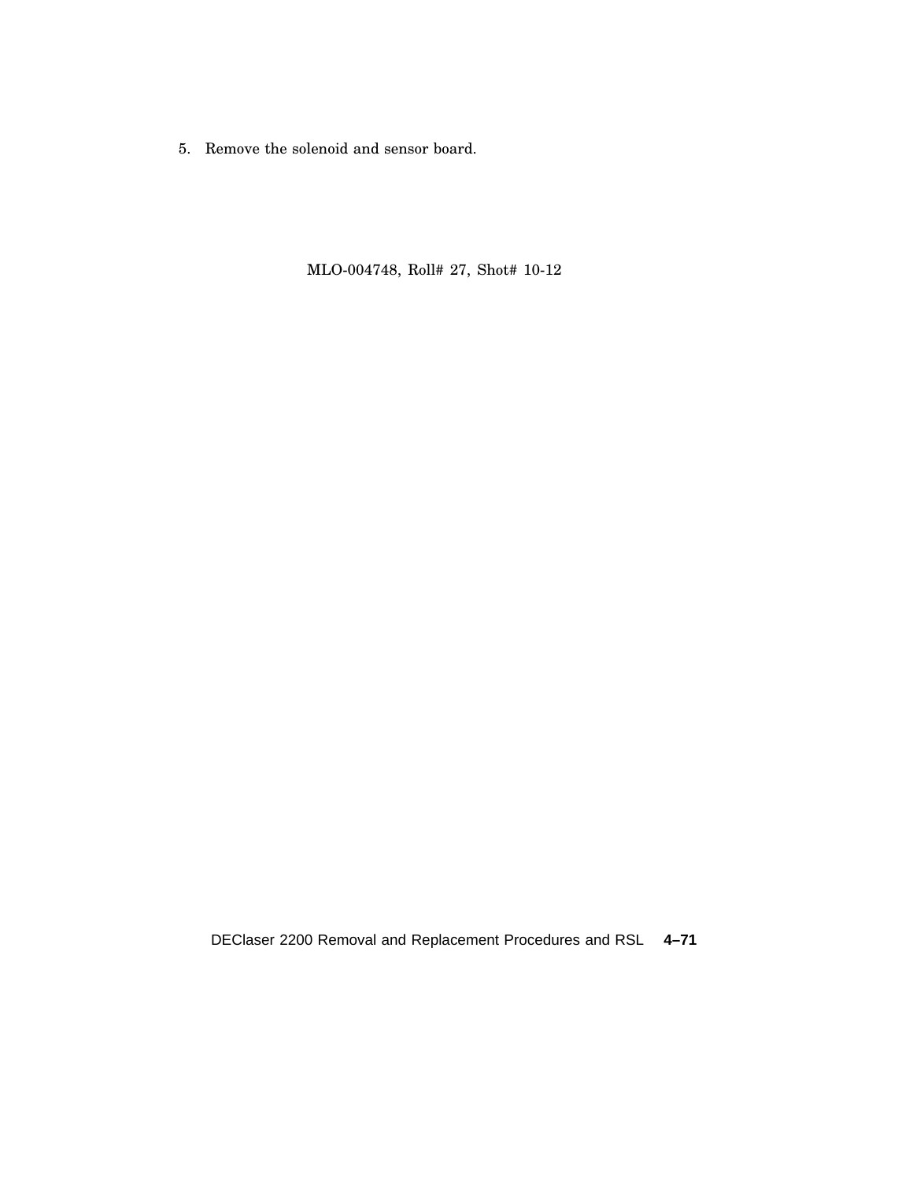5. Remove the solenoid and sensor board.

MLO-004748, Roll# 27, Shot# 10-12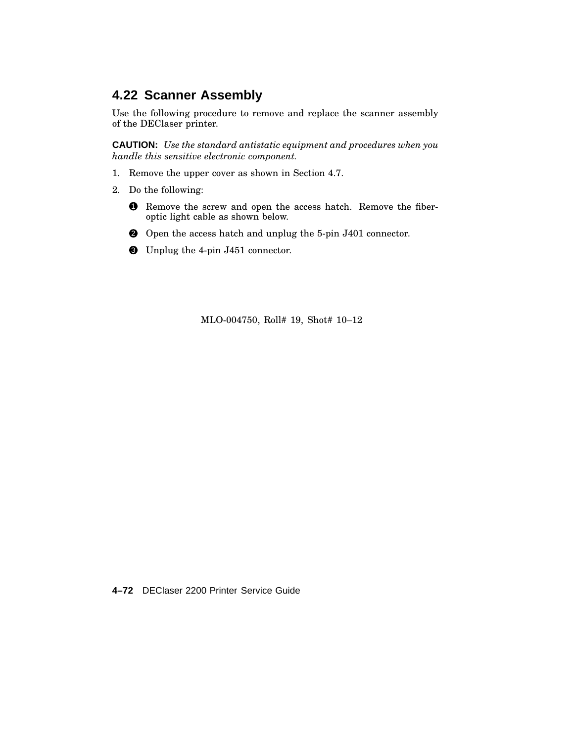## 4.22 Scanner Assembly

Use the following procedure to remove and replace the scanner assembly of the DEClaser printer.

**CAUTION:** *Use the standard antistatic equipment and procedures when you handle this sensitive electronic component.*

1. Remove the upper cover as shown in Section 4.7.
2. Do the following:

   ❶ Remove the screw and open the access hatch. Remove the fiber-optic light cable as shown below.

   ❷ Open the access hatch and unplug the 5-pin J401 connector.

   ❸ Unplug the 4-pin J451 connector.

MLO-004750, Roll# 19, Shot# 10–12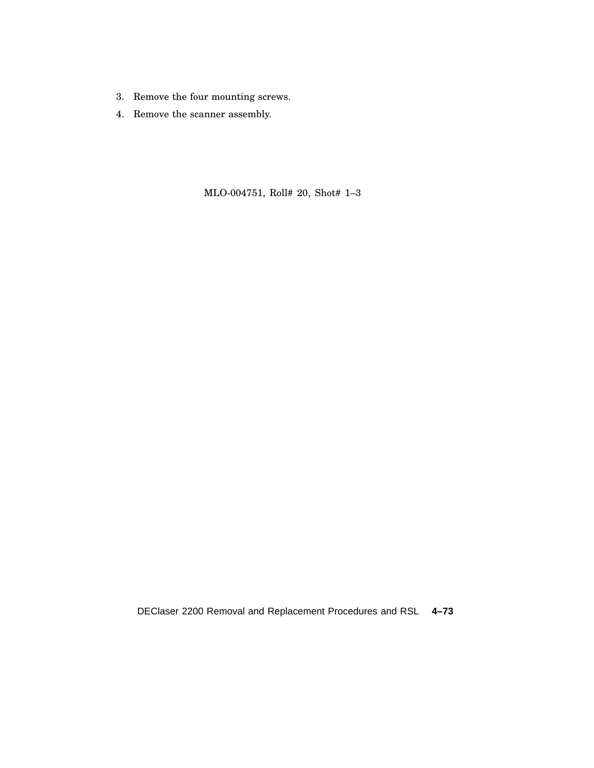3. Remove the four mounting screws.
4. Remove the scanner assembly.

MLO-004751, Roll# 20, Shot# 1–3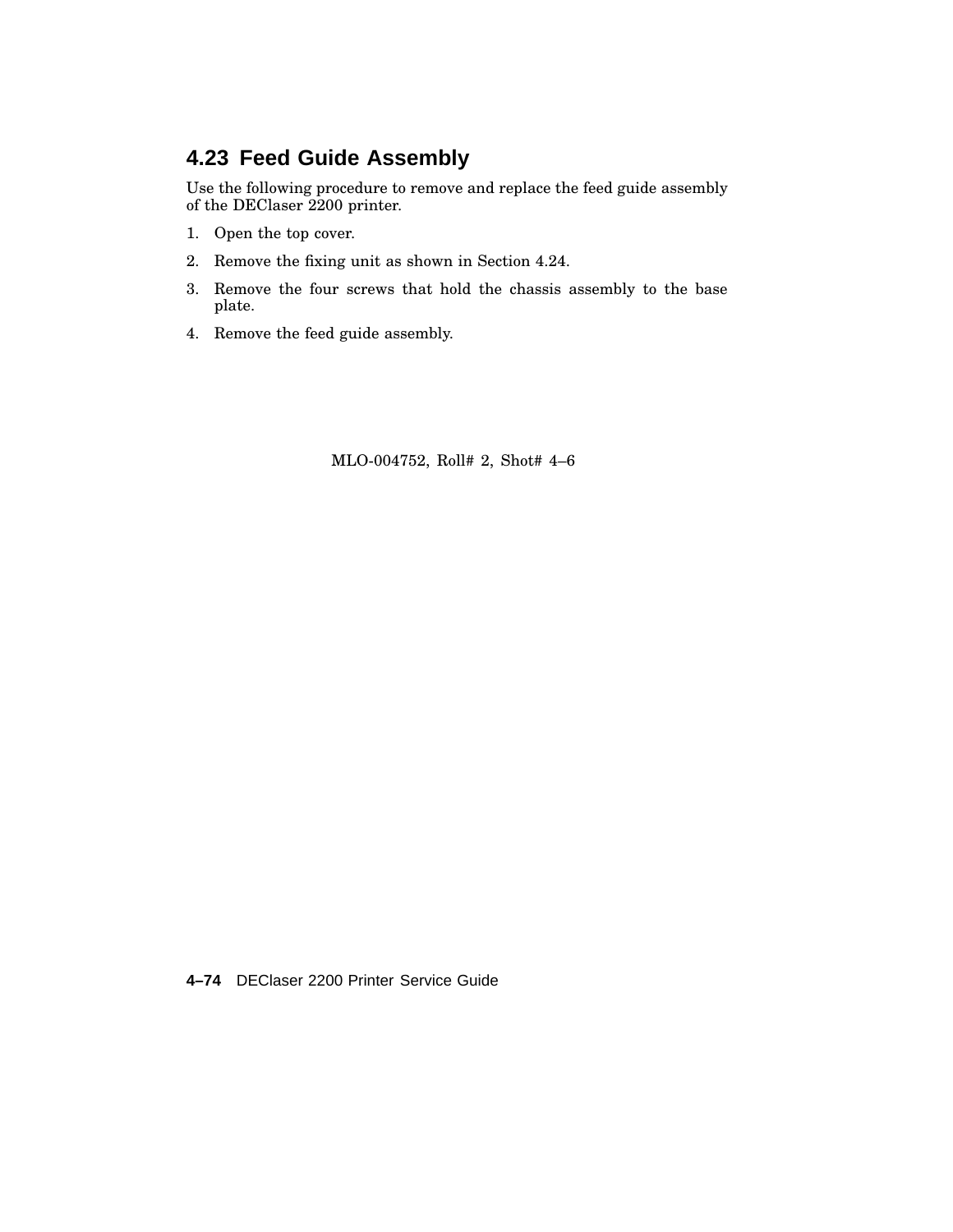## 4.23 Feed Guide Assembly

Use the following procedure to remove and replace the feed guide assembly of the DEClaser 2200 printer.

1. Open the top cover.
2. Remove the fixing unit as shown in Section 4.24.
3. Remove the four screws that hold the chassis assembly to the base plate.
4. Remove the feed guide assembly.

MLO-004752, Roll# 2, Shot# 4–6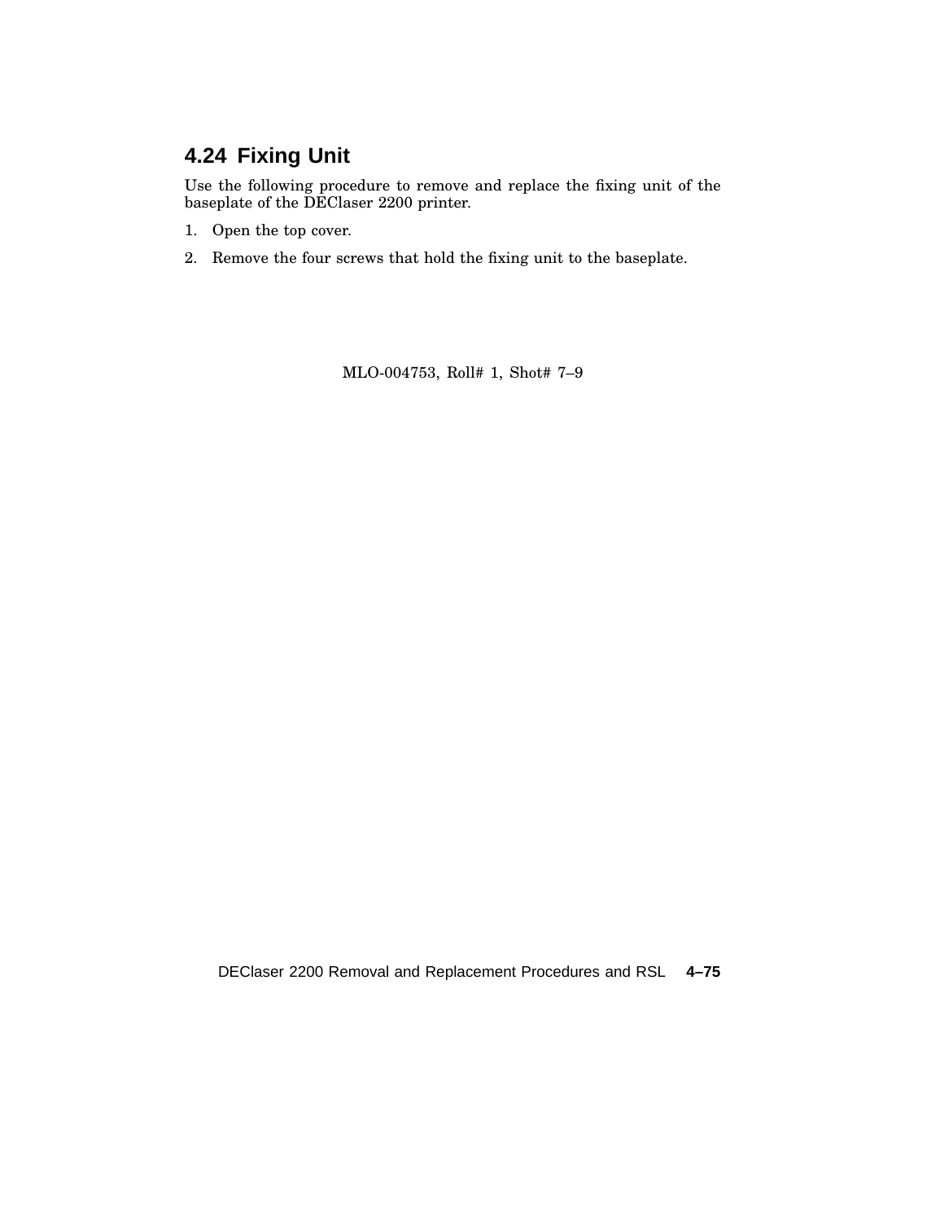## 4.24 Fixing Unit

Use the following procedure to remove and replace the fixing unit of the baseplate of the DEClaser 2200 printer.

1. Open the top cover.
2. Remove the four screws that hold the fixing unit to the baseplate.

MLO-004753, Roll# 1, Shot# 7–9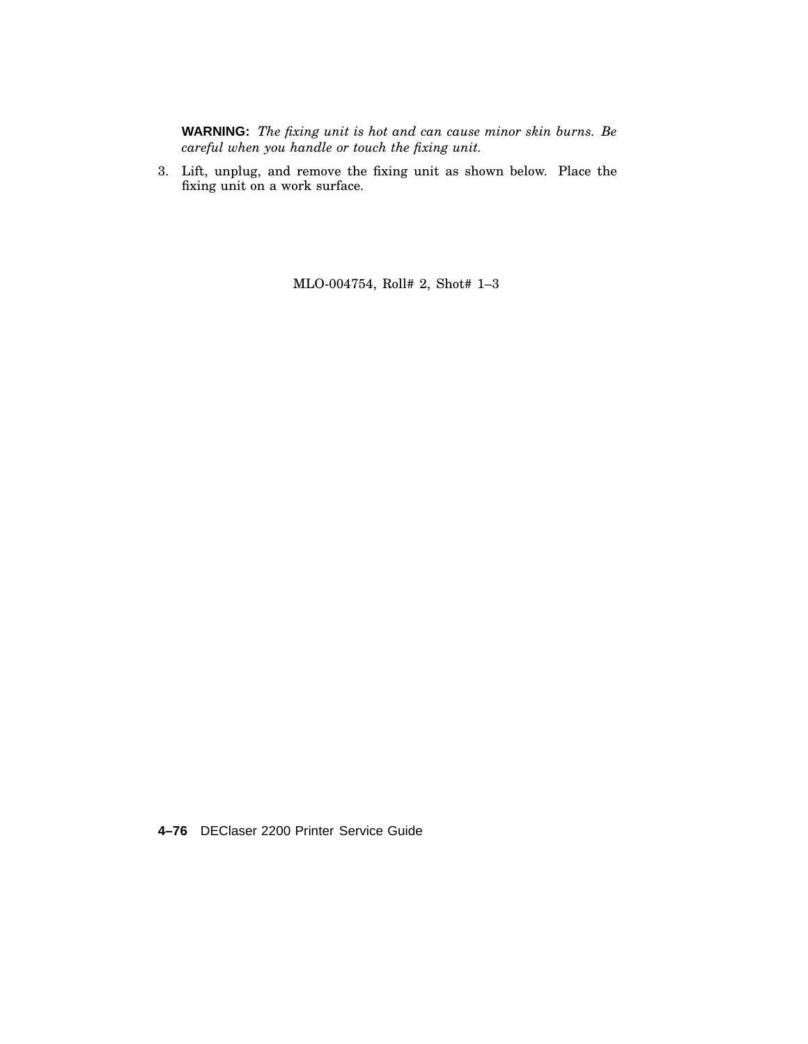**WARNING:** *The fixing unit is hot and can cause minor skin burns. Be careful when you handle or touch the fixing unit.*

3. Lift, unplug, and remove the fixing unit as shown below. Place the fixing unit on a work surface.

MLO-004754, Roll# 2, Shot# 1–3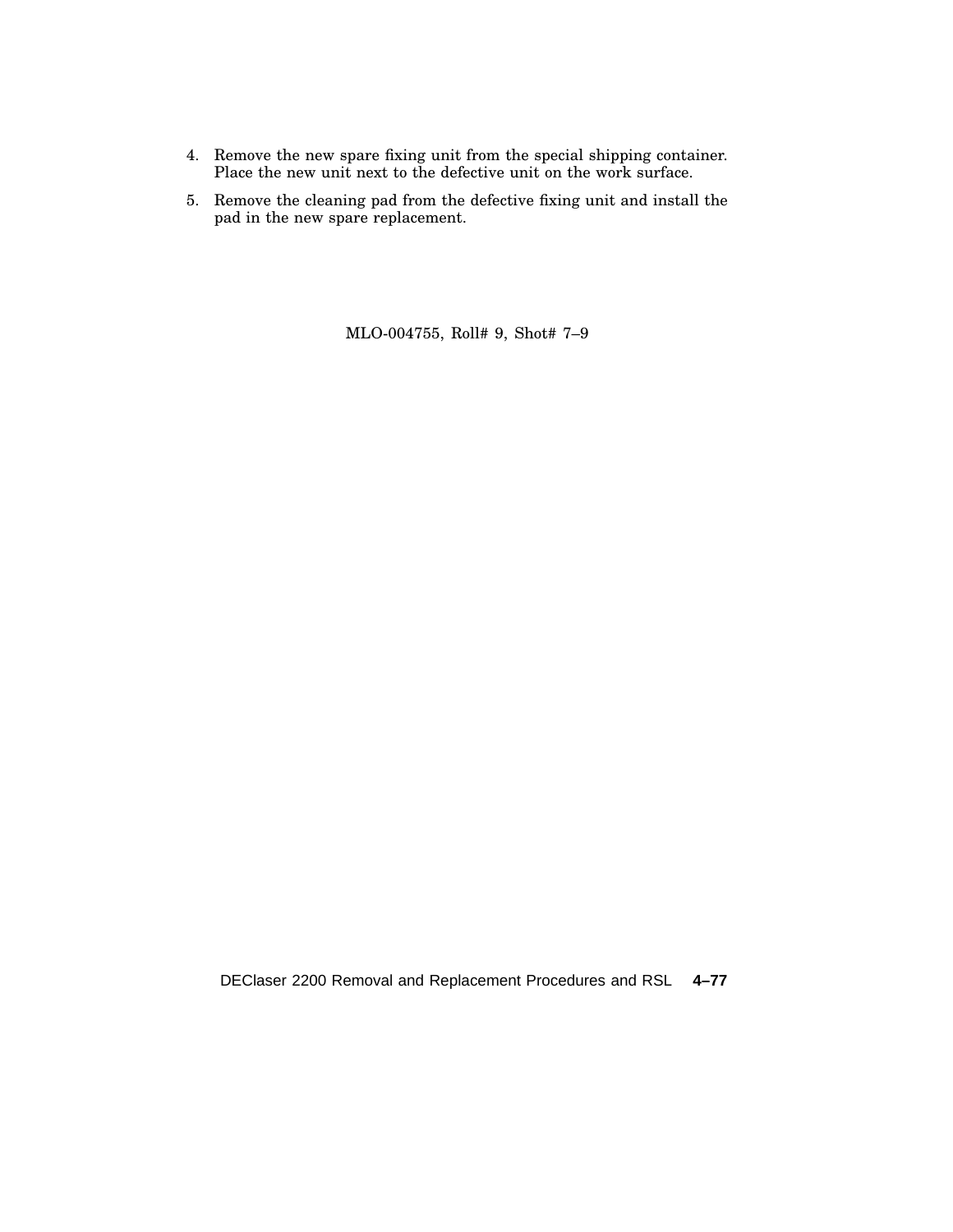4. Remove the new spare fixing unit from the special shipping container. Place the new unit next to the defective unit on the work surface.
5. Remove the cleaning pad from the defective fixing unit and install the pad in the new spare replacement.

MLO-004755, Roll# 9, Shot# 7–9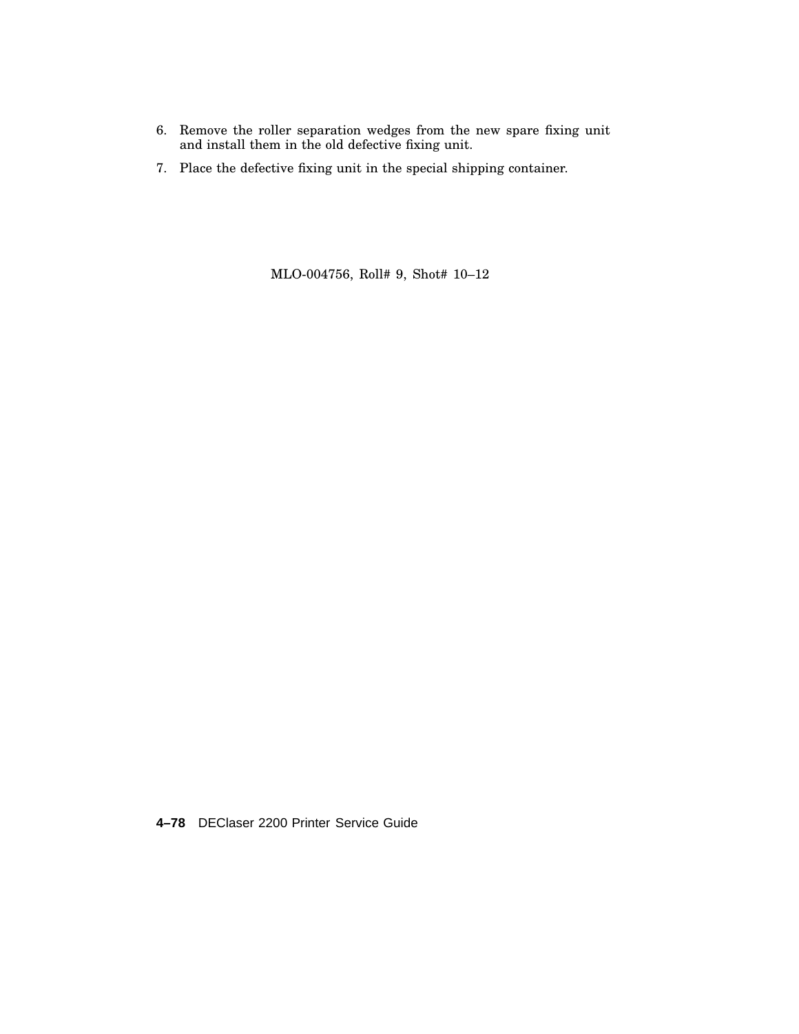6. Remove the roller separation wedges from the new spare fixing unit and install them in the old defective fixing unit.
7. Place the defective fixing unit in the special shipping container.

MLO-004756, Roll# 9, Shot# 10–12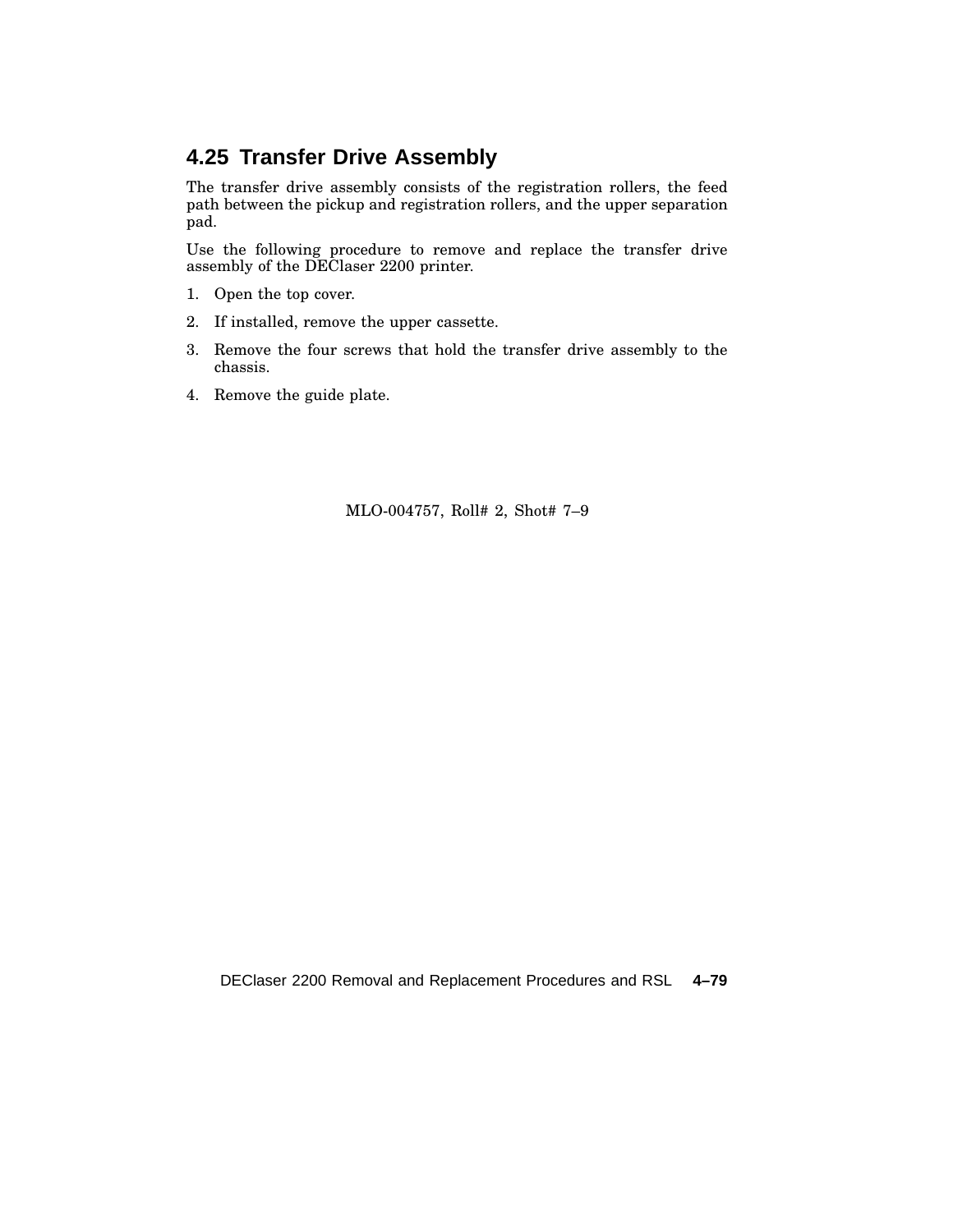## 4.25 Transfer Drive Assembly

The transfer drive assembly consists of the registration rollers, the feed path between the pickup and registration rollers, and the upper separation pad.

Use the following procedure to remove and replace the transfer drive assembly of the DEClaser 2200 printer.

1. Open the top cover.
2. If installed, remove the upper cassette.
3. Remove the four screws that hold the transfer drive assembly to the chassis.
4. Remove the guide plate.

MLO-004757, Roll# 2, Shot# 7–9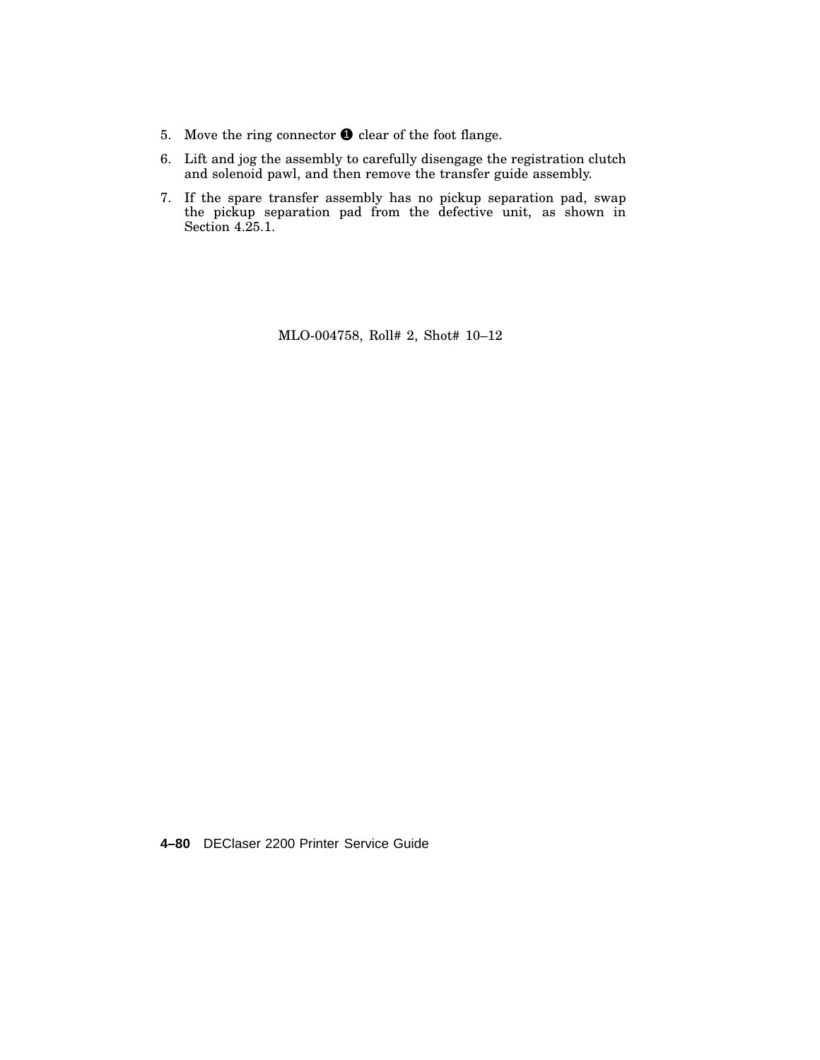5. Move the ring connector ❶ clear of the foot flange.
6. Lift and jog the assembly to carefully disengage the registration clutch and solenoid pawl, and then remove the transfer guide assembly.
7. If the spare transfer assembly has no pickup separation pad, swap the pickup separation pad from the defective unit, as shown in Section 4.25.1.

MLO-004758, Roll# 2, Shot# 10–12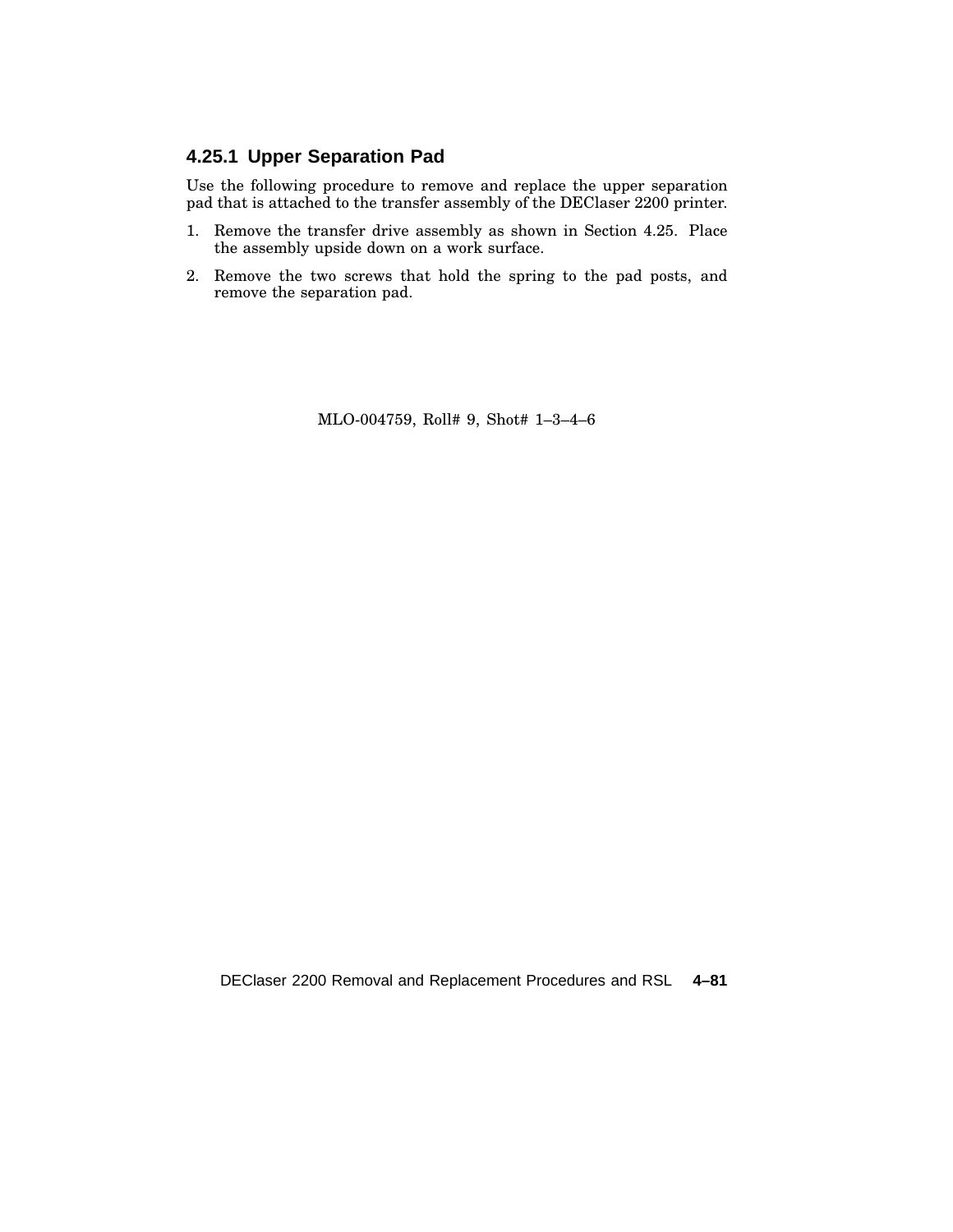### 4.25.1 Upper Separation Pad

Use the following procedure to remove and replace the upper separation pad that is attached to the transfer assembly of the DEClaser 2200 printer.

1. Remove the transfer drive assembly as shown in Section 4.25. Place the assembly upside down on a work surface.
2. Remove the two screws that hold the spring to the pad posts, and remove the separation pad.

MLO-004759, Roll# 9, Shot# 1–3–4–6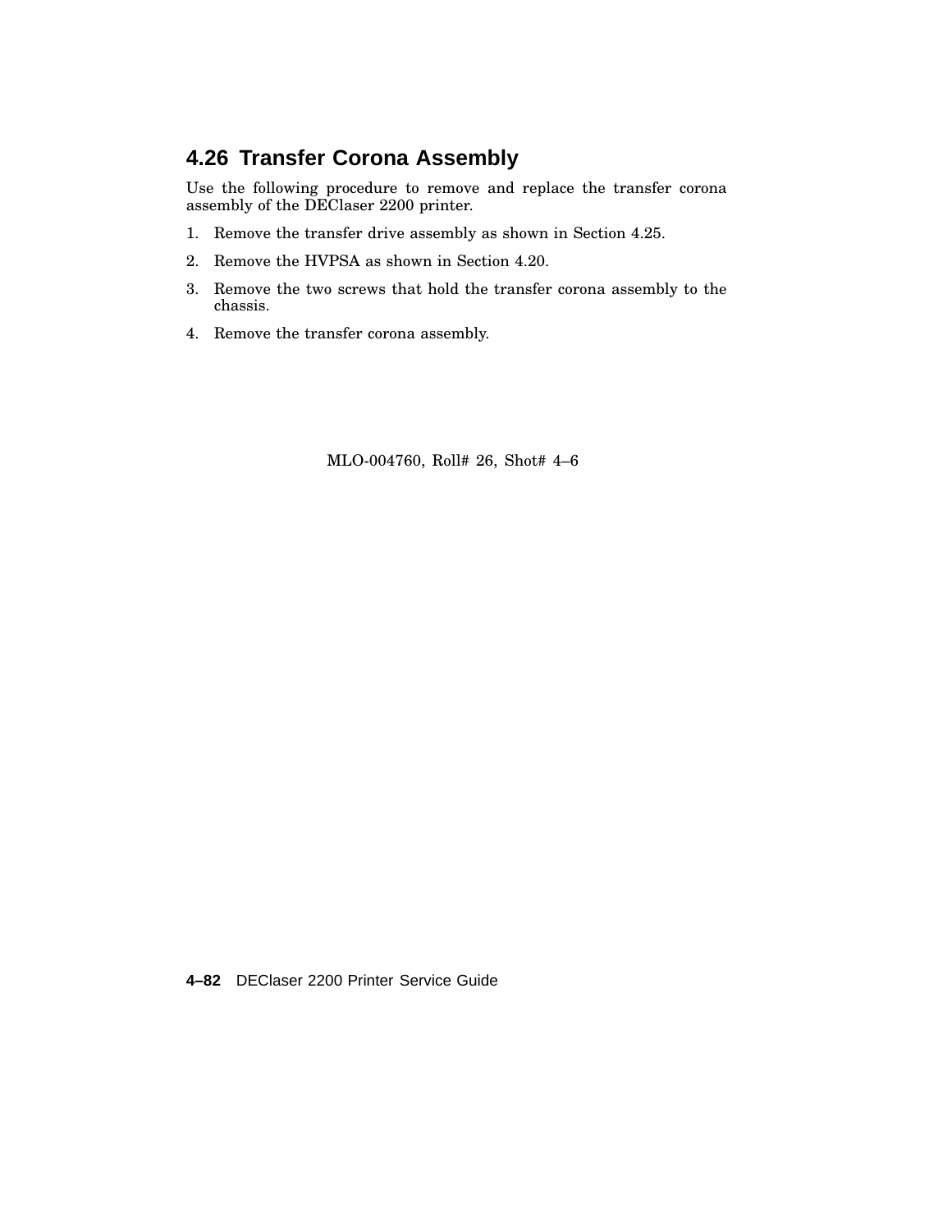## 4.26 Transfer Corona Assembly

Use the following procedure to remove and replace the transfer corona assembly of the DEClaser 2200 printer.

1. Remove the transfer drive assembly as shown in Section 4.25.
2. Remove the HVPSA as shown in Section 4.20.
3. Remove the two screws that hold the transfer corona assembly to the chassis.
4. Remove the transfer corona assembly.

MLO-004760, Roll# 26, Shot# 4–6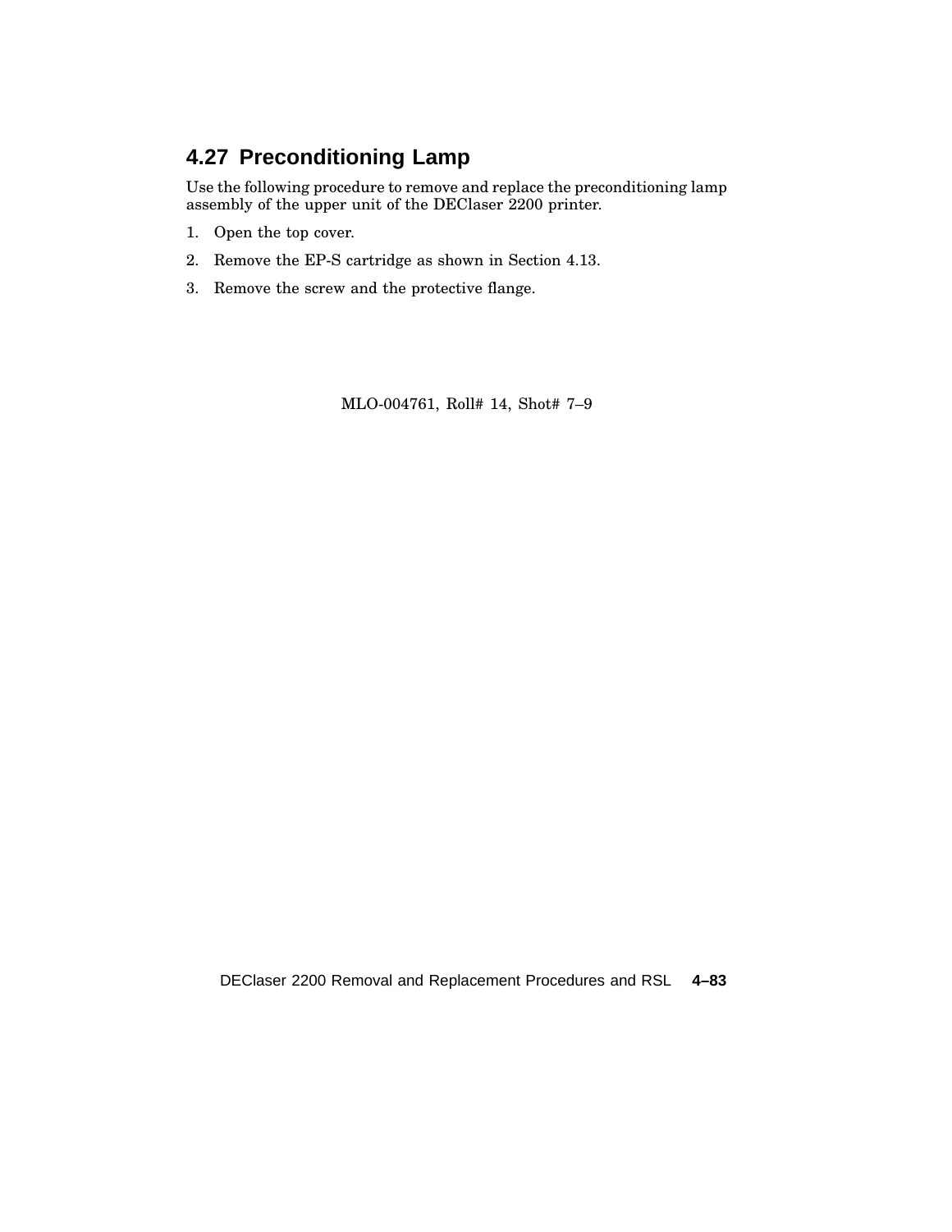## 4.27 Preconditioning Lamp

Use the following procedure to remove and replace the preconditioning lamp assembly of the upper unit of the DEClaser 2200 printer.

1. Open the top cover.
2. Remove the EP-S cartridge as shown in Section 4.13.
3. Remove the screw and the protective flange.

MLO-004761, Roll# 14, Shot# 7–9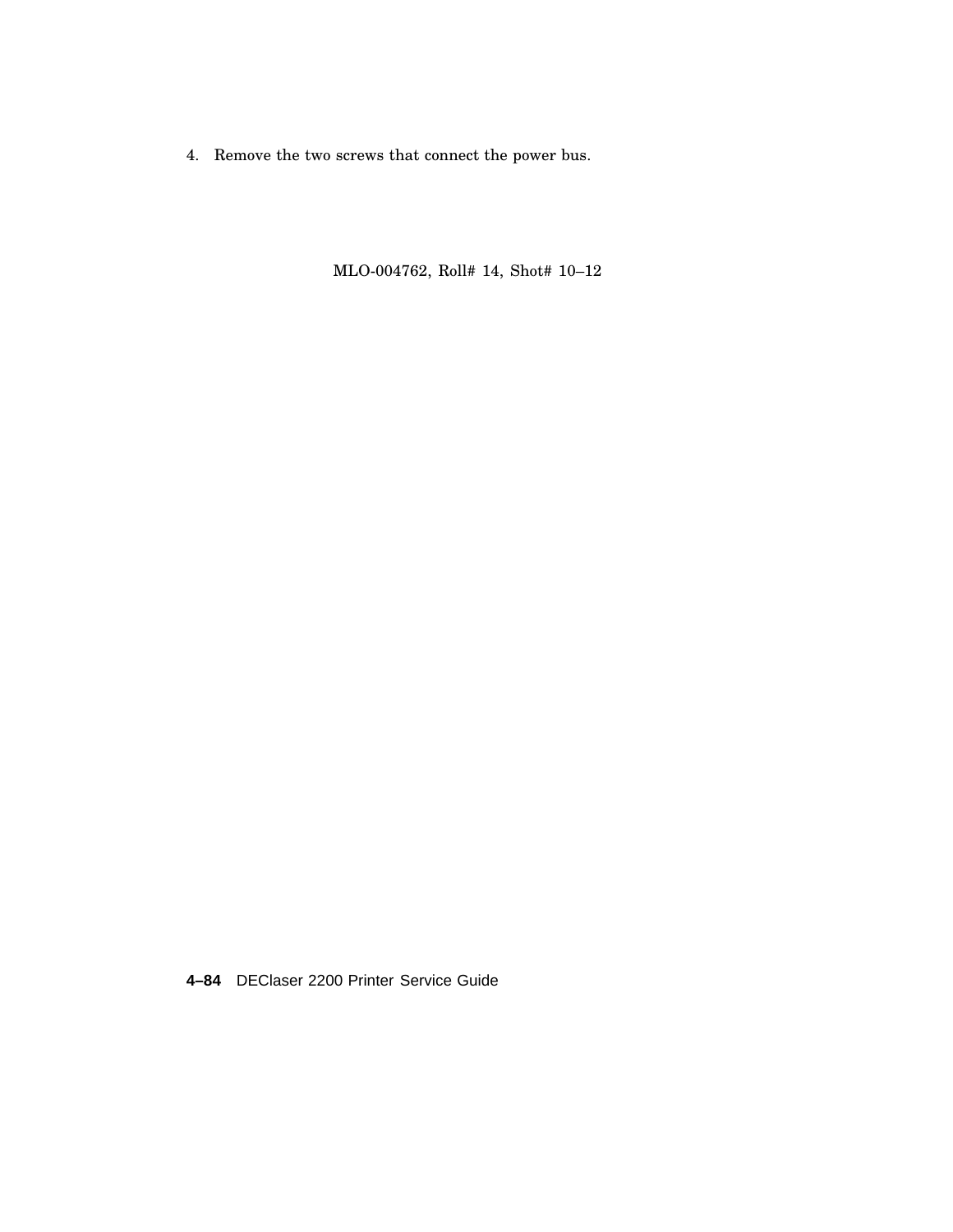4. Remove the two screws that connect the power bus.

MLO-004762, Roll# 14, Shot# 10–12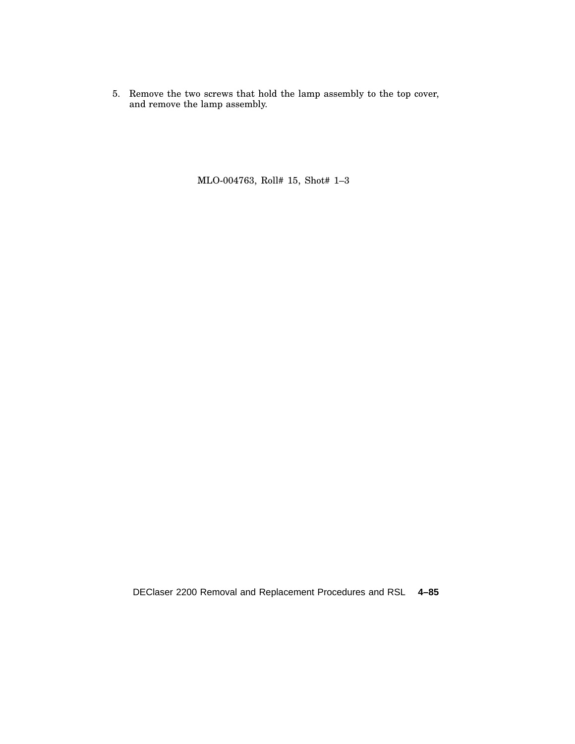5. Remove the two screws that hold the lamp assembly to the top cover, and remove the lamp assembly.

MLO-004763, Roll# 15, Shot# 1–3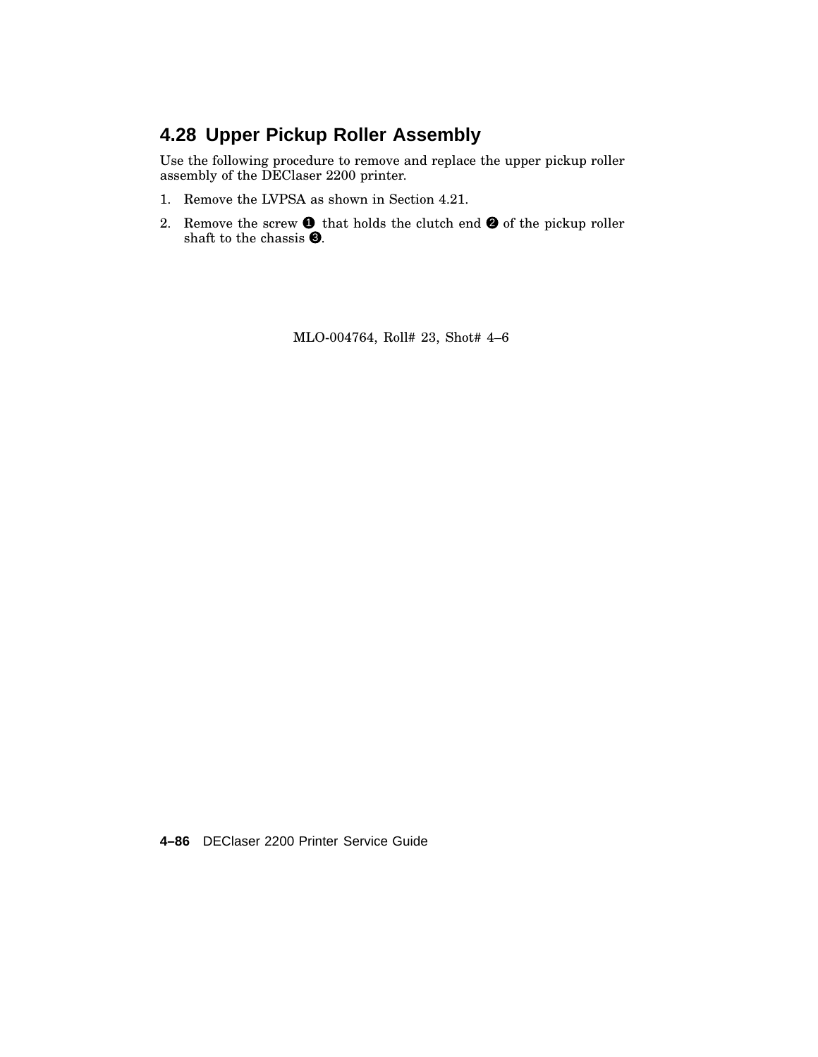## 4.28 Upper Pickup Roller Assembly

Use the following procedure to remove and replace the upper pickup roller assembly of the DEClaser 2200 printer.

1. Remove the LVPSA as shown in Section 4.21.
2. Remove the screw ❶ that holds the clutch end ❷ of the pickup roller shaft to the chassis ❸.

MLO-004764, Roll# 23, Shot# 4–6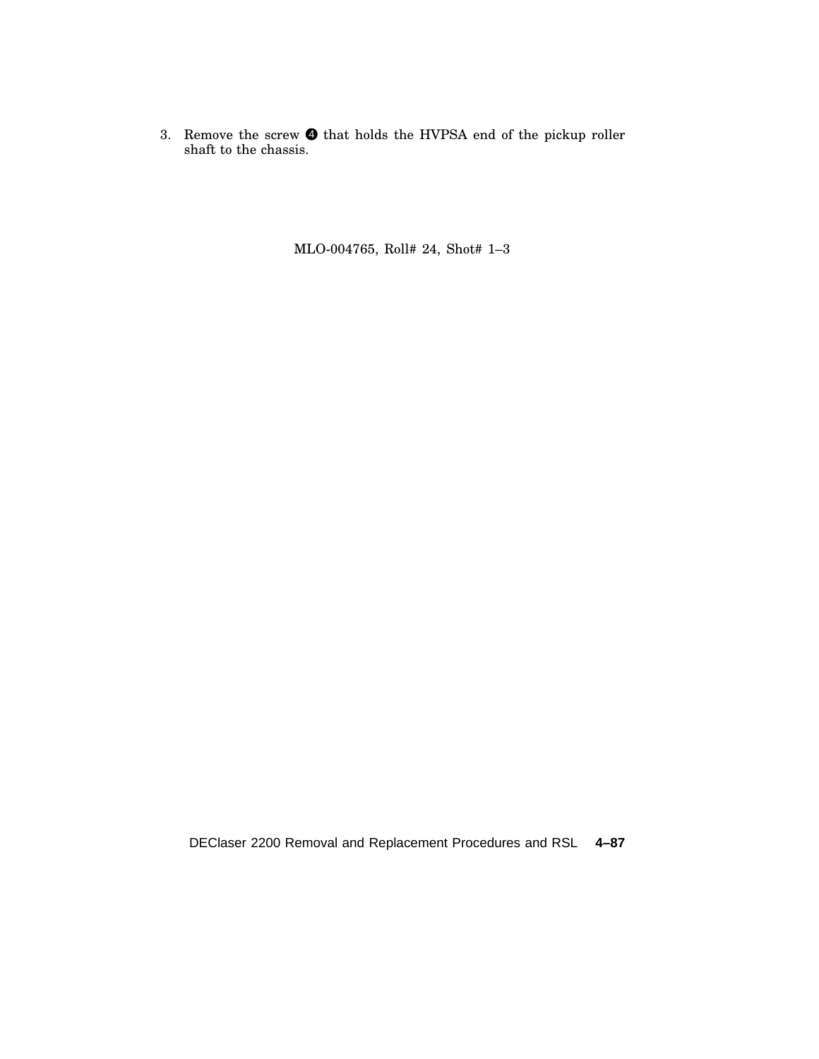3. Remove the screw ❹ that holds the HVPSA end of the pickup roller shaft to the chassis.

MLO-004765, Roll# 24, Shot# 1–3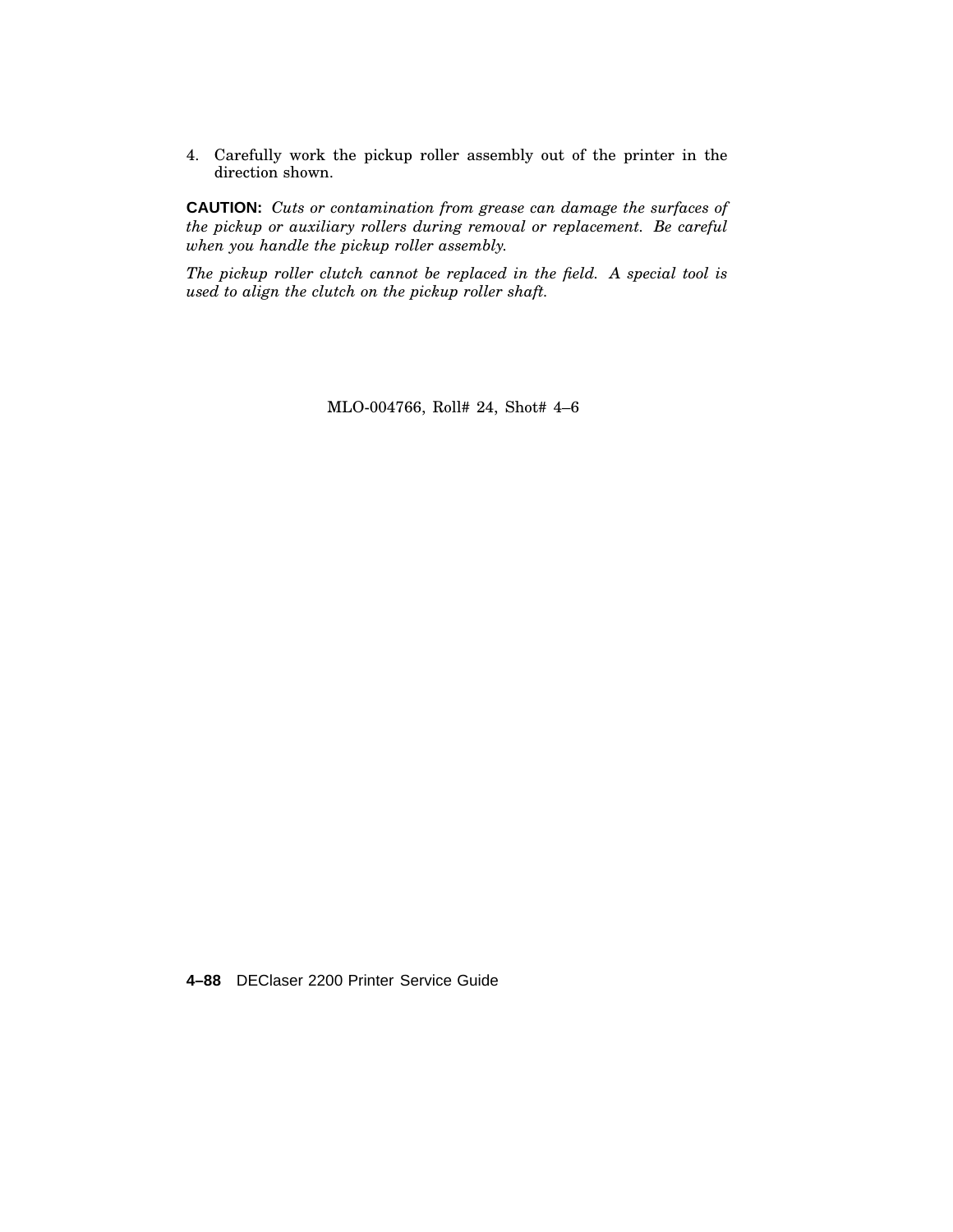4. Carefully work the pickup roller assembly out of the printer in the direction shown.

**CAUTION:** *Cuts or contamination from grease can damage the surfaces of the pickup or auxiliary rollers during removal or replacement. Be careful when you handle the pickup roller assembly.*

*The pickup roller clutch cannot be replaced in the field. A special tool is used to align the clutch on the pickup roller shaft.*

MLO-004766, Roll# 24, Shot# 4–6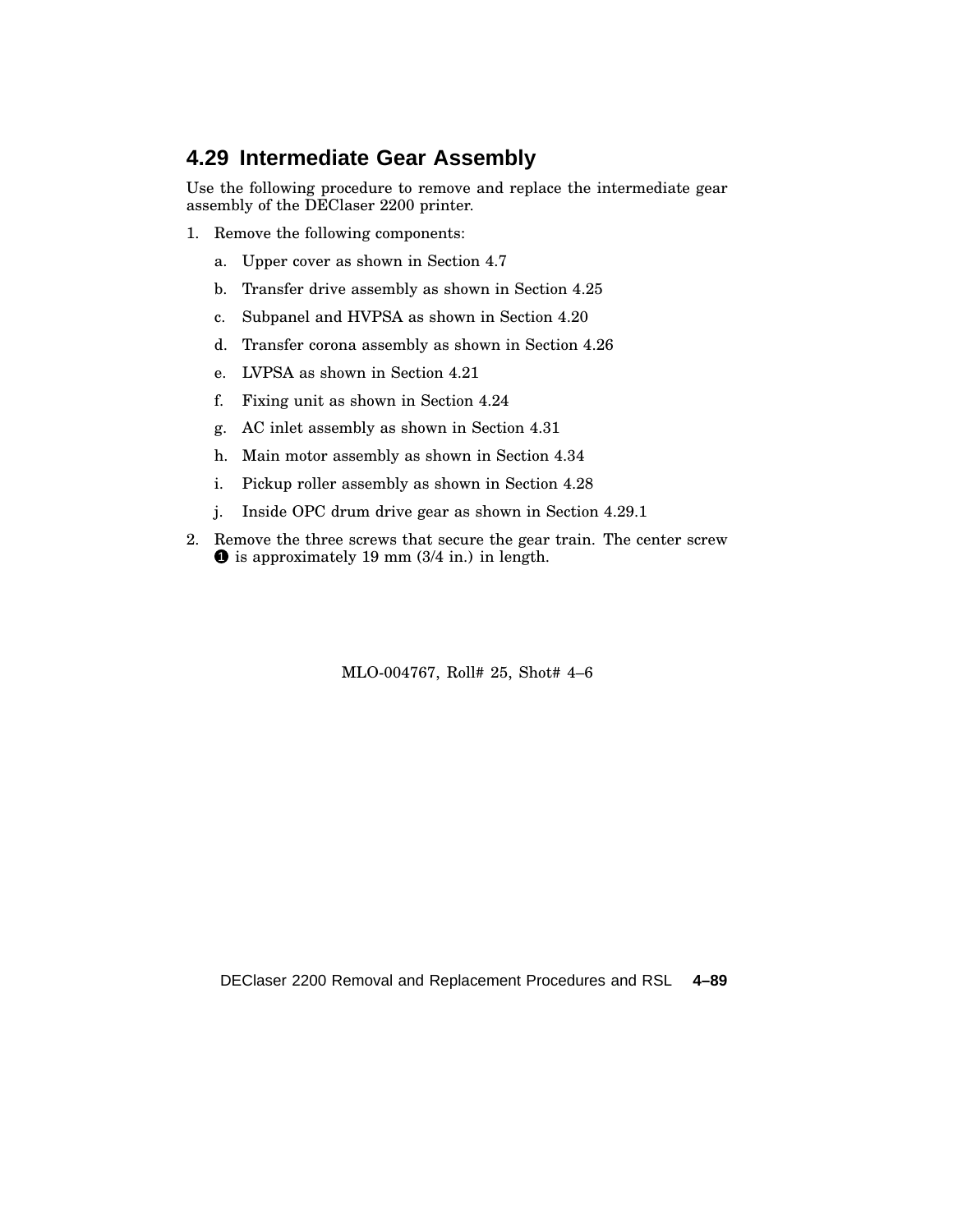## 4.29 Intermediate Gear Assembly

Use the following procedure to remove and replace the intermediate gear assembly of the DEClaser 2200 printer.

1. Remove the following components:
   a. Upper cover as shown in Section 4.7
   b. Transfer drive assembly as shown in Section 4.25
   c. Subpanel and HVPSA as shown in Section 4.20
   d. Transfer corona assembly as shown in Section 4.26
   e. LVPSA as shown in Section 4.21
   f. Fixing unit as shown in Section 4.24
   g. AC inlet assembly as shown in Section 4.31
   h. Main motor assembly as shown in Section 4.34
   i. Pickup roller assembly as shown in Section 4.28
   j. Inside OPC drum drive gear as shown in Section 4.29.1
2. Remove the three screws that secure the gear train. The center screw ❶ is approximately 19 mm (3/4 in.) in length.

MLO-004767, Roll# 25, Shot# 4–6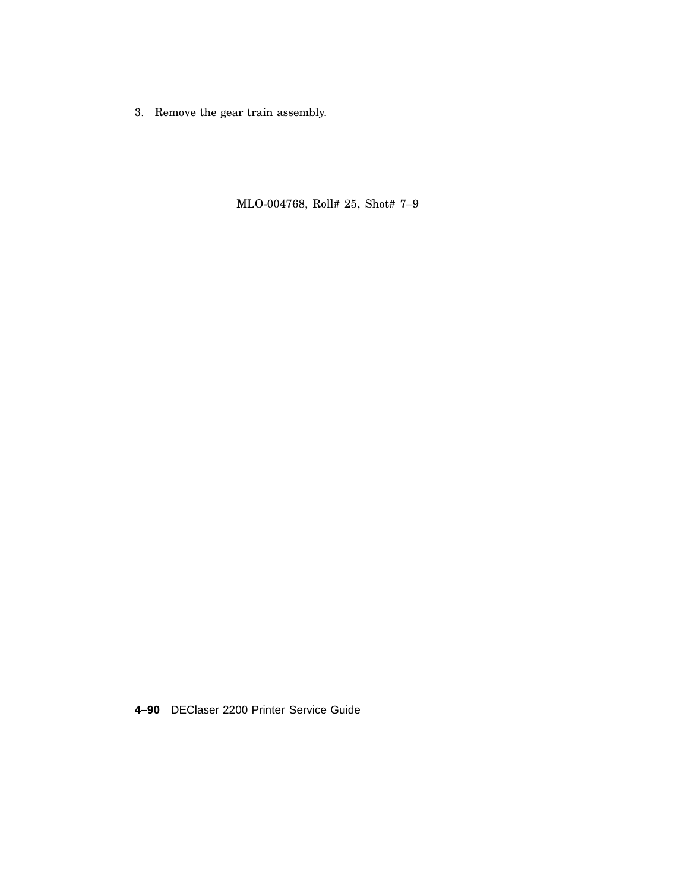3. Remove the gear train assembly.

MLO-004768, Roll# 25, Shot# 7–9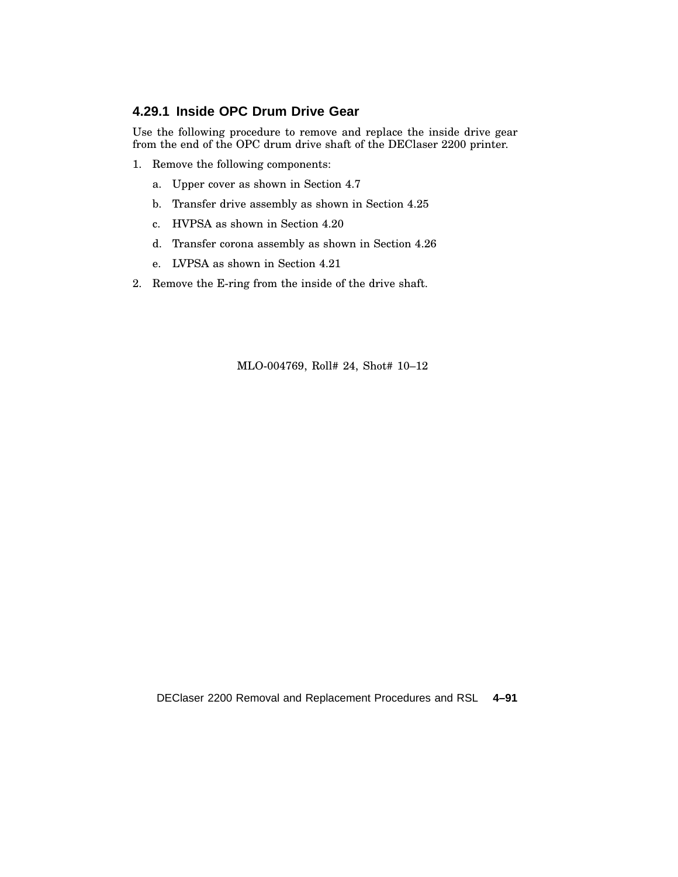### 4.29.1 Inside OPC Drum Drive Gear

Use the following procedure to remove and replace the inside drive gear from the end of the OPC drum drive shaft of the DEClaser 2200 printer.

1. Remove the following components:
   a. Upper cover as shown in Section 4.7
   b. Transfer drive assembly as shown in Section 4.25
   c. HVPSA as shown in Section 4.20
   d. Transfer corona assembly as shown in Section 4.26
   e. LVPSA as shown in Section 4.21
2. Remove the E-ring from the inside of the drive shaft.

MLO-004769, Roll# 24, Shot# 10–12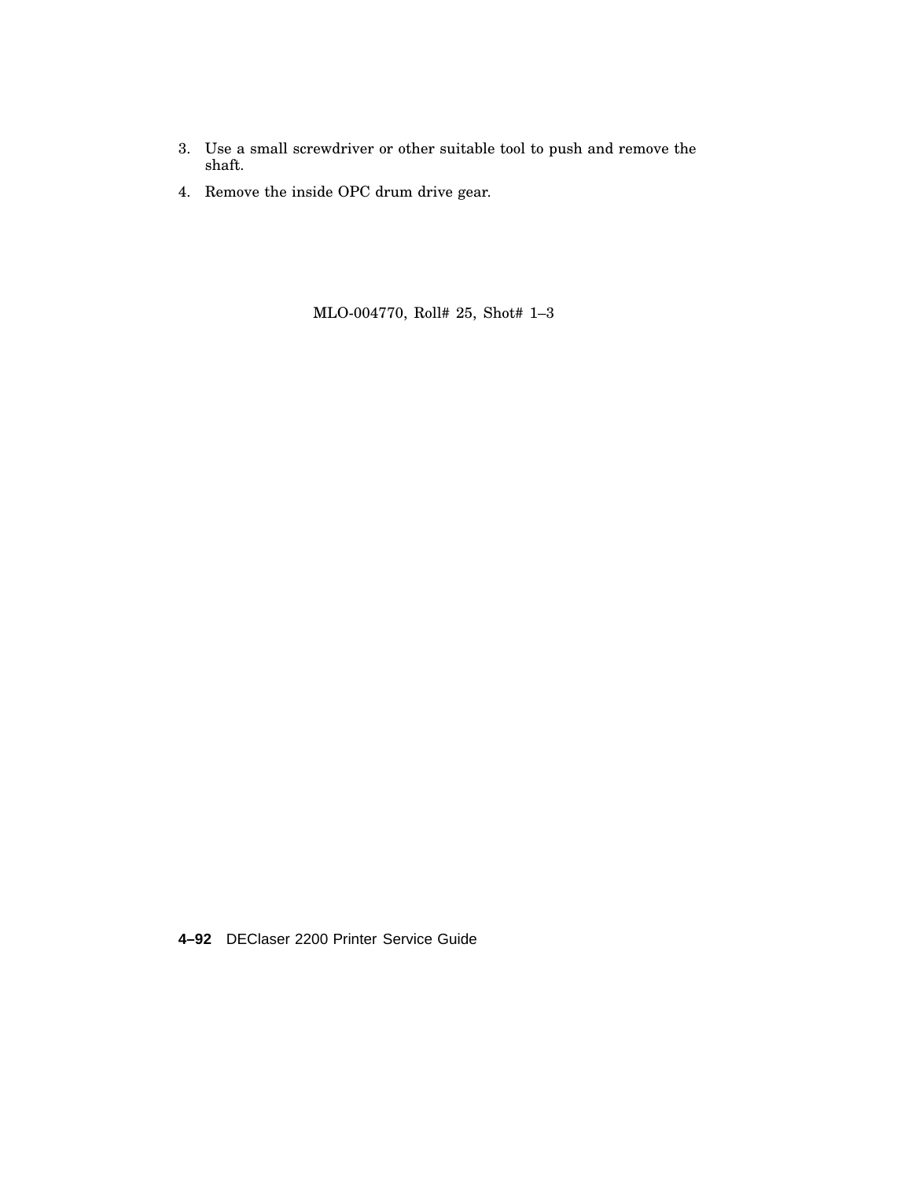3. Use a small screwdriver or other suitable tool to push and remove the shaft.
4. Remove the inside OPC drum drive gear.

MLO-004770, Roll# 25, Shot# 1–3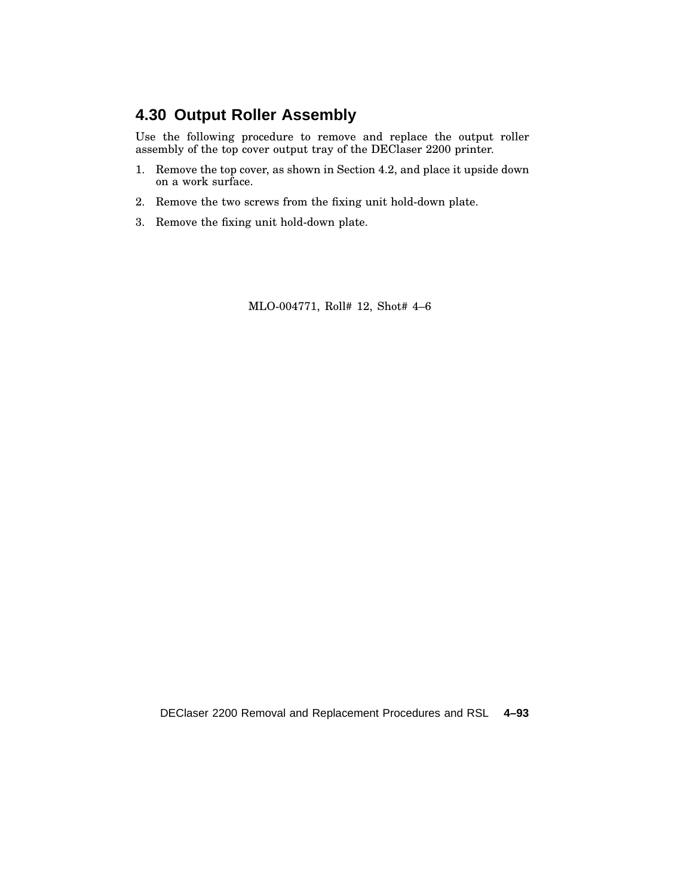## 4.30 Output Roller Assembly

Use the following procedure to remove and replace the output roller assembly of the top cover output tray of the DEClaser 2200 printer.

1. Remove the top cover, as shown in Section 4.2, and place it upside down on a work surface.
2. Remove the two screws from the fixing unit hold-down plate.
3. Remove the fixing unit hold-down plate.

MLO-004771, Roll# 12, Shot# 4–6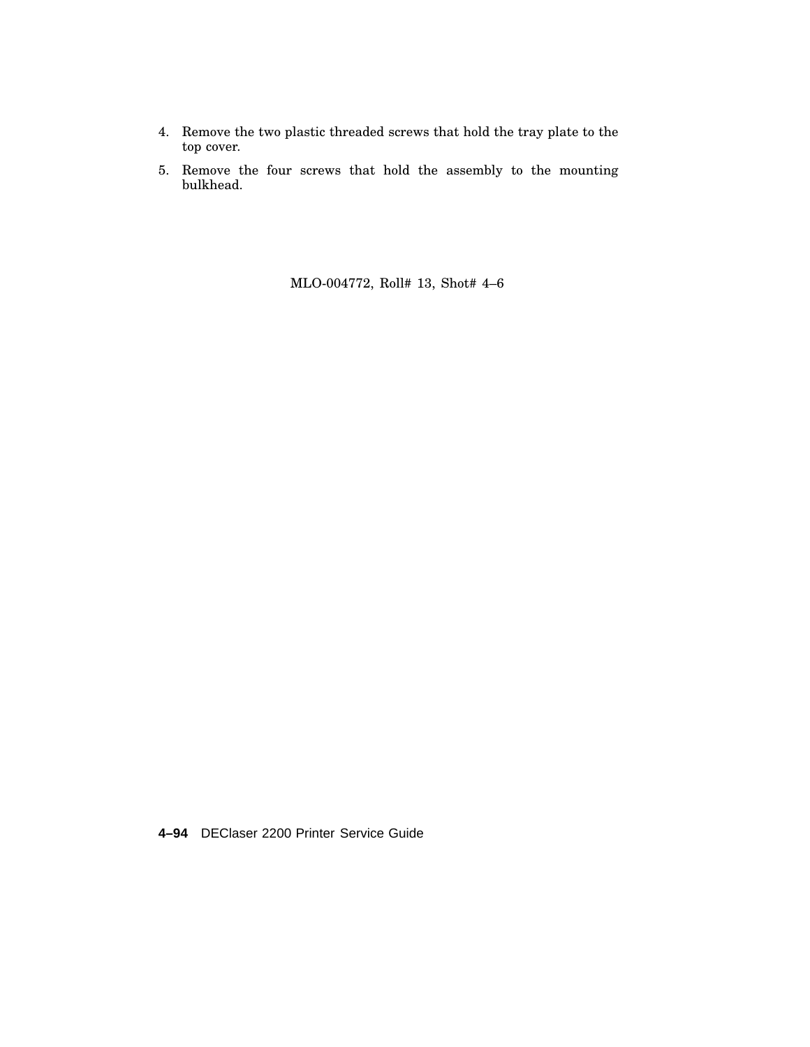4. Remove the two plastic threaded screws that hold the tray plate to the top cover.
5. Remove the four screws that hold the assembly to the mounting bulkhead.

MLO-004772, Roll# 13, Shot# 4–6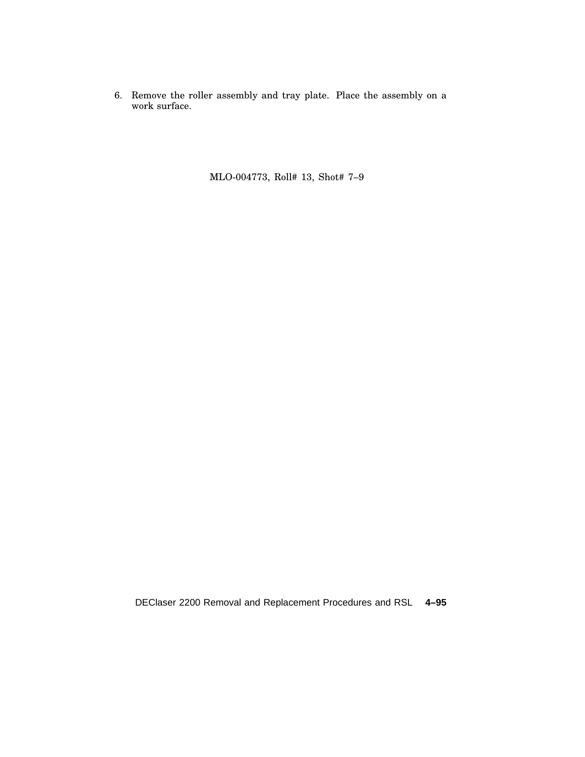6. Remove the roller assembly and tray plate. Place the assembly on a work surface.

MLO-004773, Roll# 13, Shot# 7–9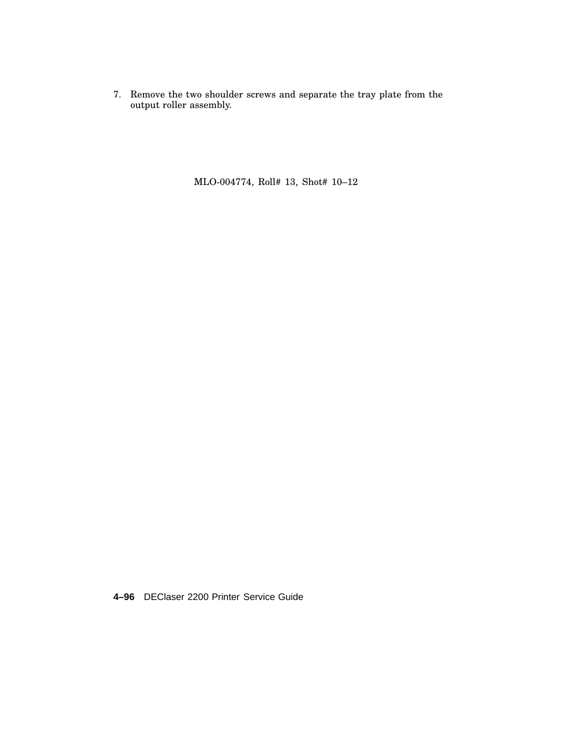7. Remove the two shoulder screws and separate the tray plate from the output roller assembly.

MLO-004774, Roll# 13, Shot# 10–12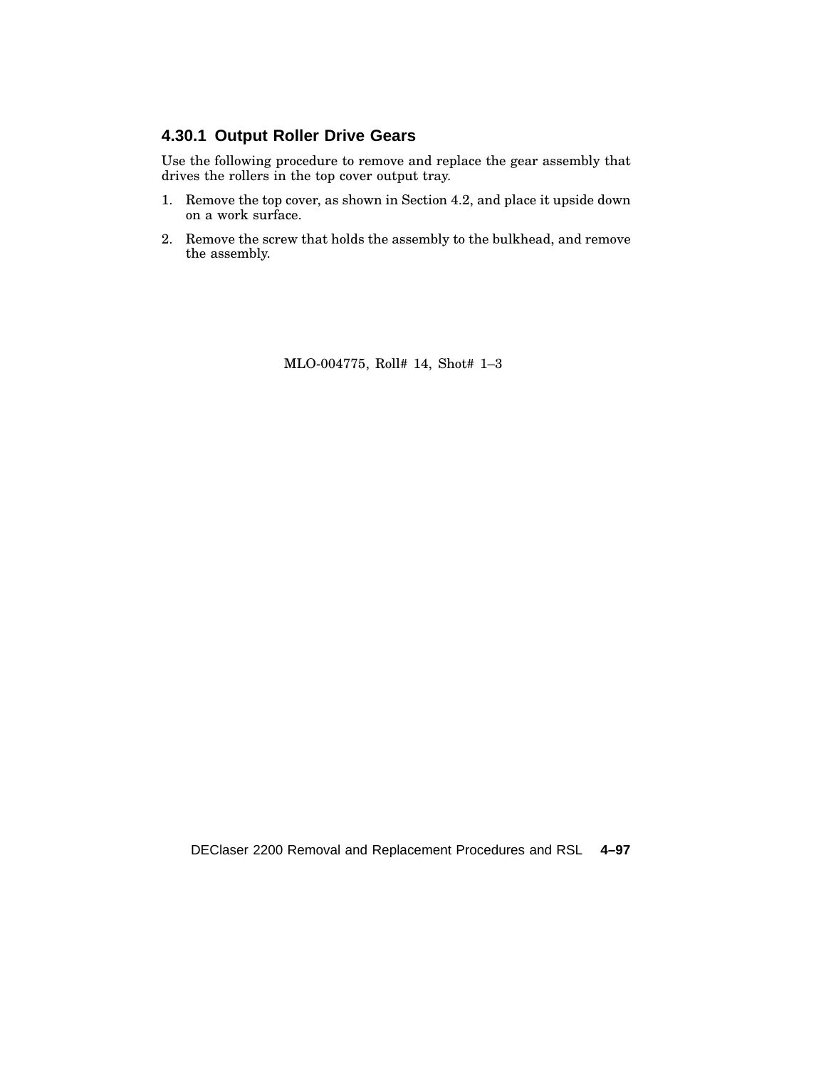### 4.30.1 Output Roller Drive Gears

Use the following procedure to remove and replace the gear assembly that drives the rollers in the top cover output tray.

1. Remove the top cover, as shown in Section 4.2, and place it upside down on a work surface.
2. Remove the screw that holds the assembly to the bulkhead, and remove the assembly.

MLO-004775, Roll# 14, Shot# 1–3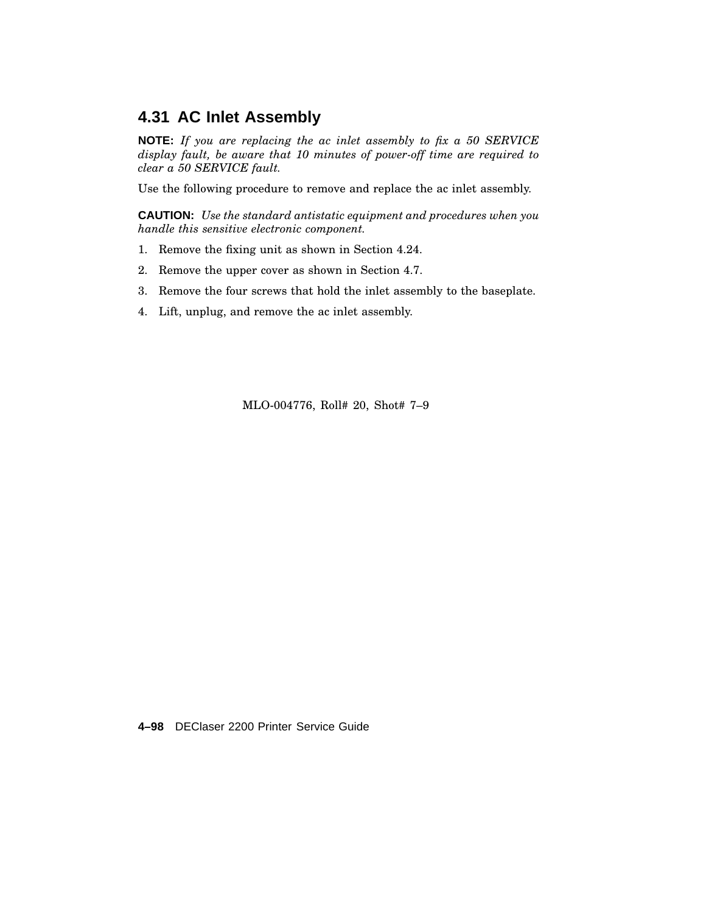## 4.31 AC Inlet Assembly

**NOTE:** *If you are replacing the ac inlet assembly to fix a 50 SERVICE display fault, be aware that 10 minutes of power-off time are required to clear a 50 SERVICE fault.*

Use the following procedure to remove and replace the ac inlet assembly.

**CAUTION:** *Use the standard antistatic equipment and procedures when you handle this sensitive electronic component.*

1. Remove the fixing unit as shown in Section 4.24.
2. Remove the upper cover as shown in Section 4.7.
3. Remove the four screws that hold the inlet assembly to the baseplate.
4. Lift, unplug, and remove the ac inlet assembly.

MLO-004776, Roll# 20, Shot# 7–9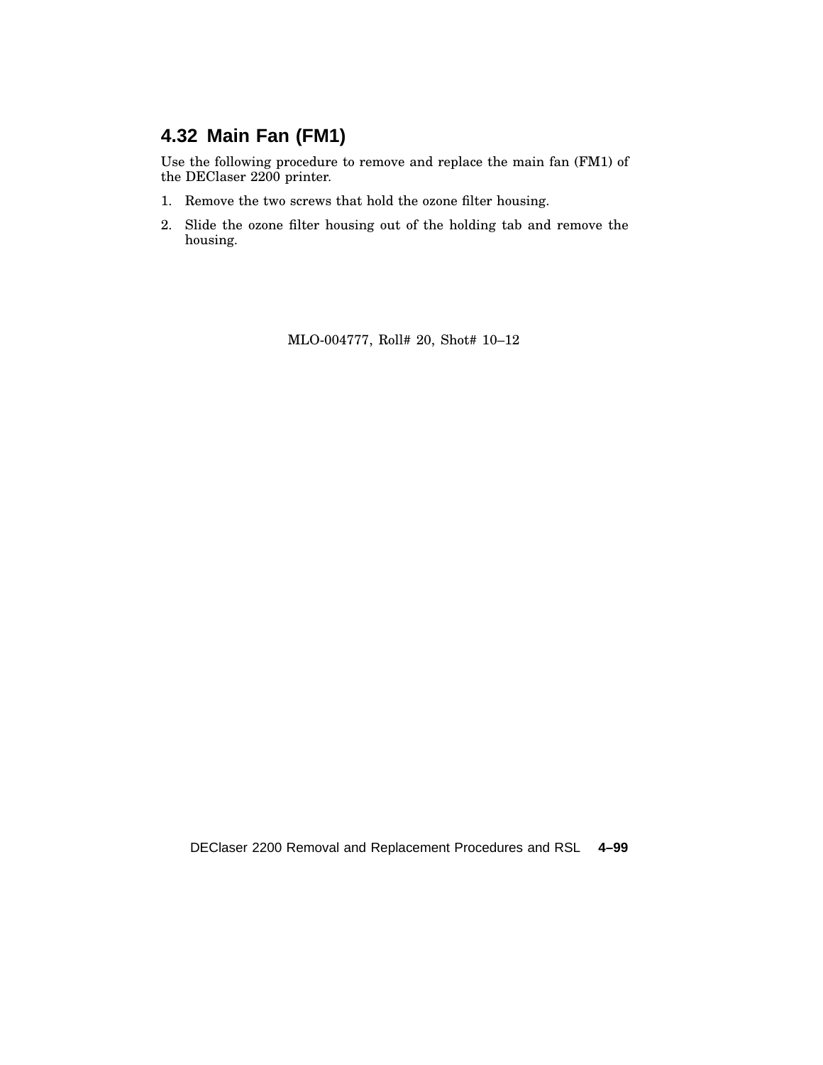## 4.32 Main Fan (FM1)

Use the following procedure to remove and replace the main fan (FM1) of the DEClaser 2200 printer.

1. Remove the two screws that hold the ozone filter housing.
2. Slide the ozone filter housing out of the holding tab and remove the housing.

MLO-004777, Roll# 20, Shot# 10–12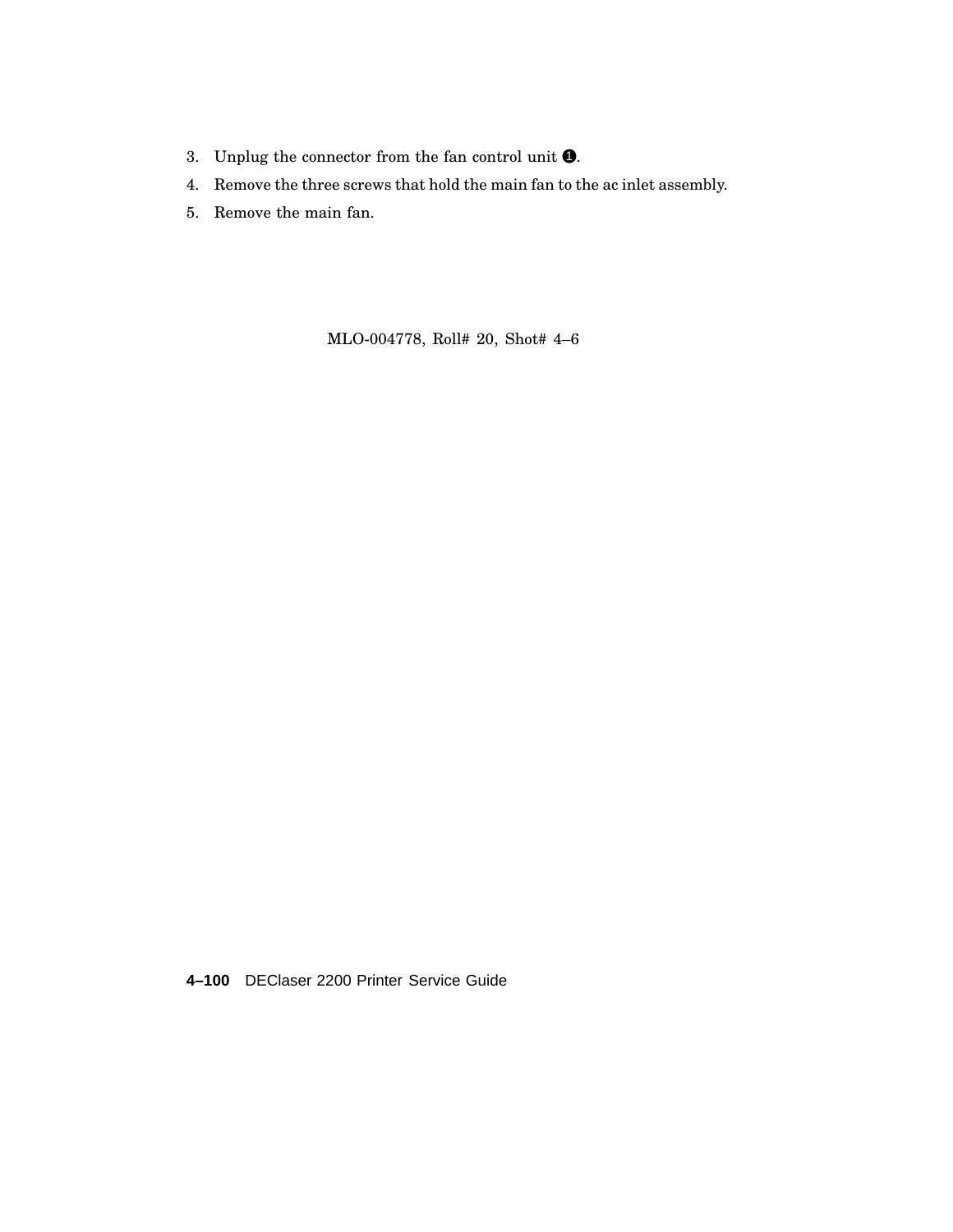3. Unplug the connector from the fan control unit ❶.
4. Remove the three screws that hold the main fan to the ac inlet assembly.
5. Remove the main fan.

MLO-004778, Roll# 20, Shot# 4–6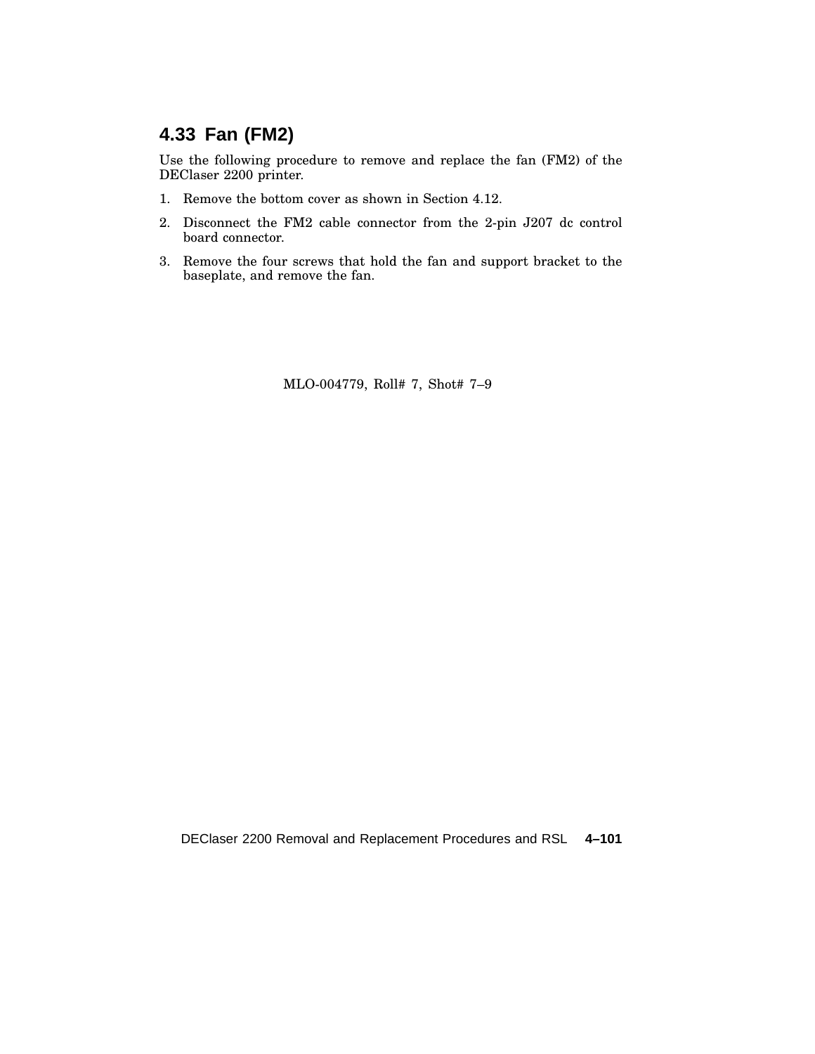## 4.33 Fan (FM2)

Use the following procedure to remove and replace the fan (FM2) of the DEClaser 2200 printer.

1. Remove the bottom cover as shown in Section 4.12.
2. Disconnect the FM2 cable connector from the 2-pin J207 dc control board connector.
3. Remove the four screws that hold the fan and support bracket to the baseplate, and remove the fan.

MLO-004779, Roll# 7, Shot# 7–9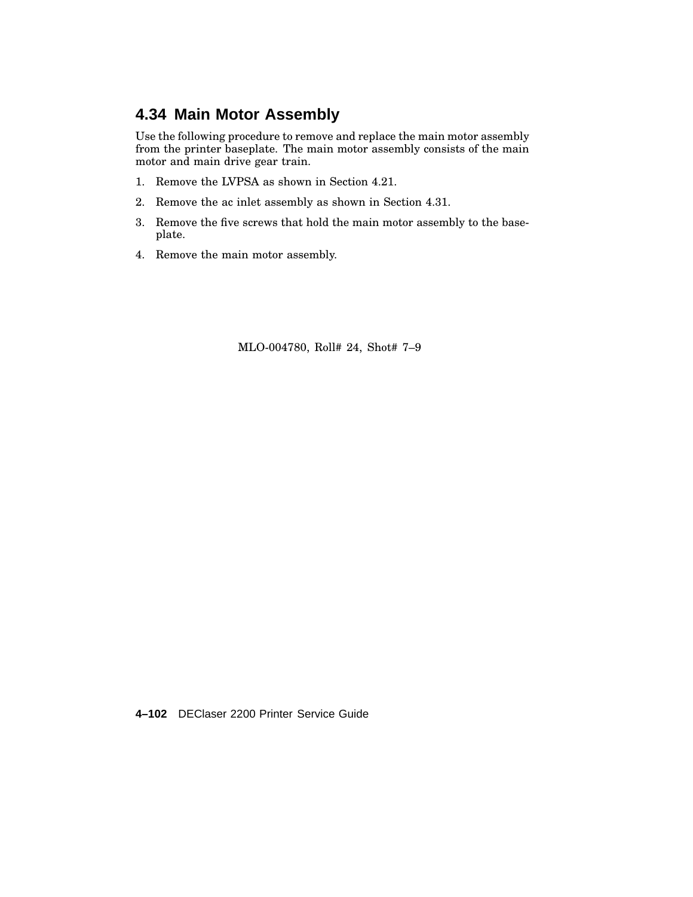## 4.34 Main Motor Assembly

Use the following procedure to remove and replace the main motor assembly from the printer baseplate. The main motor assembly consists of the main motor and main drive gear train.

1. Remove the LVPSA as shown in Section 4.21.
2. Remove the ac inlet assembly as shown in Section 4.31.
3. Remove the five screws that hold the main motor assembly to the baseplate.
4. Remove the main motor assembly.

MLO-004780, Roll# 24, Shot# 7–9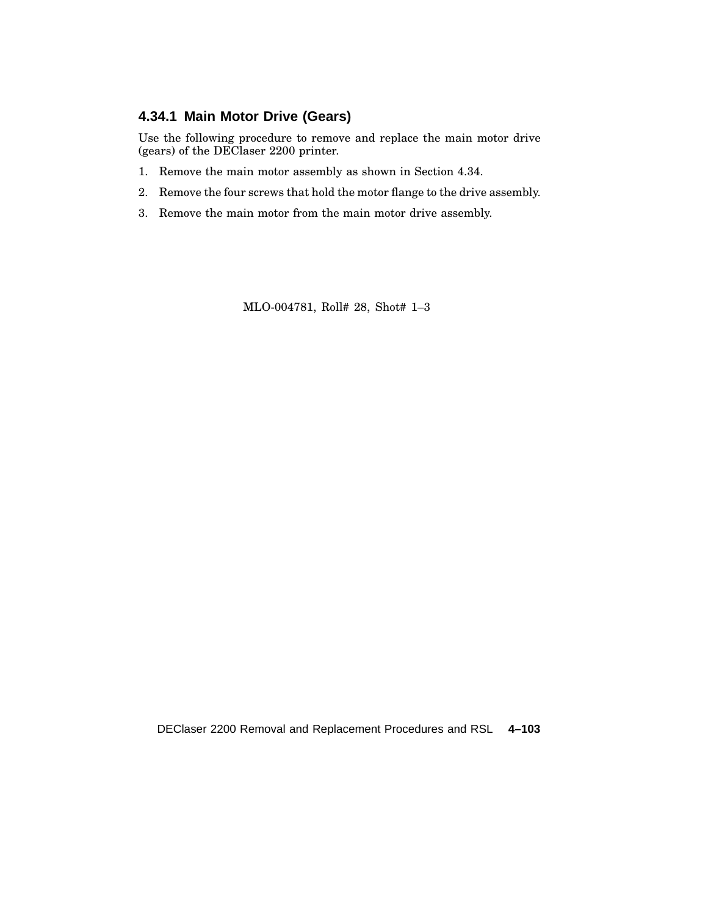### 4.34.1 Main Motor Drive (Gears)

Use the following procedure to remove and replace the main motor drive (gears) of the DEClaser 2200 printer.

1. Remove the main motor assembly as shown in Section 4.34.
2. Remove the four screws that hold the motor flange to the drive assembly.
3. Remove the main motor from the main motor drive assembly.

MLO-004781, Roll# 28, Shot# 1–3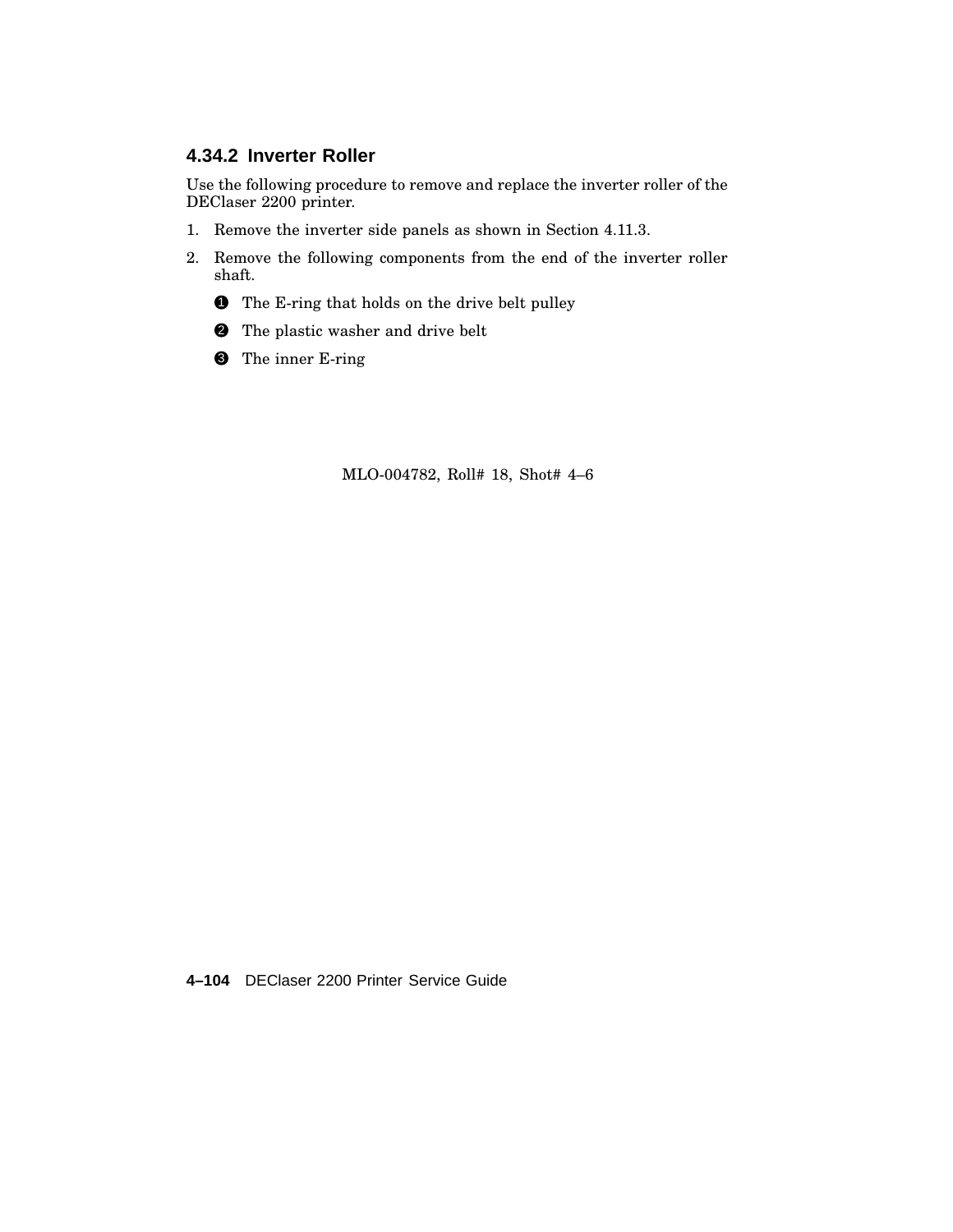### 4.34.2 Inverter Roller

Use the following procedure to remove and replace the inverter roller of the DEClaser 2200 printer.

1. Remove the inverter side panels as shown in Section 4.11.3.
2. Remove the following components from the end of the inverter roller shaft.

   ❶ The E-ring that holds on the drive belt pulley

   ❷ The plastic washer and drive belt

   ❸ The inner E-ring

MLO-004782, Roll# 18, Shot# 4–6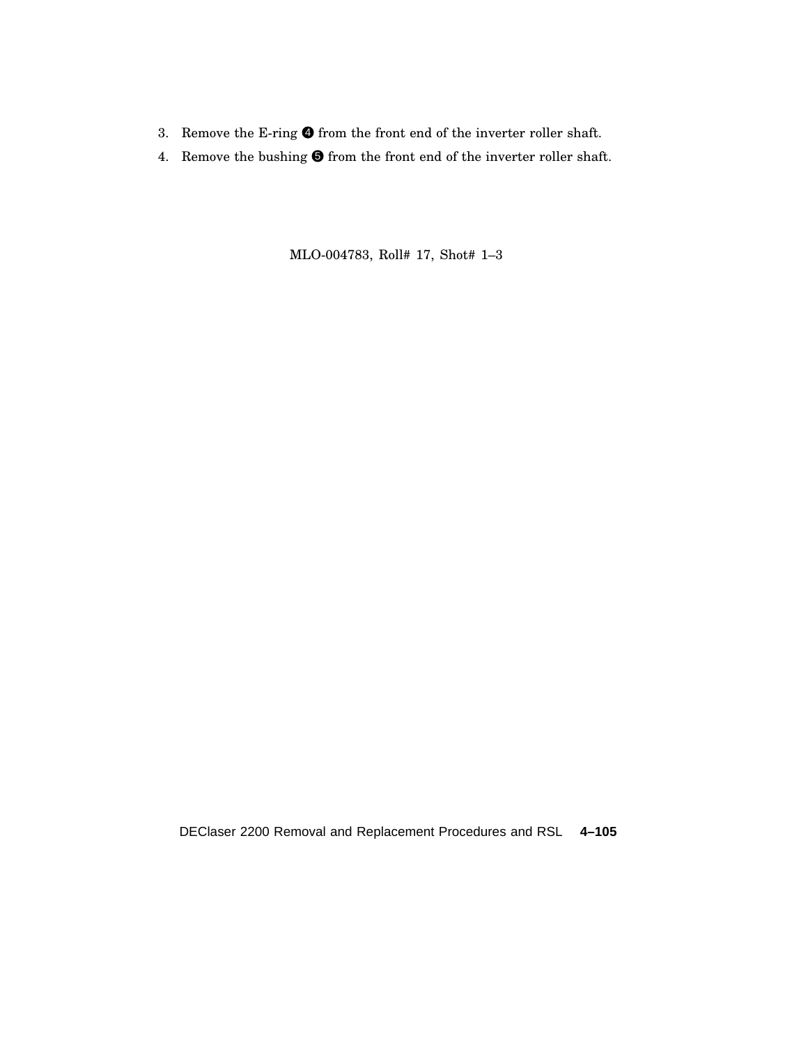3. Remove the E-ring ❹ from the front end of the inverter roller shaft.
4. Remove the bushing ❺ from the front end of the inverter roller shaft.

MLO-004783, Roll# 17, Shot# 1–3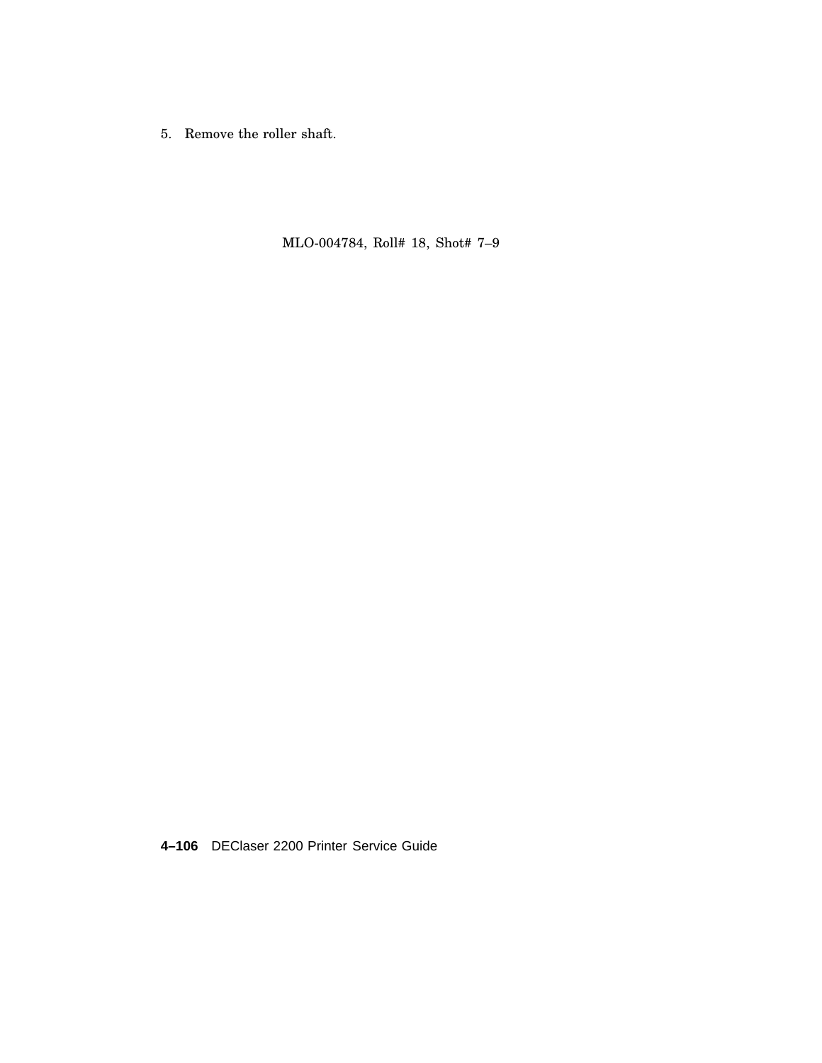5. Remove the roller shaft.

MLO-004784, Roll# 18, Shot# 7–9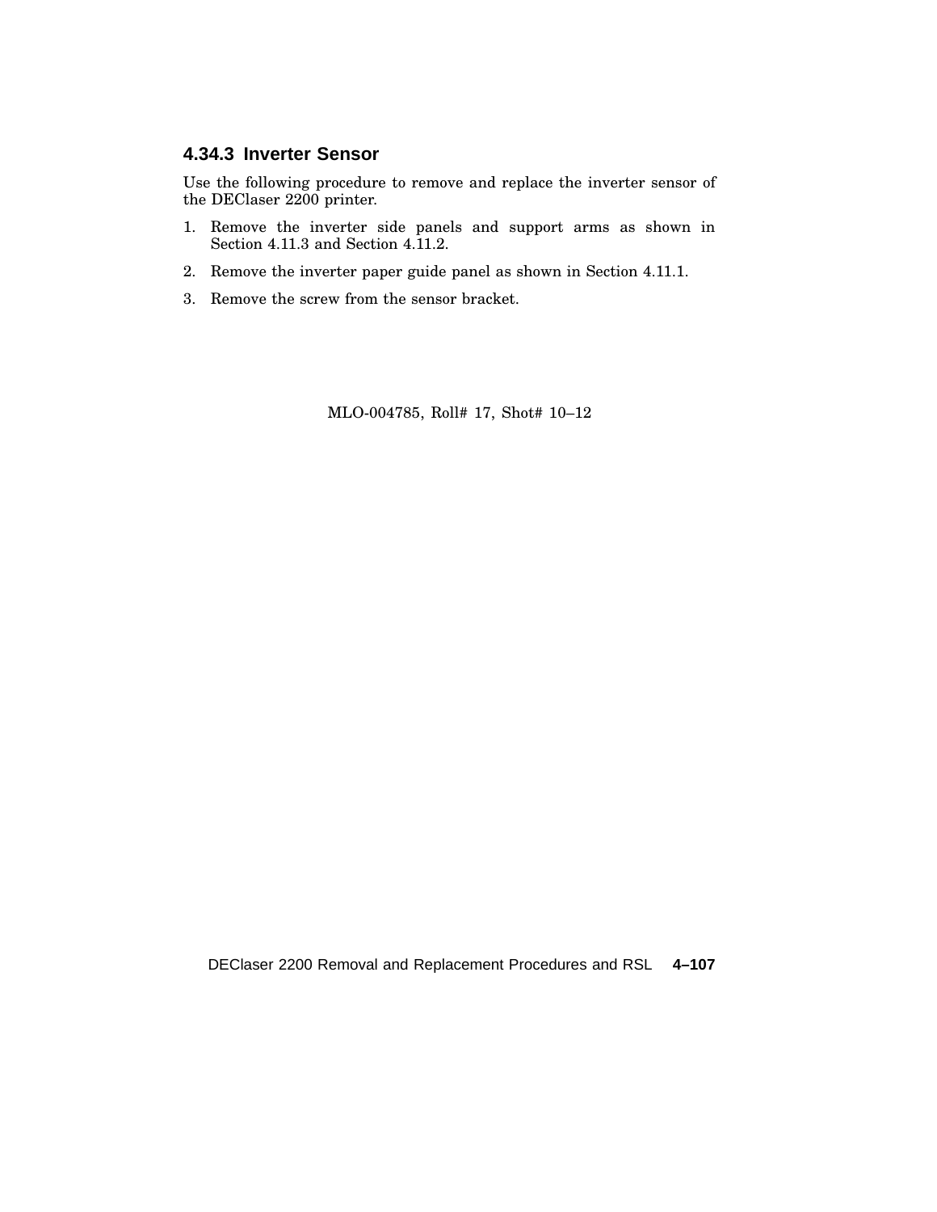### 4.34.3 Inverter Sensor

Use the following procedure to remove and replace the inverter sensor of the DEClaser 2200 printer.

1. Remove the inverter side panels and support arms as shown in Section 4.11.3 and Section 4.11.2.
2. Remove the inverter paper guide panel as shown in Section 4.11.1.
3. Remove the screw from the sensor bracket.

MLO-004785, Roll# 17, Shot# 10–12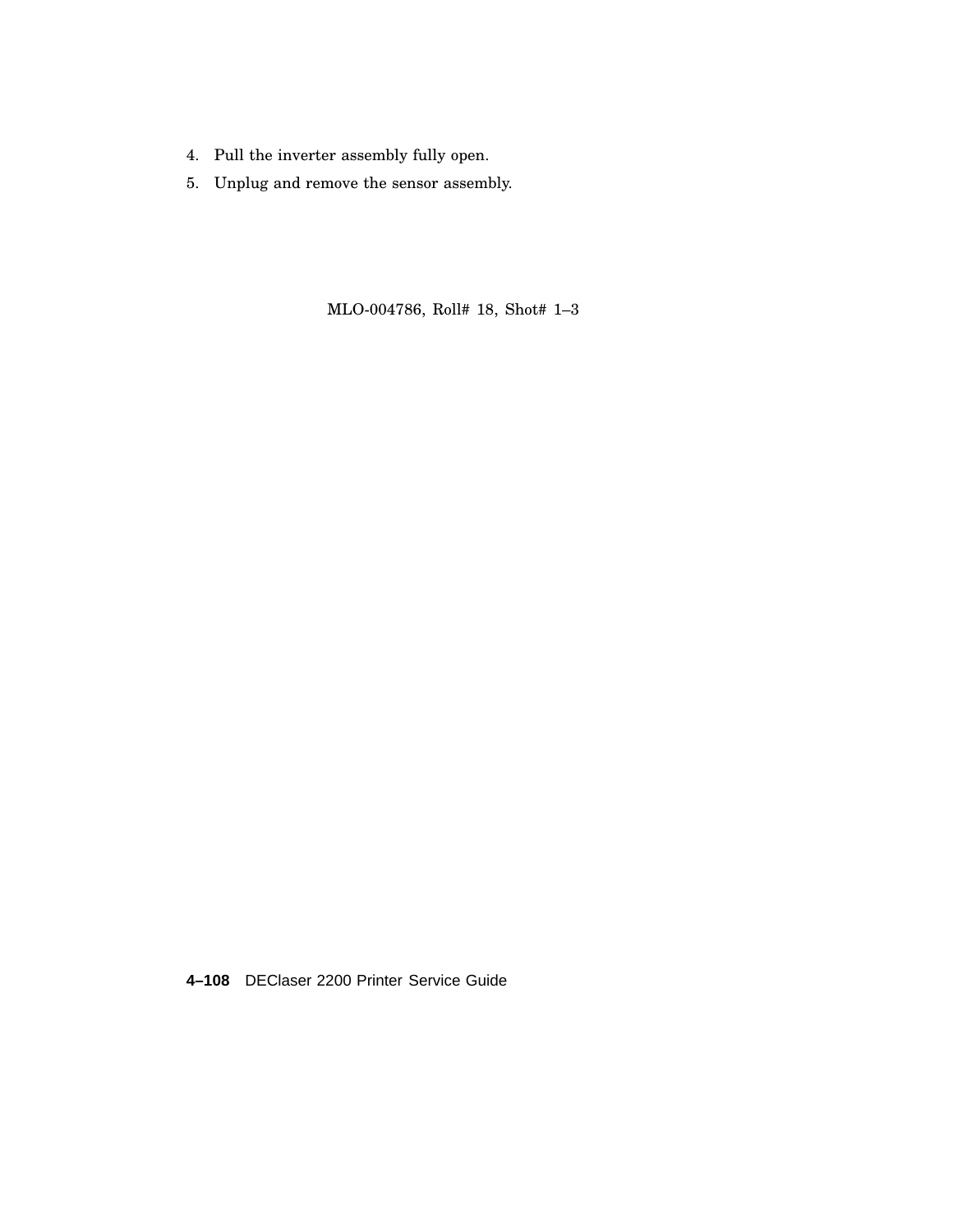4. Pull the inverter assembly fully open.
5. Unplug and remove the sensor assembly.

MLO-004786, Roll# 18, Shot# 1–3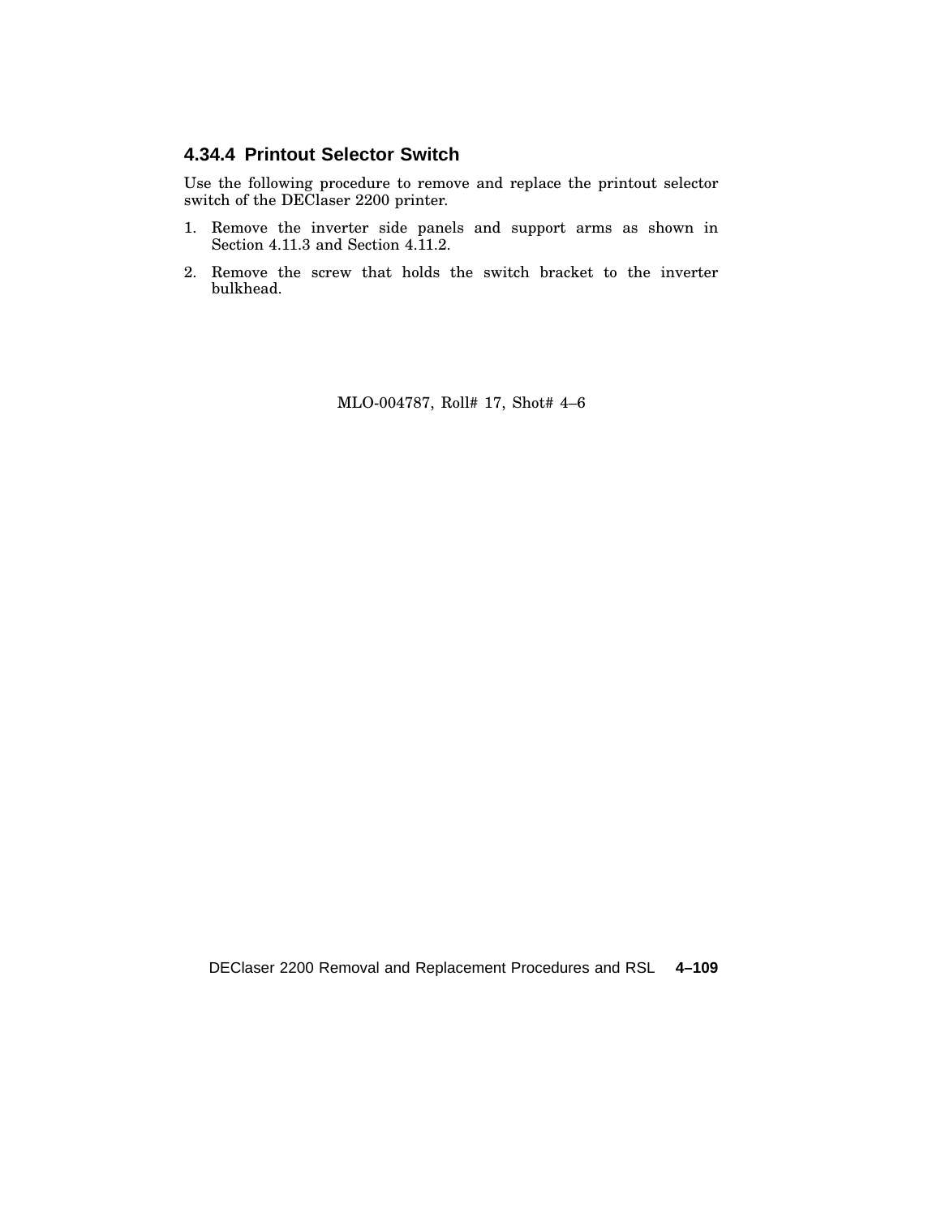### 4.34.4 Printout Selector Switch

Use the following procedure to remove and replace the printout selector switch of the DEClaser 2200 printer.

1. Remove the inverter side panels and support arms as shown in Section 4.11.3 and Section 4.11.2.
2. Remove the screw that holds the switch bracket to the inverter bulkhead.

MLO-004787, Roll# 17, Shot# 4–6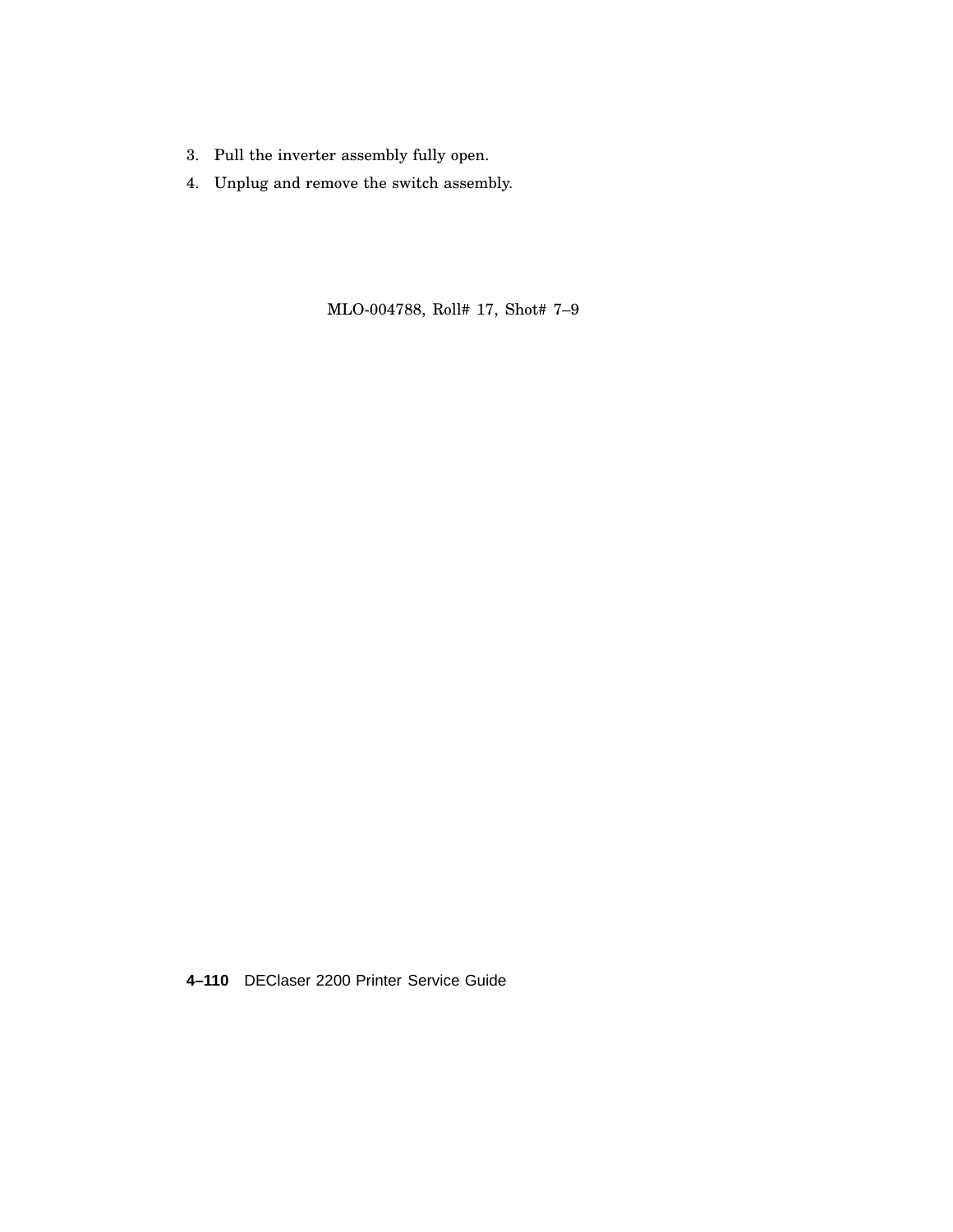3. Pull the inverter assembly fully open.
4. Unplug and remove the switch assembly.

MLO-004788, Roll# 17, Shot# 7–9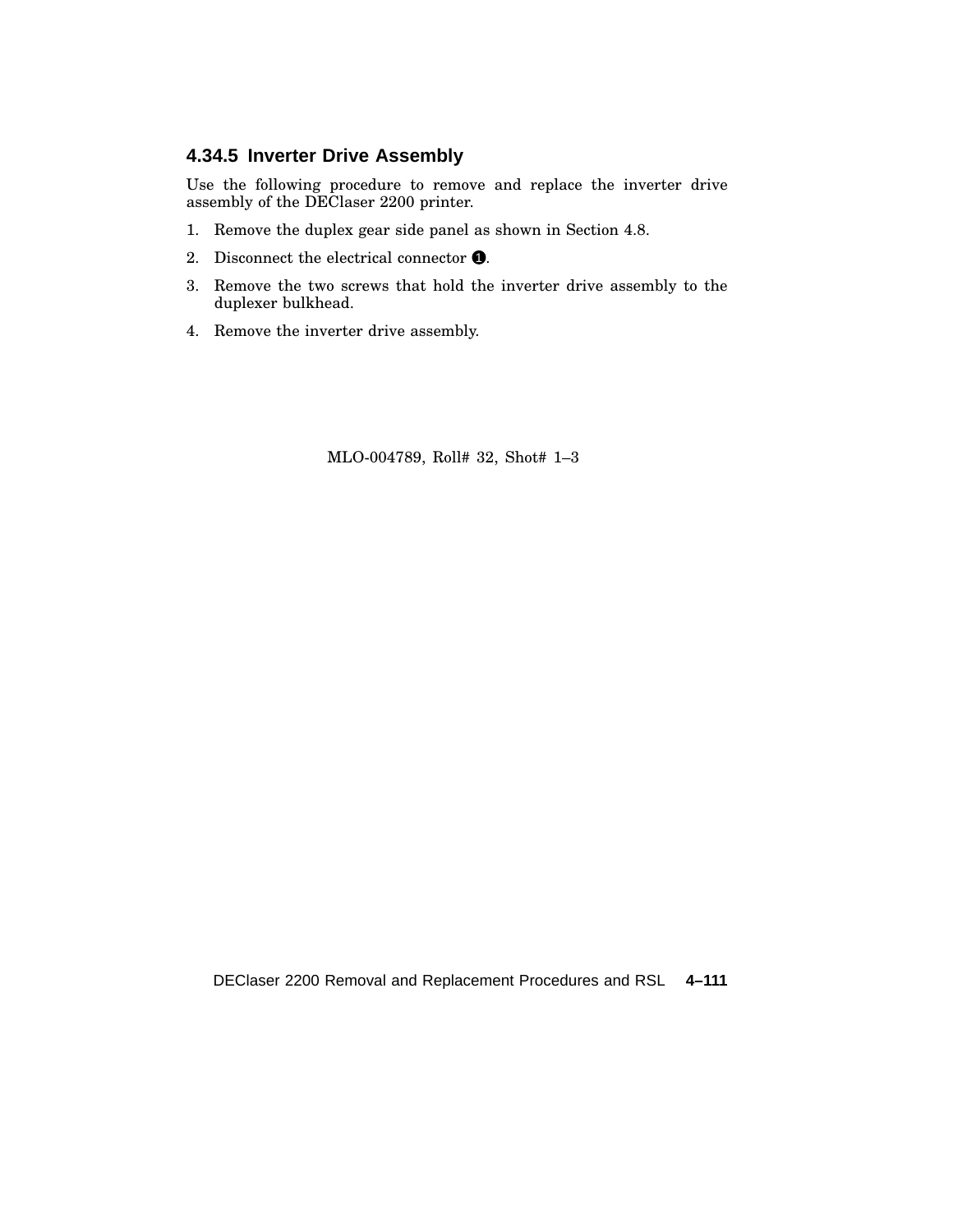### 4.34.5 Inverter Drive Assembly

Use the following procedure to remove and replace the inverter drive assembly of the DEClaser 2200 printer.

1. Remove the duplex gear side panel as shown in Section 4.8.
2. Disconnect the electrical connector ❶.
3. Remove the two screws that hold the inverter drive assembly to the duplexer bulkhead.
4. Remove the inverter drive assembly.

MLO-004789, Roll# 32, Shot# 1–3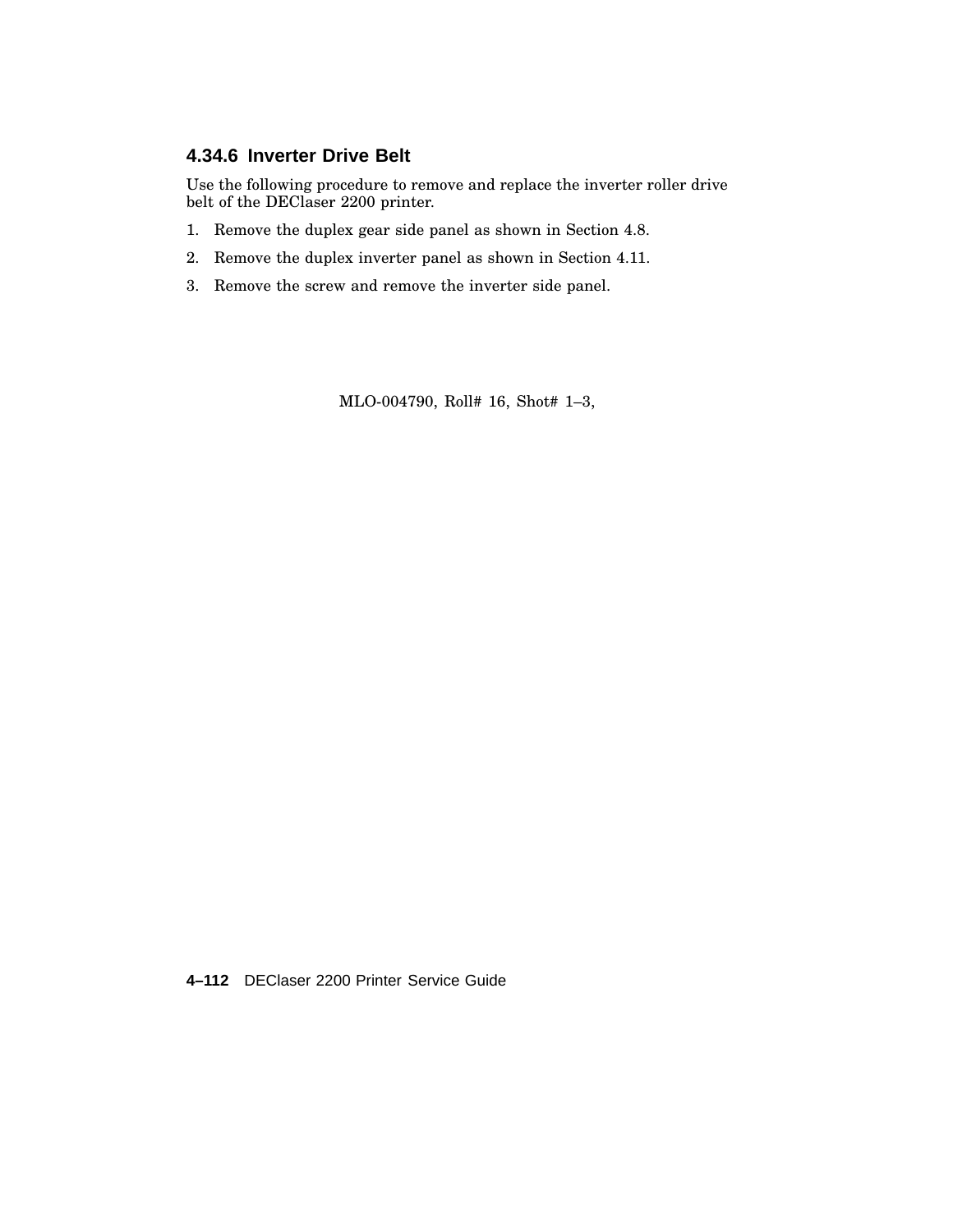### 4.34.6 Inverter Drive Belt

Use the following procedure to remove and replace the inverter roller drive belt of the DEClaser 2200 printer.

1. Remove the duplex gear side panel as shown in Section 4.8.
2. Remove the duplex inverter panel as shown in Section 4.11.
3. Remove the screw and remove the inverter side panel.

MLO-004790, Roll# 16, Shot# 1–3,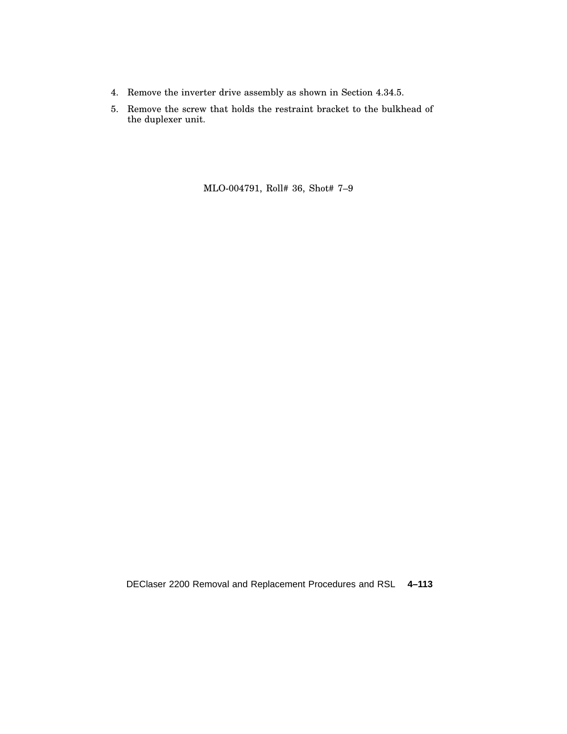4. Remove the inverter drive assembly as shown in Section 4.34.5.
5. Remove the screw that holds the restraint bracket to the bulkhead of the duplexer unit.

MLO-004791, Roll# 36, Shot# 7–9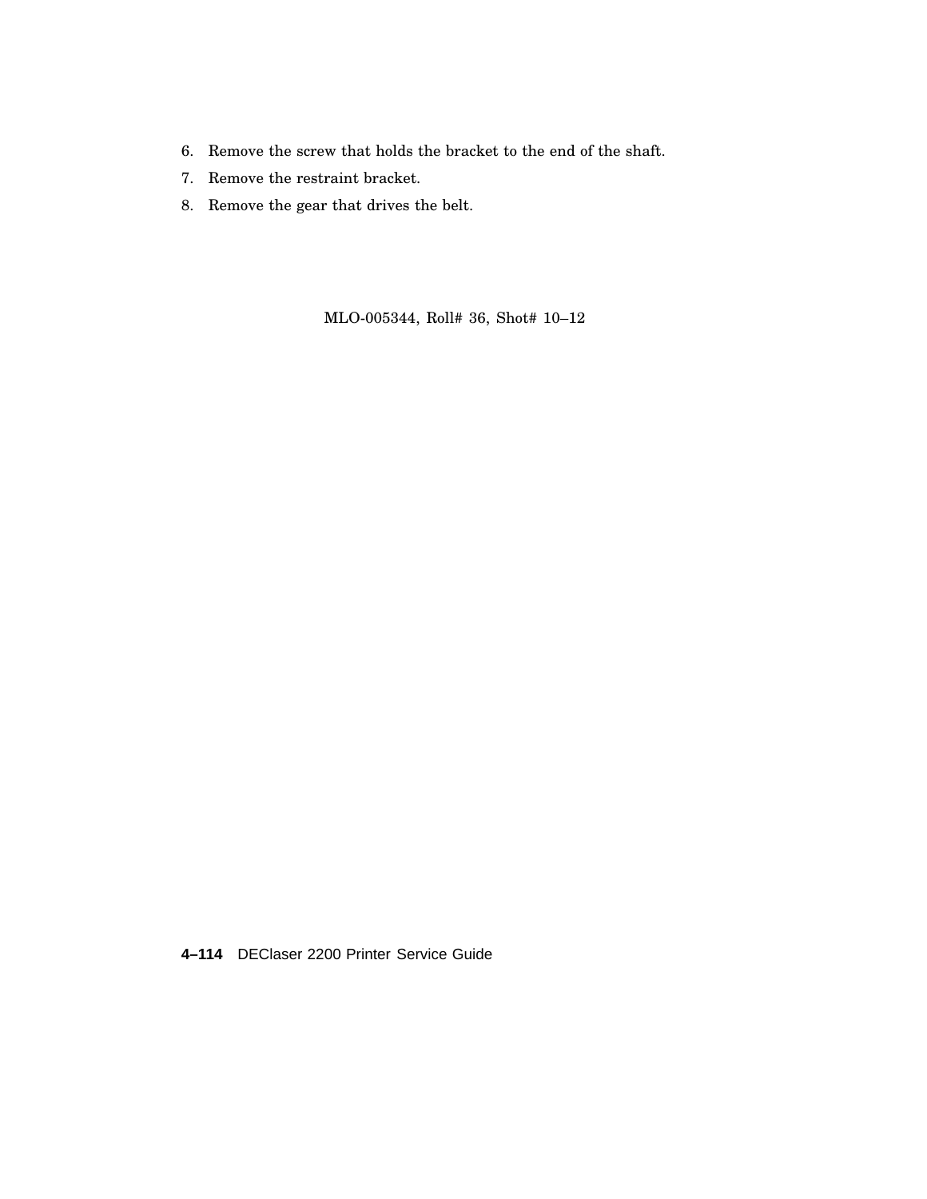6. Remove the screw that holds the bracket to the end of the shaft.
7. Remove the restraint bracket.
8. Remove the gear that drives the belt.

MLO-005344, Roll# 36, Shot# 10–12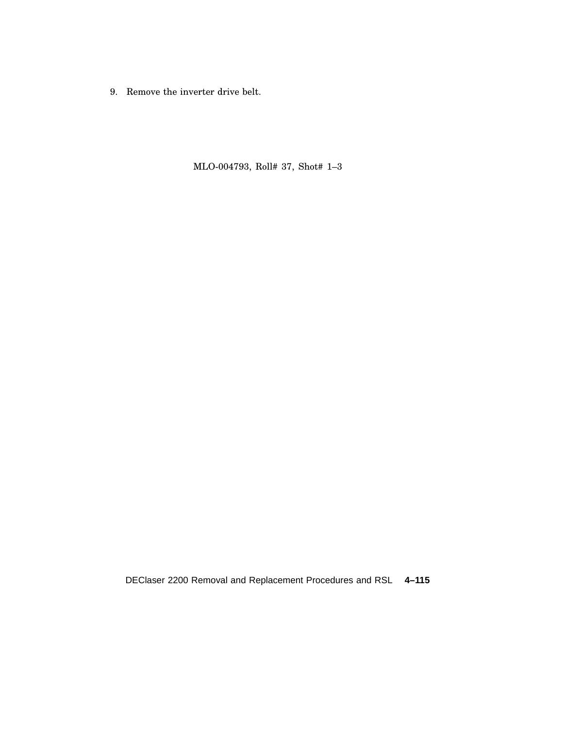9. Remove the inverter drive belt.

MLO-004793, Roll# 37, Shot# 1–3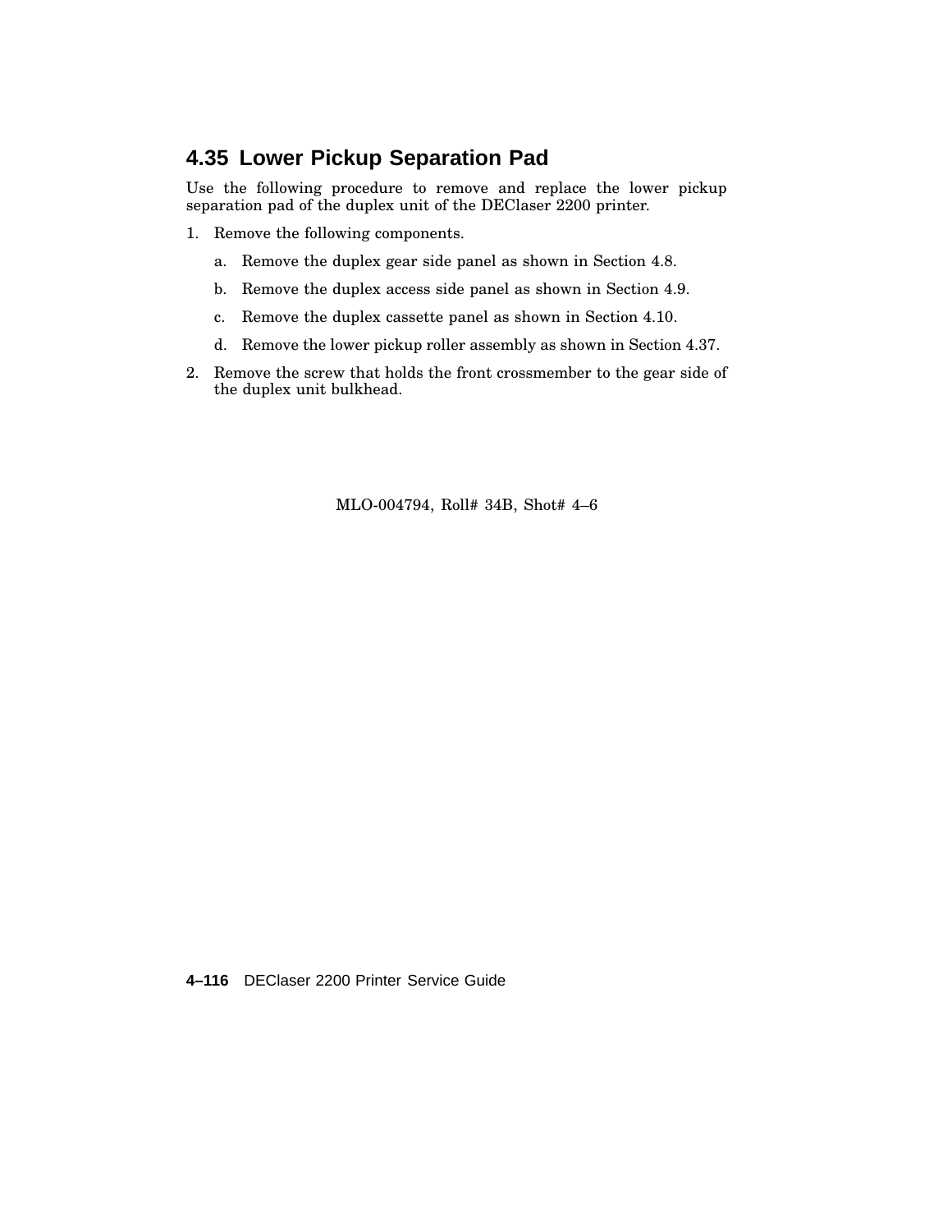## 4.35 Lower Pickup Separation Pad

Use the following procedure to remove and replace the lower pickup separation pad of the duplex unit of the DEClaser 2200 printer.

1. Remove the following components.
   a. Remove the duplex gear side panel as shown in Section 4.8.
   b. Remove the duplex access side panel as shown in Section 4.9.
   c. Remove the duplex cassette panel as shown in Section 4.10.
   d. Remove the lower pickup roller assembly as shown in Section 4.37.
2. Remove the screw that holds the front crossmember to the gear side of the duplex unit bulkhead.

MLO-004794, Roll# 34B, Shot# 4–6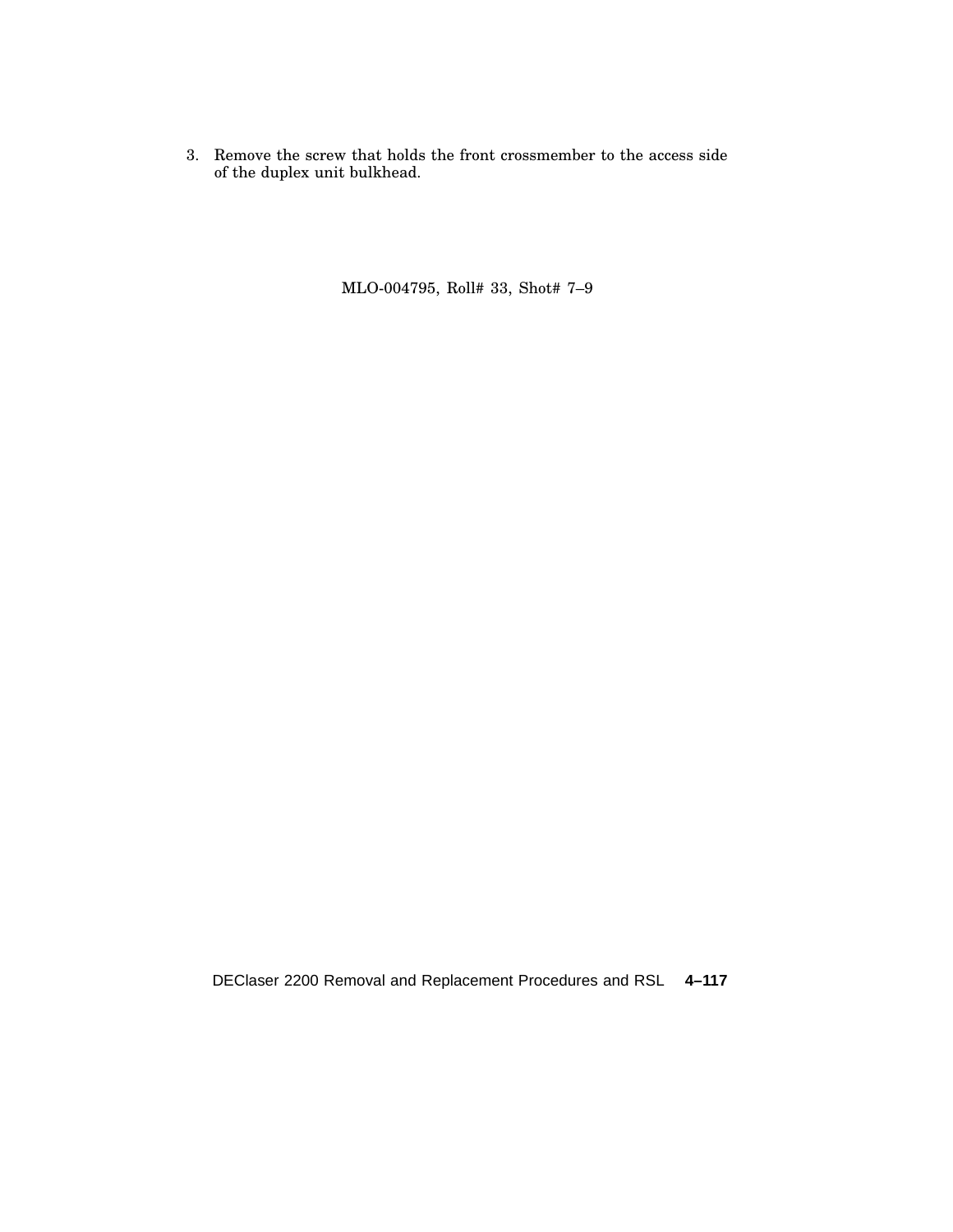3. Remove the screw that holds the front crossmember to the access side of the duplex unit bulkhead.

MLO-004795, Roll# 33, Shot# 7–9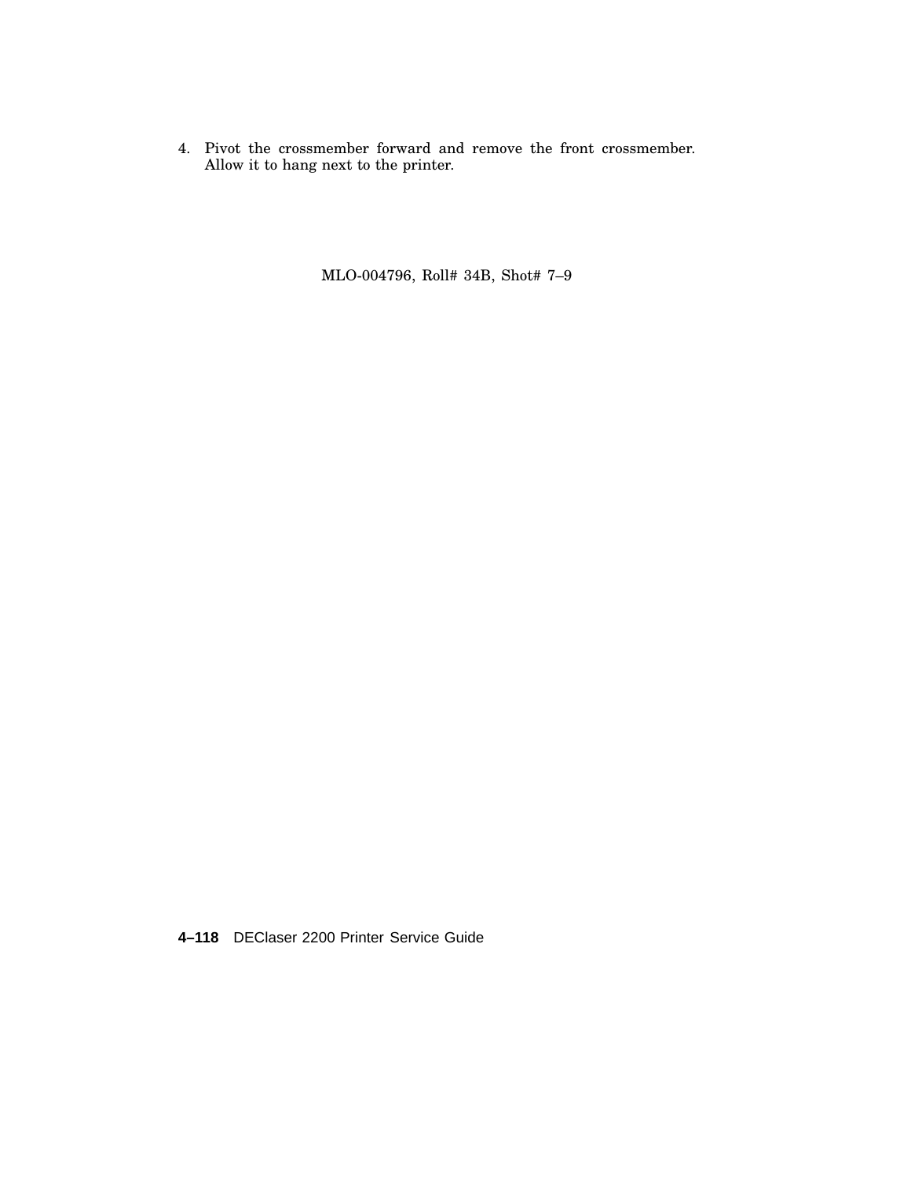4. Pivot the crossmember forward and remove the front crossmember. Allow it to hang next to the printer.

MLO-004796, Roll# 34B, Shot# 7–9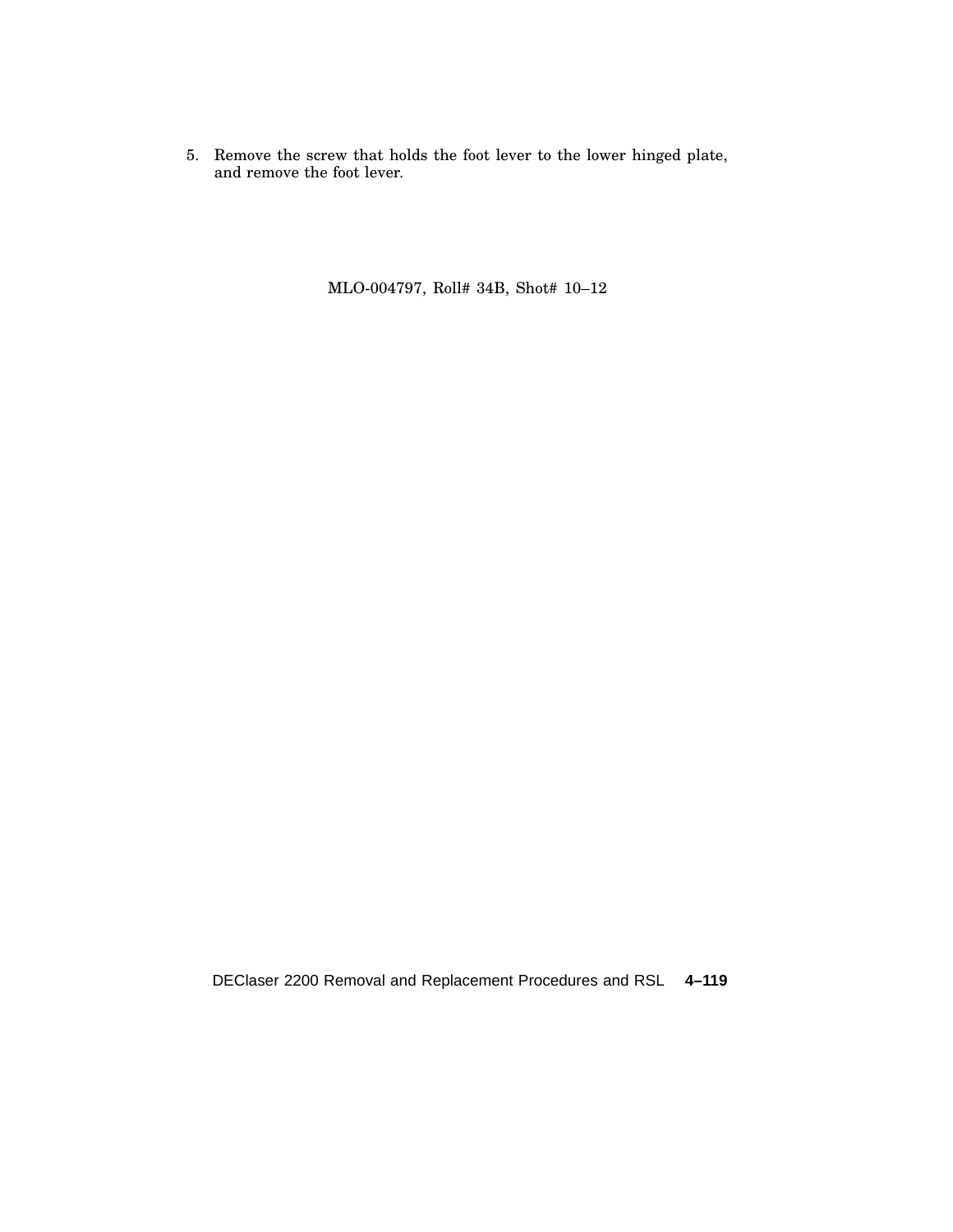5. Remove the screw that holds the foot lever to the lower hinged plate, and remove the foot lever.

MLO-004797, Roll# 34B, Shot# 10–12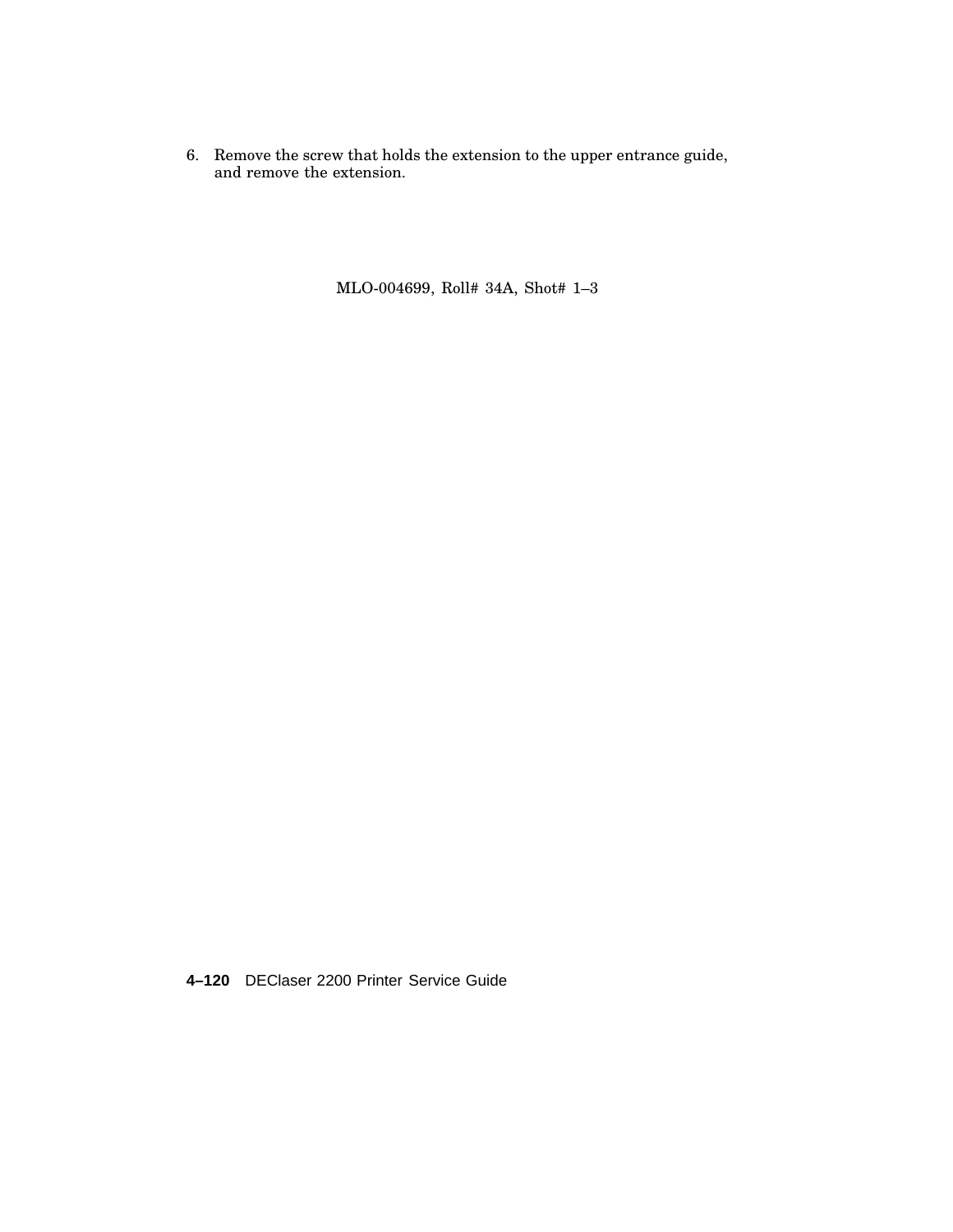6. Remove the screw that holds the extension to the upper entrance guide, and remove the extension.

MLO-004699, Roll# 34A, Shot# 1–3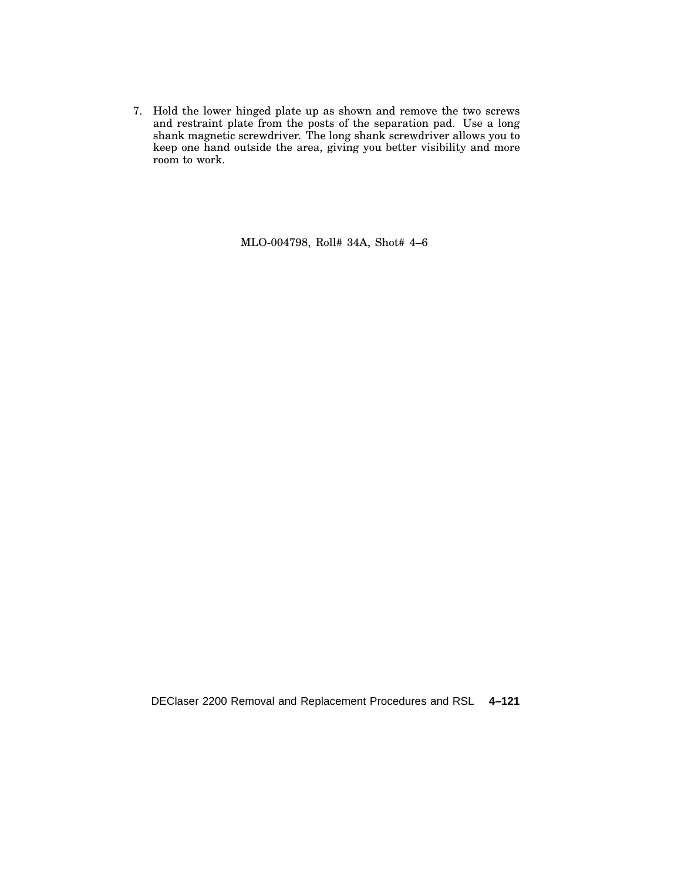7. Hold the lower hinged plate up as shown and remove the two screws and restraint plate from the posts of the separation pad. Use a long shank magnetic screwdriver. The long shank screwdriver allows you to keep one hand outside the area, giving you better visibility and more room to work.

MLO-004798, Roll# 34A, Shot# 4–6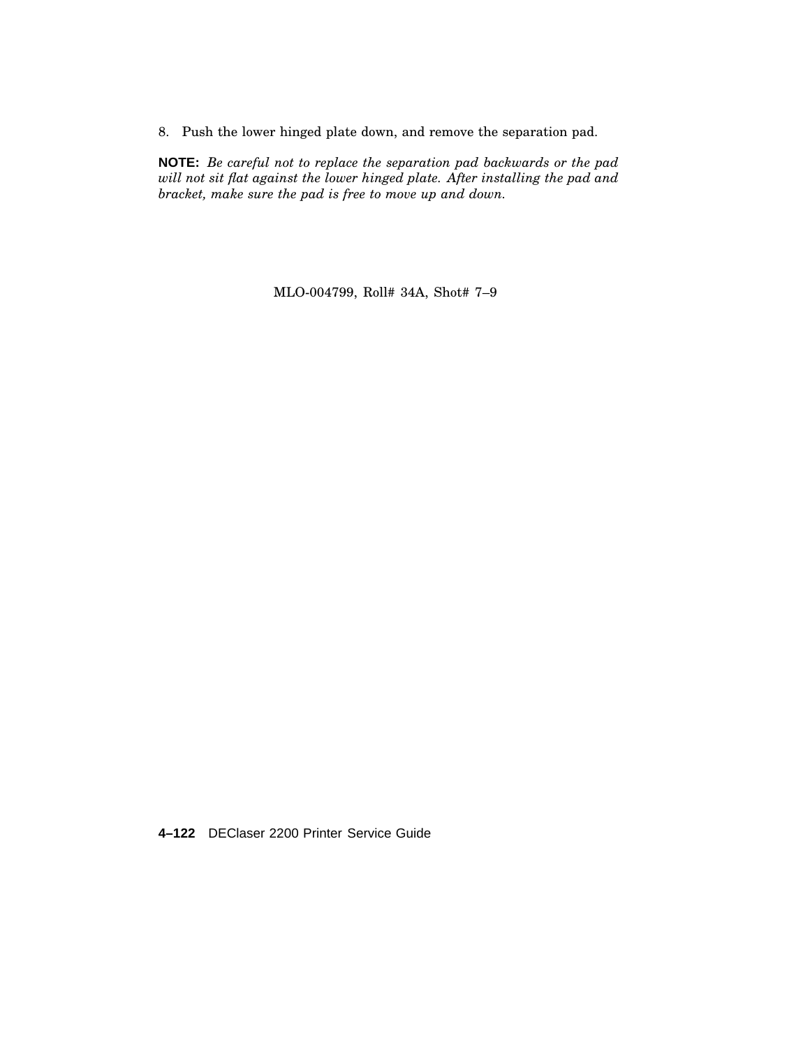8. Push the lower hinged plate down, and remove the separation pad.

**NOTE:** *Be careful not to replace the separation pad backwards or the pad will not sit flat against the lower hinged plate. After installing the pad and bracket, make sure the pad is free to move up and down.*

MLO-004799, Roll# 34A, Shot# 7–9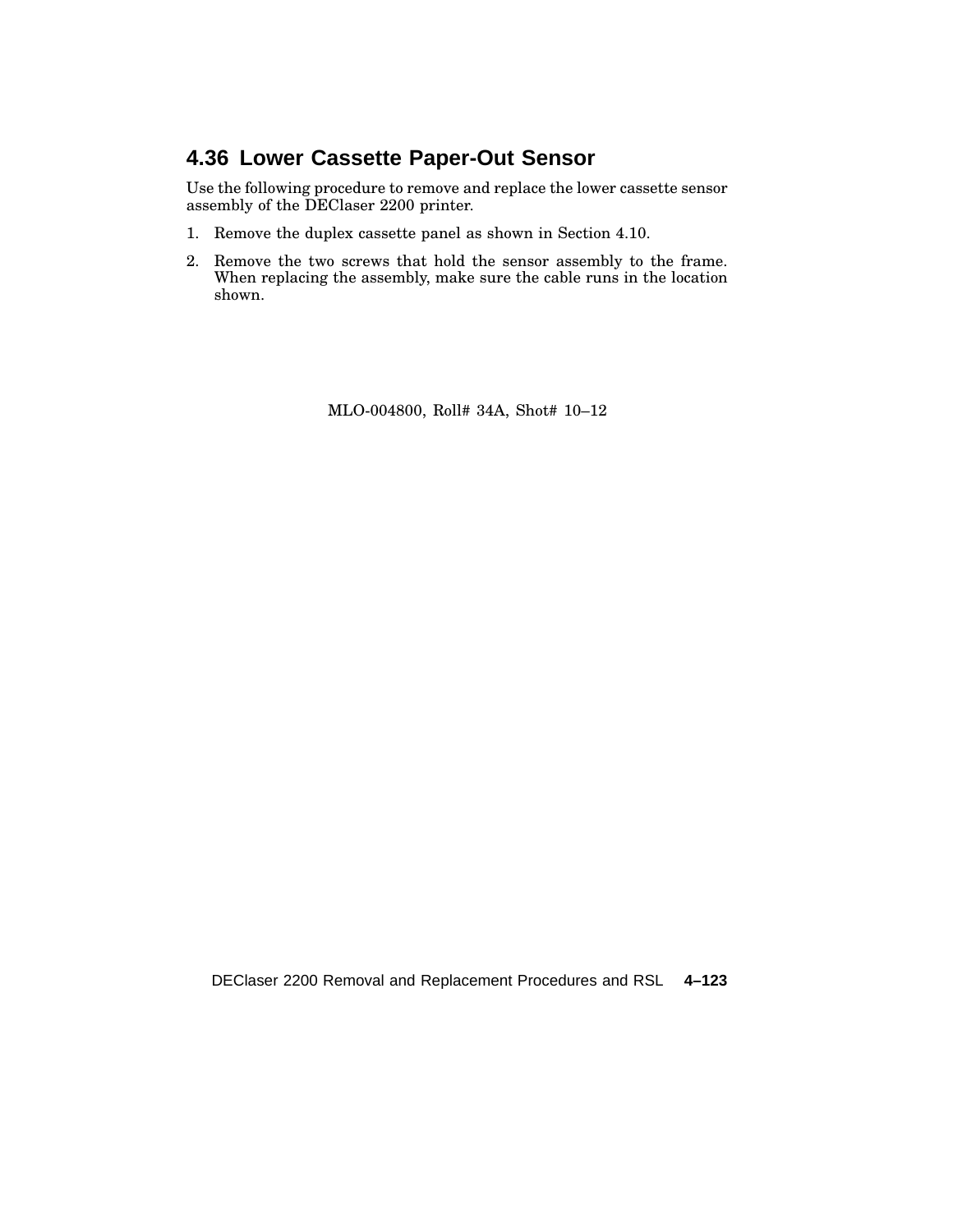## 4.36 Lower Cassette Paper-Out Sensor

Use the following procedure to remove and replace the lower cassette sensor assembly of the DEClaser 2200 printer.

1. Remove the duplex cassette panel as shown in Section 4.10.
2. Remove the two screws that hold the sensor assembly to the frame. When replacing the assembly, make sure the cable runs in the location shown.

MLO-004800, Roll# 34A, Shot# 10–12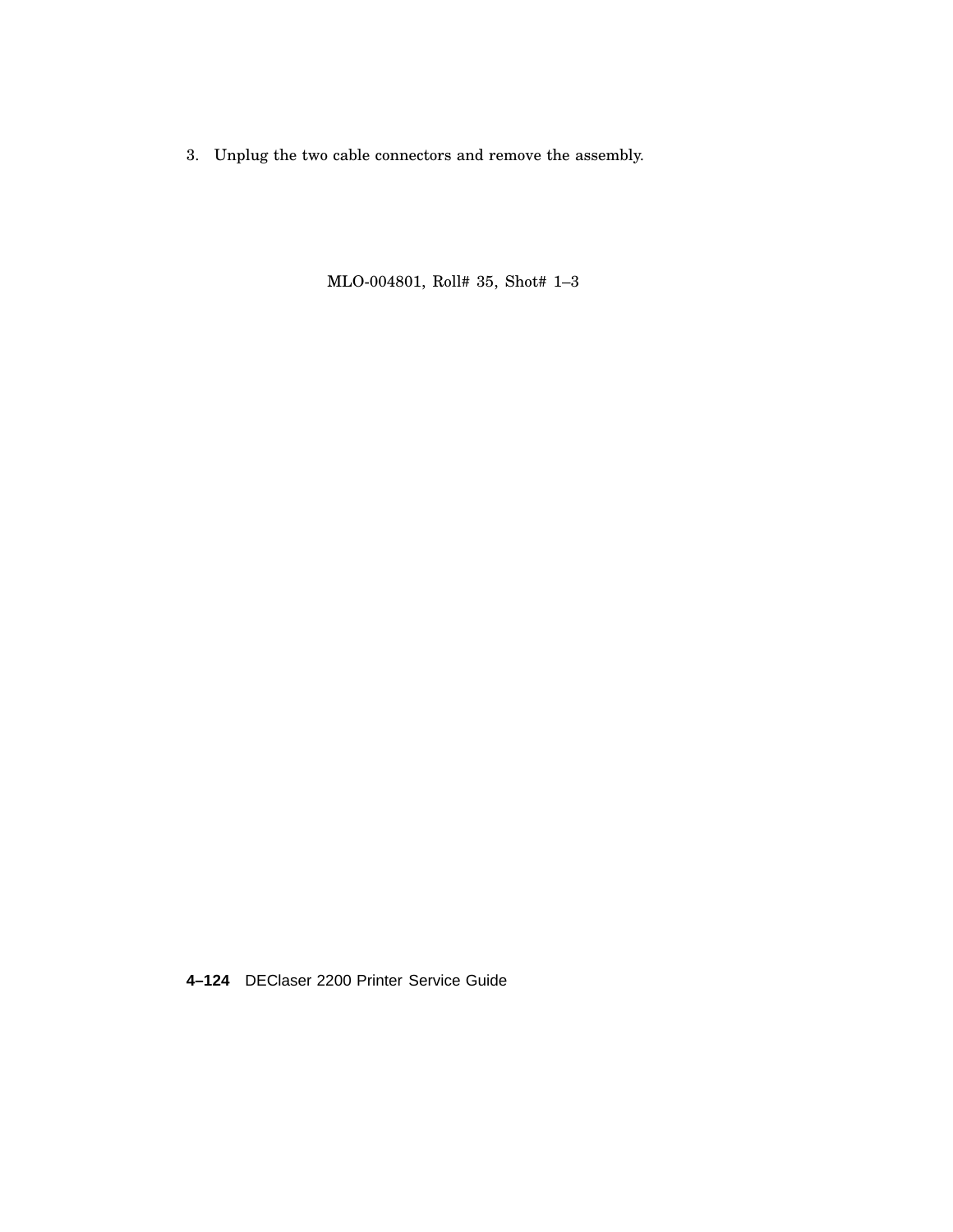3. Unplug the two cable connectors and remove the assembly.

MLO-004801, Roll# 35, Shot# 1–3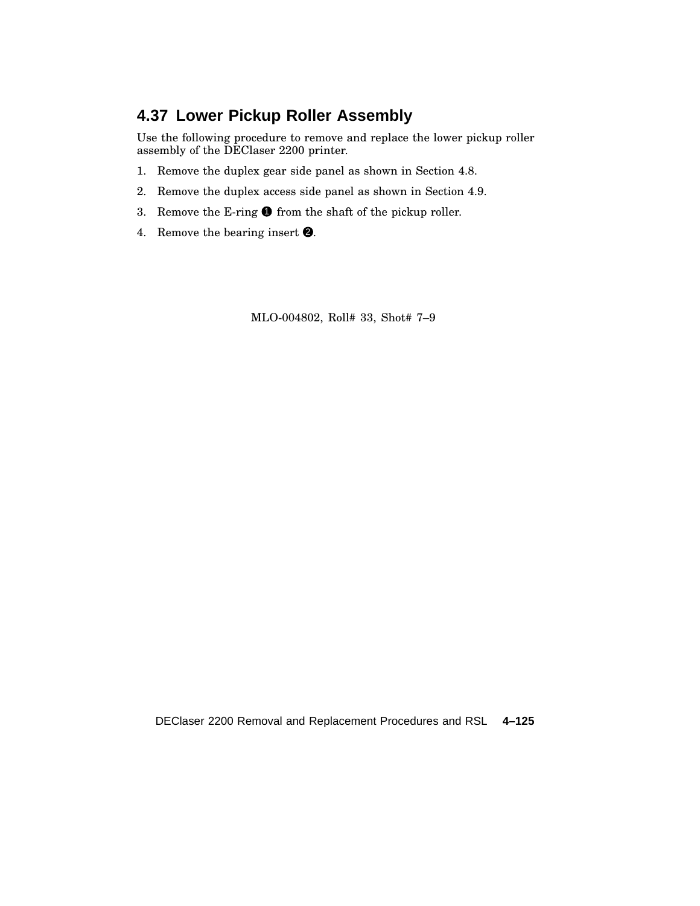## 4.37 Lower Pickup Roller Assembly

Use the following procedure to remove and replace the lower pickup roller assembly of the DEClaser 2200 printer.

1. Remove the duplex gear side panel as shown in Section 4.8.
2. Remove the duplex access side panel as shown in Section 4.9.
3. Remove the E-ring ❶ from the shaft of the pickup roller.
4. Remove the bearing insert ❷.

MLO-004802, Roll# 33, Shot# 7–9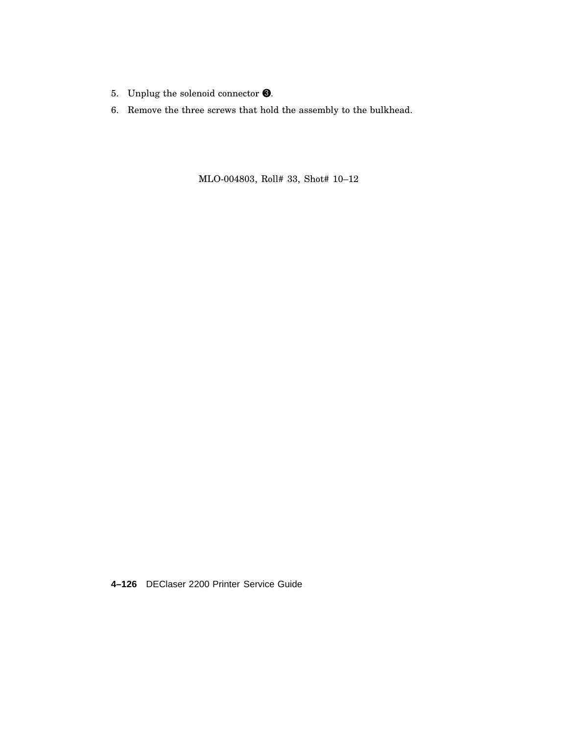5. Unplug the solenoid connector ❸.
6. Remove the three screws that hold the assembly to the bulkhead.

MLO-004803, Roll# 33, Shot# 10–12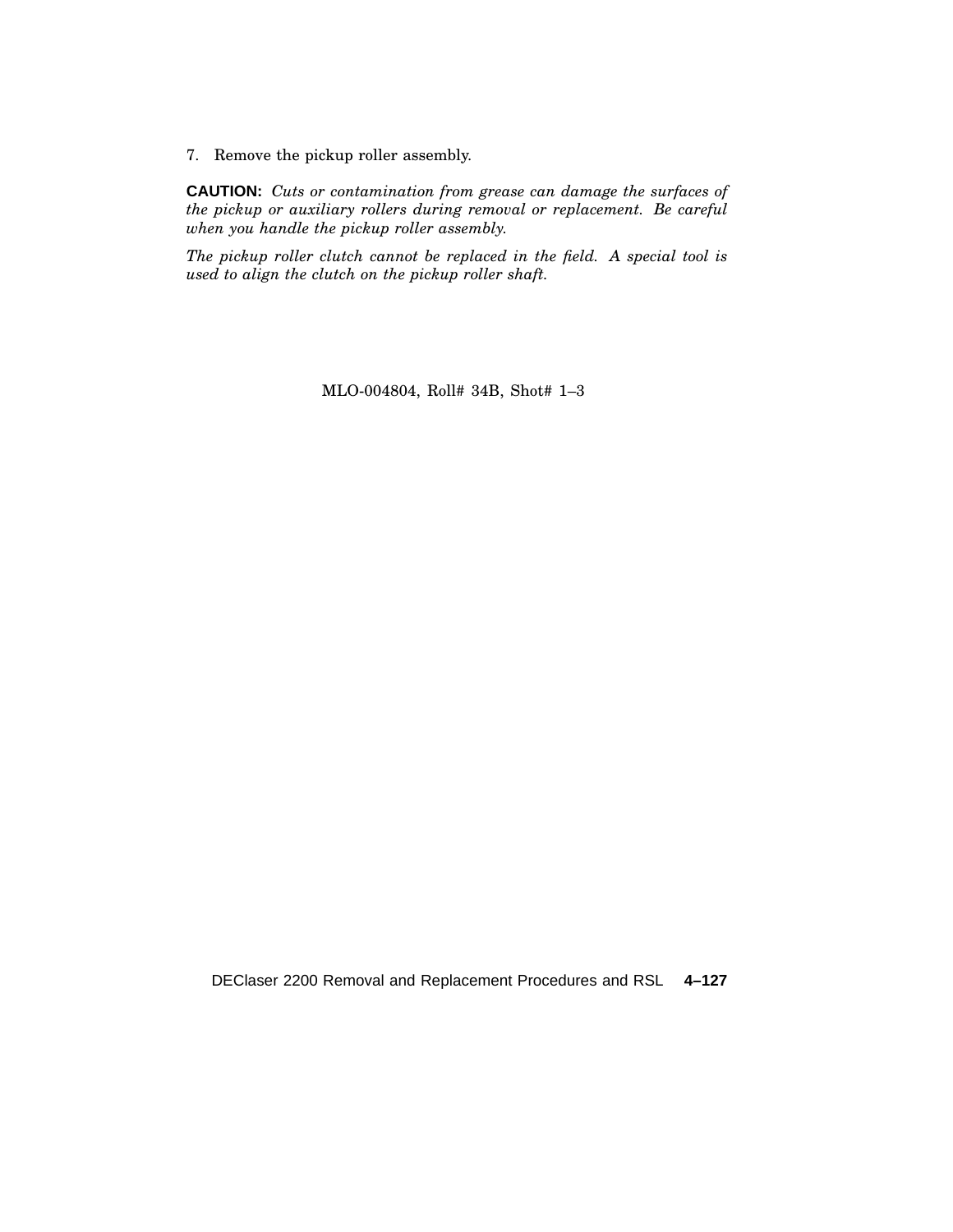7. Remove the pickup roller assembly.

**CAUTION:** *Cuts or contamination from grease can damage the surfaces of the pickup or auxiliary rollers during removal or replacement. Be careful when you handle the pickup roller assembly.*

*The pickup roller clutch cannot be replaced in the field. A special tool is used to align the clutch on the pickup roller shaft.*

MLO-004804, Roll# 34B, Shot# 1–3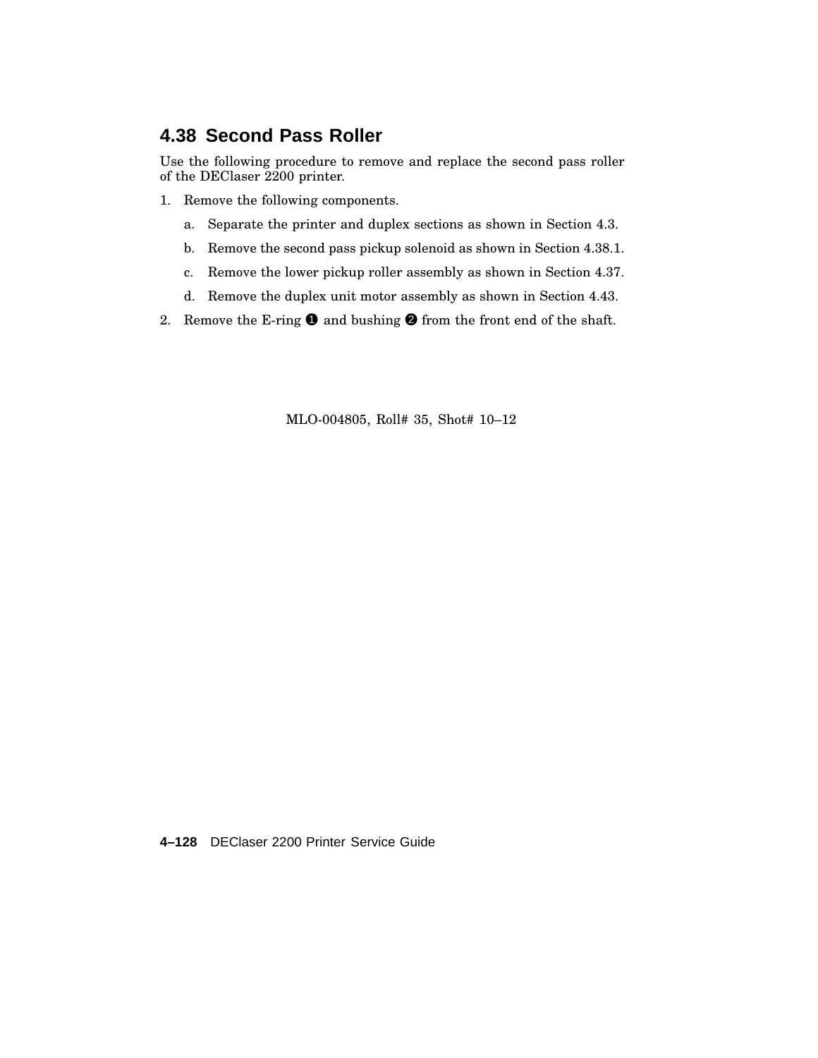## 4.38 Second Pass Roller

Use the following procedure to remove and replace the second pass roller of the DEClaser 2200 printer.

1. Remove the following components.
   a. Separate the printer and duplex sections as shown in Section 4.3.
   b. Remove the second pass pickup solenoid as shown in Section 4.38.1.
   c. Remove the lower pickup roller assembly as shown in Section 4.37.
   d. Remove the duplex unit motor assembly as shown in Section 4.43.
2. Remove the E-ring ❶ and bushing ❷ from the front end of the shaft.

MLO-004805, Roll# 35, Shot# 10–12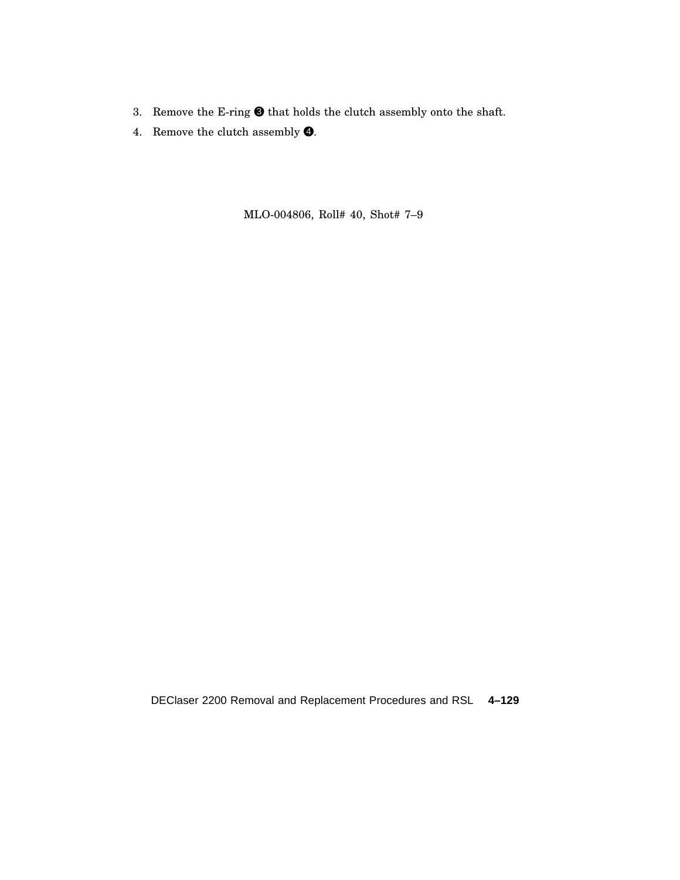3. Remove the E-ring ❸ that holds the clutch assembly onto the shaft.
4. Remove the clutch assembly ❹.

MLO-004806, Roll# 40, Shot# 7–9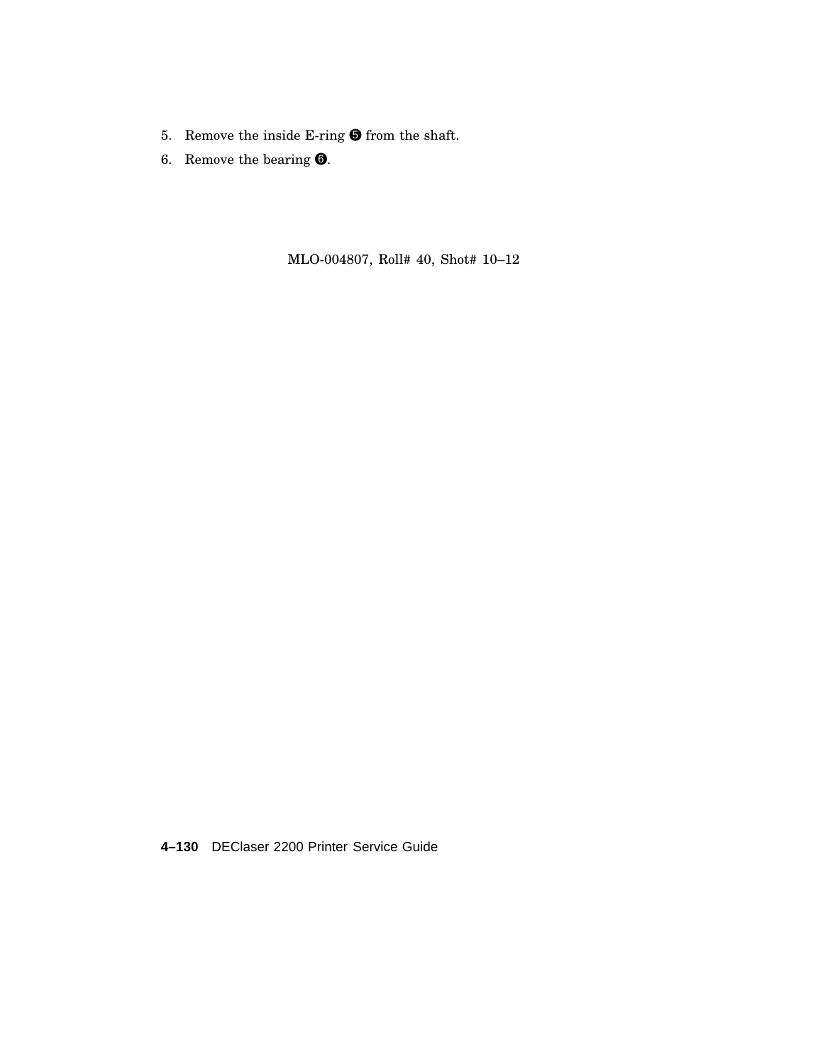5. Remove the inside E-ring ❺ from the shaft.
6. Remove the bearing ❻.

MLO-004807, Roll# 40, Shot# 10–12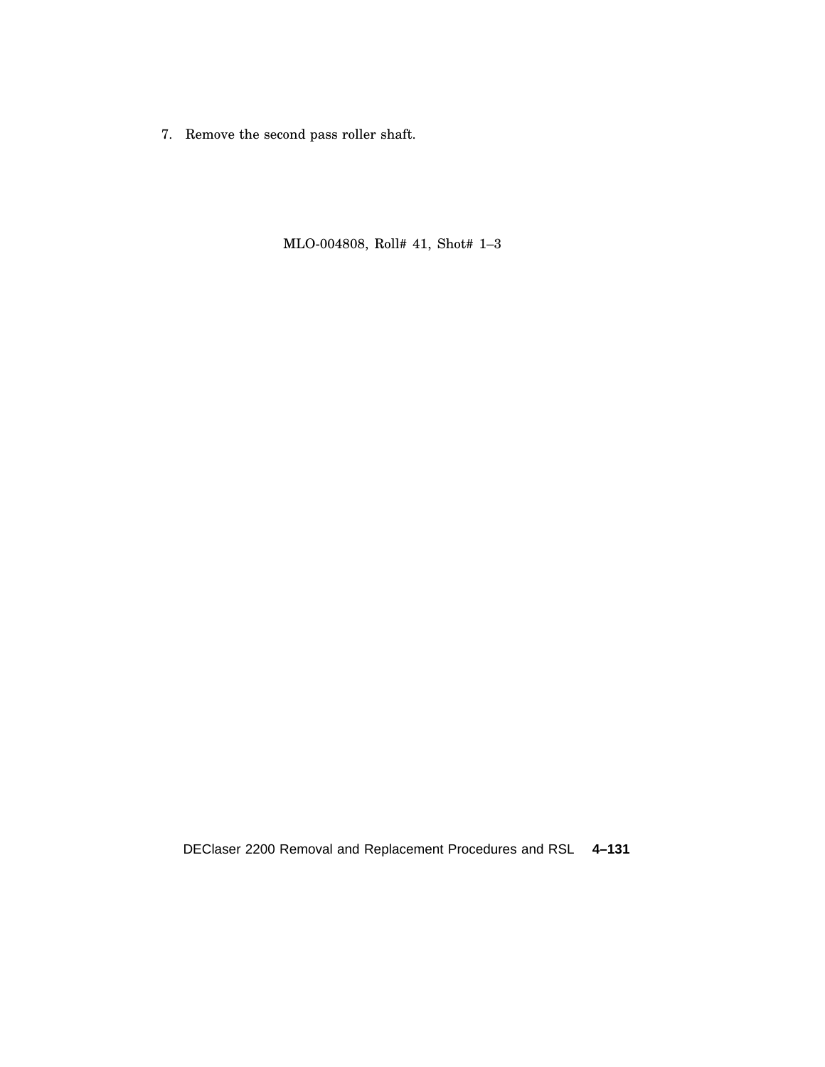7. Remove the second pass roller shaft.

MLO-004808, Roll# 41, Shot# 1–3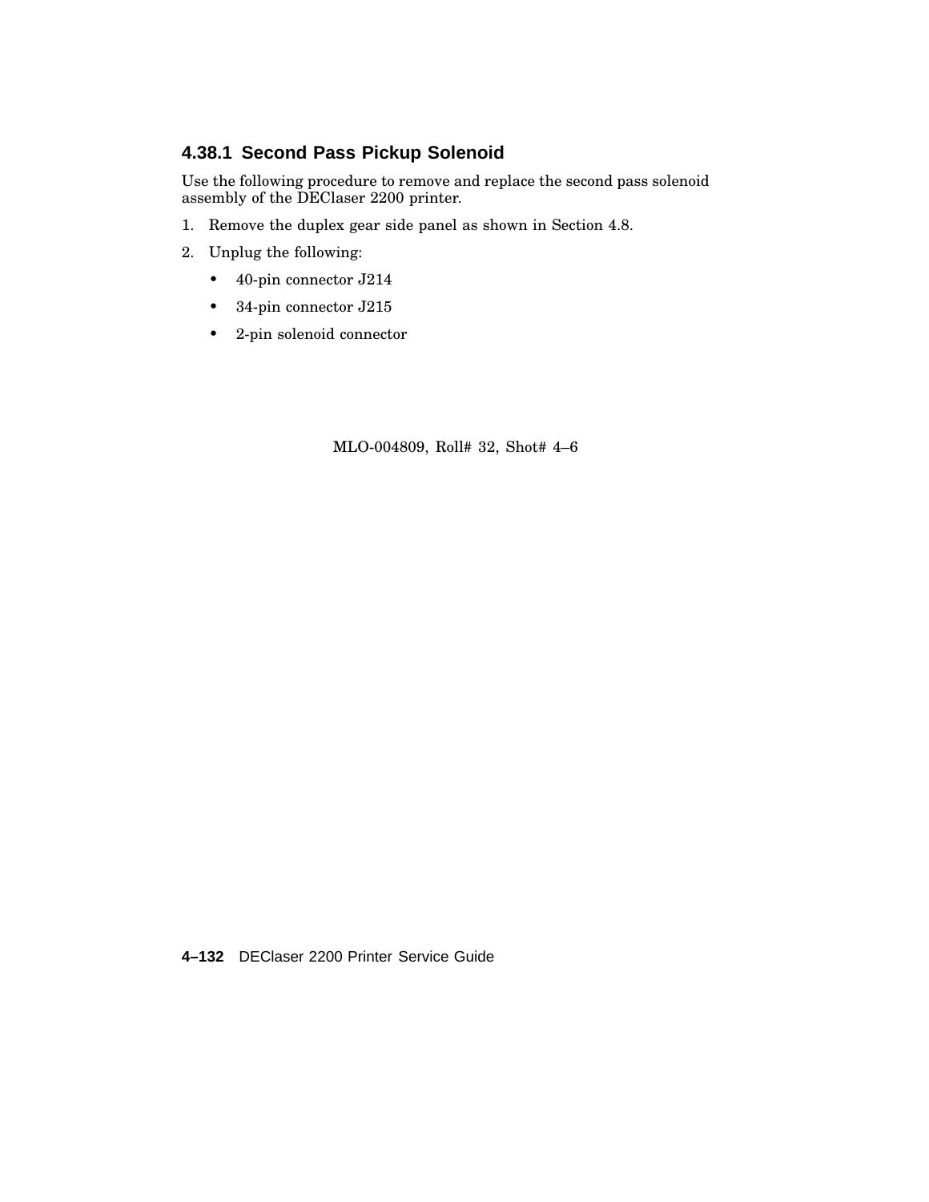### 4.38.1 Second Pass Pickup Solenoid

Use the following procedure to remove and replace the second pass solenoid assembly of the DEClaser 2200 printer.

1. Remove the duplex gear side panel as shown in Section 4.8.
2. Unplug the following:
   - 40-pin connector J214
   - 34-pin connector J215
   - 2-pin solenoid connector

MLO-004809, Roll# 32, Shot# 4–6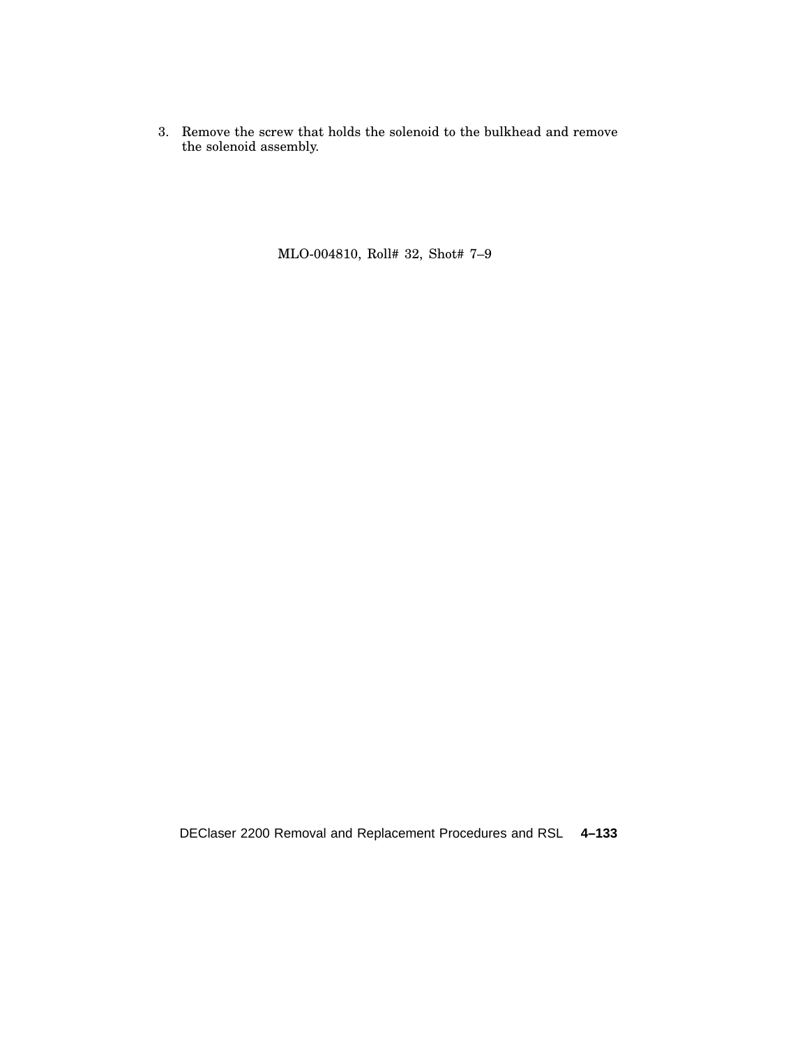3. Remove the screw that holds the solenoid to the bulkhead and remove the solenoid assembly.

MLO-004810, Roll# 32, Shot# 7–9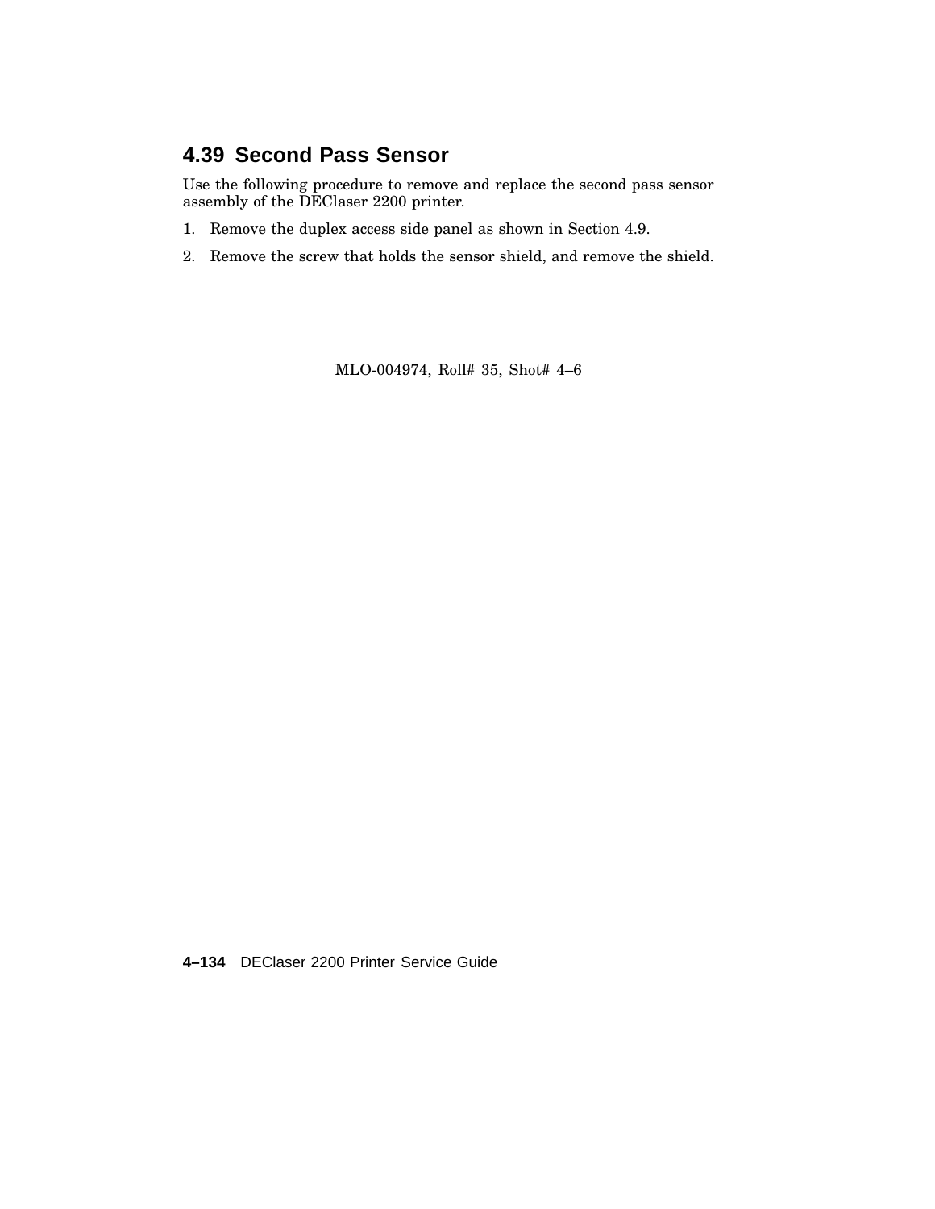## 4.39 Second Pass Sensor

Use the following procedure to remove and replace the second pass sensor assembly of the DEClaser 2200 printer.

1. Remove the duplex access side panel as shown in Section 4.9.
2. Remove the screw that holds the sensor shield, and remove the shield.

MLO-004974, Roll# 35, Shot# 4–6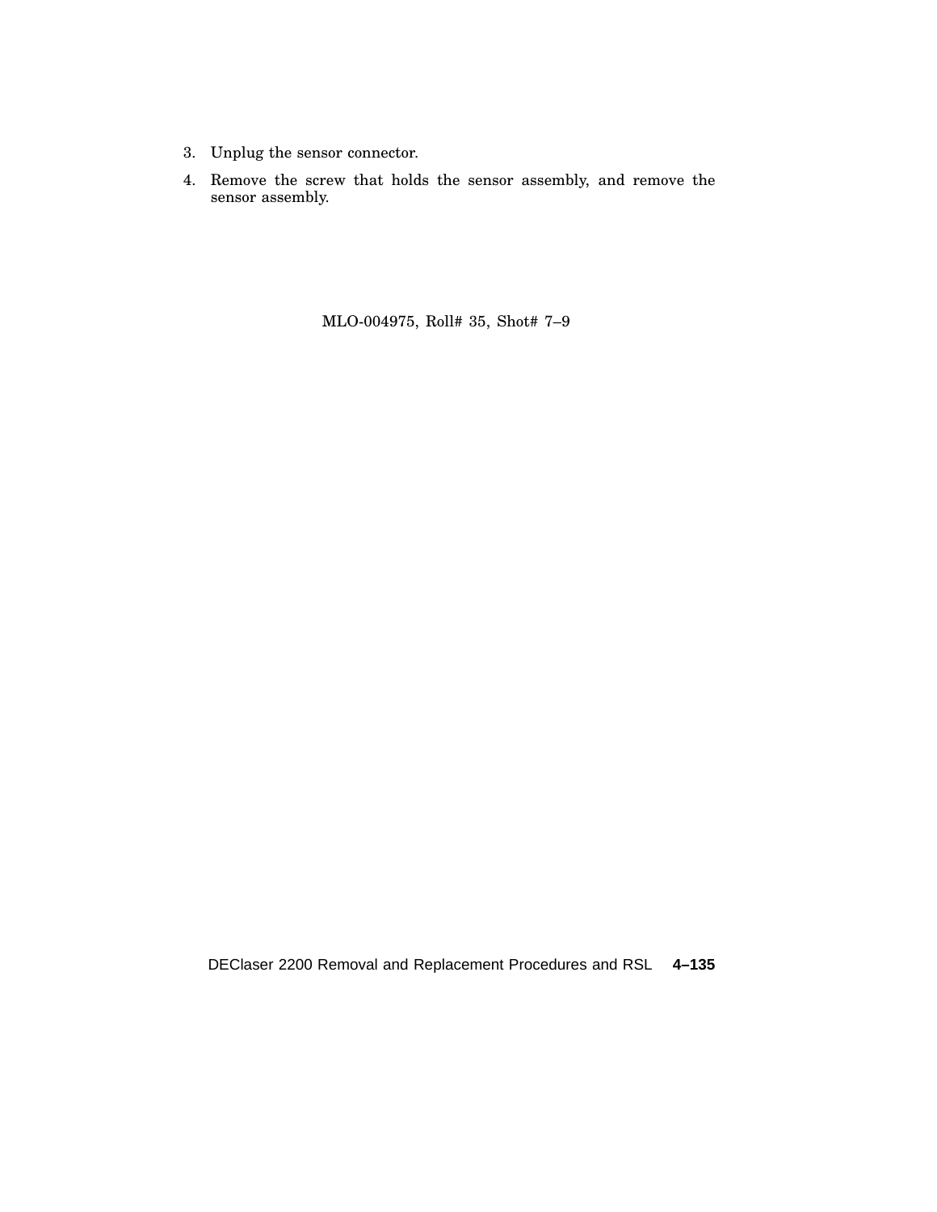3. Unplug the sensor connector.
4. Remove the screw that holds the sensor assembly, and remove the sensor assembly.

MLO-004975, Roll# 35, Shot# 7–9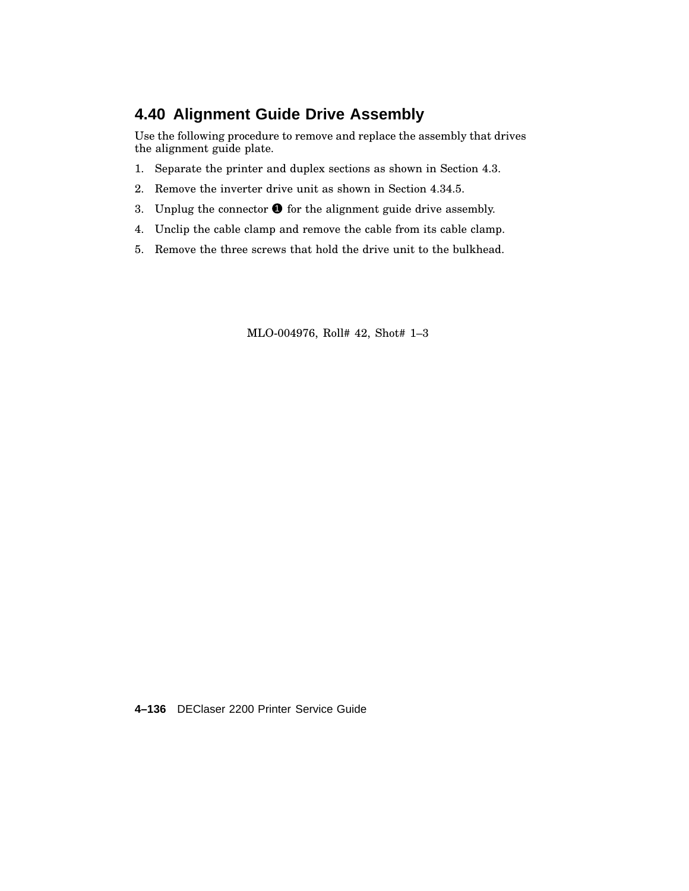## 4.40 Alignment Guide Drive Assembly

Use the following procedure to remove and replace the assembly that drives the alignment guide plate.

1. Separate the printer and duplex sections as shown in Section 4.3.
2. Remove the inverter drive unit as shown in Section 4.34.5.
3. Unplug the connector ❶ for the alignment guide drive assembly.
4. Unclip the cable clamp and remove the cable from its cable clamp.
5. Remove the three screws that hold the drive unit to the bulkhead.

MLO-004976, Roll# 42, Shot# 1–3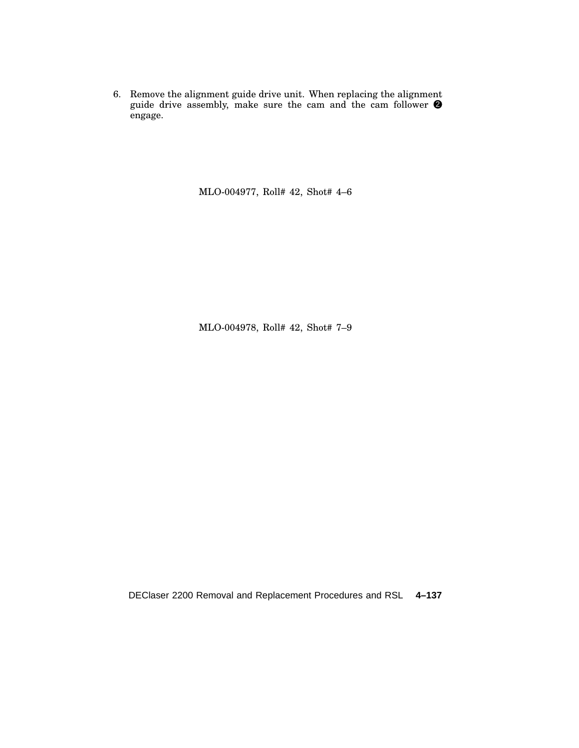6. Remove the alignment guide drive unit. When replacing the alignment guide drive assembly, make sure the cam and the cam follower ❷ engage.

MLO-004977, Roll# 42, Shot# 4–6

MLO-004978, Roll# 42, Shot# 7–9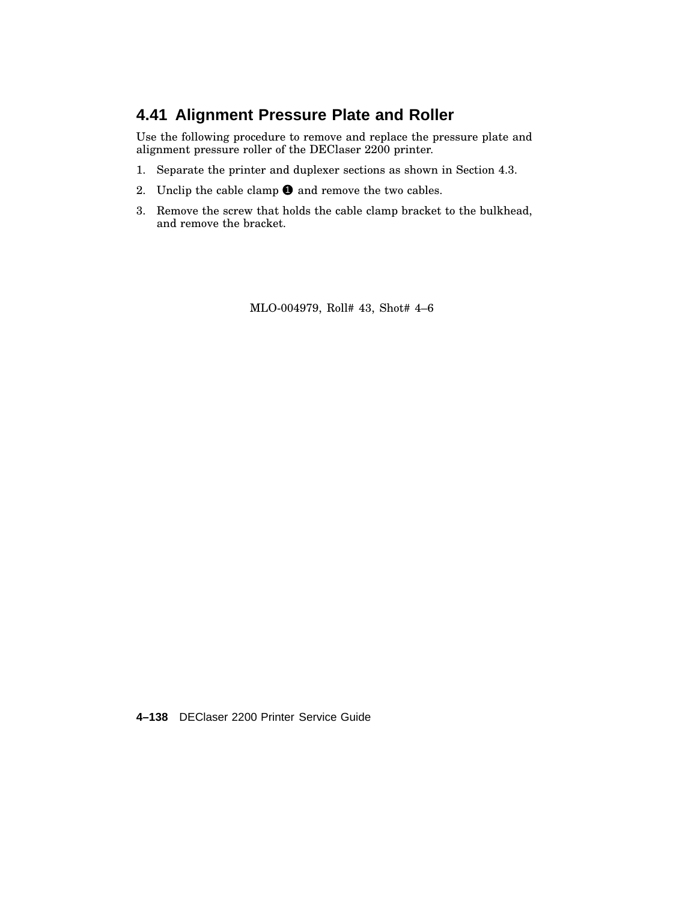## 4.41 Alignment Pressure Plate and Roller

Use the following procedure to remove and replace the pressure plate and alignment pressure roller of the DEClaser 2200 printer.

1. Separate the printer and duplexer sections as shown in Section 4.3.
2. Unclip the cable clamp ❶ and remove the two cables.
3. Remove the screw that holds the cable clamp bracket to the bulkhead, and remove the bracket.

MLO-004979, Roll# 43, Shot# 4–6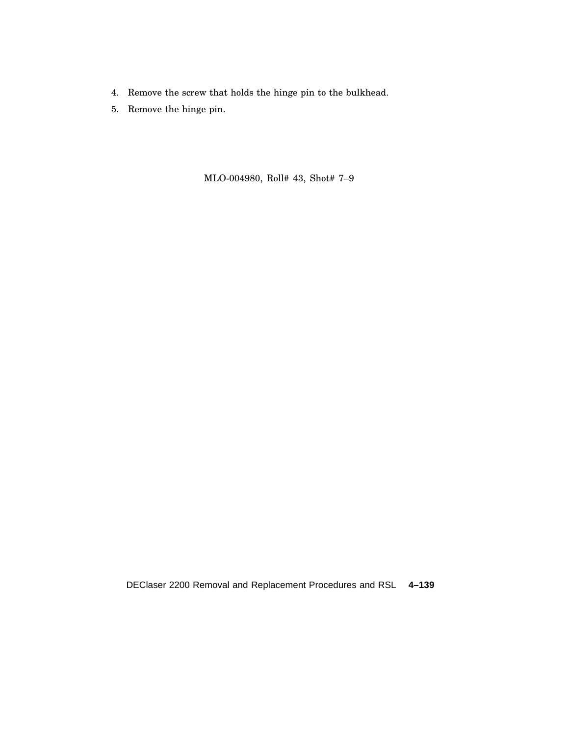4. Remove the screw that holds the hinge pin to the bulkhead.
5. Remove the hinge pin.

MLO-004980, Roll# 43, Shot# 7–9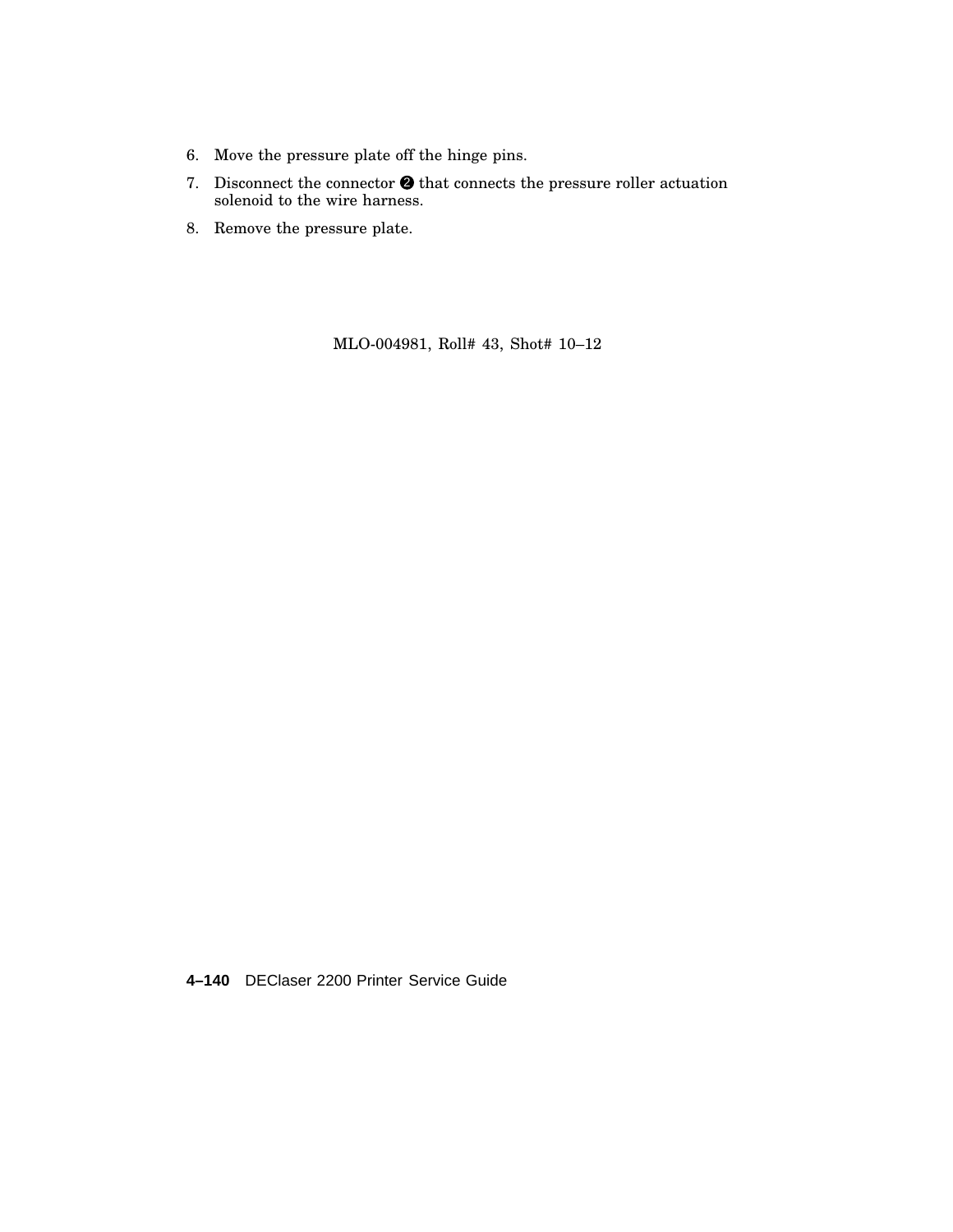6. Move the pressure plate off the hinge pins.
7. Disconnect the connector ❷ that connects the pressure roller actuation solenoid to the wire harness.
8. Remove the pressure plate.

MLO-004981, Roll# 43, Shot# 10–12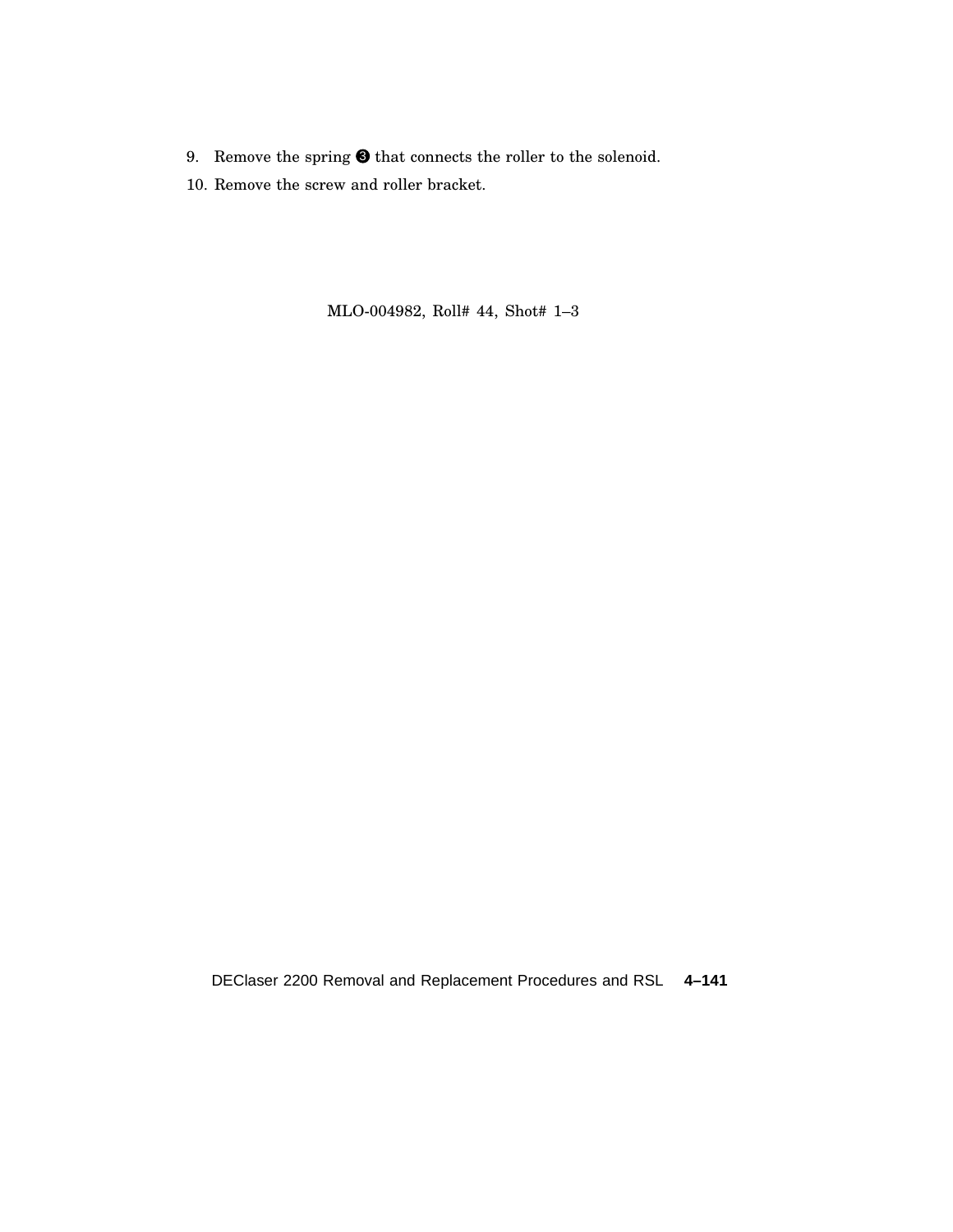9. Remove the spring ❸ that connects the roller to the solenoid.
10. Remove the screw and roller bracket.

MLO-004982, Roll# 44, Shot# 1–3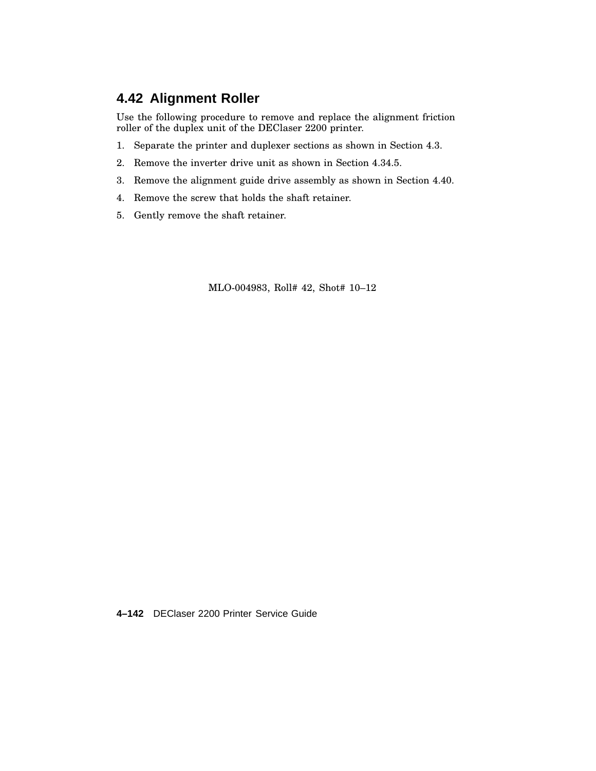## 4.42 Alignment Roller

Use the following procedure to remove and replace the alignment friction roller of the duplex unit of the DEClaser 2200 printer.

1. Separate the printer and duplexer sections as shown in Section 4.3.
2. Remove the inverter drive unit as shown in Section 4.34.5.
3. Remove the alignment guide drive assembly as shown in Section 4.40.
4. Remove the screw that holds the shaft retainer.
5. Gently remove the shaft retainer.

MLO-004983, Roll# 42, Shot# 10–12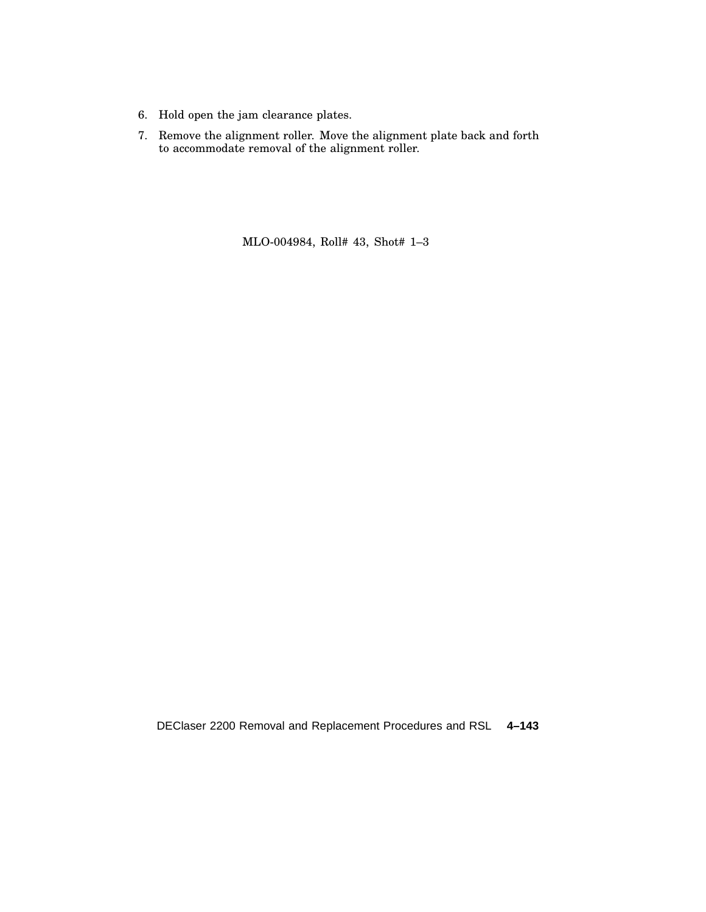6. Hold open the jam clearance plates.
7. Remove the alignment roller. Move the alignment plate back and forth to accommodate removal of the alignment roller.

MLO-004984, Roll# 43, Shot# 1–3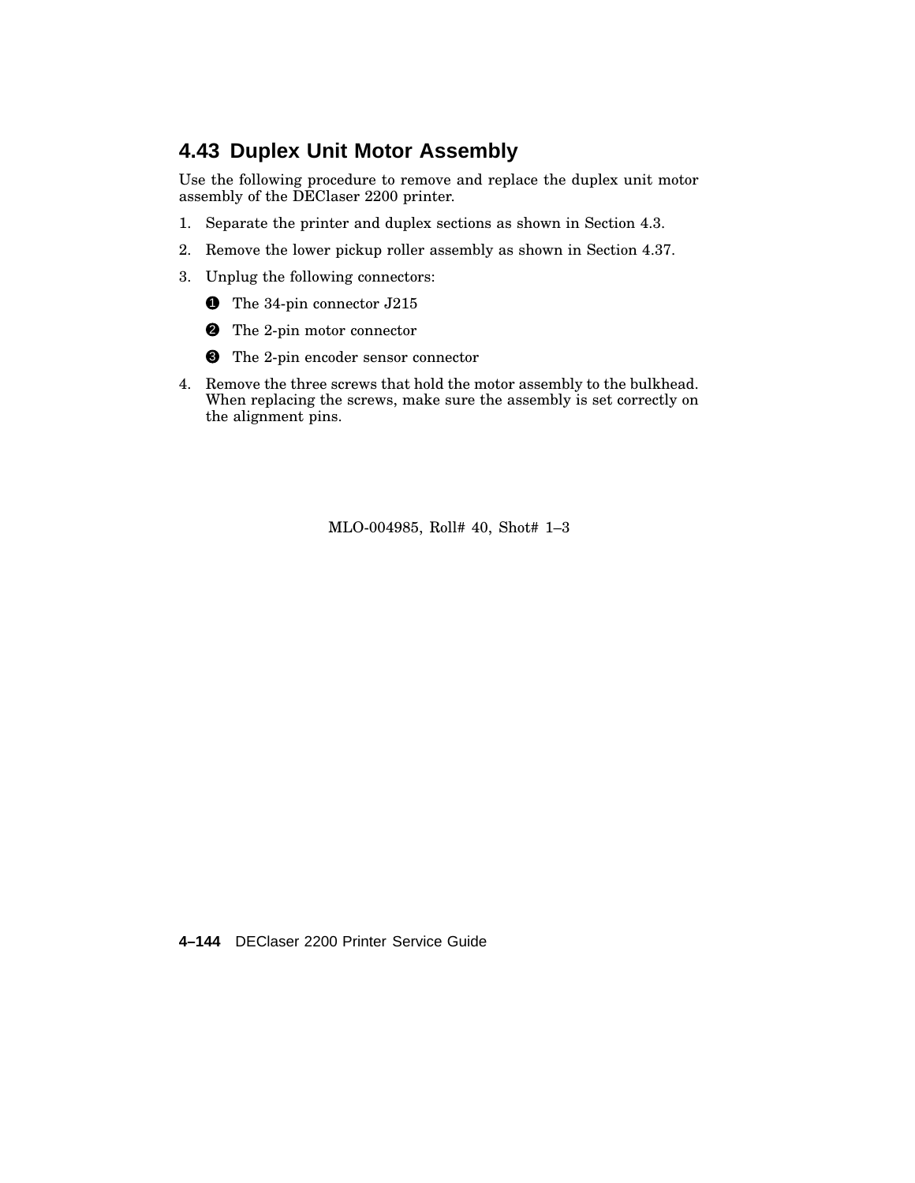## 4.43 Duplex Unit Motor Assembly

Use the following procedure to remove and replace the duplex unit motor assembly of the DEClaser 2200 printer.

1. Separate the printer and duplex sections as shown in Section 4.3.
2. Remove the lower pickup roller assembly as shown in Section 4.37.
3. Unplug the following connectors:

   ❶ The 34-pin connector J215

   ❷ The 2-pin motor connector

   ❸ The 2-pin encoder sensor connector

4. Remove the three screws that hold the motor assembly to the bulkhead. When replacing the screws, make sure the assembly is set correctly on the alignment pins.

MLO-004985, Roll# 40, Shot# 1–3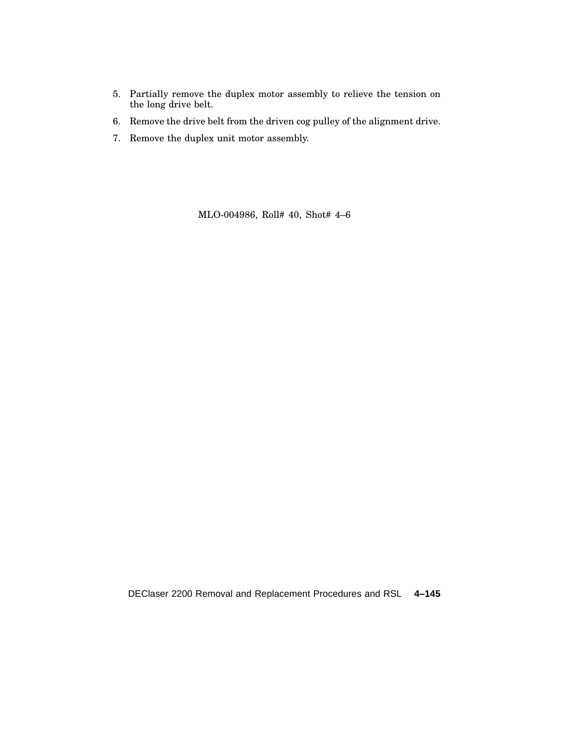5. Partially remove the duplex motor assembly to relieve the tension on the long drive belt.
6. Remove the drive belt from the driven cog pulley of the alignment drive.
7. Remove the duplex unit motor assembly.

MLO-004986, Roll# 40, Shot# 4–6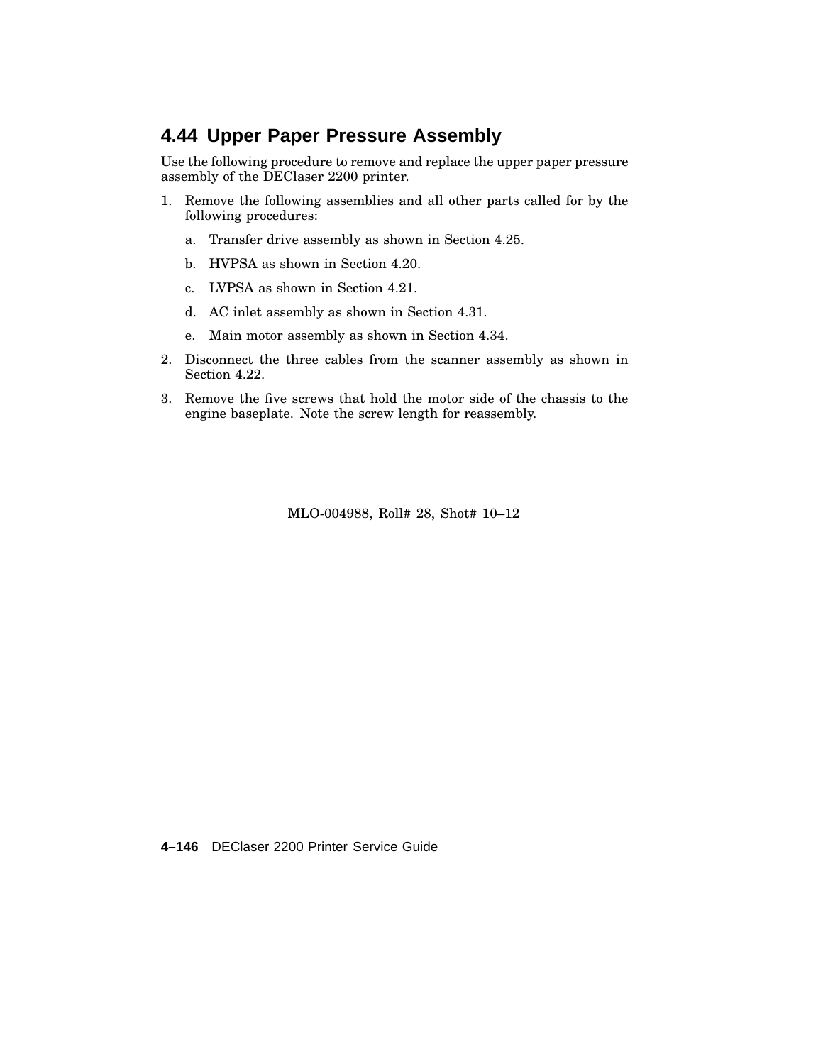## 4.44 Upper Paper Pressure Assembly

Use the following procedure to remove and replace the upper paper pressure assembly of the DEClaser 2200 printer.

1. Remove the following assemblies and all other parts called for by the following procedures:
   a. Transfer drive assembly as shown in Section 4.25.
   b. HVPSA as shown in Section 4.20.
   c. LVPSA as shown in Section 4.21.
   d. AC inlet assembly as shown in Section 4.31.
   e. Main motor assembly as shown in Section 4.34.
2. Disconnect the three cables from the scanner assembly as shown in Section 4.22.
3. Remove the five screws that hold the motor side of the chassis to the engine baseplate. Note the screw length for reassembly.

MLO-004988, Roll# 28, Shot# 10–12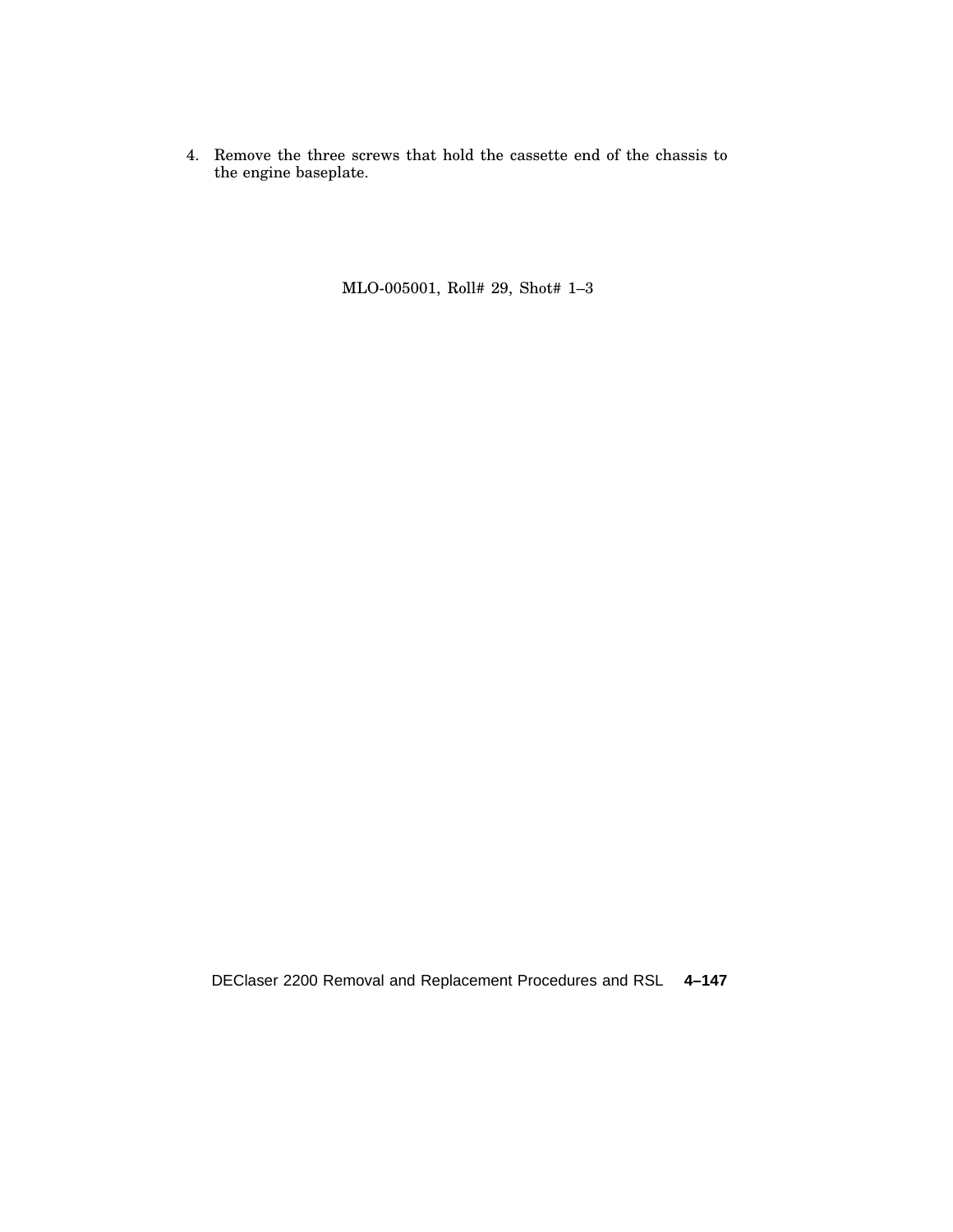4. Remove the three screws that hold the cassette end of the chassis to the engine baseplate.

MLO-005001, Roll# 29, Shot# 1–3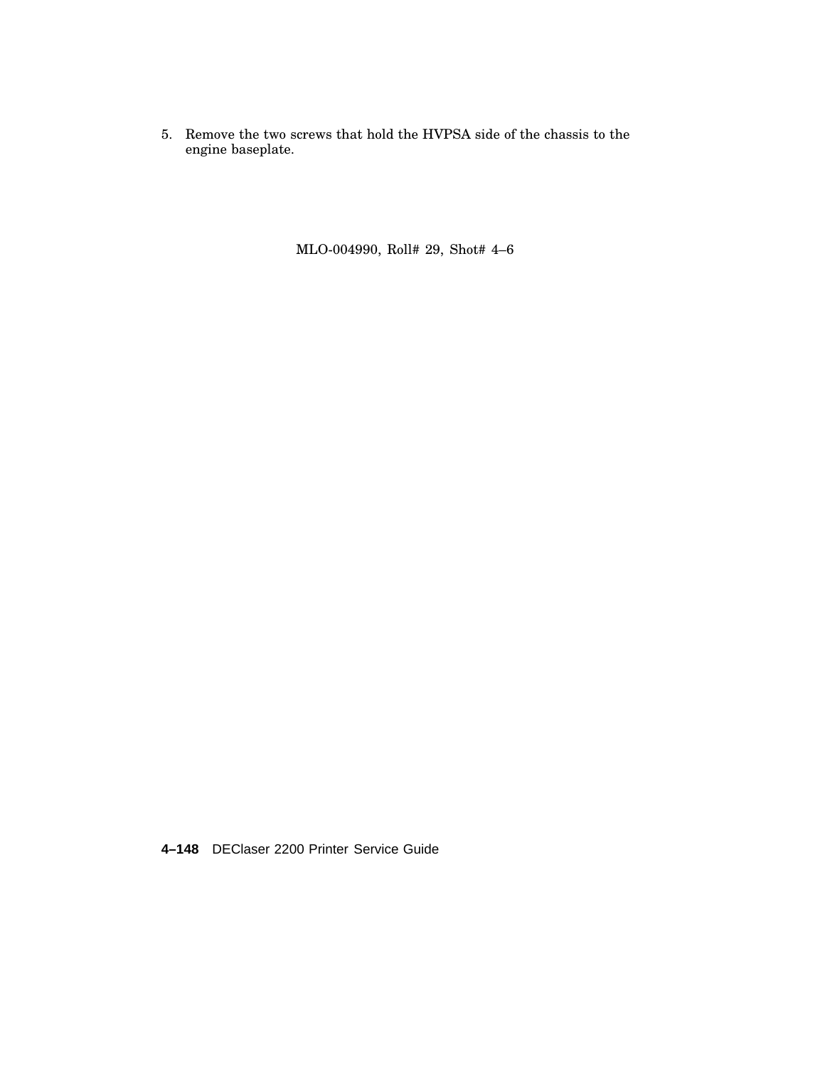5. Remove the two screws that hold the HVPSA side of the chassis to the engine baseplate.

MLO-004990, Roll# 29, Shot# 4–6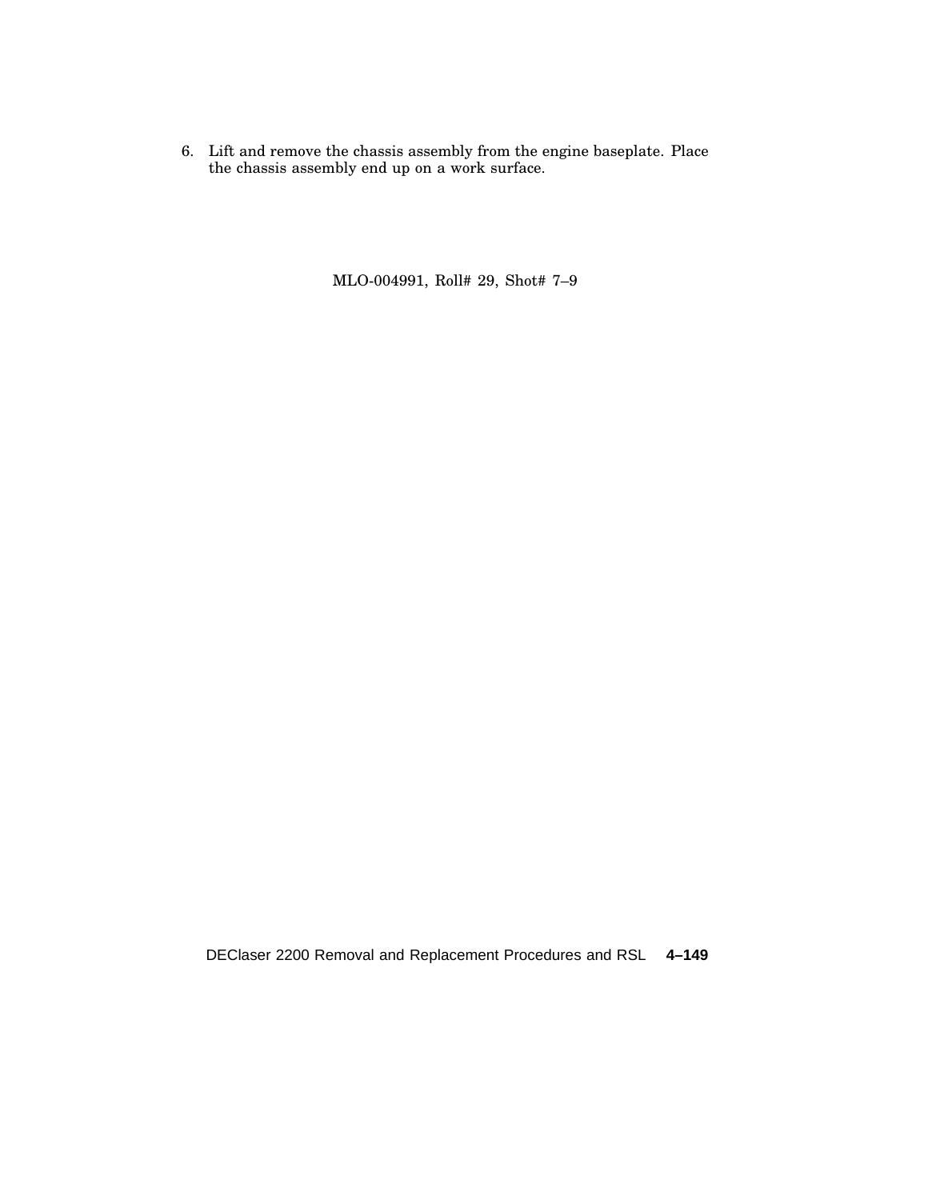6. Lift and remove the chassis assembly from the engine baseplate. Place the chassis assembly end up on a work surface.

MLO-004991, Roll# 29, Shot# 7–9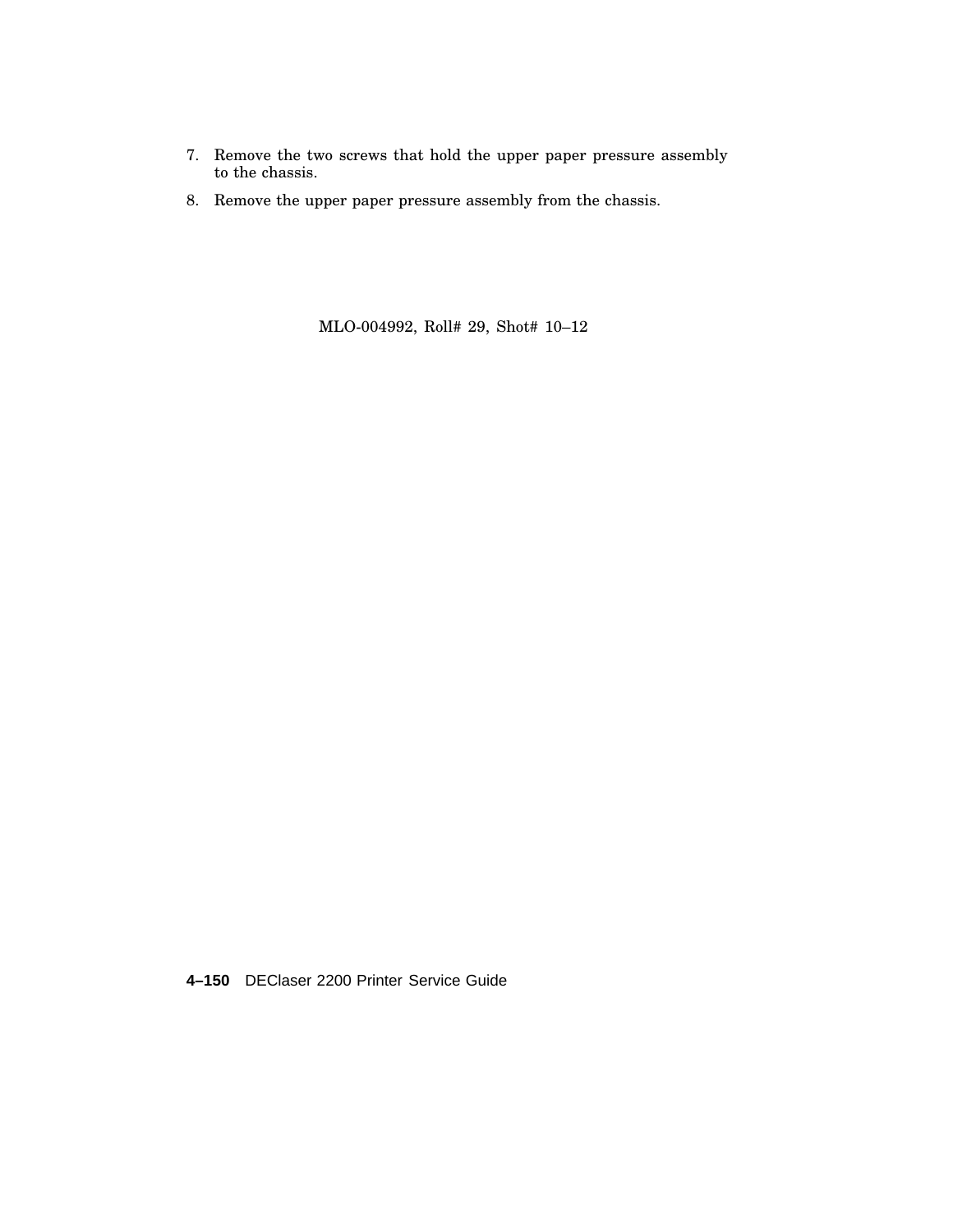7. Remove the two screws that hold the upper paper pressure assembly to the chassis.
8. Remove the upper paper pressure assembly from the chassis.

MLO-004992, Roll# 29, Shot# 10–12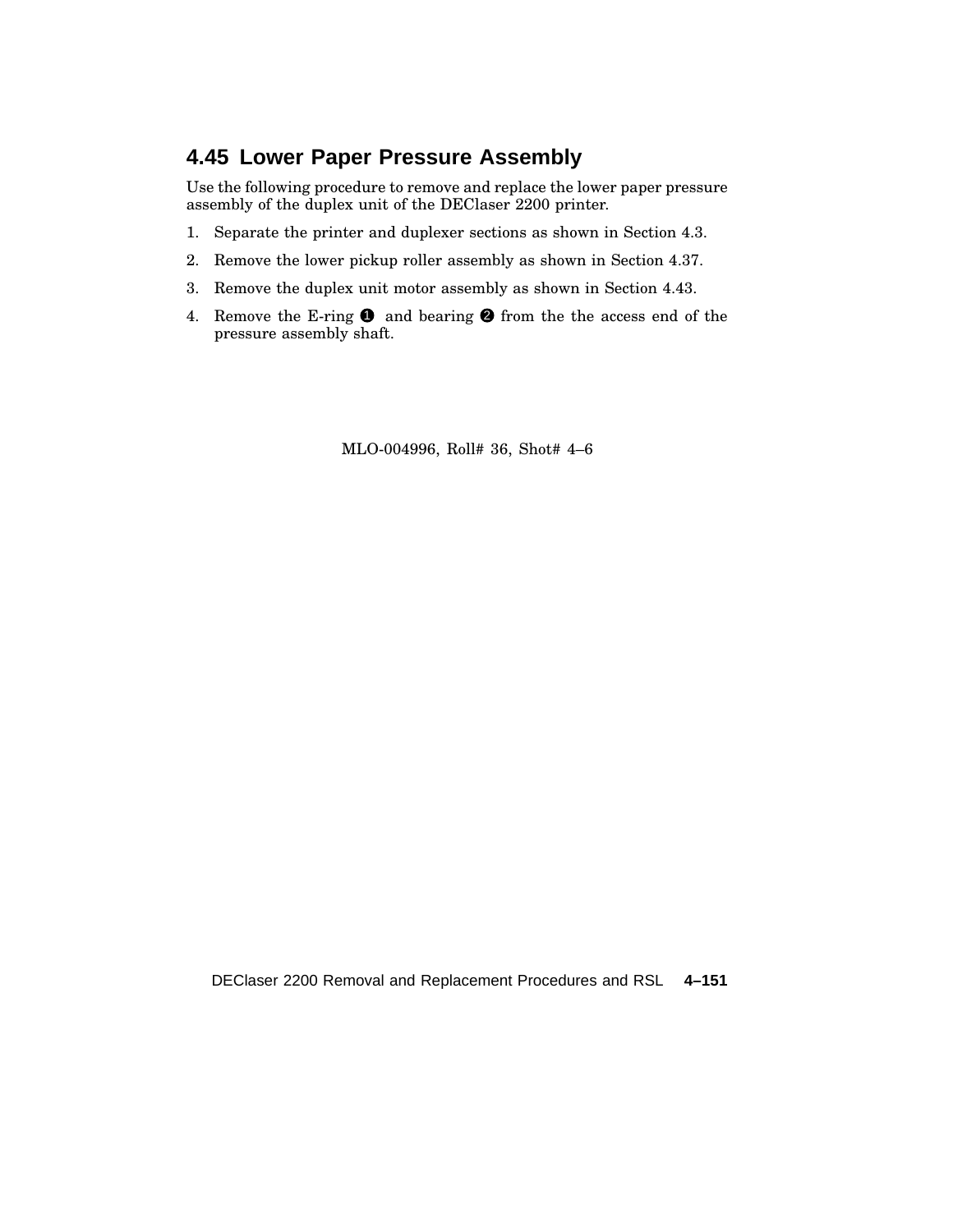## 4.45 Lower Paper Pressure Assembly

Use the following procedure to remove and replace the lower paper pressure assembly of the duplex unit of the DEClaser 2200 printer.

1. Separate the printer and duplexer sections as shown in Section 4.3.
2. Remove the lower pickup roller assembly as shown in Section 4.37.
3. Remove the duplex unit motor assembly as shown in Section 4.43.
4. Remove the E-ring ❶ and bearing ❷ from the the access end of the pressure assembly shaft.

MLO-004996, Roll# 36, Shot# 4–6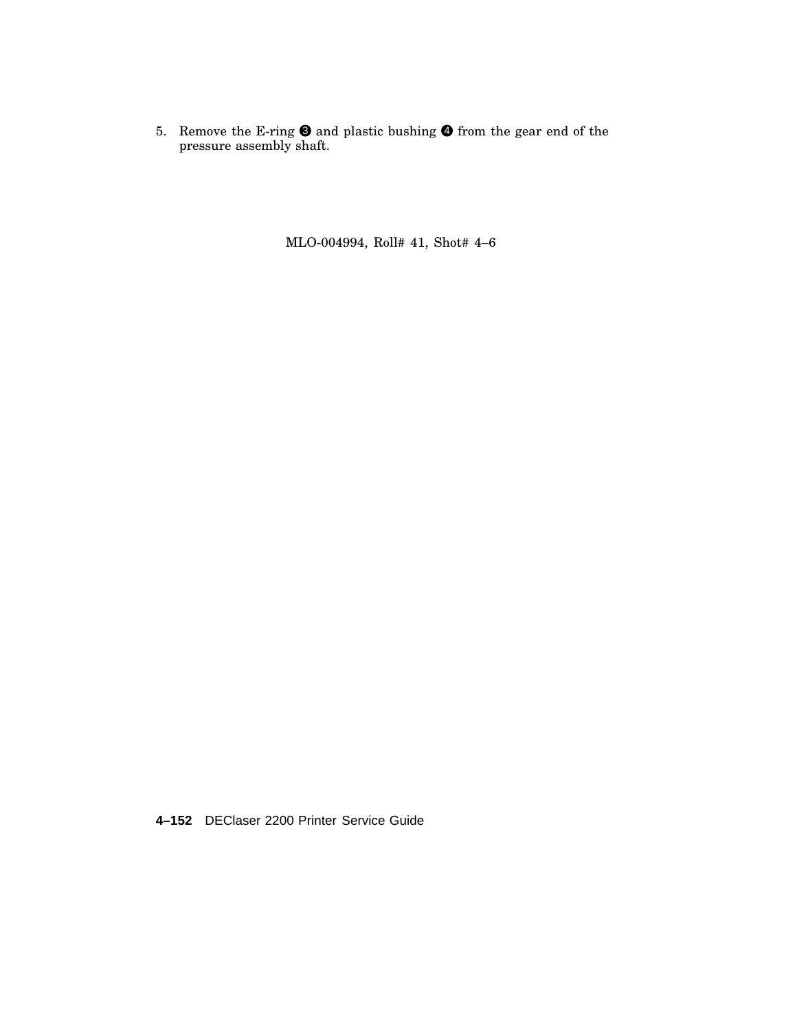5. Remove the E-ring ➌ and plastic bushing ➍ from the gear end of the pressure assembly shaft.

MLO-004994, Roll# 41, Shot# 4–6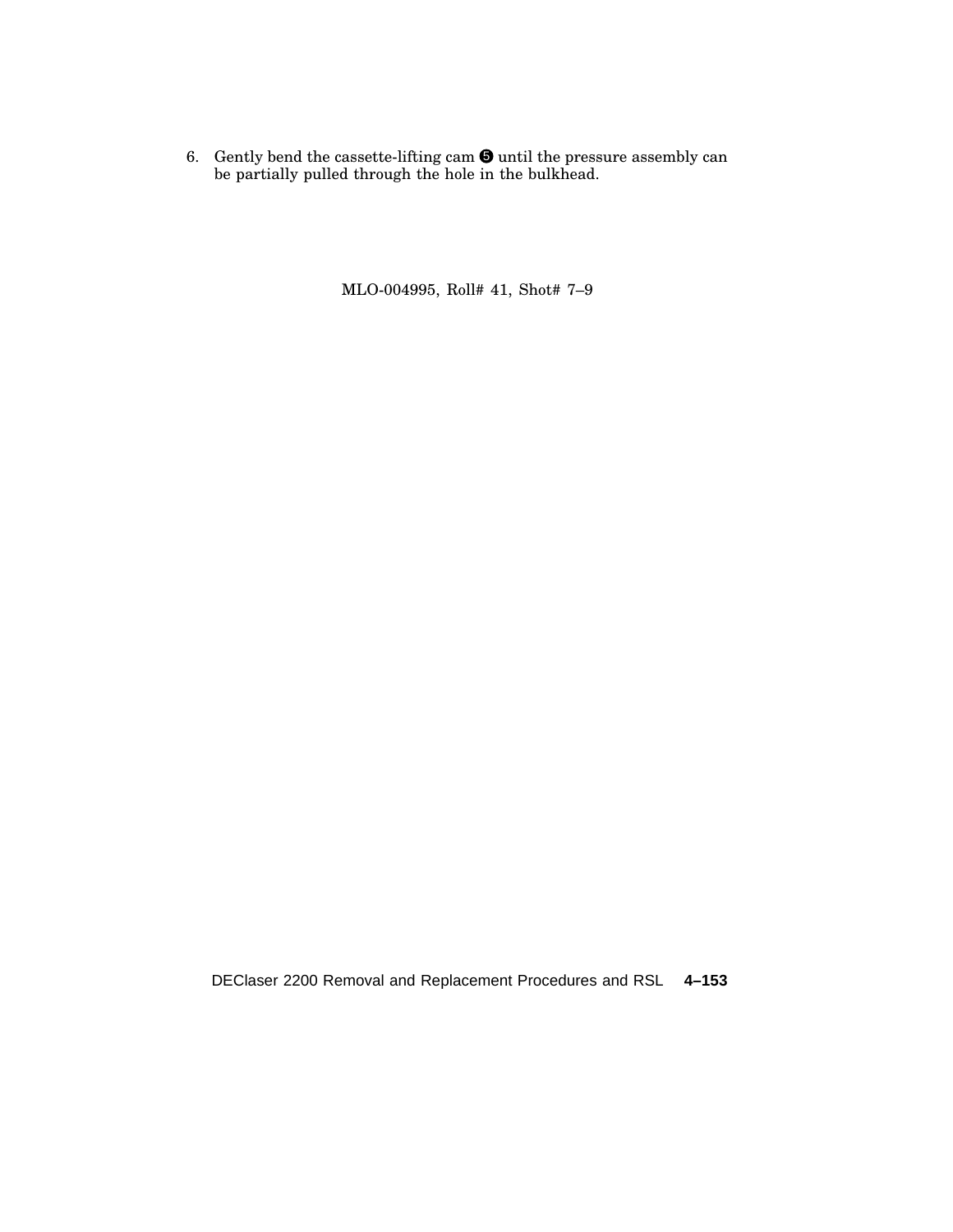6. Gently bend the cassette-lifting cam ❺ until the pressure assembly can be partially pulled through the hole in the bulkhead.

MLO-004995, Roll# 41, Shot# 7–9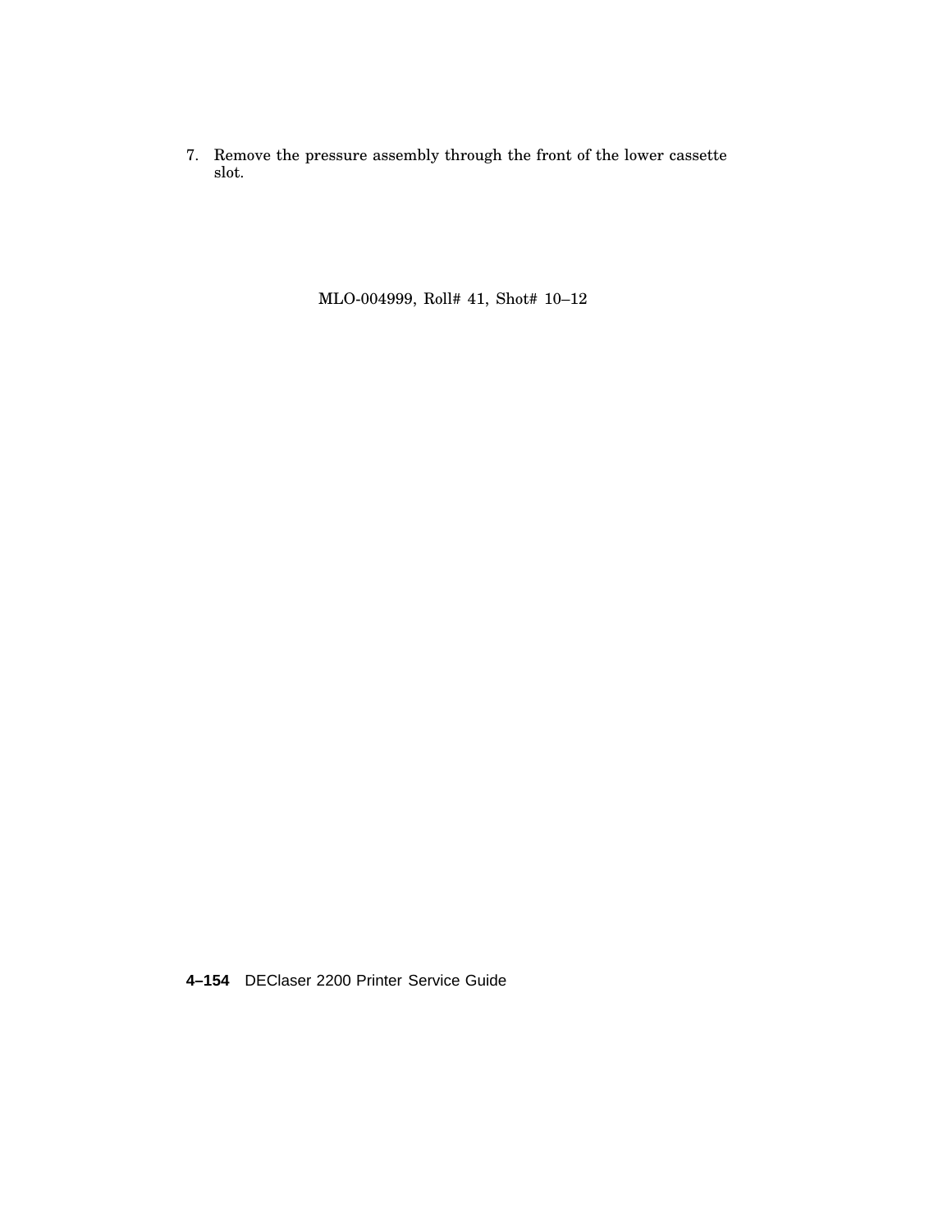7. Remove the pressure assembly through the front of the lower cassette slot.

MLO-004999, Roll# 41, Shot# 10–12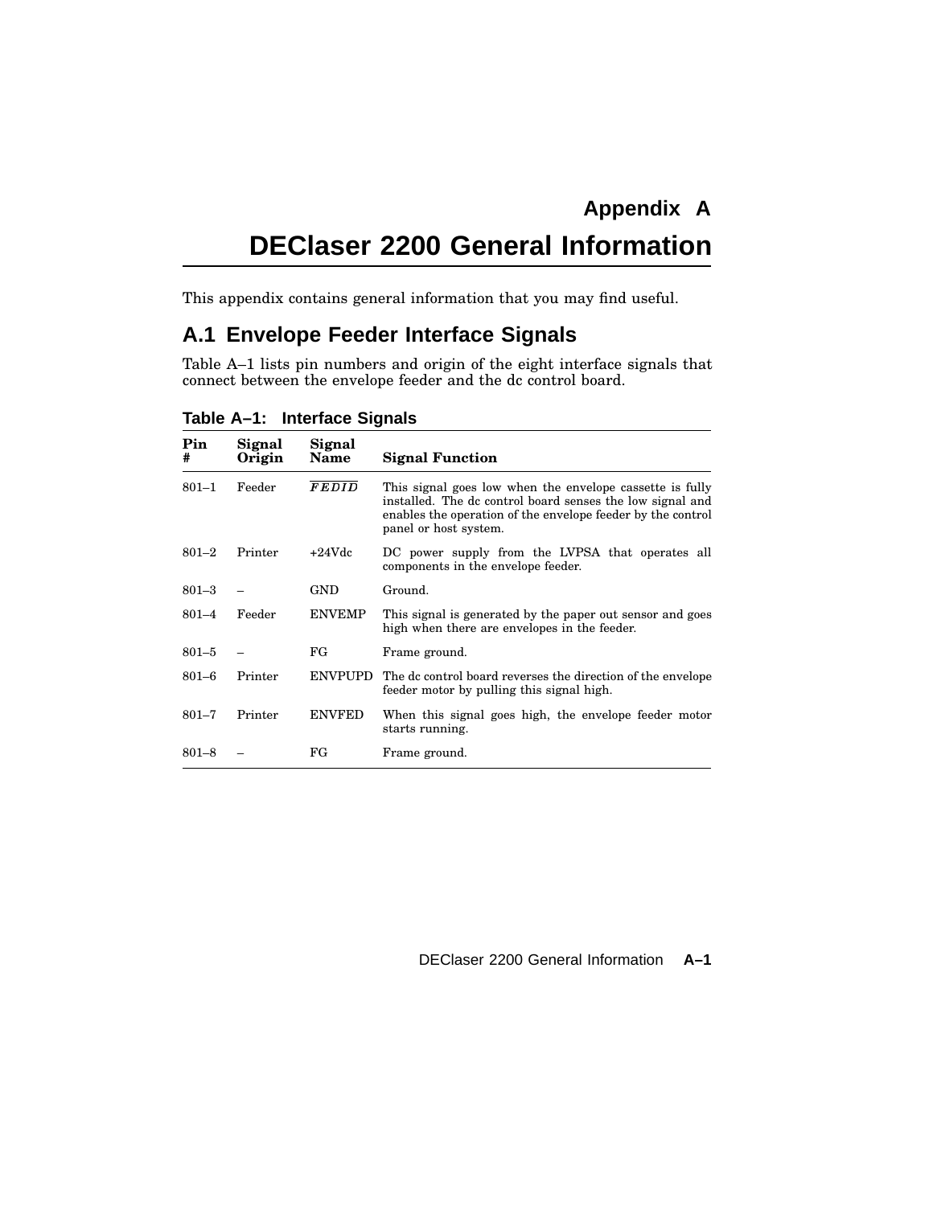# Appendix A

# DEClaser 2200 General Information

This appendix contains general information that you may find useful.

## A.1 Envelope Feeder Interface Signals

Table A–1 lists pin numbers and origin of the eight interface signals that connect between the envelope feeder and the dc control board.

**Table A–1: Interface Signals**

| Pin # | Signal Origin | Signal Name | Signal Function |
|---|---|---|---|
| 801–1 | Feeder | $\overline{FEDID}$ | This signal goes low when the envelope cassette is fully installed. The dc control board senses the low signal and enables the operation of the envelope feeder by the control panel or host system. |
| 801–2 | Printer | +24Vdc | DC power supply from the LVPSA that operates all components in the envelope feeder. |
| 801–3 | – | GND | Ground. |
| 801–4 | Feeder | ENVEMP | This signal is generated by the paper out sensor and goes high when there are envelopes in the feeder. |
| 801–5 | – | FG | Frame ground. |
| 801–6 | Printer | ENVPUPD | The dc control board reverses the direction of the envelope feeder motor by pulling this signal high. |
| 801–7 | Printer | ENVFED | When this signal goes high, the envelope feeder motor starts running. |
| 801–8 | – | FG | Frame ground. |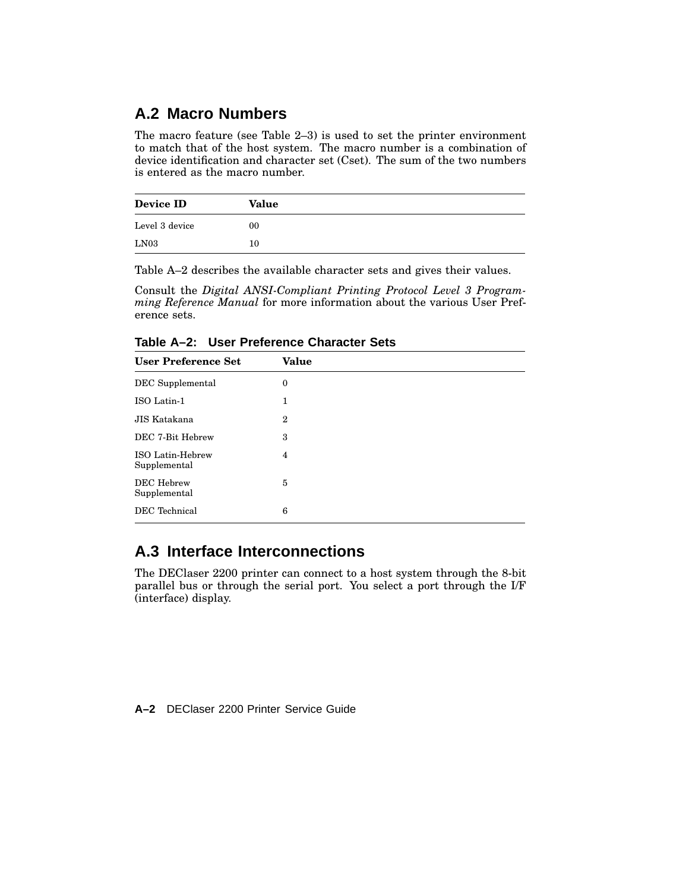## A.2 Macro Numbers

The macro feature (see Table 2–3) is used to set the printer environment to match that of the host system. The macro number is a combination of device identification and character set (Cset). The sum of the two numbers is entered as the macro number.

| Device ID | Value |
|---|---|
| Level 3 device | 00 |
| LN03 | 10 |

Table A–2 describes the available character sets and gives their values.

Consult the *Digital ANSI-Compliant Printing Protocol Level 3 Programming Reference Manual* for more information about the various User Preference sets.

**Table A–2: User Preference Character Sets**

| User Preference Set | Value |
|---|---|
| DEC Supplemental | 0 |
| ISO Latin-1 | 1 |
| JIS Katakana | 2 |
| DEC 7-Bit Hebrew | 3 |
| ISO Latin-Hebrew Supplemental | 4 |
| DEC Hebrew Supplemental | 5 |
| DEC Technical | 6 |

## A.3 Interface Interconnections

The DEClaser 2200 printer can connect to a host system through the 8-bit parallel bus or through the serial port. You select a port through the I/F (interface) display.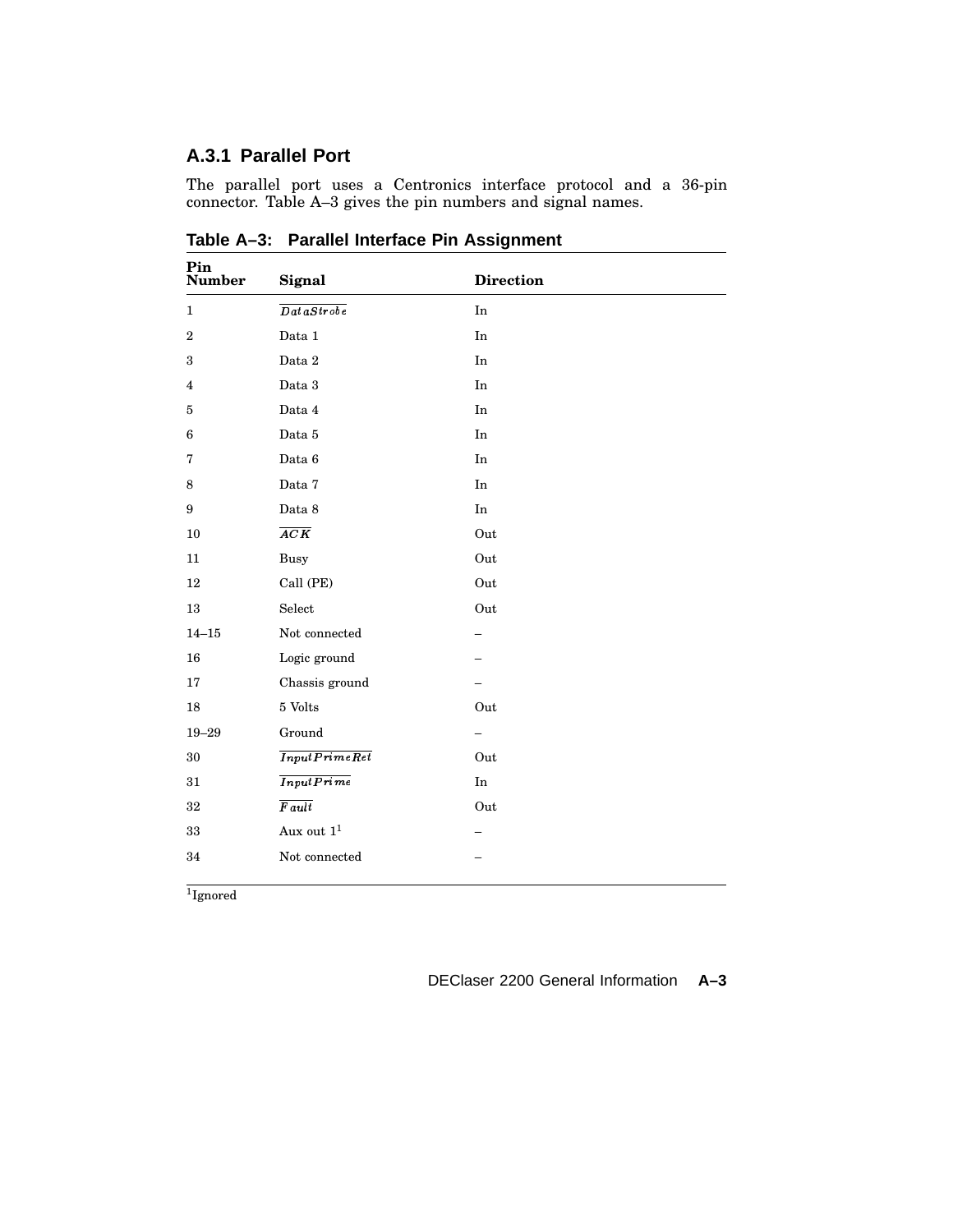### A.3.1 Parallel Port

The parallel port uses a Centronics interface protocol and a 36-pin connector. Table A–3 gives the pin numbers and signal names.

**Table A–3: Parallel Interface Pin Assignment**

| Pin Number | Signal | Direction |
|---|---|---|
| 1 | $\overline{DataStrobe}$ | In |
| 2 | Data 1 | In |
| 3 | Data 2 | In |
| 4 | Data 3 | In |
| 5 | Data 4 | In |
| 6 | Data 5 | In |
| 7 | Data 6 | In |
| 8 | Data 7 | In |
| 9 | Data 8 | In |
| 10 | $\overline{ACK}$ | Out |
| 11 | Busy | Out |
| 12 | Call (PE) | Out |
| 13 | Select | Out |
| 14–15 | Not connected | – |
| 16 | Logic ground | – |
| 17 | Chassis ground | – |
| 18 | 5 Volts | Out |
| 19–29 | Ground | – |
| 30 | $\overline{InputPrimeRet}$ | Out |
| 31 | $\overline{InputPrime}$ | In |
| 32 | $\overline{Fault}$ | Out |
| 33 | Aux out 1[1] | – |
| 34 | Not connected | – |

[1]Ignored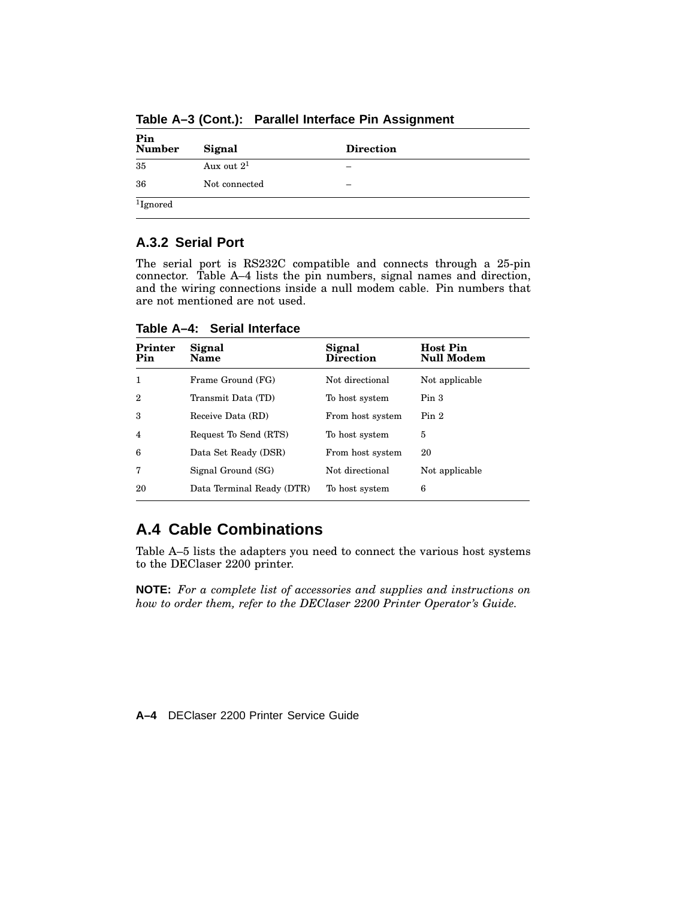**Table A–3 (Cont.): Parallel Interface Pin Assignment**

| Pin Number | Signal | Direction |
|---|---|---|
| 35 | Aux out 2[1] | – |
| 36 | Not connected | – |

[1]Ignored

### A.3.2 Serial Port

The serial port is RS232C compatible and connects through a 25-pin connector. Table A–4 lists the pin numbers, signal names and direction, and the wiring connections inside a null modem cable. Pin numbers that are not mentioned are not used.

**Table A–4: Serial Interface**

| Printer Pin | Signal Name | Signal Direction | Host Pin Null Modem |
|---|---|---|---|
| 1 | Frame Ground (FG) | Not directional | Not applicable |
| 2 | Transmit Data (TD) | To host system | Pin 3 |
| 3 | Receive Data (RD) | From host system | Pin 2 |
| 4 | Request To Send (RTS) | To host system | 5 |
| 6 | Data Set Ready (DSR) | From host system | 20 |
| 7 | Signal Ground (SG) | Not directional | Not applicable |
| 20 | Data Terminal Ready (DTR) | To host system | 6 |

## A.4 Cable Combinations

Table A–5 lists the adapters you need to connect the various host systems to the DEClaser 2200 printer.

**NOTE:** *For a complete list of accessories and supplies and instructions on how to order them, refer to the DEClaser 2200 Printer Operator's Guide.*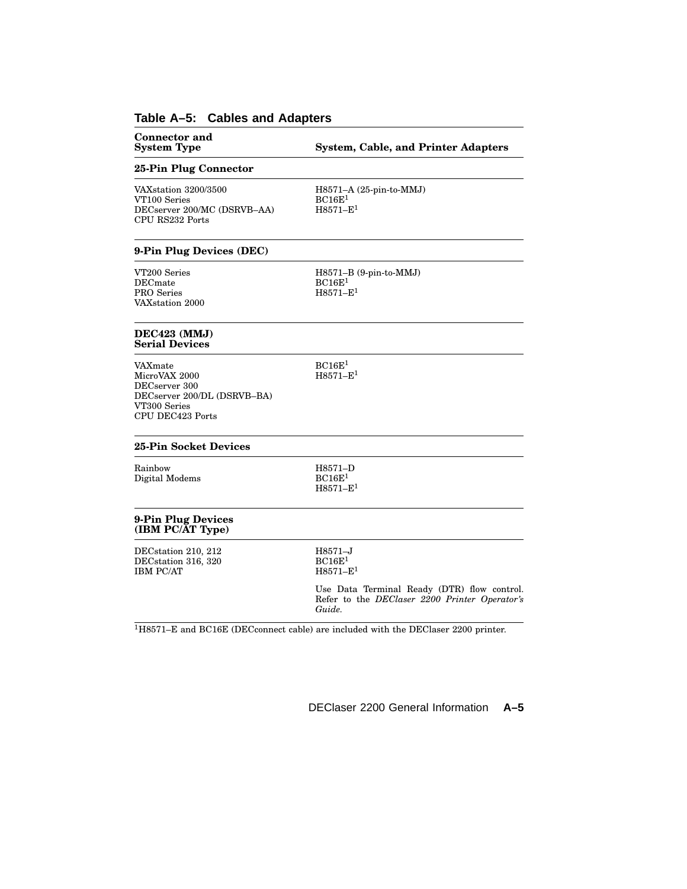**Table A–5: Cables and Adapters**

| Connector and System Type | System, Cable, and Printer Adapters |
| --- | --- |
| **25-Pin Plug Connector** | |
| VAXstation 3200/3500<br>VT100 Series<br>DECserver 200/MC (DSRVB–AA)<br>CPU RS232 Ports | H8571–A (25-pin-to-MMJ)<br>BC16E[1]<br>H8571–E[1] |
| **9-Pin Plug Devices (DEC)** | |
| VT200 Series<br>DECmate<br>PRO Series<br>VAXstation 2000 | H8571–B (9-pin-to-MMJ)<br>BC16E[1]<br>H8571–E[1] |
| **DEC423 (MMJ) Serial Devices** | |
| VAXmate<br>MicroVAX 2000<br>DECserver 300<br>DECserver 200/DL (DSRVB–BA)<br>VT300 Series<br>CPU DEC423 Ports | BC16E[1]<br>H8571–E[1] |
| **25-Pin Socket Devices** | |
| Rainbow<br>Digital Modems | H8571–D<br>BC16E[1]<br>H8571–E[1] |
| **9-Pin Plug Devices (IBM PC/AT Type)** | |
| DECstation 210, 212<br>DECstation 316, 320<br>IBM PC/AT | H8571–J<br>BC16E[1]<br>H8571–E[1]<br><br>Use Data Terminal Ready (DTR) flow control. Refer to the *DEClaser 2200 Printer Operator's Guide*. |

[1]H8571–E and BC16E (DECconnect cable) are included with the DEClaser 2200 printer.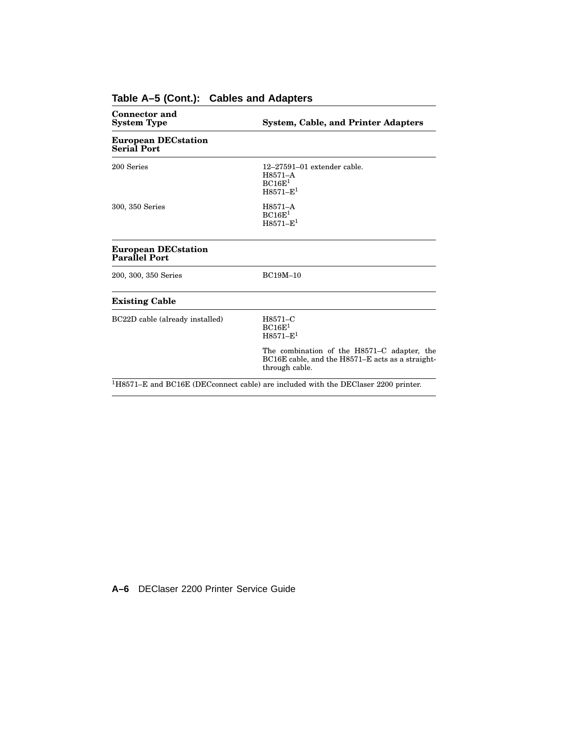**Table A–5 (Cont.): Cables and Adapters**

| Connector and System Type | System, Cable, and Printer Adapters |
|---|---|
| **European DECstation Serial Port** | |
| 200 Series | 12–27591–01 extender cable.<br>H8571–A<br>BC16E[1]<br>H8571–E[1] |
| 300, 350 Series | H8571–A<br>BC16E[1]<br>H8571–E[1] |
| **European DECstation Parallel Port** | |
| 200, 300, 350 Series | BC19M–10 |
| **Existing Cable** | |
| BC22D cable (already installed) | H8571–C<br>BC16E[1]<br>H8571–E[1]<br><br>The combination of the H8571–C adapter, the BC16E cable, and the H8571–E acts as a straight-through cable. |

[1]H8571–E and BC16E (DECconnect cable) are included with the DEClaser 2200 printer.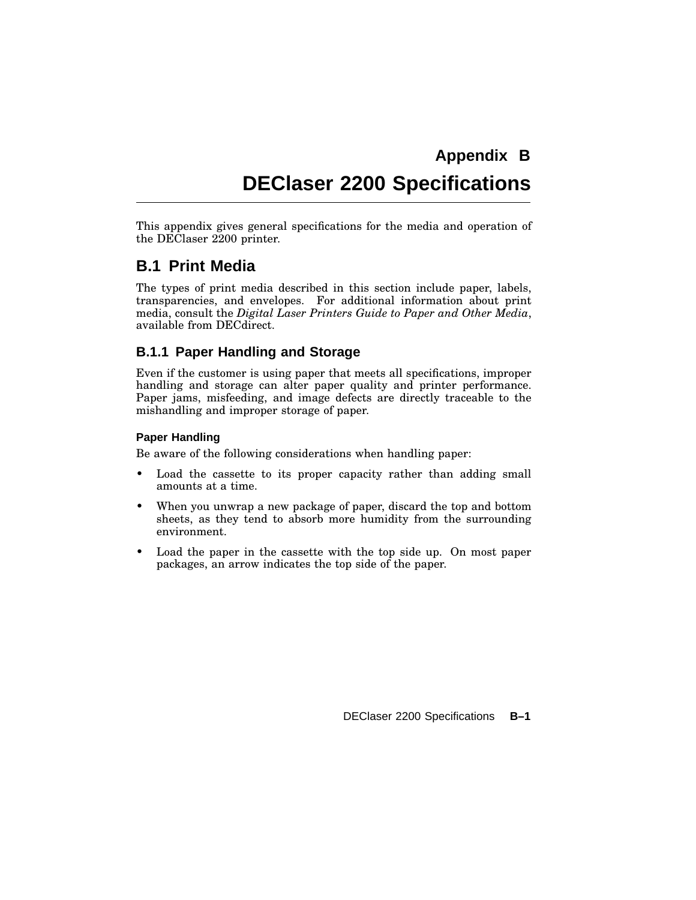# Appendix B

# DEClaser 2200 Specifications

This appendix gives general specifications for the media and operation of the DEClaser 2200 printer.

## B.1 Print Media

The types of print media described in this section include paper, labels, transparencies, and envelopes. For additional information about print media, consult the *Digital Laser Printers Guide to Paper and Other Media*, available from DECdirect.

### B.1.1 Paper Handling and Storage

Even if the customer is using paper that meets all specifications, improper handling and storage can alter paper quality and printer performance. Paper jams, misfeeding, and image defects are directly traceable to the mishandling and improper storage of paper.

#### Paper Handling

Be aware of the following considerations when handling paper:

- Load the cassette to its proper capacity rather than adding small amounts at a time.
- When you unwrap a new package of paper, discard the top and bottom sheets, as they tend to absorb more humidity from the surrounding environment.
- Load the paper in the cassette with the top side up. On most paper packages, an arrow indicates the top side of the paper.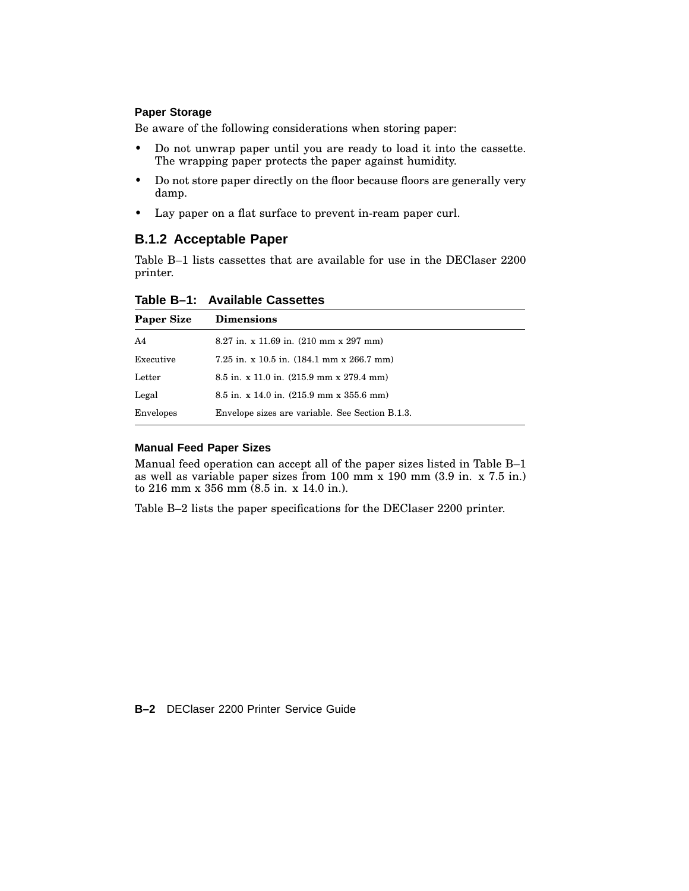### Paper Storage

Be aware of the following considerations when storing paper:

- Do not unwrap paper until you are ready to load it into the cassette. The wrapping paper protects the paper against humidity.
- Do not store paper directly on the floor because floors are generally very damp.
- Lay paper on a flat surface to prevent in-ream paper curl.

## B.1.2 Acceptable Paper

Table B–1 lists cassettes that are available for use in the DEClaser 2200 printer.

**Table B–1: Available Cassettes**

| Paper Size | Dimensions |
|---|---|
| A4 | 8.27 in. x 11.69 in. (210 mm x 297 mm) |
| Executive | 7.25 in. x 10.5 in. (184.1 mm x 266.7 mm) |
| Letter | 8.5 in. x 11.0 in. (215.9 mm x 279.4 mm) |
| Legal | 8.5 in. x 14.0 in. (215.9 mm x 355.6 mm) |
| Envelopes | Envelope sizes are variable. See Section B.1.3. |

### Manual Feed Paper Sizes

Manual feed operation can accept all of the paper sizes listed in Table B–1 as well as variable paper sizes from 100 mm x 190 mm (3.9 in. x 7.5 in.) to 216 mm x 356 mm (8.5 in. x 14.0 in.).

Table B–2 lists the paper specifications for the DEClaser 2200 printer.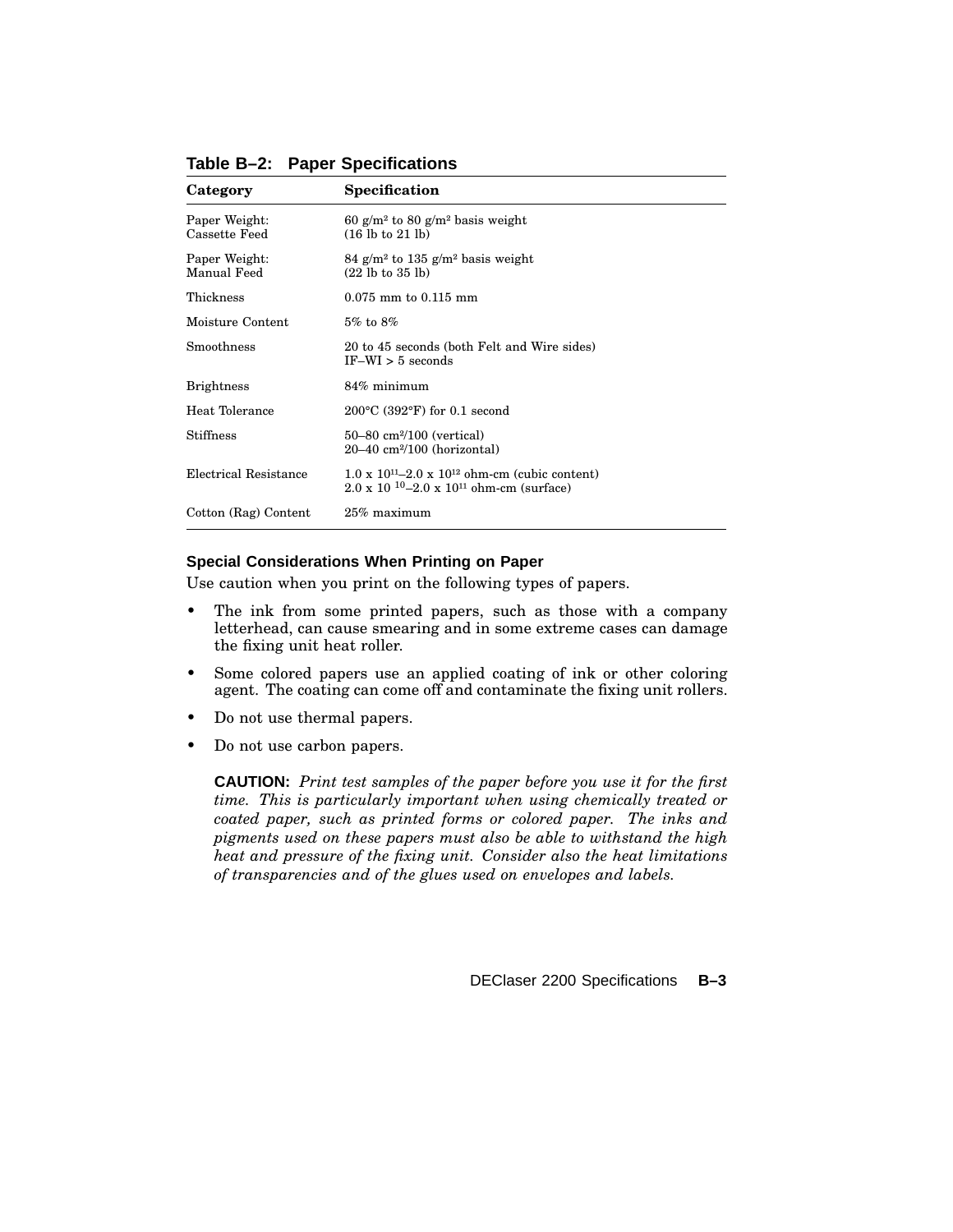**Table B–2: Paper Specifications**

| Category | Specification |
|---|---|
| Paper Weight: Cassette Feed | 60 $g/m^2$ to 80 $g/m^2$ basis weight (16 lb to 21 lb) |
| Paper Weight: Manual Feed | 84 $g/m^2$ to 135 $g/m^2$ basis weight (22 lb to 35 lb) |
| Thickness | 0.075 mm to 0.115 mm |
| Moisture Content | 5% to 8% |
| Smoothness | 20 to 45 seconds (both Felt and Wire sides) IF–WI > 5 seconds |
| Brightness | 84% minimum |
| Heat Tolerance | 200°C (392°F) for 0.1 second |
| Stiffness | 50–80 $cm^3/100$ (vertical) 20–40 $cm^3/100$ (horizontal) |
| Electrical Resistance | $1.0 \times 10^{11}$–$2.0 \times 10^{12}$ ohm-cm (cubic content) $2.0 \times 10^{10}$–$2.0 \times 10^{11}$ ohm-cm (surface) |
| Cotton (Rag) Content | 25% maximum |

### Special Considerations When Printing on Paper

Use caution when you print on the following types of papers.

- The ink from some printed papers, such as those with a company letterhead, can cause smearing and in some extreme cases can damage the fixing unit heat roller.
- Some colored papers use an applied coating of ink or other coloring agent. The coating can come off and contaminate the fixing unit rollers.
- Do not use thermal papers.
- Do not use carbon papers.

**CAUTION:** *Print test samples of the paper before you use it for the first time. This is particularly important when using chemically treated or coated paper, such as printed forms or colored paper. The inks and pigments used on these papers must also be able to withstand the high heat and pressure of the fixing unit. Consider also the heat limitations of transparencies and of the glues used on envelopes and labels.*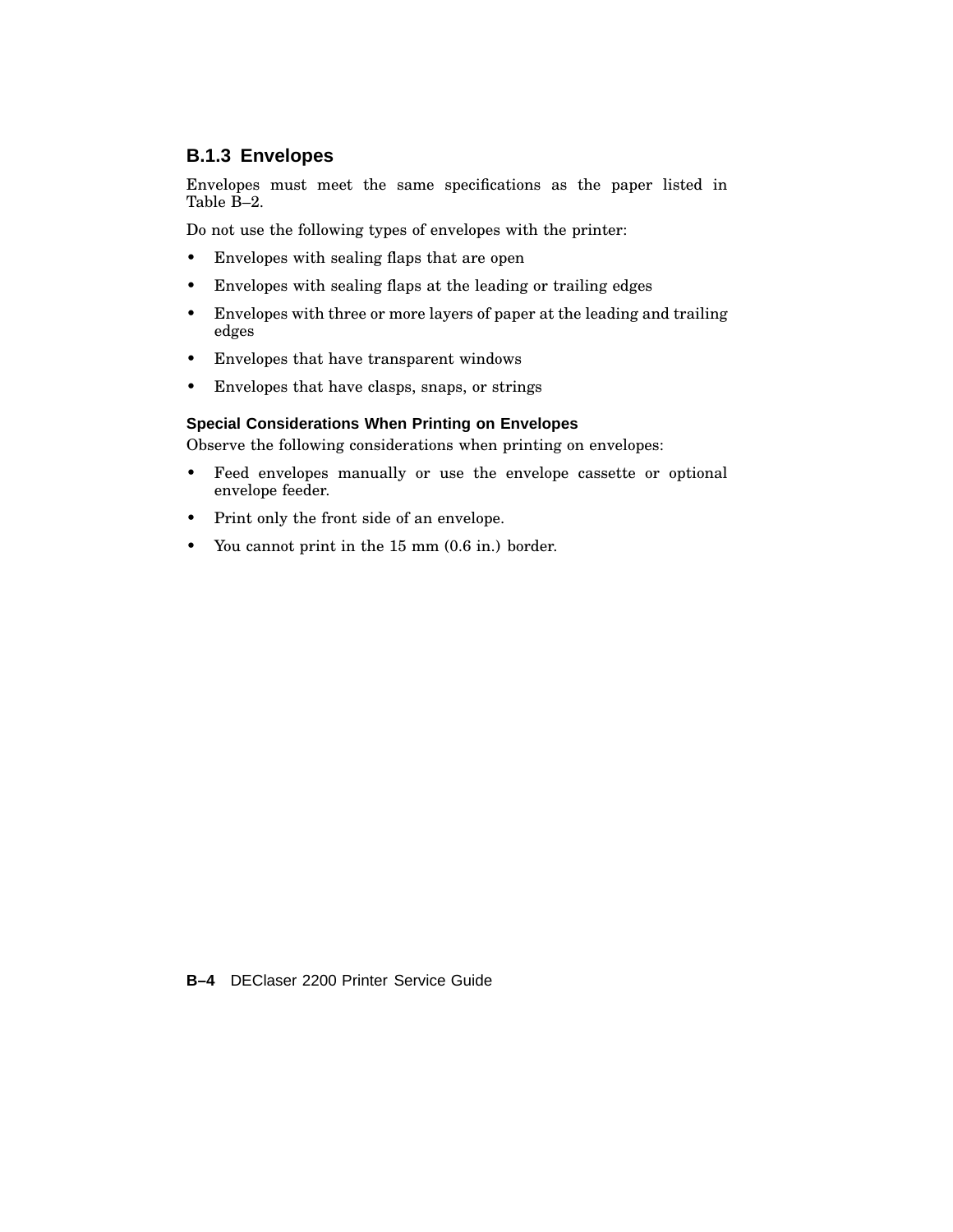### B.1.3 Envelopes

Envelopes must meet the same specifications as the paper listed in Table B–2.

Do not use the following types of envelopes with the printer:

- Envelopes with sealing flaps that are open
- Envelopes with sealing flaps at the leading or trailing edges
- Envelopes with three or more layers of paper at the leading and trailing edges
- Envelopes that have transparent windows
- Envelopes that have clasps, snaps, or strings

#### Special Considerations When Printing on Envelopes

Observe the following considerations when printing on envelopes:

- Feed envelopes manually or use the envelope cassette or optional envelope feeder.
- Print only the front side of an envelope.
- You cannot print in the 15 mm (0.6 in.) border.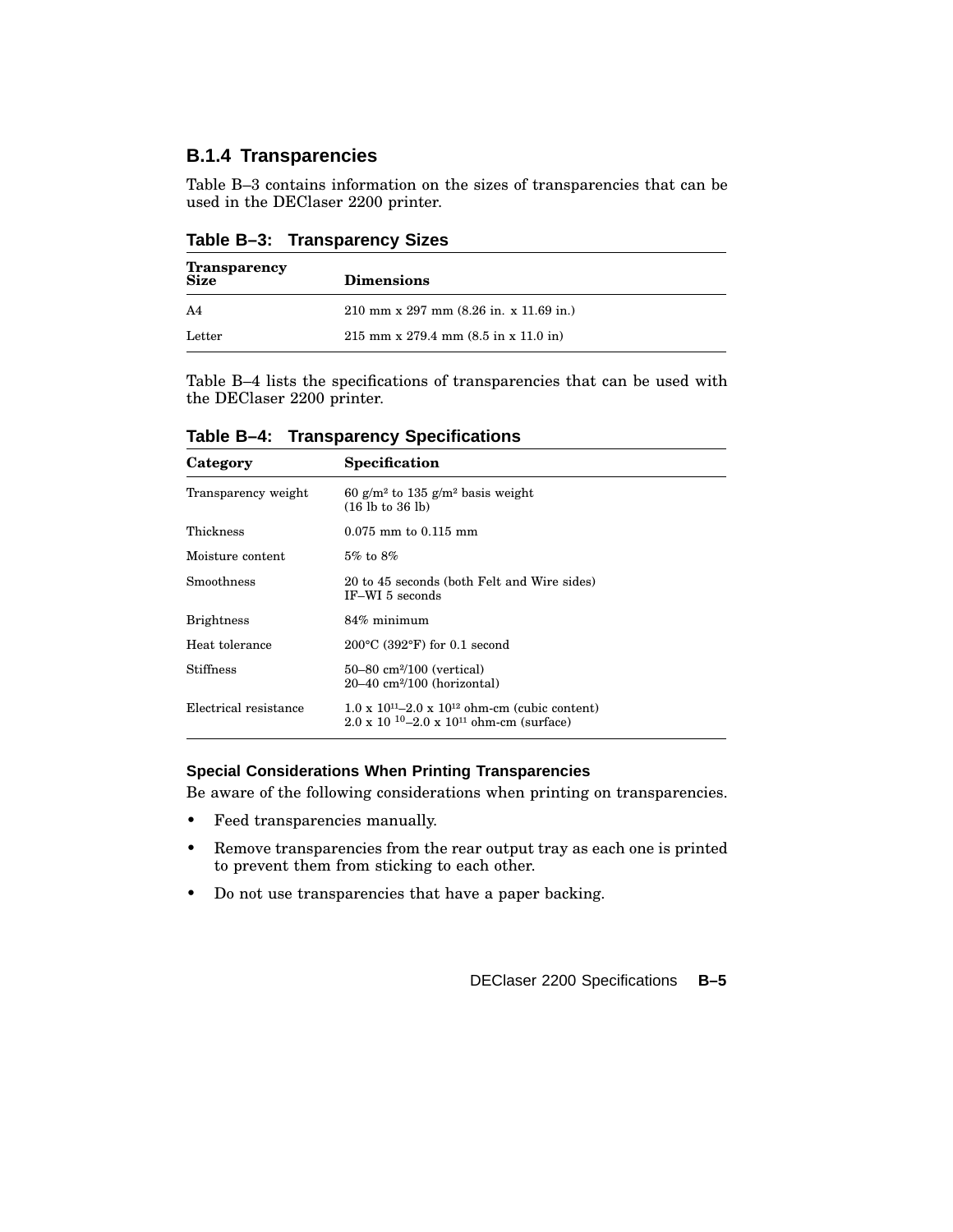### B.1.4 Transparencies

Table B–3 contains information on the sizes of transparencies that can be used in the DEClaser 2200 printer.

**Table B–3: Transparency Sizes**

| Transparency Size | Dimensions |
|---|---|
| A4 | 210 mm x 297 mm (8.26 in. x 11.69 in.) |
| Letter | 215 mm x 279.4 mm (8.5 in x 11.0 in) |

Table B–4 lists the specifications of transparencies that can be used with the DEClaser 2200 printer.

**Table B–4: Transparency Specifications**

| Category | Specification |
|---|---|
| Transparency weight | 60 $g/m^2$ to 135 $g/m^2$ basis weight (16 lb to 36 lb) |
| Thickness | 0.075 mm to 0.115 mm |
| Moisture content | 5% to 8% |
| Smoothness | 20 to 45 seconds (both Felt and Wire sides) IF–WI 5 seconds |
| Brightness | 84% minimum |
| Heat tolerance | 200°C (392°F) for 0.1 second |
| Stiffness | 50–80 $cm^2$/100 (vertical) 20–40 $cm^2$/100 (horizontal) |
| Electrical resistance | $1.0 \times 10^{11}$–$2.0 \times 10^{12}$ ohm-cm (cubic content) $2.0 \times 10^{10}$–$2.0 \times 10^{11}$ ohm-cm (surface) |

#### Special Considerations When Printing Transparencies

Be aware of the following considerations when printing on transparencies.

- Feed transparencies manually.
- Remove transparencies from the rear output tray as each one is printed to prevent them from sticking to each other.
- Do not use transparencies that have a paper backing.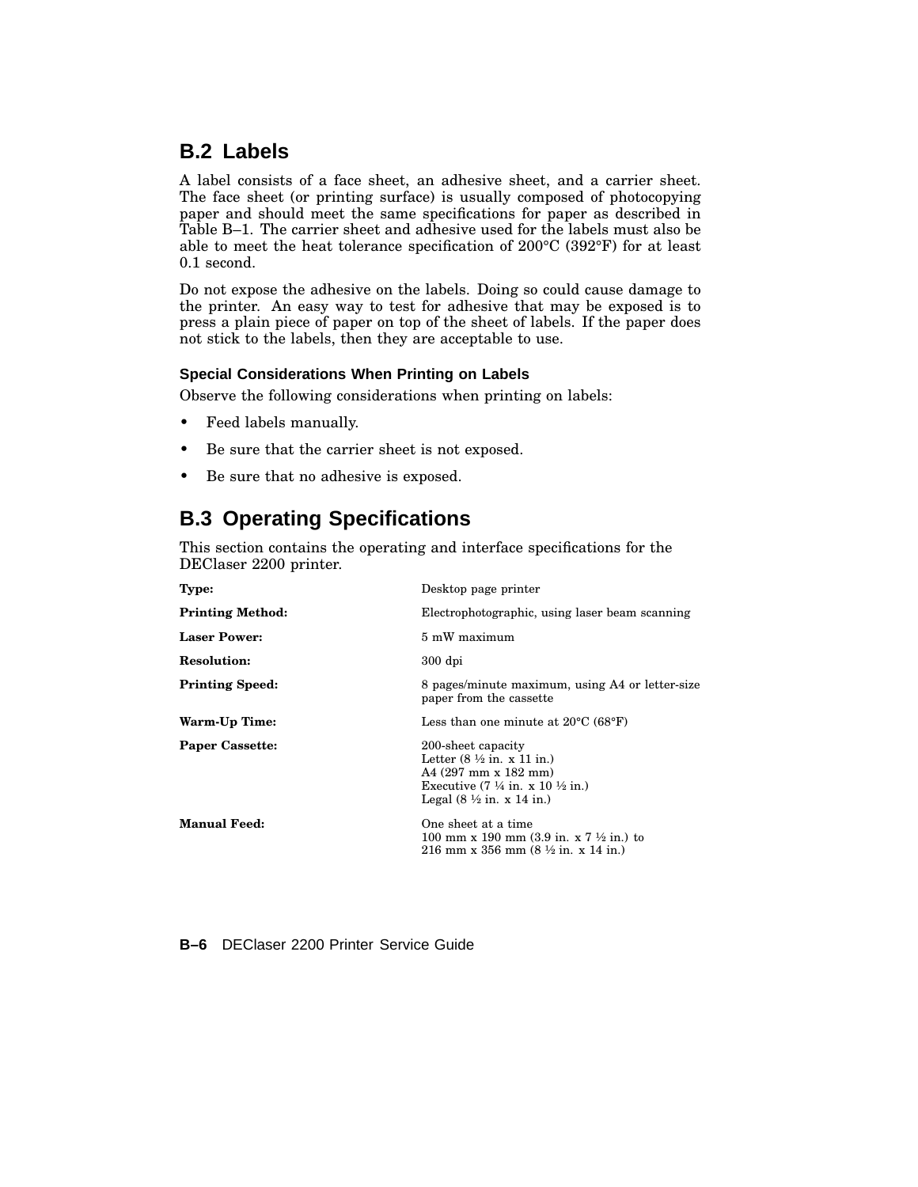## B.2 Labels

A label consists of a face sheet, an adhesive sheet, and a carrier sheet. The face sheet (or printing surface) is usually composed of photocopying paper and should meet the same specifications for paper as described in Table B–1. The carrier sheet and adhesive used for the labels must also be able to meet the heat tolerance specification of 200°C (392°F) for at least 0.1 second.

Do not expose the adhesive on the labels. Doing so could cause damage to the printer. An easy way to test for adhesive that may be exposed is to press a plain piece of paper on top of the sheet of labels. If the paper does not stick to the labels, then they are acceptable to use.

#### Special Considerations When Printing on Labels

Observe the following considerations when printing on labels:

- Feed labels manually.
- Be sure that the carrier sheet is not exposed.
- Be sure that no adhesive is exposed.

## B.3 Operating Specifications

This section contains the operating and interface specifications for the DEClaser 2200 printer.

| | |
|---|---|
| **Type:** | Desktop page printer |
| **Printing Method:** | Electrophotographic, using laser beam scanning |
| **Laser Power:** | 5 mW maximum |
| **Resolution:** | 300 dpi |
| **Printing Speed:** | 8 pages/minute maximum, using A4 or letter-size paper from the cassette |
| **Warm-Up Time:** | Less than one minute at 20°C (68°F) |
| **Paper Cassette:** | 200-sheet capacity<br>Letter (8 ½ in. x 11 in.)<br>A4 (297 mm x 182 mm)<br>Executive (7 ¼ in. x 10 ½ in.)<br>Legal (8 ½ in. x 14 in.) |
| **Manual Feed:** | One sheet at a time<br>100 mm x 190 mm (3.9 in. x 7 ½ in.) to<br>216 mm x 356 mm (8 ½ in. x 14 in.) |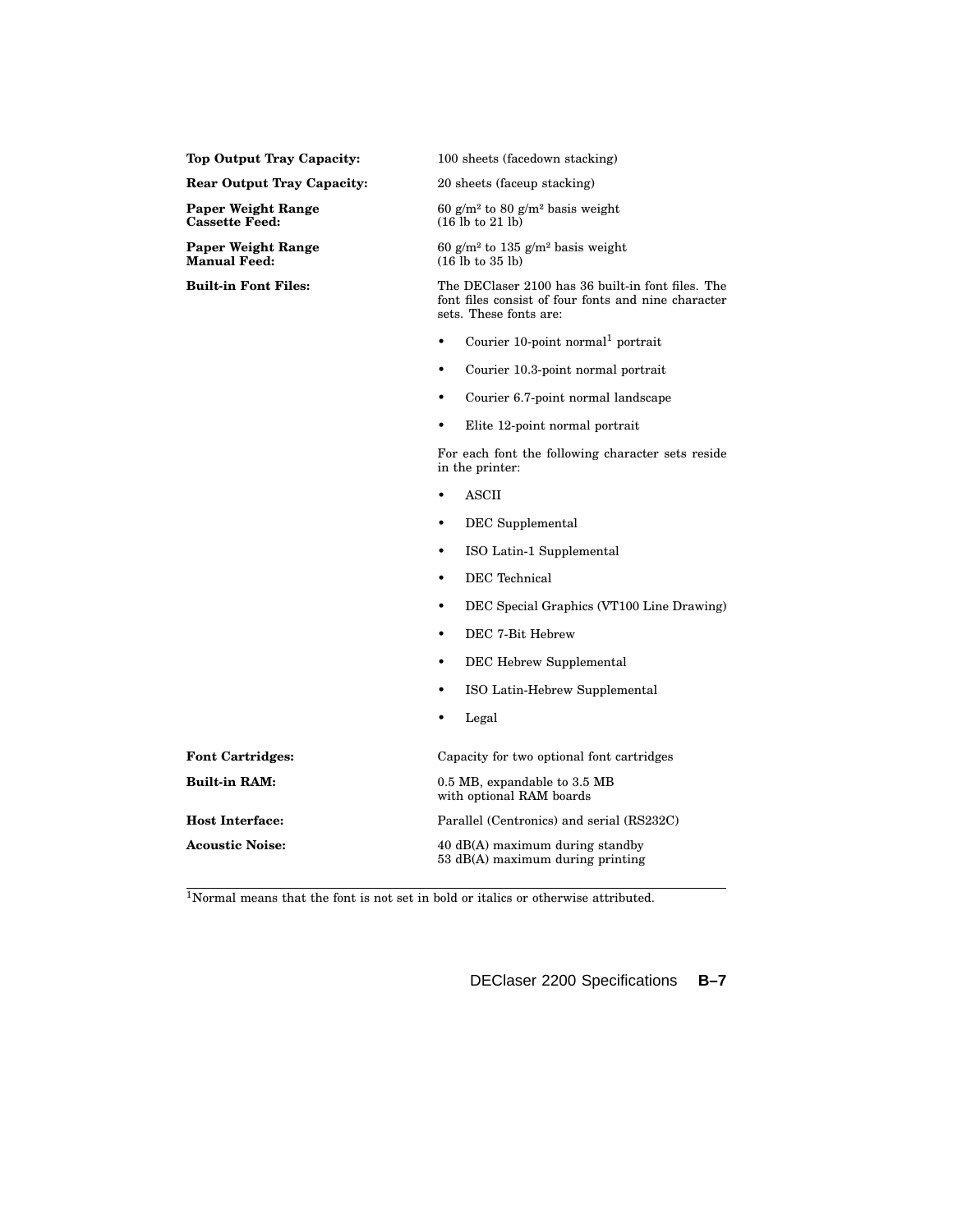**Top Output Tray Capacity:** 100 sheets (facedown stacking)

**Rear Output Tray Capacity:** 20 sheets (faceup stacking)

**Paper Weight Range Cassette Feed:** 60 g/m² to 80 g/m² basis weight (16 lb to 21 lb)

**Paper Weight Range Manual Feed:** 60 g/m² to 135 g/m² basis weight (16 lb to 35 lb)

**Built-in Font Files:** The DEClaser 2100 has 36 built-in font files. The font files consist of four fonts and nine character sets. These fonts are:

- Courier 10-point normal[1] portrait
- Courier 10.3-point normal portrait
- Courier 6.7-point normal landscape
- Elite 12-point normal portrait

For each font the following character sets reside in the printer:

- ASCII
- DEC Supplemental
- ISO Latin-1 Supplemental
- DEC Technical
- DEC Special Graphics (VT100 Line Drawing)
- DEC 7-Bit Hebrew
- DEC Hebrew Supplemental
- ISO Latin-Hebrew Supplemental
- Legal

**Font Cartridges:** Capacity for two optional font cartridges

**Built-in RAM:** 0.5 MB, expandable to 3.5 MB with optional RAM boards

**Host Interface:** Parallel (Centronics) and serial (RS232C)

**Acoustic Noise:** 40 dB(A) maximum during standby
53 dB(A) maximum during printing

---

[1]Normal means that the font is not set in bold or italics or otherwise attributed.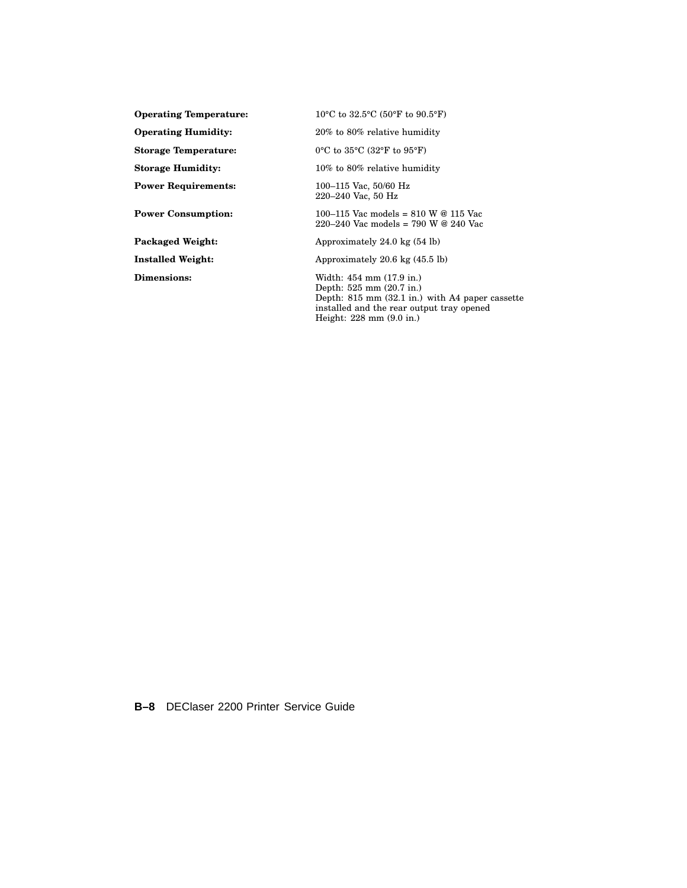| | |
|---|---|
| **Operating Temperature:** | 10°C to 32.5°C (50°F to 90.5°F) |
| **Operating Humidity:** | 20% to 80% relative humidity |
| **Storage Temperature:** | 0°C to 35°C (32°F to 95°F) |
| **Storage Humidity:** | 10% to 80% relative humidity |
| **Power Requirements:** | 100–115 Vac, 50/60 Hz<br>220–240 Vac, 50 Hz |
| **Power Consumption:** | 100–115 Vac models = 810 W @ 115 Vac<br>220–240 Vac models = 790 W @ 240 Vac |
| **Packaged Weight:** | Approximately 24.0 kg (54 lb) |
| **Installed Weight:** | Approximately 20.6 kg (45.5 lb) |
| **Dimensions:** | Width: 454 mm (17.9 in.)<br>Depth: 525 mm (20.7 in.)<br>Depth: 815 mm (32.1 in.) with A4 paper cassette installed and the rear output tray opened<br>Height: 228 mm (9.0 in.) |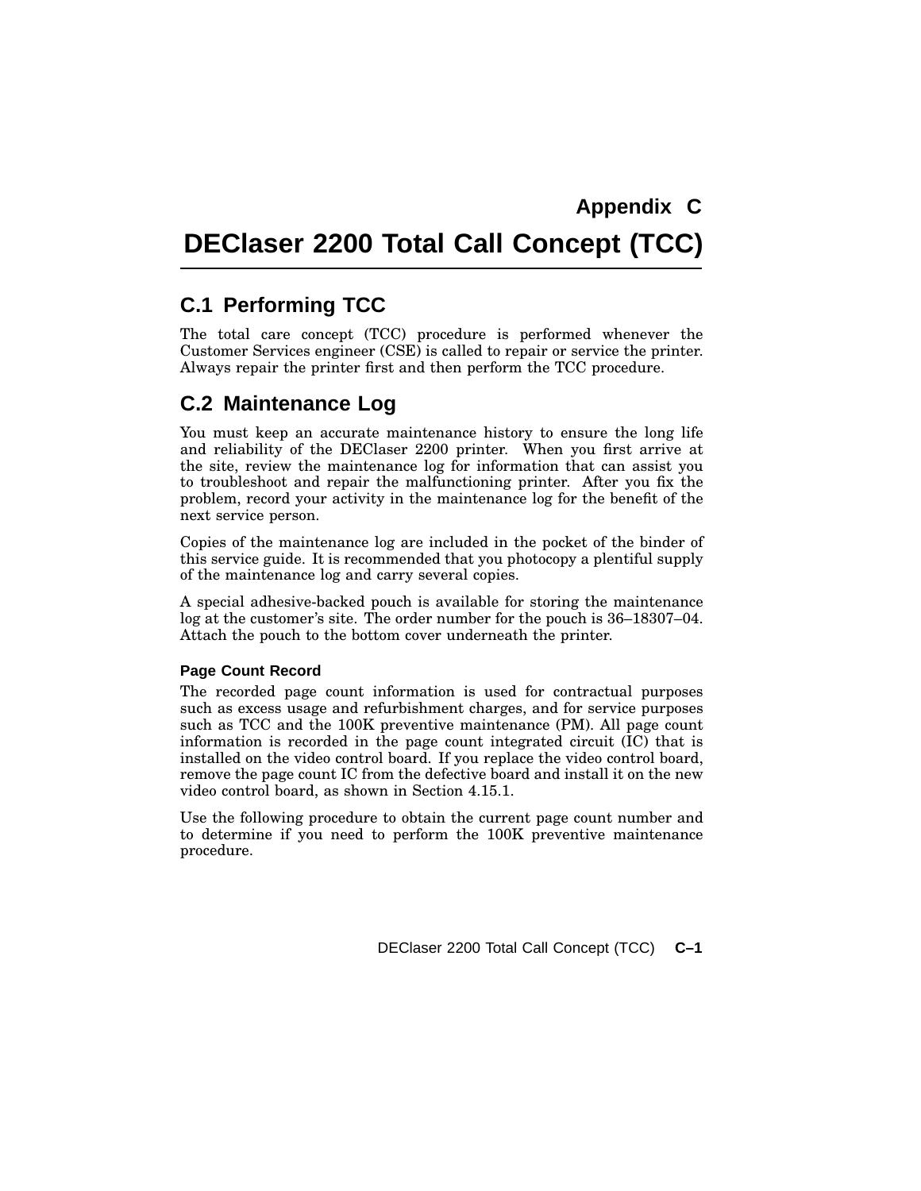# Appendix C

# DEClaser 2200 Total Call Concept (TCC)

## C.1 Performing TCC

The total care concept (TCC) procedure is performed whenever the Customer Services engineer (CSE) is called to repair or service the printer. Always repair the printer first and then perform the TCC procedure.

## C.2 Maintenance Log

You must keep an accurate maintenance history to ensure the long life and reliability of the DEClaser 2200 printer. When you first arrive at the site, review the maintenance log for information that can assist you to troubleshoot and repair the malfunctioning printer. After you fix the problem, record your activity in the maintenance log for the benefit of the next service person.

Copies of the maintenance log are included in the pocket of the binder of this service guide. It is recommended that you photocopy a plentiful supply of the maintenance log and carry several copies.

A special adhesive-backed pouch is available for storing the maintenance log at the customer's site. The order number for the pouch is 36–18307–04. Attach the pouch to the bottom cover underneath the printer.

#### Page Count Record

The recorded page count information is used for contractual purposes such as excess usage and refurbishment charges, and for service purposes such as TCC and the 100K preventive maintenance (PM). All page count information is recorded in the page count integrated circuit (IC) that is installed on the video control board. If you replace the video control board, remove the page count IC from the defective board and install it on the new video control board, as shown in Section 4.15.1.

Use the following procedure to obtain the current page count number and to determine if you need to perform the 100K preventive maintenance procedure.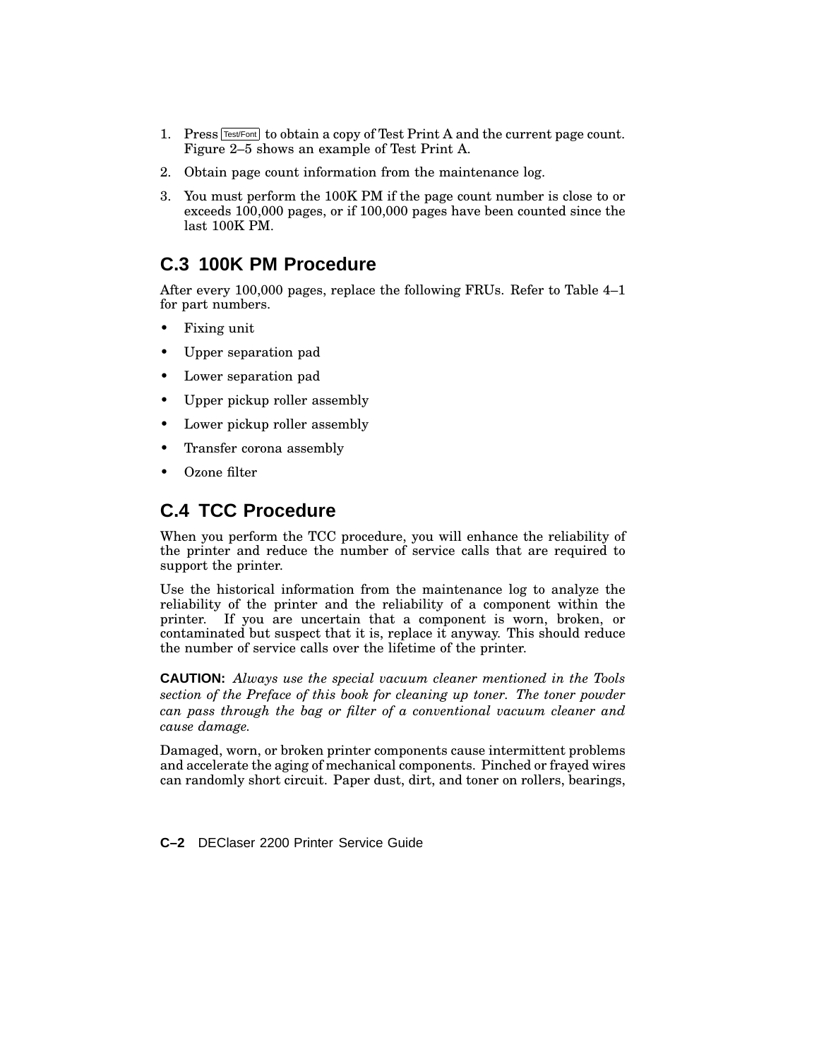1. Press Test/Font to obtain a copy of Test Print A and the current page count. Figure 2–5 shows an example of Test Print A.
2. Obtain page count information from the maintenance log.
3. You must perform the 100K PM if the page count number is close to or exceeds 100,000 pages, or if 100,000 pages have been counted since the last 100K PM.

## C.3 100K PM Procedure

After every 100,000 pages, replace the following FRUs. Refer to Table 4–1 for part numbers.

- Fixing unit
- Upper separation pad
- Lower separation pad
- Upper pickup roller assembly
- Lower pickup roller assembly
- Transfer corona assembly
- Ozone filter

## C.4 TCC Procedure

When you perform the TCC procedure, you will enhance the reliability of the printer and reduce the number of service calls that are required to support the printer.

Use the historical information from the maintenance log to analyze the reliability of the printer and the reliability of a component within the printer. If you are uncertain that a component is worn, broken, or contaminated but suspect that it is, replace it anyway. This should reduce the number of service calls over the lifetime of the printer.

**CAUTION:** *Always use the special vacuum cleaner mentioned in the Tools section of the Preface of this book for cleaning up toner. The toner powder can pass through the bag or filter of a conventional vacuum cleaner and cause damage.*

Damaged, worn, or broken printer components cause intermittent problems and accelerate the aging of mechanical components. Pinched or frayed wires can randomly short circuit. Paper dust, dirt, and toner on rollers, bearings,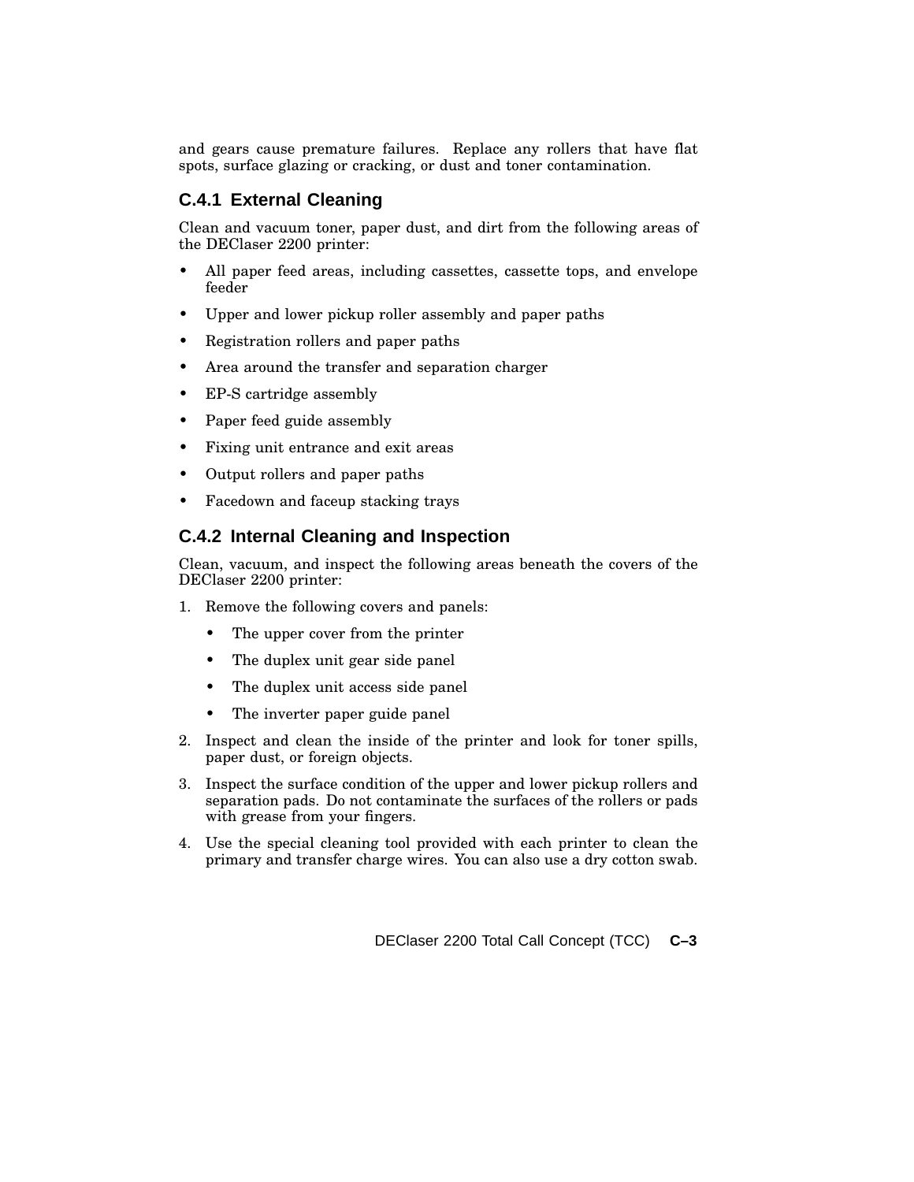and gears cause premature failures. Replace any rollers that have flat spots, surface glazing or cracking, or dust and toner contamination.

### C.4.1 External Cleaning

Clean and vacuum toner, paper dust, and dirt from the following areas of the DEClaser 2200 printer:

- All paper feed areas, including cassettes, cassette tops, and envelope feeder
- Upper and lower pickup roller assembly and paper paths
- Registration rollers and paper paths
- Area around the transfer and separation charger
- EP-S cartridge assembly
- Paper feed guide assembly
- Fixing unit entrance and exit areas
- Output rollers and paper paths
- Facedown and faceup stacking trays

### C.4.2 Internal Cleaning and Inspection

Clean, vacuum, and inspect the following areas beneath the covers of the DEClaser 2200 printer:

1. Remove the following covers and panels:
   - The upper cover from the printer
   - The duplex unit gear side panel
   - The duplex unit access side panel
   - The inverter paper guide panel
2. Inspect and clean the inside of the printer and look for toner spills, paper dust, or foreign objects.
3. Inspect the surface condition of the upper and lower pickup rollers and separation pads. Do not contaminate the surfaces of the rollers or pads with grease from your fingers.
4. Use the special cleaning tool provided with each printer to clean the primary and transfer charge wires. You can also use a dry cotton swab.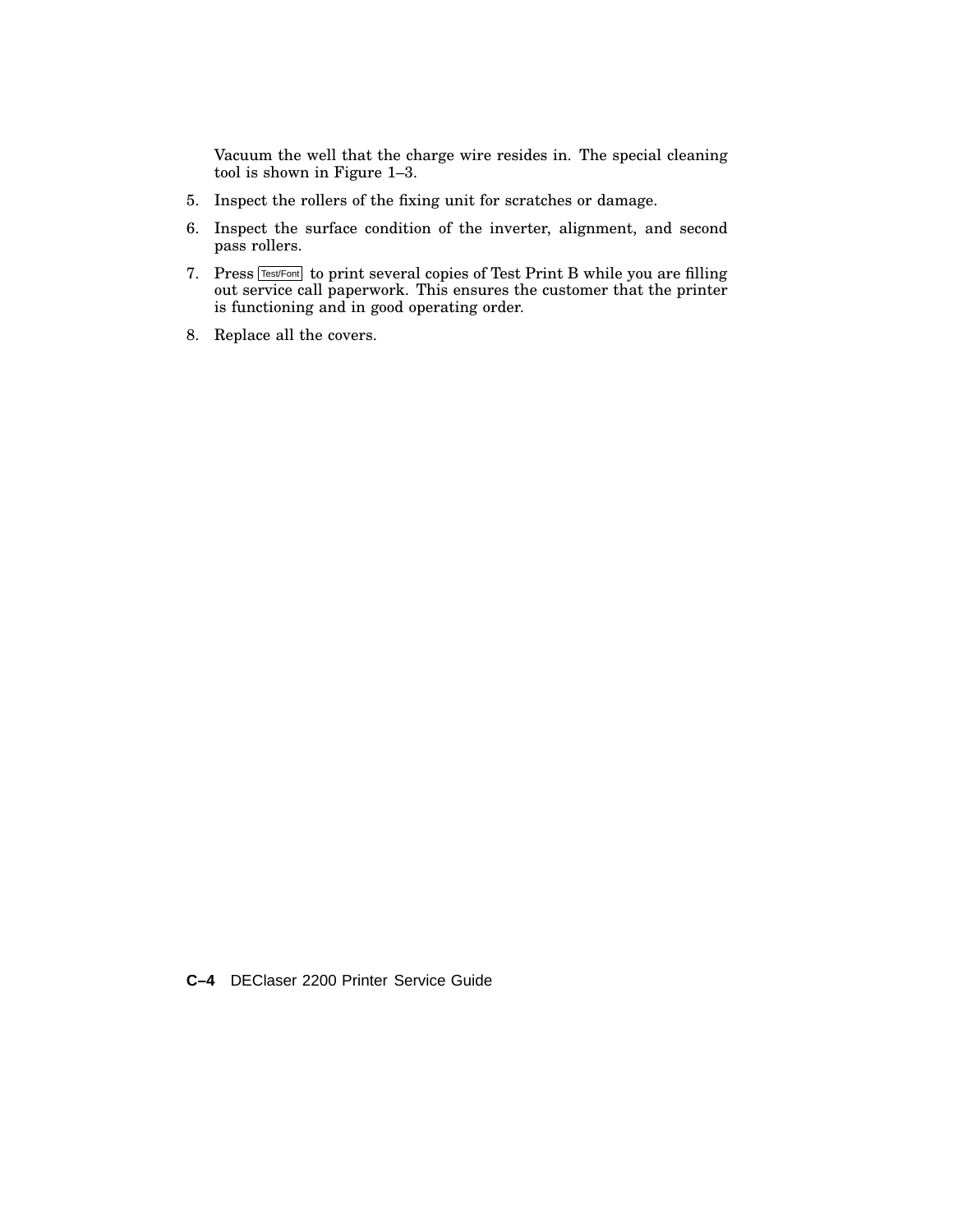Vacuum the well that the charge wire resides in. The special cleaning tool is shown in Figure 1–3.

5. Inspect the rollers of the fixing unit for scratches or damage.
6. Inspect the surface condition of the inverter, alignment, and second pass rollers.
7. Press Test/Font to print several copies of Test Print B while you are filling out service call paperwork. This ensures the customer that the printer is functioning and in good operating order.
8. Replace all the covers.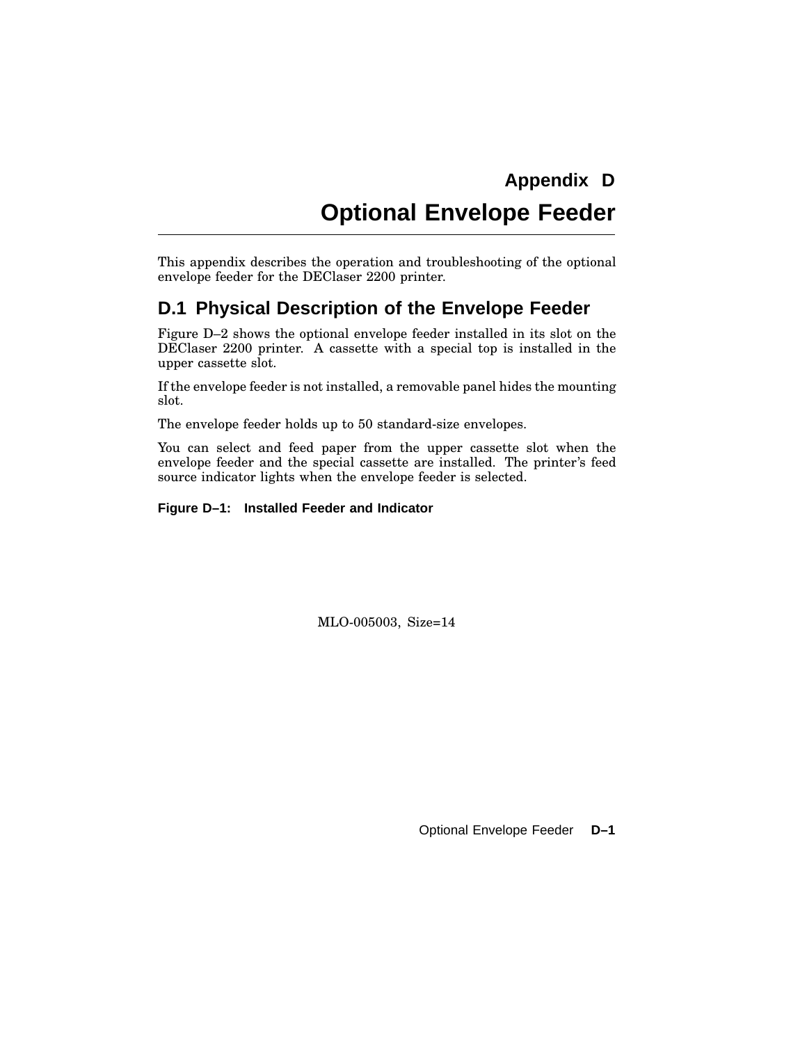# Appendix D
# Optional Envelope Feeder

This appendix describes the operation and troubleshooting of the optional envelope feeder for the DEClaser 2200 printer.

## D.1 Physical Description of the Envelope Feeder

Figure D–2 shows the optional envelope feeder installed in its slot on the DEClaser 2200 printer. A cassette with a special top is installed in the upper cassette slot.

If the envelope feeder is not installed, a removable panel hides the mounting slot.

The envelope feeder holds up to 50 standard-size envelopes.

You can select and feed paper from the upper cassette slot when the envelope feeder and the special cassette are installed. The printer's feed source indicator lights when the envelope feeder is selected.

**Figure D–1: Installed Feeder and Indicator**

MLO-005003, Size=14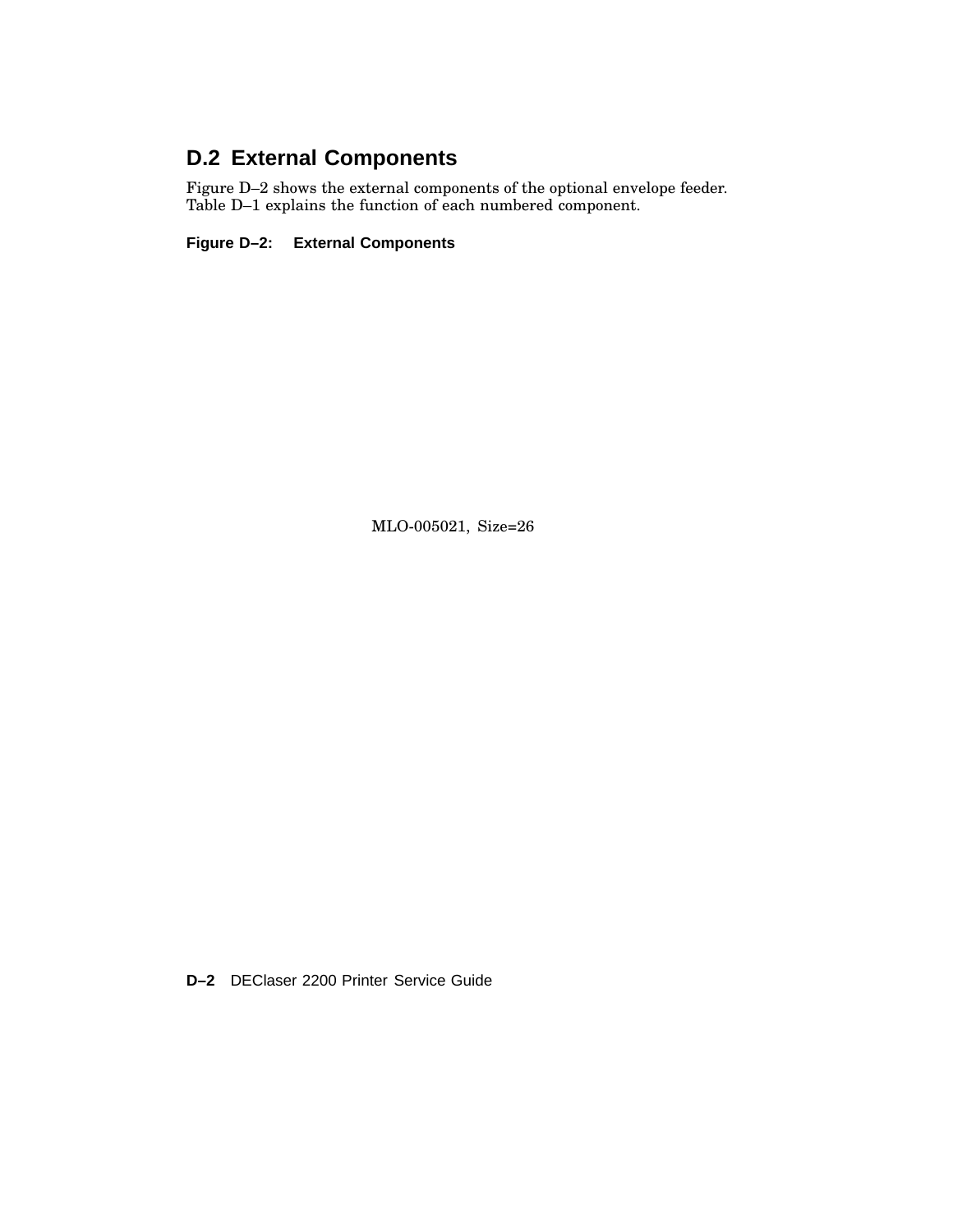## D.2 External Components

Figure D–2 shows the external components of the optional envelope feeder. Table D–1 explains the function of each numbered component.

**Figure D–2: External Components**

MLO-005021, Size=26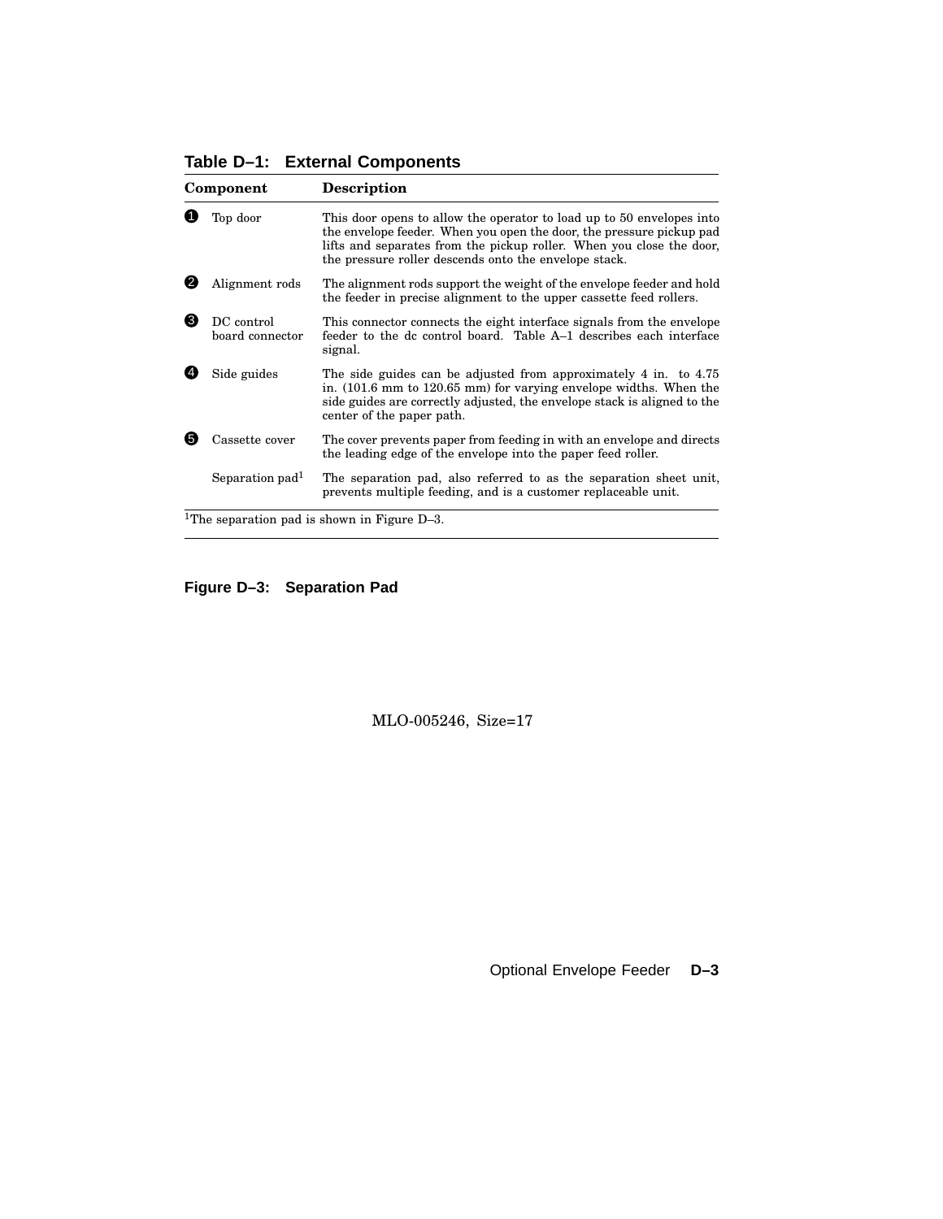**Table D–1: External Components**

| Component | | Description |
|---|---|---|
| ❶ | Top door | This door opens to allow the operator to load up to 50 envelopes into the envelope feeder. When you open the door, the pressure pickup pad lifts and separates from the pickup roller. When you close the door, the pressure roller descends onto the envelope stack. |
| ❷ | Alignment rods | The alignment rods support the weight of the envelope feeder and hold the feeder in precise alignment to the upper cassette feed rollers. |
| ❸ | DC control board connector | This connector connects the eight interface signals from the envelope feeder to the dc control board. Table A–1 describes each interface signal. |
| ❹ | Side guides | The side guides can be adjusted from approximately 4 in. to 4.75 in. (101.6 mm to 120.65 mm) for varying envelope widths. When the side guides are correctly adjusted, the envelope stack is aligned to the center of the paper path. |
| ❺ | Cassette cover | The cover prevents paper from feeding in with an envelope and directs the leading edge of the envelope into the paper feed roller. |
| | Separation pad[1] | The separation pad, also referred to as the separation sheet unit, prevents multiple feeding, and is a customer replaceable unit. |

[1]The separation pad is shown in Figure D–3.

**Figure D–3: Separation Pad**

MLO-005246, Size=17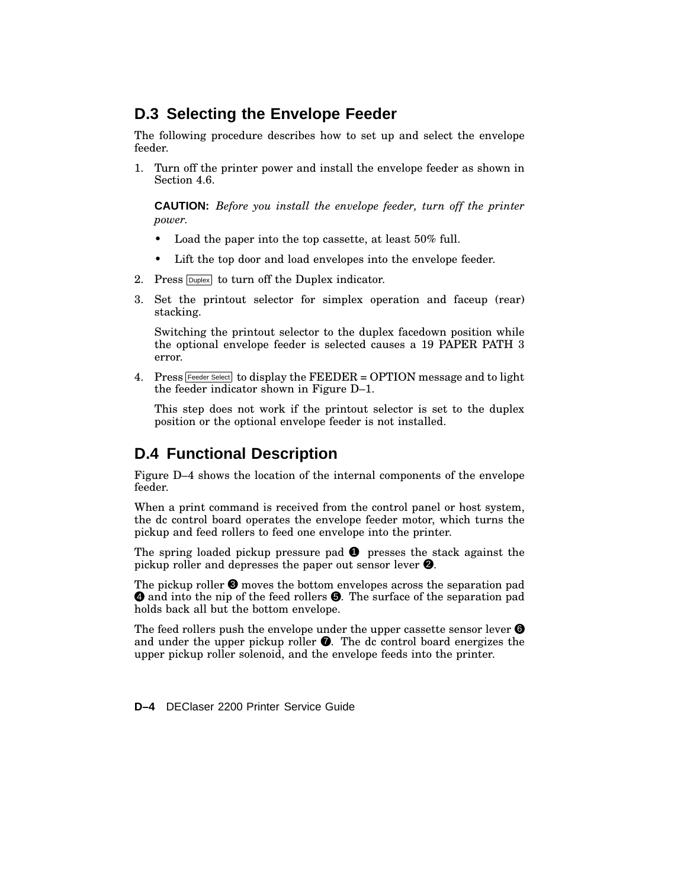## D.3 Selecting the Envelope Feeder

The following procedure describes how to set up and select the envelope feeder.

1. Turn off the printer power and install the envelope feeder as shown in Section 4.6.

   **CAUTION:** *Before you install the envelope feeder, turn off the printer power.*

   - Load the paper into the top cassette, at least 50% full.
   - Lift the top door and load envelopes into the envelope feeder.

2. Press Duplex to turn off the Duplex indicator.

3. Set the printout selector for simplex operation and faceup (rear) stacking.

   Switching the printout selector to the duplex facedown position while the optional envelope feeder is selected causes a 19 PAPER PATH 3 error.

4. Press Feeder Select to display the FEEDER = OPTION message and to light the feeder indicator shown in Figure D–1.

   This step does not work if the printout selector is set to the duplex position or the optional envelope feeder is not installed.

## D.4 Functional Description

Figure D–4 shows the location of the internal components of the envelope feeder.

When a print command is received from the control panel or host system, the dc control board operates the envelope feeder motor, which turns the pickup and feed rollers to feed one envelope into the printer.

The spring loaded pickup pressure pad ❶ presses the stack against the pickup roller and depresses the paper out sensor lever ❷.

The pickup roller ❸ moves the bottom envelopes across the separation pad ❹ and into the nip of the feed rollers ❺. The surface of the separation pad holds back all but the bottom envelope.

The feed rollers push the envelope under the upper cassette sensor lever ❻ and under the upper pickup roller ❼. The dc control board energizes the upper pickup roller solenoid, and the envelope feeds into the printer.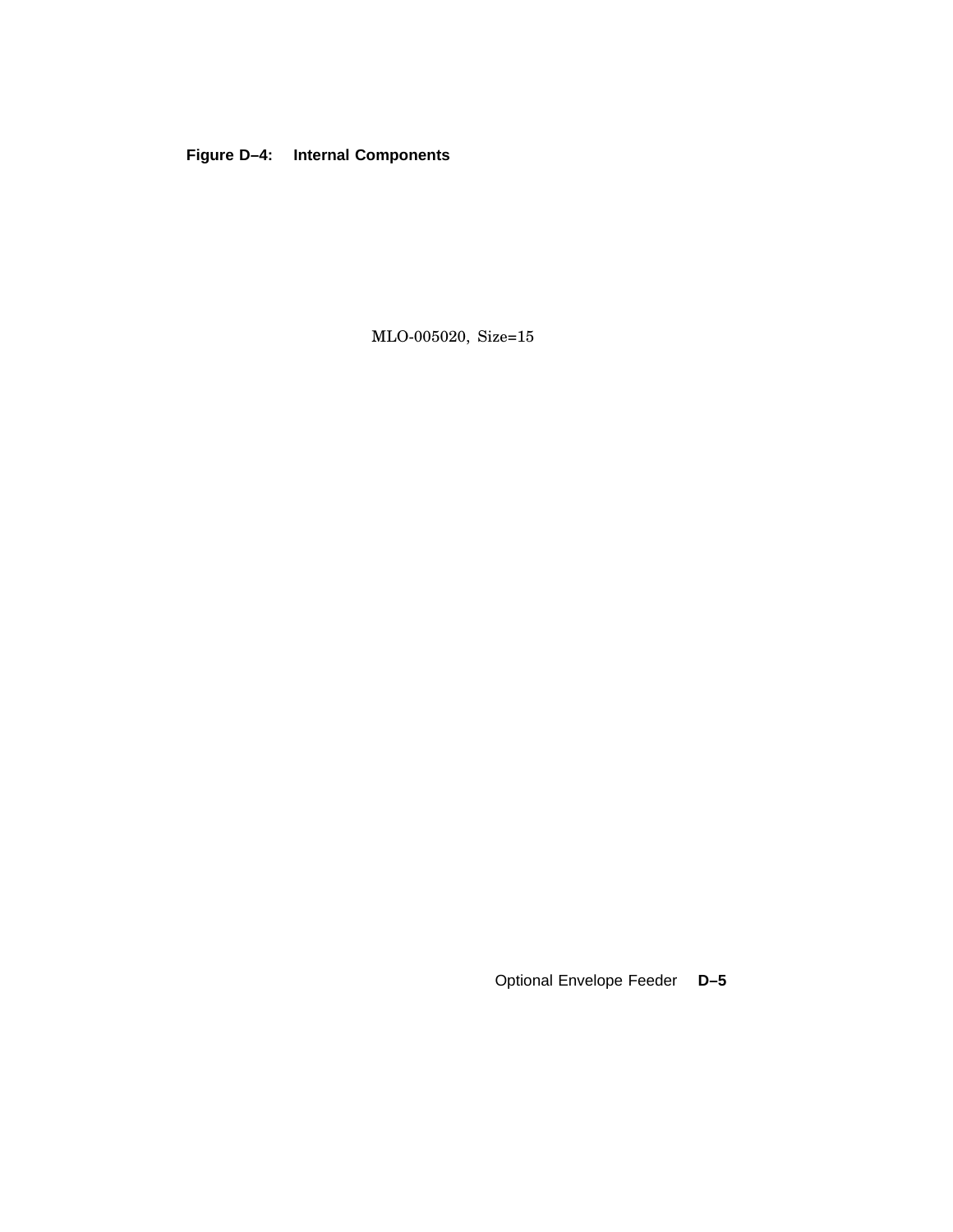**Figure D–4: Internal Components**

MLO-005020, Size=15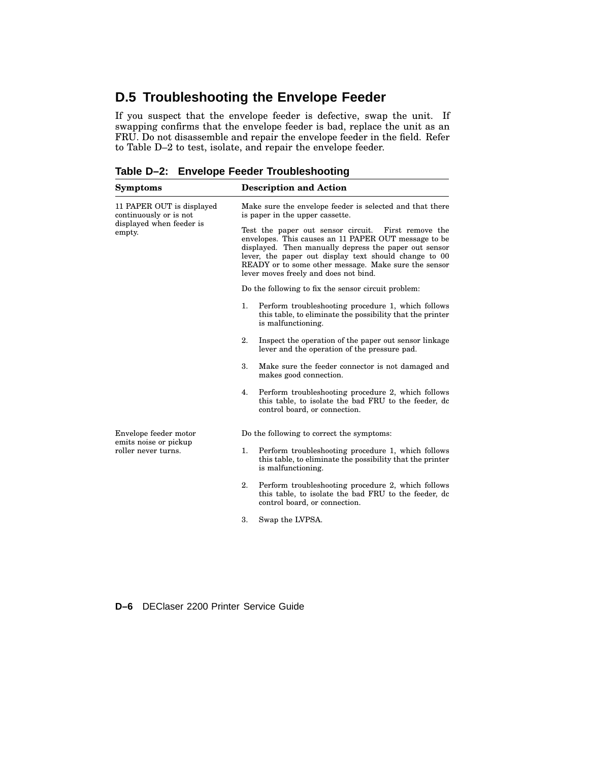## D.5 Troubleshooting the Envelope Feeder

If you suspect that the envelope feeder is defective, swap the unit. If swapping confirms that the envelope feeder is bad, replace the unit as an FRU. Do not disassemble and repair the envelope feeder in the field. Refer to Table D–2 to test, isolate, and repair the envelope feeder.

**Table D–2: Envelope Feeder Troubleshooting**

| Symptoms | Description and Action |
|---|---|
| 11 PAPER OUT is displayed continuously or is not displayed when feeder is empty. | Make sure the envelope feeder is selected and that there is paper in the upper cassette.<br><br>Test the paper out sensor circuit. First remove the envelopes. This causes an 11 PAPER OUT message to be displayed. Then manually depress the paper out sensor lever, the paper out display text should change to 00 READY or to some other message. Make sure the sensor lever moves freely and does not bind.<br><br>Do the following to fix the sensor circuit problem:<br><br>1. Perform troubleshooting procedure 1, which follows this table, to eliminate the possibility that the printer is malfunctioning.<br><br>2. Inspect the operation of the paper out sensor linkage lever and the operation of the pressure pad.<br><br>3. Make sure the feeder connector is not damaged and makes good connection.<br><br>4. Perform troubleshooting procedure 2, which follows this table, to isolate the bad FRU to the feeder, dc control board, or connection. |
| Envelope feeder motor emits noise or pickup roller never turns. | Do the following to correct the symptoms:<br><br>1. Perform troubleshooting procedure 1, which follows this table, to eliminate the possibility that the printer is malfunctioning.<br><br>2. Perform troubleshooting procedure 2, which follows this table, to isolate the bad FRU to the feeder, dc control board, or connection.<br><br>3. Swap the LVPSA. |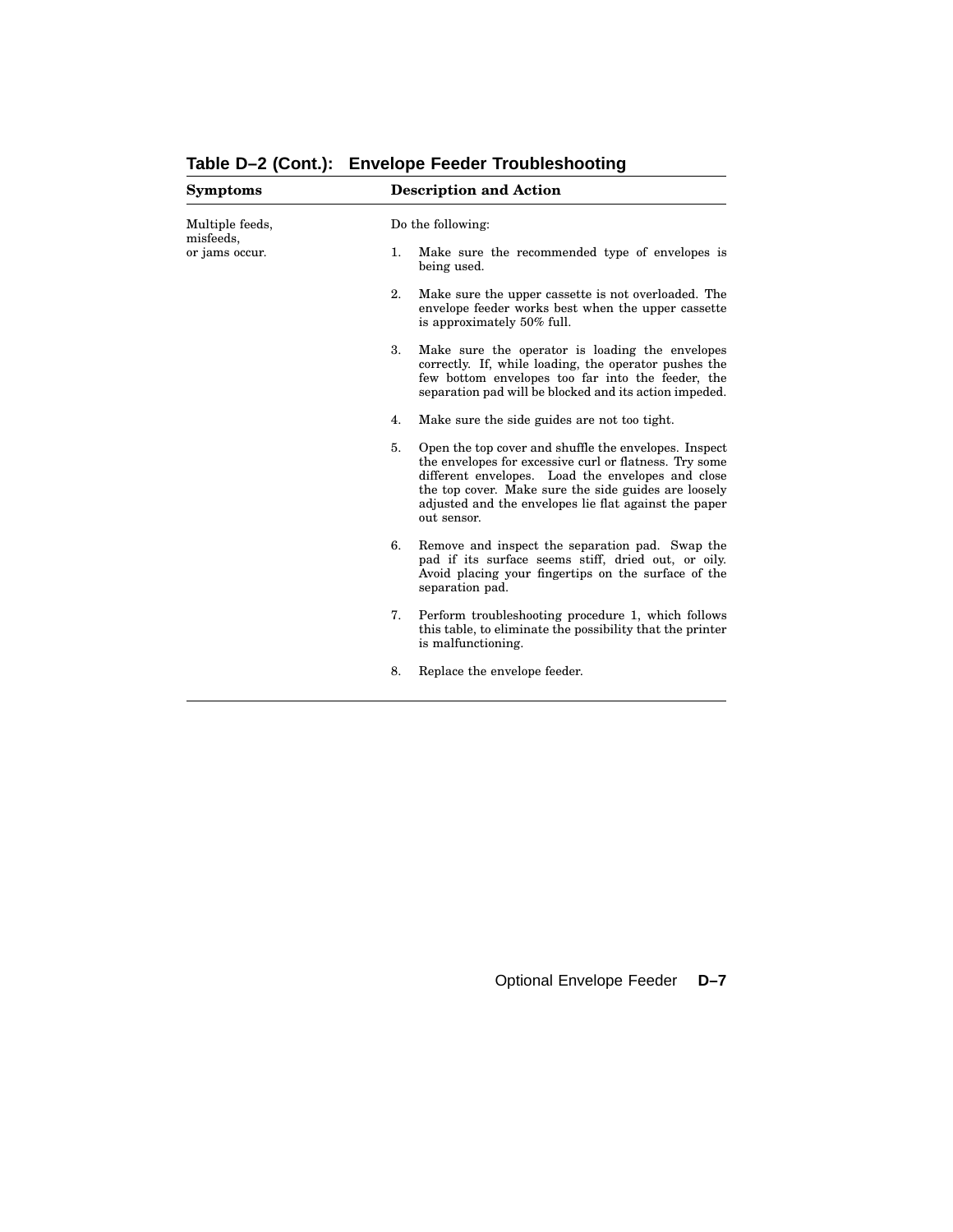**Table D–2 (Cont.): Envelope Feeder Troubleshooting**

| Symptoms | Description and Action |
|---|---|
| Multiple feeds, misfeeds, or jams occur. | Do the following:<br><br>1. Make sure the recommended type of envelopes is being used.<br><br>2. Make sure the upper cassette is not overloaded. The envelope feeder works best when the upper cassette is approximately 50% full.<br><br>3. Make sure the operator is loading the envelopes correctly. If, while loading, the operator pushes the few bottom envelopes too far into the feeder, the separation pad will be blocked and its action impeded.<br><br>4. Make sure the side guides are not too tight.<br><br>5. Open the top cover and shuffle the envelopes. Inspect the envelopes for excessive curl or flatness. Try some different envelopes. Load the envelopes and close the top cover. Make sure the side guides are loosely adjusted and the envelopes lie flat against the paper out sensor.<br><br>6. Remove and inspect the separation pad. Swap the pad if its surface seems stiff, dried out, or oily. Avoid placing your fingertips on the surface of the separation pad.<br><br>7. Perform troubleshooting procedure 1, which follows this table, to eliminate the possibility that the printer is malfunctioning.<br><br>8. Replace the envelope feeder. |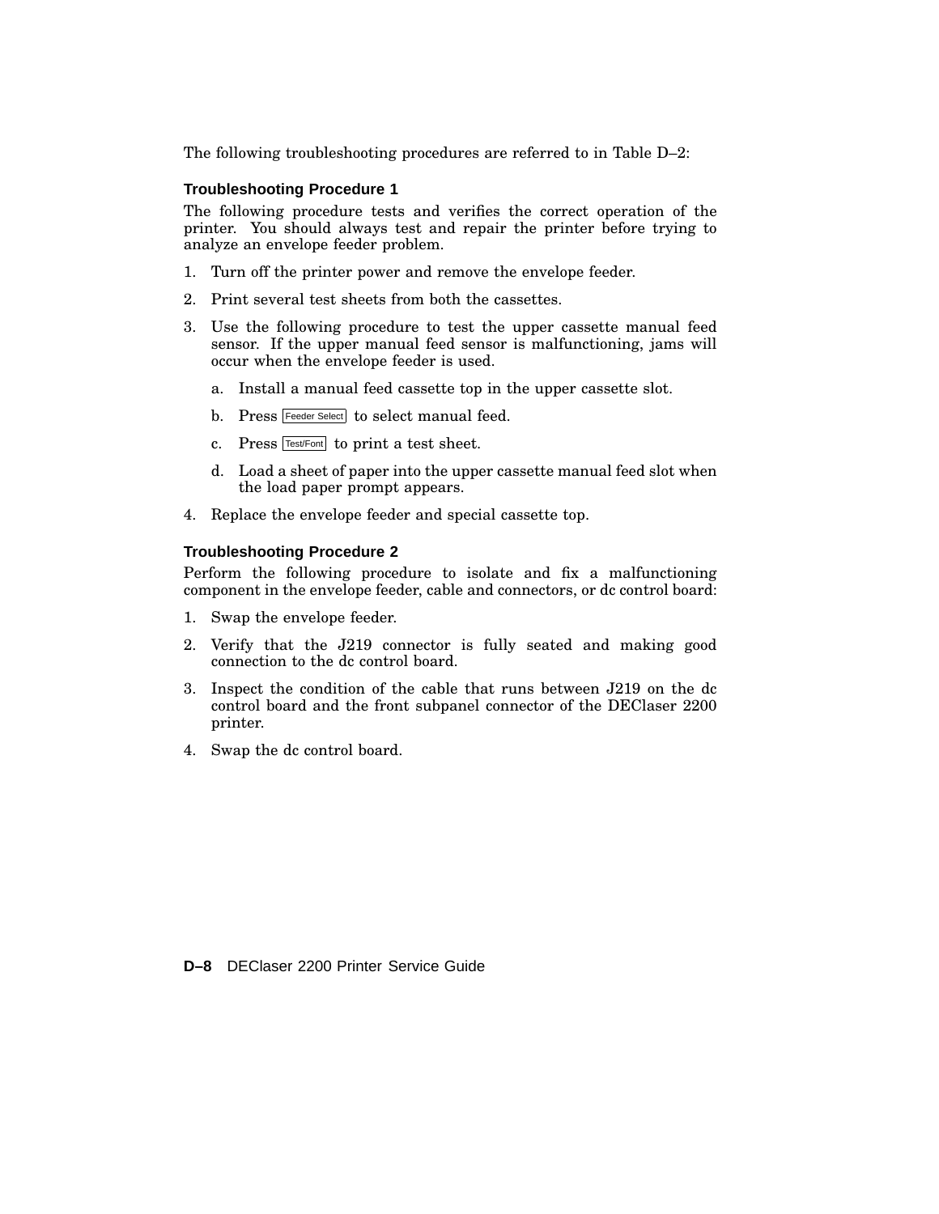The following troubleshooting procedures are referred to in Table D–2:

### Troubleshooting Procedure 1

The following procedure tests and verifies the correct operation of the printer. You should always test and repair the printer before trying to analyze an envelope feeder problem.

1. Turn off the printer power and remove the envelope feeder.
2. Print several test sheets from both the cassettes.
3. Use the following procedure to test the upper cassette manual feed sensor. If the upper manual feed sensor is malfunctioning, jams will occur when the envelope feeder is used.
   a. Install a manual feed cassette top in the upper cassette slot.
   b. Press Feeder Select to select manual feed.
   c. Press Test/Font to print a test sheet.
   d. Load a sheet of paper into the upper cassette manual feed slot when the load paper prompt appears.
4. Replace the envelope feeder and special cassette top.

### Troubleshooting Procedure 2

Perform the following procedure to isolate and fix a malfunctioning component in the envelope feeder, cable and connectors, or dc control board:

1. Swap the envelope feeder.
2. Verify that the J219 connector is fully seated and making good connection to the dc control board.
3. Inspect the condition of the cable that runs between J219 on the dc control board and the front subpanel connector of the DEClaser 2200 printer.
4. Swap the dc control board.